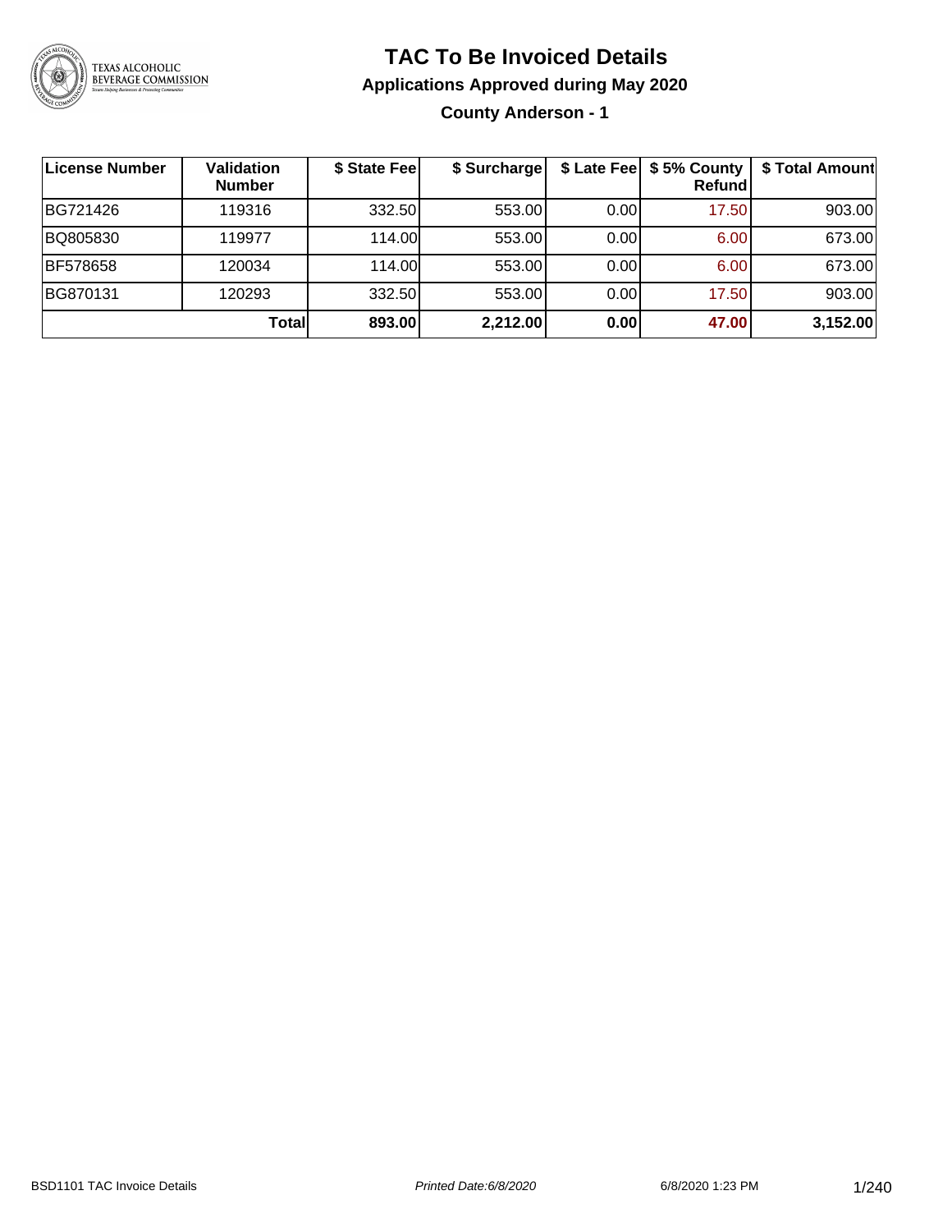# TAC To Be Invoiced Details

## Applications Approved during May 2020

### County Anderson - 1

| License Number | Validation Number | $ State Fee | $ Surcharge | $ Late Fee | $ 5% County Refund | $ Total Amount |
|---|---|---|---|---|---|---|
| BG721426 | 119316 | 332.50 | 553.00 | 0.00 | 17.50 | 903.00 |
| BQ805830 | 119977 | 114.00 | 553.00 | 0.00 | 6.00 | 673.00 |
| BF578658 | 120034 | 114.00 | 553.00 | 0.00 | 6.00 | 673.00 |
| BG870131 | 120293 | 332.50 | 553.00 | 0.00 | 17.50 | 903.00 |
| | **Total** | **893.00** | **2,212.00** | **0.00** | **47.00** | **3,152.00** |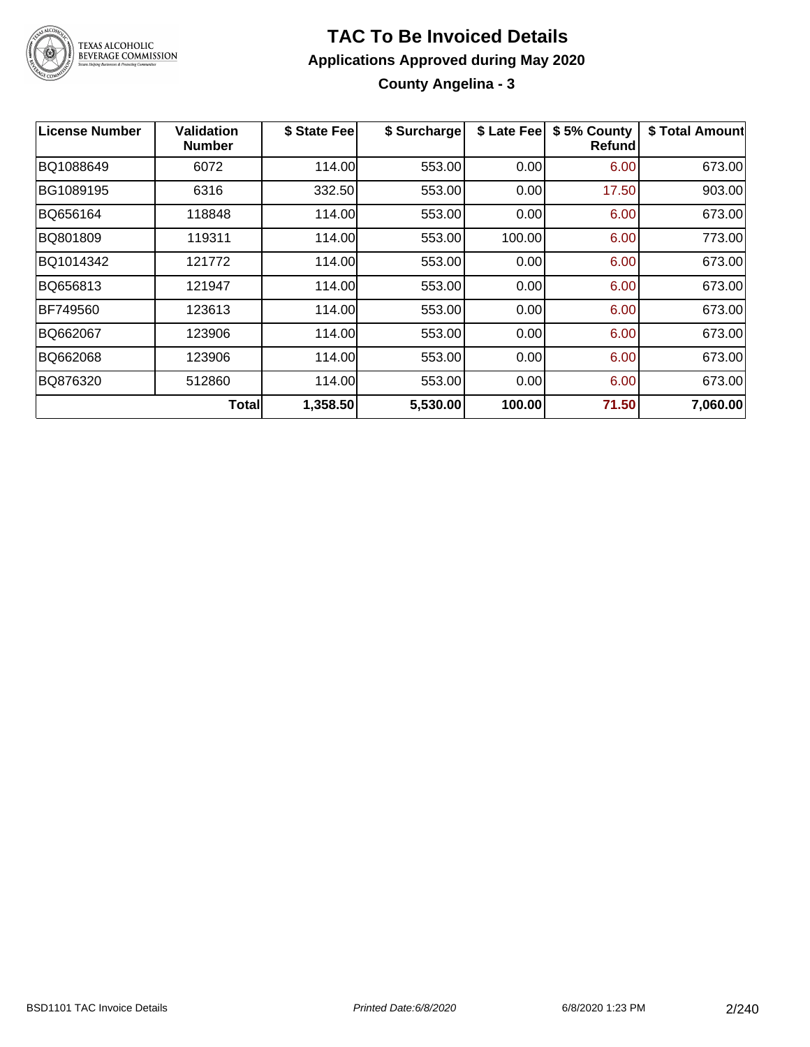# TAC To Be Invoiced Details

## Applications Approved during May 2020

### County Angelina - 3

| License Number | Validation Number | $ State Fee | $ Surcharge | $ Late Fee | $ 5% County Refund | $ Total Amount |
|---|---|---|---|---|---|---|
| BQ1088649 | 6072 | 114.00 | 553.00 | 0.00 | 6.00 | 673.00 |
| BG1089195 | 6316 | 332.50 | 553.00 | 0.00 | 17.50 | 903.00 |
| BQ656164 | 118848 | 114.00 | 553.00 | 0.00 | 6.00 | 673.00 |
| BQ801809 | 119311 | 114.00 | 553.00 | 100.00 | 6.00 | 773.00 |
| BQ1014342 | 121772 | 114.00 | 553.00 | 0.00 | 6.00 | 673.00 |
| BQ656813 | 121947 | 114.00 | 553.00 | 0.00 | 6.00 | 673.00 |
| BF749560 | 123613 | 114.00 | 553.00 | 0.00 | 6.00 | 673.00 |
| BQ662067 | 123906 | 114.00 | 553.00 | 0.00 | 6.00 | 673.00 |
| BQ662068 | 123906 | 114.00 | 553.00 | 0.00 | 6.00 | 673.00 |
| BQ876320 | 512860 | 114.00 | 553.00 | 0.00 | 6.00 | 673.00 |
| | **Total** | **1,358.50** | **5,530.00** | **100.00** | **71.50** | **7,060.00** |

BSD1101 TAC Invoice Details | *Printed Date:6/8/2020* | 6/8/2020 1:23 PM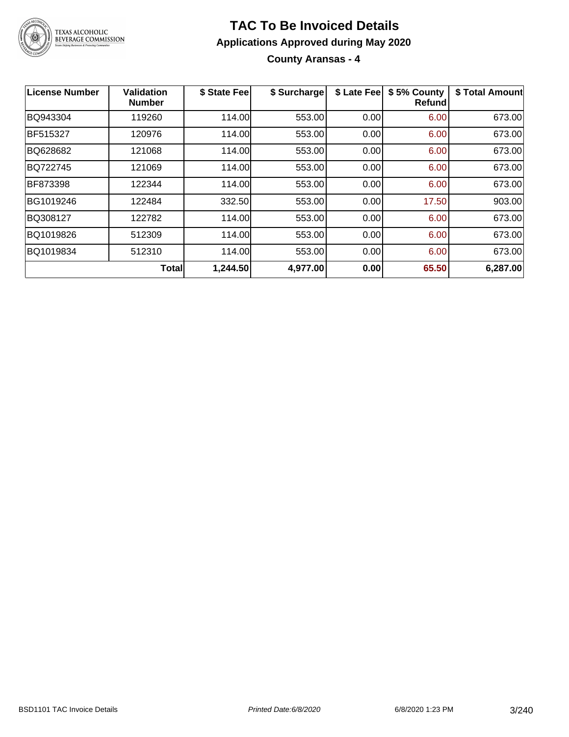# TAC To Be Invoiced Details

## Applications Approved during May 2020

### County Aransas - 4

| License Number | Validation Number | $ State Fee | $ Surcharge | $ Late Fee | $ 5% County Refund | $ Total Amount |
|---|---|---|---|---|---|---|
| BQ943304 | 119260 | 114.00 | 553.00 | 0.00 | 6.00 | 673.00 |
| BF515327 | 120976 | 114.00 | 553.00 | 0.00 | 6.00 | 673.00 |
| BQ628682 | 121068 | 114.00 | 553.00 | 0.00 | 6.00 | 673.00 |
| BQ722745 | 121069 | 114.00 | 553.00 | 0.00 | 6.00 | 673.00 |
| BF873398 | 122344 | 114.00 | 553.00 | 0.00 | 6.00 | 673.00 |
| BG1019246 | 122484 | 332.50 | 553.00 | 0.00 | 17.50 | 903.00 |
| BQ308127 | 122782 | 114.00 | 553.00 | 0.00 | 6.00 | 673.00 |
| BQ1019826 | 512309 | 114.00 | 553.00 | 0.00 | 6.00 | 673.00 |
| BQ1019834 | 512310 | 114.00 | 553.00 | 0.00 | 6.00 | 673.00 |
| | **Total** | **1,244.50** | **4,977.00** | **0.00** | **65.50** | **6,287.00** |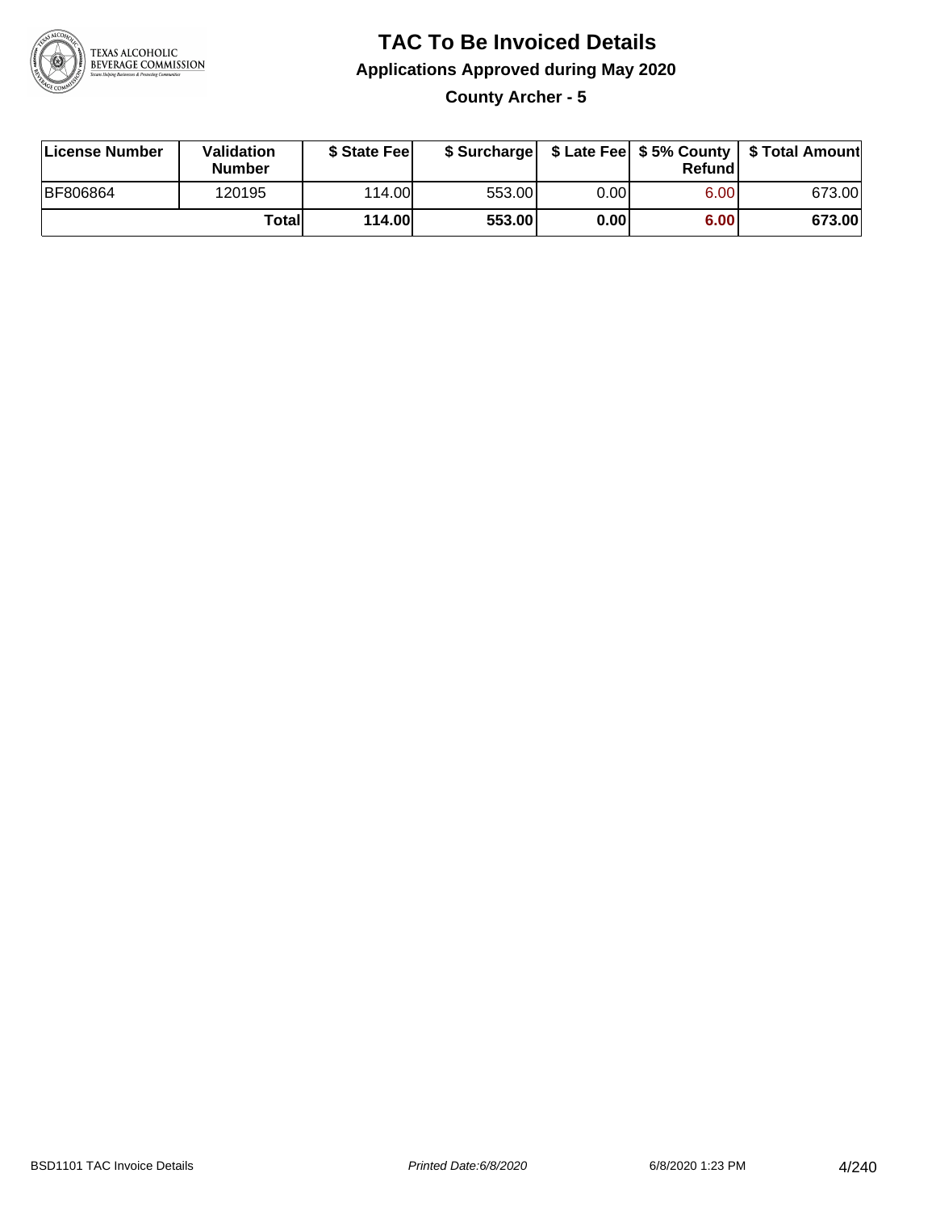# TAC To Be Invoiced Details

## Applications Approved during May 2020

### County Archer - 5

| License Number | Validation Number | $ State Fee | $ Surcharge | $ Late Fee | $ 5% County Refund | $ Total Amount |
|---|---|---|---|---|---|---|
| BF806864 | 120195 | 114.00 | 553.00 | 0.00 | 6.00 | 673.00 |
| | **Total** | **114.00** | **553.00** | **0.00** | **6.00** | **673.00** |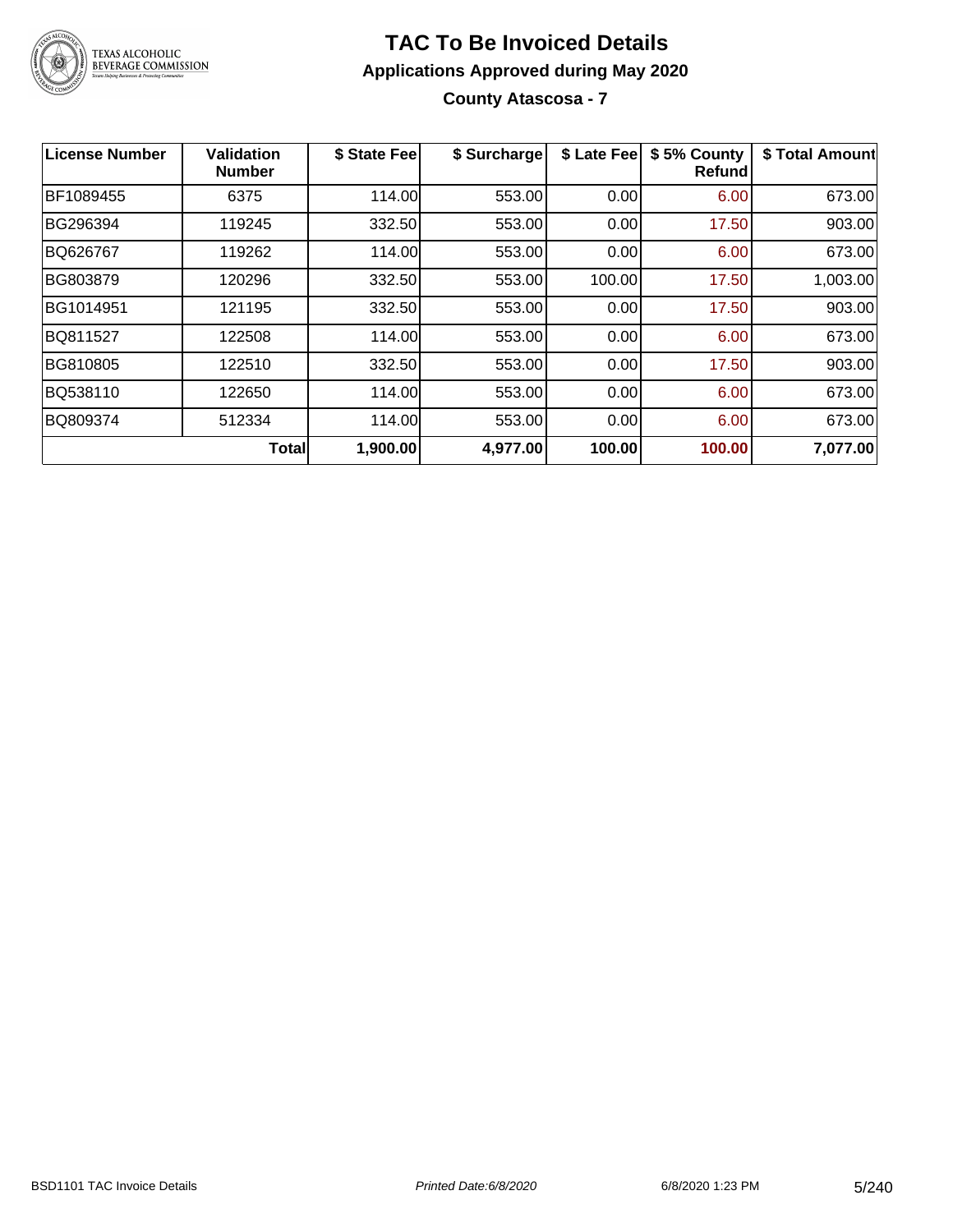# TAC To Be Invoiced Details

## Applications Approved during May 2020

### County Atascosa - 7

| License Number | Validation Number | $ State Fee | $ Surcharge | $ Late Fee | $ 5% County Refund | $ Total Amount |
|---|---|---|---|---|---|---|
| BF1089455 | 6375 | 114.00 | 553.00 | 0.00 | 6.00 | 673.00 |
| BG296394 | 119245 | 332.50 | 553.00 | 0.00 | 17.50 | 903.00 |
| BQ626767 | 119262 | 114.00 | 553.00 | 0.00 | 6.00 | 673.00 |
| BG803879 | 120296 | 332.50 | 553.00 | 100.00 | 17.50 | 1,003.00 |
| BG1014951 | 121195 | 332.50 | 553.00 | 0.00 | 17.50 | 903.00 |
| BQ811527 | 122508 | 114.00 | 553.00 | 0.00 | 6.00 | 673.00 |
| BG810805 | 122510 | 332.50 | 553.00 | 0.00 | 17.50 | 903.00 |
| BQ538110 | 122650 | 114.00 | 553.00 | 0.00 | 6.00 | 673.00 |
| BQ809374 | 512334 | 114.00 | 553.00 | 0.00 | 6.00 | 673.00 |
| | **Total** | **1,900.00** | **4,977.00** | **100.00** | **100.00** | **7,077.00** |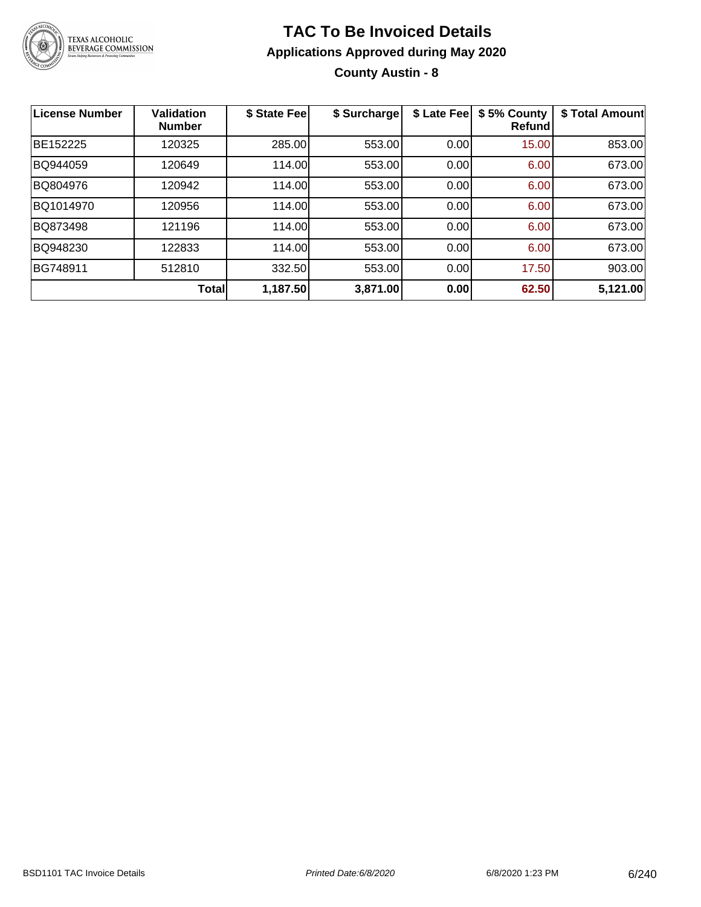# TAC To Be Invoiced Details

## Applications Approved during May 2020

### County Austin - 8

| License Number | Validation Number | $ State Fee | $ Surcharge | $ Late Fee | $ 5% County Refund | $ Total Amount |
|---|---|---|---|---|---|---|
| BE152225 | 120325 | 285.00 | 553.00 | 0.00 | 15.00 | 853.00 |
| BQ944059 | 120649 | 114.00 | 553.00 | 0.00 | 6.00 | 673.00 |
| BQ804976 | 120942 | 114.00 | 553.00 | 0.00 | 6.00 | 673.00 |
| BQ1014970 | 120956 | 114.00 | 553.00 | 0.00 | 6.00 | 673.00 |
| BQ873498 | 121196 | 114.00 | 553.00 | 0.00 | 6.00 | 673.00 |
| BQ948230 | 122833 | 114.00 | 553.00 | 0.00 | 6.00 | 673.00 |
| BG748911 | 512810 | 332.50 | 553.00 | 0.00 | 17.50 | 903.00 |
| | **Total** | **1,187.50** | **3,871.00** | **0.00** | **62.50** | **5,121.00** |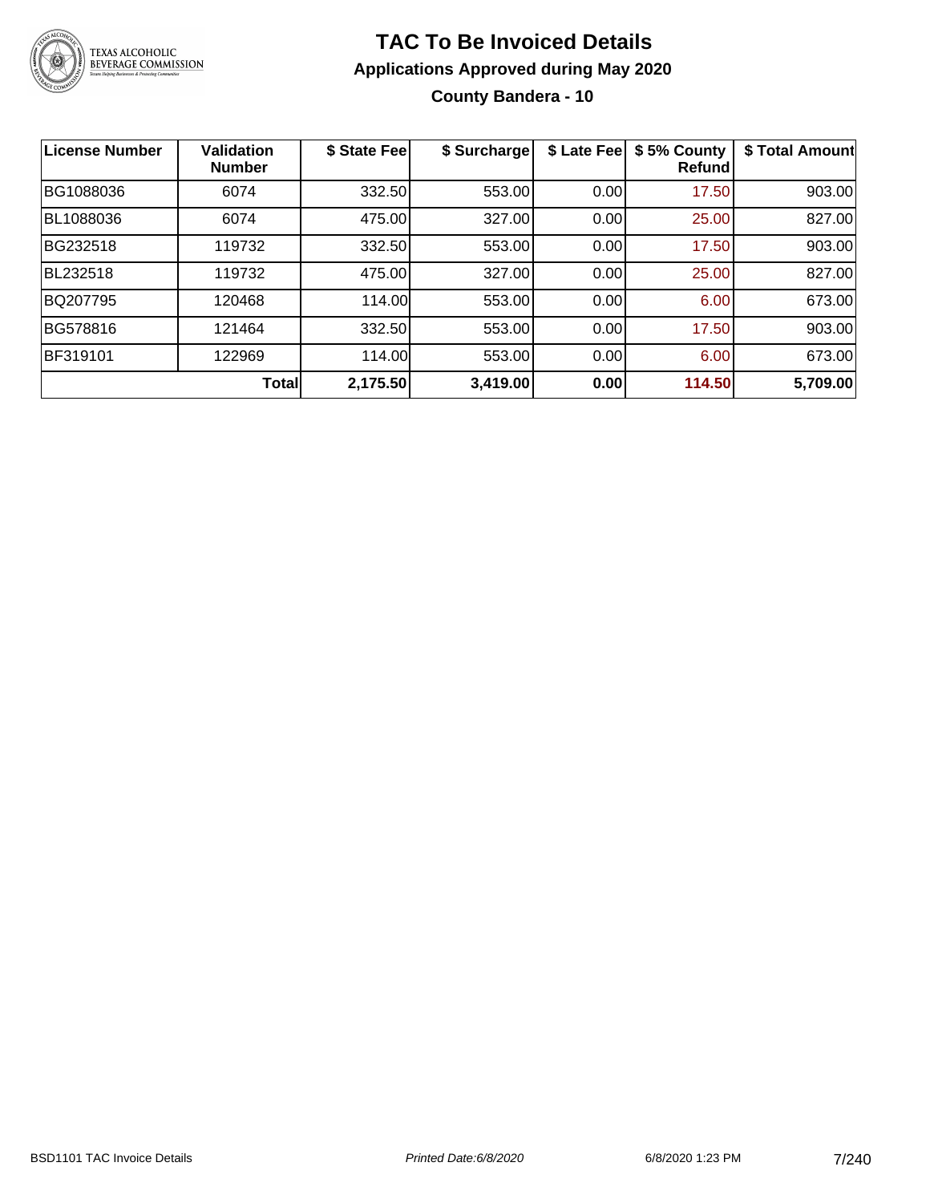# TAC To Be Invoiced Details

## Applications Approved during May 2020

### County Bandera - 10

| License Number | Validation Number | $ State Fee | $ Surcharge | $ Late Fee | $ 5% County Refund | $ Total Amount |
|---|---|---|---|---|---|---|
| BG1088036 | 6074 | 332.50 | 553.00 | 0.00 | 17.50 | 903.00 |
| BL1088036 | 6074 | 475.00 | 327.00 | 0.00 | 25.00 | 827.00 |
| BG232518 | 119732 | 332.50 | 553.00 | 0.00 | 17.50 | 903.00 |
| BL232518 | 119732 | 475.00 | 327.00 | 0.00 | 25.00 | 827.00 |
| BQ207795 | 120468 | 114.00 | 553.00 | 0.00 | 6.00 | 673.00 |
| BG578816 | 121464 | 332.50 | 553.00 | 0.00 | 17.50 | 903.00 |
| BF319101 | 122969 | 114.00 | 553.00 | 0.00 | 6.00 | 673.00 |
| | **Total** | **2,175.50** | **3,419.00** | **0.00** | **114.50** | **5,709.00** |

BSD1101 TAC Invoice Details *Printed Date:6/8/2020* 6/8/2020 1:23 PM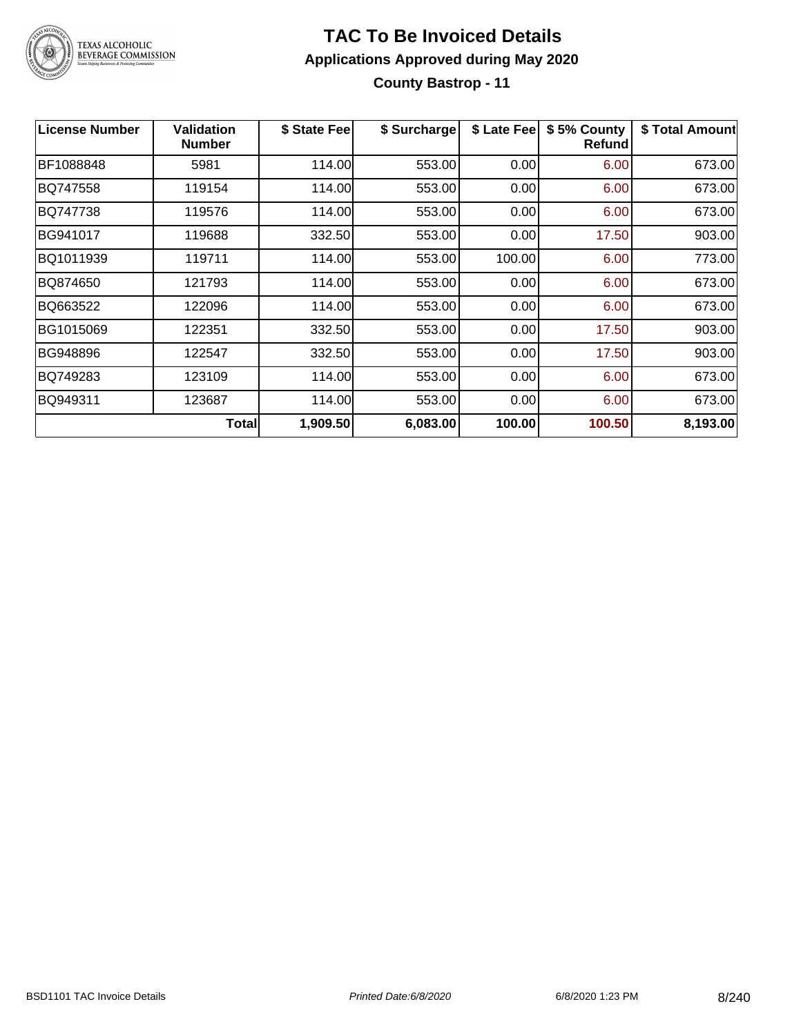# TAC To Be Invoiced Details

## Applications Approved during May 2020

### County Bastrop - 11

| License Number | Validation Number | $ State Fee | $ Surcharge | $ Late Fee | $ 5% County Refund | $ Total Amount |
|---|---|---|---|---|---|---|
| BF1088848 | 5981 | 114.00 | 553.00 | 0.00 | 6.00 | 673.00 |
| BQ747558 | 119154 | 114.00 | 553.00 | 0.00 | 6.00 | 673.00 |
| BQ747738 | 119576 | 114.00 | 553.00 | 0.00 | 6.00 | 673.00 |
| BG941017 | 119688 | 332.50 | 553.00 | 0.00 | 17.50 | 903.00 |
| BQ1011939 | 119711 | 114.00 | 553.00 | 100.00 | 6.00 | 773.00 |
| BQ874650 | 121793 | 114.00 | 553.00 | 0.00 | 6.00 | 673.00 |
| BQ663522 | 122096 | 114.00 | 553.00 | 0.00 | 6.00 | 673.00 |
| BG1015069 | 122351 | 332.50 | 553.00 | 0.00 | 17.50 | 903.00 |
| BG948896 | 122547 | 332.50 | 553.00 | 0.00 | 17.50 | 903.00 |
| BQ749283 | 123109 | 114.00 | 553.00 | 0.00 | 6.00 | 673.00 |
| BQ949311 | 123687 | 114.00 | 553.00 | 0.00 | 6.00 | 673.00 |
| | **Total** | **1,909.50** | **6,083.00** | **100.00** | **100.50** | **8,193.00** |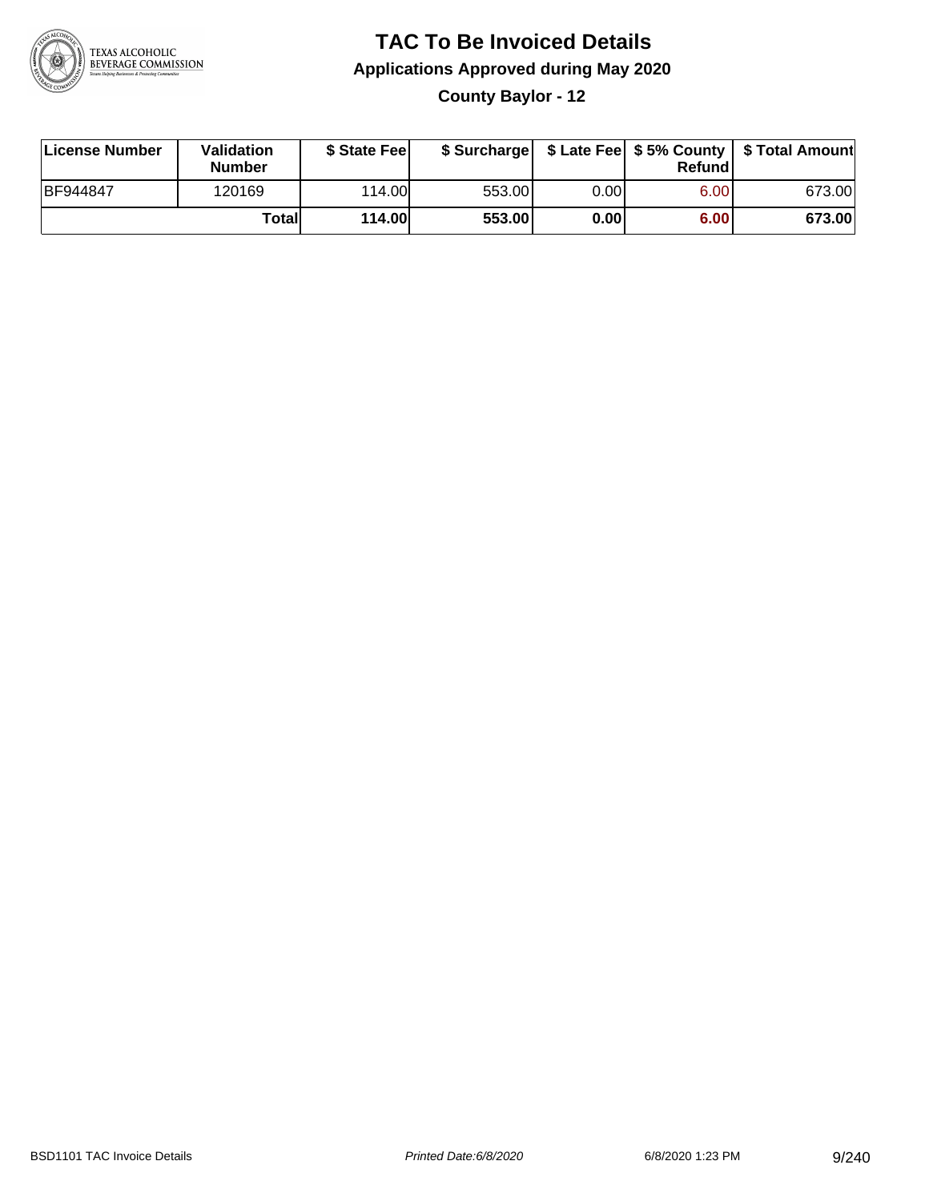# TAC To Be Invoiced Details

## Applications Approved during May 2020

### County Baylor - 12

| License Number | Validation Number | $ State Fee | $ Surcharge | $ Late Fee | $ 5% County Refund | $ Total Amount |
|---|---|---|---|---|---|---|
| BF944847 | 120169 | 114.00 | 553.00 | 0.00 | 6.00 | 673.00 |
| | **Total** | **114.00** | **553.00** | **0.00** | **6.00** | **673.00** |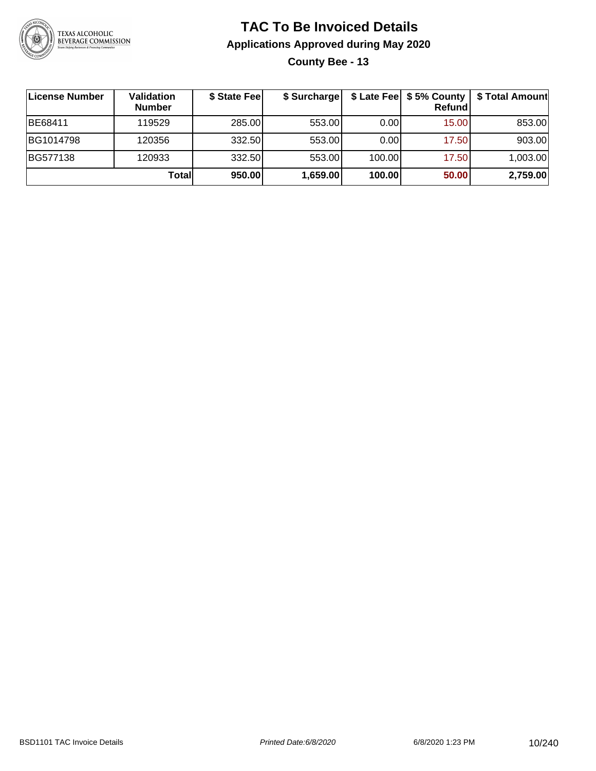# TAC To Be Invoiced Details

## Applications Approved during May 2020

### County Bee - 13

| License Number | Validation Number | $ State Fee | $ Surcharge | $ Late Fee | $ 5% County Refund | $ Total Amount |
|---|---|---|---|---|---|---|
| BE68411 | 119529 | 285.00 | 553.00 | 0.00 | 15.00 | 853.00 |
| BG1014798 | 120356 | 332.50 | 553.00 | 0.00 | 17.50 | 903.00 |
| BG577138 | 120933 | 332.50 | 553.00 | 100.00 | 17.50 | 1,003.00 |
| | **Total** | **950.00** | **1,659.00** | **100.00** | **50.00** | **2,759.00** |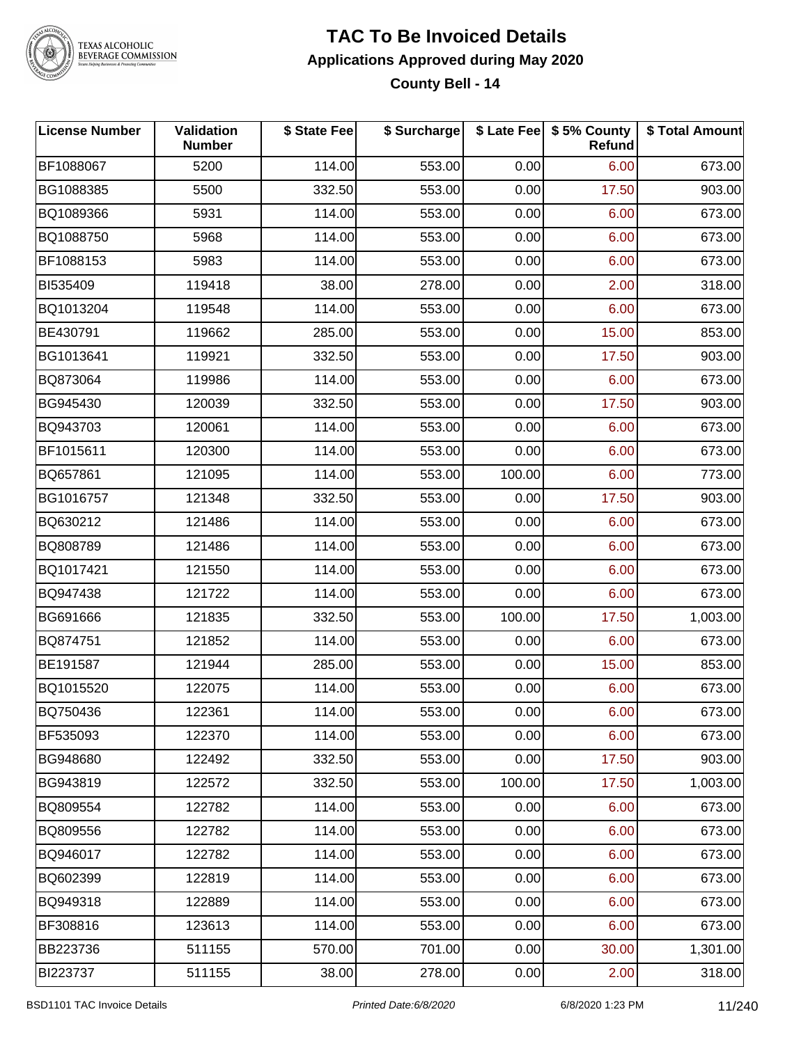# TAC To Be Invoiced Details

## Applications Approved during May 2020

### County Bell - 14

| License Number | Validation Number | $ State Fee | $ Surcharge | $ Late Fee | $ 5% County Refund | $ Total Amount |
|---|---|---|---|---|---|---|
| BF1088067 | 5200 | 114.00 | 553.00 | 0.00 | 6.00 | 673.00 |
| BG1088385 | 5500 | 332.50 | 553.00 | 0.00 | 17.50 | 903.00 |
| BQ1089366 | 5931 | 114.00 | 553.00 | 0.00 | 6.00 | 673.00 |
| BQ1088750 | 5968 | 114.00 | 553.00 | 0.00 | 6.00 | 673.00 |
| BF1088153 | 5983 | 114.00 | 553.00 | 0.00 | 6.00 | 673.00 |
| BI535409 | 119418 | 38.00 | 278.00 | 0.00 | 2.00 | 318.00 |
| BQ1013204 | 119548 | 114.00 | 553.00 | 0.00 | 6.00 | 673.00 |
| BE430791 | 119662 | 285.00 | 553.00 | 0.00 | 15.00 | 853.00 |
| BG1013641 | 119921 | 332.50 | 553.00 | 0.00 | 17.50 | 903.00 |
| BQ873064 | 119986 | 114.00 | 553.00 | 0.00 | 6.00 | 673.00 |
| BG945430 | 120039 | 332.50 | 553.00 | 0.00 | 17.50 | 903.00 |
| BQ943703 | 120061 | 114.00 | 553.00 | 0.00 | 6.00 | 673.00 |
| BF1015611 | 120300 | 114.00 | 553.00 | 0.00 | 6.00 | 673.00 |
| BQ657861 | 121095 | 114.00 | 553.00 | 100.00 | 6.00 | 773.00 |
| BG1016757 | 121348 | 332.50 | 553.00 | 0.00 | 17.50 | 903.00 |
| BQ630212 | 121486 | 114.00 | 553.00 | 0.00 | 6.00 | 673.00 |
| BQ808789 | 121486 | 114.00 | 553.00 | 0.00 | 6.00 | 673.00 |
| BQ1017421 | 121550 | 114.00 | 553.00 | 0.00 | 6.00 | 673.00 |
| BQ947438 | 121722 | 114.00 | 553.00 | 0.00 | 6.00 | 673.00 |
| BG691666 | 121835 | 332.50 | 553.00 | 100.00 | 17.50 | 1,003.00 |
| BQ874751 | 121852 | 114.00 | 553.00 | 0.00 | 6.00 | 673.00 |
| BE191587 | 121944 | 285.00 | 553.00 | 0.00 | 15.00 | 853.00 |
| BQ1015520 | 122075 | 114.00 | 553.00 | 0.00 | 6.00 | 673.00 |
| BQ750436 | 122361 | 114.00 | 553.00 | 0.00 | 6.00 | 673.00 |
| BF535093 | 122370 | 114.00 | 553.00 | 0.00 | 6.00 | 673.00 |
| BG948680 | 122492 | 332.50 | 553.00 | 0.00 | 17.50 | 903.00 |
| BG943819 | 122572 | 332.50 | 553.00 | 100.00 | 17.50 | 1,003.00 |
| BQ809554 | 122782 | 114.00 | 553.00 | 0.00 | 6.00 | 673.00 |
| BQ809556 | 122782 | 114.00 | 553.00 | 0.00 | 6.00 | 673.00 |
| BQ946017 | 122782 | 114.00 | 553.00 | 0.00 | 6.00 | 673.00 |
| BQ602399 | 122819 | 114.00 | 553.00 | 0.00 | 6.00 | 673.00 |
| BQ949318 | 122889 | 114.00 | 553.00 | 0.00 | 6.00 | 673.00 |
| BF308816 | 123613 | 114.00 | 553.00 | 0.00 | 6.00 | 673.00 |
| BB223736 | 511155 | 570.00 | 701.00 | 0.00 | 30.00 | 1,301.00 |
| BI223737 | 511155 | 38.00 | 278.00 | 0.00 | 2.00 | 318.00 |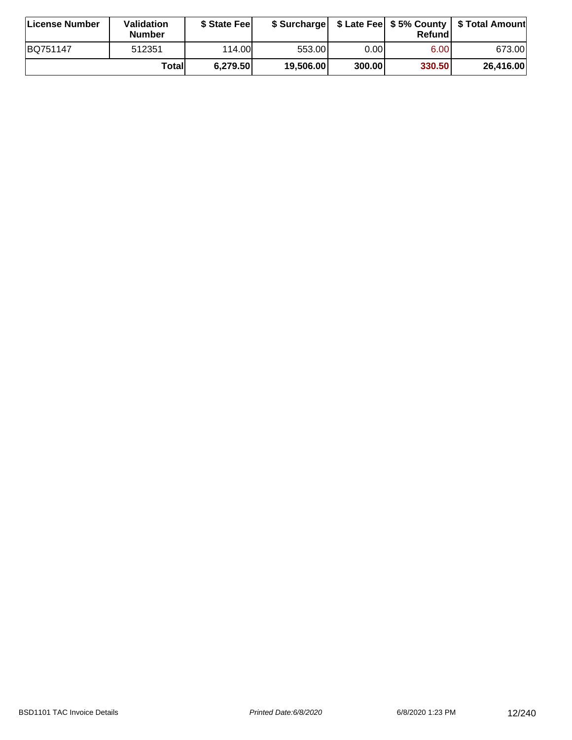| License Number | Validation Number | $ State Fee | $ Surcharge | $ Late Fee | $ 5% County Refund | $ Total Amount |
|---|---|---|---|---|---|---|
| BQ751147 | 512351 | 114.00 | 553.00 | 0.00 | 6.00 | 673.00 |
| | **Total** | **6,279.50** | **19,506.00** | **300.00** | **330.50** | **26,416.00** |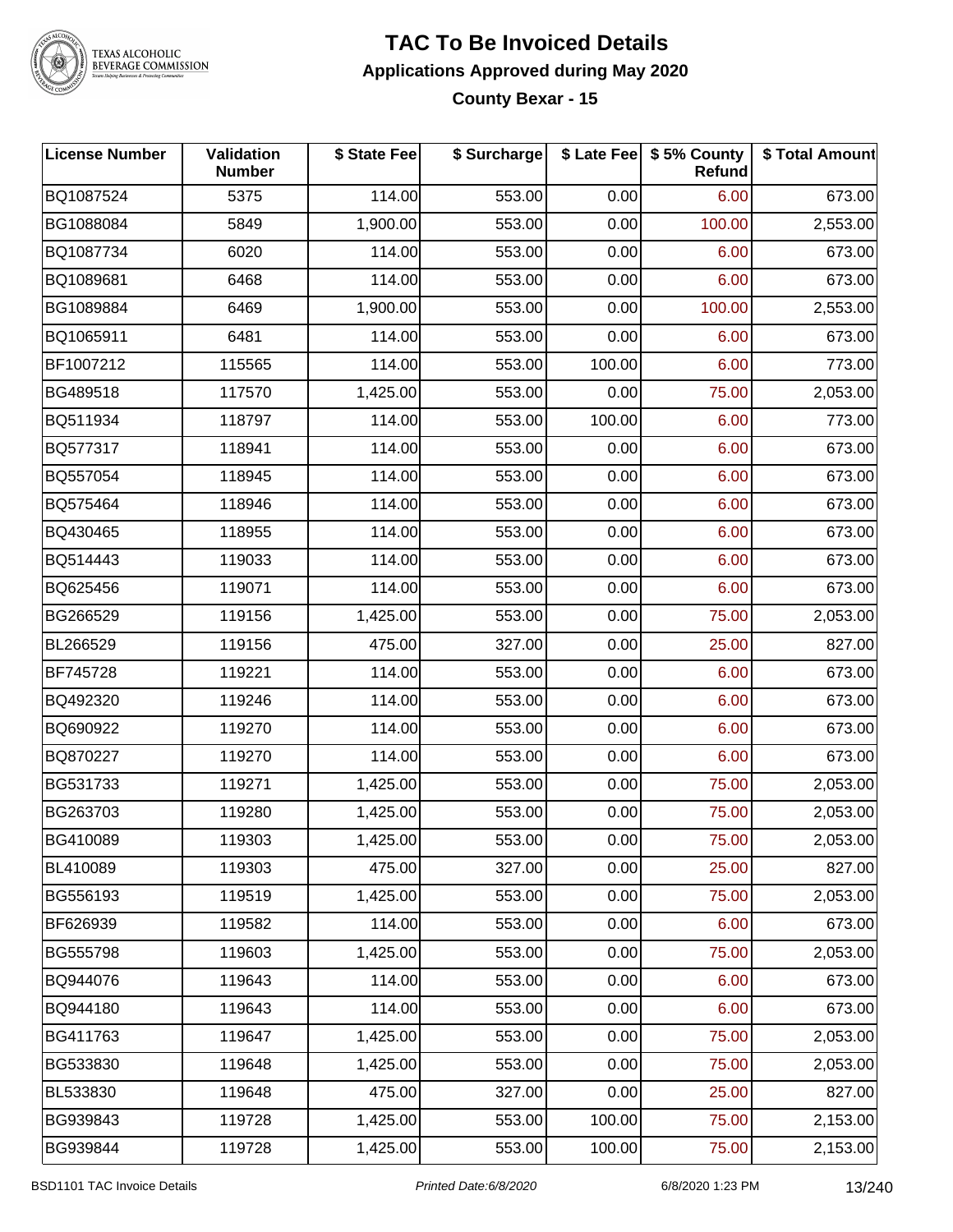# TAC To Be Invoiced Details

## Applications Approved during May 2020

### County Bexar - 15

| License Number | Validation Number | $ State Fee | $ Surcharge | $ Late Fee | $ 5% County Refund | $ Total Amount |
|---|---|---|---|---|---|---|
| BQ1087524 | 5375 | 114.00 | 553.00 | 0.00 | 6.00 | 673.00 |
| BG1088084 | 5849 | 1,900.00 | 553.00 | 0.00 | 100.00 | 2,553.00 |
| BQ1087734 | 6020 | 114.00 | 553.00 | 0.00 | 6.00 | 673.00 |
| BQ1089681 | 6468 | 114.00 | 553.00 | 0.00 | 6.00 | 673.00 |
| BG1089884 | 6469 | 1,900.00 | 553.00 | 0.00 | 100.00 | 2,553.00 |
| BQ1065911 | 6481 | 114.00 | 553.00 | 0.00 | 6.00 | 673.00 |
| BF1007212 | 115565 | 114.00 | 553.00 | 100.00 | 6.00 | 773.00 |
| BG489518 | 117570 | 1,425.00 | 553.00 | 0.00 | 75.00 | 2,053.00 |
| BQ511934 | 118797 | 114.00 | 553.00 | 100.00 | 6.00 | 773.00 |
| BQ577317 | 118941 | 114.00 | 553.00 | 0.00 | 6.00 | 673.00 |
| BQ557054 | 118945 | 114.00 | 553.00 | 0.00 | 6.00 | 673.00 |
| BQ575464 | 118946 | 114.00 | 553.00 | 0.00 | 6.00 | 673.00 |
| BQ430465 | 118955 | 114.00 | 553.00 | 0.00 | 6.00 | 673.00 |
| BQ514443 | 119033 | 114.00 | 553.00 | 0.00 | 6.00 | 673.00 |
| BQ625456 | 119071 | 114.00 | 553.00 | 0.00 | 6.00 | 673.00 |
| BG266529 | 119156 | 1,425.00 | 553.00 | 0.00 | 75.00 | 2,053.00 |
| BL266529 | 119156 | 475.00 | 327.00 | 0.00 | 25.00 | 827.00 |
| BF745728 | 119221 | 114.00 | 553.00 | 0.00 | 6.00 | 673.00 |
| BQ492320 | 119246 | 114.00 | 553.00 | 0.00 | 6.00 | 673.00 |
| BQ690922 | 119270 | 114.00 | 553.00 | 0.00 | 6.00 | 673.00 |
| BQ870227 | 119270 | 114.00 | 553.00 | 0.00 | 6.00 | 673.00 |
| BG531733 | 119271 | 1,425.00 | 553.00 | 0.00 | 75.00 | 2,053.00 |
| BG263703 | 119280 | 1,425.00 | 553.00 | 0.00 | 75.00 | 2,053.00 |
| BG410089 | 119303 | 1,425.00 | 553.00 | 0.00 | 75.00 | 2,053.00 |
| BL410089 | 119303 | 475.00 | 327.00 | 0.00 | 25.00 | 827.00 |
| BG556193 | 119519 | 1,425.00 | 553.00 | 0.00 | 75.00 | 2,053.00 |
| BF626939 | 119582 | 114.00 | 553.00 | 0.00 | 6.00 | 673.00 |
| BG555798 | 119603 | 1,425.00 | 553.00 | 0.00 | 75.00 | 2,053.00 |
| BQ944076 | 119643 | 114.00 | 553.00 | 0.00 | 6.00 | 673.00 |
| BQ944180 | 119643 | 114.00 | 553.00 | 0.00 | 6.00 | 673.00 |
| BG411763 | 119647 | 1,425.00 | 553.00 | 0.00 | 75.00 | 2,053.00 |
| BG533830 | 119648 | 1,425.00 | 553.00 | 0.00 | 75.00 | 2,053.00 |
| BL533830 | 119648 | 475.00 | 327.00 | 0.00 | 25.00 | 827.00 |
| BG939843 | 119728 | 1,425.00 | 553.00 | 100.00 | 75.00 | 2,153.00 |
| BG939844 | 119728 | 1,425.00 | 553.00 | 100.00 | 75.00 | 2,153.00 |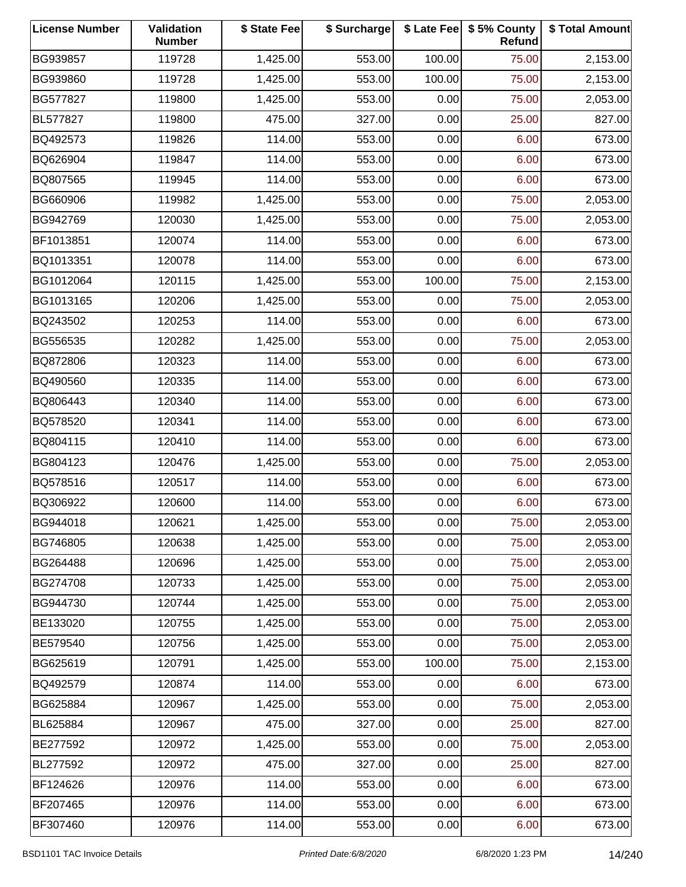| License Number | Validation Number | $ State Fee | $ Surcharge | $ Late Fee | $ 5% County Refund | $ Total Amount |
|---|---|---|---|---|---|---|
| BG939857 | 119728 | 1,425.00 | 553.00 | 100.00 | 75.00 | 2,153.00 |
| BG939860 | 119728 | 1,425.00 | 553.00 | 100.00 | 75.00 | 2,153.00 |
| BG577827 | 119800 | 1,425.00 | 553.00 | 0.00 | 75.00 | 2,053.00 |
| BL577827 | 119800 | 475.00 | 327.00 | 0.00 | 25.00 | 827.00 |
| BQ492573 | 119826 | 114.00 | 553.00 | 0.00 | 6.00 | 673.00 |
| BQ626904 | 119847 | 114.00 | 553.00 | 0.00 | 6.00 | 673.00 |
| BQ807565 | 119945 | 114.00 | 553.00 | 0.00 | 6.00 | 673.00 |
| BG660906 | 119982 | 1,425.00 | 553.00 | 0.00 | 75.00 | 2,053.00 |
| BG942769 | 120030 | 1,425.00 | 553.00 | 0.00 | 75.00 | 2,053.00 |
| BF1013851 | 120074 | 114.00 | 553.00 | 0.00 | 6.00 | 673.00 |
| BQ1013351 | 120078 | 114.00 | 553.00 | 0.00 | 6.00 | 673.00 |
| BG1012064 | 120115 | 1,425.00 | 553.00 | 100.00 | 75.00 | 2,153.00 |
| BG1013165 | 120206 | 1,425.00 | 553.00 | 0.00 | 75.00 | 2,053.00 |
| BQ243502 | 120253 | 114.00 | 553.00 | 0.00 | 6.00 | 673.00 |
| BG556535 | 120282 | 1,425.00 | 553.00 | 0.00 | 75.00 | 2,053.00 |
| BQ872806 | 120323 | 114.00 | 553.00 | 0.00 | 6.00 | 673.00 |
| BQ490560 | 120335 | 114.00 | 553.00 | 0.00 | 6.00 | 673.00 |
| BQ806443 | 120340 | 114.00 | 553.00 | 0.00 | 6.00 | 673.00 |
| BQ578520 | 120341 | 114.00 | 553.00 | 0.00 | 6.00 | 673.00 |
| BQ804115 | 120410 | 114.00 | 553.00 | 0.00 | 6.00 | 673.00 |
| BG804123 | 120476 | 1,425.00 | 553.00 | 0.00 | 75.00 | 2,053.00 |
| BQ578516 | 120517 | 114.00 | 553.00 | 0.00 | 6.00 | 673.00 |
| BQ306922 | 120600 | 114.00 | 553.00 | 0.00 | 6.00 | 673.00 |
| BG944018 | 120621 | 1,425.00 | 553.00 | 0.00 | 75.00 | 2,053.00 |
| BG746805 | 120638 | 1,425.00 | 553.00 | 0.00 | 75.00 | 2,053.00 |
| BG264488 | 120696 | 1,425.00 | 553.00 | 0.00 | 75.00 | 2,053.00 |
| BG274708 | 120733 | 1,425.00 | 553.00 | 0.00 | 75.00 | 2,053.00 |
| BG944730 | 120744 | 1,425.00 | 553.00 | 0.00 | 75.00 | 2,053.00 |
| BE133020 | 120755 | 1,425.00 | 553.00 | 0.00 | 75.00 | 2,053.00 |
| BE579540 | 120756 | 1,425.00 | 553.00 | 0.00 | 75.00 | 2,053.00 |
| BG625619 | 120791 | 1,425.00 | 553.00 | 100.00 | 75.00 | 2,153.00 |
| BQ492579 | 120874 | 114.00 | 553.00 | 0.00 | 6.00 | 673.00 |
| BG625884 | 120967 | 1,425.00 | 553.00 | 0.00 | 75.00 | 2,053.00 |
| BL625884 | 120967 | 475.00 | 327.00 | 0.00 | 25.00 | 827.00 |
| BE277592 | 120972 | 1,425.00 | 553.00 | 0.00 | 75.00 | 2,053.00 |
| BL277592 | 120972 | 475.00 | 327.00 | 0.00 | 25.00 | 827.00 |
| BF124626 | 120976 | 114.00 | 553.00 | 0.00 | 6.00 | 673.00 |
| BF207465 | 120976 | 114.00 | 553.00 | 0.00 | 6.00 | 673.00 |
| BF307460 | 120976 | 114.00 | 553.00 | 0.00 | 6.00 | 673.00 |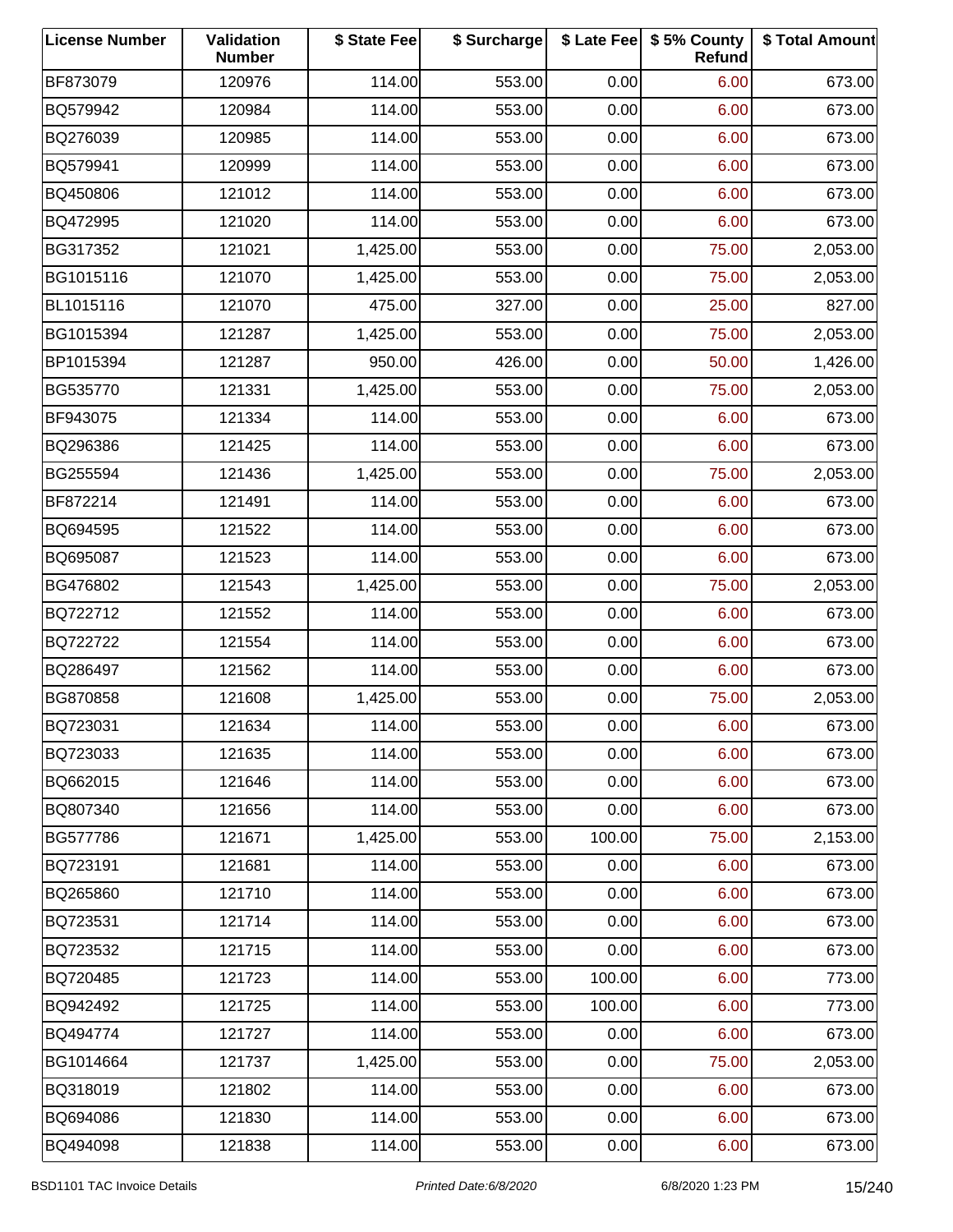| License Number | Validation Number | $ State Fee | $ Surcharge | $ Late Fee | $ 5% County Refund | $ Total Amount |
|---|---|---|---|---|---|---|
| BF873079 | 120976 | 114.00 | 553.00 | 0.00 | 6.00 | 673.00 |
| BQ579942 | 120984 | 114.00 | 553.00 | 0.00 | 6.00 | 673.00 |
| BQ276039 | 120985 | 114.00 | 553.00 | 0.00 | 6.00 | 673.00 |
| BQ579941 | 120999 | 114.00 | 553.00 | 0.00 | 6.00 | 673.00 |
| BQ450806 | 121012 | 114.00 | 553.00 | 0.00 | 6.00 | 673.00 |
| BQ472995 | 121020 | 114.00 | 553.00 | 0.00 | 6.00 | 673.00 |
| BG317352 | 121021 | 1,425.00 | 553.00 | 0.00 | 75.00 | 2,053.00 |
| BG1015116 | 121070 | 1,425.00 | 553.00 | 0.00 | 75.00 | 2,053.00 |
| BL1015116 | 121070 | 475.00 | 327.00 | 0.00 | 25.00 | 827.00 |
| BG1015394 | 121287 | 1,425.00 | 553.00 | 0.00 | 75.00 | 2,053.00 |
| BP1015394 | 121287 | 950.00 | 426.00 | 0.00 | 50.00 | 1,426.00 |
| BG535770 | 121331 | 1,425.00 | 553.00 | 0.00 | 75.00 | 2,053.00 |
| BF943075 | 121334 | 114.00 | 553.00 | 0.00 | 6.00 | 673.00 |
| BQ296386 | 121425 | 114.00 | 553.00 | 0.00 | 6.00 | 673.00 |
| BG255594 | 121436 | 1,425.00 | 553.00 | 0.00 | 75.00 | 2,053.00 |
| BF872214 | 121491 | 114.00 | 553.00 | 0.00 | 6.00 | 673.00 |
| BQ694595 | 121522 | 114.00 | 553.00 | 0.00 | 6.00 | 673.00 |
| BQ695087 | 121523 | 114.00 | 553.00 | 0.00 | 6.00 | 673.00 |
| BG476802 | 121543 | 1,425.00 | 553.00 | 0.00 | 75.00 | 2,053.00 |
| BQ722712 | 121552 | 114.00 | 553.00 | 0.00 | 6.00 | 673.00 |
| BQ722722 | 121554 | 114.00 | 553.00 | 0.00 | 6.00 | 673.00 |
| BQ286497 | 121562 | 114.00 | 553.00 | 0.00 | 6.00 | 673.00 |
| BG870858 | 121608 | 1,425.00 | 553.00 | 0.00 | 75.00 | 2,053.00 |
| BQ723031 | 121634 | 114.00 | 553.00 | 0.00 | 6.00 | 673.00 |
| BQ723033 | 121635 | 114.00 | 553.00 | 0.00 | 6.00 | 673.00 |
| BQ662015 | 121646 | 114.00 | 553.00 | 0.00 | 6.00 | 673.00 |
| BQ807340 | 121656 | 114.00 | 553.00 | 0.00 | 6.00 | 673.00 |
| BG577786 | 121671 | 1,425.00 | 553.00 | 100.00 | 75.00 | 2,153.00 |
| BQ723191 | 121681 | 114.00 | 553.00 | 0.00 | 6.00 | 673.00 |
| BQ265860 | 121710 | 114.00 | 553.00 | 0.00 | 6.00 | 673.00 |
| BQ723531 | 121714 | 114.00 | 553.00 | 0.00 | 6.00 | 673.00 |
| BQ723532 | 121715 | 114.00 | 553.00 | 0.00 | 6.00 | 673.00 |
| BQ720485 | 121723 | 114.00 | 553.00 | 100.00 | 6.00 | 773.00 |
| BQ942492 | 121725 | 114.00 | 553.00 | 100.00 | 6.00 | 773.00 |
| BQ494774 | 121727 | 114.00 | 553.00 | 0.00 | 6.00 | 673.00 |
| BG1014664 | 121737 | 1,425.00 | 553.00 | 0.00 | 75.00 | 2,053.00 |
| BQ318019 | 121802 | 114.00 | 553.00 | 0.00 | 6.00 | 673.00 |
| BQ694086 | 121830 | 114.00 | 553.00 | 0.00 | 6.00 | 673.00 |
| BQ494098 | 121838 | 114.00 | 553.00 | 0.00 | 6.00 | 673.00 |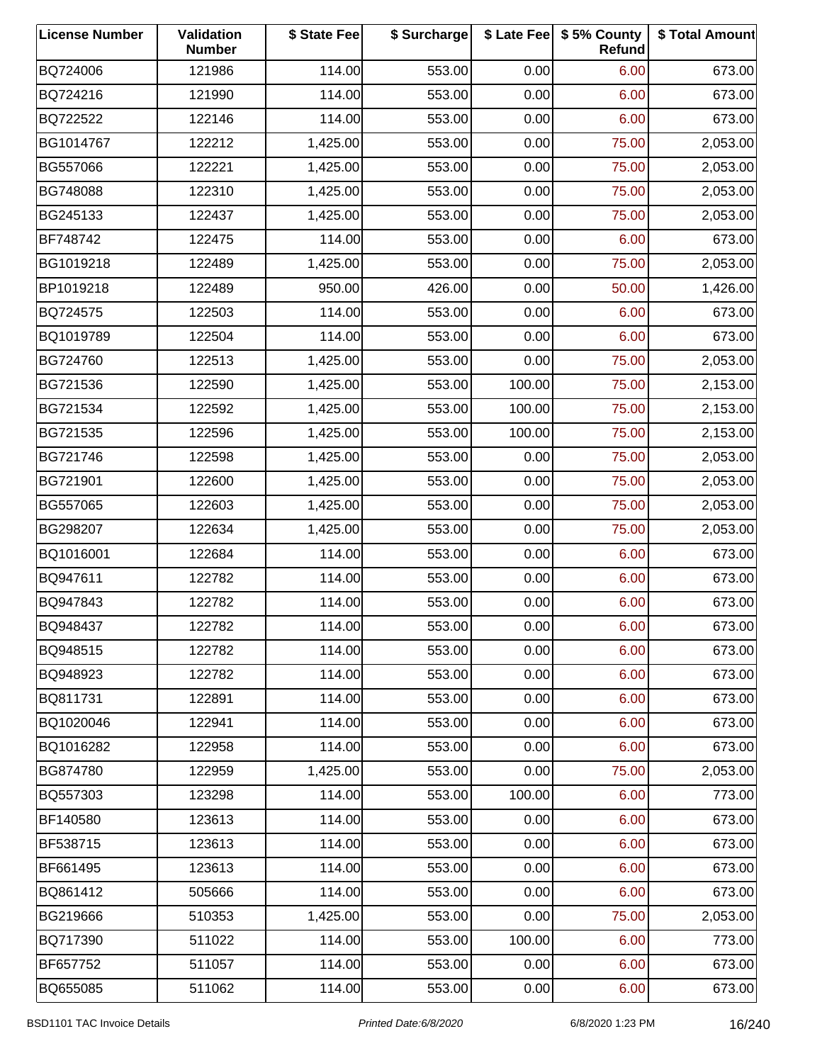| License Number | Validation Number | $ State Fee | $ Surcharge | $ Late Fee | $ 5% County Refund | $ Total Amount |
|---|---|---|---|---|---|---|
| BQ724006 | 121986 | 114.00 | 553.00 | 0.00 | 6.00 | 673.00 |
| BQ724216 | 121990 | 114.00 | 553.00 | 0.00 | 6.00 | 673.00 |
| BQ722522 | 122146 | 114.00 | 553.00 | 0.00 | 6.00 | 673.00 |
| BG1014767 | 122212 | 1,425.00 | 553.00 | 0.00 | 75.00 | 2,053.00 |
| BG557066 | 122221 | 1,425.00 | 553.00 | 0.00 | 75.00 | 2,053.00 |
| BG748088 | 122310 | 1,425.00 | 553.00 | 0.00 | 75.00 | 2,053.00 |
| BG245133 | 122437 | 1,425.00 | 553.00 | 0.00 | 75.00 | 2,053.00 |
| BF748742 | 122475 | 114.00 | 553.00 | 0.00 | 6.00 | 673.00 |
| BG1019218 | 122489 | 1,425.00 | 553.00 | 0.00 | 75.00 | 2,053.00 |
| BP1019218 | 122489 | 950.00 | 426.00 | 0.00 | 50.00 | 1,426.00 |
| BQ724575 | 122503 | 114.00 | 553.00 | 0.00 | 6.00 | 673.00 |
| BQ1019789 | 122504 | 114.00 | 553.00 | 0.00 | 6.00 | 673.00 |
| BG724760 | 122513 | 1,425.00 | 553.00 | 0.00 | 75.00 | 2,053.00 |
| BG721536 | 122590 | 1,425.00 | 553.00 | 100.00 | 75.00 | 2,153.00 |
| BG721534 | 122592 | 1,425.00 | 553.00 | 100.00 | 75.00 | 2,153.00 |
| BG721535 | 122596 | 1,425.00 | 553.00 | 100.00 | 75.00 | 2,153.00 |
| BG721746 | 122598 | 1,425.00 | 553.00 | 0.00 | 75.00 | 2,053.00 |
| BG721901 | 122600 | 1,425.00 | 553.00 | 0.00 | 75.00 | 2,053.00 |
| BG557065 | 122603 | 1,425.00 | 553.00 | 0.00 | 75.00 | 2,053.00 |
| BG298207 | 122634 | 1,425.00 | 553.00 | 0.00 | 75.00 | 2,053.00 |
| BQ1016001 | 122684 | 114.00 | 553.00 | 0.00 | 6.00 | 673.00 |
| BQ947611 | 122782 | 114.00 | 553.00 | 0.00 | 6.00 | 673.00 |
| BQ947843 | 122782 | 114.00 | 553.00 | 0.00 | 6.00 | 673.00 |
| BQ948437 | 122782 | 114.00 | 553.00 | 0.00 | 6.00 | 673.00 |
| BQ948515 | 122782 | 114.00 | 553.00 | 0.00 | 6.00 | 673.00 |
| BQ948923 | 122782 | 114.00 | 553.00 | 0.00 | 6.00 | 673.00 |
| BQ811731 | 122891 | 114.00 | 553.00 | 0.00 | 6.00 | 673.00 |
| BQ1020046 | 122941 | 114.00 | 553.00 | 0.00 | 6.00 | 673.00 |
| BQ1016282 | 122958 | 114.00 | 553.00 | 0.00 | 6.00 | 673.00 |
| BG874780 | 122959 | 1,425.00 | 553.00 | 0.00 | 75.00 | 2,053.00 |
| BQ557303 | 123298 | 114.00 | 553.00 | 100.00 | 6.00 | 773.00 |
| BF140580 | 123613 | 114.00 | 553.00 | 0.00 | 6.00 | 673.00 |
| BF538715 | 123613 | 114.00 | 553.00 | 0.00 | 6.00 | 673.00 |
| BF661495 | 123613 | 114.00 | 553.00 | 0.00 | 6.00 | 673.00 |
| BQ861412 | 505666 | 114.00 | 553.00 | 0.00 | 6.00 | 673.00 |
| BG219666 | 510353 | 1,425.00 | 553.00 | 0.00 | 75.00 | 2,053.00 |
| BQ717390 | 511022 | 114.00 | 553.00 | 100.00 | 6.00 | 773.00 |
| BF657752 | 511057 | 114.00 | 553.00 | 0.00 | 6.00 | 673.00 |
| BQ655085 | 511062 | 114.00 | 553.00 | 0.00 | 6.00 | 673.00 |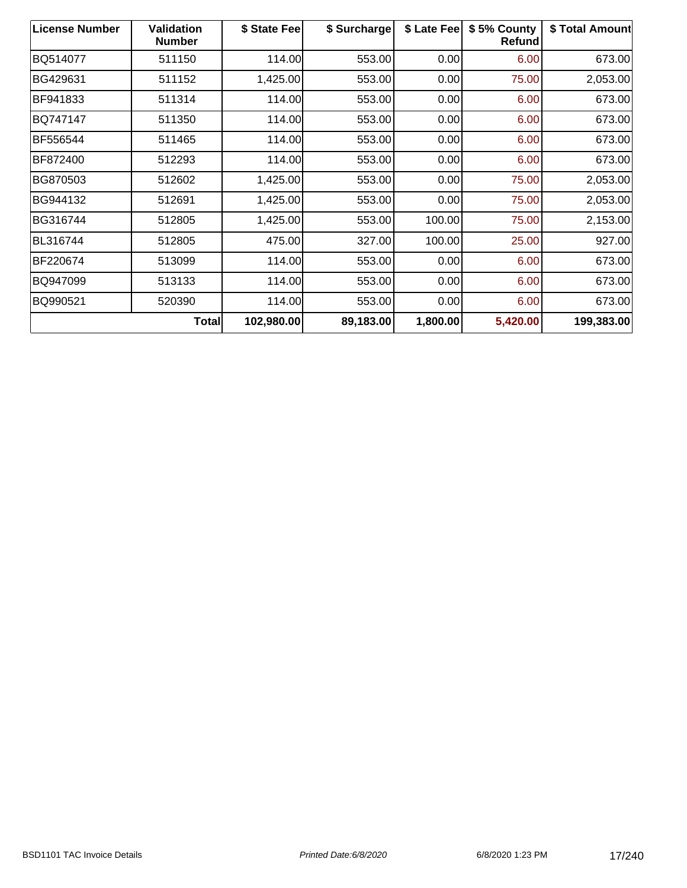| License Number | Validation Number | $ State Fee | $ Surcharge | $ Late Fee | $ 5% County Refund | $ Total Amount |
|---|---|---|---|---|---|---|
| BQ514077 | 511150 | 114.00 | 553.00 | 0.00 | 6.00 | 673.00 |
| BG429631 | 511152 | 1,425.00 | 553.00 | 0.00 | 75.00 | 2,053.00 |
| BF941833 | 511314 | 114.00 | 553.00 | 0.00 | 6.00 | 673.00 |
| BQ747147 | 511350 | 114.00 | 553.00 | 0.00 | 6.00 | 673.00 |
| BF556544 | 511465 | 114.00 | 553.00 | 0.00 | 6.00 | 673.00 |
| BF872400 | 512293 | 114.00 | 553.00 | 0.00 | 6.00 | 673.00 |
| BG870503 | 512602 | 1,425.00 | 553.00 | 0.00 | 75.00 | 2,053.00 |
| BG944132 | 512691 | 1,425.00 | 553.00 | 0.00 | 75.00 | 2,053.00 |
| BG316744 | 512805 | 1,425.00 | 553.00 | 100.00 | 75.00 | 2,153.00 |
| BL316744 | 512805 | 475.00 | 327.00 | 100.00 | 25.00 | 927.00 |
| BF220674 | 513099 | 114.00 | 553.00 | 0.00 | 6.00 | 673.00 |
| BQ947099 | 513133 | 114.00 | 553.00 | 0.00 | 6.00 | 673.00 |
| BQ990521 | 520390 | 114.00 | 553.00 | 0.00 | 6.00 | 673.00 |
| | **Total** | **102,980.00** | **89,183.00** | **1,800.00** | **5,420.00** | **199,383.00** |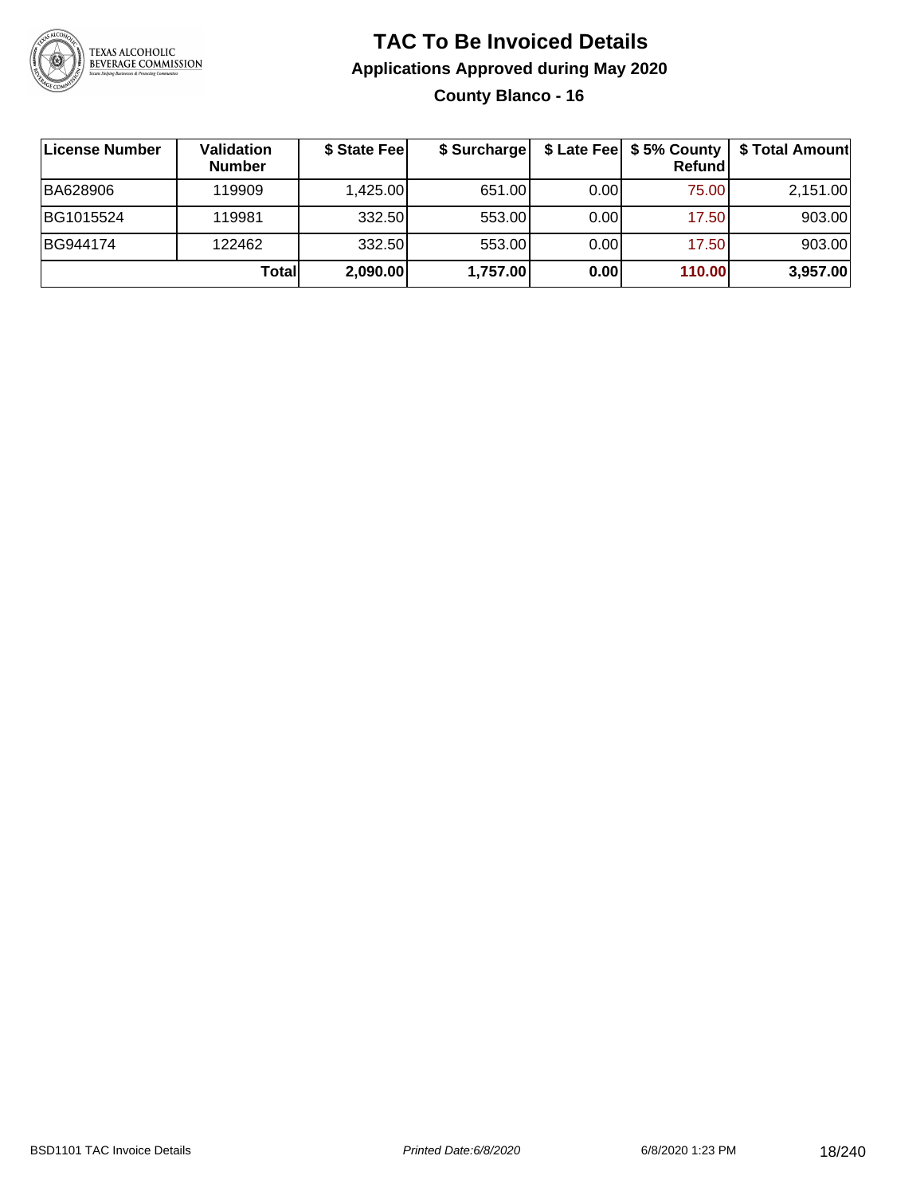# TAC To Be Invoiced Details

## Applications Approved during May 2020

### County Blanco - 16

| License Number | Validation Number | $ State Fee | $ Surcharge | $ Late Fee | $ 5% County Refund | $ Total Amount |
|---|---|---|---|---|---|---|
| BA628906 | 119909 | 1,425.00 | 651.00 | 0.00 | 75.00 | 2,151.00 |
| BG1015524 | 119981 | 332.50 | 553.00 | 0.00 | 17.50 | 903.00 |
| BG944174 | 122462 | 332.50 | 553.00 | 0.00 | 17.50 | 903.00 |
| | **Total** | **2,090.00** | **1,757.00** | **0.00** | **110.00** | **3,957.00** |

BSD1101 TAC Invoice Details | *Printed Date:6/8/2020* | 6/8/2020 1:23 PM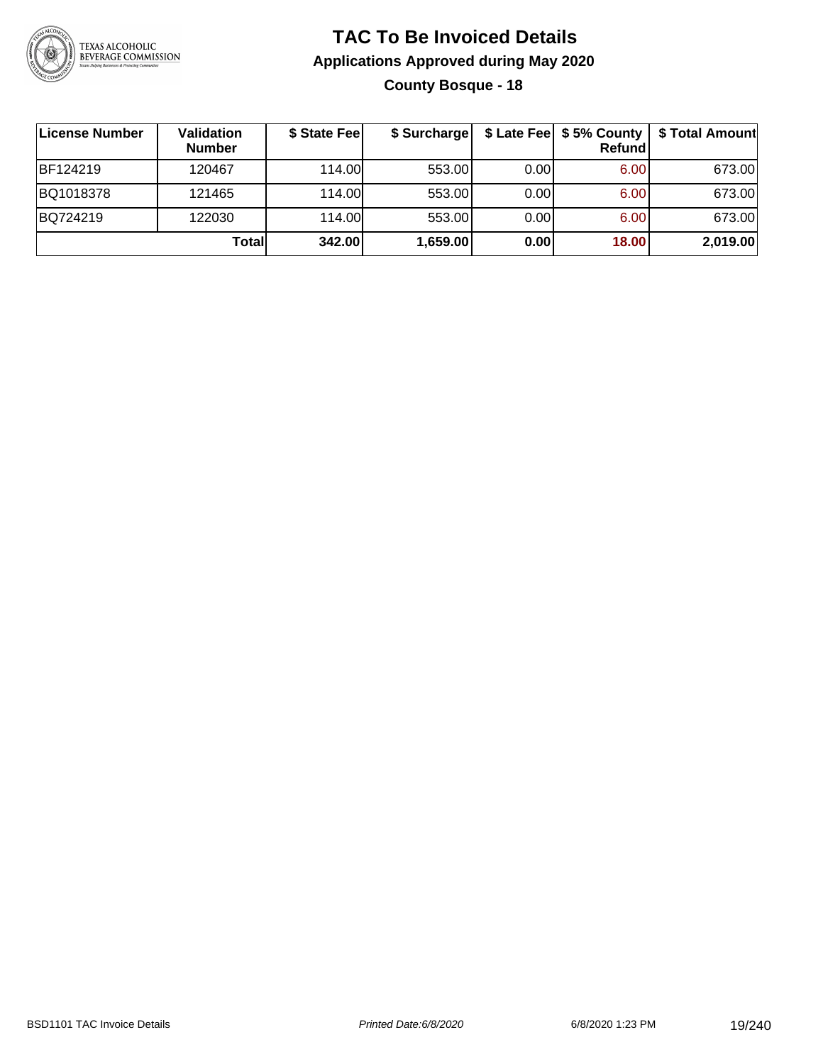# TAC To Be Invoiced Details

## Applications Approved during May 2020

### County Bosque - 18

| License Number | Validation Number | $ State Fee | $ Surcharge | $ Late Fee | $ 5% County Refund | $ Total Amount |
|---|---|---|---|---|---|---|
| BF124219 | 120467 | 114.00 | 553.00 | 0.00 | 6.00 | 673.00 |
| BQ1018378 | 121465 | 114.00 | 553.00 | 0.00 | 6.00 | 673.00 |
| BQ724219 | 122030 | 114.00 | 553.00 | 0.00 | 6.00 | 673.00 |
| | **Total** | **342.00** | **1,659.00** | **0.00** | **18.00** | **2,019.00** |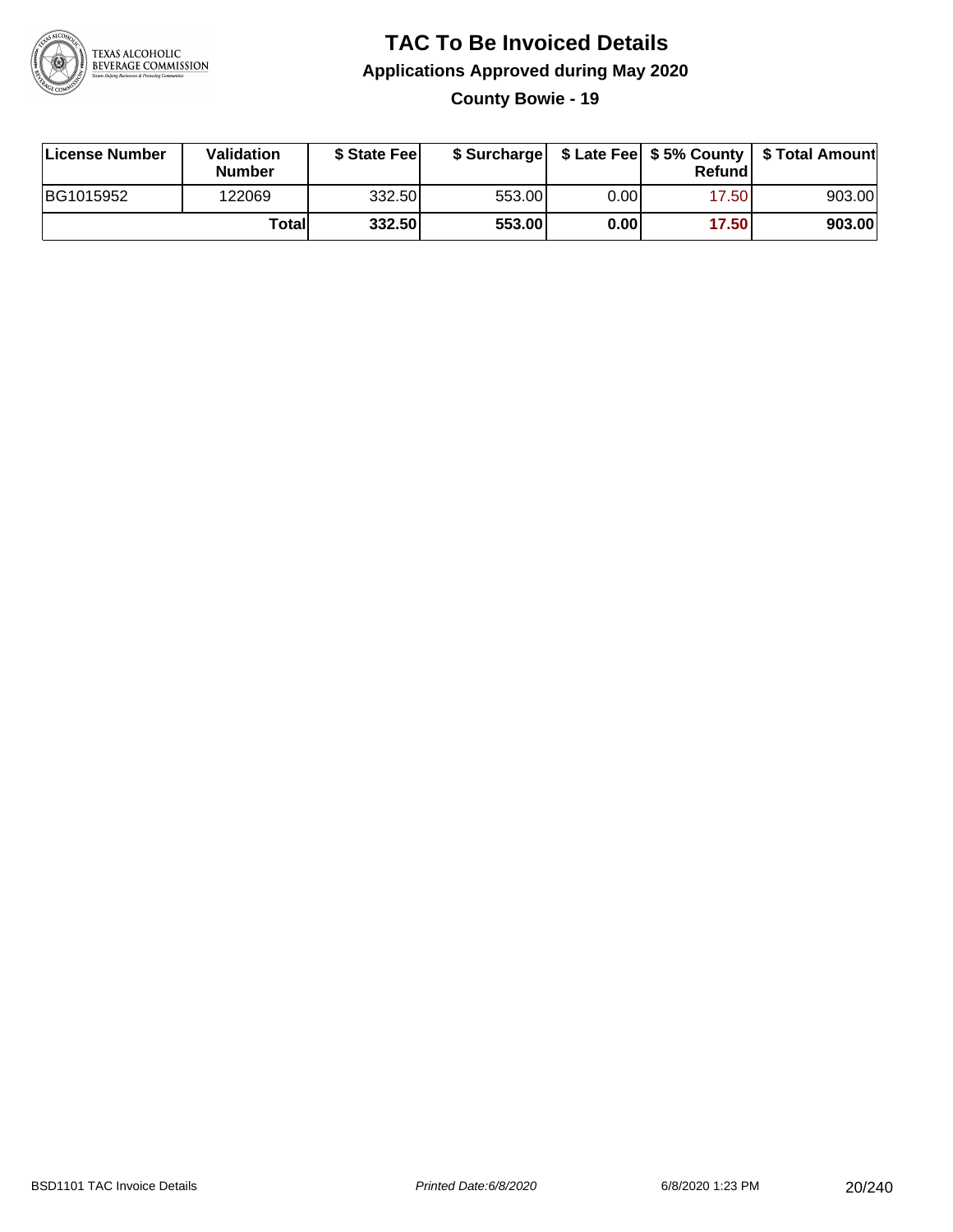# TAC To Be Invoiced Details

## Applications Approved during May 2020

### County Bowie - 19

| License Number | Validation Number | $ State Fee | $ Surcharge | $ Late Fee | $ 5% County Refund | $ Total Amount |
|---|---|---|---|---|---|---|
| BG1015952 | 122069 | 332.50 | 553.00 | 0.00 | 17.50 | 903.00 |
| | **Total** | **332.50** | **553.00** | **0.00** | **17.50** | **903.00** |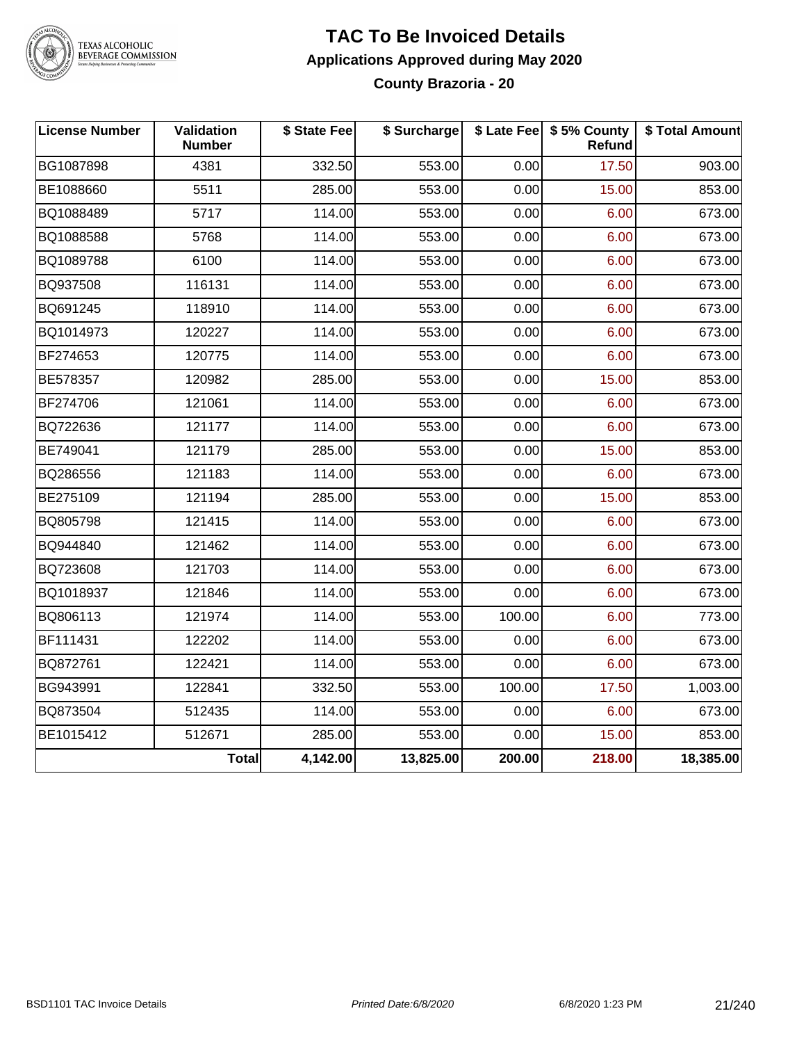# TAC To Be Invoiced Details

## Applications Approved during May 2020

### County Brazoria - 20

| License Number | Validation Number | $ State Fee | $ Surcharge | $ Late Fee | $ 5% County Refund | $ Total Amount |
|---|---|---|---|---|---|---|
| BG1087898 | 4381 | 332.50 | 553.00 | 0.00 | 17.50 | 903.00 |
| BE1088660 | 5511 | 285.00 | 553.00 | 0.00 | 15.00 | 853.00 |
| BQ1088489 | 5717 | 114.00 | 553.00 | 0.00 | 6.00 | 673.00 |
| BQ1088588 | 5768 | 114.00 | 553.00 | 0.00 | 6.00 | 673.00 |
| BQ1089788 | 6100 | 114.00 | 553.00 | 0.00 | 6.00 | 673.00 |
| BQ937508 | 116131 | 114.00 | 553.00 | 0.00 | 6.00 | 673.00 |
| BQ691245 | 118910 | 114.00 | 553.00 | 0.00 | 6.00 | 673.00 |
| BQ1014973 | 120227 | 114.00 | 553.00 | 0.00 | 6.00 | 673.00 |
| BF274653 | 120775 | 114.00 | 553.00 | 0.00 | 6.00 | 673.00 |
| BE578357 | 120982 | 285.00 | 553.00 | 0.00 | 15.00 | 853.00 |
| BF274706 | 121061 | 114.00 | 553.00 | 0.00 | 6.00 | 673.00 |
| BQ722636 | 121177 | 114.00 | 553.00 | 0.00 | 6.00 | 673.00 |
| BE749041 | 121179 | 285.00 | 553.00 | 0.00 | 15.00 | 853.00 |
| BQ286556 | 121183 | 114.00 | 553.00 | 0.00 | 6.00 | 673.00 |
| BE275109 | 121194 | 285.00 | 553.00 | 0.00 | 15.00 | 853.00 |
| BQ805798 | 121415 | 114.00 | 553.00 | 0.00 | 6.00 | 673.00 |
| BQ944840 | 121462 | 114.00 | 553.00 | 0.00 | 6.00 | 673.00 |
| BQ723608 | 121703 | 114.00 | 553.00 | 0.00 | 6.00 | 673.00 |
| BQ1018937 | 121846 | 114.00 | 553.00 | 0.00 | 6.00 | 673.00 |
| BQ806113 | 121974 | 114.00 | 553.00 | 100.00 | 6.00 | 773.00 |
| BF111431 | 122202 | 114.00 | 553.00 | 0.00 | 6.00 | 673.00 |
| BQ872761 | 122421 | 114.00 | 553.00 | 0.00 | 6.00 | 673.00 |
| BG943991 | 122841 | 332.50 | 553.00 | 100.00 | 17.50 | 1,003.00 |
| BQ873504 | 512435 | 114.00 | 553.00 | 0.00 | 6.00 | 673.00 |
| BE1015412 | 512671 | 285.00 | 553.00 | 0.00 | 15.00 | 853.00 |
| | **Total** | **4,142.00** | **13,825.00** | **200.00** | **218.00** | **18,385.00** |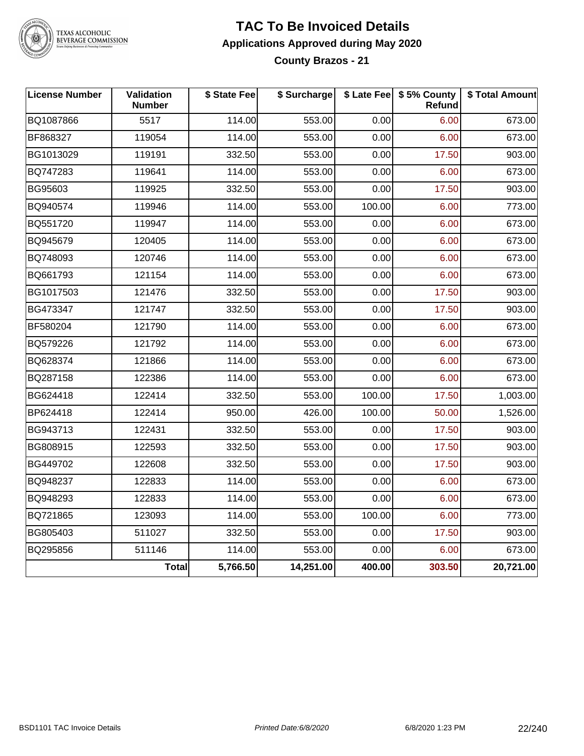# TAC To Be Invoiced Details

## Applications Approved during May 2020

### County Brazos - 21

| License Number | Validation Number | $ State Fee | $ Surcharge | $ Late Fee | $ 5% County Refund | $ Total Amount |
|---|---|---|---|---|---|---|
| BQ1087866 | 5517 | 114.00 | 553.00 | 0.00 | 6.00 | 673.00 |
| BF868327 | 119054 | 114.00 | 553.00 | 0.00 | 6.00 | 673.00 |
| BG1013029 | 119191 | 332.50 | 553.00 | 0.00 | 17.50 | 903.00 |
| BQ747283 | 119641 | 114.00 | 553.00 | 0.00 | 6.00 | 673.00 |
| BG95603 | 119925 | 332.50 | 553.00 | 0.00 | 17.50 | 903.00 |
| BQ940574 | 119946 | 114.00 | 553.00 | 100.00 | 6.00 | 773.00 |
| BQ551720 | 119947 | 114.00 | 553.00 | 0.00 | 6.00 | 673.00 |
| BQ945679 | 120405 | 114.00 | 553.00 | 0.00 | 6.00 | 673.00 |
| BQ748093 | 120746 | 114.00 | 553.00 | 0.00 | 6.00 | 673.00 |
| BQ661793 | 121154 | 114.00 | 553.00 | 0.00 | 6.00 | 673.00 |
| BG1017503 | 121476 | 332.50 | 553.00 | 0.00 | 17.50 | 903.00 |
| BG473347 | 121747 | 332.50 | 553.00 | 0.00 | 17.50 | 903.00 |
| BF580204 | 121790 | 114.00 | 553.00 | 0.00 | 6.00 | 673.00 |
| BQ579226 | 121792 | 114.00 | 553.00 | 0.00 | 6.00 | 673.00 |
| BQ628374 | 121866 | 114.00 | 553.00 | 0.00 | 6.00 | 673.00 |
| BQ287158 | 122386 | 114.00 | 553.00 | 0.00 | 6.00 | 673.00 |
| BG624418 | 122414 | 332.50 | 553.00 | 100.00 | 17.50 | 1,003.00 |
| BP624418 | 122414 | 950.00 | 426.00 | 100.00 | 50.00 | 1,526.00 |
| BG943713 | 122431 | 332.50 | 553.00 | 0.00 | 17.50 | 903.00 |
| BG808915 | 122593 | 332.50 | 553.00 | 0.00 | 17.50 | 903.00 |
| BG449702 | 122608 | 332.50 | 553.00 | 0.00 | 17.50 | 903.00 |
| BQ948237 | 122833 | 114.00 | 553.00 | 0.00 | 6.00 | 673.00 |
| BQ948293 | 122833 | 114.00 | 553.00 | 0.00 | 6.00 | 673.00 |
| BQ721865 | 123093 | 114.00 | 553.00 | 100.00 | 6.00 | 773.00 |
| BG805403 | 511027 | 332.50 | 553.00 | 0.00 | 17.50 | 903.00 |
| BQ295856 | 511146 | 114.00 | 553.00 | 0.00 | 6.00 | 673.00 |
| | **Total** | **5,766.50** | **14,251.00** | **400.00** | **303.50** | **20,721.00** |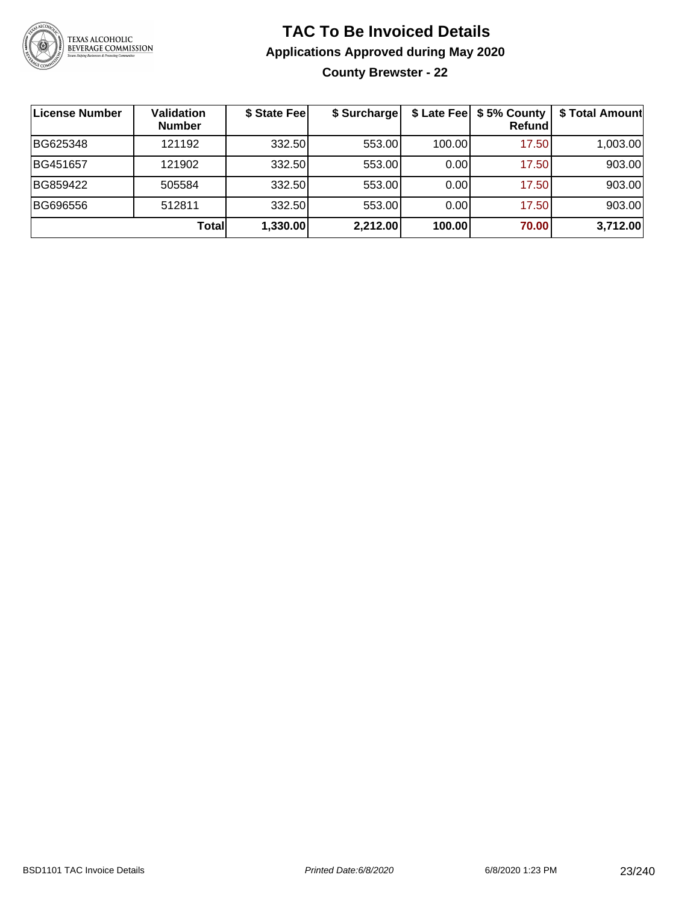# TAC To Be Invoiced Details

## Applications Approved during May 2020

### County Brewster - 22

| License Number | Validation Number | $ State Fee | $ Surcharge | $ Late Fee | $ 5% County Refund | $ Total Amount |
|---|---|---|---|---|---|---|
| BG625348 | 121192 | 332.50 | 553.00 | 100.00 | 17.50 | 1,003.00 |
| BG451657 | 121902 | 332.50 | 553.00 | 0.00 | 17.50 | 903.00 |
| BG859422 | 505584 | 332.50 | 553.00 | 0.00 | 17.50 | 903.00 |
| BG696556 | 512811 | 332.50 | 553.00 | 0.00 | 17.50 | 903.00 |
| | **Total** | **1,330.00** | **2,212.00** | **100.00** | **70.00** | **3,712.00** |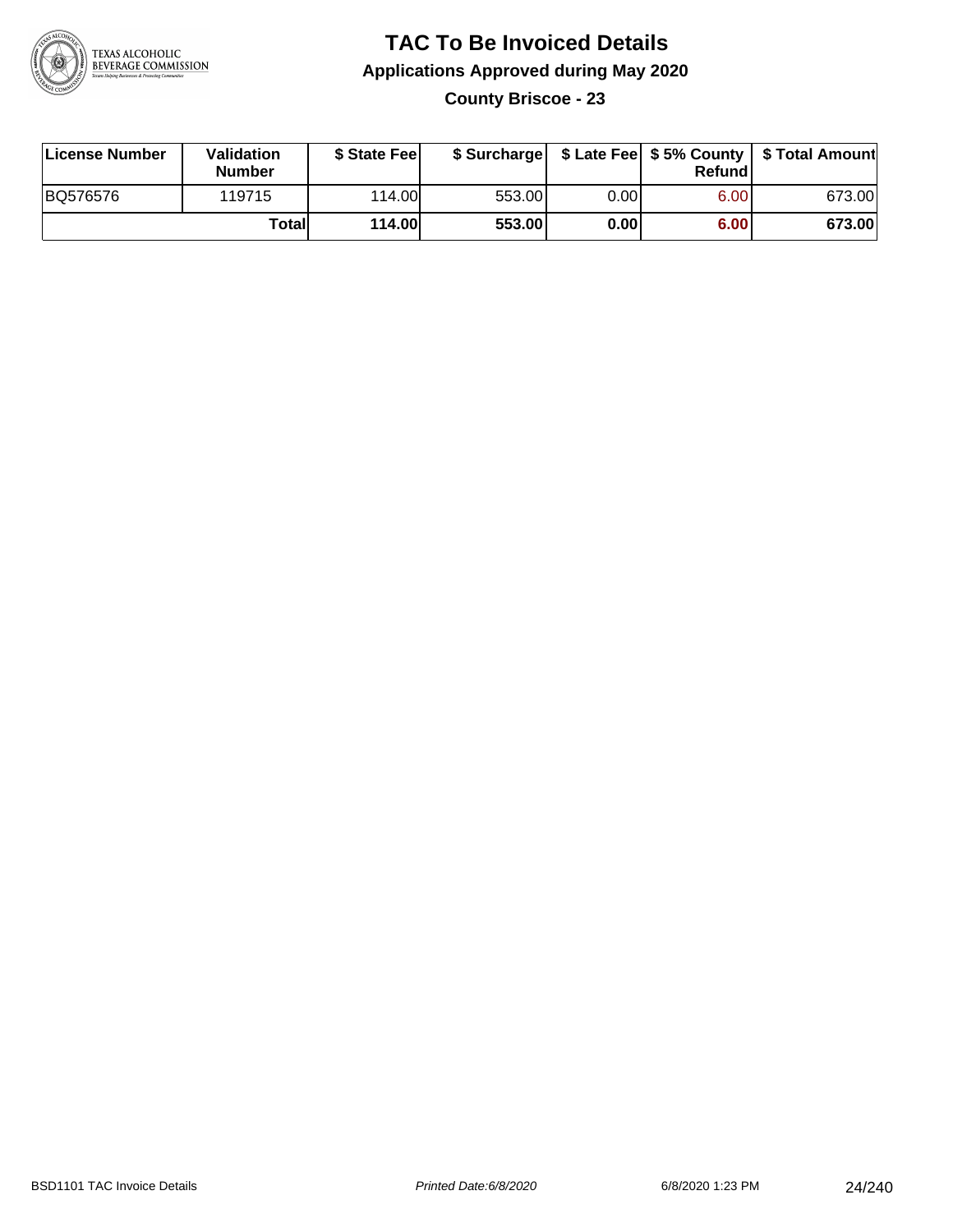# TAC To Be Invoiced Details

## Applications Approved during May 2020

### County Briscoe - 23

| License Number | Validation Number | $ State Fee | $ Surcharge | $ Late Fee | $ 5% County Refund | $ Total Amount |
|---|---|---|---|---|---|---|
| BQ576576 | 119715 | 114.00 | 553.00 | 0.00 | 6.00 | 673.00 |
| | **Total** | **114.00** | **553.00** | **0.00** | **6.00** | **673.00** |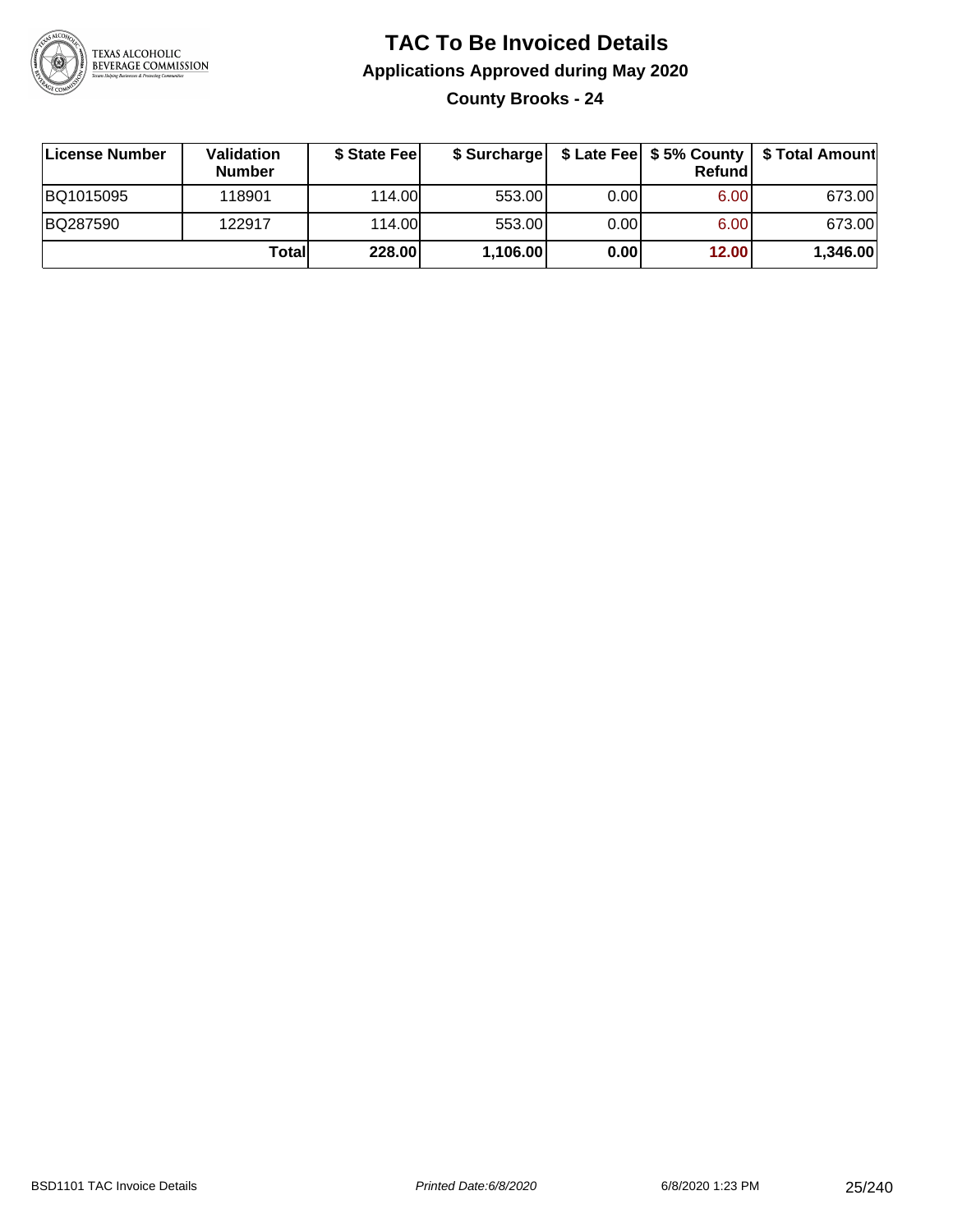# TAC To Be Invoiced Details

## Applications Approved during May 2020

### County Brooks - 24

| License Number | Validation Number | $ State Fee | $ Surcharge | $ Late Fee | $ 5% County Refund | $ Total Amount |
|---|---|---|---|---|---|---|
| BQ1015095 | 118901 | 114.00 | 553.00 | 0.00 | 6.00 | 673.00 |
| BQ287590 | 122917 | 114.00 | 553.00 | 0.00 | 6.00 | 673.00 |
| | **Total** | **228.00** | **1,106.00** | **0.00** | **12.00** | **1,346.00** |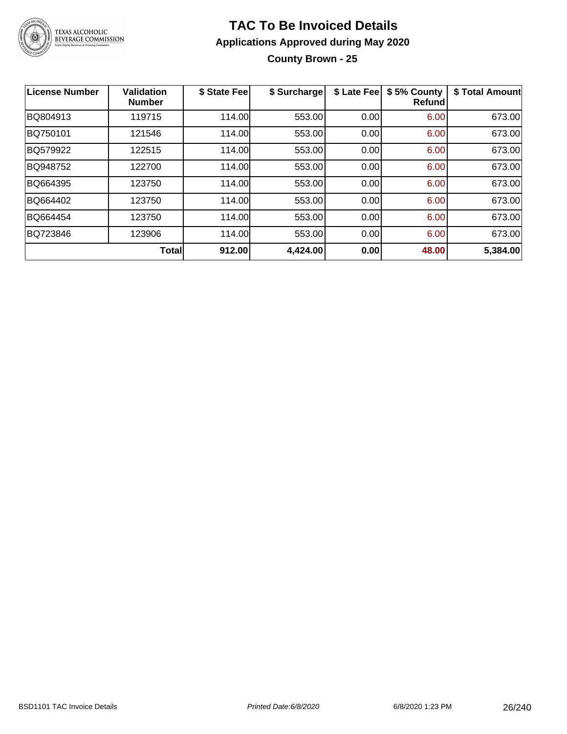# TAC To Be Invoiced Details

## Applications Approved during May 2020

### County Brown - 25

| License Number | Validation Number | $ State Fee | $ Surcharge | $ Late Fee | $ 5% County Refund | $ Total Amount |
|---|---|---|---|---|---|---|
| BQ804913 | 119715 | 114.00 | 553.00 | 0.00 | 6.00 | 673.00 |
| BQ750101 | 121546 | 114.00 | 553.00 | 0.00 | 6.00 | 673.00 |
| BQ579922 | 122515 | 114.00 | 553.00 | 0.00 | 6.00 | 673.00 |
| BQ948752 | 122700 | 114.00 | 553.00 | 0.00 | 6.00 | 673.00 |
| BQ664395 | 123750 | 114.00 | 553.00 | 0.00 | 6.00 | 673.00 |
| BQ664402 | 123750 | 114.00 | 553.00 | 0.00 | 6.00 | 673.00 |
| BQ664454 | 123750 | 114.00 | 553.00 | 0.00 | 6.00 | 673.00 |
| BQ723846 | 123906 | 114.00 | 553.00 | 0.00 | 6.00 | 673.00 |
| | **Total** | **912.00** | **4,424.00** | **0.00** | **48.00** | **5,384.00** |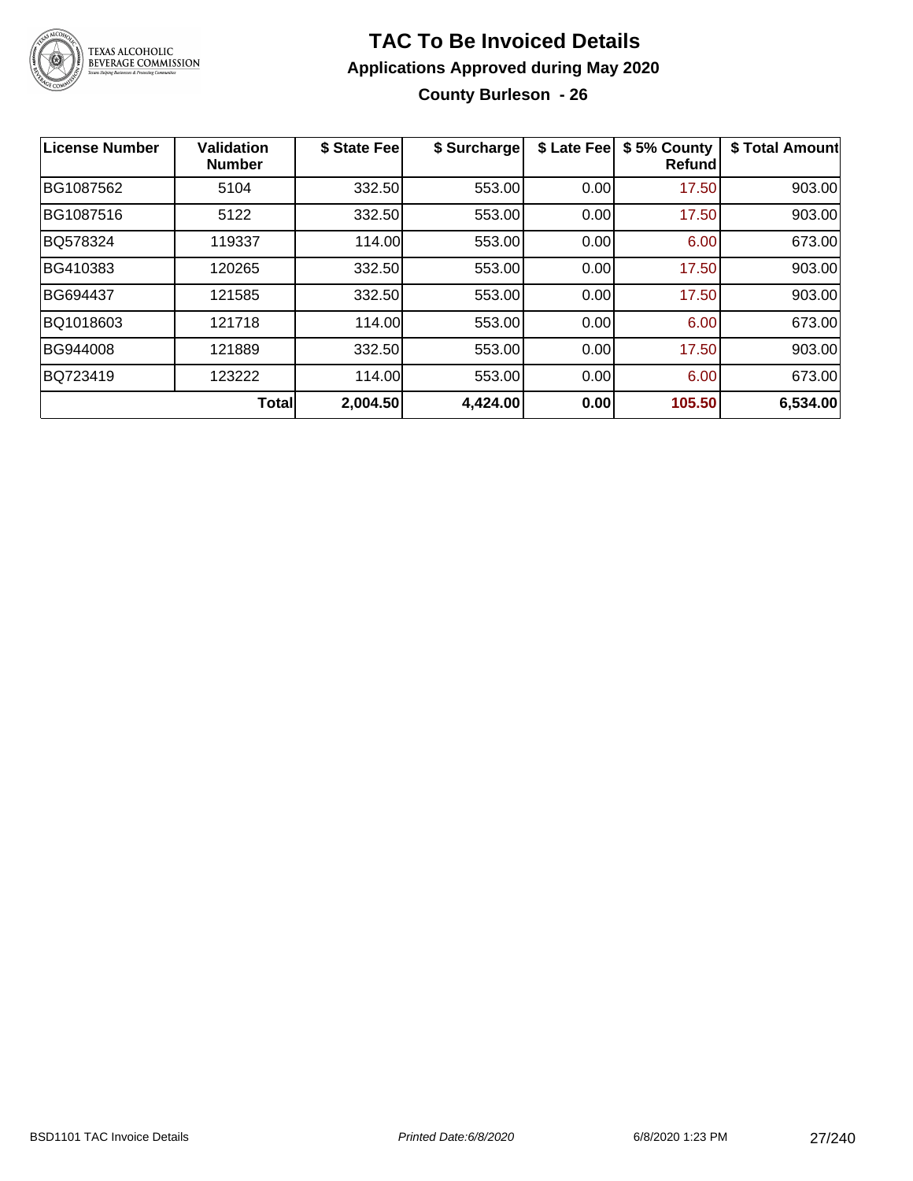# TAC To Be Invoiced Details

## Applications Approved during May 2020

### County Burleson - 26

| License Number | Validation Number | $ State Fee | $ Surcharge | $ Late Fee | $ 5% County Refund | $ Total Amount |
|---|---|---|---|---|---|---|
| BG1087562 | 5104 | 332.50 | 553.00 | 0.00 | 17.50 | 903.00 |
| BG1087516 | 5122 | 332.50 | 553.00 | 0.00 | 17.50 | 903.00 |
| BQ578324 | 119337 | 114.00 | 553.00 | 0.00 | 6.00 | 673.00 |
| BG410383 | 120265 | 332.50 | 553.00 | 0.00 | 17.50 | 903.00 |
| BG694437 | 121585 | 332.50 | 553.00 | 0.00 | 17.50 | 903.00 |
| BQ1018603 | 121718 | 114.00 | 553.00 | 0.00 | 6.00 | 673.00 |
| BG944008 | 121889 | 332.50 | 553.00 | 0.00 | 17.50 | 903.00 |
| BQ723419 | 123222 | 114.00 | 553.00 | 0.00 | 6.00 | 673.00 |
| | **Total** | **2,004.50** | **4,424.00** | **0.00** | **105.50** | **6,534.00** |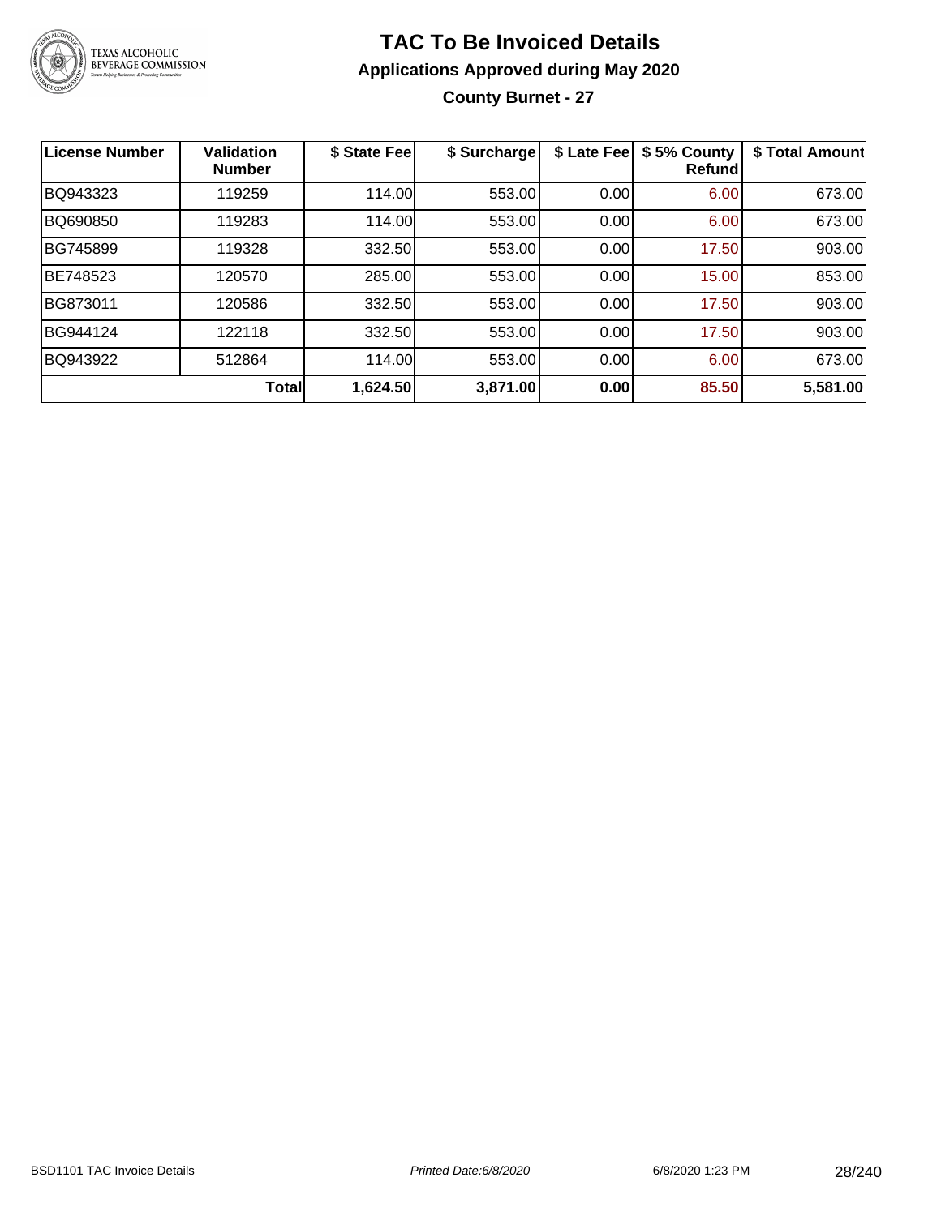# TAC To Be Invoiced Details

## Applications Approved during May 2020

### County Burnet - 27

| License Number | Validation Number | $ State Fee | $ Surcharge | $ Late Fee | $ 5% County Refund | $ Total Amount |
|---|---|---|---|---|---|---|
| BQ943323 | 119259 | 114.00 | 553.00 | 0.00 | 6.00 | 673.00 |
| BQ690850 | 119283 | 114.00 | 553.00 | 0.00 | 6.00 | 673.00 |
| BG745899 | 119328 | 332.50 | 553.00 | 0.00 | 17.50 | 903.00 |
| BE748523 | 120570 | 285.00 | 553.00 | 0.00 | 15.00 | 853.00 |
| BG873011 | 120586 | 332.50 | 553.00 | 0.00 | 17.50 | 903.00 |
| BG944124 | 122118 | 332.50 | 553.00 | 0.00 | 17.50 | 903.00 |
| BQ943922 | 512864 | 114.00 | 553.00 | 0.00 | 6.00 | 673.00 |
| | **Total** | **1,624.50** | **3,871.00** | **0.00** | **85.50** | **5,581.00** |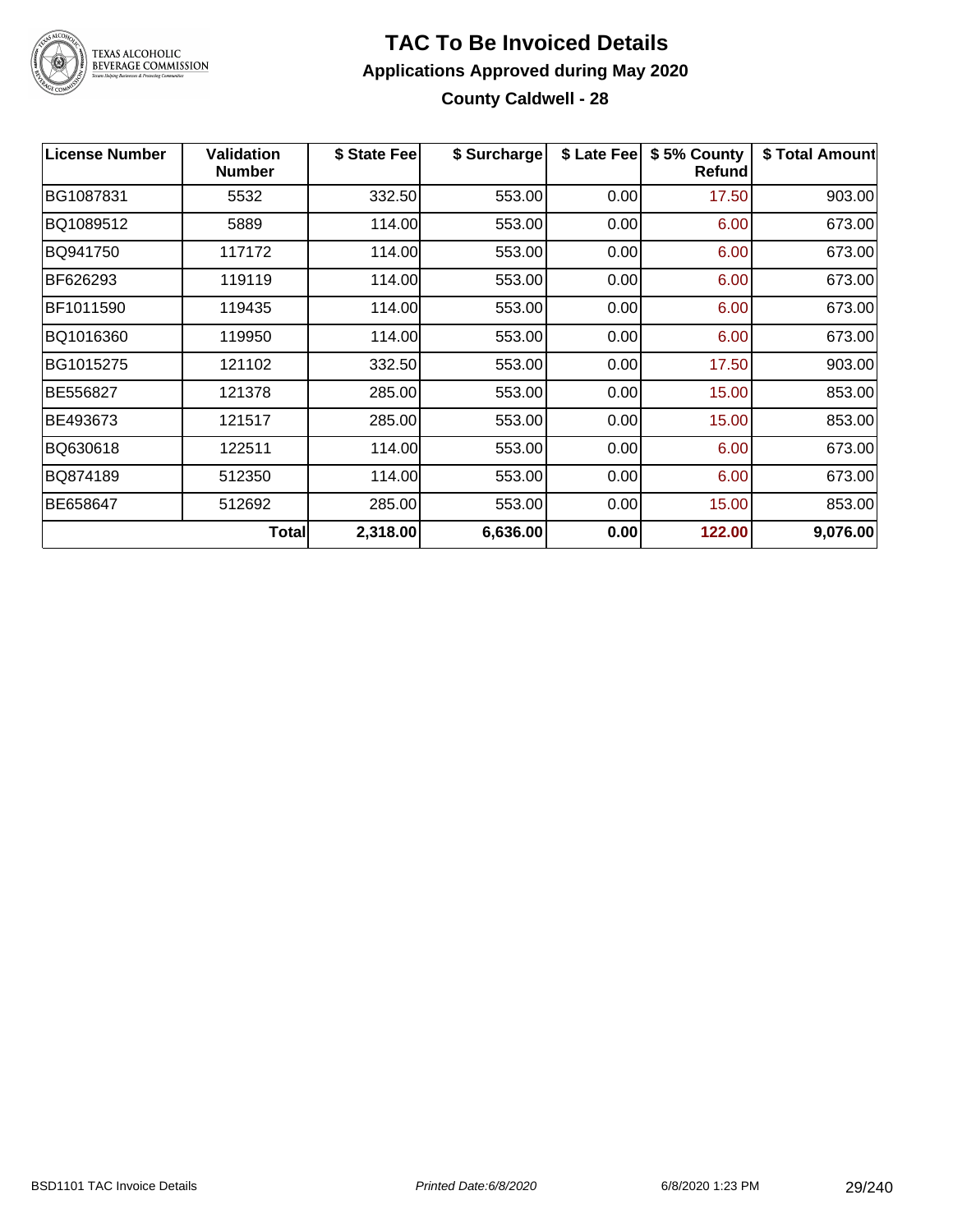# TAC To Be Invoiced Details

## Applications Approved during May 2020

### County Caldwell - 28

| License Number | Validation Number | $ State Fee | $ Surcharge | $ Late Fee | $ 5% County Refund | $ Total Amount |
|---|---|---|---|---|---|---|
| BG1087831 | 5532 | 332.50 | 553.00 | 0.00 | 17.50 | 903.00 |
| BQ1089512 | 5889 | 114.00 | 553.00 | 0.00 | 6.00 | 673.00 |
| BQ941750 | 117172 | 114.00 | 553.00 | 0.00 | 6.00 | 673.00 |
| BF626293 | 119119 | 114.00 | 553.00 | 0.00 | 6.00 | 673.00 |
| BF1011590 | 119435 | 114.00 | 553.00 | 0.00 | 6.00 | 673.00 |
| BQ1016360 | 119950 | 114.00 | 553.00 | 0.00 | 6.00 | 673.00 |
| BG1015275 | 121102 | 332.50 | 553.00 | 0.00 | 17.50 | 903.00 |
| BE556827 | 121378 | 285.00 | 553.00 | 0.00 | 15.00 | 853.00 |
| BE493673 | 121517 | 285.00 | 553.00 | 0.00 | 15.00 | 853.00 |
| BQ630618 | 122511 | 114.00 | 553.00 | 0.00 | 6.00 | 673.00 |
| BQ874189 | 512350 | 114.00 | 553.00 | 0.00 | 6.00 | 673.00 |
| BE658647 | 512692 | 285.00 | 553.00 | 0.00 | 15.00 | 853.00 |
| | **Total** | **2,318.00** | **6,636.00** | **0.00** | **122.00** | **9,076.00** |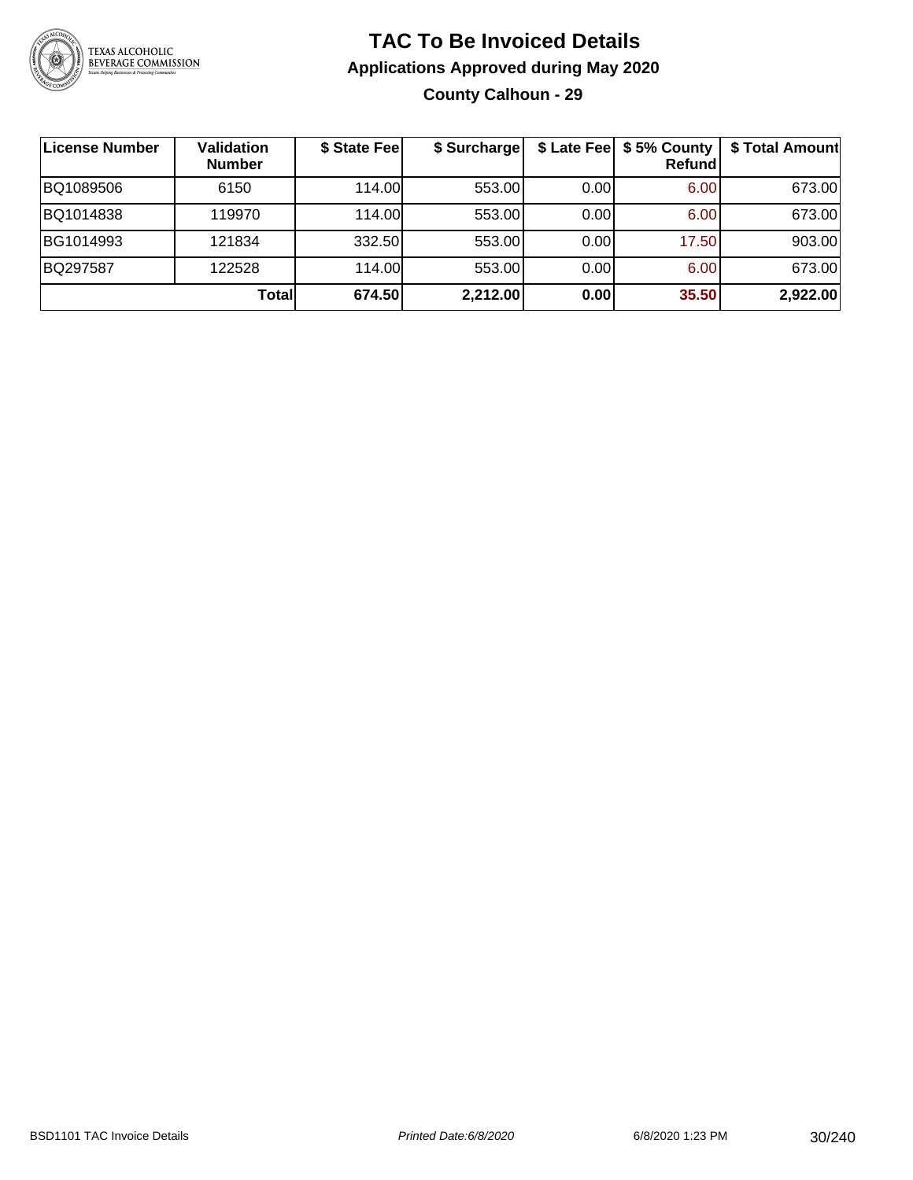# TAC To Be Invoiced Details

## Applications Approved during May 2020

### County Calhoun - 29

| License Number | Validation Number | $ State Fee | $ Surcharge | $ Late Fee | $ 5% County Refund | $ Total Amount |
|---|---|---|---|---|---|---|
| BQ1089506 | 6150 | 114.00 | 553.00 | 0.00 | 6.00 | 673.00 |
| BQ1014838 | 119970 | 114.00 | 553.00 | 0.00 | 6.00 | 673.00 |
| BG1014993 | 121834 | 332.50 | 553.00 | 0.00 | 17.50 | 903.00 |
| BQ297587 | 122528 | 114.00 | 553.00 | 0.00 | 6.00 | 673.00 |
| | **Total** | **674.50** | **2,212.00** | **0.00** | **35.50** | **2,922.00** |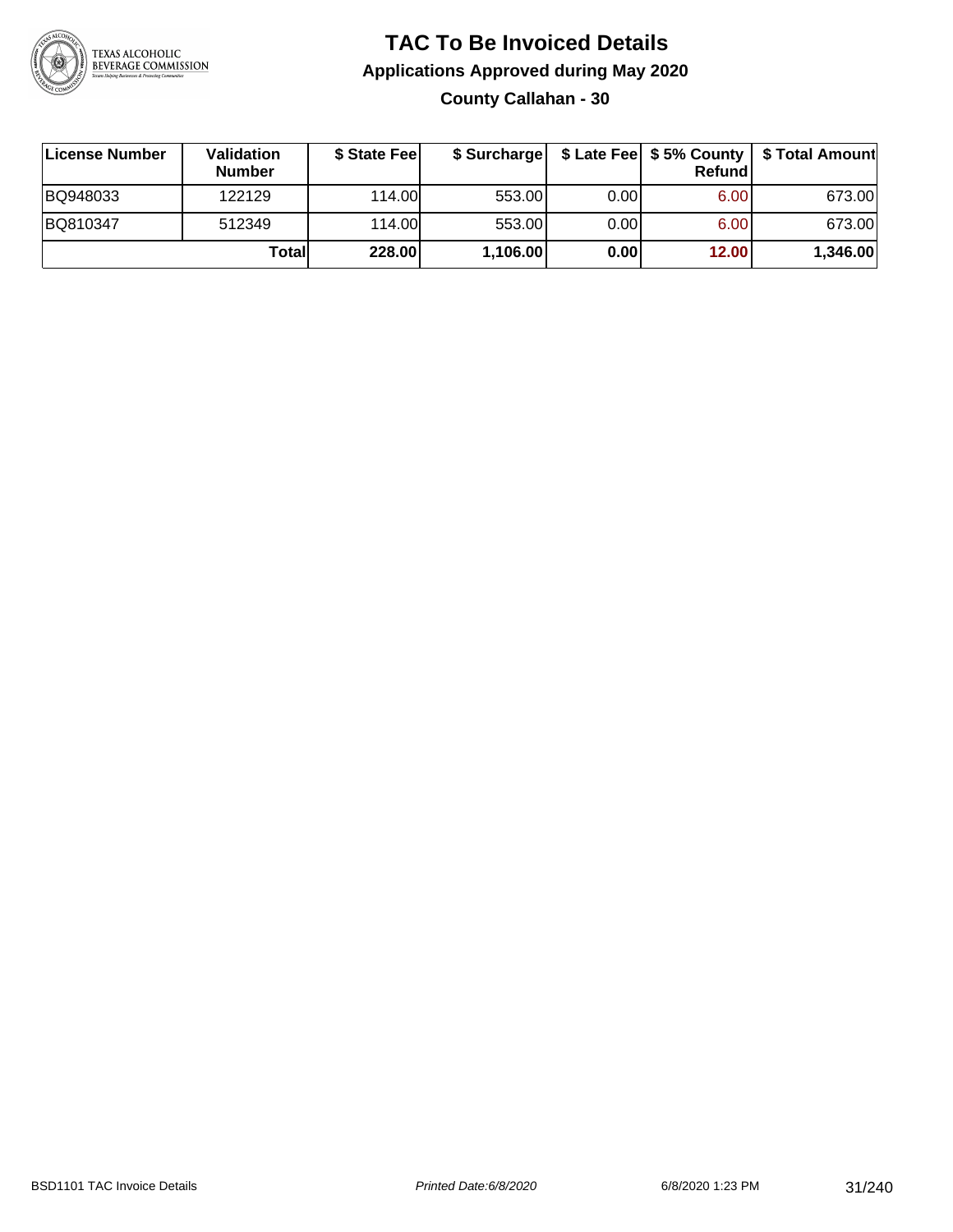# TAC To Be Invoiced Details

## Applications Approved during May 2020

### County Callahan - 30

| License Number | Validation Number | $ State Fee | $ Surcharge | $ Late Fee | $ 5% County Refund | $ Total Amount |
|---|---|---|---|---|---|---|
| BQ948033 | 122129 | 114.00 | 553.00 | 0.00 | 6.00 | 673.00 |
| BQ810347 | 512349 | 114.00 | 553.00 | 0.00 | 6.00 | 673.00 |
| | **Total** | **228.00** | **1,106.00** | **0.00** | **12.00** | **1,346.00** |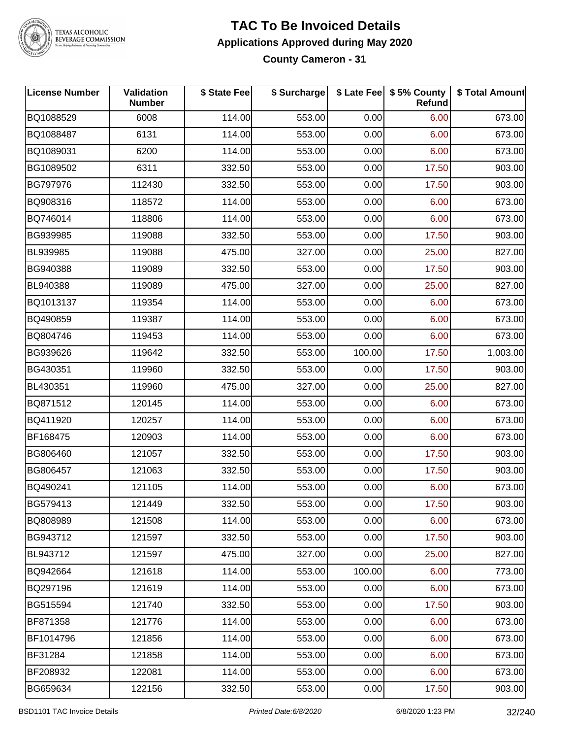# TAC To Be Invoiced Details

## Applications Approved during May 2020

### County Cameron - 31

| License Number | Validation Number | $ State Fee | $ Surcharge | $ Late Fee | $ 5% County Refund | $ Total Amount |
|---|---|---|---|---|---|---|
| BQ1088529 | 6008 | 114.00 | 553.00 | 0.00 | 6.00 | 673.00 |
| BQ1088487 | 6131 | 114.00 | 553.00 | 0.00 | 6.00 | 673.00 |
| BQ1089031 | 6200 | 114.00 | 553.00 | 0.00 | 6.00 | 673.00 |
| BG1089502 | 6311 | 332.50 | 553.00 | 0.00 | 17.50 | 903.00 |
| BG797976 | 112430 | 332.50 | 553.00 | 0.00 | 17.50 | 903.00 |
| BQ908316 | 118572 | 114.00 | 553.00 | 0.00 | 6.00 | 673.00 |
| BQ746014 | 118806 | 114.00 | 553.00 | 0.00 | 6.00 | 673.00 |
| BG939985 | 119088 | 332.50 | 553.00 | 0.00 | 17.50 | 903.00 |
| BL939985 | 119088 | 475.00 | 327.00 | 0.00 | 25.00 | 827.00 |
| BG940388 | 119089 | 332.50 | 553.00 | 0.00 | 17.50 | 903.00 |
| BL940388 | 119089 | 475.00 | 327.00 | 0.00 | 25.00 | 827.00 |
| BQ1013137 | 119354 | 114.00 | 553.00 | 0.00 | 6.00 | 673.00 |
| BQ490859 | 119387 | 114.00 | 553.00 | 0.00 | 6.00 | 673.00 |
| BQ804746 | 119453 | 114.00 | 553.00 | 0.00 | 6.00 | 673.00 |
| BG939626 | 119642 | 332.50 | 553.00 | 100.00 | 17.50 | 1,003.00 |
| BG430351 | 119960 | 332.50 | 553.00 | 0.00 | 17.50 | 903.00 |
| BL430351 | 119960 | 475.00 | 327.00 | 0.00 | 25.00 | 827.00 |
| BQ871512 | 120145 | 114.00 | 553.00 | 0.00 | 6.00 | 673.00 |
| BQ411920 | 120257 | 114.00 | 553.00 | 0.00 | 6.00 | 673.00 |
| BF168475 | 120903 | 114.00 | 553.00 | 0.00 | 6.00 | 673.00 |
| BG806460 | 121057 | 332.50 | 553.00 | 0.00 | 17.50 | 903.00 |
| BG806457 | 121063 | 332.50 | 553.00 | 0.00 | 17.50 | 903.00 |
| BQ490241 | 121105 | 114.00 | 553.00 | 0.00 | 6.00 | 673.00 |
| BG579413 | 121449 | 332.50 | 553.00 | 0.00 | 17.50 | 903.00 |
| BQ808989 | 121508 | 114.00 | 553.00 | 0.00 | 6.00 | 673.00 |
| BG943712 | 121597 | 332.50 | 553.00 | 0.00 | 17.50 | 903.00 |
| BL943712 | 121597 | 475.00 | 327.00 | 0.00 | 25.00 | 827.00 |
| BQ942664 | 121618 | 114.00 | 553.00 | 100.00 | 6.00 | 773.00 |
| BQ297196 | 121619 | 114.00 | 553.00 | 0.00 | 6.00 | 673.00 |
| BG515594 | 121740 | 332.50 | 553.00 | 0.00 | 17.50 | 903.00 |
| BF871358 | 121776 | 114.00 | 553.00 | 0.00 | 6.00 | 673.00 |
| BF1014796 | 121856 | 114.00 | 553.00 | 0.00 | 6.00 | 673.00 |
| BF31284 | 121858 | 114.00 | 553.00 | 0.00 | 6.00 | 673.00 |
| BF208932 | 122081 | 114.00 | 553.00 | 0.00 | 6.00 | 673.00 |
| BG659634 | 122156 | 332.50 | 553.00 | 0.00 | 17.50 | 903.00 |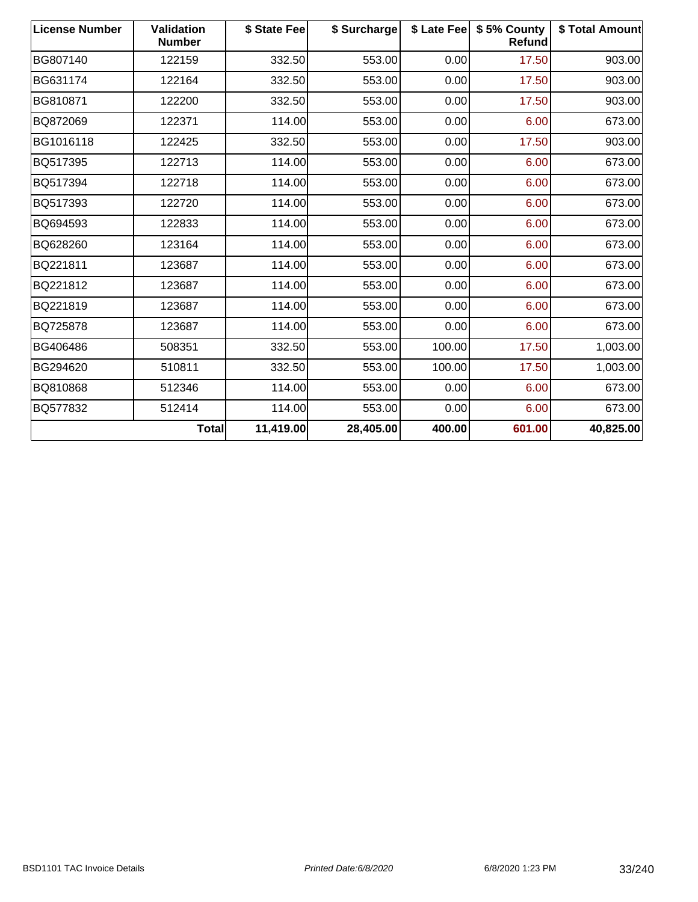| License Number | Validation Number | $ State Fee | $ Surcharge | $ Late Fee | $ 5% County Refund | $ Total Amount |
|---|---|---|---|---|---|---|
| BG807140 | 122159 | 332.50 | 553.00 | 0.00 | 17.50 | 903.00 |
| BG631174 | 122164 | 332.50 | 553.00 | 0.00 | 17.50 | 903.00 |
| BG810871 | 122200 | 332.50 | 553.00 | 0.00 | 17.50 | 903.00 |
| BQ872069 | 122371 | 114.00 | 553.00 | 0.00 | 6.00 | 673.00 |
| BG1016118 | 122425 | 332.50 | 553.00 | 0.00 | 17.50 | 903.00 |
| BQ517395 | 122713 | 114.00 | 553.00 | 0.00 | 6.00 | 673.00 |
| BQ517394 | 122718 | 114.00 | 553.00 | 0.00 | 6.00 | 673.00 |
| BQ517393 | 122720 | 114.00 | 553.00 | 0.00 | 6.00 | 673.00 |
| BQ694593 | 122833 | 114.00 | 553.00 | 0.00 | 6.00 | 673.00 |
| BQ628260 | 123164 | 114.00 | 553.00 | 0.00 | 6.00 | 673.00 |
| BQ221811 | 123687 | 114.00 | 553.00 | 0.00 | 6.00 | 673.00 |
| BQ221812 | 123687 | 114.00 | 553.00 | 0.00 | 6.00 | 673.00 |
| BQ221819 | 123687 | 114.00 | 553.00 | 0.00 | 6.00 | 673.00 |
| BQ725878 | 123687 | 114.00 | 553.00 | 0.00 | 6.00 | 673.00 |
| BG406486 | 508351 | 332.50 | 553.00 | 100.00 | 17.50 | 1,003.00 |
| BG294620 | 510811 | 332.50 | 553.00 | 100.00 | 17.50 | 1,003.00 |
| BQ810868 | 512346 | 114.00 | 553.00 | 0.00 | 6.00 | 673.00 |
| BQ577832 | 512414 | 114.00 | 553.00 | 0.00 | 6.00 | 673.00 |
| | **Total** | **11,419.00** | **28,405.00** | **400.00** | **601.00** | **40,825.00** |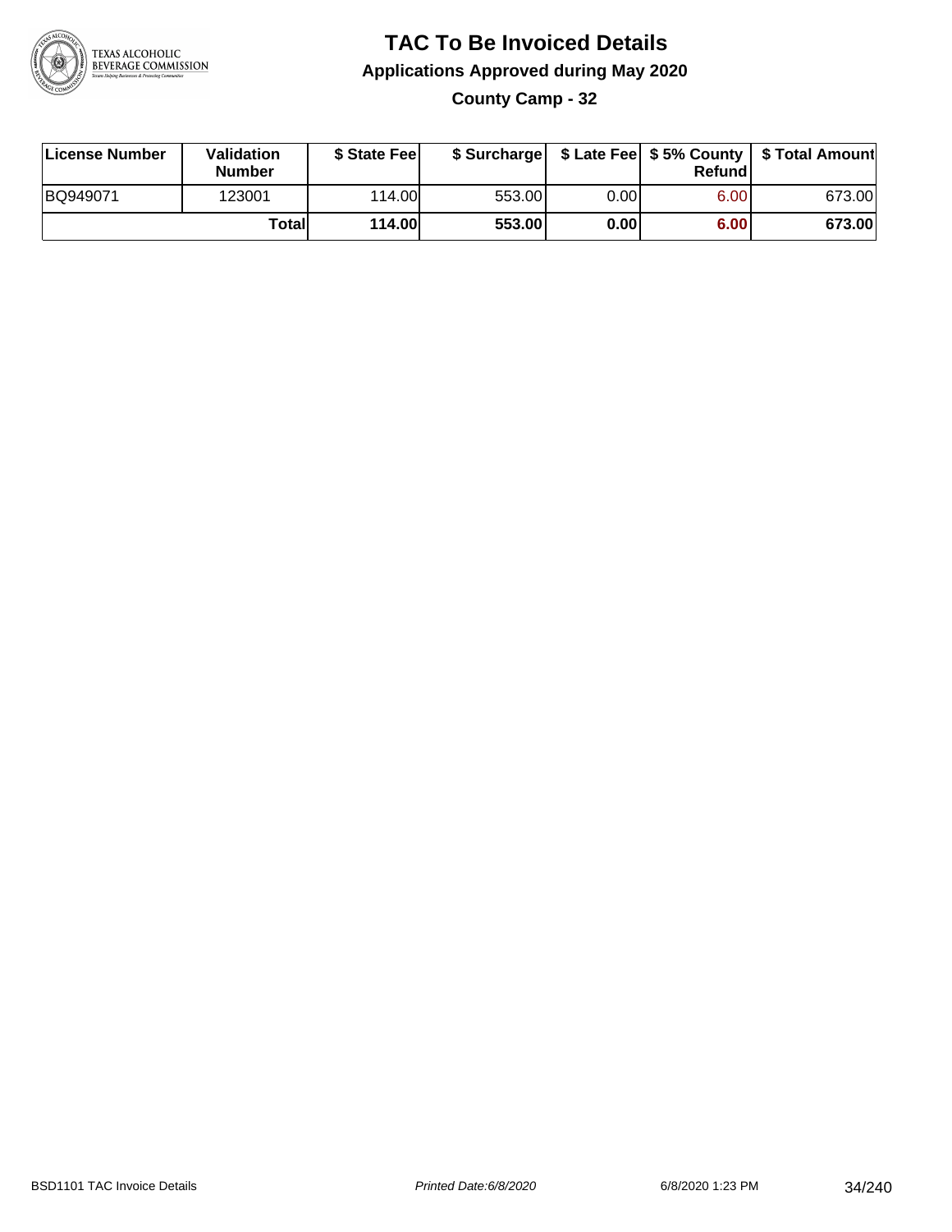# TAC To Be Invoiced Details

## Applications Approved during May 2020

### County Camp - 32

| License Number | Validation Number | $ State Fee | $ Surcharge | $ Late Fee | $ 5% County Refund | $ Total Amount |
|---|---|---|---|---|---|---|
| BQ949071 | 123001 | 114.00 | 553.00 | 0.00 | 6.00 | 673.00 |
| | **Total** | **114.00** | **553.00** | **0.00** | **6.00** | **673.00** |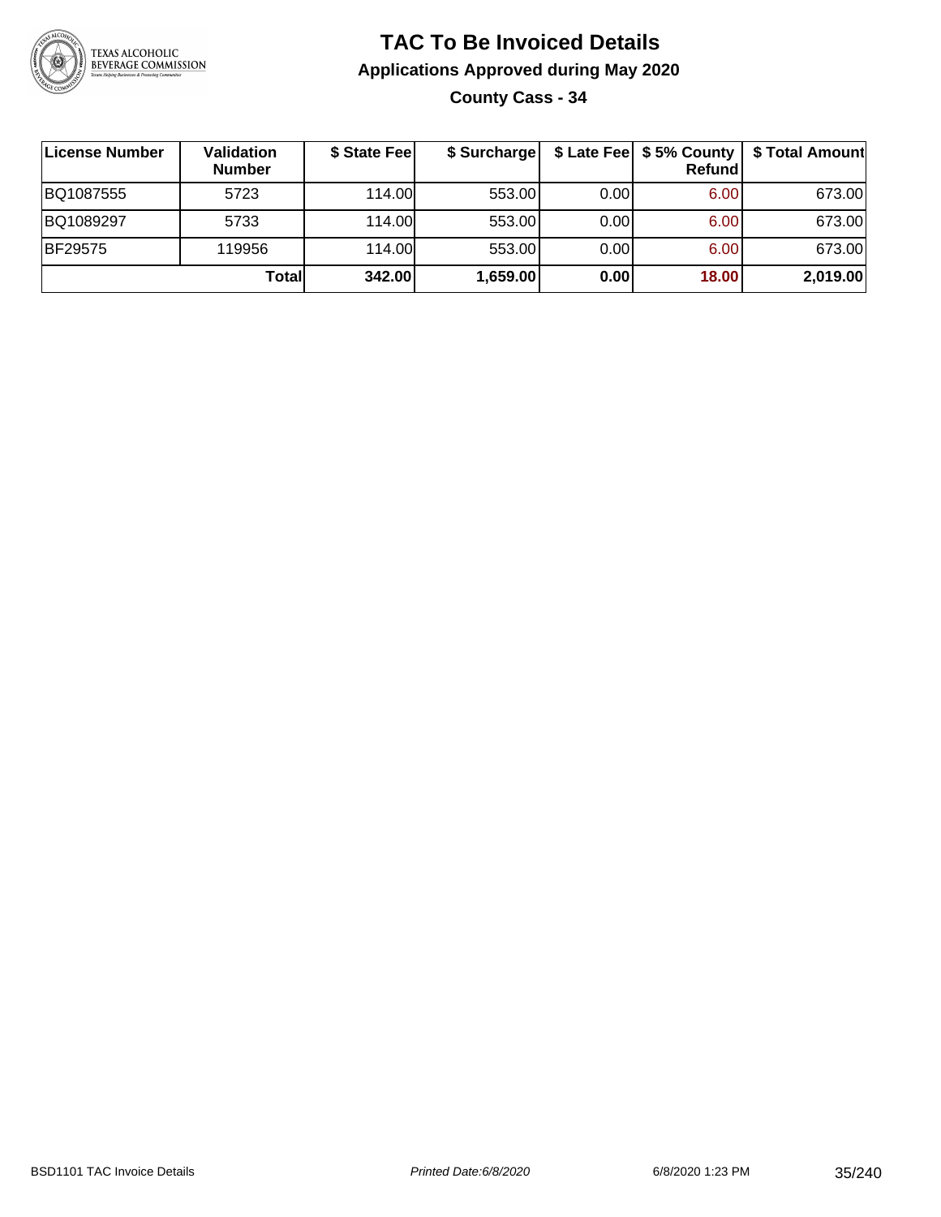# TAC To Be Invoiced Details

## Applications Approved during May 2020

### County Cass - 34

| License Number | Validation Number | $ State Fee | $ Surcharge | $ Late Fee | $ 5% County Refund | $ Total Amount |
|---|---|---|---|---|---|---|
| BQ1087555 | 5723 | 114.00 | 553.00 | 0.00 | 6.00 | 673.00 |
| BQ1089297 | 5733 | 114.00 | 553.00 | 0.00 | 6.00 | 673.00 |
| BF29575 | 119956 | 114.00 | 553.00 | 0.00 | 6.00 | 673.00 |
| | **Total** | **342.00** | **1,659.00** | **0.00** | **18.00** | **2,019.00** |

BSD1101 TAC Invoice Details    *Printed Date:6/8/2020*    6/8/2020 1:23 PM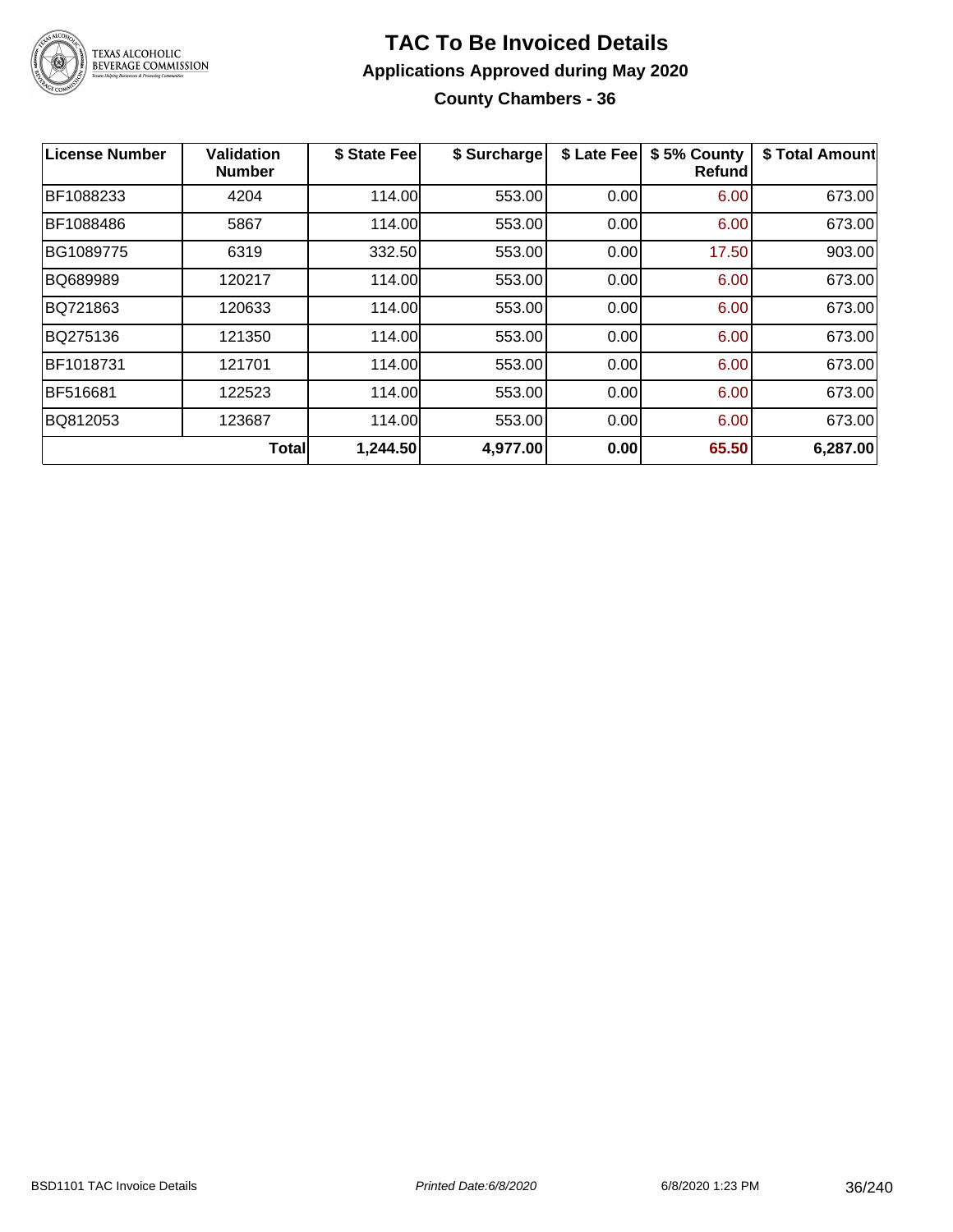# TAC To Be Invoiced Details

## Applications Approved during May 2020

### County Chambers - 36

| License Number | Validation Number | $ State Fee | $ Surcharge | $ Late Fee | $ 5% County Refund | $ Total Amount |
|---|---|---|---|---|---|---|
| BF1088233 | 4204 | 114.00 | 553.00 | 0.00 | 6.00 | 673.00 |
| BF1088486 | 5867 | 114.00 | 553.00 | 0.00 | 6.00 | 673.00 |
| BG1089775 | 6319 | 332.50 | 553.00 | 0.00 | 17.50 | 903.00 |
| BQ689989 | 120217 | 114.00 | 553.00 | 0.00 | 6.00 | 673.00 |
| BQ721863 | 120633 | 114.00 | 553.00 | 0.00 | 6.00 | 673.00 |
| BQ275136 | 121350 | 114.00 | 553.00 | 0.00 | 6.00 | 673.00 |
| BF1018731 | 121701 | 114.00 | 553.00 | 0.00 | 6.00 | 673.00 |
| BF516681 | 122523 | 114.00 | 553.00 | 0.00 | 6.00 | 673.00 |
| BQ812053 | 123687 | 114.00 | 553.00 | 0.00 | 6.00 | 673.00 |
| | **Total** | **1,244.50** | **4,977.00** | **0.00** | **65.50** | **6,287.00** |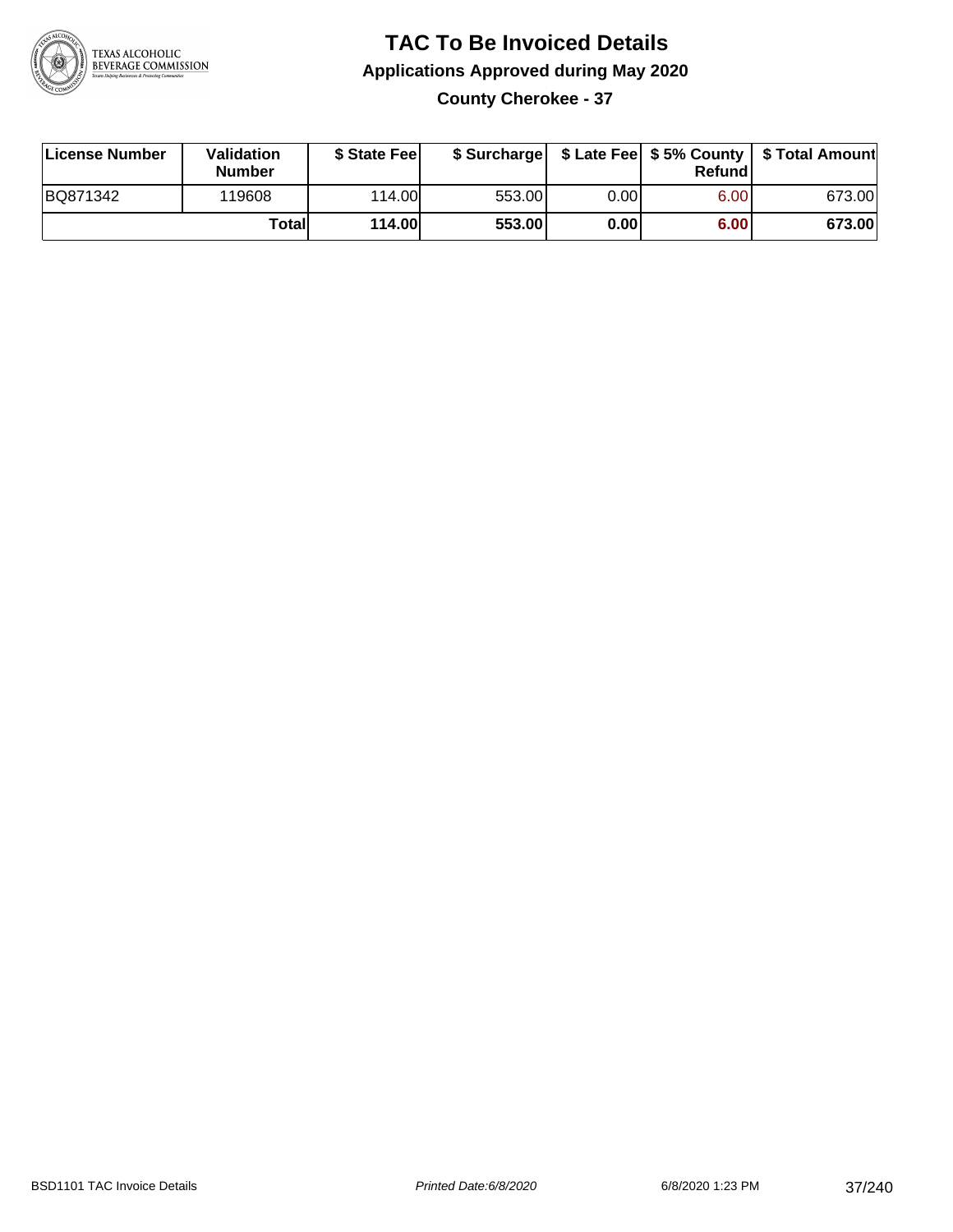# TAC To Be Invoiced Details

## Applications Approved during May 2020

### County Cherokee - 37

| License Number | Validation Number | $ State Fee | $ Surcharge | $ Late Fee | $ 5% County Refund | $ Total Amount |
|---|---|---|---|---|---|---|
| BQ871342 | 119608 | 114.00 | 553.00 | 0.00 | 6.00 | 673.00 |
| | **Total** | **114.00** | **553.00** | **0.00** | **6.00** | **673.00** |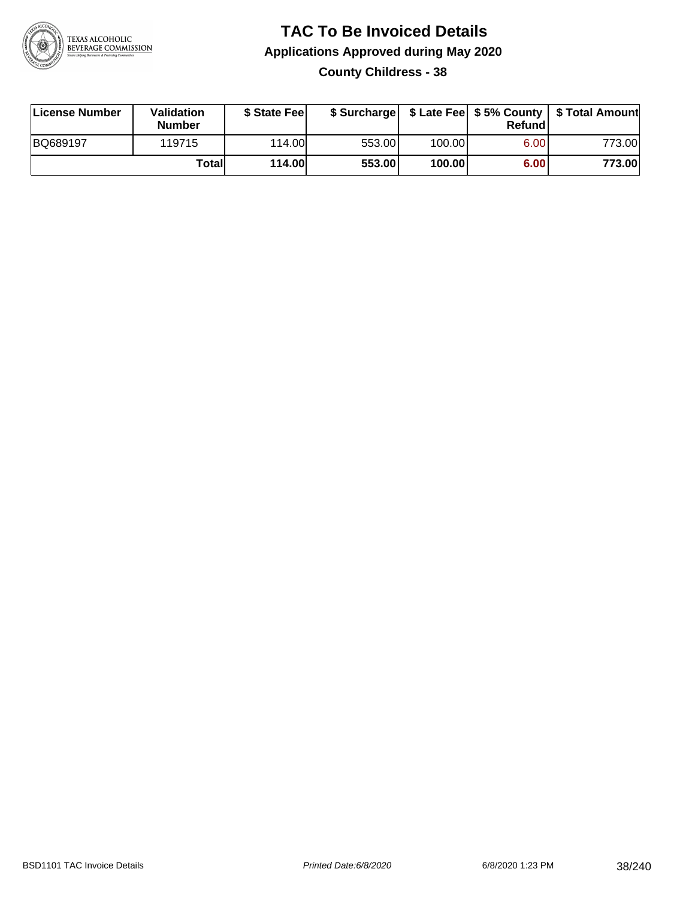# TAC To Be Invoiced Details

## Applications Approved during May 2020

### County Childress - 38

| License Number | Validation Number | $ State Fee | $ Surcharge | $ Late Fee | $ 5% County Refund | $ Total Amount |
|---|---|---|---|---|---|---|
| BQ689197 | 119715 | 114.00 | 553.00 | 100.00 | 6.00 | 773.00 |
| | **Total** | **114.00** | **553.00** | **100.00** | **6.00** | **773.00** |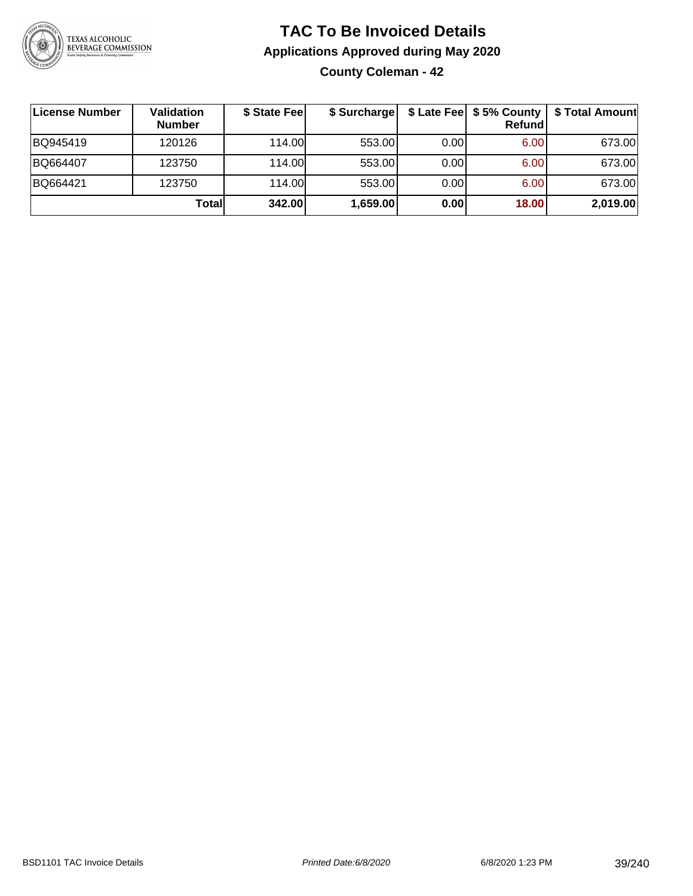# TAC To Be Invoiced Details

## Applications Approved during May 2020

### County Coleman - 42

| License Number | Validation Number | \$ State Fee | \$ Surcharge | \$ Late Fee | \$ 5% County Refund | \$ Total Amount |
|---|---|---|---|---|---|---|
| BQ945419 | 120126 | 114.00 | 553.00 | 0.00 | 6.00 | 673.00 |
| BQ664407 | 123750 | 114.00 | 553.00 | 0.00 | 6.00 | 673.00 |
| BQ664421 | 123750 | 114.00 | 553.00 | 0.00 | 6.00 | 673.00 |
| | **Total** | **342.00** | **1,659.00** | **0.00** | **18.00** | **2,019.00** |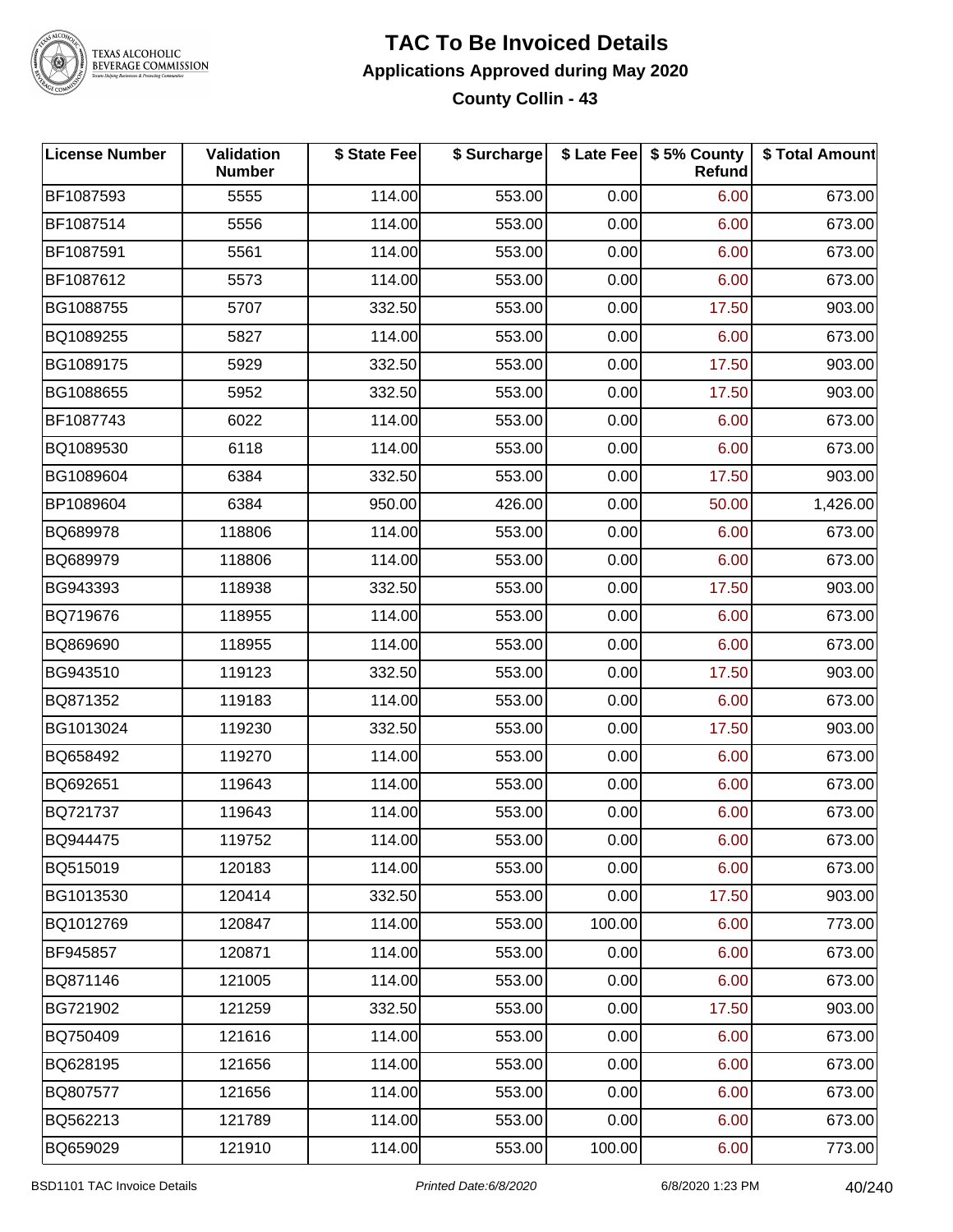# TAC To Be Invoiced Details

## Applications Approved during May 2020

### County Collin - 43

| License Number | Validation Number | $ State Fee | $ Surcharge | $ Late Fee | $ 5% County Refund | $ Total Amount |
|---|---|---|---|---|---|---|
| BF1087593 | 5555 | 114.00 | 553.00 | 0.00 | 6.00 | 673.00 |
| BF1087514 | 5556 | 114.00 | 553.00 | 0.00 | 6.00 | 673.00 |
| BF1087591 | 5561 | 114.00 | 553.00 | 0.00 | 6.00 | 673.00 |
| BF1087612 | 5573 | 114.00 | 553.00 | 0.00 | 6.00 | 673.00 |
| BG1088755 | 5707 | 332.50 | 553.00 | 0.00 | 17.50 | 903.00 |
| BQ1089255 | 5827 | 114.00 | 553.00 | 0.00 | 6.00 | 673.00 |
| BG1089175 | 5929 | 332.50 | 553.00 | 0.00 | 17.50 | 903.00 |
| BG1088655 | 5952 | 332.50 | 553.00 | 0.00 | 17.50 | 903.00 |
| BF1087743 | 6022 | 114.00 | 553.00 | 0.00 | 6.00 | 673.00 |
| BQ1089530 | 6118 | 114.00 | 553.00 | 0.00 | 6.00 | 673.00 |
| BG1089604 | 6384 | 332.50 | 553.00 | 0.00 | 17.50 | 903.00 |
| BP1089604 | 6384 | 950.00 | 426.00 | 0.00 | 50.00 | 1,426.00 |
| BQ689978 | 118806 | 114.00 | 553.00 | 0.00 | 6.00 | 673.00 |
| BQ689979 | 118806 | 114.00 | 553.00 | 0.00 | 6.00 | 673.00 |
| BG943393 | 118938 | 332.50 | 553.00 | 0.00 | 17.50 | 903.00 |
| BQ719676 | 118955 | 114.00 | 553.00 | 0.00 | 6.00 | 673.00 |
| BQ869690 | 118955 | 114.00 | 553.00 | 0.00 | 6.00 | 673.00 |
| BG943510 | 119123 | 332.50 | 553.00 | 0.00 | 17.50 | 903.00 |
| BQ871352 | 119183 | 114.00 | 553.00 | 0.00 | 6.00 | 673.00 |
| BG1013024 | 119230 | 332.50 | 553.00 | 0.00 | 17.50 | 903.00 |
| BQ658492 | 119270 | 114.00 | 553.00 | 0.00 | 6.00 | 673.00 |
| BQ692651 | 119643 | 114.00 | 553.00 | 0.00 | 6.00 | 673.00 |
| BQ721737 | 119643 | 114.00 | 553.00 | 0.00 | 6.00 | 673.00 |
| BQ944475 | 119752 | 114.00 | 553.00 | 0.00 | 6.00 | 673.00 |
| BQ515019 | 120183 | 114.00 | 553.00 | 0.00 | 6.00 | 673.00 |
| BG1013530 | 120414 | 332.50 | 553.00 | 0.00 | 17.50 | 903.00 |
| BQ1012769 | 120847 | 114.00 | 553.00 | 100.00 | 6.00 | 773.00 |
| BF945857 | 120871 | 114.00 | 553.00 | 0.00 | 6.00 | 673.00 |
| BQ871146 | 121005 | 114.00 | 553.00 | 0.00 | 6.00 | 673.00 |
| BG721902 | 121259 | 332.50 | 553.00 | 0.00 | 17.50 | 903.00 |
| BQ750409 | 121616 | 114.00 | 553.00 | 0.00 | 6.00 | 673.00 |
| BQ628195 | 121656 | 114.00 | 553.00 | 0.00 | 6.00 | 673.00 |
| BQ807577 | 121656 | 114.00 | 553.00 | 0.00 | 6.00 | 673.00 |
| BQ562213 | 121789 | 114.00 | 553.00 | 0.00 | 6.00 | 673.00 |
| BQ659029 | 121910 | 114.00 | 553.00 | 100.00 | 6.00 | 773.00 |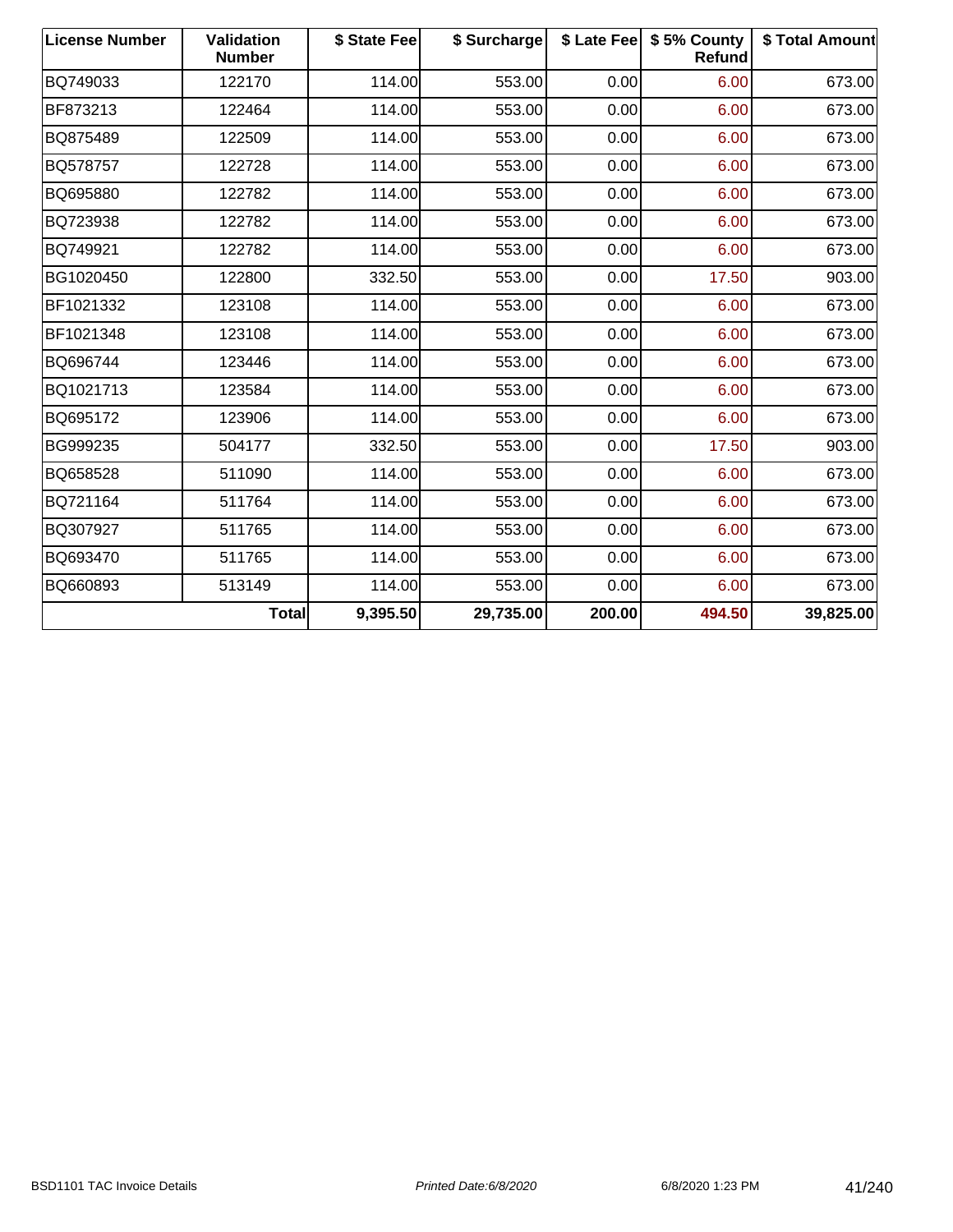| License Number | Validation Number | $ State Fee | $ Surcharge | $ Late Fee | $ 5% County Refund | $ Total Amount |
|---|---|---|---|---|---|---|
| BQ749033 | 122170 | 114.00 | 553.00 | 0.00 | 6.00 | 673.00 |
| BF873213 | 122464 | 114.00 | 553.00 | 0.00 | 6.00 | 673.00 |
| BQ875489 | 122509 | 114.00 | 553.00 | 0.00 | 6.00 | 673.00 |
| BQ578757 | 122728 | 114.00 | 553.00 | 0.00 | 6.00 | 673.00 |
| BQ695880 | 122782 | 114.00 | 553.00 | 0.00 | 6.00 | 673.00 |
| BQ723938 | 122782 | 114.00 | 553.00 | 0.00 | 6.00 | 673.00 |
| BQ749921 | 122782 | 114.00 | 553.00 | 0.00 | 6.00 | 673.00 |
| BG1020450 | 122800 | 332.50 | 553.00 | 0.00 | 17.50 | 903.00 |
| BF1021332 | 123108 | 114.00 | 553.00 | 0.00 | 6.00 | 673.00 |
| BF1021348 | 123108 | 114.00 | 553.00 | 0.00 | 6.00 | 673.00 |
| BQ696744 | 123446 | 114.00 | 553.00 | 0.00 | 6.00 | 673.00 |
| BQ1021713 | 123584 | 114.00 | 553.00 | 0.00 | 6.00 | 673.00 |
| BQ695172 | 123906 | 114.00 | 553.00 | 0.00 | 6.00 | 673.00 |
| BG999235 | 504177 | 332.50 | 553.00 | 0.00 | 17.50 | 903.00 |
| BQ658528 | 511090 | 114.00 | 553.00 | 0.00 | 6.00 | 673.00 |
| BQ721164 | 511764 | 114.00 | 553.00 | 0.00 | 6.00 | 673.00 |
| BQ307927 | 511765 | 114.00 | 553.00 | 0.00 | 6.00 | 673.00 |
| BQ693470 | 511765 | 114.00 | 553.00 | 0.00 | 6.00 | 673.00 |
| BQ660893 | 513149 | 114.00 | 553.00 | 0.00 | 6.00 | 673.00 |
| | **Total** | **9,395.50** | **29,735.00** | **200.00** | **494.50** | **39,825.00** |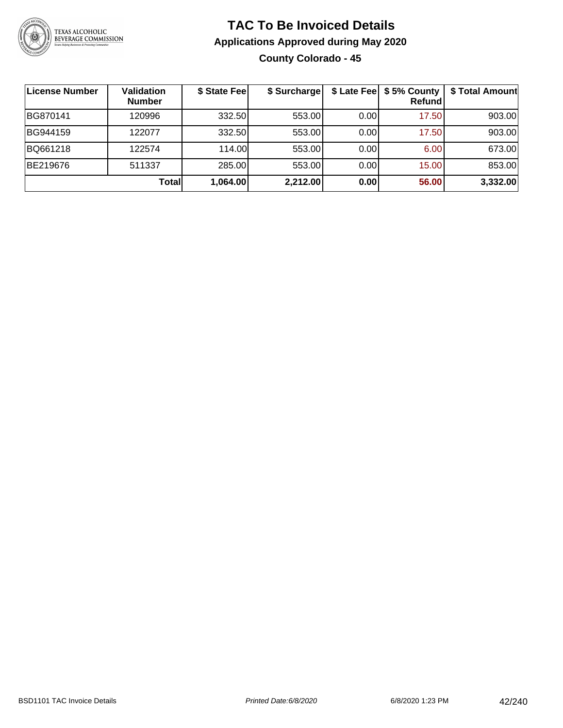# TAC To Be Invoiced Details

## Applications Approved during May 2020

### County Colorado - 45

| License Number | Validation Number | $ State Fee | $ Surcharge | $ Late Fee | $ 5% County Refund | $ Total Amount |
|---|---|---|---|---|---|---|
| BG870141 | 120996 | 332.50 | 553.00 | 0.00 | 17.50 | 903.00 |
| BG944159 | 122077 | 332.50 | 553.00 | 0.00 | 17.50 | 903.00 |
| BQ661218 | 122574 | 114.00 | 553.00 | 0.00 | 6.00 | 673.00 |
| BE219676 | 511337 | 285.00 | 553.00 | 0.00 | 15.00 | 853.00 |
| | **Total** | **1,064.00** | **2,212.00** | **0.00** | **56.00** | **3,332.00** |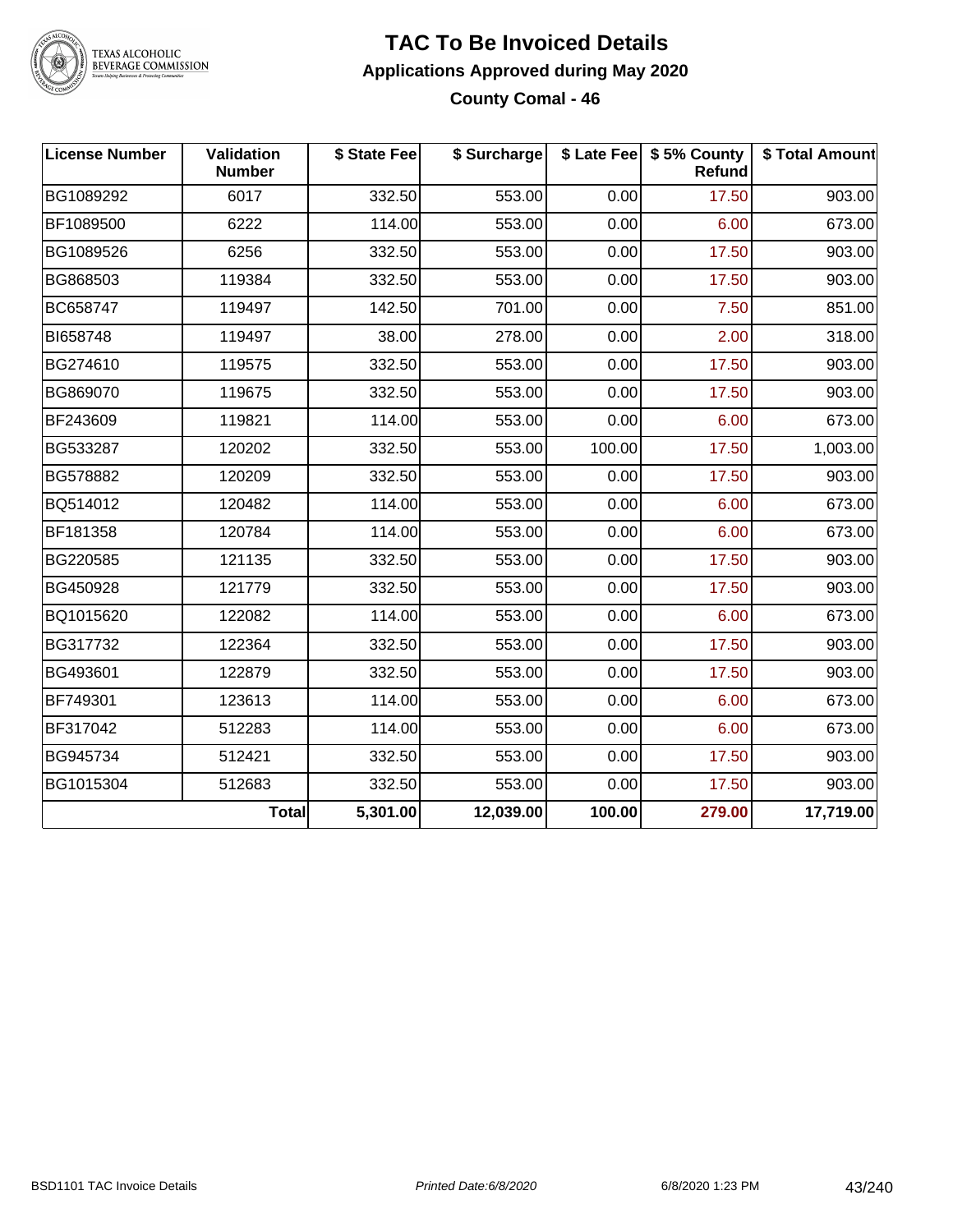# TAC To Be Invoiced Details

## Applications Approved during May 2020

### County Comal - 46

| License Number | Validation Number | $ State Fee | $ Surcharge | $ Late Fee | $ 5% County Refund | $ Total Amount |
|---|---|---|---|---|---|---|
| BG1089292 | 6017 | 332.50 | 553.00 | 0.00 | 17.50 | 903.00 |
| BF1089500 | 6222 | 114.00 | 553.00 | 0.00 | 6.00 | 673.00 |
| BG1089526 | 6256 | 332.50 | 553.00 | 0.00 | 17.50 | 903.00 |
| BG868503 | 119384 | 332.50 | 553.00 | 0.00 | 17.50 | 903.00 |
| BC658747 | 119497 | 142.50 | 701.00 | 0.00 | 7.50 | 851.00 |
| BI658748 | 119497 | 38.00 | 278.00 | 0.00 | 2.00 | 318.00 |
| BG274610 | 119575 | 332.50 | 553.00 | 0.00 | 17.50 | 903.00 |
| BG869070 | 119675 | 332.50 | 553.00 | 0.00 | 17.50 | 903.00 |
| BF243609 | 119821 | 114.00 | 553.00 | 0.00 | 6.00 | 673.00 |
| BG533287 | 120202 | 332.50 | 553.00 | 100.00 | 17.50 | 1,003.00 |
| BG578882 | 120209 | 332.50 | 553.00 | 0.00 | 17.50 | 903.00 |
| BQ514012 | 120482 | 114.00 | 553.00 | 0.00 | 6.00 | 673.00 |
| BF181358 | 120784 | 114.00 | 553.00 | 0.00 | 6.00 | 673.00 |
| BG220585 | 121135 | 332.50 | 553.00 | 0.00 | 17.50 | 903.00 |
| BG450928 | 121779 | 332.50 | 553.00 | 0.00 | 17.50 | 903.00 |
| BQ1015620 | 122082 | 114.00 | 553.00 | 0.00 | 6.00 | 673.00 |
| BG317732 | 122364 | 332.50 | 553.00 | 0.00 | 17.50 | 903.00 |
| BG493601 | 122879 | 332.50 | 553.00 | 0.00 | 17.50 | 903.00 |
| BF749301 | 123613 | 114.00 | 553.00 | 0.00 | 6.00 | 673.00 |
| BF317042 | 512283 | 114.00 | 553.00 | 0.00 | 6.00 | 673.00 |
| BG945734 | 512421 | 332.50 | 553.00 | 0.00 | 17.50 | 903.00 |
| BG1015304 | 512683 | 332.50 | 553.00 | 0.00 | 17.50 | 903.00 |
| | **Total** | **5,301.00** | **12,039.00** | **100.00** | **279.00** | **17,719.00** |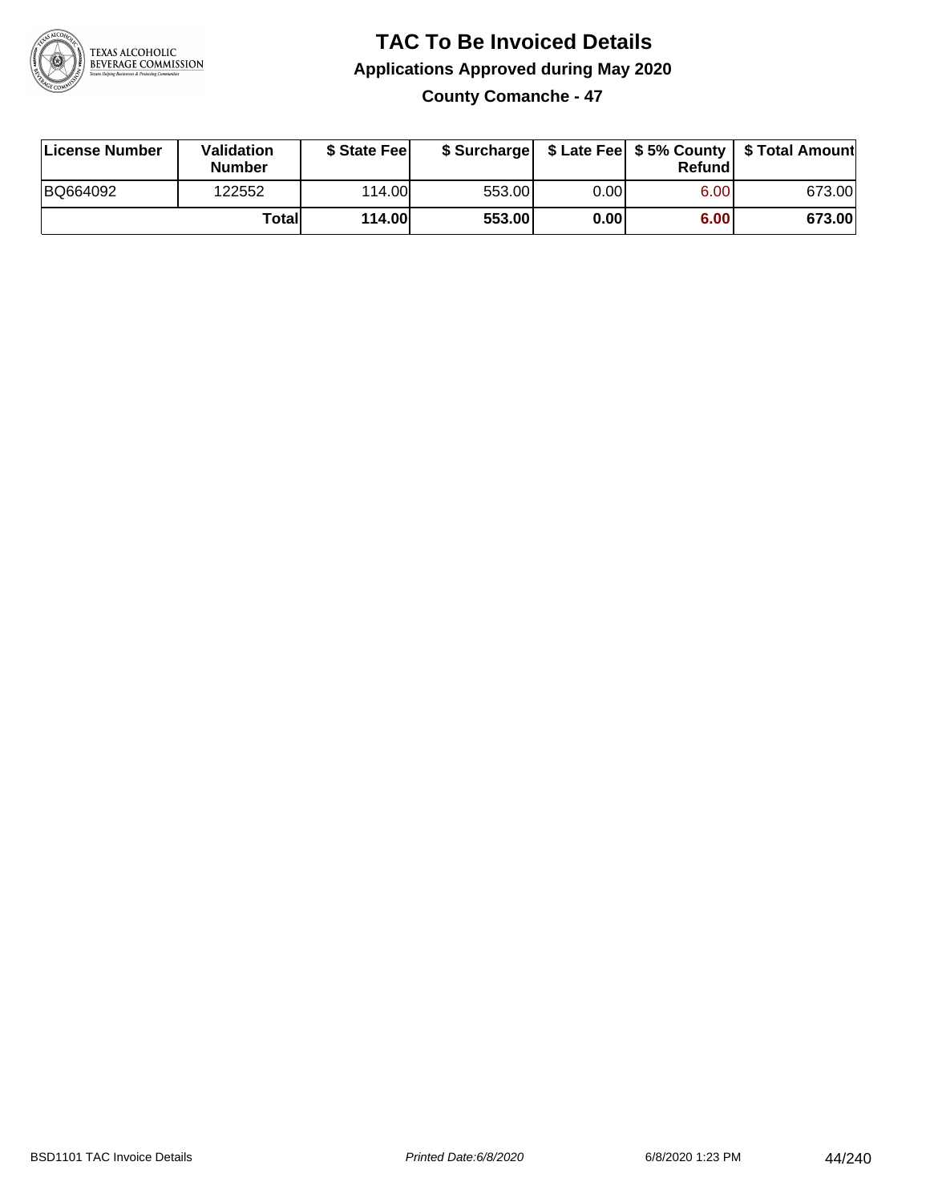# TAC To Be Invoiced Details

## Applications Approved during May 2020

### County Comanche - 47

| License Number | Validation Number | $ State Fee | $ Surcharge | $ Late Fee | $ 5% County Refund | $ Total Amount |
|---|---|---|---|---|---|---|
| BQ664092 | 122552 | 114.00 | 553.00 | 0.00 | 6.00 | 673.00 |
| | **Total** | **114.00** | **553.00** | **0.00** | **6.00** | **673.00** |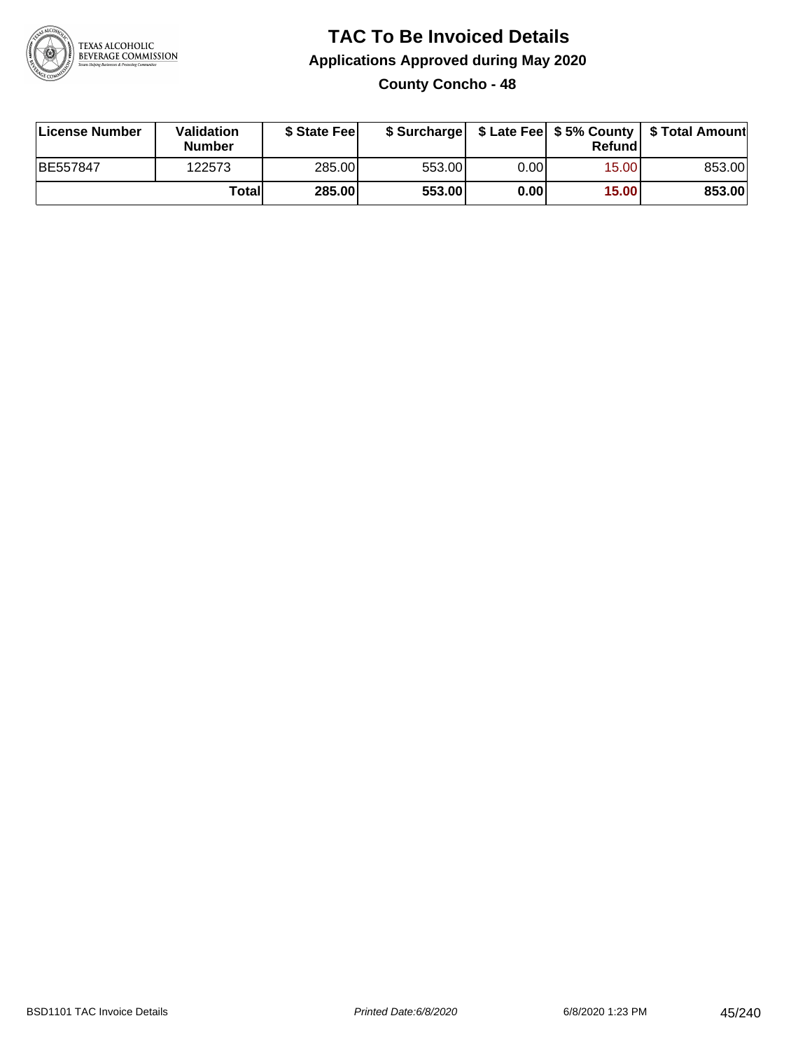# TAC To Be Invoiced Details

## Applications Approved during May 2020

### County Concho - 48

| License Number | Validation Number | $ State Fee | $ Surcharge | $ Late Fee | $ 5% County Refund | $ Total Amount |
|---|---|---|---|---|---|---|
| BE557847 | 122573 | 285.00 | 553.00 | 0.00 | 15.00 | 853.00 |
| | **Total** | **285.00** | **553.00** | **0.00** | **15.00** | **853.00** |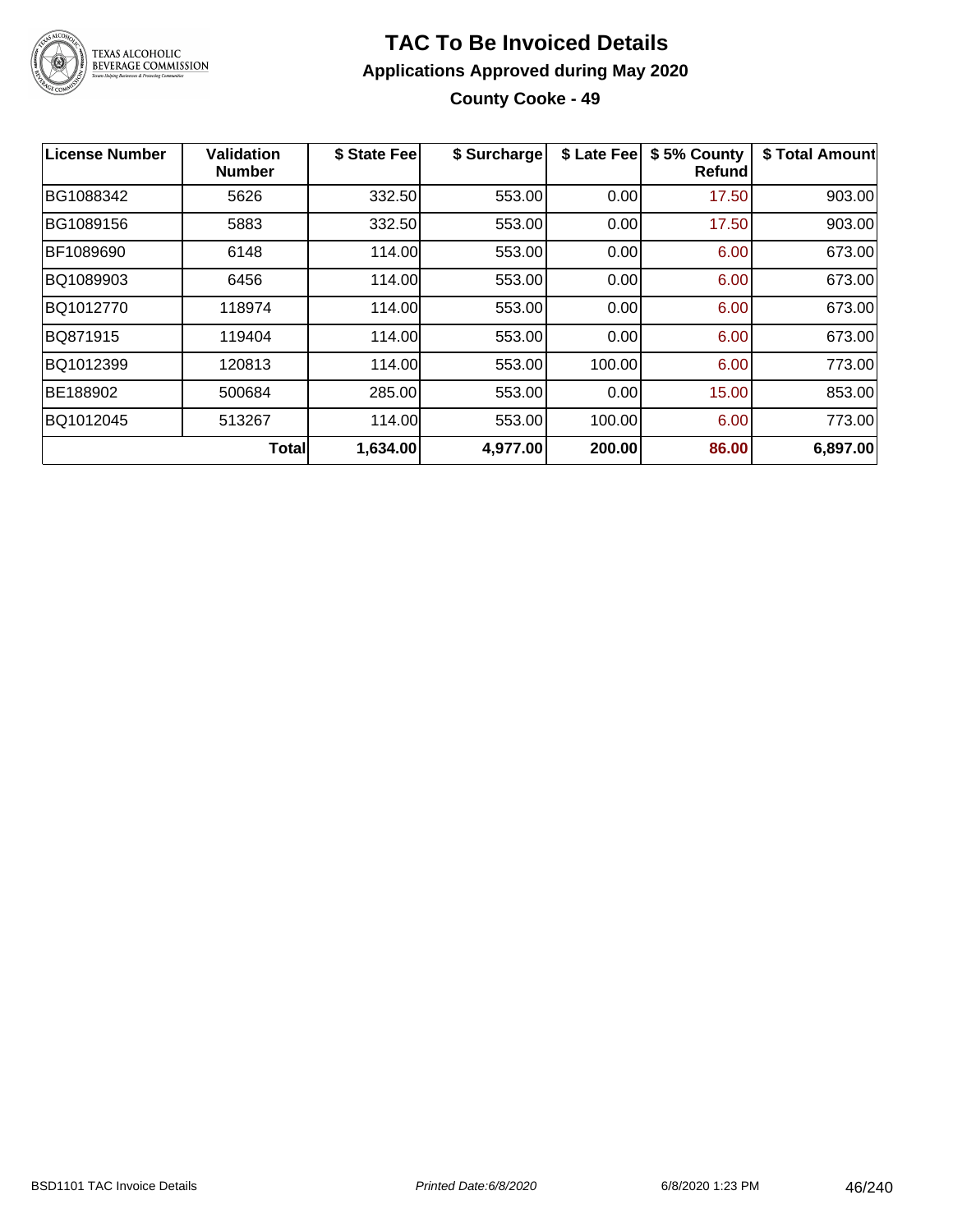# TAC To Be Invoiced Details

## Applications Approved during May 2020

### County Cooke - 49

| License Number | Validation Number | $ State Fee | $ Surcharge | $ Late Fee | $ 5% County Refund | $ Total Amount |
|---|---|---|---|---|---|---|
| BG1088342 | 5626 | 332.50 | 553.00 | 0.00 | 17.50 | 903.00 |
| BG1089156 | 5883 | 332.50 | 553.00 | 0.00 | 17.50 | 903.00 |
| BF1089690 | 6148 | 114.00 | 553.00 | 0.00 | 6.00 | 673.00 |
| BQ1089903 | 6456 | 114.00 | 553.00 | 0.00 | 6.00 | 673.00 |
| BQ1012770 | 118974 | 114.00 | 553.00 | 0.00 | 6.00 | 673.00 |
| BQ871915 | 119404 | 114.00 | 553.00 | 0.00 | 6.00 | 673.00 |
| BQ1012399 | 120813 | 114.00 | 553.00 | 100.00 | 6.00 | 773.00 |
| BE188902 | 500684 | 285.00 | 553.00 | 0.00 | 15.00 | 853.00 |
| BQ1012045 | 513267 | 114.00 | 553.00 | 100.00 | 6.00 | 773.00 |
| | **Total** | **1,634.00** | **4,977.00** | **200.00** | **86.00** | **6,897.00** |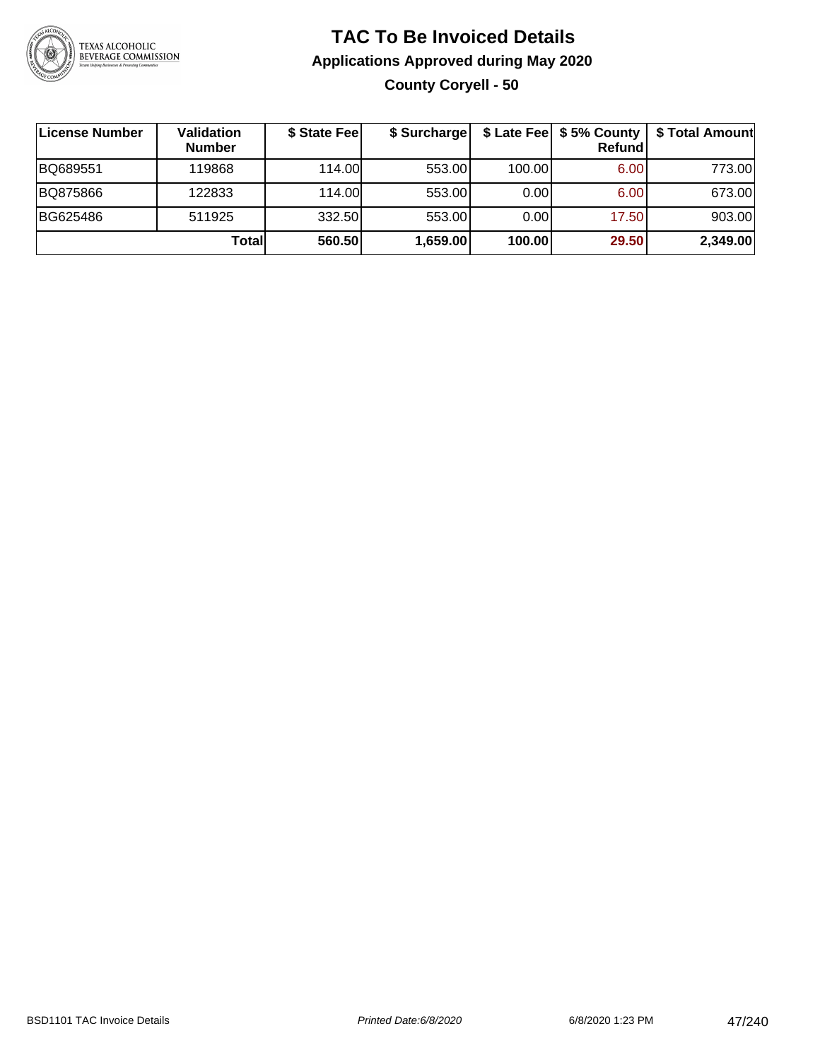# TAC To Be Invoiced Details

## Applications Approved during May 2020

### County Coryell - 50

| License Number | Validation Number | $ State Fee | $ Surcharge | $ Late Fee | $ 5% County Refund | $ Total Amount |
|---|---|---|---|---|---|---|
| BQ689551 | 119868 | 114.00 | 553.00 | 100.00 | 6.00 | 773.00 |
| BQ875866 | 122833 | 114.00 | 553.00 | 0.00 | 6.00 | 673.00 |
| BG625486 | 511925 | 332.50 | 553.00 | 0.00 | 17.50 | 903.00 |
| | **Total** | **560.50** | **1,659.00** | **100.00** | **29.50** | **2,349.00** |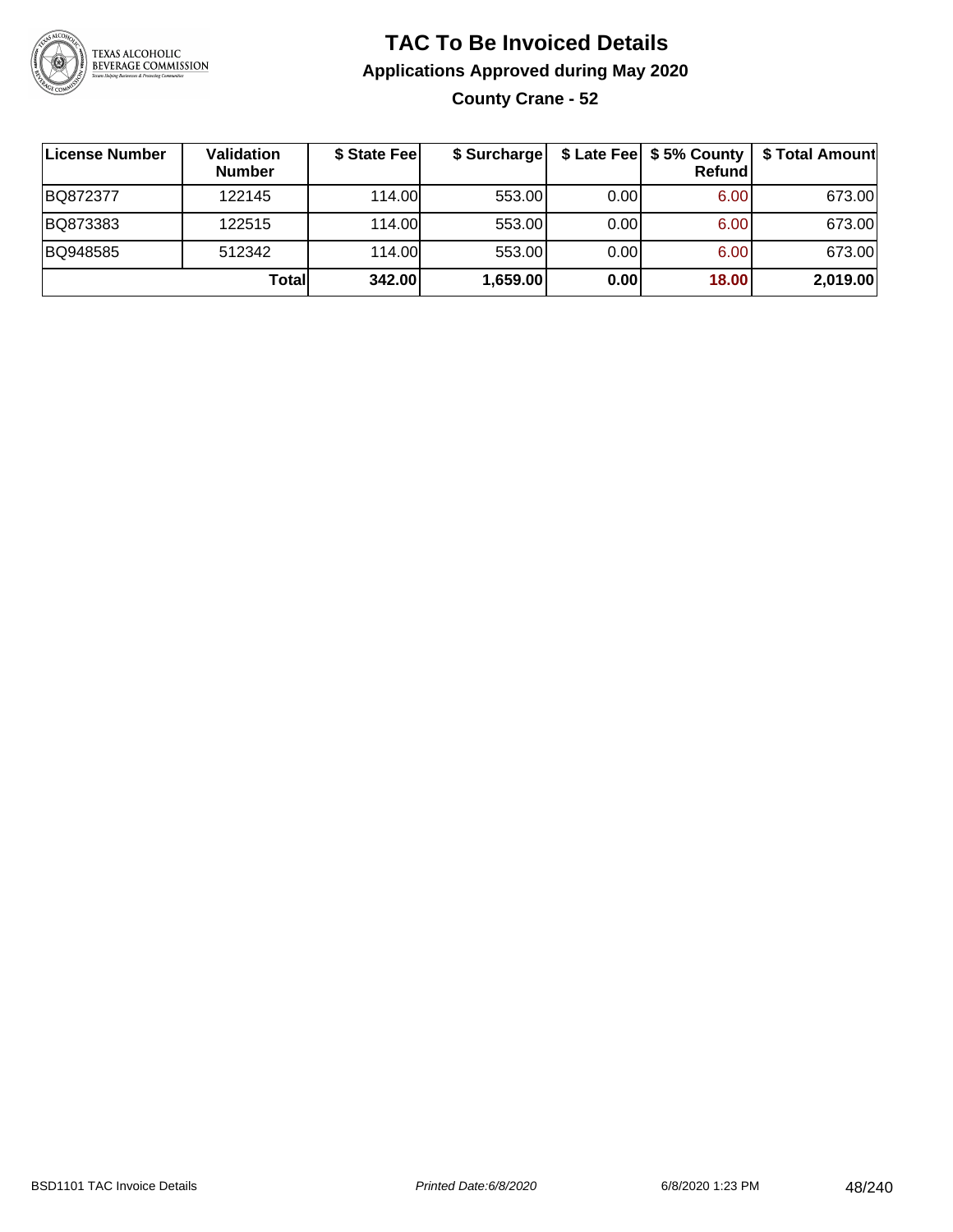# TAC To Be Invoiced Details

## Applications Approved during May 2020

### County Crane - 52

| License Number | Validation Number | $ State Fee | $ Surcharge | $ Late Fee | $ 5% County Refund | $ Total Amount |
|---|---|---|---|---|---|---|
| BQ872377 | 122145 | 114.00 | 553.00 | 0.00 | 6.00 | 673.00 |
| BQ873383 | 122515 | 114.00 | 553.00 | 0.00 | 6.00 | 673.00 |
| BQ948585 | 512342 | 114.00 | 553.00 | 0.00 | 6.00 | 673.00 |
| | **Total** | **342.00** | **1,659.00** | **0.00** | **18.00** | **2,019.00** |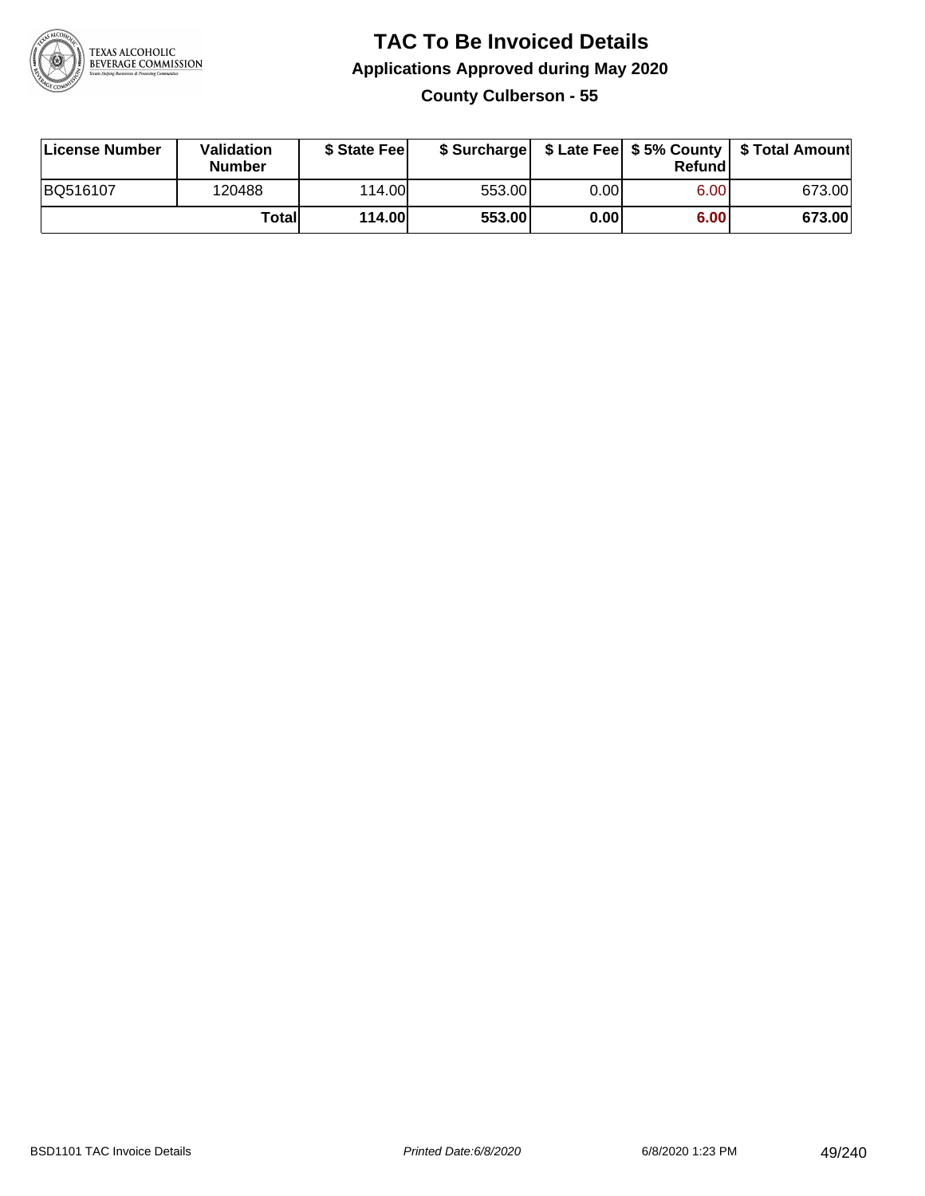# TAC To Be Invoiced Details

## Applications Approved during May 2020

### County Culberson - 55

| License Number | Validation Number | $ State Fee | $ Surcharge | $ Late Fee | $ 5% County Refund | $ Total Amount |
|---|---|---|---|---|---|---|
| BQ516107 | 120488 | 114.00 | 553.00 | 0.00 | 6.00 | 673.00 |
| | **Total** | **114.00** | **553.00** | **0.00** | **6.00** | **673.00** |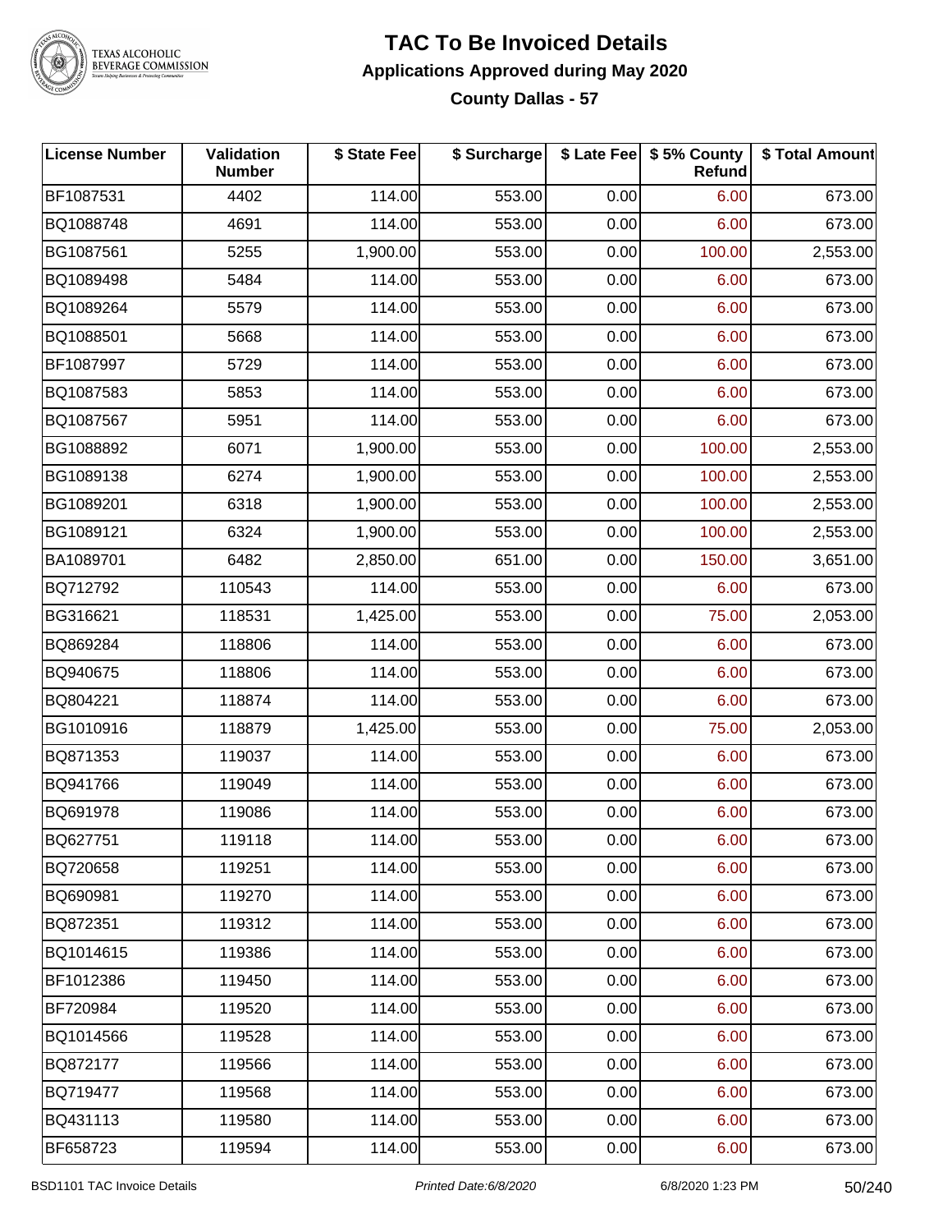# TAC To Be Invoiced Details

## Applications Approved during May 2020

### County Dallas - 57

| License Number | Validation Number | $ State Fee | $ Surcharge | $ Late Fee | $ 5% County Refund | $ Total Amount |
|---|---|---|---|---|---|---|
| BF1087531 | 4402 | 114.00 | 553.00 | 0.00 | 6.00 | 673.00 |
| BQ1088748 | 4691 | 114.00 | 553.00 | 0.00 | 6.00 | 673.00 |
| BG1087561 | 5255 | 1,900.00 | 553.00 | 0.00 | 100.00 | 2,553.00 |
| BQ1089498 | 5484 | 114.00 | 553.00 | 0.00 | 6.00 | 673.00 |
| BQ1089264 | 5579 | 114.00 | 553.00 | 0.00 | 6.00 | 673.00 |
| BQ1088501 | 5668 | 114.00 | 553.00 | 0.00 | 6.00 | 673.00 |
| BF1087997 | 5729 | 114.00 | 553.00 | 0.00 | 6.00 | 673.00 |
| BQ1087583 | 5853 | 114.00 | 553.00 | 0.00 | 6.00 | 673.00 |
| BQ1087567 | 5951 | 114.00 | 553.00 | 0.00 | 6.00 | 673.00 |
| BG1088892 | 6071 | 1,900.00 | 553.00 | 0.00 | 100.00 | 2,553.00 |
| BG1089138 | 6274 | 1,900.00 | 553.00 | 0.00 | 100.00 | 2,553.00 |
| BG1089201 | 6318 | 1,900.00 | 553.00 | 0.00 | 100.00 | 2,553.00 |
| BG1089121 | 6324 | 1,900.00 | 553.00 | 0.00 | 100.00 | 2,553.00 |
| BA1089701 | 6482 | 2,850.00 | 651.00 | 0.00 | 150.00 | 3,651.00 |
| BQ712792 | 110543 | 114.00 | 553.00 | 0.00 | 6.00 | 673.00 |
| BG316621 | 118531 | 1,425.00 | 553.00 | 0.00 | 75.00 | 2,053.00 |
| BQ869284 | 118806 | 114.00 | 553.00 | 0.00 | 6.00 | 673.00 |
| BQ940675 | 118806 | 114.00 | 553.00 | 0.00 | 6.00 | 673.00 |
| BQ804221 | 118874 | 114.00 | 553.00 | 0.00 | 6.00 | 673.00 |
| BG1010916 | 118879 | 1,425.00 | 553.00 | 0.00 | 75.00 | 2,053.00 |
| BQ871353 | 119037 | 114.00 | 553.00 | 0.00 | 6.00 | 673.00 |
| BQ941766 | 119049 | 114.00 | 553.00 | 0.00 | 6.00 | 673.00 |
| BQ691978 | 119086 | 114.00 | 553.00 | 0.00 | 6.00 | 673.00 |
| BQ627751 | 119118 | 114.00 | 553.00 | 0.00 | 6.00 | 673.00 |
| BQ720658 | 119251 | 114.00 | 553.00 | 0.00 | 6.00 | 673.00 |
| BQ690981 | 119270 | 114.00 | 553.00 | 0.00 | 6.00 | 673.00 |
| BQ872351 | 119312 | 114.00 | 553.00 | 0.00 | 6.00 | 673.00 |
| BQ1014615 | 119386 | 114.00 | 553.00 | 0.00 | 6.00 | 673.00 |
| BF1012386 | 119450 | 114.00 | 553.00 | 0.00 | 6.00 | 673.00 |
| BF720984 | 119520 | 114.00 | 553.00 | 0.00 | 6.00 | 673.00 |
| BQ1014566 | 119528 | 114.00 | 553.00 | 0.00 | 6.00 | 673.00 |
| BQ872177 | 119566 | 114.00 | 553.00 | 0.00 | 6.00 | 673.00 |
| BQ719477 | 119568 | 114.00 | 553.00 | 0.00 | 6.00 | 673.00 |
| BQ431113 | 119580 | 114.00 | 553.00 | 0.00 | 6.00 | 673.00 |
| BF658723 | 119594 | 114.00 | 553.00 | 0.00 | 6.00 | 673.00 |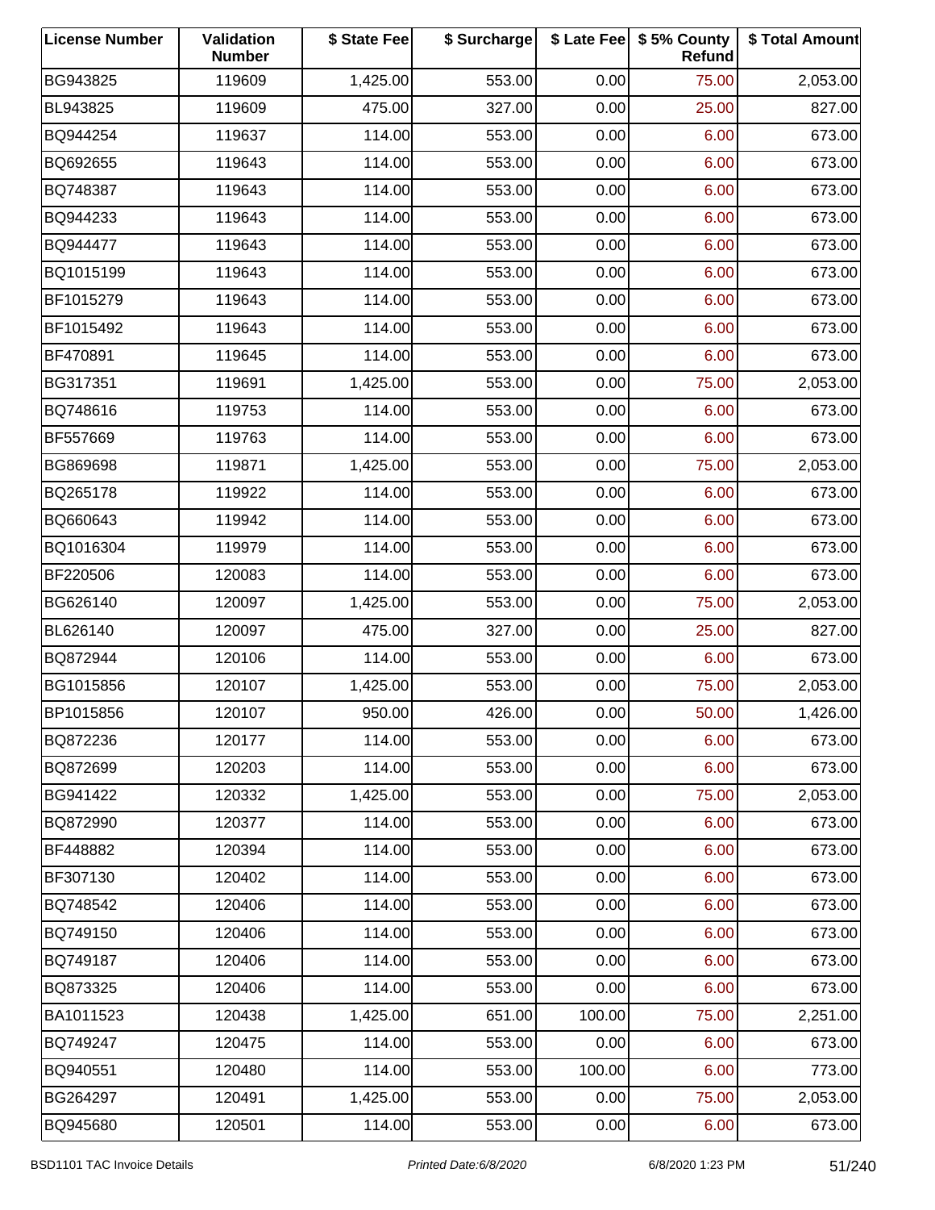| License Number | Validation Number | $ State Fee | $ Surcharge | $ Late Fee | $ 5% County Refund | $ Total Amount |
|---|---|---|---|---|---|---|
| BG943825 | 119609 | 1,425.00 | 553.00 | 0.00 | 75.00 | 2,053.00 |
| BL943825 | 119609 | 475.00 | 327.00 | 0.00 | 25.00 | 827.00 |
| BQ944254 | 119637 | 114.00 | 553.00 | 0.00 | 6.00 | 673.00 |
| BQ692655 | 119643 | 114.00 | 553.00 | 0.00 | 6.00 | 673.00 |
| BQ748387 | 119643 | 114.00 | 553.00 | 0.00 | 6.00 | 673.00 |
| BQ944233 | 119643 | 114.00 | 553.00 | 0.00 | 6.00 | 673.00 |
| BQ944477 | 119643 | 114.00 | 553.00 | 0.00 | 6.00 | 673.00 |
| BQ1015199 | 119643 | 114.00 | 553.00 | 0.00 | 6.00 | 673.00 |
| BF1015279 | 119643 | 114.00 | 553.00 | 0.00 | 6.00 | 673.00 |
| BF1015492 | 119643 | 114.00 | 553.00 | 0.00 | 6.00 | 673.00 |
| BF470891 | 119645 | 114.00 | 553.00 | 0.00 | 6.00 | 673.00 |
| BG317351 | 119691 | 1,425.00 | 553.00 | 0.00 | 75.00 | 2,053.00 |
| BQ748616 | 119753 | 114.00 | 553.00 | 0.00 | 6.00 | 673.00 |
| BF557669 | 119763 | 114.00 | 553.00 | 0.00 | 6.00 | 673.00 |
| BG869698 | 119871 | 1,425.00 | 553.00 | 0.00 | 75.00 | 2,053.00 |
| BQ265178 | 119922 | 114.00 | 553.00 | 0.00 | 6.00 | 673.00 |
| BQ660643 | 119942 | 114.00 | 553.00 | 0.00 | 6.00 | 673.00 |
| BQ1016304 | 119979 | 114.00 | 553.00 | 0.00 | 6.00 | 673.00 |
| BF220506 | 120083 | 114.00 | 553.00 | 0.00 | 6.00 | 673.00 |
| BG626140 | 120097 | 1,425.00 | 553.00 | 0.00 | 75.00 | 2,053.00 |
| BL626140 | 120097 | 475.00 | 327.00 | 0.00 | 25.00 | 827.00 |
| BQ872944 | 120106 | 114.00 | 553.00 | 0.00 | 6.00 | 673.00 |
| BG1015856 | 120107 | 1,425.00 | 553.00 | 0.00 | 75.00 | 2,053.00 |
| BP1015856 | 120107 | 950.00 | 426.00 | 0.00 | 50.00 | 1,426.00 |
| BQ872236 | 120177 | 114.00 | 553.00 | 0.00 | 6.00 | 673.00 |
| BQ872699 | 120203 | 114.00 | 553.00 | 0.00 | 6.00 | 673.00 |
| BG941422 | 120332 | 1,425.00 | 553.00 | 0.00 | 75.00 | 2,053.00 |
| BQ872990 | 120377 | 114.00 | 553.00 | 0.00 | 6.00 | 673.00 |
| BF448882 | 120394 | 114.00 | 553.00 | 0.00 | 6.00 | 673.00 |
| BF307130 | 120402 | 114.00 | 553.00 | 0.00 | 6.00 | 673.00 |
| BQ748542 | 120406 | 114.00 | 553.00 | 0.00 | 6.00 | 673.00 |
| BQ749150 | 120406 | 114.00 | 553.00 | 0.00 | 6.00 | 673.00 |
| BQ749187 | 120406 | 114.00 | 553.00 | 0.00 | 6.00 | 673.00 |
| BQ873325 | 120406 | 114.00 | 553.00 | 0.00 | 6.00 | 673.00 |
| BA1011523 | 120438 | 1,425.00 | 651.00 | 100.00 | 75.00 | 2,251.00 |
| BQ749247 | 120475 | 114.00 | 553.00 | 0.00 | 6.00 | 673.00 |
| BQ940551 | 120480 | 114.00 | 553.00 | 100.00 | 6.00 | 773.00 |
| BG264297 | 120491 | 1,425.00 | 553.00 | 0.00 | 75.00 | 2,053.00 |
| BQ945680 | 120501 | 114.00 | 553.00 | 0.00 | 6.00 | 673.00 |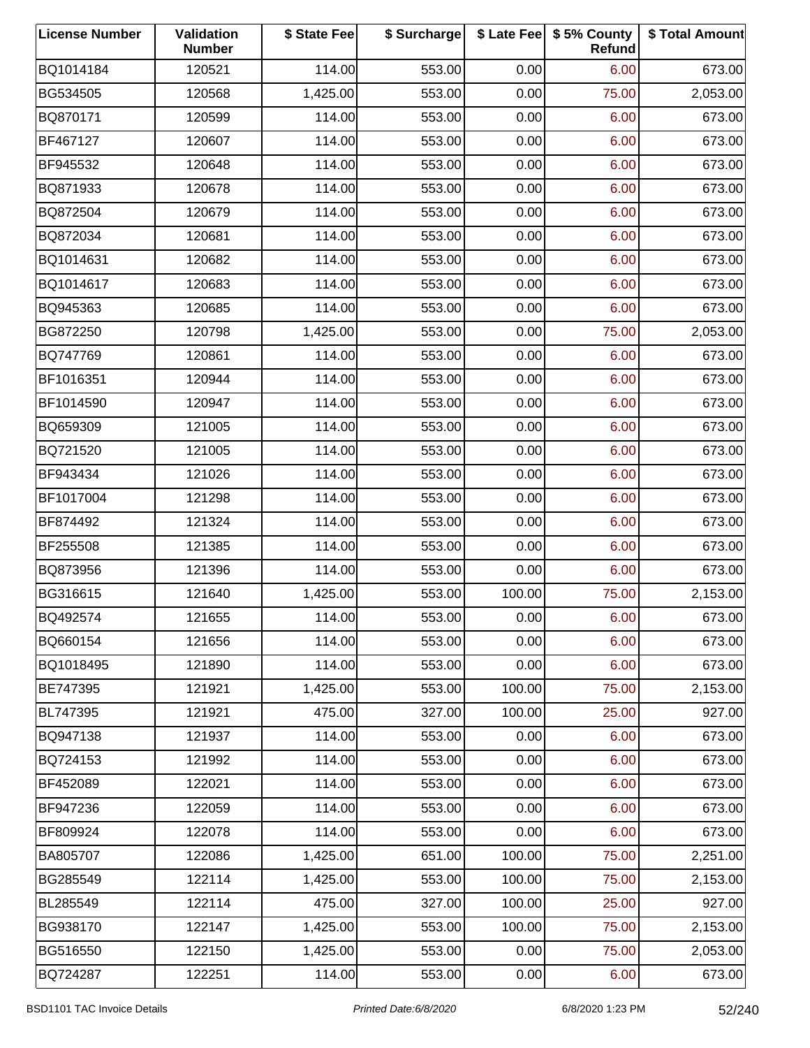| License Number | Validation Number | $ State Fee | $ Surcharge | $ Late Fee | $ 5% County Refund | $ Total Amount |
|---|---|---|---|---|---|---|
| BQ1014184 | 120521 | 114.00 | 553.00 | 0.00 | 6.00 | 673.00 |
| BG534505 | 120568 | 1,425.00 | 553.00 | 0.00 | 75.00 | 2,053.00 |
| BQ870171 | 120599 | 114.00 | 553.00 | 0.00 | 6.00 | 673.00 |
| BF467127 | 120607 | 114.00 | 553.00 | 0.00 | 6.00 | 673.00 |
| BF945532 | 120648 | 114.00 | 553.00 | 0.00 | 6.00 | 673.00 |
| BQ871933 | 120678 | 114.00 | 553.00 | 0.00 | 6.00 | 673.00 |
| BQ872504 | 120679 | 114.00 | 553.00 | 0.00 | 6.00 | 673.00 |
| BQ872034 | 120681 | 114.00 | 553.00 | 0.00 | 6.00 | 673.00 |
| BQ1014631 | 120682 | 114.00 | 553.00 | 0.00 | 6.00 | 673.00 |
| BQ1014617 | 120683 | 114.00 | 553.00 | 0.00 | 6.00 | 673.00 |
| BQ945363 | 120685 | 114.00 | 553.00 | 0.00 | 6.00 | 673.00 |
| BG872250 | 120798 | 1,425.00 | 553.00 | 0.00 | 75.00 | 2,053.00 |
| BQ747769 | 120861 | 114.00 | 553.00 | 0.00 | 6.00 | 673.00 |
| BF1016351 | 120944 | 114.00 | 553.00 | 0.00 | 6.00 | 673.00 |
| BF1014590 | 120947 | 114.00 | 553.00 | 0.00 | 6.00 | 673.00 |
| BQ659309 | 121005 | 114.00 | 553.00 | 0.00 | 6.00 | 673.00 |
| BQ721520 | 121005 | 114.00 | 553.00 | 0.00 | 6.00 | 673.00 |
| BF943434 | 121026 | 114.00 | 553.00 | 0.00 | 6.00 | 673.00 |
| BF1017004 | 121298 | 114.00 | 553.00 | 0.00 | 6.00 | 673.00 |
| BF874492 | 121324 | 114.00 | 553.00 | 0.00 | 6.00 | 673.00 |
| BF255508 | 121385 | 114.00 | 553.00 | 0.00 | 6.00 | 673.00 |
| BQ873956 | 121396 | 114.00 | 553.00 | 0.00 | 6.00 | 673.00 |
| BG316615 | 121640 | 1,425.00 | 553.00 | 100.00 | 75.00 | 2,153.00 |
| BQ492574 | 121655 | 114.00 | 553.00 | 0.00 | 6.00 | 673.00 |
| BQ660154 | 121656 | 114.00 | 553.00 | 0.00 | 6.00 | 673.00 |
| BQ1018495 | 121890 | 114.00 | 553.00 | 0.00 | 6.00 | 673.00 |
| BE747395 | 121921 | 1,425.00 | 553.00 | 100.00 | 75.00 | 2,153.00 |
| BL747395 | 121921 | 475.00 | 327.00 | 100.00 | 25.00 | 927.00 |
| BQ947138 | 121937 | 114.00 | 553.00 | 0.00 | 6.00 | 673.00 |
| BQ724153 | 121992 | 114.00 | 553.00 | 0.00 | 6.00 | 673.00 |
| BF452089 | 122021 | 114.00 | 553.00 | 0.00 | 6.00 | 673.00 |
| BF947236 | 122059 | 114.00 | 553.00 | 0.00 | 6.00 | 673.00 |
| BF809924 | 122078 | 114.00 | 553.00 | 0.00 | 6.00 | 673.00 |
| BA805707 | 122086 | 1,425.00 | 651.00 | 100.00 | 75.00 | 2,251.00 |
| BG285549 | 122114 | 1,425.00 | 553.00 | 100.00 | 75.00 | 2,153.00 |
| BL285549 | 122114 | 475.00 | 327.00 | 100.00 | 25.00 | 927.00 |
| BG938170 | 122147 | 1,425.00 | 553.00 | 100.00 | 75.00 | 2,153.00 |
| BG516550 | 122150 | 1,425.00 | 553.00 | 0.00 | 75.00 | 2,053.00 |
| BQ724287 | 122251 | 114.00 | 553.00 | 0.00 | 6.00 | 673.00 |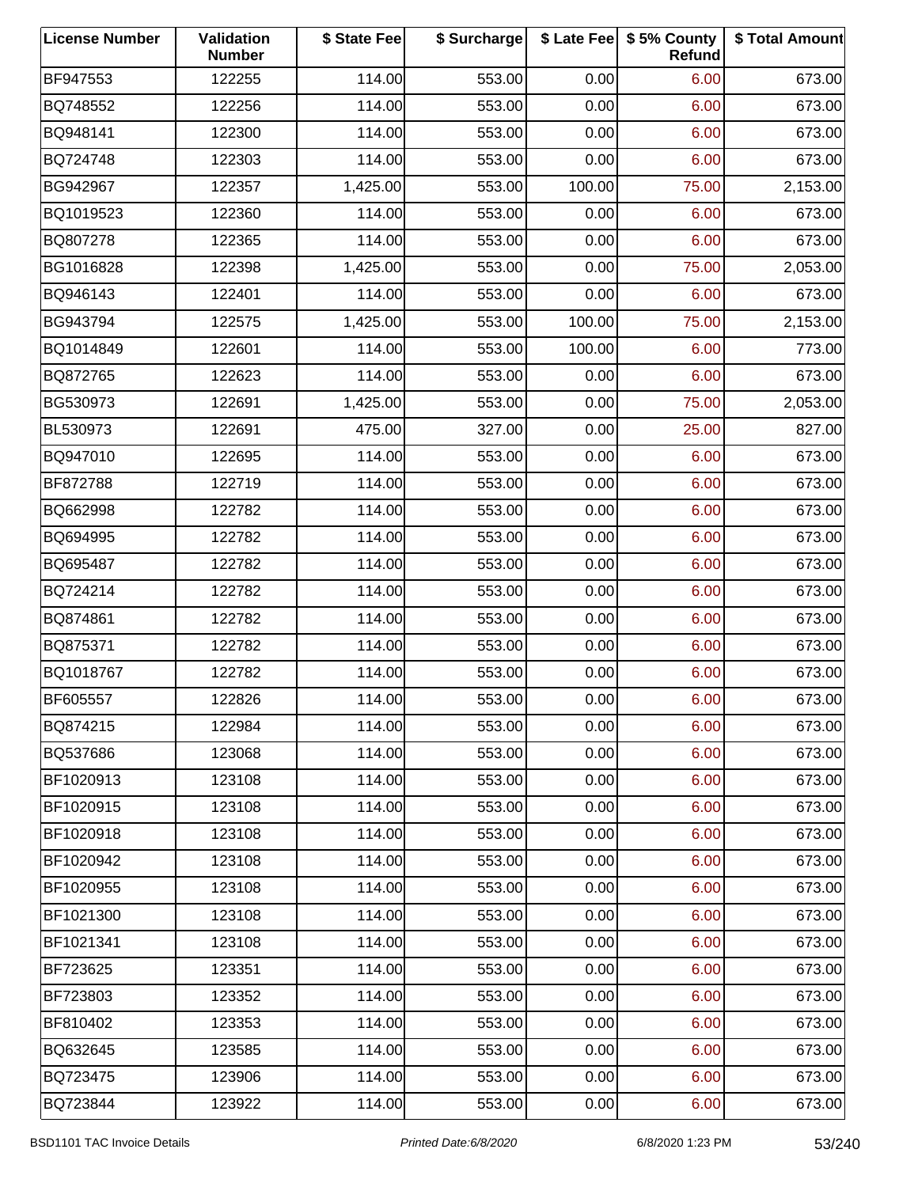| License Number | Validation Number | $ State Fee | $ Surcharge | $ Late Fee | $ 5% County Refund | $ Total Amount |
|---|---|---|---|---|---|---|
| BF947553 | 122255 | 114.00 | 553.00 | 0.00 | 6.00 | 673.00 |
| BQ748552 | 122256 | 114.00 | 553.00 | 0.00 | 6.00 | 673.00 |
| BQ948141 | 122300 | 114.00 | 553.00 | 0.00 | 6.00 | 673.00 |
| BQ724748 | 122303 | 114.00 | 553.00 | 0.00 | 6.00 | 673.00 |
| BG942967 | 122357 | 1,425.00 | 553.00 | 100.00 | 75.00 | 2,153.00 |
| BQ1019523 | 122360 | 114.00 | 553.00 | 0.00 | 6.00 | 673.00 |
| BQ807278 | 122365 | 114.00 | 553.00 | 0.00 | 6.00 | 673.00 |
| BG1016828 | 122398 | 1,425.00 | 553.00 | 0.00 | 75.00 | 2,053.00 |
| BQ946143 | 122401 | 114.00 | 553.00 | 0.00 | 6.00 | 673.00 |
| BG943794 | 122575 | 1,425.00 | 553.00 | 100.00 | 75.00 | 2,153.00 |
| BQ1014849 | 122601 | 114.00 | 553.00 | 100.00 | 6.00 | 773.00 |
| BQ872765 | 122623 | 114.00 | 553.00 | 0.00 | 6.00 | 673.00 |
| BG530973 | 122691 | 1,425.00 | 553.00 | 0.00 | 75.00 | 2,053.00 |
| BL530973 | 122691 | 475.00 | 327.00 | 0.00 | 25.00 | 827.00 |
| BQ947010 | 122695 | 114.00 | 553.00 | 0.00 | 6.00 | 673.00 |
| BF872788 | 122719 | 114.00 | 553.00 | 0.00 | 6.00 | 673.00 |
| BQ662998 | 122782 | 114.00 | 553.00 | 0.00 | 6.00 | 673.00 |
| BQ694995 | 122782 | 114.00 | 553.00 | 0.00 | 6.00 | 673.00 |
| BQ695487 | 122782 | 114.00 | 553.00 | 0.00 | 6.00 | 673.00 |
| BQ724214 | 122782 | 114.00 | 553.00 | 0.00 | 6.00 | 673.00 |
| BQ874861 | 122782 | 114.00 | 553.00 | 0.00 | 6.00 | 673.00 |
| BQ875371 | 122782 | 114.00 | 553.00 | 0.00 | 6.00 | 673.00 |
| BQ1018767 | 122782 | 114.00 | 553.00 | 0.00 | 6.00 | 673.00 |
| BF605557 | 122826 | 114.00 | 553.00 | 0.00 | 6.00 | 673.00 |
| BQ874215 | 122984 | 114.00 | 553.00 | 0.00 | 6.00 | 673.00 |
| BQ537686 | 123068 | 114.00 | 553.00 | 0.00 | 6.00 | 673.00 |
| BF1020913 | 123108 | 114.00 | 553.00 | 0.00 | 6.00 | 673.00 |
| BF1020915 | 123108 | 114.00 | 553.00 | 0.00 | 6.00 | 673.00 |
| BF1020918 | 123108 | 114.00 | 553.00 | 0.00 | 6.00 | 673.00 |
| BF1020942 | 123108 | 114.00 | 553.00 | 0.00 | 6.00 | 673.00 |
| BF1020955 | 123108 | 114.00 | 553.00 | 0.00 | 6.00 | 673.00 |
| BF1021300 | 123108 | 114.00 | 553.00 | 0.00 | 6.00 | 673.00 |
| BF1021341 | 123108 | 114.00 | 553.00 | 0.00 | 6.00 | 673.00 |
| BF723625 | 123351 | 114.00 | 553.00 | 0.00 | 6.00 | 673.00 |
| BF723803 | 123352 | 114.00 | 553.00 | 0.00 | 6.00 | 673.00 |
| BF810402 | 123353 | 114.00 | 553.00 | 0.00 | 6.00 | 673.00 |
| BQ632645 | 123585 | 114.00 | 553.00 | 0.00 | 6.00 | 673.00 |
| BQ723475 | 123906 | 114.00 | 553.00 | 0.00 | 6.00 | 673.00 |
| BQ723844 | 123922 | 114.00 | 553.00 | 0.00 | 6.00 | 673.00 |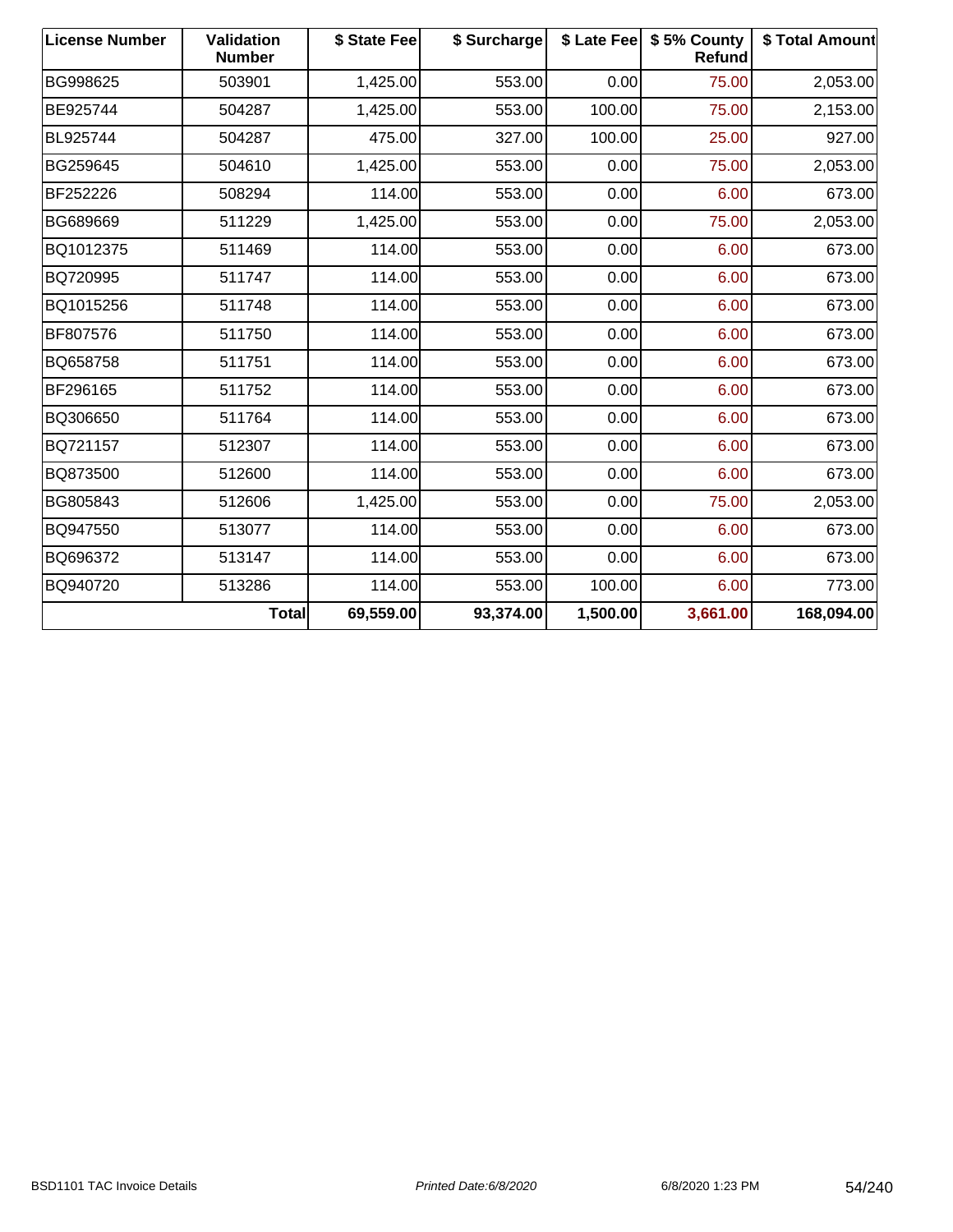| License Number | Validation Number | $ State Fee | $ Surcharge | $ Late Fee | $ 5% County Refund | $ Total Amount |
|---|---|---|---|---|---|---|
| BG998625 | 503901 | 1,425.00 | 553.00 | 0.00 | 75.00 | 2,053.00 |
| BE925744 | 504287 | 1,425.00 | 553.00 | 100.00 | 75.00 | 2,153.00 |
| BL925744 | 504287 | 475.00 | 327.00 | 100.00 | 25.00 | 927.00 |
| BG259645 | 504610 | 1,425.00 | 553.00 | 0.00 | 75.00 | 2,053.00 |
| BF252226 | 508294 | 114.00 | 553.00 | 0.00 | 6.00 | 673.00 |
| BG689669 | 511229 | 1,425.00 | 553.00 | 0.00 | 75.00 | 2,053.00 |
| BQ1012375 | 511469 | 114.00 | 553.00 | 0.00 | 6.00 | 673.00 |
| BQ720995 | 511747 | 114.00 | 553.00 | 0.00 | 6.00 | 673.00 |
| BQ1015256 | 511748 | 114.00 | 553.00 | 0.00 | 6.00 | 673.00 |
| BF807576 | 511750 | 114.00 | 553.00 | 0.00 | 6.00 | 673.00 |
| BQ658758 | 511751 | 114.00 | 553.00 | 0.00 | 6.00 | 673.00 |
| BF296165 | 511752 | 114.00 | 553.00 | 0.00 | 6.00 | 673.00 |
| BQ306650 | 511764 | 114.00 | 553.00 | 0.00 | 6.00 | 673.00 |
| BQ721157 | 512307 | 114.00 | 553.00 | 0.00 | 6.00 | 673.00 |
| BQ873500 | 512600 | 114.00 | 553.00 | 0.00 | 6.00 | 673.00 |
| BG805843 | 512606 | 1,425.00 | 553.00 | 0.00 | 75.00 | 2,053.00 |
| BQ947550 | 513077 | 114.00 | 553.00 | 0.00 | 6.00 | 673.00 |
| BQ696372 | 513147 | 114.00 | 553.00 | 0.00 | 6.00 | 673.00 |
| BQ940720 | 513286 | 114.00 | 553.00 | 100.00 | 6.00 | 773.00 |
| | **Total** | **69,559.00** | **93,374.00** | **1,500.00** | **3,661.00** | **168,094.00** |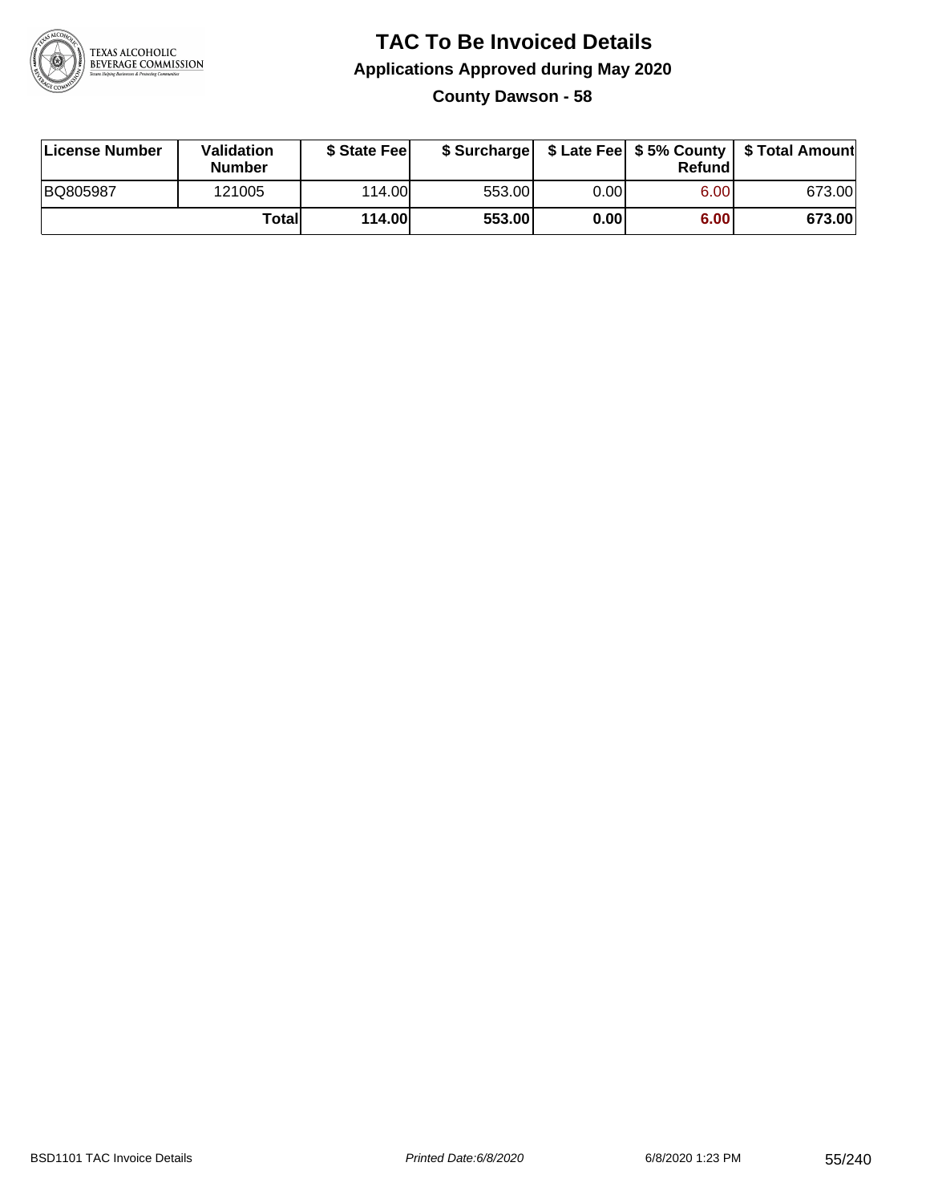# TAC To Be Invoiced Details

## Applications Approved during May 2020

### County Dawson - 58

| License Number | Validation Number | $ State Fee | $ Surcharge | $ Late Fee | $ 5% County Refund | $ Total Amount |
|---|---|---|---|---|---|---|
| BQ805987 | 121005 | 114.00 | 553.00 | 0.00 | 6.00 | 673.00 |
| | **Total** | **114.00** | **553.00** | **0.00** | **6.00** | **673.00** |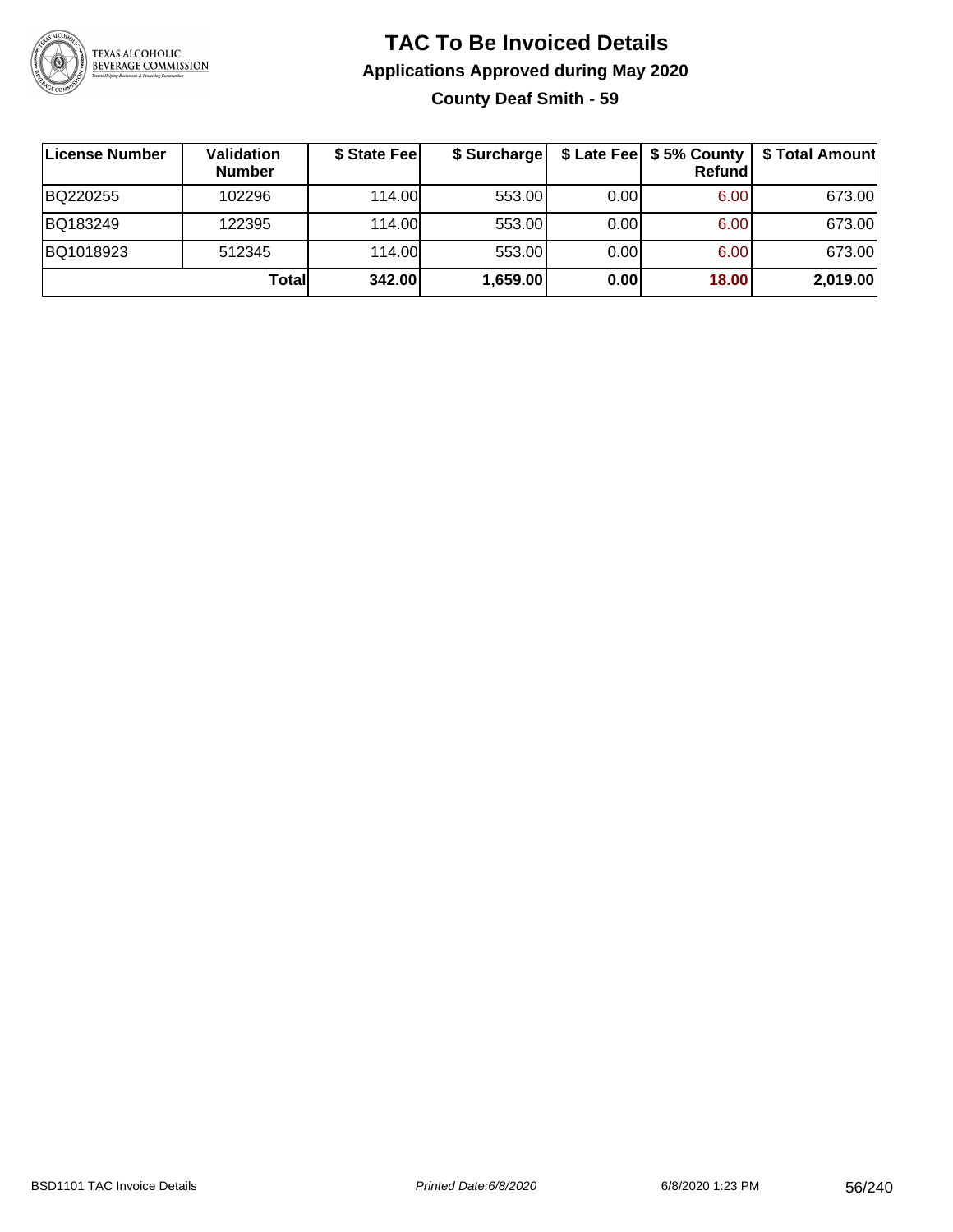# TAC To Be Invoiced Details

## Applications Approved during May 2020

### County Deaf Smith - 59

| License Number | Validation Number | \$ State Fee | \$ Surcharge | \$ Late Fee | \$ 5% County Refund | \$ Total Amount |
|---|---|---|---|---|---|---|
| BQ220255 | 102296 | 114.00 | 553.00 | 0.00 | 6.00 | 673.00 |
| BQ183249 | 122395 | 114.00 | 553.00 | 0.00 | 6.00 | 673.00 |
| BQ1018923 | 512345 | 114.00 | 553.00 | 0.00 | 6.00 | 673.00 |
| | **Total** | **342.00** | **1,659.00** | **0.00** | **18.00** | **2,019.00** |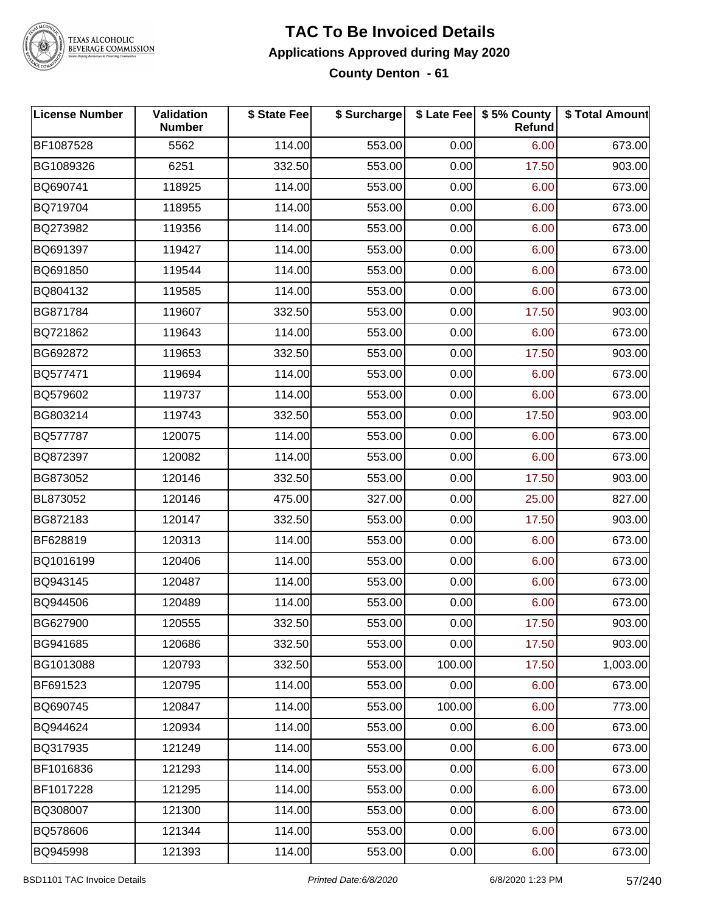# TAC To Be Invoiced Details

## Applications Approved during May 2020

### County Denton - 61

| License Number | Validation Number | $ State Fee | $ Surcharge | $ Late Fee | $ 5% County Refund | $ Total Amount |
|---|---|---|---|---|---|---|
| BF1087528 | 5562 | 114.00 | 553.00 | 0.00 | 6.00 | 673.00 |
| BG1089326 | 6251 | 332.50 | 553.00 | 0.00 | 17.50 | 903.00 |
| BQ690741 | 118925 | 114.00 | 553.00 | 0.00 | 6.00 | 673.00 |
| BQ719704 | 118955 | 114.00 | 553.00 | 0.00 | 6.00 | 673.00 |
| BQ273982 | 119356 | 114.00 | 553.00 | 0.00 | 6.00 | 673.00 |
| BQ691397 | 119427 | 114.00 | 553.00 | 0.00 | 6.00 | 673.00 |
| BQ691850 | 119544 | 114.00 | 553.00 | 0.00 | 6.00 | 673.00 |
| BQ804132 | 119585 | 114.00 | 553.00 | 0.00 | 6.00 | 673.00 |
| BG871784 | 119607 | 332.50 | 553.00 | 0.00 | 17.50 | 903.00 |
| BQ721862 | 119643 | 114.00 | 553.00 | 0.00 | 6.00 | 673.00 |
| BG692872 | 119653 | 332.50 | 553.00 | 0.00 | 17.50 | 903.00 |
| BQ577471 | 119694 | 114.00 | 553.00 | 0.00 | 6.00 | 673.00 |
| BQ579602 | 119737 | 114.00 | 553.00 | 0.00 | 6.00 | 673.00 |
| BG803214 | 119743 | 332.50 | 553.00 | 0.00 | 17.50 | 903.00 |
| BQ577787 | 120075 | 114.00 | 553.00 | 0.00 | 6.00 | 673.00 |
| BQ872397 | 120082 | 114.00 | 553.00 | 0.00 | 6.00 | 673.00 |
| BG873052 | 120146 | 332.50 | 553.00 | 0.00 | 17.50 | 903.00 |
| BL873052 | 120146 | 475.00 | 327.00 | 0.00 | 25.00 | 827.00 |
| BG872183 | 120147 | 332.50 | 553.00 | 0.00 | 17.50 | 903.00 |
| BF628819 | 120313 | 114.00 | 553.00 | 0.00 | 6.00 | 673.00 |
| BQ1016199 | 120406 | 114.00 | 553.00 | 0.00 | 6.00 | 673.00 |
| BQ943145 | 120487 | 114.00 | 553.00 | 0.00 | 6.00 | 673.00 |
| BQ944506 | 120489 | 114.00 | 553.00 | 0.00 | 6.00 | 673.00 |
| BG627900 | 120555 | 332.50 | 553.00 | 0.00 | 17.50 | 903.00 |
| BG941685 | 120686 | 332.50 | 553.00 | 0.00 | 17.50 | 903.00 |
| BG1013088 | 120793 | 332.50 | 553.00 | 100.00 | 17.50 | 1,003.00 |
| BF691523 | 120795 | 114.00 | 553.00 | 0.00 | 6.00 | 673.00 |
| BQ690745 | 120847 | 114.00 | 553.00 | 100.00 | 6.00 | 773.00 |
| BQ944624 | 120934 | 114.00 | 553.00 | 0.00 | 6.00 | 673.00 |
| BQ317935 | 121249 | 114.00 | 553.00 | 0.00 | 6.00 | 673.00 |
| BF1016836 | 121293 | 114.00 | 553.00 | 0.00 | 6.00 | 673.00 |
| BF1017228 | 121295 | 114.00 | 553.00 | 0.00 | 6.00 | 673.00 |
| BQ308007 | 121300 | 114.00 | 553.00 | 0.00 | 6.00 | 673.00 |
| BQ578606 | 121344 | 114.00 | 553.00 | 0.00 | 6.00 | 673.00 |
| BQ945998 | 121393 | 114.00 | 553.00 | 0.00 | 6.00 | 673.00 |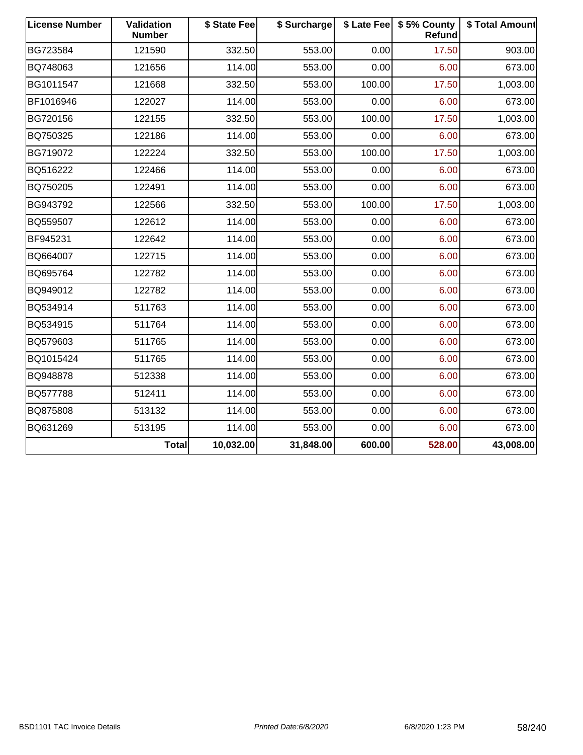| License Number | Validation Number | $ State Fee | $ Surcharge | $ Late Fee | $ 5% County Refund | $ Total Amount |
|---|---|---|---|---|---|---|
| BG723584 | 121590 | 332.50 | 553.00 | 0.00 | 17.50 | 903.00 |
| BQ748063 | 121656 | 114.00 | 553.00 | 0.00 | 6.00 | 673.00 |
| BG1011547 | 121668 | 332.50 | 553.00 | 100.00 | 17.50 | 1,003.00 |
| BF1016946 | 122027 | 114.00 | 553.00 | 0.00 | 6.00 | 673.00 |
| BG720156 | 122155 | 332.50 | 553.00 | 100.00 | 17.50 | 1,003.00 |
| BQ750325 | 122186 | 114.00 | 553.00 | 0.00 | 6.00 | 673.00 |
| BG719072 | 122224 | 332.50 | 553.00 | 100.00 | 17.50 | 1,003.00 |
| BQ516222 | 122466 | 114.00 | 553.00 | 0.00 | 6.00 | 673.00 |
| BQ750205 | 122491 | 114.00 | 553.00 | 0.00 | 6.00 | 673.00 |
| BG943792 | 122566 | 332.50 | 553.00 | 100.00 | 17.50 | 1,003.00 |
| BQ559507 | 122612 | 114.00 | 553.00 | 0.00 | 6.00 | 673.00 |
| BF945231 | 122642 | 114.00 | 553.00 | 0.00 | 6.00 | 673.00 |
| BQ664007 | 122715 | 114.00 | 553.00 | 0.00 | 6.00 | 673.00 |
| BQ695764 | 122782 | 114.00 | 553.00 | 0.00 | 6.00 | 673.00 |
| BQ949012 | 122782 | 114.00 | 553.00 | 0.00 | 6.00 | 673.00 |
| BQ534914 | 511763 | 114.00 | 553.00 | 0.00 | 6.00 | 673.00 |
| BQ534915 | 511764 | 114.00 | 553.00 | 0.00 | 6.00 | 673.00 |
| BQ579603 | 511765 | 114.00 | 553.00 | 0.00 | 6.00 | 673.00 |
| BQ1015424 | 511765 | 114.00 | 553.00 | 0.00 | 6.00 | 673.00 |
| BQ948878 | 512338 | 114.00 | 553.00 | 0.00 | 6.00 | 673.00 |
| BQ577788 | 512411 | 114.00 | 553.00 | 0.00 | 6.00 | 673.00 |
| BQ875808 | 513132 | 114.00 | 553.00 | 0.00 | 6.00 | 673.00 |
| BQ631269 | 513195 | 114.00 | 553.00 | 0.00 | 6.00 | 673.00 |
| | **Total** | **10,032.00** | **31,848.00** | **600.00** | **528.00** | **43,008.00** |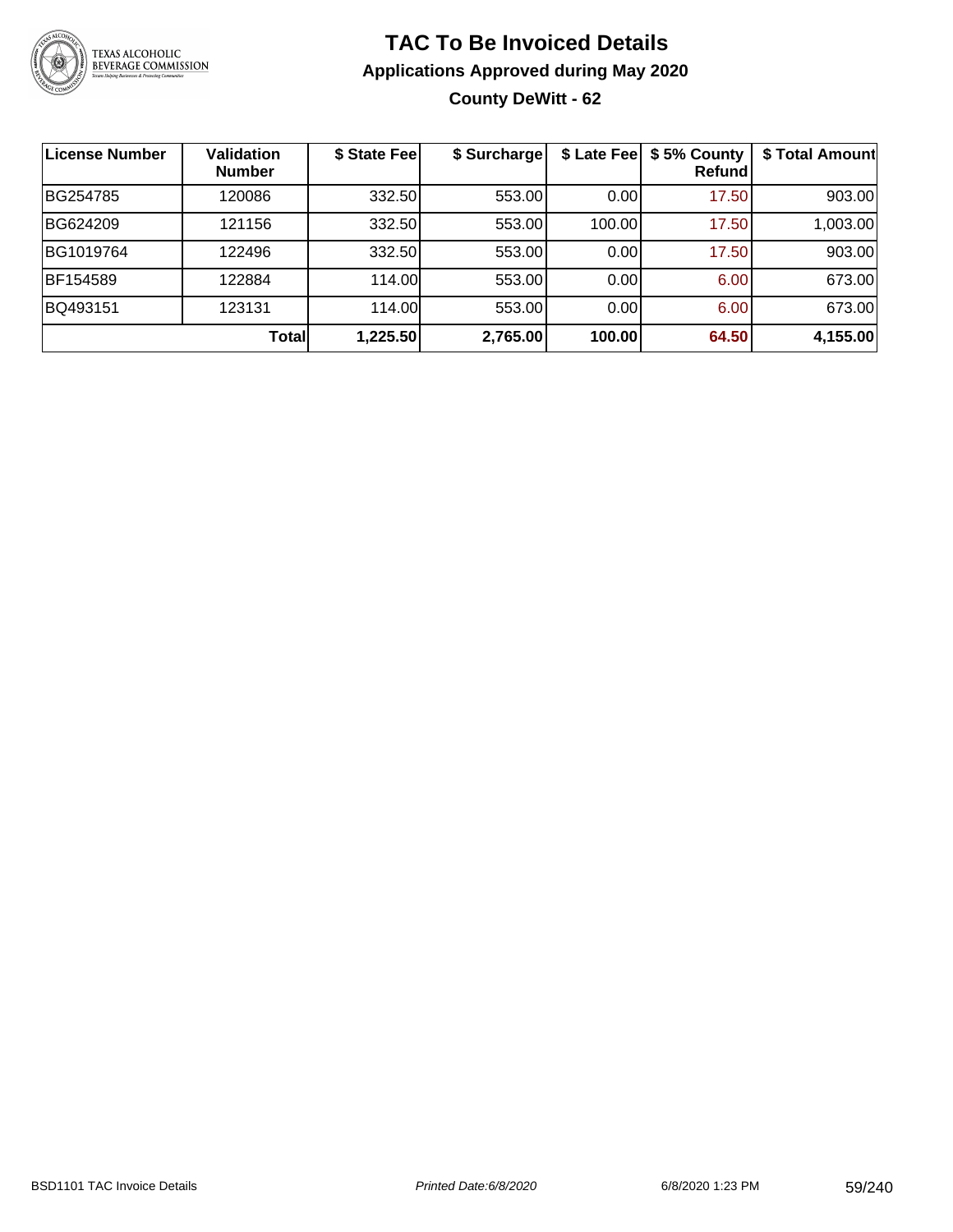# TAC To Be Invoiced Details

## Applications Approved during May 2020

### County DeWitt - 62

| License Number | Validation Number | $ State Fee | $ Surcharge | $ Late Fee | $ 5% County Refund | $ Total Amount |
|---|---|---|---|---|---|---|
| BG254785 | 120086 | 332.50 | 553.00 | 0.00 | 17.50 | 903.00 |
| BG624209 | 121156 | 332.50 | 553.00 | 100.00 | 17.50 | 1,003.00 |
| BG1019764 | 122496 | 332.50 | 553.00 | 0.00 | 17.50 | 903.00 |
| BF154589 | 122884 | 114.00 | 553.00 | 0.00 | 6.00 | 673.00 |
| BQ493151 | 123131 | 114.00 | 553.00 | 0.00 | 6.00 | 673.00 |
| | **Total** | **1,225.50** | **2,765.00** | **100.00** | **64.50** | **4,155.00** |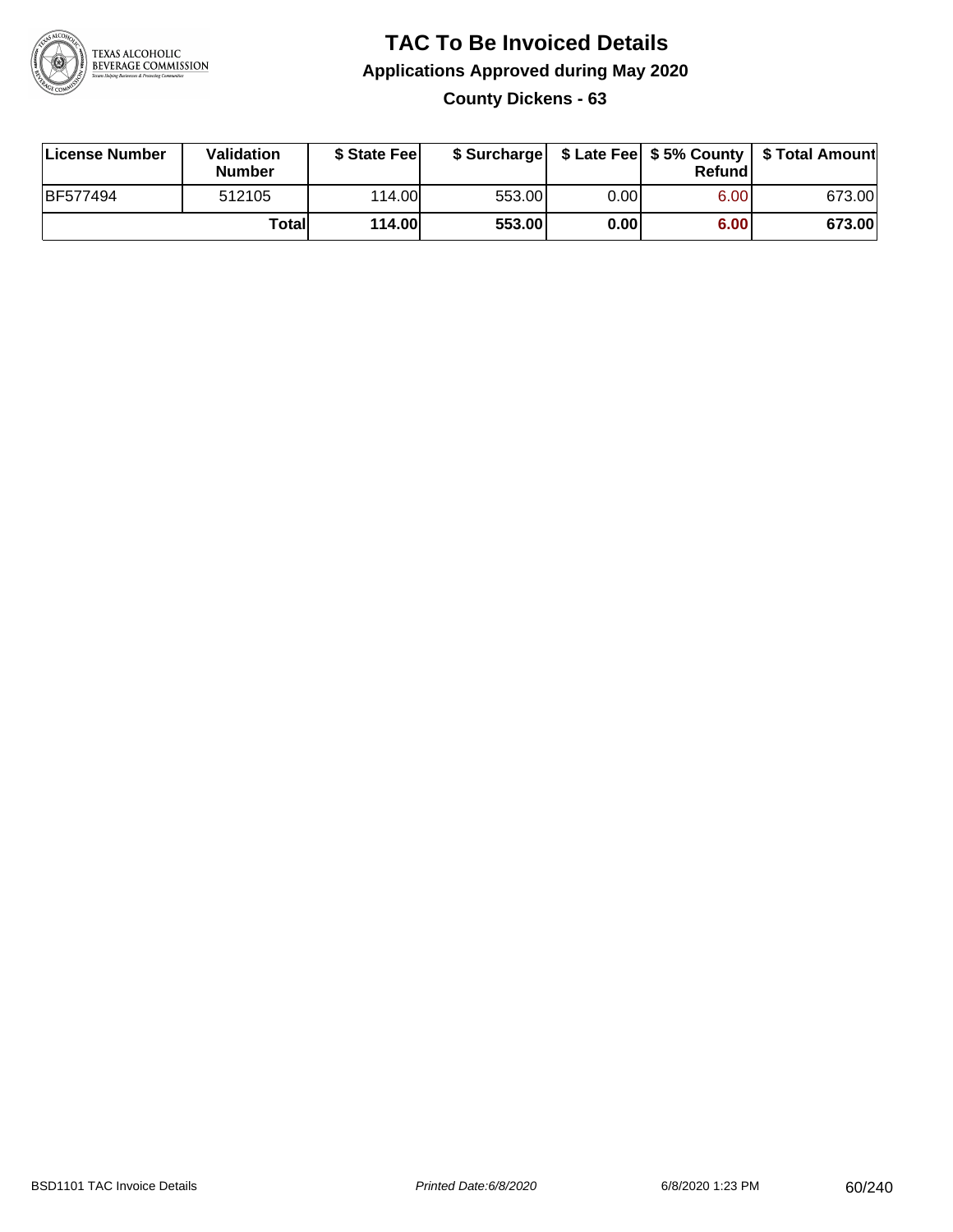# TAC To Be Invoiced Details

## Applications Approved during May 2020

### County Dickens - 63

| License Number | Validation Number | $ State Fee | $ Surcharge | $ Late Fee | $ 5% County Refund | $ Total Amount |
|---|---|---|---|---|---|---|
| BF577494 | 512105 | 114.00 | 553.00 | 0.00 | 6.00 | 673.00 |
| | **Total** | **114.00** | **553.00** | **0.00** | **6.00** | **673.00** |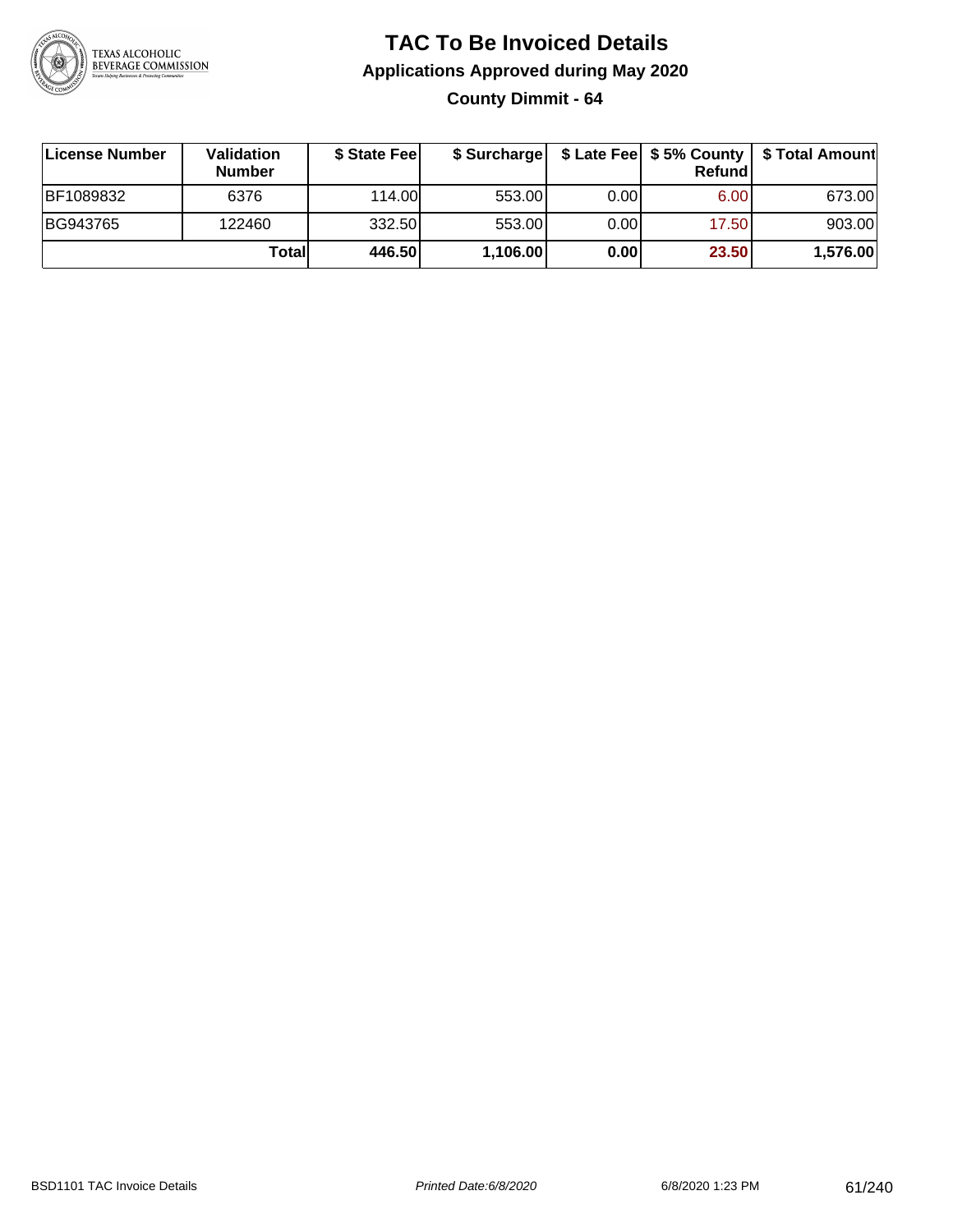# TAC To Be Invoiced Details

## Applications Approved during May 2020

### County Dimmit - 64

| License Number | Validation Number | $ State Fee | $ Surcharge | $ Late Fee | $ 5% County Refund | $ Total Amount |
|---|---|---|---|---|---|---|
| BF1089832 | 6376 | 114.00 | 553.00 | 0.00 | 6.00 | 673.00 |
| BG943765 | 122460 | 332.50 | 553.00 | 0.00 | 17.50 | 903.00 |
| | **Total** | **446.50** | **1,106.00** | **0.00** | **23.50** | **1,576.00** |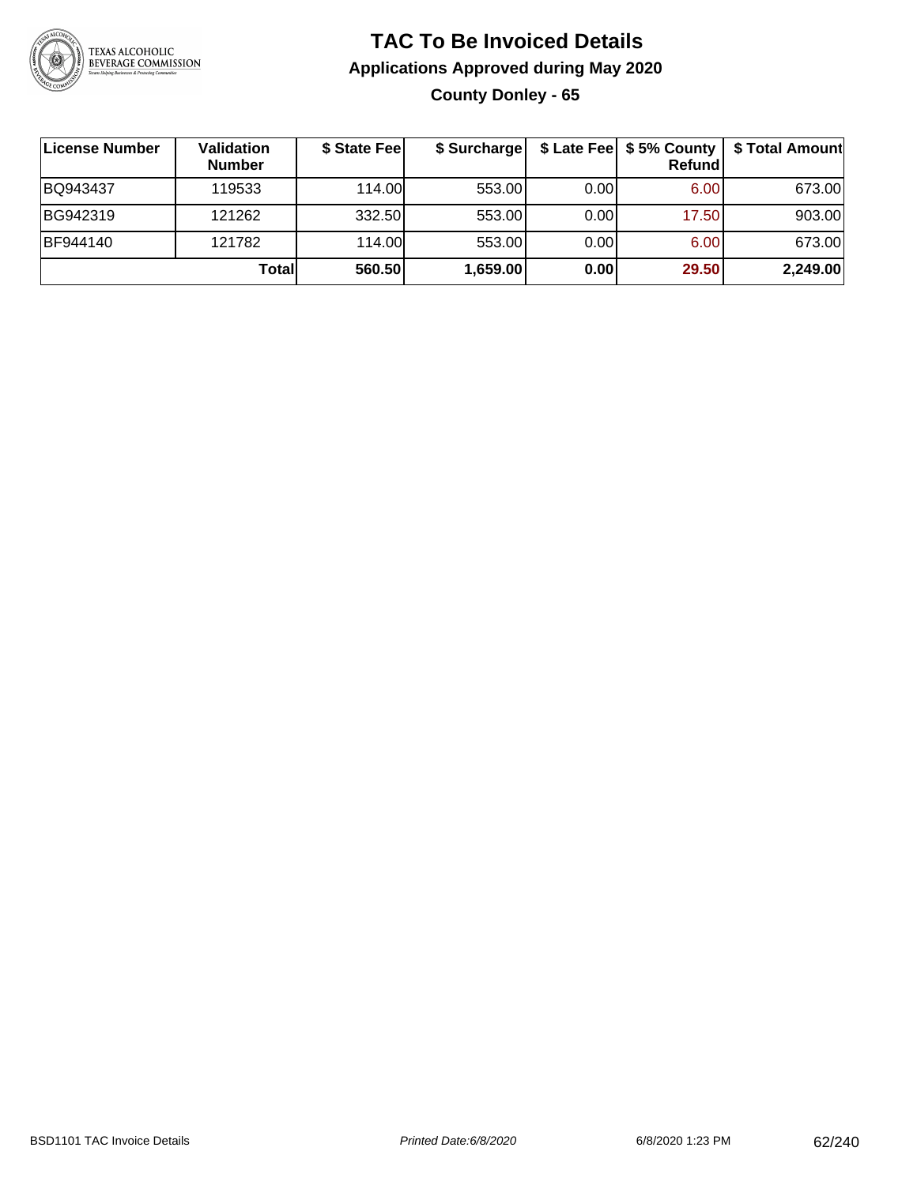# TAC To Be Invoiced Details

## Applications Approved during May 2020

### County Donley - 65

| License Number | Validation Number | $ State Fee | $ Surcharge | $ Late Fee | $ 5% County Refund | $ Total Amount |
|---|---|---|---|---|---|---|
| BQ943437 | 119533 | 114.00 | 553.00 | 0.00 | 6.00 | 673.00 |
| BG942319 | 121262 | 332.50 | 553.00 | 0.00 | 17.50 | 903.00 |
| BF944140 | 121782 | 114.00 | 553.00 | 0.00 | 6.00 | 673.00 |
| | **Total** | **560.50** | **1,659.00** | **0.00** | **29.50** | **2,249.00** |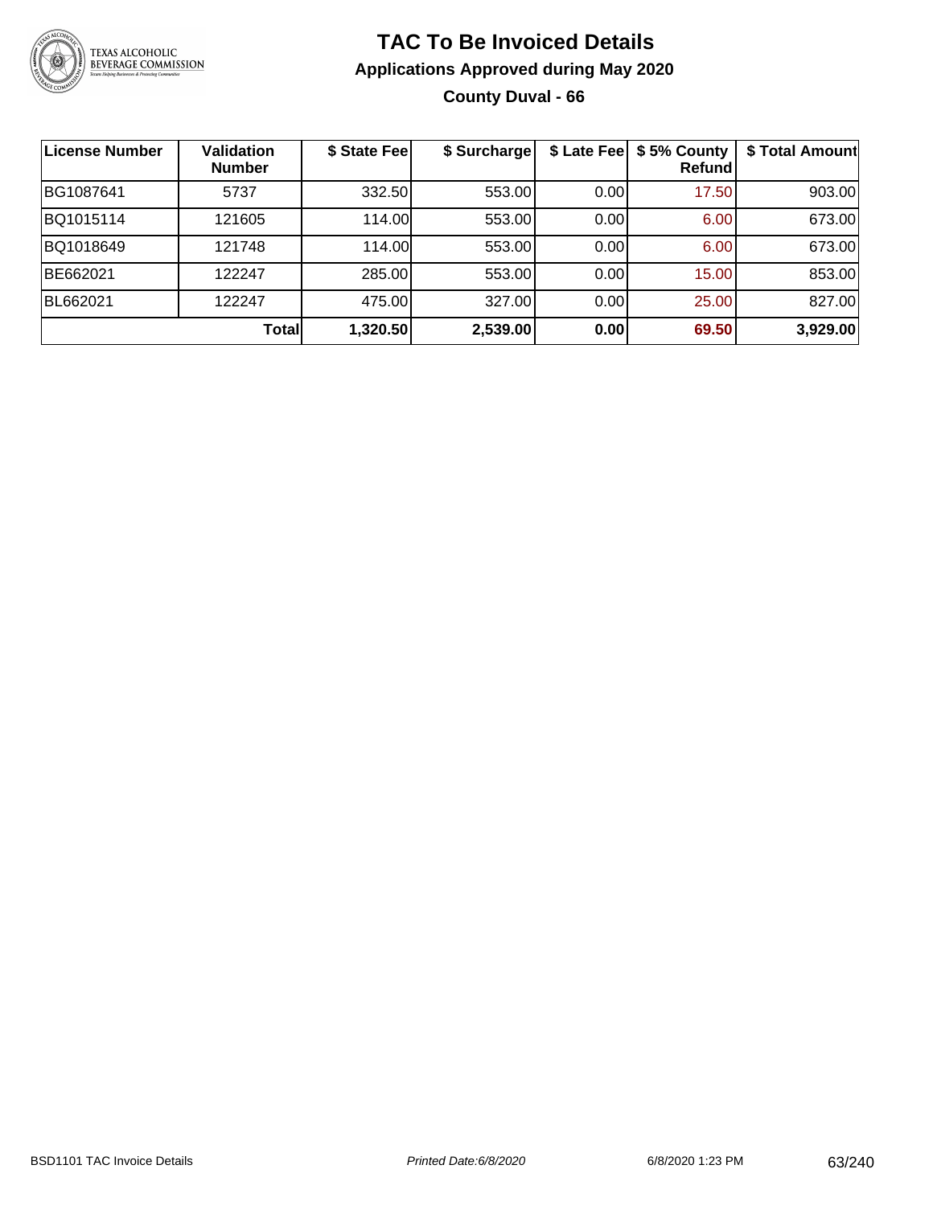# TAC To Be Invoiced Details

## Applications Approved during May 2020

### County Duval - 66

| License Number | Validation Number | $ State Fee | $ Surcharge | $ Late Fee | $ 5% County Refund | $ Total Amount |
|---|---|---|---|---|---|---|
| BG1087641 | 5737 | 332.50 | 553.00 | 0.00 | 17.50 | 903.00 |
| BQ1015114 | 121605 | 114.00 | 553.00 | 0.00 | 6.00 | 673.00 |
| BQ1018649 | 121748 | 114.00 | 553.00 | 0.00 | 6.00 | 673.00 |
| BE662021 | 122247 | 285.00 | 553.00 | 0.00 | 15.00 | 853.00 |
| BL662021 | 122247 | 475.00 | 327.00 | 0.00 | 25.00 | 827.00 |
| | **Total** | **1,320.50** | **2,539.00** | **0.00** | **69.50** | **3,929.00** |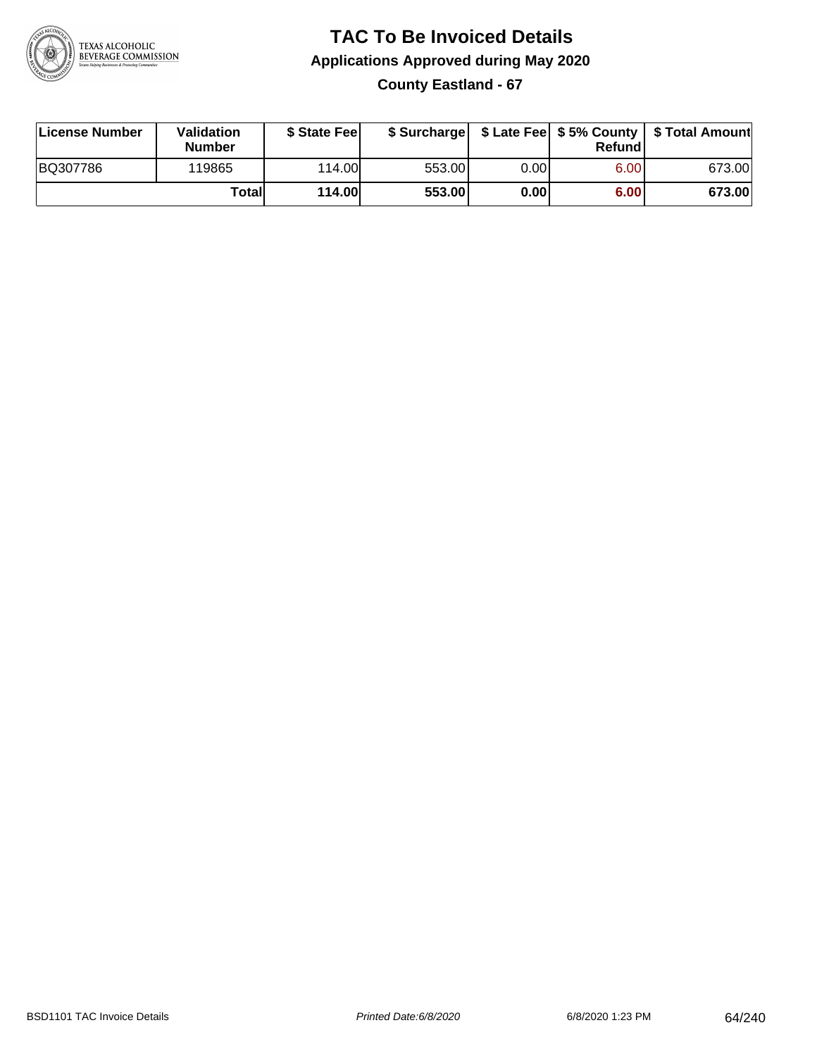# TAC To Be Invoiced Details

## Applications Approved during May 2020

### County Eastland - 67

| License Number | Validation Number | $ State Fee | $ Surcharge | $ Late Fee | $ 5% County Refund | $ Total Amount |
|---|---|---|---|---|---|---|
| BQ307786 | 119865 | 114.00 | 553.00 | 0.00 | 6.00 | 673.00 |
| | **Total** | **114.00** | **553.00** | **0.00** | **6.00** | **673.00** |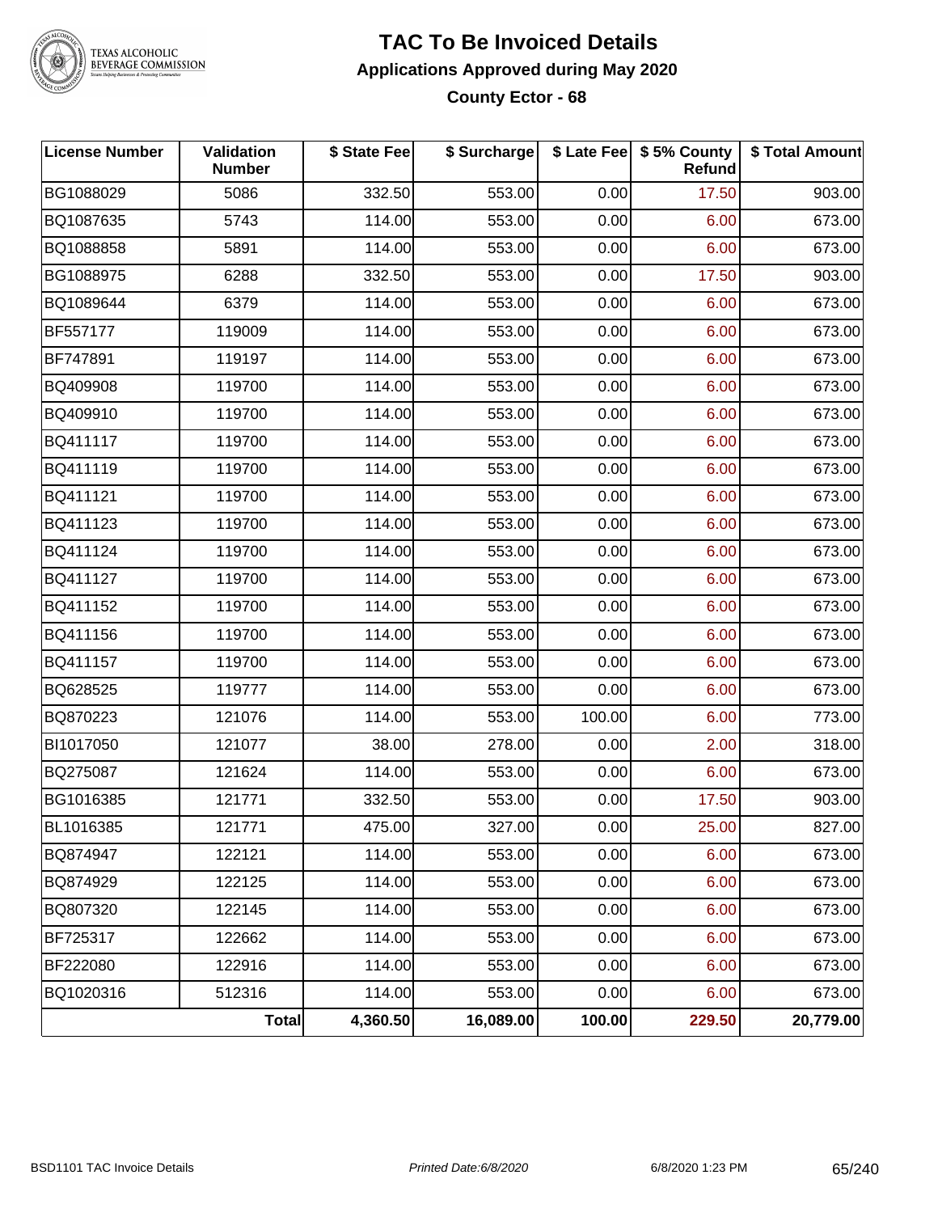# TAC To Be Invoiced Details

## Applications Approved during May 2020

### County Ector - 68

| License Number | Validation Number | $ State Fee | $ Surcharge | $ Late Fee | $ 5% County Refund | $ Total Amount |
|---|---|---|---|---|---|---|
| BG1088029 | 5086 | 332.50 | 553.00 | 0.00 | 17.50 | 903.00 |
| BQ1087635 | 5743 | 114.00 | 553.00 | 0.00 | 6.00 | 673.00 |
| BQ1088858 | 5891 | 114.00 | 553.00 | 0.00 | 6.00 | 673.00 |
| BG1088975 | 6288 | 332.50 | 553.00 | 0.00 | 17.50 | 903.00 |
| BQ1089644 | 6379 | 114.00 | 553.00 | 0.00 | 6.00 | 673.00 |
| BF557177 | 119009 | 114.00 | 553.00 | 0.00 | 6.00 | 673.00 |
| BF747891 | 119197 | 114.00 | 553.00 | 0.00 | 6.00 | 673.00 |
| BQ409908 | 119700 | 114.00 | 553.00 | 0.00 | 6.00 | 673.00 |
| BQ409910 | 119700 | 114.00 | 553.00 | 0.00 | 6.00 | 673.00 |
| BQ411117 | 119700 | 114.00 | 553.00 | 0.00 | 6.00 | 673.00 |
| BQ411119 | 119700 | 114.00 | 553.00 | 0.00 | 6.00 | 673.00 |
| BQ411121 | 119700 | 114.00 | 553.00 | 0.00 | 6.00 | 673.00 |
| BQ411123 | 119700 | 114.00 | 553.00 | 0.00 | 6.00 | 673.00 |
| BQ411124 | 119700 | 114.00 | 553.00 | 0.00 | 6.00 | 673.00 |
| BQ411127 | 119700 | 114.00 | 553.00 | 0.00 | 6.00 | 673.00 |
| BQ411152 | 119700 | 114.00 | 553.00 | 0.00 | 6.00 | 673.00 |
| BQ411156 | 119700 | 114.00 | 553.00 | 0.00 | 6.00 | 673.00 |
| BQ411157 | 119700 | 114.00 | 553.00 | 0.00 | 6.00 | 673.00 |
| BQ628525 | 119777 | 114.00 | 553.00 | 0.00 | 6.00 | 673.00 |
| BQ870223 | 121076 | 114.00 | 553.00 | 100.00 | 6.00 | 773.00 |
| BI1017050 | 121077 | 38.00 | 278.00 | 0.00 | 2.00 | 318.00 |
| BQ275087 | 121624 | 114.00 | 553.00 | 0.00 | 6.00 | 673.00 |
| BG1016385 | 121771 | 332.50 | 553.00 | 0.00 | 17.50 | 903.00 |
| BL1016385 | 121771 | 475.00 | 327.00 | 0.00 | 25.00 | 827.00 |
| BQ874947 | 122121 | 114.00 | 553.00 | 0.00 | 6.00 | 673.00 |
| BQ874929 | 122125 | 114.00 | 553.00 | 0.00 | 6.00 | 673.00 |
| BQ807320 | 122145 | 114.00 | 553.00 | 0.00 | 6.00 | 673.00 |
| BF725317 | 122662 | 114.00 | 553.00 | 0.00 | 6.00 | 673.00 |
| BF222080 | 122916 | 114.00 | 553.00 | 0.00 | 6.00 | 673.00 |
| BQ1020316 | 512316 | 114.00 | 553.00 | 0.00 | 6.00 | 673.00 |
| | **Total** | **4,360.50** | **16,089.00** | **100.00** | **229.50** | **20,779.00** |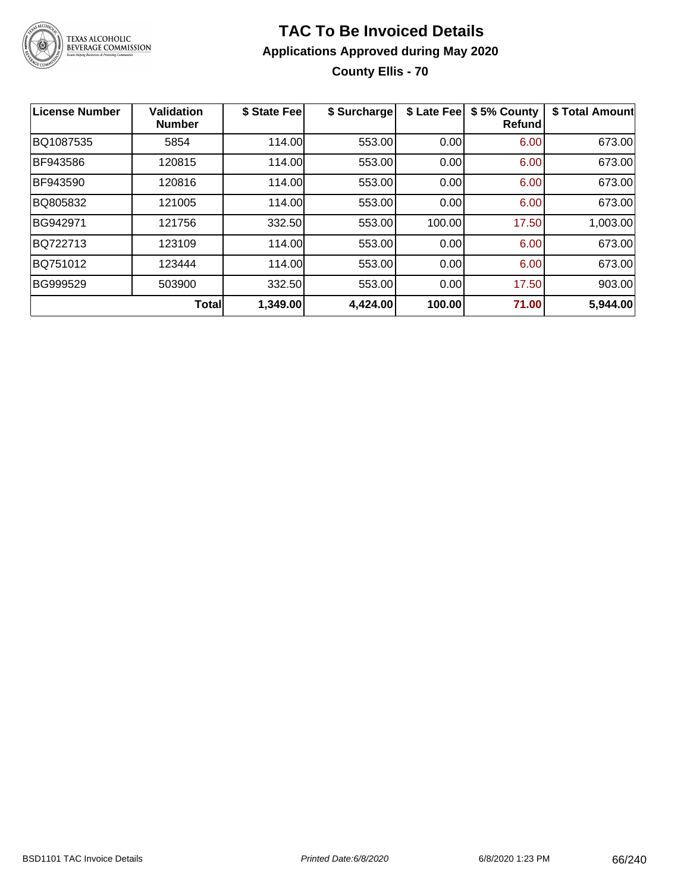# TAC To Be Invoiced Details

## Applications Approved during May 2020

### County Ellis - 70

| License Number | Validation Number | $ State Fee | $ Surcharge | $ Late Fee | $ 5% County Refund | $ Total Amount |
|---|---|---|---|---|---|---|
| BQ1087535 | 5854 | 114.00 | 553.00 | 0.00 | 6.00 | 673.00 |
| BF943586 | 120815 | 114.00 | 553.00 | 0.00 | 6.00 | 673.00 |
| BF943590 | 120816 | 114.00 | 553.00 | 0.00 | 6.00 | 673.00 |
| BQ805832 | 121005 | 114.00 | 553.00 | 0.00 | 6.00 | 673.00 |
| BG942971 | 121756 | 332.50 | 553.00 | 100.00 | 17.50 | 1,003.00 |
| BQ722713 | 123109 | 114.00 | 553.00 | 0.00 | 6.00 | 673.00 |
| BQ751012 | 123444 | 114.00 | 553.00 | 0.00 | 6.00 | 673.00 |
| BG999529 | 503900 | 332.50 | 553.00 | 0.00 | 17.50 | 903.00 |
| | **Total** | **1,349.00** | **4,424.00** | **100.00** | **71.00** | **5,944.00** |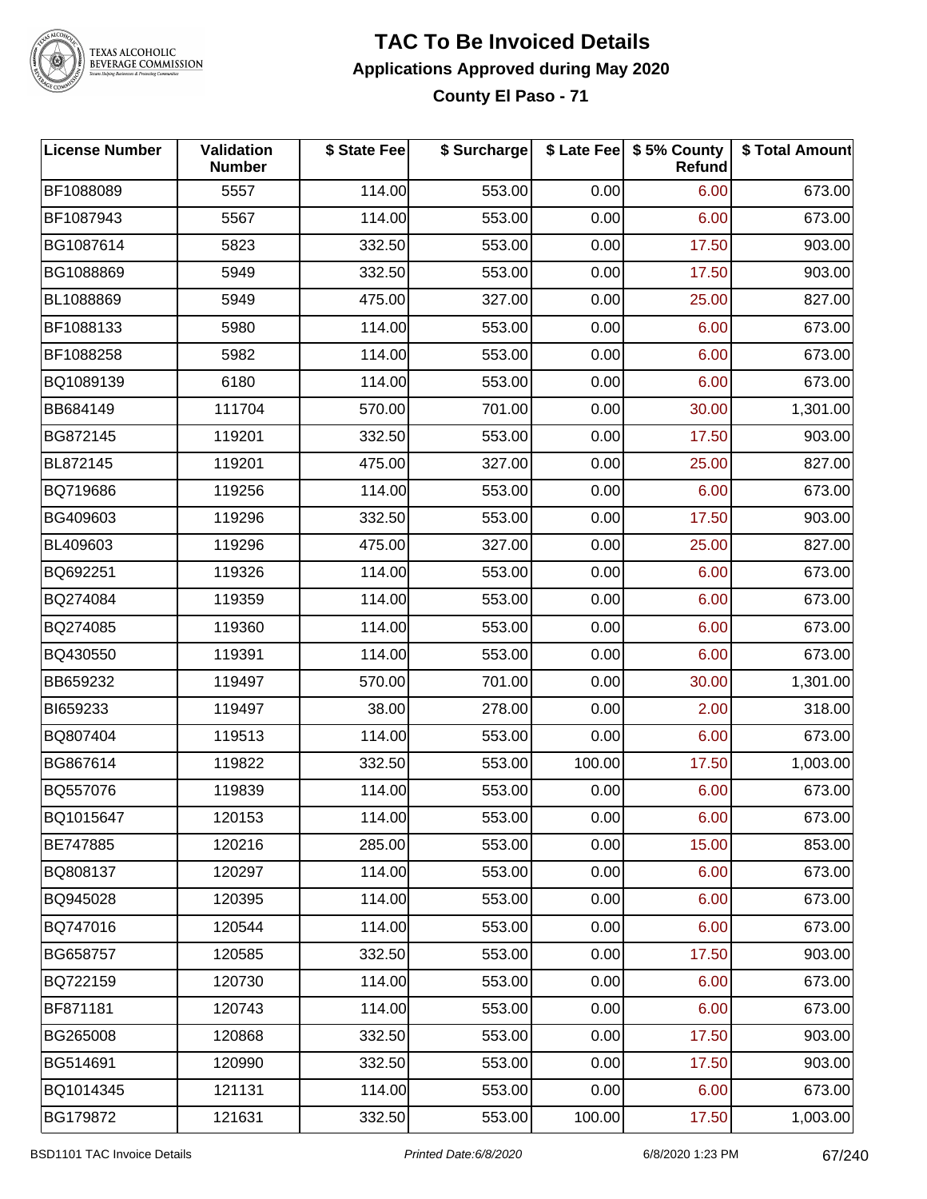# TAC To Be Invoiced Details

## Applications Approved during May 2020

### County El Paso - 71

| License Number | Validation Number | $ State Fee | $ Surcharge | $ Late Fee | $ 5% County Refund | $ Total Amount |
|---|---|---|---|---|---|---|
| BF1088089 | 5557 | 114.00 | 553.00 | 0.00 | 6.00 | 673.00 |
| BF1087943 | 5567 | 114.00 | 553.00 | 0.00 | 6.00 | 673.00 |
| BG1087614 | 5823 | 332.50 | 553.00 | 0.00 | 17.50 | 903.00 |
| BG1088869 | 5949 | 332.50 | 553.00 | 0.00 | 17.50 | 903.00 |
| BL1088869 | 5949 | 475.00 | 327.00 | 0.00 | 25.00 | 827.00 |
| BF1088133 | 5980 | 114.00 | 553.00 | 0.00 | 6.00 | 673.00 |
| BF1088258 | 5982 | 114.00 | 553.00 | 0.00 | 6.00 | 673.00 |
| BQ1089139 | 6180 | 114.00 | 553.00 | 0.00 | 6.00 | 673.00 |
| BB684149 | 111704 | 570.00 | 701.00 | 0.00 | 30.00 | 1,301.00 |
| BG872145 | 119201 | 332.50 | 553.00 | 0.00 | 17.50 | 903.00 |
| BL872145 | 119201 | 475.00 | 327.00 | 0.00 | 25.00 | 827.00 |
| BQ719686 | 119256 | 114.00 | 553.00 | 0.00 | 6.00 | 673.00 |
| BG409603 | 119296 | 332.50 | 553.00 | 0.00 | 17.50 | 903.00 |
| BL409603 | 119296 | 475.00 | 327.00 | 0.00 | 25.00 | 827.00 |
| BQ692251 | 119326 | 114.00 | 553.00 | 0.00 | 6.00 | 673.00 |
| BQ274084 | 119359 | 114.00 | 553.00 | 0.00 | 6.00 | 673.00 |
| BQ274085 | 119360 | 114.00 | 553.00 | 0.00 | 6.00 | 673.00 |
| BQ430550 | 119391 | 114.00 | 553.00 | 0.00 | 6.00 | 673.00 |
| BB659232 | 119497 | 570.00 | 701.00 | 0.00 | 30.00 | 1,301.00 |
| BI659233 | 119497 | 38.00 | 278.00 | 0.00 | 2.00 | 318.00 |
| BQ807404 | 119513 | 114.00 | 553.00 | 0.00 | 6.00 | 673.00 |
| BG867614 | 119822 | 332.50 | 553.00 | 100.00 | 17.50 | 1,003.00 |
| BQ557076 | 119839 | 114.00 | 553.00 | 0.00 | 6.00 | 673.00 |
| BQ1015647 | 120153 | 114.00 | 553.00 | 0.00 | 6.00 | 673.00 |
| BE747885 | 120216 | 285.00 | 553.00 | 0.00 | 15.00 | 853.00 |
| BQ808137 | 120297 | 114.00 | 553.00 | 0.00 | 6.00 | 673.00 |
| BQ945028 | 120395 | 114.00 | 553.00 | 0.00 | 6.00 | 673.00 |
| BQ747016 | 120544 | 114.00 | 553.00 | 0.00 | 6.00 | 673.00 |
| BG658757 | 120585 | 332.50 | 553.00 | 0.00 | 17.50 | 903.00 |
| BQ722159 | 120730 | 114.00 | 553.00 | 0.00 | 6.00 | 673.00 |
| BF871181 | 120743 | 114.00 | 553.00 | 0.00 | 6.00 | 673.00 |
| BG265008 | 120868 | 332.50 | 553.00 | 0.00 | 17.50 | 903.00 |
| BG514691 | 120990 | 332.50 | 553.00 | 0.00 | 17.50 | 903.00 |
| BQ1014345 | 121131 | 114.00 | 553.00 | 0.00 | 6.00 | 673.00 |
| BG179872 | 121631 | 332.50 | 553.00 | 100.00 | 17.50 | 1,003.00 |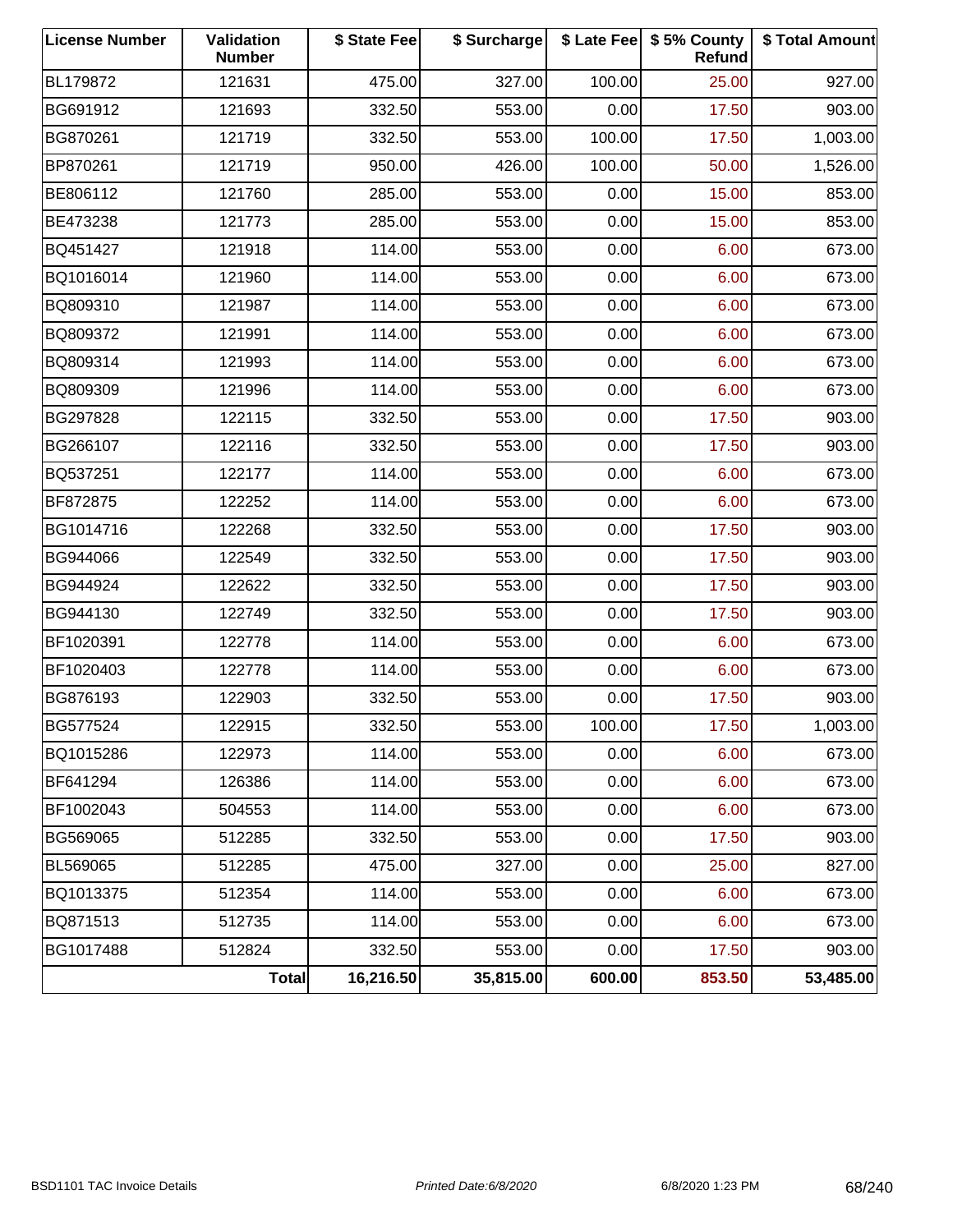| License Number | Validation Number | $ State Fee | $ Surcharge | $ Late Fee | $ 5% County Refund | $ Total Amount |
|---|---|---|---|---|---|---|
| BL179872 | 121631 | 475.00 | 327.00 | 100.00 | 25.00 | 927.00 |
| BG691912 | 121693 | 332.50 | 553.00 | 0.00 | 17.50 | 903.00 |
| BG870261 | 121719 | 332.50 | 553.00 | 100.00 | 17.50 | 1,003.00 |
| BP870261 | 121719 | 950.00 | 426.00 | 100.00 | 50.00 | 1,526.00 |
| BE806112 | 121760 | 285.00 | 553.00 | 0.00 | 15.00 | 853.00 |
| BE473238 | 121773 | 285.00 | 553.00 | 0.00 | 15.00 | 853.00 |
| BQ451427 | 121918 | 114.00 | 553.00 | 0.00 | 6.00 | 673.00 |
| BQ1016014 | 121960 | 114.00 | 553.00 | 0.00 | 6.00 | 673.00 |
| BQ809310 | 121987 | 114.00 | 553.00 | 0.00 | 6.00 | 673.00 |
| BQ809372 | 121991 | 114.00 | 553.00 | 0.00 | 6.00 | 673.00 |
| BQ809314 | 121993 | 114.00 | 553.00 | 0.00 | 6.00 | 673.00 |
| BQ809309 | 121996 | 114.00 | 553.00 | 0.00 | 6.00 | 673.00 |
| BG297828 | 122115 | 332.50 | 553.00 | 0.00 | 17.50 | 903.00 |
| BG266107 | 122116 | 332.50 | 553.00 | 0.00 | 17.50 | 903.00 |
| BQ537251 | 122177 | 114.00 | 553.00 | 0.00 | 6.00 | 673.00 |
| BF872875 | 122252 | 114.00 | 553.00 | 0.00 | 6.00 | 673.00 |
| BG1014716 | 122268 | 332.50 | 553.00 | 0.00 | 17.50 | 903.00 |
| BG944066 | 122549 | 332.50 | 553.00 | 0.00 | 17.50 | 903.00 |
| BG944924 | 122622 | 332.50 | 553.00 | 0.00 | 17.50 | 903.00 |
| BG944130 | 122749 | 332.50 | 553.00 | 0.00 | 17.50 | 903.00 |
| BF1020391 | 122778 | 114.00 | 553.00 | 0.00 | 6.00 | 673.00 |
| BF1020403 | 122778 | 114.00 | 553.00 | 0.00 | 6.00 | 673.00 |
| BG876193 | 122903 | 332.50 | 553.00 | 0.00 | 17.50 | 903.00 |
| BG577524 | 122915 | 332.50 | 553.00 | 100.00 | 17.50 | 1,003.00 |
| BQ1015286 | 122973 | 114.00 | 553.00 | 0.00 | 6.00 | 673.00 |
| BF641294 | 126386 | 114.00 | 553.00 | 0.00 | 6.00 | 673.00 |
| BF1002043 | 504553 | 114.00 | 553.00 | 0.00 | 6.00 | 673.00 |
| BG569065 | 512285 | 332.50 | 553.00 | 0.00 | 17.50 | 903.00 |
| BL569065 | 512285 | 475.00 | 327.00 | 0.00 | 25.00 | 827.00 |
| BQ1013375 | 512354 | 114.00 | 553.00 | 0.00 | 6.00 | 673.00 |
| BQ871513 | 512735 | 114.00 | 553.00 | 0.00 | 6.00 | 673.00 |
| BG1017488 | 512824 | 332.50 | 553.00 | 0.00 | 17.50 | 903.00 |
| | **Total** | **16,216.50** | **35,815.00** | **600.00** | **853.50** | **53,485.00** |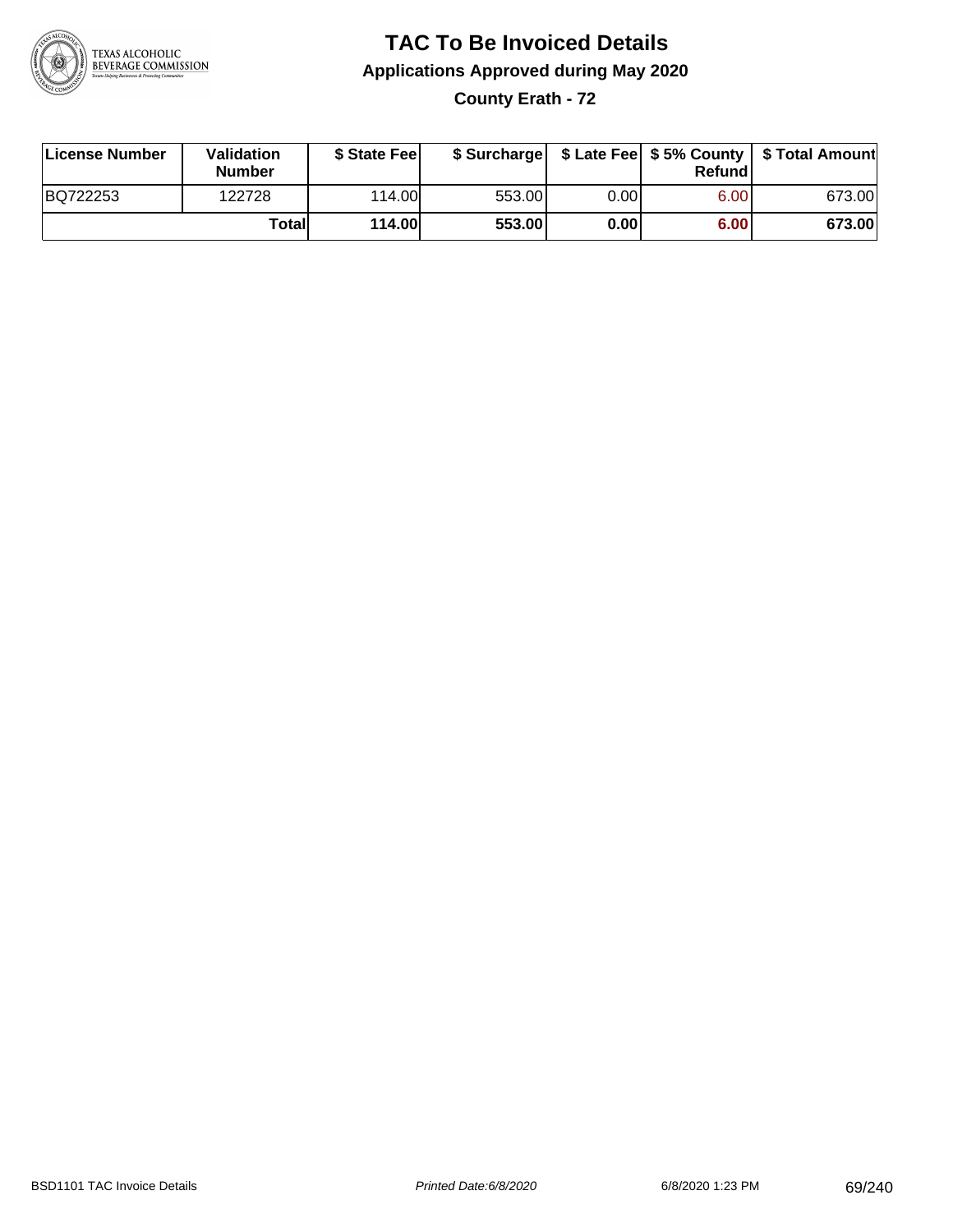# TAC To Be Invoiced Details

## Applications Approved during May 2020

### County Erath - 72

| License Number | Validation Number | $ State Fee | $ Surcharge | $ Late Fee | $ 5% County Refund | $ Total Amount |
|---|---|---|---|---|---|---|
| BQ722253 | 122728 | 114.00 | 553.00 | 0.00 | 6.00 | 673.00 |
| | **Total** | **114.00** | **553.00** | **0.00** | **6.00** | **673.00** |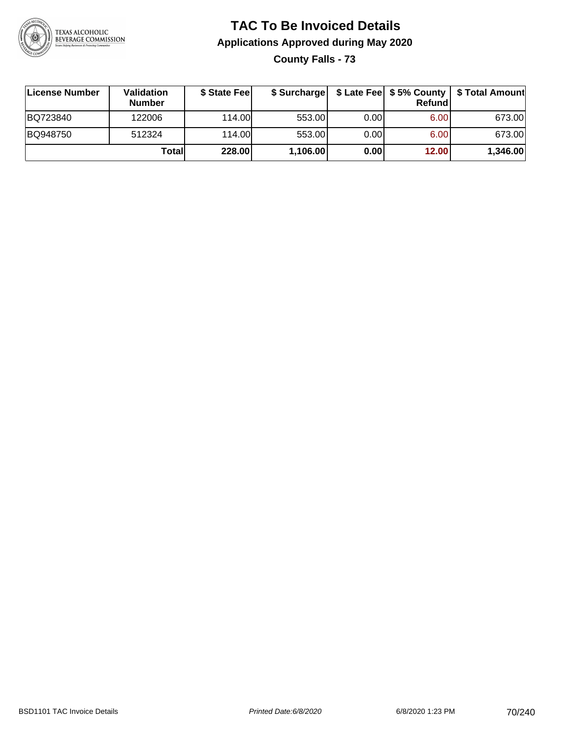# TAC To Be Invoiced Details

## Applications Approved during May 2020

### County Falls - 73

| License Number | Validation Number | $ State Fee | $ Surcharge | $ Late Fee | $ 5% County Refund | $ Total Amount |
|---|---|---|---|---|---|---|
| BQ723840 | 122006 | 114.00 | 553.00 | 0.00 | 6.00 | 673.00 |
| BQ948750 | 512324 | 114.00 | 553.00 | 0.00 | 6.00 | 673.00 |
| | **Total** | **228.00** | **1,106.00** | **0.00** | **12.00** | **1,346.00** |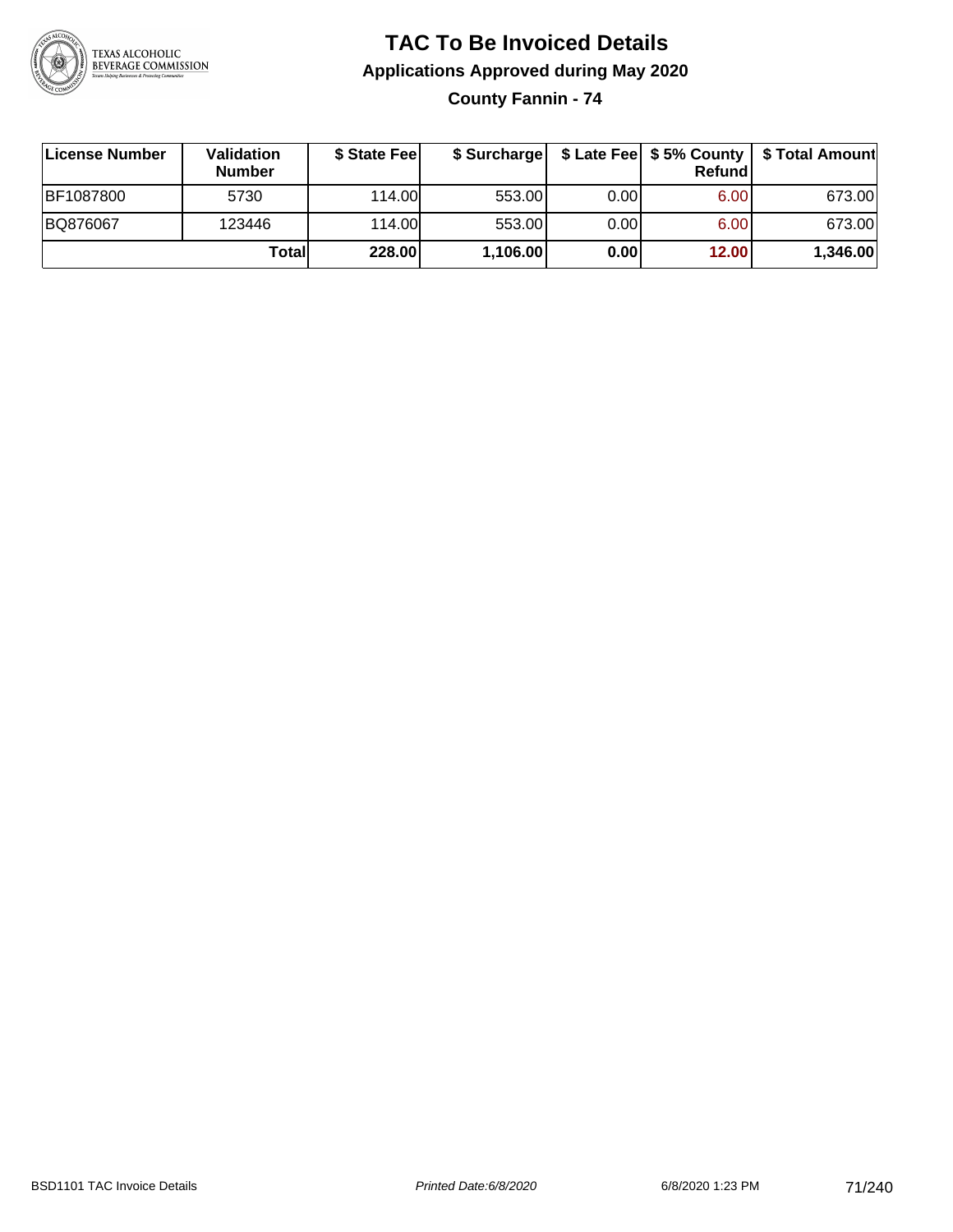# TAC To Be Invoiced Details

## Applications Approved during May 2020

### County Fannin - 74

| License Number | Validation Number | $ State Fee | $ Surcharge | $ Late Fee | $ 5% County Refund | $ Total Amount |
|---|---|---|---|---|---|---|
| BF1087800 | 5730 | 114.00 | 553.00 | 0.00 | 6.00 | 673.00 |
| BQ876067 | 123446 | 114.00 | 553.00 | 0.00 | 6.00 | 673.00 |
| | **Total** | **228.00** | **1,106.00** | **0.00** | **12.00** | **1,346.00** |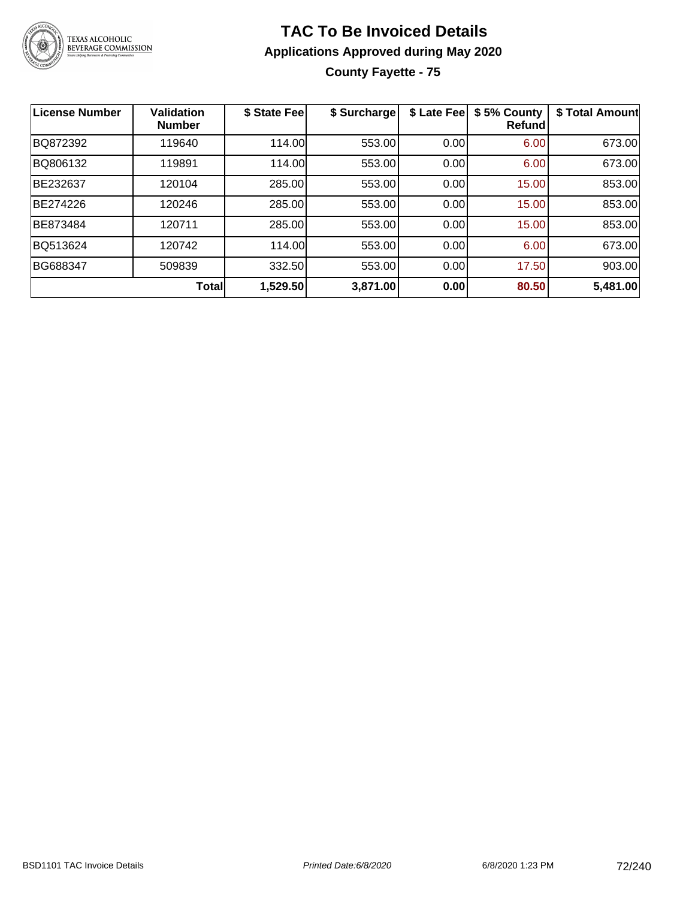# TAC To Be Invoiced Details

## Applications Approved during May 2020

### County Fayette - 75

| License Number | Validation Number | \$ State Fee | \$ Surcharge | \$ Late Fee | \$ 5% County Refund | \$ Total Amount |
|---|---|---|---|---|---|---|
| BQ872392 | 119640 | 114.00 | 553.00 | 0.00 | 6.00 | 673.00 |
| BQ806132 | 119891 | 114.00 | 553.00 | 0.00 | 6.00 | 673.00 |
| BE232637 | 120104 | 285.00 | 553.00 | 0.00 | 15.00 | 853.00 |
| BE274226 | 120246 | 285.00 | 553.00 | 0.00 | 15.00 | 853.00 |
| BE873484 | 120711 | 285.00 | 553.00 | 0.00 | 15.00 | 853.00 |
| BQ513624 | 120742 | 114.00 | 553.00 | 0.00 | 6.00 | 673.00 |
| BG688347 | 509839 | 332.50 | 553.00 | 0.00 | 17.50 | 903.00 |
| | **Total** | **1,529.50** | **3,871.00** | **0.00** | **80.50** | **5,481.00** |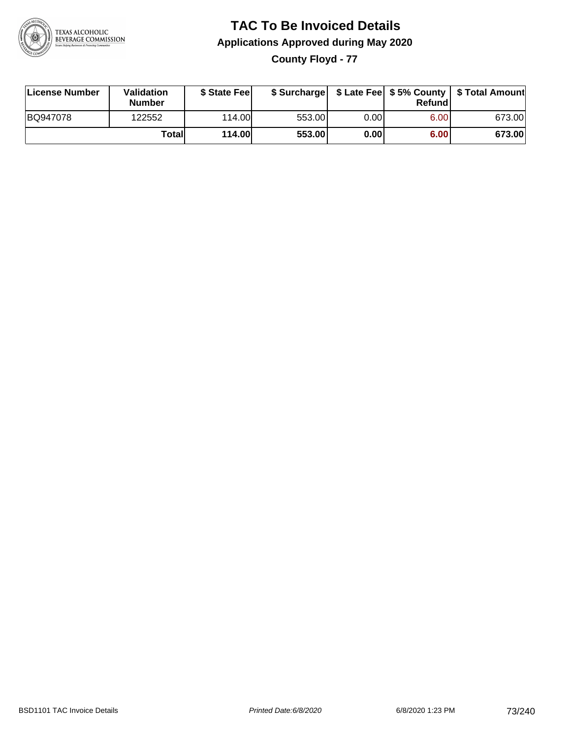# TAC To Be Invoiced Details

## Applications Approved during May 2020

### County Floyd - 77

| License Number | Validation Number | $ State Fee | $ Surcharge | $ Late Fee | $ 5% County Refund | $ Total Amount |
|---|---|---|---|---|---|---|
| BQ947078 | 122552 | 114.00 | 553.00 | 0.00 | 6.00 | 673.00 |
| | **Total** | **114.00** | **553.00** | **0.00** | **6.00** | **673.00** |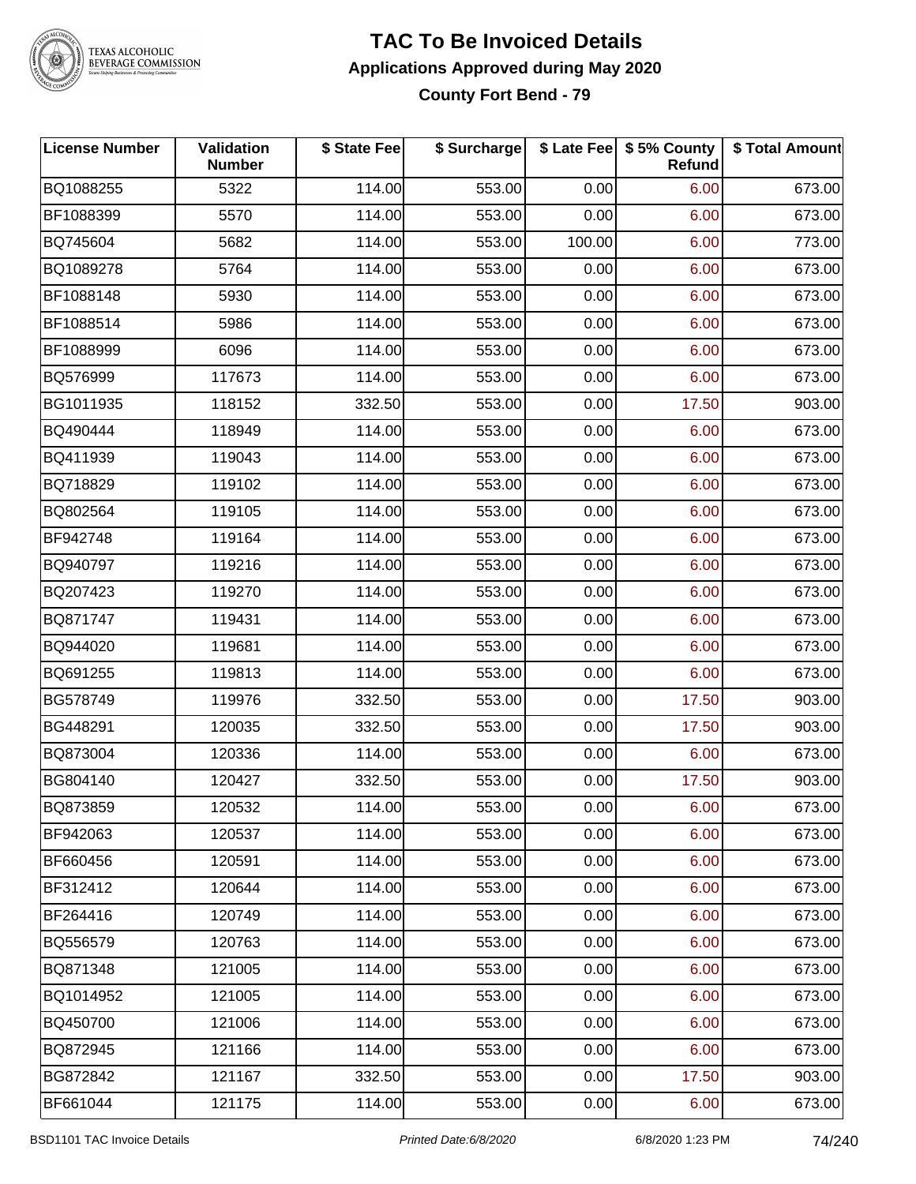# TAC To Be Invoiced Details

## Applications Approved during May 2020

### County Fort Bend - 79

| License Number | Validation Number | $ State Fee | $ Surcharge | $ Late Fee | $ 5% County Refund | $ Total Amount |
|---|---|---|---|---|---|---|
| BQ1088255 | 5322 | 114.00 | 553.00 | 0.00 | 6.00 | 673.00 |
| BF1088399 | 5570 | 114.00 | 553.00 | 0.00 | 6.00 | 673.00 |
| BQ745604 | 5682 | 114.00 | 553.00 | 100.00 | 6.00 | 773.00 |
| BQ1089278 | 5764 | 114.00 | 553.00 | 0.00 | 6.00 | 673.00 |
| BF1088148 | 5930 | 114.00 | 553.00 | 0.00 | 6.00 | 673.00 |
| BF1088514 | 5986 | 114.00 | 553.00 | 0.00 | 6.00 | 673.00 |
| BF1088999 | 6096 | 114.00 | 553.00 | 0.00 | 6.00 | 673.00 |
| BQ576999 | 117673 | 114.00 | 553.00 | 0.00 | 6.00 | 673.00 |
| BG1011935 | 118152 | 332.50 | 553.00 | 0.00 | 17.50 | 903.00 |
| BQ490444 | 118949 | 114.00 | 553.00 | 0.00 | 6.00 | 673.00 |
| BQ411939 | 119043 | 114.00 | 553.00 | 0.00 | 6.00 | 673.00 |
| BQ718829 | 119102 | 114.00 | 553.00 | 0.00 | 6.00 | 673.00 |
| BQ802564 | 119105 | 114.00 | 553.00 | 0.00 | 6.00 | 673.00 |
| BF942748 | 119164 | 114.00 | 553.00 | 0.00 | 6.00 | 673.00 |
| BQ940797 | 119216 | 114.00 | 553.00 | 0.00 | 6.00 | 673.00 |
| BQ207423 | 119270 | 114.00 | 553.00 | 0.00 | 6.00 | 673.00 |
| BQ871747 | 119431 | 114.00 | 553.00 | 0.00 | 6.00 | 673.00 |
| BQ944020 | 119681 | 114.00 | 553.00 | 0.00 | 6.00 | 673.00 |
| BQ691255 | 119813 | 114.00 | 553.00 | 0.00 | 6.00 | 673.00 |
| BG578749 | 119976 | 332.50 | 553.00 | 0.00 | 17.50 | 903.00 |
| BG448291 | 120035 | 332.50 | 553.00 | 0.00 | 17.50 | 903.00 |
| BQ873004 | 120336 | 114.00 | 553.00 | 0.00 | 6.00 | 673.00 |
| BG804140 | 120427 | 332.50 | 553.00 | 0.00 | 17.50 | 903.00 |
| BQ873859 | 120532 | 114.00 | 553.00 | 0.00 | 6.00 | 673.00 |
| BF942063 | 120537 | 114.00 | 553.00 | 0.00 | 6.00 | 673.00 |
| BF660456 | 120591 | 114.00 | 553.00 | 0.00 | 6.00 | 673.00 |
| BF312412 | 120644 | 114.00 | 553.00 | 0.00 | 6.00 | 673.00 |
| BF264416 | 120749 | 114.00 | 553.00 | 0.00 | 6.00 | 673.00 |
| BQ556579 | 120763 | 114.00 | 553.00 | 0.00 | 6.00 | 673.00 |
| BQ871348 | 121005 | 114.00 | 553.00 | 0.00 | 6.00 | 673.00 |
| BQ1014952 | 121005 | 114.00 | 553.00 | 0.00 | 6.00 | 673.00 |
| BQ450700 | 121006 | 114.00 | 553.00 | 0.00 | 6.00 | 673.00 |
| BQ872945 | 121166 | 114.00 | 553.00 | 0.00 | 6.00 | 673.00 |
| BG872842 | 121167 | 332.50 | 553.00 | 0.00 | 17.50 | 903.00 |
| BF661044 | 121175 | 114.00 | 553.00 | 0.00 | 6.00 | 673.00 |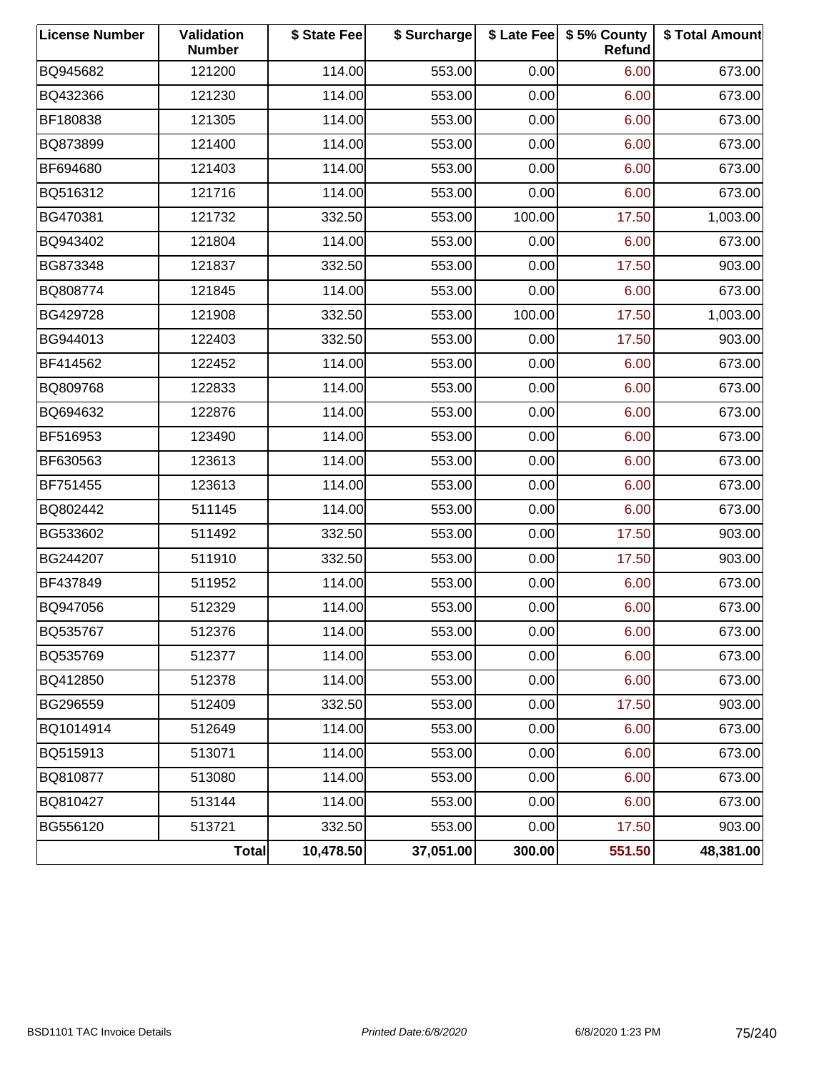| License Number | Validation Number | $ State Fee | $ Surcharge | $ Late Fee | $ 5% County Refund | $ Total Amount |
|---|---|---|---|---|---|---|
| BQ945682 | 121200 | 114.00 | 553.00 | 0.00 | 6.00 | 673.00 |
| BQ432366 | 121230 | 114.00 | 553.00 | 0.00 | 6.00 | 673.00 |
| BF180838 | 121305 | 114.00 | 553.00 | 0.00 | 6.00 | 673.00 |
| BQ873899 | 121400 | 114.00 | 553.00 | 0.00 | 6.00 | 673.00 |
| BF694680 | 121403 | 114.00 | 553.00 | 0.00 | 6.00 | 673.00 |
| BQ516312 | 121716 | 114.00 | 553.00 | 0.00 | 6.00 | 673.00 |
| BG470381 | 121732 | 332.50 | 553.00 | 100.00 | 17.50 | 1,003.00 |
| BQ943402 | 121804 | 114.00 | 553.00 | 0.00 | 6.00 | 673.00 |
| BG873348 | 121837 | 332.50 | 553.00 | 0.00 | 17.50 | 903.00 |
| BQ808774 | 121845 | 114.00 | 553.00 | 0.00 | 6.00 | 673.00 |
| BG429728 | 121908 | 332.50 | 553.00 | 100.00 | 17.50 | 1,003.00 |
| BG944013 | 122403 | 332.50 | 553.00 | 0.00 | 17.50 | 903.00 |
| BF414562 | 122452 | 114.00 | 553.00 | 0.00 | 6.00 | 673.00 |
| BQ809768 | 122833 | 114.00 | 553.00 | 0.00 | 6.00 | 673.00 |
| BQ694632 | 122876 | 114.00 | 553.00 | 0.00 | 6.00 | 673.00 |
| BF516953 | 123490 | 114.00 | 553.00 | 0.00 | 6.00 | 673.00 |
| BF630563 | 123613 | 114.00 | 553.00 | 0.00 | 6.00 | 673.00 |
| BF751455 | 123613 | 114.00 | 553.00 | 0.00 | 6.00 | 673.00 |
| BQ802442 | 511145 | 114.00 | 553.00 | 0.00 | 6.00 | 673.00 |
| BG533602 | 511492 | 332.50 | 553.00 | 0.00 | 17.50 | 903.00 |
| BG244207 | 511910 | 332.50 | 553.00 | 0.00 | 17.50 | 903.00 |
| BF437849 | 511952 | 114.00 | 553.00 | 0.00 | 6.00 | 673.00 |
| BQ947056 | 512329 | 114.00 | 553.00 | 0.00 | 6.00 | 673.00 |
| BQ535767 | 512376 | 114.00 | 553.00 | 0.00 | 6.00 | 673.00 |
| BQ535769 | 512377 | 114.00 | 553.00 | 0.00 | 6.00 | 673.00 |
| BQ412850 | 512378 | 114.00 | 553.00 | 0.00 | 6.00 | 673.00 |
| BG296559 | 512409 | 332.50 | 553.00 | 0.00 | 17.50 | 903.00 |
| BQ1014914 | 512649 | 114.00 | 553.00 | 0.00 | 6.00 | 673.00 |
| BQ515913 | 513071 | 114.00 | 553.00 | 0.00 | 6.00 | 673.00 |
| BQ810877 | 513080 | 114.00 | 553.00 | 0.00 | 6.00 | 673.00 |
| BQ810427 | 513144 | 114.00 | 553.00 | 0.00 | 6.00 | 673.00 |
| BG556120 | 513721 | 332.50 | 553.00 | 0.00 | 17.50 | 903.00 |
| | **Total** | **10,478.50** | **37,051.00** | **300.00** | **551.50** | **48,381.00** |

BSD1101 TAC Invoice Details | *Printed Date:6/8/2020* | 6/8/2020 1:23 PM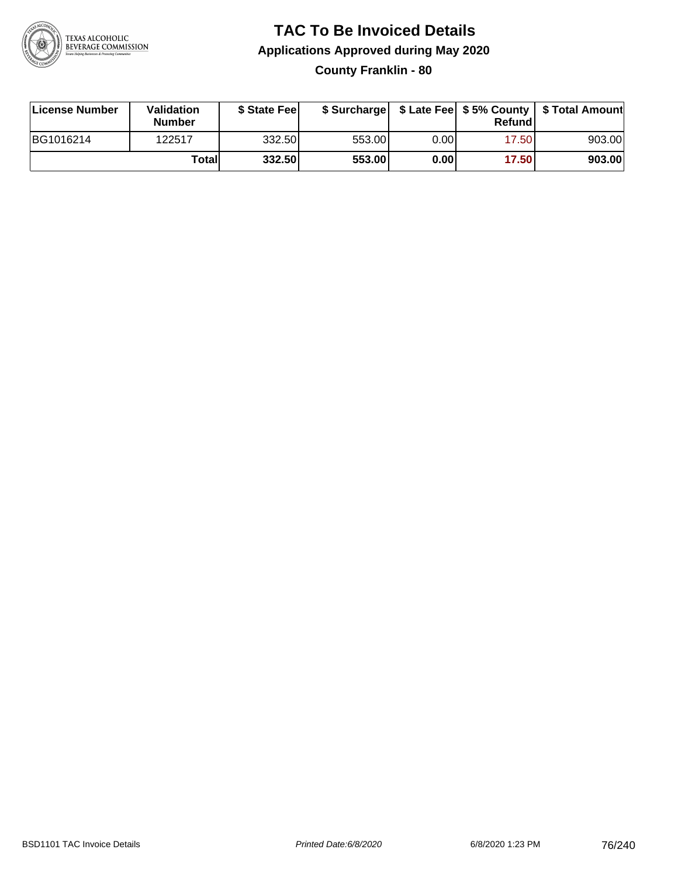# TAC To Be Invoiced Details

## Applications Approved during May 2020

### County Franklin - 80

| License Number | Validation Number | $ State Fee | $ Surcharge | $ Late Fee | $ 5% County Refund | $ Total Amount |
|---|---|---|---|---|---|---|
| BG1016214 | 122517 | 332.50 | 553.00 | 0.00 | 17.50 | 903.00 |
| | **Total** | **332.50** | **553.00** | **0.00** | **17.50** | **903.00** |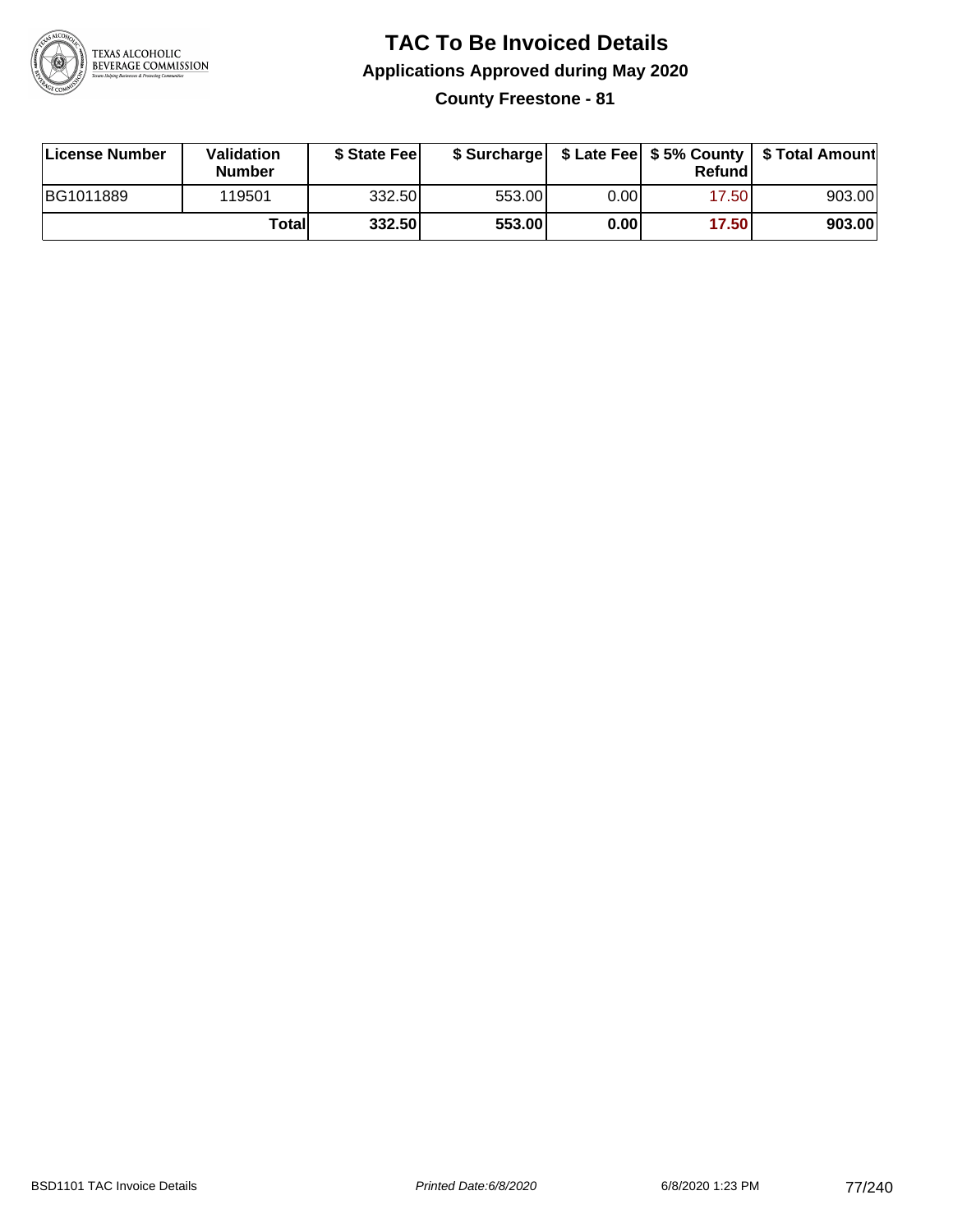# TAC To Be Invoiced Details

## Applications Approved during May 2020

### County Freestone - 81

| License Number | Validation Number | $ State Fee | $ Surcharge | $ Late Fee | $ 5% County Refund | $ Total Amount |
|---|---|---|---|---|---|---|
| BG1011889 | 119501 | 332.50 | 553.00 | 0.00 | 17.50 | 903.00 |
| | **Total** | **332.50** | **553.00** | **0.00** | **17.50** | **903.00** |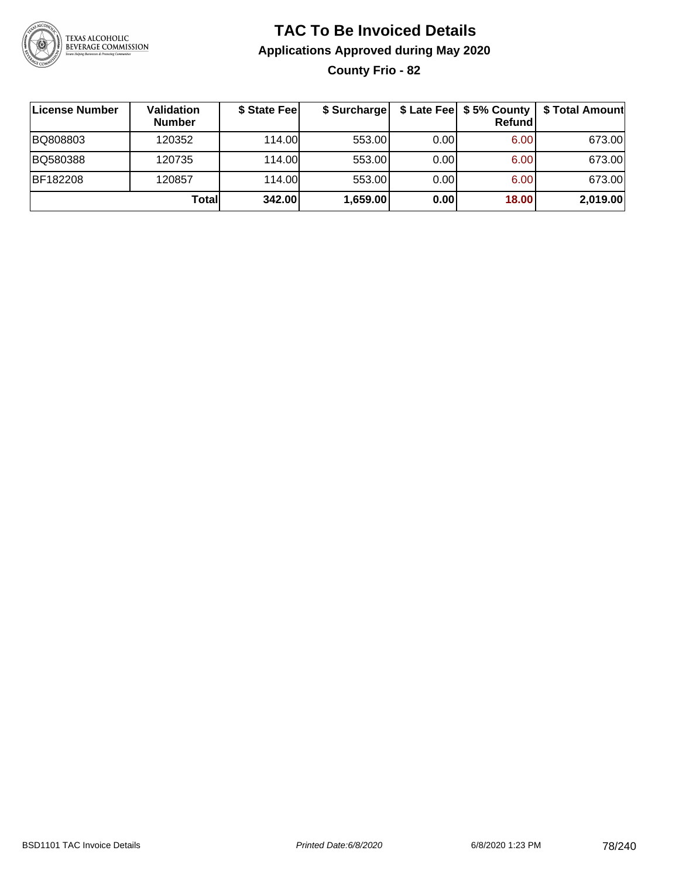# TAC To Be Invoiced Details

## Applications Approved during May 2020

### County Frio - 82

| License Number | Validation Number | $ State Fee | $ Surcharge | $ Late Fee | $ 5% County Refund | $ Total Amount |
|---|---|---|---|---|---|---|
| BQ808803 | 120352 | 114.00 | 553.00 | 0.00 | 6.00 | 673.00 |
| BQ580388 | 120735 | 114.00 | 553.00 | 0.00 | 6.00 | 673.00 |
| BF182208 | 120857 | 114.00 | 553.00 | 0.00 | 6.00 | 673.00 |
| | **Total** | **342.00** | **1,659.00** | **0.00** | **18.00** | **2,019.00** |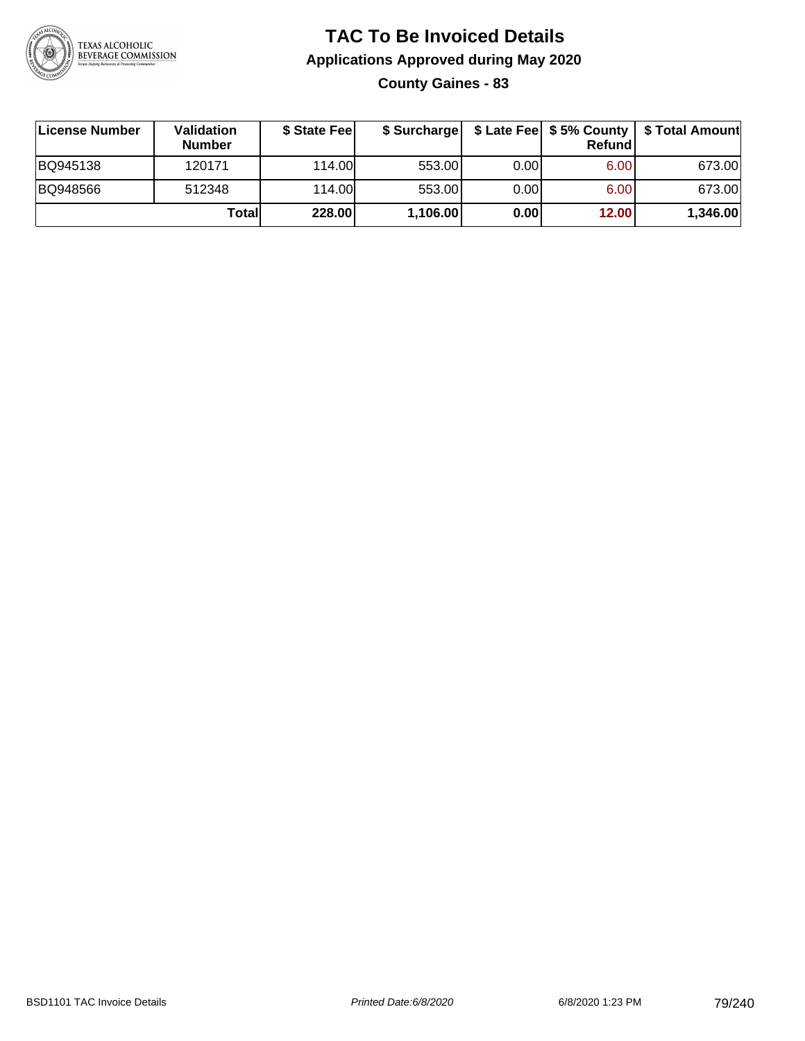# TAC To Be Invoiced Details

## Applications Approved during May 2020

### County Gaines - 83

| License Number | Validation Number | $ State Fee | $ Surcharge | $ Late Fee | $ 5% County Refund | $ Total Amount |
|---|---|---|---|---|---|---|
| BQ945138 | 120171 | 114.00 | 553.00 | 0.00 | 6.00 | 673.00 |
| BQ948566 | 512348 | 114.00 | 553.00 | 0.00 | 6.00 | 673.00 |
| | **Total** | **228.00** | **1,106.00** | **0.00** | **12.00** | **1,346.00** |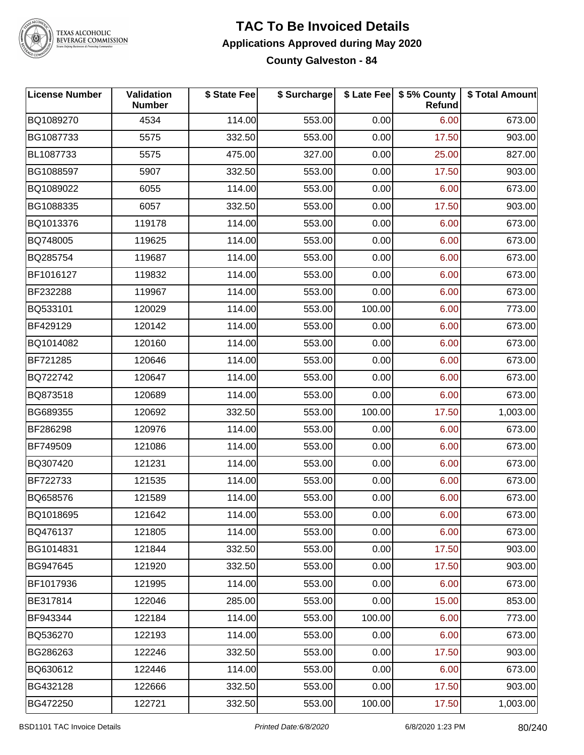# TAC To Be Invoiced Details

## Applications Approved during May 2020

### County Galveston - 84

| License Number | Validation Number | $ State Fee | $ Surcharge | $ Late Fee | $ 5% County Refund | $ Total Amount |
|---|---|---|---|---|---|---|
| BQ1089270 | 4534 | 114.00 | 553.00 | 0.00 | 6.00 | 673.00 |
| BG1087733 | 5575 | 332.50 | 553.00 | 0.00 | 17.50 | 903.00 |
| BL1087733 | 5575 | 475.00 | 327.00 | 0.00 | 25.00 | 827.00 |
| BG1088597 | 5907 | 332.50 | 553.00 | 0.00 | 17.50 | 903.00 |
| BQ1089022 | 6055 | 114.00 | 553.00 | 0.00 | 6.00 | 673.00 |
| BG1088335 | 6057 | 332.50 | 553.00 | 0.00 | 17.50 | 903.00 |
| BQ1013376 | 119178 | 114.00 | 553.00 | 0.00 | 6.00 | 673.00 |
| BQ748005 | 119625 | 114.00 | 553.00 | 0.00 | 6.00 | 673.00 |
| BQ285754 | 119687 | 114.00 | 553.00 | 0.00 | 6.00 | 673.00 |
| BF1016127 | 119832 | 114.00 | 553.00 | 0.00 | 6.00 | 673.00 |
| BF232288 | 119967 | 114.00 | 553.00 | 0.00 | 6.00 | 673.00 |
| BQ533101 | 120029 | 114.00 | 553.00 | 100.00 | 6.00 | 773.00 |
| BF429129 | 120142 | 114.00 | 553.00 | 0.00 | 6.00 | 673.00 |
| BQ1014082 | 120160 | 114.00 | 553.00 | 0.00 | 6.00 | 673.00 |
| BF721285 | 120646 | 114.00 | 553.00 | 0.00 | 6.00 | 673.00 |
| BQ722742 | 120647 | 114.00 | 553.00 | 0.00 | 6.00 | 673.00 |
| BQ873518 | 120689 | 114.00 | 553.00 | 0.00 | 6.00 | 673.00 |
| BG689355 | 120692 | 332.50 | 553.00 | 100.00 | 17.50 | 1,003.00 |
| BF286298 | 120976 | 114.00 | 553.00 | 0.00 | 6.00 | 673.00 |
| BF749509 | 121086 | 114.00 | 553.00 | 0.00 | 6.00 | 673.00 |
| BQ307420 | 121231 | 114.00 | 553.00 | 0.00 | 6.00 | 673.00 |
| BF722733 | 121535 | 114.00 | 553.00 | 0.00 | 6.00 | 673.00 |
| BQ658576 | 121589 | 114.00 | 553.00 | 0.00 | 6.00 | 673.00 |
| BQ1018695 | 121642 | 114.00 | 553.00 | 0.00 | 6.00 | 673.00 |
| BQ476137 | 121805 | 114.00 | 553.00 | 0.00 | 6.00 | 673.00 |
| BG1014831 | 121844 | 332.50 | 553.00 | 0.00 | 17.50 | 903.00 |
| BG947645 | 121920 | 332.50 | 553.00 | 0.00 | 17.50 | 903.00 |
| BF1017936 | 121995 | 114.00 | 553.00 | 0.00 | 6.00 | 673.00 |
| BE317814 | 122046 | 285.00 | 553.00 | 0.00 | 15.00 | 853.00 |
| BF943344 | 122184 | 114.00 | 553.00 | 100.00 | 6.00 | 773.00 |
| BQ536270 | 122193 | 114.00 | 553.00 | 0.00 | 6.00 | 673.00 |
| BG286263 | 122246 | 332.50 | 553.00 | 0.00 | 17.50 | 903.00 |
| BQ630612 | 122446 | 114.00 | 553.00 | 0.00 | 6.00 | 673.00 |
| BG432128 | 122666 | 332.50 | 553.00 | 0.00 | 17.50 | 903.00 |
| BG472250 | 122721 | 332.50 | 553.00 | 100.00 | 17.50 | 1,003.00 |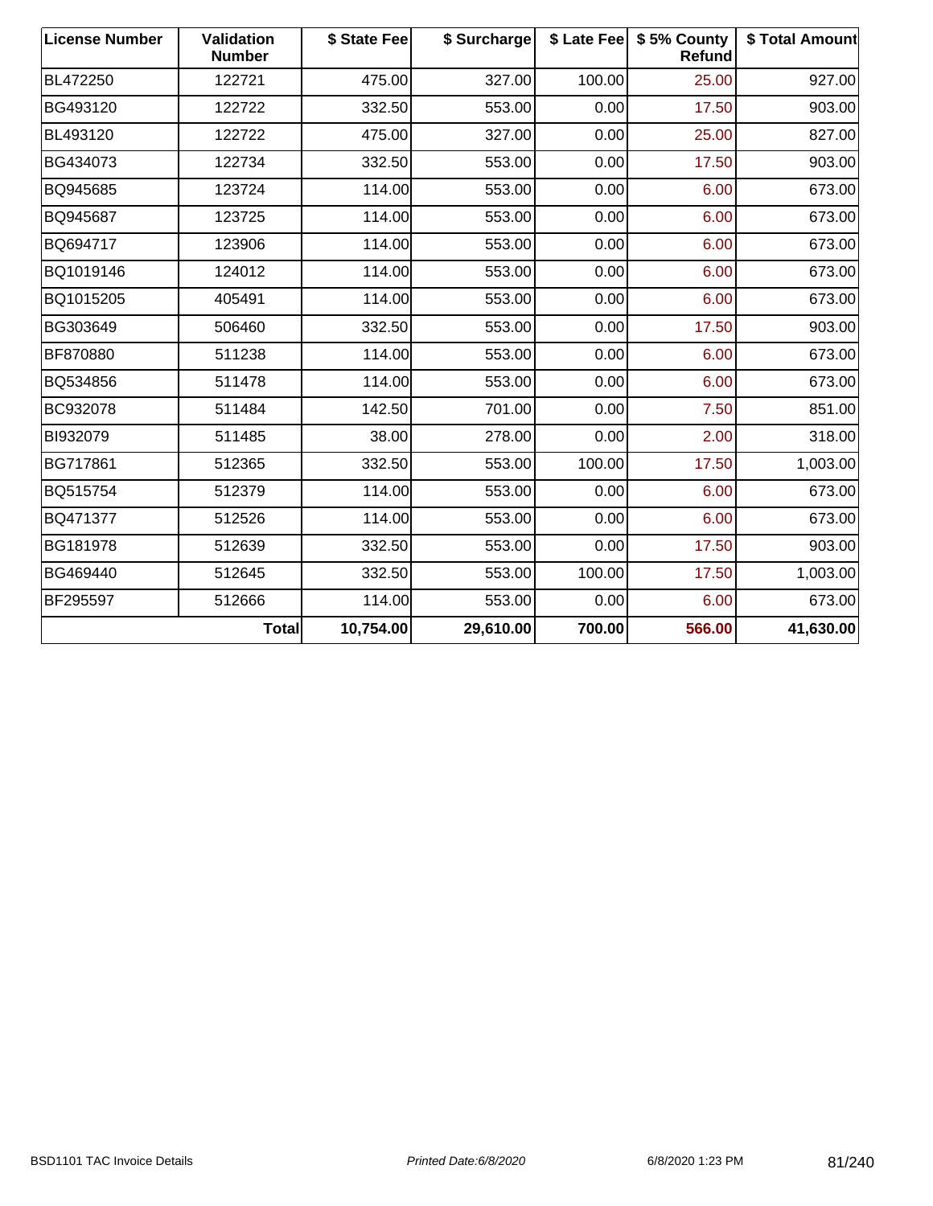| License Number | Validation Number | $ State Fee | $ Surcharge | $ Late Fee | $ 5% County Refund | $ Total Amount |
|---|---|---|---|---|---|---|
| BL472250 | 122721 | 475.00 | 327.00 | 100.00 | 25.00 | 927.00 |
| BG493120 | 122722 | 332.50 | 553.00 | 0.00 | 17.50 | 903.00 |
| BL493120 | 122722 | 475.00 | 327.00 | 0.00 | 25.00 | 827.00 |
| BG434073 | 122734 | 332.50 | 553.00 | 0.00 | 17.50 | 903.00 |
| BQ945685 | 123724 | 114.00 | 553.00 | 0.00 | 6.00 | 673.00 |
| BQ945687 | 123725 | 114.00 | 553.00 | 0.00 | 6.00 | 673.00 |
| BQ694717 | 123906 | 114.00 | 553.00 | 0.00 | 6.00 | 673.00 |
| BQ1019146 | 124012 | 114.00 | 553.00 | 0.00 | 6.00 | 673.00 |
| BQ1015205 | 405491 | 114.00 | 553.00 | 0.00 | 6.00 | 673.00 |
| BG303649 | 506460 | 332.50 | 553.00 | 0.00 | 17.50 | 903.00 |
| BF870880 | 511238 | 114.00 | 553.00 | 0.00 | 6.00 | 673.00 |
| BQ534856 | 511478 | 114.00 | 553.00 | 0.00 | 6.00 | 673.00 |
| BC932078 | 511484 | 142.50 | 701.00 | 0.00 | 7.50 | 851.00 |
| BI932079 | 511485 | 38.00 | 278.00 | 0.00 | 2.00 | 318.00 |
| BG717861 | 512365 | 332.50 | 553.00 | 100.00 | 17.50 | 1,003.00 |
| BQ515754 | 512379 | 114.00 | 553.00 | 0.00 | 6.00 | 673.00 |
| BQ471377 | 512526 | 114.00 | 553.00 | 0.00 | 6.00 | 673.00 |
| BG181978 | 512639 | 332.50 | 553.00 | 0.00 | 17.50 | 903.00 |
| BG469440 | 512645 | 332.50 | 553.00 | 100.00 | 17.50 | 1,003.00 |
| BF295597 | 512666 | 114.00 | 553.00 | 0.00 | 6.00 | 673.00 |
| | **Total** | **10,754.00** | **29,610.00** | **700.00** | **566.00** | **41,630.00** |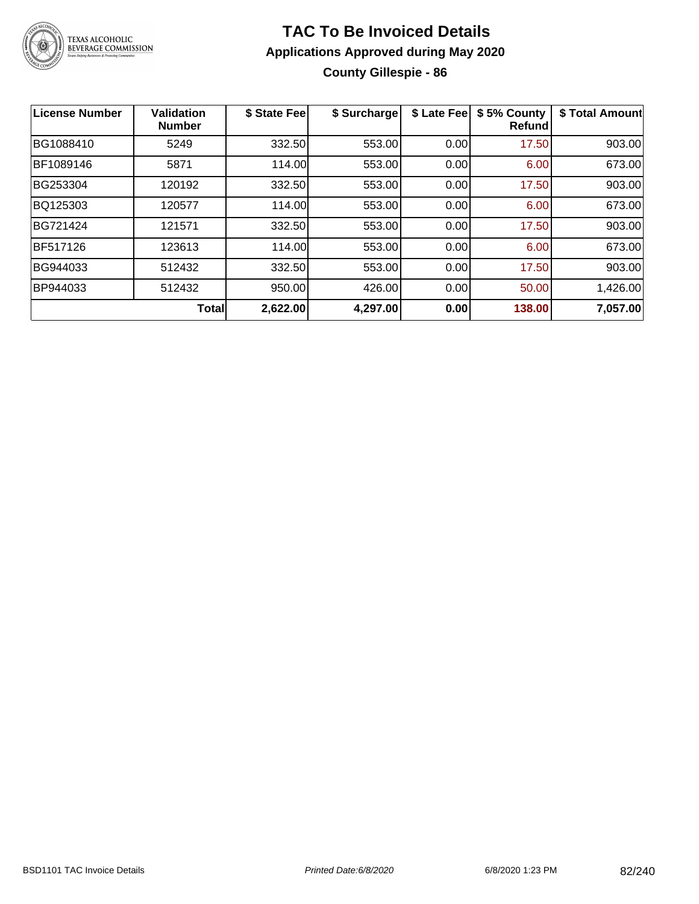# TAC To Be Invoiced Details

## Applications Approved during May 2020

### County Gillespie - 86

| License Number | Validation Number | $ State Fee | $ Surcharge | $ Late Fee | $ 5% County Refund | $ Total Amount |
|---|---|---|---|---|---|---|
| BG1088410 | 5249 | 332.50 | 553.00 | 0.00 | 17.50 | 903.00 |
| BF1089146 | 5871 | 114.00 | 553.00 | 0.00 | 6.00 | 673.00 |
| BG253304 | 120192 | 332.50 | 553.00 | 0.00 | 17.50 | 903.00 |
| BQ125303 | 120577 | 114.00 | 553.00 | 0.00 | 6.00 | 673.00 |
| BG721424 | 121571 | 332.50 | 553.00 | 0.00 | 17.50 | 903.00 |
| BF517126 | 123613 | 114.00 | 553.00 | 0.00 | 6.00 | 673.00 |
| BG944033 | 512432 | 332.50 | 553.00 | 0.00 | 17.50 | 903.00 |
| BP944033 | 512432 | 950.00 | 426.00 | 0.00 | 50.00 | 1,426.00 |
| | **Total** | **2,622.00** | **4,297.00** | **0.00** | **138.00** | **7,057.00** |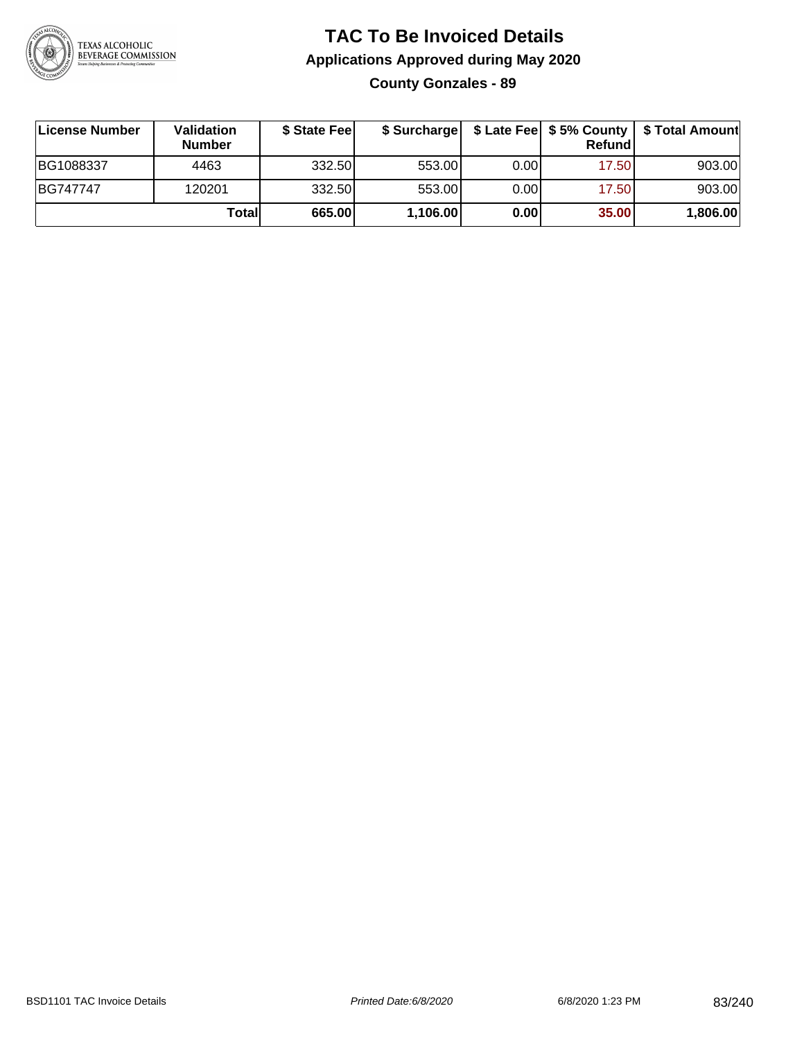# TAC To Be Invoiced Details

## Applications Approved during May 2020

### County Gonzales - 89

| License Number | Validation Number | $ State Fee | $ Surcharge | $ Late Fee | $ 5% County Refund | $ Total Amount |
|---|---|---|---|---|---|---|
| BG1088337 | 4463 | 332.50 | 553.00 | 0.00 | 17.50 | 903.00 |
| BG747747 | 120201 | 332.50 | 553.00 | 0.00 | 17.50 | 903.00 |
| | **Total** | **665.00** | **1,106.00** | **0.00** | **35.00** | **1,806.00** |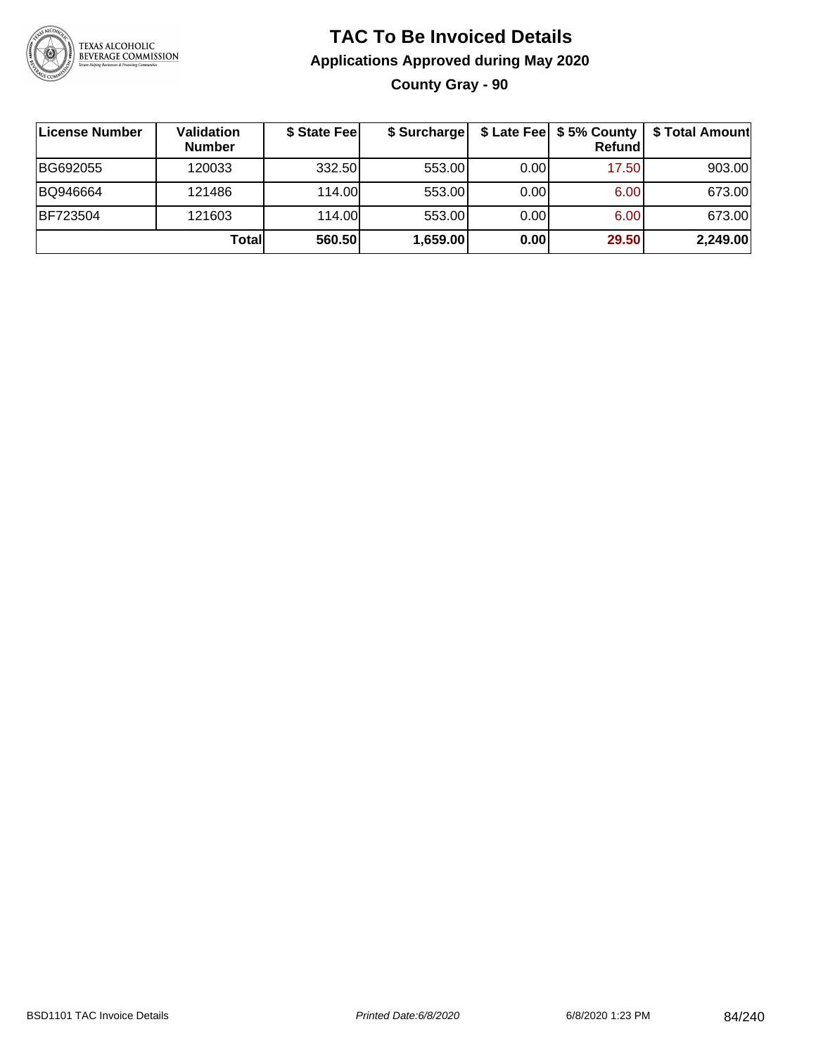# TAC To Be Invoiced Details

## Applications Approved during May 2020

### County Gray - 90

| License Number | Validation Number | $ State Fee | $ Surcharge | $ Late Fee | $ 5% County Refund | $ Total Amount |
|---|---|---|---|---|---|---|
| BG692055 | 120033 | 332.50 | 553.00 | 0.00 | 17.50 | 903.00 |
| BQ946664 | 121486 | 114.00 | 553.00 | 0.00 | 6.00 | 673.00 |
| BF723504 | 121603 | 114.00 | 553.00 | 0.00 | 6.00 | 673.00 |
| | **Total** | **560.50** | **1,659.00** | **0.00** | **29.50** | **2,249.00** |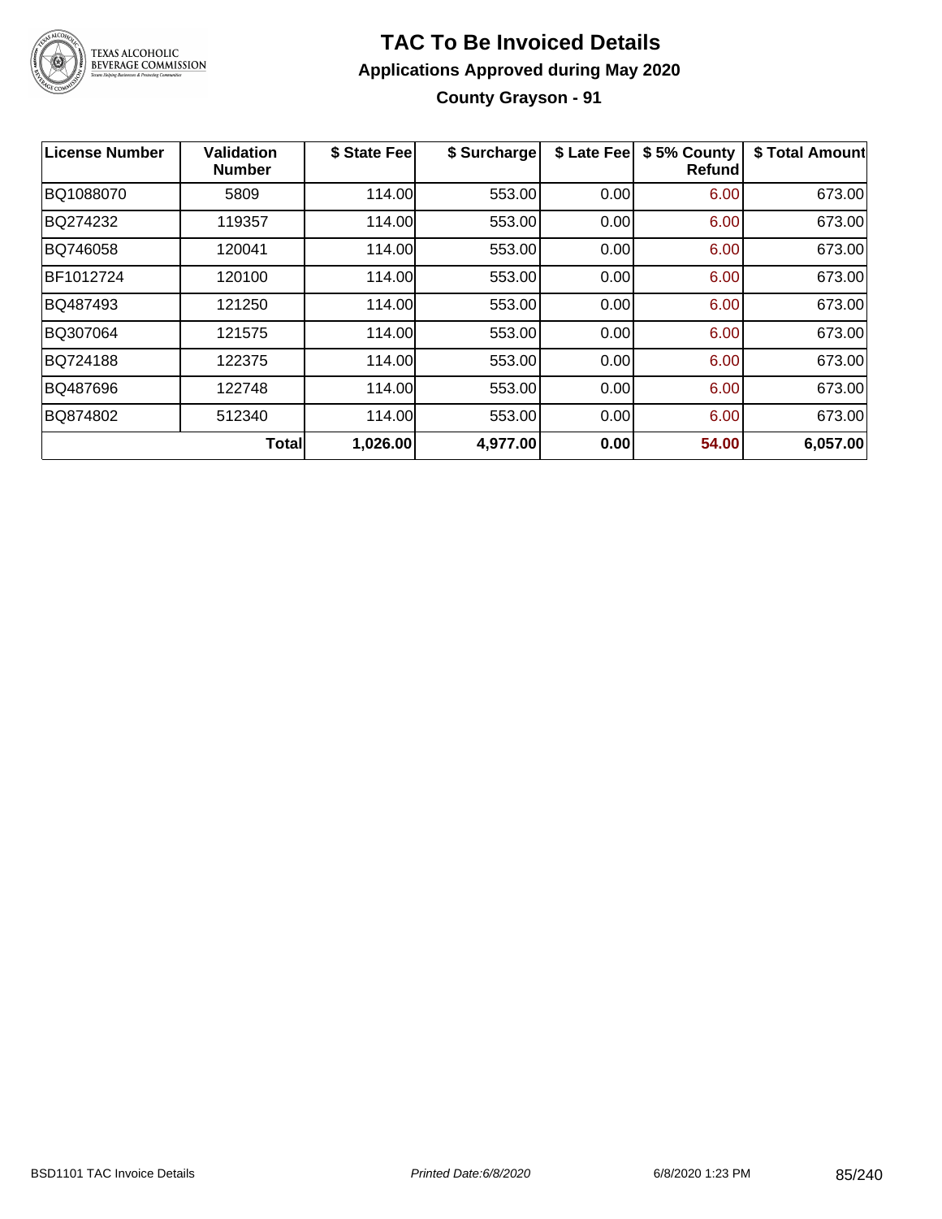# TAC To Be Invoiced Details

## Applications Approved during May 2020

### County Grayson - 91

| License Number | Validation Number | $ State Fee | $ Surcharge | $ Late Fee | $ 5% County Refund | $ Total Amount |
|---|---|---|---|---|---|---|
| BQ1088070 | 5809 | 114.00 | 553.00 | 0.00 | 6.00 | 673.00 |
| BQ274232 | 119357 | 114.00 | 553.00 | 0.00 | 6.00 | 673.00 |
| BQ746058 | 120041 | 114.00 | 553.00 | 0.00 | 6.00 | 673.00 |
| BF1012724 | 120100 | 114.00 | 553.00 | 0.00 | 6.00 | 673.00 |
| BQ487493 | 121250 | 114.00 | 553.00 | 0.00 | 6.00 | 673.00 |
| BQ307064 | 121575 | 114.00 | 553.00 | 0.00 | 6.00 | 673.00 |
| BQ724188 | 122375 | 114.00 | 553.00 | 0.00 | 6.00 | 673.00 |
| BQ487696 | 122748 | 114.00 | 553.00 | 0.00 | 6.00 | 673.00 |
| BQ874802 | 512340 | 114.00 | 553.00 | 0.00 | 6.00 | 673.00 |
| | **Total** | **1,026.00** | **4,977.00** | **0.00** | **54.00** | **6,057.00** |

BSD1101 TAC Invoice Details — *Printed Date:6/8/2020* — 6/8/2020 1:23 PM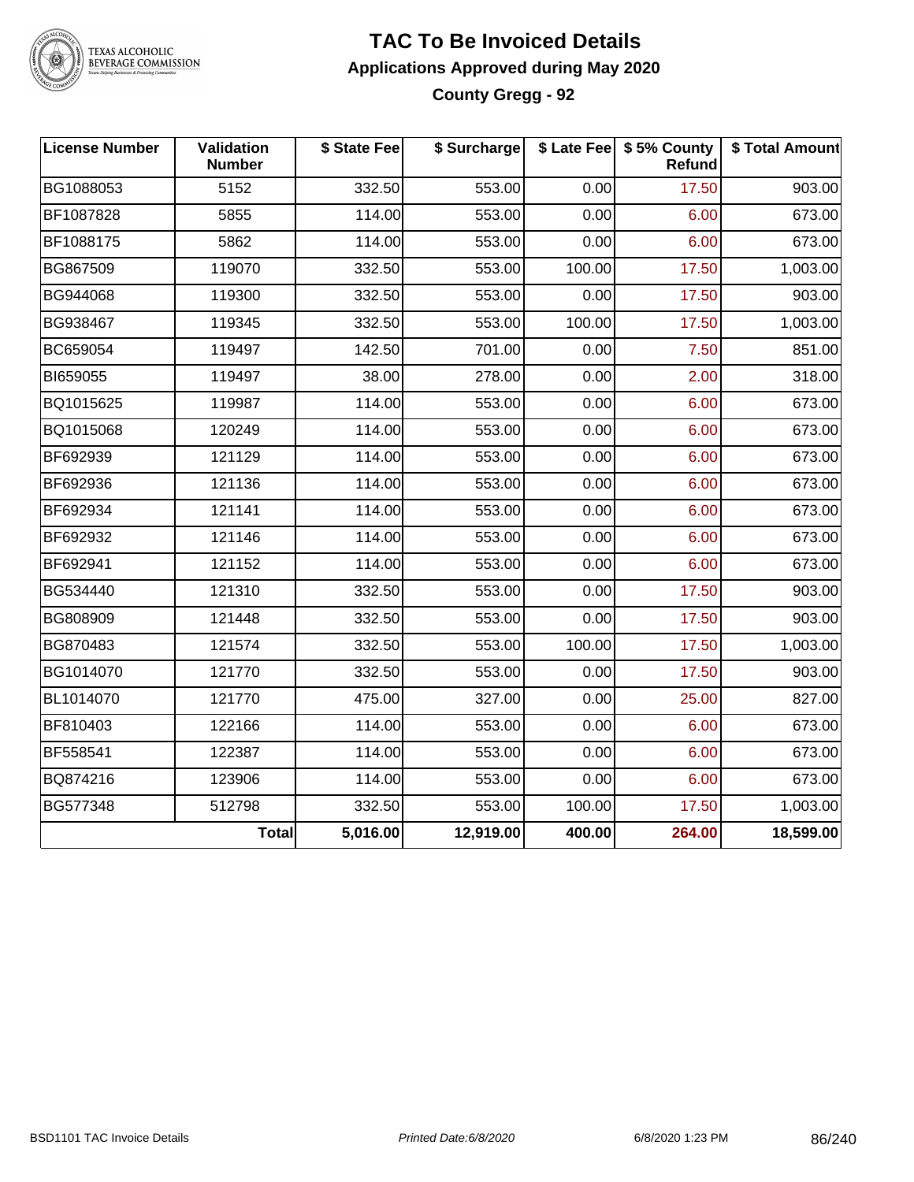# TAC To Be Invoiced Details

## Applications Approved during May 2020

### County Gregg - 92

| License Number | Validation Number | $ State Fee | $ Surcharge | $ Late Fee | $ 5% County Refund | $ Total Amount |
|---|---|---|---|---|---|---|
| BG1088053 | 5152 | 332.50 | 553.00 | 0.00 | 17.50 | 903.00 |
| BF1087828 | 5855 | 114.00 | 553.00 | 0.00 | 6.00 | 673.00 |
| BF1088175 | 5862 | 114.00 | 553.00 | 0.00 | 6.00 | 673.00 |
| BG867509 | 119070 | 332.50 | 553.00 | 100.00 | 17.50 | 1,003.00 |
| BG944068 | 119300 | 332.50 | 553.00 | 0.00 | 17.50 | 903.00 |
| BG938467 | 119345 | 332.50 | 553.00 | 100.00 | 17.50 | 1,003.00 |
| BC659054 | 119497 | 142.50 | 701.00 | 0.00 | 7.50 | 851.00 |
| BI659055 | 119497 | 38.00 | 278.00 | 0.00 | 2.00 | 318.00 |
| BQ1015625 | 119987 | 114.00 | 553.00 | 0.00 | 6.00 | 673.00 |
| BQ1015068 | 120249 | 114.00 | 553.00 | 0.00 | 6.00 | 673.00 |
| BF692939 | 121129 | 114.00 | 553.00 | 0.00 | 6.00 | 673.00 |
| BF692936 | 121136 | 114.00 | 553.00 | 0.00 | 6.00 | 673.00 |
| BF692934 | 121141 | 114.00 | 553.00 | 0.00 | 6.00 | 673.00 |
| BF692932 | 121146 | 114.00 | 553.00 | 0.00 | 6.00 | 673.00 |
| BF692941 | 121152 | 114.00 | 553.00 | 0.00 | 6.00 | 673.00 |
| BG534440 | 121310 | 332.50 | 553.00 | 0.00 | 17.50 | 903.00 |
| BG808909 | 121448 | 332.50 | 553.00 | 0.00 | 17.50 | 903.00 |
| BG870483 | 121574 | 332.50 | 553.00 | 100.00 | 17.50 | 1,003.00 |
| BG1014070 | 121770 | 332.50 | 553.00 | 0.00 | 17.50 | 903.00 |
| BL1014070 | 121770 | 475.00 | 327.00 | 0.00 | 25.00 | 827.00 |
| BF810403 | 122166 | 114.00 | 553.00 | 0.00 | 6.00 | 673.00 |
| BF558541 | 122387 | 114.00 | 553.00 | 0.00 | 6.00 | 673.00 |
| BQ874216 | 123906 | 114.00 | 553.00 | 0.00 | 6.00 | 673.00 |
| BG577348 | 512798 | 332.50 | 553.00 | 100.00 | 17.50 | 1,003.00 |
| | **Total** | **5,016.00** | **12,919.00** | **400.00** | **264.00** | **18,599.00** |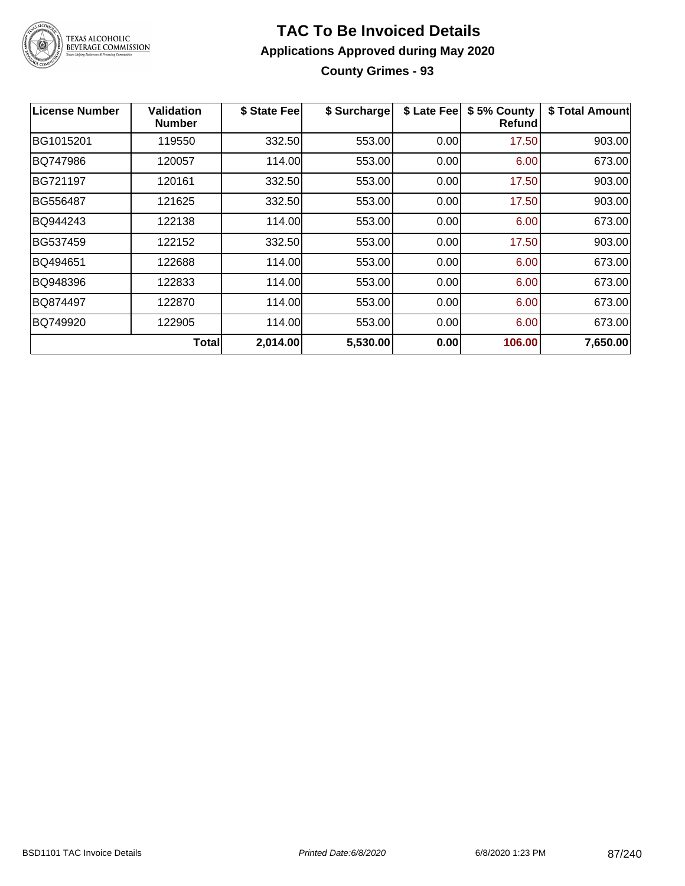# TAC To Be Invoiced Details

## Applications Approved during May 2020

### County Grimes - 93

| License Number | Validation Number | $ State Fee | $ Surcharge | $ Late Fee | $ 5% County Refund | $ Total Amount |
|---|---|---|---|---|---|---|
| BG1015201 | 119550 | 332.50 | 553.00 | 0.00 | 17.50 | 903.00 |
| BQ747986 | 120057 | 114.00 | 553.00 | 0.00 | 6.00 | 673.00 |
| BG721197 | 120161 | 332.50 | 553.00 | 0.00 | 17.50 | 903.00 |
| BG556487 | 121625 | 332.50 | 553.00 | 0.00 | 17.50 | 903.00 |
| BQ944243 | 122138 | 114.00 | 553.00 | 0.00 | 6.00 | 673.00 |
| BG537459 | 122152 | 332.50 | 553.00 | 0.00 | 17.50 | 903.00 |
| BQ494651 | 122688 | 114.00 | 553.00 | 0.00 | 6.00 | 673.00 |
| BQ948396 | 122833 | 114.00 | 553.00 | 0.00 | 6.00 | 673.00 |
| BQ874497 | 122870 | 114.00 | 553.00 | 0.00 | 6.00 | 673.00 |
| BQ749920 | 122905 | 114.00 | 553.00 | 0.00 | 6.00 | 673.00 |
| | **Total** | **2,014.00** | **5,530.00** | **0.00** | **106.00** | **7,650.00** |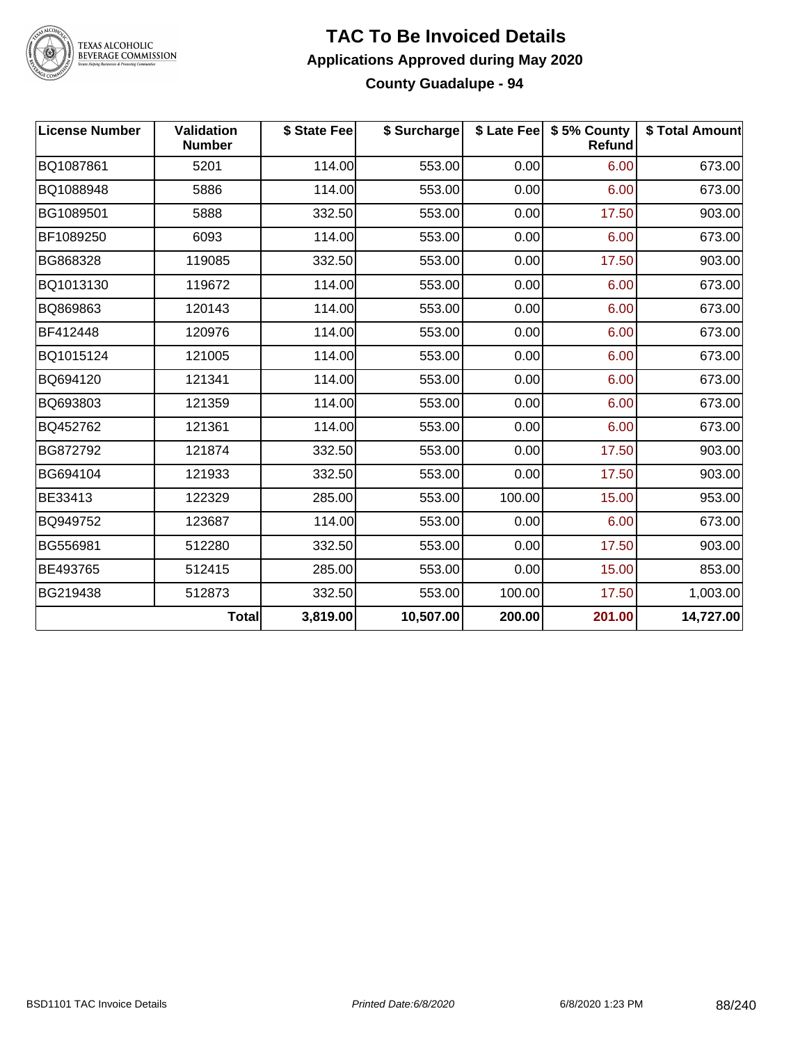# TAC To Be Invoiced Details

## Applications Approved during May 2020

### County Guadalupe - 94

| License Number | Validation Number | $ State Fee | $ Surcharge | $ Late Fee | $ 5% County Refund | $ Total Amount |
|---|---|---|---|---|---|---|
| BQ1087861 | 5201 | 114.00 | 553.00 | 0.00 | 6.00 | 673.00 |
| BQ1088948 | 5886 | 114.00 | 553.00 | 0.00 | 6.00 | 673.00 |
| BG1089501 | 5888 | 332.50 | 553.00 | 0.00 | 17.50 | 903.00 |
| BF1089250 | 6093 | 114.00 | 553.00 | 0.00 | 6.00 | 673.00 |
| BG868328 | 119085 | 332.50 | 553.00 | 0.00 | 17.50 | 903.00 |
| BQ1013130 | 119672 | 114.00 | 553.00 | 0.00 | 6.00 | 673.00 |
| BQ869863 | 120143 | 114.00 | 553.00 | 0.00 | 6.00 | 673.00 |
| BF412448 | 120976 | 114.00 | 553.00 | 0.00 | 6.00 | 673.00 |
| BQ1015124 | 121005 | 114.00 | 553.00 | 0.00 | 6.00 | 673.00 |
| BQ694120 | 121341 | 114.00 | 553.00 | 0.00 | 6.00 | 673.00 |
| BQ693803 | 121359 | 114.00 | 553.00 | 0.00 | 6.00 | 673.00 |
| BQ452762 | 121361 | 114.00 | 553.00 | 0.00 | 6.00 | 673.00 |
| BG872792 | 121874 | 332.50 | 553.00 | 0.00 | 17.50 | 903.00 |
| BG694104 | 121933 | 332.50 | 553.00 | 0.00 | 17.50 | 903.00 |
| BE33413 | 122329 | 285.00 | 553.00 | 100.00 | 15.00 | 953.00 |
| BQ949752 | 123687 | 114.00 | 553.00 | 0.00 | 6.00 | 673.00 |
| BG556981 | 512280 | 332.50 | 553.00 | 0.00 | 17.50 | 903.00 |
| BE493765 | 512415 | 285.00 | 553.00 | 0.00 | 15.00 | 853.00 |
| BG219438 | 512873 | 332.50 | 553.00 | 100.00 | 17.50 | 1,003.00 |
| | **Total** | **3,819.00** | **10,507.00** | **200.00** | **201.00** | **14,727.00** |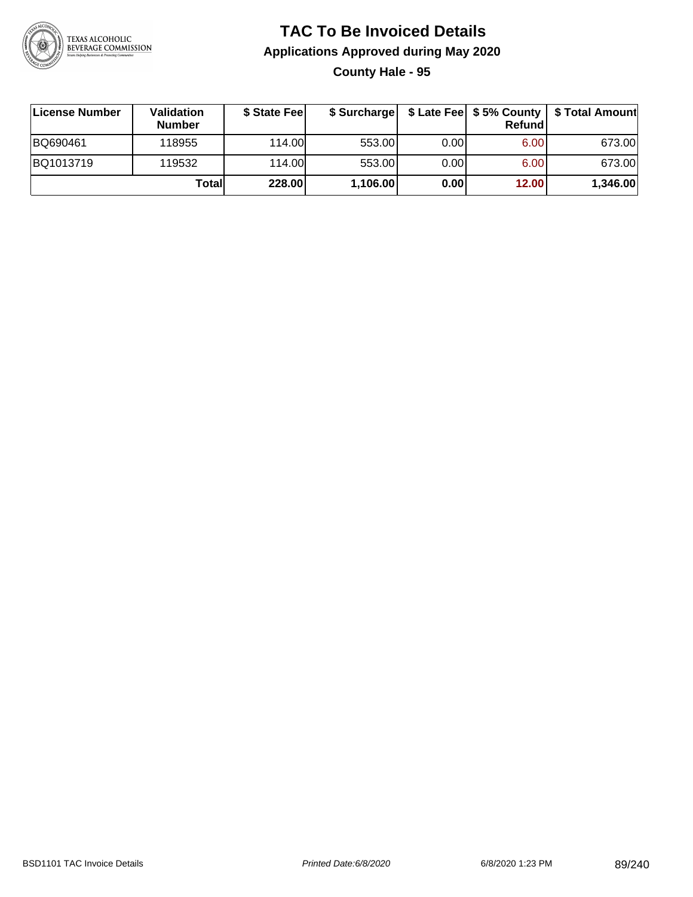# TAC To Be Invoiced Details

## Applications Approved during May 2020

### County Hale - 95

| License Number | Validation Number | $ State Fee | $ Surcharge | $ Late Fee | $ 5% County Refund | $ Total Amount |
|---|---|---|---|---|---|---|
| BQ690461 | 118955 | 114.00 | 553.00 | 0.00 | 6.00 | 673.00 |
| BQ1013719 | 119532 | 114.00 | 553.00 | 0.00 | 6.00 | 673.00 |
| | **Total** | **228.00** | **1,106.00** | **0.00** | **12.00** | **1,346.00** |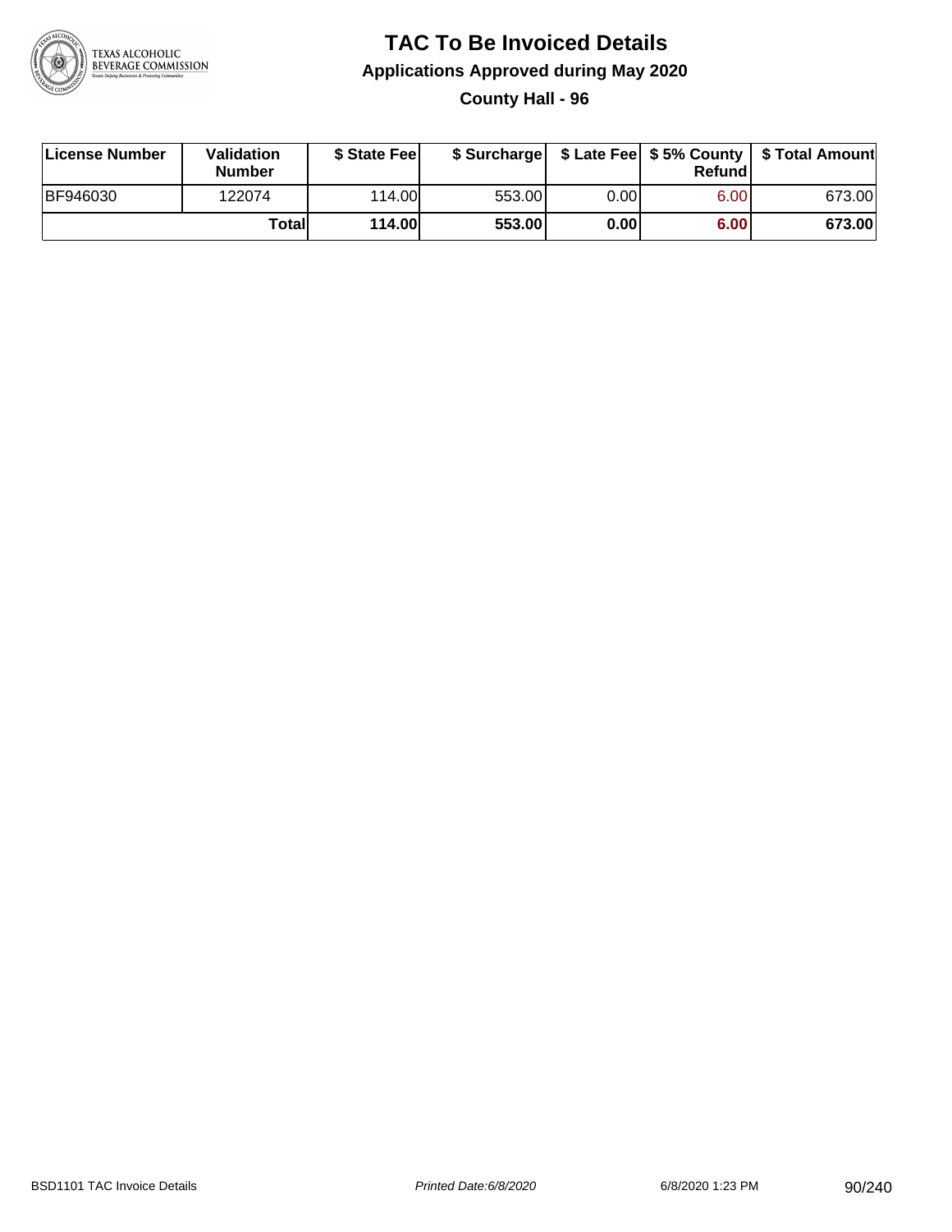# TAC To Be Invoiced Details

## Applications Approved during May 2020

### County Hall - 96

| License Number | Validation Number | $ State Fee | $ Surcharge | $ Late Fee | $ 5% County Refund | $ Total Amount |
|---|---|---|---|---|---|---|
| BF946030 | 122074 | 114.00 | 553.00 | 0.00 | 6.00 | 673.00 |
| | **Total** | **114.00** | **553.00** | **0.00** | **6.00** | **673.00** |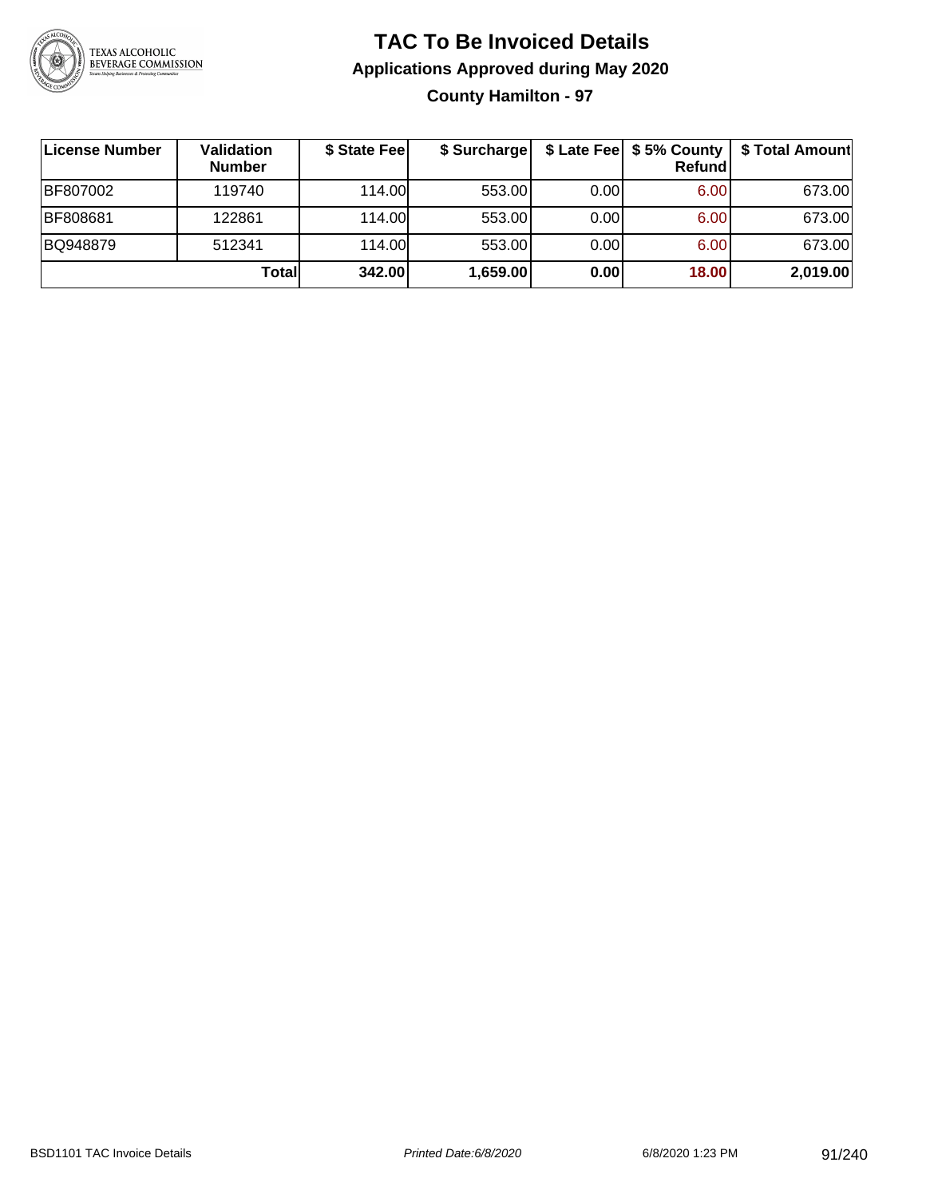# TAC To Be Invoiced Details

## Applications Approved during May 2020

### County Hamilton - 97

| License Number | Validation Number | $ State Fee | $ Surcharge | $ Late Fee | $ 5% County Refund | $ Total Amount |
|---|---|---|---|---|---|---|
| BF807002 | 119740 | 114.00 | 553.00 | 0.00 | 6.00 | 673.00 |
| BF808681 | 122861 | 114.00 | 553.00 | 0.00 | 6.00 | 673.00 |
| BQ948879 | 512341 | 114.00 | 553.00 | 0.00 | 6.00 | 673.00 |
| | **Total** | **342.00** | **1,659.00** | **0.00** | **18.00** | **2,019.00** |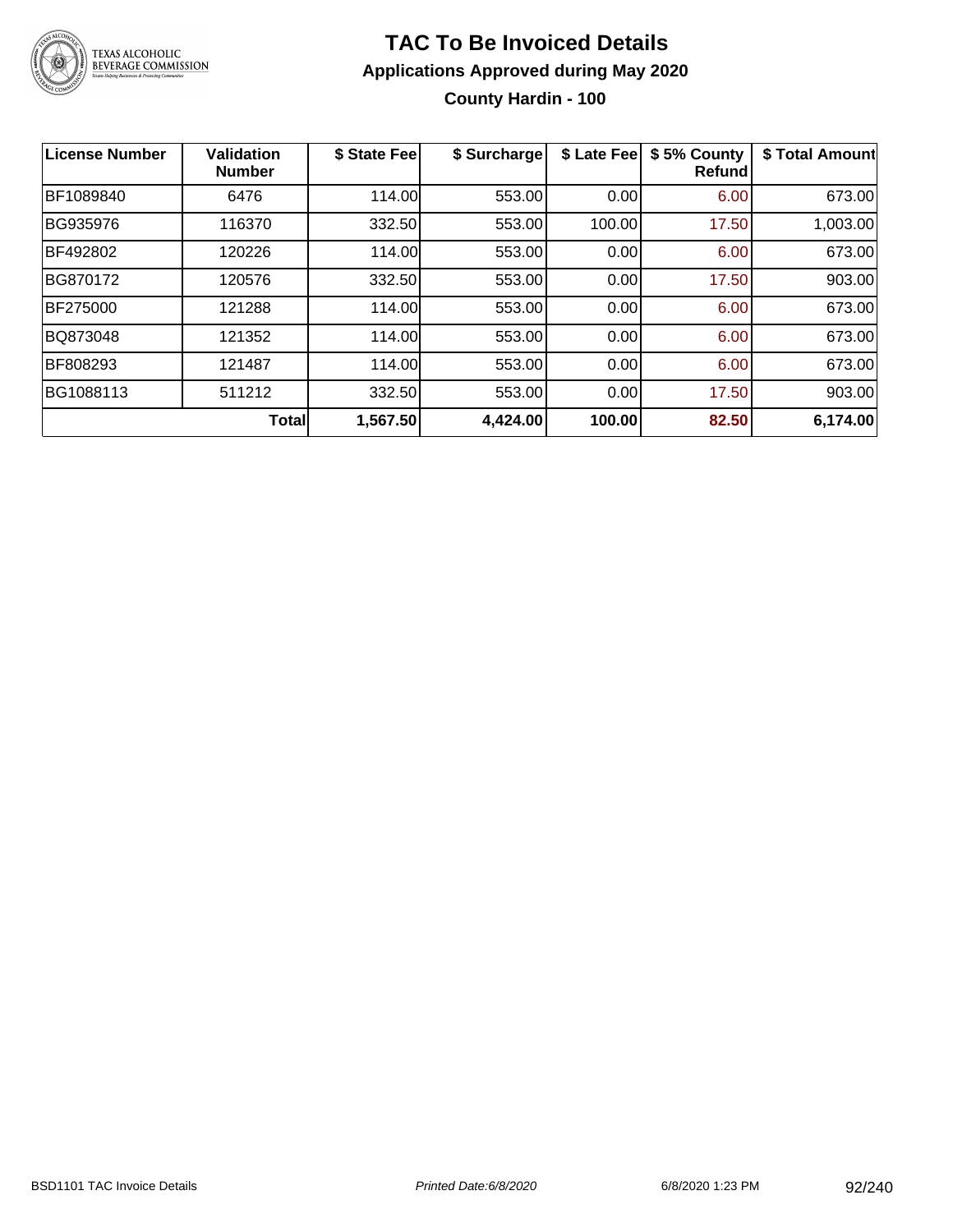# TAC To Be Invoiced Details

## Applications Approved during May 2020

### County Hardin - 100

| License Number | Validation Number | $ State Fee | $ Surcharge | $ Late Fee | $ 5% County Refund | $ Total Amount |
|---|---|---|---|---|---|---|
| BF1089840 | 6476 | 114.00 | 553.00 | 0.00 | 6.00 | 673.00 |
| BG935976 | 116370 | 332.50 | 553.00 | 100.00 | 17.50 | 1,003.00 |
| BF492802 | 120226 | 114.00 | 553.00 | 0.00 | 6.00 | 673.00 |
| BG870172 | 120576 | 332.50 | 553.00 | 0.00 | 17.50 | 903.00 |
| BF275000 | 121288 | 114.00 | 553.00 | 0.00 | 6.00 | 673.00 |
| BQ873048 | 121352 | 114.00 | 553.00 | 0.00 | 6.00 | 673.00 |
| BF808293 | 121487 | 114.00 | 553.00 | 0.00 | 6.00 | 673.00 |
| BG1088113 | 511212 | 332.50 | 553.00 | 0.00 | 17.50 | 903.00 |
| | **Total** | **1,567.50** | **4,424.00** | **100.00** | **82.50** | **6,174.00** |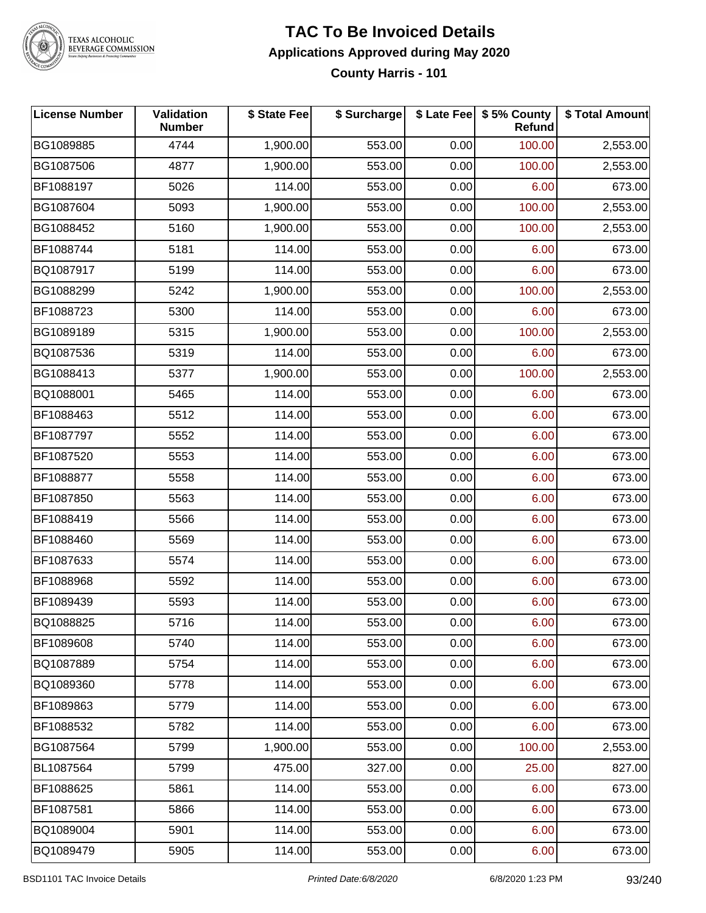# TAC To Be Invoiced Details

## Applications Approved during May 2020

### County Harris - 101

| License Number | Validation Number | $ State Fee | $ Surcharge | $ Late Fee | $ 5% County Refund | $ Total Amount |
|---|---|---|---|---|---|---|
| BG1089885 | 4744 | 1,900.00 | 553.00 | 0.00 | 100.00 | 2,553.00 |
| BG1087506 | 4877 | 1,900.00 | 553.00 | 0.00 | 100.00 | 2,553.00 |
| BF1088197 | 5026 | 114.00 | 553.00 | 0.00 | 6.00 | 673.00 |
| BG1087604 | 5093 | 1,900.00 | 553.00 | 0.00 | 100.00 | 2,553.00 |
| BG1088452 | 5160 | 1,900.00 | 553.00 | 0.00 | 100.00 | 2,553.00 |
| BF1088744 | 5181 | 114.00 | 553.00 | 0.00 | 6.00 | 673.00 |
| BQ1087917 | 5199 | 114.00 | 553.00 | 0.00 | 6.00 | 673.00 |
| BG1088299 | 5242 | 1,900.00 | 553.00 | 0.00 | 100.00 | 2,553.00 |
| BF1088723 | 5300 | 114.00 | 553.00 | 0.00 | 6.00 | 673.00 |
| BG1089189 | 5315 | 1,900.00 | 553.00 | 0.00 | 100.00 | 2,553.00 |
| BQ1087536 | 5319 | 114.00 | 553.00 | 0.00 | 6.00 | 673.00 |
| BG1088413 | 5377 | 1,900.00 | 553.00 | 0.00 | 100.00 | 2,553.00 |
| BQ1088001 | 5465 | 114.00 | 553.00 | 0.00 | 6.00 | 673.00 |
| BF1088463 | 5512 | 114.00 | 553.00 | 0.00 | 6.00 | 673.00 |
| BF1087797 | 5552 | 114.00 | 553.00 | 0.00 | 6.00 | 673.00 |
| BF1087520 | 5553 | 114.00 | 553.00 | 0.00 | 6.00 | 673.00 |
| BF1088877 | 5558 | 114.00 | 553.00 | 0.00 | 6.00 | 673.00 |
| BF1087850 | 5563 | 114.00 | 553.00 | 0.00 | 6.00 | 673.00 |
| BF1088419 | 5566 | 114.00 | 553.00 | 0.00 | 6.00 | 673.00 |
| BF1088460 | 5569 | 114.00 | 553.00 | 0.00 | 6.00 | 673.00 |
| BF1087633 | 5574 | 114.00 | 553.00 | 0.00 | 6.00 | 673.00 |
| BF1088968 | 5592 | 114.00 | 553.00 | 0.00 | 6.00 | 673.00 |
| BF1089439 | 5593 | 114.00 | 553.00 | 0.00 | 6.00 | 673.00 |
| BQ1088825 | 5716 | 114.00 | 553.00 | 0.00 | 6.00 | 673.00 |
| BF1089608 | 5740 | 114.00 | 553.00 | 0.00 | 6.00 | 673.00 |
| BQ1087889 | 5754 | 114.00 | 553.00 | 0.00 | 6.00 | 673.00 |
| BQ1089360 | 5778 | 114.00 | 553.00 | 0.00 | 6.00 | 673.00 |
| BF1089863 | 5779 | 114.00 | 553.00 | 0.00 | 6.00 | 673.00 |
| BF1088532 | 5782 | 114.00 | 553.00 | 0.00 | 6.00 | 673.00 |
| BG1087564 | 5799 | 1,900.00 | 553.00 | 0.00 | 100.00 | 2,553.00 |
| BL1087564 | 5799 | 475.00 | 327.00 | 0.00 | 25.00 | 827.00 |
| BF1088625 | 5861 | 114.00 | 553.00 | 0.00 | 6.00 | 673.00 |
| BF1087581 | 5866 | 114.00 | 553.00 | 0.00 | 6.00 | 673.00 |
| BQ1089004 | 5901 | 114.00 | 553.00 | 0.00 | 6.00 | 673.00 |
| BQ1089479 | 5905 | 114.00 | 553.00 | 0.00 | 6.00 | 673.00 |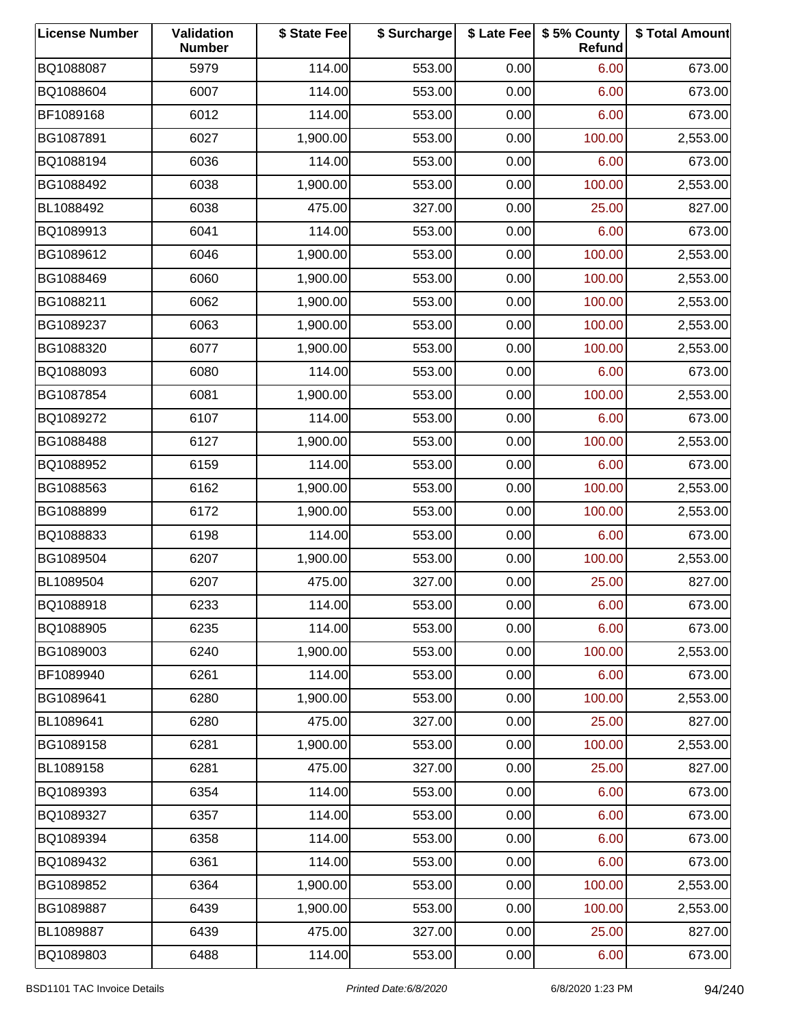| License Number | Validation Number | $ State Fee | $ Surcharge | $ Late Fee | $ 5% County Refund | $ Total Amount |
|---|---|---|---|---|---|---|
| BQ1088087 | 5979 | 114.00 | 553.00 | 0.00 | 6.00 | 673.00 |
| BQ1088604 | 6007 | 114.00 | 553.00 | 0.00 | 6.00 | 673.00 |
| BF1089168 | 6012 | 114.00 | 553.00 | 0.00 | 6.00 | 673.00 |
| BG1087891 | 6027 | 1,900.00 | 553.00 | 0.00 | 100.00 | 2,553.00 |
| BQ1088194 | 6036 | 114.00 | 553.00 | 0.00 | 6.00 | 673.00 |
| BG1088492 | 6038 | 1,900.00 | 553.00 | 0.00 | 100.00 | 2,553.00 |
| BL1088492 | 6038 | 475.00 | 327.00 | 0.00 | 25.00 | 827.00 |
| BQ1089913 | 6041 | 114.00 | 553.00 | 0.00 | 6.00 | 673.00 |
| BG1089612 | 6046 | 1,900.00 | 553.00 | 0.00 | 100.00 | 2,553.00 |
| BG1088469 | 6060 | 1,900.00 | 553.00 | 0.00 | 100.00 | 2,553.00 |
| BG1088211 | 6062 | 1,900.00 | 553.00 | 0.00 | 100.00 | 2,553.00 |
| BG1089237 | 6063 | 1,900.00 | 553.00 | 0.00 | 100.00 | 2,553.00 |
| BG1088320 | 6077 | 1,900.00 | 553.00 | 0.00 | 100.00 | 2,553.00 |
| BQ1088093 | 6080 | 114.00 | 553.00 | 0.00 | 6.00 | 673.00 |
| BG1087854 | 6081 | 1,900.00 | 553.00 | 0.00 | 100.00 | 2,553.00 |
| BQ1089272 | 6107 | 114.00 | 553.00 | 0.00 | 6.00 | 673.00 |
| BG1088488 | 6127 | 1,900.00 | 553.00 | 0.00 | 100.00 | 2,553.00 |
| BQ1088952 | 6159 | 114.00 | 553.00 | 0.00 | 6.00 | 673.00 |
| BG1088563 | 6162 | 1,900.00 | 553.00 | 0.00 | 100.00 | 2,553.00 |
| BG1088899 | 6172 | 1,900.00 | 553.00 | 0.00 | 100.00 | 2,553.00 |
| BQ1088833 | 6198 | 114.00 | 553.00 | 0.00 | 6.00 | 673.00 |
| BG1089504 | 6207 | 1,900.00 | 553.00 | 0.00 | 100.00 | 2,553.00 |
| BL1089504 | 6207 | 475.00 | 327.00 | 0.00 | 25.00 | 827.00 |
| BQ1088918 | 6233 | 114.00 | 553.00 | 0.00 | 6.00 | 673.00 |
| BQ1088905 | 6235 | 114.00 | 553.00 | 0.00 | 6.00 | 673.00 |
| BG1089003 | 6240 | 1,900.00 | 553.00 | 0.00 | 100.00 | 2,553.00 |
| BF1089940 | 6261 | 114.00 | 553.00 | 0.00 | 6.00 | 673.00 |
| BG1089641 | 6280 | 1,900.00 | 553.00 | 0.00 | 100.00 | 2,553.00 |
| BL1089641 | 6280 | 475.00 | 327.00 | 0.00 | 25.00 | 827.00 |
| BG1089158 | 6281 | 1,900.00 | 553.00 | 0.00 | 100.00 | 2,553.00 |
| BL1089158 | 6281 | 475.00 | 327.00 | 0.00 | 25.00 | 827.00 |
| BQ1089393 | 6354 | 114.00 | 553.00 | 0.00 | 6.00 | 673.00 |
| BQ1089327 | 6357 | 114.00 | 553.00 | 0.00 | 6.00 | 673.00 |
| BQ1089394 | 6358 | 114.00 | 553.00 | 0.00 | 6.00 | 673.00 |
| BQ1089432 | 6361 | 114.00 | 553.00 | 0.00 | 6.00 | 673.00 |
| BG1089852 | 6364 | 1,900.00 | 553.00 | 0.00 | 100.00 | 2,553.00 |
| BG1089887 | 6439 | 1,900.00 | 553.00 | 0.00 | 100.00 | 2,553.00 |
| BL1089887 | 6439 | 475.00 | 327.00 | 0.00 | 25.00 | 827.00 |
| BQ1089803 | 6488 | 114.00 | 553.00 | 0.00 | 6.00 | 673.00 |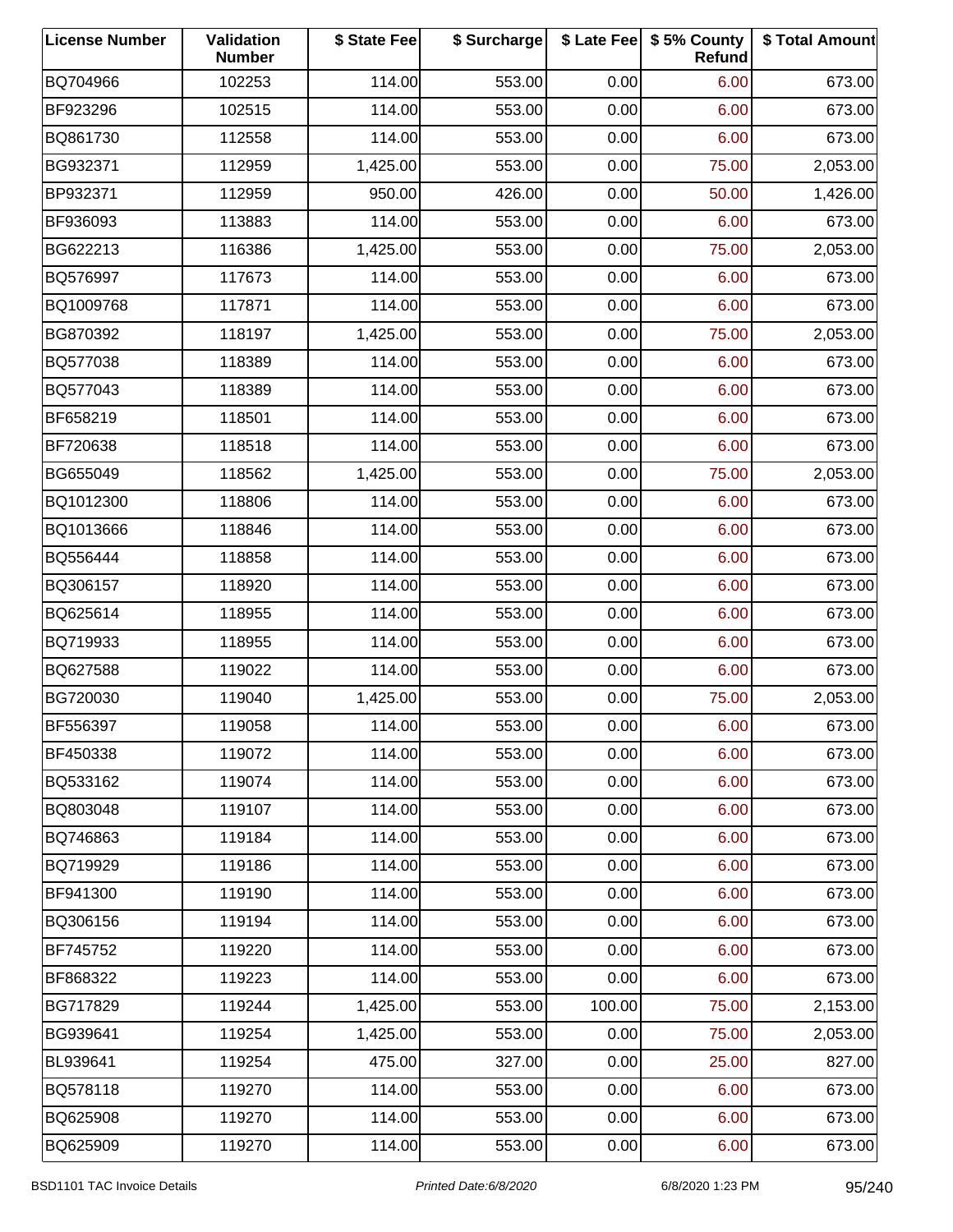| License Number | Validation Number | $ State Fee | $ Surcharge | $ Late Fee | $ 5% County Refund | $ Total Amount |
|---|---|---|---|---|---|---|
| BQ704966 | 102253 | 114.00 | 553.00 | 0.00 | 6.00 | 673.00 |
| BF923296 | 102515 | 114.00 | 553.00 | 0.00 | 6.00 | 673.00 |
| BQ861730 | 112558 | 114.00 | 553.00 | 0.00 | 6.00 | 673.00 |
| BG932371 | 112959 | 1,425.00 | 553.00 | 0.00 | 75.00 | 2,053.00 |
| BP932371 | 112959 | 950.00 | 426.00 | 0.00 | 50.00 | 1,426.00 |
| BF936093 | 113883 | 114.00 | 553.00 | 0.00 | 6.00 | 673.00 |
| BG622213 | 116386 | 1,425.00 | 553.00 | 0.00 | 75.00 | 2,053.00 |
| BQ576997 | 117673 | 114.00 | 553.00 | 0.00 | 6.00 | 673.00 |
| BQ1009768 | 117871 | 114.00 | 553.00 | 0.00 | 6.00 | 673.00 |
| BG870392 | 118197 | 1,425.00 | 553.00 | 0.00 | 75.00 | 2,053.00 |
| BQ577038 | 118389 | 114.00 | 553.00 | 0.00 | 6.00 | 673.00 |
| BQ577043 | 118389 | 114.00 | 553.00 | 0.00 | 6.00 | 673.00 |
| BF658219 | 118501 | 114.00 | 553.00 | 0.00 | 6.00 | 673.00 |
| BF720638 | 118518 | 114.00 | 553.00 | 0.00 | 6.00 | 673.00 |
| BG655049 | 118562 | 1,425.00 | 553.00 | 0.00 | 75.00 | 2,053.00 |
| BQ1012300 | 118806 | 114.00 | 553.00 | 0.00 | 6.00 | 673.00 |
| BQ1013666 | 118846 | 114.00 | 553.00 | 0.00 | 6.00 | 673.00 |
| BQ556444 | 118858 | 114.00 | 553.00 | 0.00 | 6.00 | 673.00 |
| BQ306157 | 118920 | 114.00 | 553.00 | 0.00 | 6.00 | 673.00 |
| BQ625614 | 118955 | 114.00 | 553.00 | 0.00 | 6.00 | 673.00 |
| BQ719933 | 118955 | 114.00 | 553.00 | 0.00 | 6.00 | 673.00 |
| BQ627588 | 119022 | 114.00 | 553.00 | 0.00 | 6.00 | 673.00 |
| BG720030 | 119040 | 1,425.00 | 553.00 | 0.00 | 75.00 | 2,053.00 |
| BF556397 | 119058 | 114.00 | 553.00 | 0.00 | 6.00 | 673.00 |
| BF450338 | 119072 | 114.00 | 553.00 | 0.00 | 6.00 | 673.00 |
| BQ533162 | 119074 | 114.00 | 553.00 | 0.00 | 6.00 | 673.00 |
| BQ803048 | 119107 | 114.00 | 553.00 | 0.00 | 6.00 | 673.00 |
| BQ746863 | 119184 | 114.00 | 553.00 | 0.00 | 6.00 | 673.00 |
| BQ719929 | 119186 | 114.00 | 553.00 | 0.00 | 6.00 | 673.00 |
| BF941300 | 119190 | 114.00 | 553.00 | 0.00 | 6.00 | 673.00 |
| BQ306156 | 119194 | 114.00 | 553.00 | 0.00 | 6.00 | 673.00 |
| BF745752 | 119220 | 114.00 | 553.00 | 0.00 | 6.00 | 673.00 |
| BF868322 | 119223 | 114.00 | 553.00 | 0.00 | 6.00 | 673.00 |
| BG717829 | 119244 | 1,425.00 | 553.00 | 100.00 | 75.00 | 2,153.00 |
| BG939641 | 119254 | 1,425.00 | 553.00 | 0.00 | 75.00 | 2,053.00 |
| BL939641 | 119254 | 475.00 | 327.00 | 0.00 | 25.00 | 827.00 |
| BQ578118 | 119270 | 114.00 | 553.00 | 0.00 | 6.00 | 673.00 |
| BQ625908 | 119270 | 114.00 | 553.00 | 0.00 | 6.00 | 673.00 |
| BQ625909 | 119270 | 114.00 | 553.00 | 0.00 | 6.00 | 673.00 |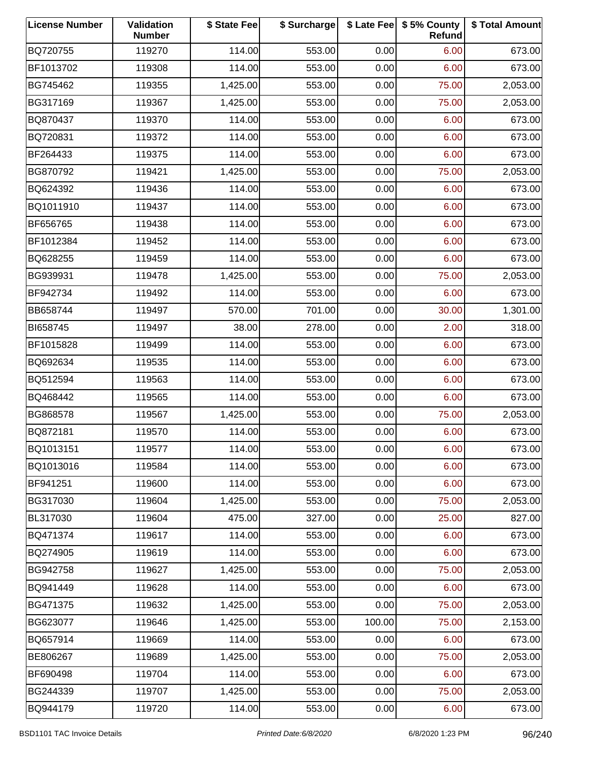| License Number | Validation Number | $ State Fee | $ Surcharge | $ Late Fee | $ 5% County Refund | $ Total Amount |
|---|---|---|---|---|---|---|
| BQ720755 | 119270 | 114.00 | 553.00 | 0.00 | 6.00 | 673.00 |
| BF1013702 | 119308 | 114.00 | 553.00 | 0.00 | 6.00 | 673.00 |
| BG745462 | 119355 | 1,425.00 | 553.00 | 0.00 | 75.00 | 2,053.00 |
| BG317169 | 119367 | 1,425.00 | 553.00 | 0.00 | 75.00 | 2,053.00 |
| BQ870437 | 119370 | 114.00 | 553.00 | 0.00 | 6.00 | 673.00 |
| BQ720831 | 119372 | 114.00 | 553.00 | 0.00 | 6.00 | 673.00 |
| BF264433 | 119375 | 114.00 | 553.00 | 0.00 | 6.00 | 673.00 |
| BG870792 | 119421 | 1,425.00 | 553.00 | 0.00 | 75.00 | 2,053.00 |
| BQ624392 | 119436 | 114.00 | 553.00 | 0.00 | 6.00 | 673.00 |
| BQ1011910 | 119437 | 114.00 | 553.00 | 0.00 | 6.00 | 673.00 |
| BF656765 | 119438 | 114.00 | 553.00 | 0.00 | 6.00 | 673.00 |
| BF1012384 | 119452 | 114.00 | 553.00 | 0.00 | 6.00 | 673.00 |
| BQ628255 | 119459 | 114.00 | 553.00 | 0.00 | 6.00 | 673.00 |
| BG939931 | 119478 | 1,425.00 | 553.00 | 0.00 | 75.00 | 2,053.00 |
| BF942734 | 119492 | 114.00 | 553.00 | 0.00 | 6.00 | 673.00 |
| BB658744 | 119497 | 570.00 | 701.00 | 0.00 | 30.00 | 1,301.00 |
| BI658745 | 119497 | 38.00 | 278.00 | 0.00 | 2.00 | 318.00 |
| BF1015828 | 119499 | 114.00 | 553.00 | 0.00 | 6.00 | 673.00 |
| BQ692634 | 119535 | 114.00 | 553.00 | 0.00 | 6.00 | 673.00 |
| BQ512594 | 119563 | 114.00 | 553.00 | 0.00 | 6.00 | 673.00 |
| BQ468442 | 119565 | 114.00 | 553.00 | 0.00 | 6.00 | 673.00 |
| BG868578 | 119567 | 1,425.00 | 553.00 | 0.00 | 75.00 | 2,053.00 |
| BQ872181 | 119570 | 114.00 | 553.00 | 0.00 | 6.00 | 673.00 |
| BQ1013151 | 119577 | 114.00 | 553.00 | 0.00 | 6.00 | 673.00 |
| BQ1013016 | 119584 | 114.00 | 553.00 | 0.00 | 6.00 | 673.00 |
| BF941251 | 119600 | 114.00 | 553.00 | 0.00 | 6.00 | 673.00 |
| BG317030 | 119604 | 1,425.00 | 553.00 | 0.00 | 75.00 | 2,053.00 |
| BL317030 | 119604 | 475.00 | 327.00 | 0.00 | 25.00 | 827.00 |
| BQ471374 | 119617 | 114.00 | 553.00 | 0.00 | 6.00 | 673.00 |
| BQ274905 | 119619 | 114.00 | 553.00 | 0.00 | 6.00 | 673.00 |
| BG942758 | 119627 | 1,425.00 | 553.00 | 0.00 | 75.00 | 2,053.00 |
| BQ941449 | 119628 | 114.00 | 553.00 | 0.00 | 6.00 | 673.00 |
| BG471375 | 119632 | 1,425.00 | 553.00 | 0.00 | 75.00 | 2,053.00 |
| BG623077 | 119646 | 1,425.00 | 553.00 | 100.00 | 75.00 | 2,153.00 |
| BQ657914 | 119669 | 114.00 | 553.00 | 0.00 | 6.00 | 673.00 |
| BE806267 | 119689 | 1,425.00 | 553.00 | 0.00 | 75.00 | 2,053.00 |
| BF690498 | 119704 | 114.00 | 553.00 | 0.00 | 6.00 | 673.00 |
| BG244339 | 119707 | 1,425.00 | 553.00 | 0.00 | 75.00 | 2,053.00 |
| BQ944179 | 119720 | 114.00 | 553.00 | 0.00 | 6.00 | 673.00 |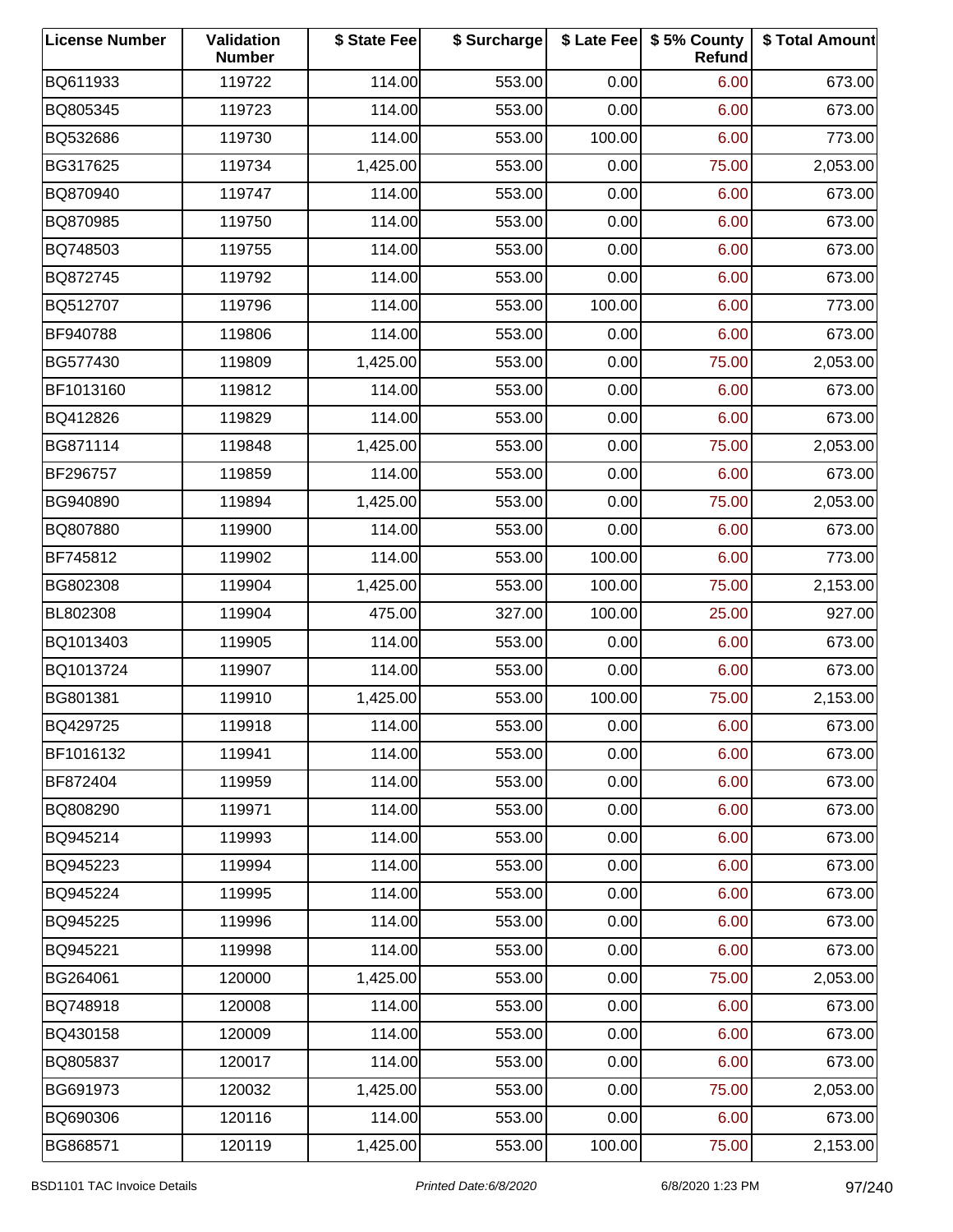| License Number | Validation Number | $ State Fee | $ Surcharge | $ Late Fee | $ 5% County Refund | $ Total Amount |
| --- | --- | --- | --- | --- | --- | --- |
| BQ611933 | 119722 | 114.00 | 553.00 | 0.00 | 6.00 | 673.00 |
| BQ805345 | 119723 | 114.00 | 553.00 | 0.00 | 6.00 | 673.00 |
| BQ532686 | 119730 | 114.00 | 553.00 | 100.00 | 6.00 | 773.00 |
| BG317625 | 119734 | 1,425.00 | 553.00 | 0.00 | 75.00 | 2,053.00 |
| BQ870940 | 119747 | 114.00 | 553.00 | 0.00 | 6.00 | 673.00 |
| BQ870985 | 119750 | 114.00 | 553.00 | 0.00 | 6.00 | 673.00 |
| BQ748503 | 119755 | 114.00 | 553.00 | 0.00 | 6.00 | 673.00 |
| BQ872745 | 119792 | 114.00 | 553.00 | 0.00 | 6.00 | 673.00 |
| BQ512707 | 119796 | 114.00 | 553.00 | 100.00 | 6.00 | 773.00 |
| BF940788 | 119806 | 114.00 | 553.00 | 0.00 | 6.00 | 673.00 |
| BG577430 | 119809 | 1,425.00 | 553.00 | 0.00 | 75.00 | 2,053.00 |
| BF1013160 | 119812 | 114.00 | 553.00 | 0.00 | 6.00 | 673.00 |
| BQ412826 | 119829 | 114.00 | 553.00 | 0.00 | 6.00 | 673.00 |
| BG871114 | 119848 | 1,425.00 | 553.00 | 0.00 | 75.00 | 2,053.00 |
| BF296757 | 119859 | 114.00 | 553.00 | 0.00 | 6.00 | 673.00 |
| BG940890 | 119894 | 1,425.00 | 553.00 | 0.00 | 75.00 | 2,053.00 |
| BQ807880 | 119900 | 114.00 | 553.00 | 0.00 | 6.00 | 673.00 |
| BF745812 | 119902 | 114.00 | 553.00 | 100.00 | 6.00 | 773.00 |
| BG802308 | 119904 | 1,425.00 | 553.00 | 100.00 | 75.00 | 2,153.00 |
| BL802308 | 119904 | 475.00 | 327.00 | 100.00 | 25.00 | 927.00 |
| BQ1013403 | 119905 | 114.00 | 553.00 | 0.00 | 6.00 | 673.00 |
| BQ1013724 | 119907 | 114.00 | 553.00 | 0.00 | 6.00 | 673.00 |
| BG801381 | 119910 | 1,425.00 | 553.00 | 100.00 | 75.00 | 2,153.00 |
| BQ429725 | 119918 | 114.00 | 553.00 | 0.00 | 6.00 | 673.00 |
| BF1016132 | 119941 | 114.00 | 553.00 | 0.00 | 6.00 | 673.00 |
| BF872404 | 119959 | 114.00 | 553.00 | 0.00 | 6.00 | 673.00 |
| BQ808290 | 119971 | 114.00 | 553.00 | 0.00 | 6.00 | 673.00 |
| BQ945214 | 119993 | 114.00 | 553.00 | 0.00 | 6.00 | 673.00 |
| BQ945223 | 119994 | 114.00 | 553.00 | 0.00 | 6.00 | 673.00 |
| BQ945224 | 119995 | 114.00 | 553.00 | 0.00 | 6.00 | 673.00 |
| BQ945225 | 119996 | 114.00 | 553.00 | 0.00 | 6.00 | 673.00 |
| BQ945221 | 119998 | 114.00 | 553.00 | 0.00 | 6.00 | 673.00 |
| BG264061 | 120000 | 1,425.00 | 553.00 | 0.00 | 75.00 | 2,053.00 |
| BQ748918 | 120008 | 114.00 | 553.00 | 0.00 | 6.00 | 673.00 |
| BQ430158 | 120009 | 114.00 | 553.00 | 0.00 | 6.00 | 673.00 |
| BQ805837 | 120017 | 114.00 | 553.00 | 0.00 | 6.00 | 673.00 |
| BG691973 | 120032 | 1,425.00 | 553.00 | 0.00 | 75.00 | 2,053.00 |
| BQ690306 | 120116 | 114.00 | 553.00 | 0.00 | 6.00 | 673.00 |
| BG868571 | 120119 | 1,425.00 | 553.00 | 100.00 | 75.00 | 2,153.00 |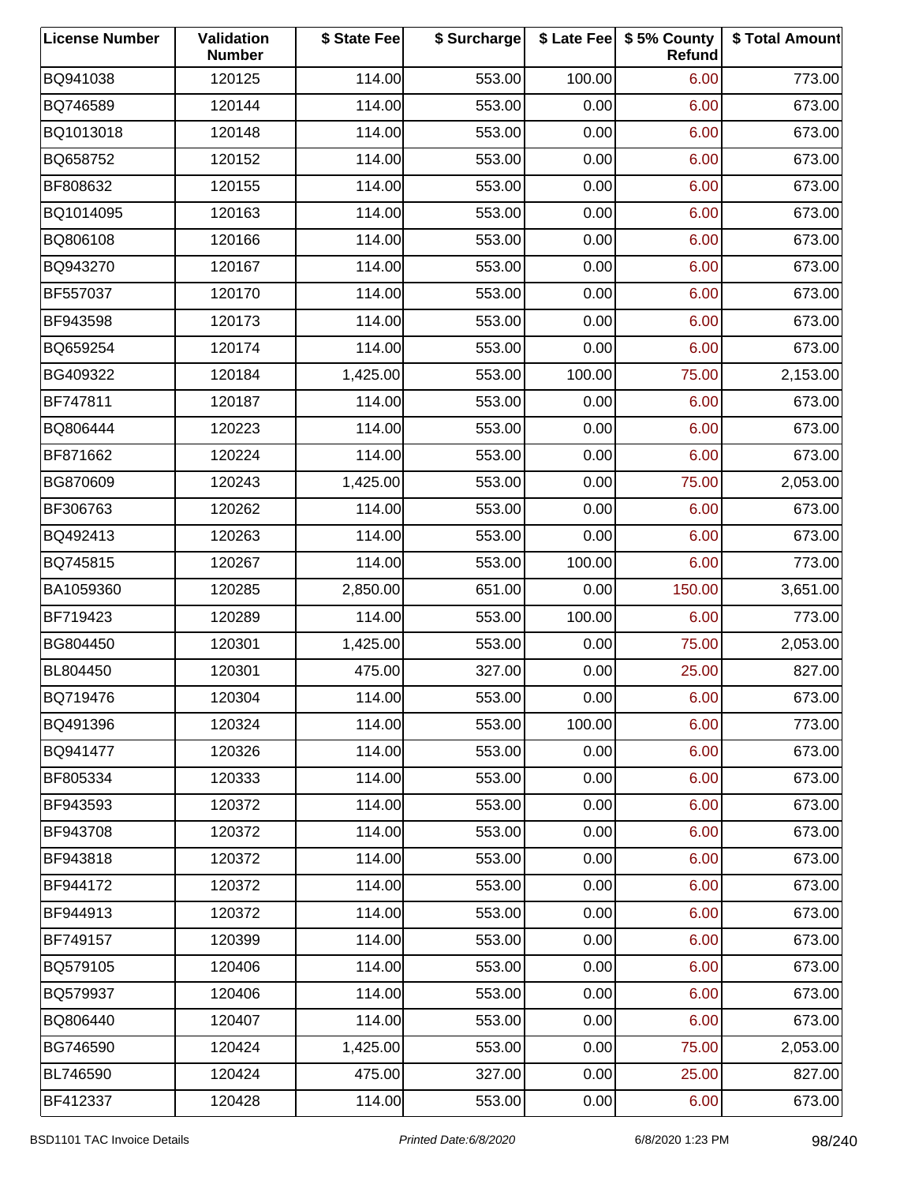| License Number | Validation Number | $ State Fee | $ Surcharge | $ Late Fee | $ 5% County Refund | $ Total Amount |
|---|---|---|---|---|---|---|
| BQ941038 | 120125 | 114.00 | 553.00 | 100.00 | 6.00 | 773.00 |
| BQ746589 | 120144 | 114.00 | 553.00 | 0.00 | 6.00 | 673.00 |
| BQ1013018 | 120148 | 114.00 | 553.00 | 0.00 | 6.00 | 673.00 |
| BQ658752 | 120152 | 114.00 | 553.00 | 0.00 | 6.00 | 673.00 |
| BF808632 | 120155 | 114.00 | 553.00 | 0.00 | 6.00 | 673.00 |
| BQ1014095 | 120163 | 114.00 | 553.00 | 0.00 | 6.00 | 673.00 |
| BQ806108 | 120166 | 114.00 | 553.00 | 0.00 | 6.00 | 673.00 |
| BQ943270 | 120167 | 114.00 | 553.00 | 0.00 | 6.00 | 673.00 |
| BF557037 | 120170 | 114.00 | 553.00 | 0.00 | 6.00 | 673.00 |
| BF943598 | 120173 | 114.00 | 553.00 | 0.00 | 6.00 | 673.00 |
| BQ659254 | 120174 | 114.00 | 553.00 | 0.00 | 6.00 | 673.00 |
| BG409322 | 120184 | 1,425.00 | 553.00 | 100.00 | 75.00 | 2,153.00 |
| BF747811 | 120187 | 114.00 | 553.00 | 0.00 | 6.00 | 673.00 |
| BQ806444 | 120223 | 114.00 | 553.00 | 0.00 | 6.00 | 673.00 |
| BF871662 | 120224 | 114.00 | 553.00 | 0.00 | 6.00 | 673.00 |
| BG870609 | 120243 | 1,425.00 | 553.00 | 0.00 | 75.00 | 2,053.00 |
| BF306763 | 120262 | 114.00 | 553.00 | 0.00 | 6.00 | 673.00 |
| BQ492413 | 120263 | 114.00 | 553.00 | 0.00 | 6.00 | 673.00 |
| BQ745815 | 120267 | 114.00 | 553.00 | 100.00 | 6.00 | 773.00 |
| BA1059360 | 120285 | 2,850.00 | 651.00 | 0.00 | 150.00 | 3,651.00 |
| BF719423 | 120289 | 114.00 | 553.00 | 100.00 | 6.00 | 773.00 |
| BG804450 | 120301 | 1,425.00 | 553.00 | 0.00 | 75.00 | 2,053.00 |
| BL804450 | 120301 | 475.00 | 327.00 | 0.00 | 25.00 | 827.00 |
| BQ719476 | 120304 | 114.00 | 553.00 | 0.00 | 6.00 | 673.00 |
| BQ491396 | 120324 | 114.00 | 553.00 | 100.00 | 6.00 | 773.00 |
| BQ941477 | 120326 | 114.00 | 553.00 | 0.00 | 6.00 | 673.00 |
| BF805334 | 120333 | 114.00 | 553.00 | 0.00 | 6.00 | 673.00 |
| BF943593 | 120372 | 114.00 | 553.00 | 0.00 | 6.00 | 673.00 |
| BF943708 | 120372 | 114.00 | 553.00 | 0.00 | 6.00 | 673.00 |
| BF943818 | 120372 | 114.00 | 553.00 | 0.00 | 6.00 | 673.00 |
| BF944172 | 120372 | 114.00 | 553.00 | 0.00 | 6.00 | 673.00 |
| BF944913 | 120372 | 114.00 | 553.00 | 0.00 | 6.00 | 673.00 |
| BF749157 | 120399 | 114.00 | 553.00 | 0.00 | 6.00 | 673.00 |
| BQ579105 | 120406 | 114.00 | 553.00 | 0.00 | 6.00 | 673.00 |
| BQ579937 | 120406 | 114.00 | 553.00 | 0.00 | 6.00 | 673.00 |
| BQ806440 | 120407 | 114.00 | 553.00 | 0.00 | 6.00 | 673.00 |
| BG746590 | 120424 | 1,425.00 | 553.00 | 0.00 | 75.00 | 2,053.00 |
| BL746590 | 120424 | 475.00 | 327.00 | 0.00 | 25.00 | 827.00 |
| BF412337 | 120428 | 114.00 | 553.00 | 0.00 | 6.00 | 673.00 |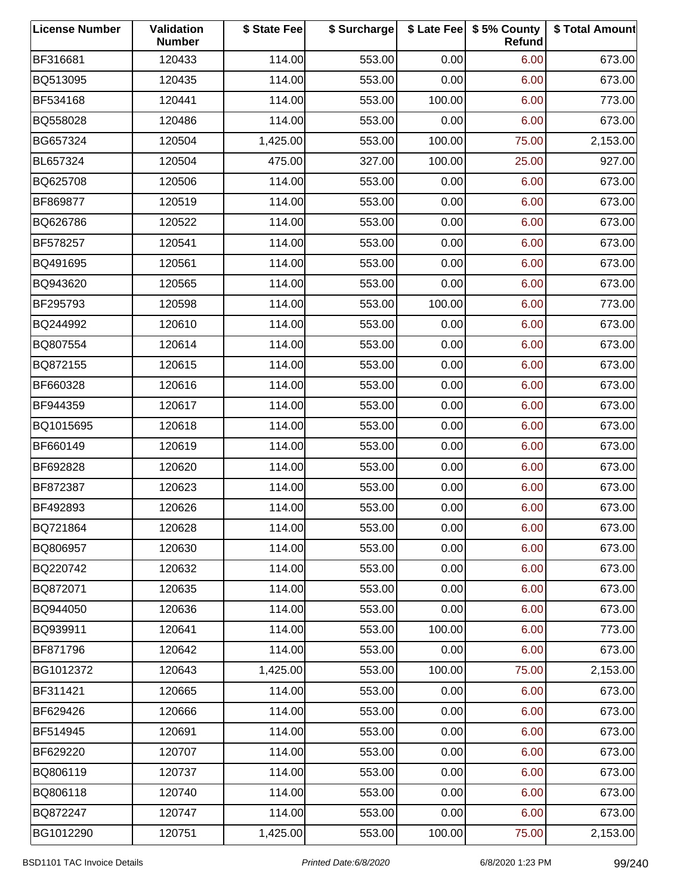| License Number | Validation Number | $ State Fee | $ Surcharge | $ Late Fee | $ 5% County Refund | $ Total Amount |
|---|---|---|---|---|---|---|
| BF316681 | 120433 | 114.00 | 553.00 | 0.00 | 6.00 | 673.00 |
| BQ513095 | 120435 | 114.00 | 553.00 | 0.00 | 6.00 | 673.00 |
| BF534168 | 120441 | 114.00 | 553.00 | 100.00 | 6.00 | 773.00 |
| BQ558028 | 120486 | 114.00 | 553.00 | 0.00 | 6.00 | 673.00 |
| BG657324 | 120504 | 1,425.00 | 553.00 | 100.00 | 75.00 | 2,153.00 |
| BL657324 | 120504 | 475.00 | 327.00 | 100.00 | 25.00 | 927.00 |
| BQ625708 | 120506 | 114.00 | 553.00 | 0.00 | 6.00 | 673.00 |
| BF869877 | 120519 | 114.00 | 553.00 | 0.00 | 6.00 | 673.00 |
| BQ626786 | 120522 | 114.00 | 553.00 | 0.00 | 6.00 | 673.00 |
| BF578257 | 120541 | 114.00 | 553.00 | 0.00 | 6.00 | 673.00 |
| BQ491695 | 120561 | 114.00 | 553.00 | 0.00 | 6.00 | 673.00 |
| BQ943620 | 120565 | 114.00 | 553.00 | 0.00 | 6.00 | 673.00 |
| BF295793 | 120598 | 114.00 | 553.00 | 100.00 | 6.00 | 773.00 |
| BQ244992 | 120610 | 114.00 | 553.00 | 0.00 | 6.00 | 673.00 |
| BQ807554 | 120614 | 114.00 | 553.00 | 0.00 | 6.00 | 673.00 |
| BQ872155 | 120615 | 114.00 | 553.00 | 0.00 | 6.00 | 673.00 |
| BF660328 | 120616 | 114.00 | 553.00 | 0.00 | 6.00 | 673.00 |
| BF944359 | 120617 | 114.00 | 553.00 | 0.00 | 6.00 | 673.00 |
| BQ1015695 | 120618 | 114.00 | 553.00 | 0.00 | 6.00 | 673.00 |
| BF660149 | 120619 | 114.00 | 553.00 | 0.00 | 6.00 | 673.00 |
| BF692828 | 120620 | 114.00 | 553.00 | 0.00 | 6.00 | 673.00 |
| BF872387 | 120623 | 114.00 | 553.00 | 0.00 | 6.00 | 673.00 |
| BF492893 | 120626 | 114.00 | 553.00 | 0.00 | 6.00 | 673.00 |
| BQ721864 | 120628 | 114.00 | 553.00 | 0.00 | 6.00 | 673.00 |
| BQ806957 | 120630 | 114.00 | 553.00 | 0.00 | 6.00 | 673.00 |
| BQ220742 | 120632 | 114.00 | 553.00 | 0.00 | 6.00 | 673.00 |
| BQ872071 | 120635 | 114.00 | 553.00 | 0.00 | 6.00 | 673.00 |
| BQ944050 | 120636 | 114.00 | 553.00 | 0.00 | 6.00 | 673.00 |
| BQ939911 | 120641 | 114.00 | 553.00 | 100.00 | 6.00 | 773.00 |
| BF871796 | 120642 | 114.00 | 553.00 | 0.00 | 6.00 | 673.00 |
| BG1012372 | 120643 | 1,425.00 | 553.00 | 100.00 | 75.00 | 2,153.00 |
| BF311421 | 120665 | 114.00 | 553.00 | 0.00 | 6.00 | 673.00 |
| BF629426 | 120666 | 114.00 | 553.00 | 0.00 | 6.00 | 673.00 |
| BF514945 | 120691 | 114.00 | 553.00 | 0.00 | 6.00 | 673.00 |
| BF629220 | 120707 | 114.00 | 553.00 | 0.00 | 6.00 | 673.00 |
| BQ806119 | 120737 | 114.00 | 553.00 | 0.00 | 6.00 | 673.00 |
| BQ806118 | 120740 | 114.00 | 553.00 | 0.00 | 6.00 | 673.00 |
| BQ872247 | 120747 | 114.00 | 553.00 | 0.00 | 6.00 | 673.00 |
| BG1012290 | 120751 | 1,425.00 | 553.00 | 100.00 | 75.00 | 2,153.00 |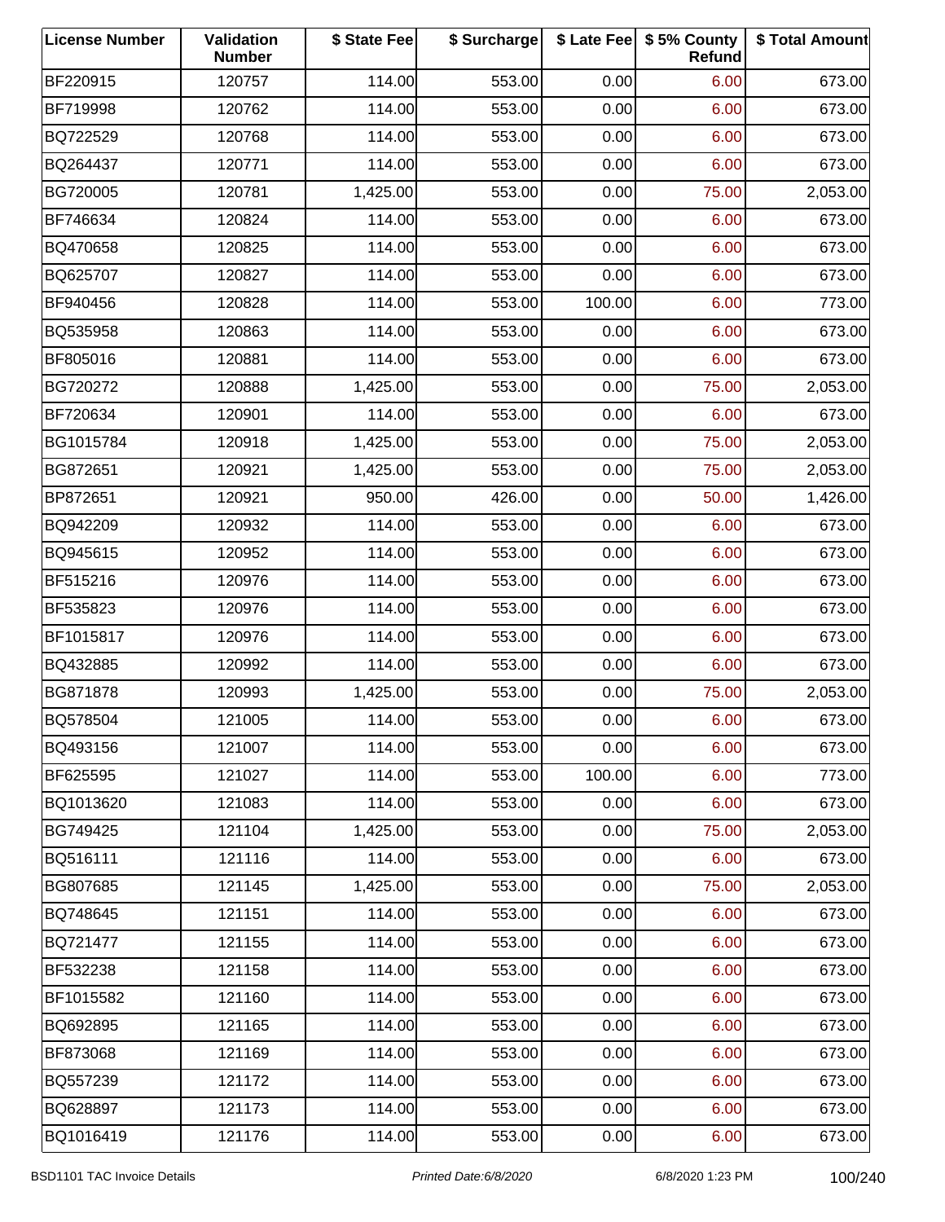| License Number | Validation Number | $ State Fee | $ Surcharge | $ Late Fee | $ 5% County Refund | $ Total Amount |
|---|---|---|---|---|---|---|
| BF220915 | 120757 | 114.00 | 553.00 | 0.00 | 6.00 | 673.00 |
| BF719998 | 120762 | 114.00 | 553.00 | 0.00 | 6.00 | 673.00 |
| BQ722529 | 120768 | 114.00 | 553.00 | 0.00 | 6.00 | 673.00 |
| BQ264437 | 120771 | 114.00 | 553.00 | 0.00 | 6.00 | 673.00 |
| BG720005 | 120781 | 1,425.00 | 553.00 | 0.00 | 75.00 | 2,053.00 |
| BF746634 | 120824 | 114.00 | 553.00 | 0.00 | 6.00 | 673.00 |
| BQ470658 | 120825 | 114.00 | 553.00 | 0.00 | 6.00 | 673.00 |
| BQ625707 | 120827 | 114.00 | 553.00 | 0.00 | 6.00 | 673.00 |
| BF940456 | 120828 | 114.00 | 553.00 | 100.00 | 6.00 | 773.00 |
| BQ535958 | 120863 | 114.00 | 553.00 | 0.00 | 6.00 | 673.00 |
| BF805016 | 120881 | 114.00 | 553.00 | 0.00 | 6.00 | 673.00 |
| BG720272 | 120888 | 1,425.00 | 553.00 | 0.00 | 75.00 | 2,053.00 |
| BF720634 | 120901 | 114.00 | 553.00 | 0.00 | 6.00 | 673.00 |
| BG1015784 | 120918 | 1,425.00 | 553.00 | 0.00 | 75.00 | 2,053.00 |
| BG872651 | 120921 | 1,425.00 | 553.00 | 0.00 | 75.00 | 2,053.00 |
| BP872651 | 120921 | 950.00 | 426.00 | 0.00 | 50.00 | 1,426.00 |
| BQ942209 | 120932 | 114.00 | 553.00 | 0.00 | 6.00 | 673.00 |
| BQ945615 | 120952 | 114.00 | 553.00 | 0.00 | 6.00 | 673.00 |
| BF515216 | 120976 | 114.00 | 553.00 | 0.00 | 6.00 | 673.00 |
| BF535823 | 120976 | 114.00 | 553.00 | 0.00 | 6.00 | 673.00 |
| BF1015817 | 120976 | 114.00 | 553.00 | 0.00 | 6.00 | 673.00 |
| BQ432885 | 120992 | 114.00 | 553.00 | 0.00 | 6.00 | 673.00 |
| BG871878 | 120993 | 1,425.00 | 553.00 | 0.00 | 75.00 | 2,053.00 |
| BQ578504 | 121005 | 114.00 | 553.00 | 0.00 | 6.00 | 673.00 |
| BQ493156 | 121007 | 114.00 | 553.00 | 0.00 | 6.00 | 673.00 |
| BF625595 | 121027 | 114.00 | 553.00 | 100.00 | 6.00 | 773.00 |
| BQ1013620 | 121083 | 114.00 | 553.00 | 0.00 | 6.00 | 673.00 |
| BG749425 | 121104 | 1,425.00 | 553.00 | 0.00 | 75.00 | 2,053.00 |
| BQ516111 | 121116 | 114.00 | 553.00 | 0.00 | 6.00 | 673.00 |
| BG807685 | 121145 | 1,425.00 | 553.00 | 0.00 | 75.00 | 2,053.00 |
| BQ748645 | 121151 | 114.00 | 553.00 | 0.00 | 6.00 | 673.00 |
| BQ721477 | 121155 | 114.00 | 553.00 | 0.00 | 6.00 | 673.00 |
| BF532238 | 121158 | 114.00 | 553.00 | 0.00 | 6.00 | 673.00 |
| BF1015582 | 121160 | 114.00 | 553.00 | 0.00 | 6.00 | 673.00 |
| BQ692895 | 121165 | 114.00 | 553.00 | 0.00 | 6.00 | 673.00 |
| BF873068 | 121169 | 114.00 | 553.00 | 0.00 | 6.00 | 673.00 |
| BQ557239 | 121172 | 114.00 | 553.00 | 0.00 | 6.00 | 673.00 |
| BQ628897 | 121173 | 114.00 | 553.00 | 0.00 | 6.00 | 673.00 |
| BQ1016419 | 121176 | 114.00 | 553.00 | 0.00 | 6.00 | 673.00 |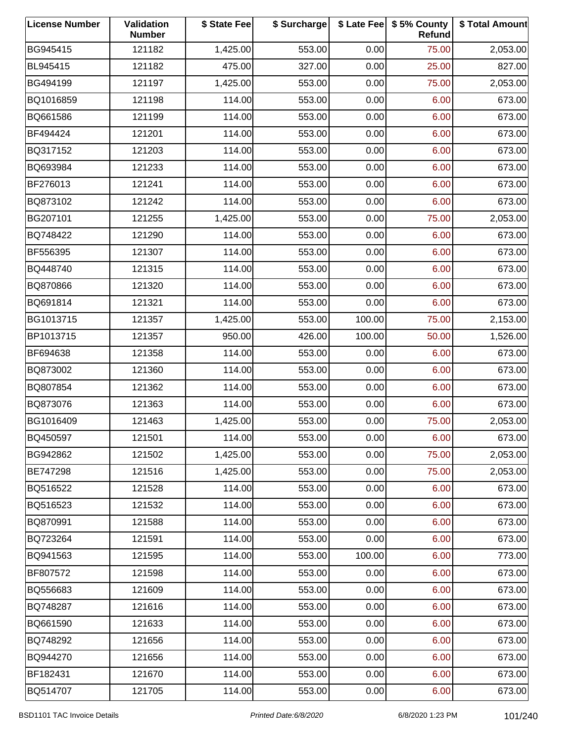| License Number | Validation Number | $ State Fee | $ Surcharge | $ Late Fee | $ 5% County Refund | $ Total Amount |
|---|---|---|---|---|---|---|
| BG945415 | 121182 | 1,425.00 | 553.00 | 0.00 | 75.00 | 2,053.00 |
| BL945415 | 121182 | 475.00 | 327.00 | 0.00 | 25.00 | 827.00 |
| BG494199 | 121197 | 1,425.00 | 553.00 | 0.00 | 75.00 | 2,053.00 |
| BQ1016859 | 121198 | 114.00 | 553.00 | 0.00 | 6.00 | 673.00 |
| BQ661586 | 121199 | 114.00 | 553.00 | 0.00 | 6.00 | 673.00 |
| BF494424 | 121201 | 114.00 | 553.00 | 0.00 | 6.00 | 673.00 |
| BQ317152 | 121203 | 114.00 | 553.00 | 0.00 | 6.00 | 673.00 |
| BQ693984 | 121233 | 114.00 | 553.00 | 0.00 | 6.00 | 673.00 |
| BF276013 | 121241 | 114.00 | 553.00 | 0.00 | 6.00 | 673.00 |
| BQ873102 | 121242 | 114.00 | 553.00 | 0.00 | 6.00 | 673.00 |
| BG207101 | 121255 | 1,425.00 | 553.00 | 0.00 | 75.00 | 2,053.00 |
| BQ748422 | 121290 | 114.00 | 553.00 | 0.00 | 6.00 | 673.00 |
| BF556395 | 121307 | 114.00 | 553.00 | 0.00 | 6.00 | 673.00 |
| BQ448740 | 121315 | 114.00 | 553.00 | 0.00 | 6.00 | 673.00 |
| BQ870866 | 121320 | 114.00 | 553.00 | 0.00 | 6.00 | 673.00 |
| BQ691814 | 121321 | 114.00 | 553.00 | 0.00 | 6.00 | 673.00 |
| BG1013715 | 121357 | 1,425.00 | 553.00 | 100.00 | 75.00 | 2,153.00 |
| BP1013715 | 121357 | 950.00 | 426.00 | 100.00 | 50.00 | 1,526.00 |
| BF694638 | 121358 | 114.00 | 553.00 | 0.00 | 6.00 | 673.00 |
| BQ873002 | 121360 | 114.00 | 553.00 | 0.00 | 6.00 | 673.00 |
| BQ807854 | 121362 | 114.00 | 553.00 | 0.00 | 6.00 | 673.00 |
| BQ873076 | 121363 | 114.00 | 553.00 | 0.00 | 6.00 | 673.00 |
| BG1016409 | 121463 | 1,425.00 | 553.00 | 0.00 | 75.00 | 2,053.00 |
| BQ450597 | 121501 | 114.00 | 553.00 | 0.00 | 6.00 | 673.00 |
| BG942862 | 121502 | 1,425.00 | 553.00 | 0.00 | 75.00 | 2,053.00 |
| BE747298 | 121516 | 1,425.00 | 553.00 | 0.00 | 75.00 | 2,053.00 |
| BQ516522 | 121528 | 114.00 | 553.00 | 0.00 | 6.00 | 673.00 |
| BQ516523 | 121532 | 114.00 | 553.00 | 0.00 | 6.00 | 673.00 |
| BQ870991 | 121588 | 114.00 | 553.00 | 0.00 | 6.00 | 673.00 |
| BQ723264 | 121591 | 114.00 | 553.00 | 0.00 | 6.00 | 673.00 |
| BQ941563 | 121595 | 114.00 | 553.00 | 100.00 | 6.00 | 773.00 |
| BF807572 | 121598 | 114.00 | 553.00 | 0.00 | 6.00 | 673.00 |
| BQ556683 | 121609 | 114.00 | 553.00 | 0.00 | 6.00 | 673.00 |
| BQ748287 | 121616 | 114.00 | 553.00 | 0.00 | 6.00 | 673.00 |
| BQ661590 | 121633 | 114.00 | 553.00 | 0.00 | 6.00 | 673.00 |
| BQ748292 | 121656 | 114.00 | 553.00 | 0.00 | 6.00 | 673.00 |
| BQ944270 | 121656 | 114.00 | 553.00 | 0.00 | 6.00 | 673.00 |
| BF182431 | 121670 | 114.00 | 553.00 | 0.00 | 6.00 | 673.00 |
| BQ514707 | 121705 | 114.00 | 553.00 | 0.00 | 6.00 | 673.00 |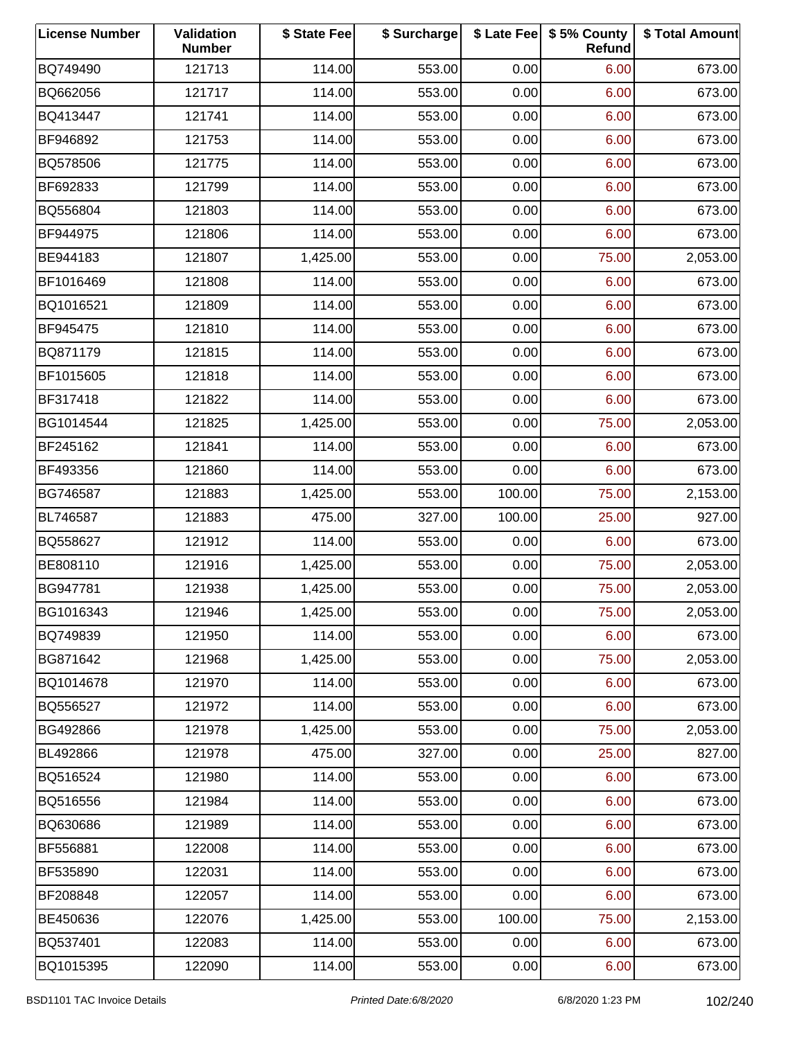| License Number | Validation Number | $ State Fee | $ Surcharge | $ Late Fee | $ 5% County Refund | $ Total Amount |
|---|---|---|---|---|---|---|
| BQ749490 | 121713 | 114.00 | 553.00 | 0.00 | 6.00 | 673.00 |
| BQ662056 | 121717 | 114.00 | 553.00 | 0.00 | 6.00 | 673.00 |
| BQ413447 | 121741 | 114.00 | 553.00 | 0.00 | 6.00 | 673.00 |
| BF946892 | 121753 | 114.00 | 553.00 | 0.00 | 6.00 | 673.00 |
| BQ578506 | 121775 | 114.00 | 553.00 | 0.00 | 6.00 | 673.00 |
| BF692833 | 121799 | 114.00 | 553.00 | 0.00 | 6.00 | 673.00 |
| BQ556804 | 121803 | 114.00 | 553.00 | 0.00 | 6.00 | 673.00 |
| BF944975 | 121806 | 114.00 | 553.00 | 0.00 | 6.00 | 673.00 |
| BE944183 | 121807 | 1,425.00 | 553.00 | 0.00 | 75.00 | 2,053.00 |
| BF1016469 | 121808 | 114.00 | 553.00 | 0.00 | 6.00 | 673.00 |
| BQ1016521 | 121809 | 114.00 | 553.00 | 0.00 | 6.00 | 673.00 |
| BF945475 | 121810 | 114.00 | 553.00 | 0.00 | 6.00 | 673.00 |
| BQ871179 | 121815 | 114.00 | 553.00 | 0.00 | 6.00 | 673.00 |
| BF1015605 | 121818 | 114.00 | 553.00 | 0.00 | 6.00 | 673.00 |
| BF317418 | 121822 | 114.00 | 553.00 | 0.00 | 6.00 | 673.00 |
| BG1014544 | 121825 | 1,425.00 | 553.00 | 0.00 | 75.00 | 2,053.00 |
| BF245162 | 121841 | 114.00 | 553.00 | 0.00 | 6.00 | 673.00 |
| BF493356 | 121860 | 114.00 | 553.00 | 0.00 | 6.00 | 673.00 |
| BG746587 | 121883 | 1,425.00 | 553.00 | 100.00 | 75.00 | 2,153.00 |
| BL746587 | 121883 | 475.00 | 327.00 | 100.00 | 25.00 | 927.00 |
| BQ558627 | 121912 | 114.00 | 553.00 | 0.00 | 6.00 | 673.00 |
| BE808110 | 121916 | 1,425.00 | 553.00 | 0.00 | 75.00 | 2,053.00 |
| BG947781 | 121938 | 1,425.00 | 553.00 | 0.00 | 75.00 | 2,053.00 |
| BG1016343 | 121946 | 1,425.00 | 553.00 | 0.00 | 75.00 | 2,053.00 |
| BQ749839 | 121950 | 114.00 | 553.00 | 0.00 | 6.00 | 673.00 |
| BG871642 | 121968 | 1,425.00 | 553.00 | 0.00 | 75.00 | 2,053.00 |
| BQ1014678 | 121970 | 114.00 | 553.00 | 0.00 | 6.00 | 673.00 |
| BQ556527 | 121972 | 114.00 | 553.00 | 0.00 | 6.00 | 673.00 |
| BG492866 | 121978 | 1,425.00 | 553.00 | 0.00 | 75.00 | 2,053.00 |
| BL492866 | 121978 | 475.00 | 327.00 | 0.00 | 25.00 | 827.00 |
| BQ516524 | 121980 | 114.00 | 553.00 | 0.00 | 6.00 | 673.00 |
| BQ516556 | 121984 | 114.00 | 553.00 | 0.00 | 6.00 | 673.00 |
| BQ630686 | 121989 | 114.00 | 553.00 | 0.00 | 6.00 | 673.00 |
| BF556881 | 122008 | 114.00 | 553.00 | 0.00 | 6.00 | 673.00 |
| BF535890 | 122031 | 114.00 | 553.00 | 0.00 | 6.00 | 673.00 |
| BF208848 | 122057 | 114.00 | 553.00 | 0.00 | 6.00 | 673.00 |
| BE450636 | 122076 | 1,425.00 | 553.00 | 100.00 | 75.00 | 2,153.00 |
| BQ537401 | 122083 | 114.00 | 553.00 | 0.00 | 6.00 | 673.00 |
| BQ1015395 | 122090 | 114.00 | 553.00 | 0.00 | 6.00 | 673.00 |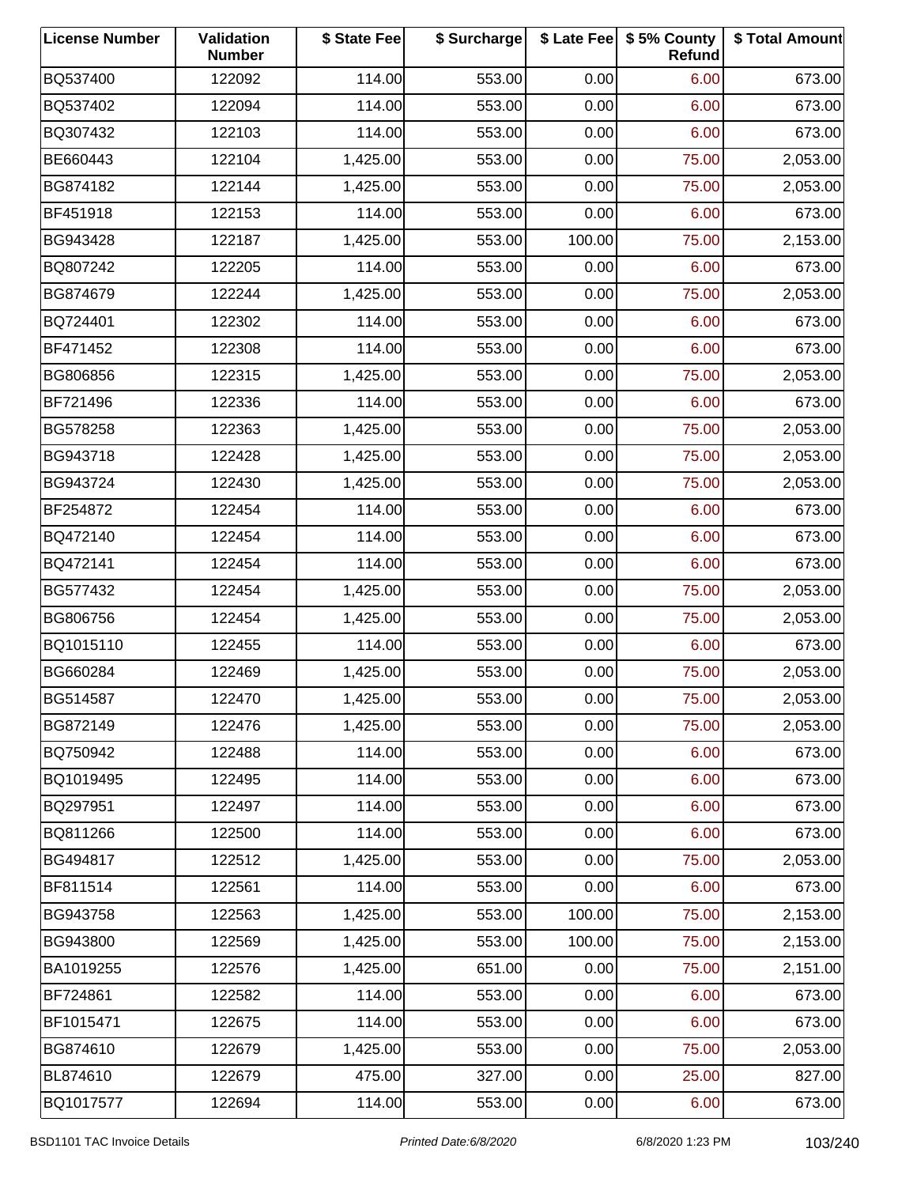| License Number | Validation Number | $ State Fee | $ Surcharge | $ Late Fee | $ 5% County Refund | $ Total Amount |
|---|---|---|---|---|---|---|
| BQ537400 | 122092 | 114.00 | 553.00 | 0.00 | 6.00 | 673.00 |
| BQ537402 | 122094 | 114.00 | 553.00 | 0.00 | 6.00 | 673.00 |
| BQ307432 | 122103 | 114.00 | 553.00 | 0.00 | 6.00 | 673.00 |
| BE660443 | 122104 | 1,425.00 | 553.00 | 0.00 | 75.00 | 2,053.00 |
| BG874182 | 122144 | 1,425.00 | 553.00 | 0.00 | 75.00 | 2,053.00 |
| BF451918 | 122153 | 114.00 | 553.00 | 0.00 | 6.00 | 673.00 |
| BG943428 | 122187 | 1,425.00 | 553.00 | 100.00 | 75.00 | 2,153.00 |
| BQ807242 | 122205 | 114.00 | 553.00 | 0.00 | 6.00 | 673.00 |
| BG874679 | 122244 | 1,425.00 | 553.00 | 0.00 | 75.00 | 2,053.00 |
| BQ724401 | 122302 | 114.00 | 553.00 | 0.00 | 6.00 | 673.00 |
| BF471452 | 122308 | 114.00 | 553.00 | 0.00 | 6.00 | 673.00 |
| BG806856 | 122315 | 1,425.00 | 553.00 | 0.00 | 75.00 | 2,053.00 |
| BF721496 | 122336 | 114.00 | 553.00 | 0.00 | 6.00 | 673.00 |
| BG578258 | 122363 | 1,425.00 | 553.00 | 0.00 | 75.00 | 2,053.00 |
| BG943718 | 122428 | 1,425.00 | 553.00 | 0.00 | 75.00 | 2,053.00 |
| BG943724 | 122430 | 1,425.00 | 553.00 | 0.00 | 75.00 | 2,053.00 |
| BF254872 | 122454 | 114.00 | 553.00 | 0.00 | 6.00 | 673.00 |
| BQ472140 | 122454 | 114.00 | 553.00 | 0.00 | 6.00 | 673.00 |
| BQ472141 | 122454 | 114.00 | 553.00 | 0.00 | 6.00 | 673.00 |
| BG577432 | 122454 | 1,425.00 | 553.00 | 0.00 | 75.00 | 2,053.00 |
| BG806756 | 122454 | 1,425.00 | 553.00 | 0.00 | 75.00 | 2,053.00 |
| BQ1015110 | 122455 | 114.00 | 553.00 | 0.00 | 6.00 | 673.00 |
| BG660284 | 122469 | 1,425.00 | 553.00 | 0.00 | 75.00 | 2,053.00 |
| BG514587 | 122470 | 1,425.00 | 553.00 | 0.00 | 75.00 | 2,053.00 |
| BG872149 | 122476 | 1,425.00 | 553.00 | 0.00 | 75.00 | 2,053.00 |
| BQ750942 | 122488 | 114.00 | 553.00 | 0.00 | 6.00 | 673.00 |
| BQ1019495 | 122495 | 114.00 | 553.00 | 0.00 | 6.00 | 673.00 |
| BQ297951 | 122497 | 114.00 | 553.00 | 0.00 | 6.00 | 673.00 |
| BQ811266 | 122500 | 114.00 | 553.00 | 0.00 | 6.00 | 673.00 |
| BG494817 | 122512 | 1,425.00 | 553.00 | 0.00 | 75.00 | 2,053.00 |
| BF811514 | 122561 | 114.00 | 553.00 | 0.00 | 6.00 | 673.00 |
| BG943758 | 122563 | 1,425.00 | 553.00 | 100.00 | 75.00 | 2,153.00 |
| BG943800 | 122569 | 1,425.00 | 553.00 | 100.00 | 75.00 | 2,153.00 |
| BA1019255 | 122576 | 1,425.00 | 651.00 | 0.00 | 75.00 | 2,151.00 |
| BF724861 | 122582 | 114.00 | 553.00 | 0.00 | 6.00 | 673.00 |
| BF1015471 | 122675 | 114.00 | 553.00 | 0.00 | 6.00 | 673.00 |
| BG874610 | 122679 | 1,425.00 | 553.00 | 0.00 | 75.00 | 2,053.00 |
| BL874610 | 122679 | 475.00 | 327.00 | 0.00 | 25.00 | 827.00 |
| BQ1017577 | 122694 | 114.00 | 553.00 | 0.00 | 6.00 | 673.00 |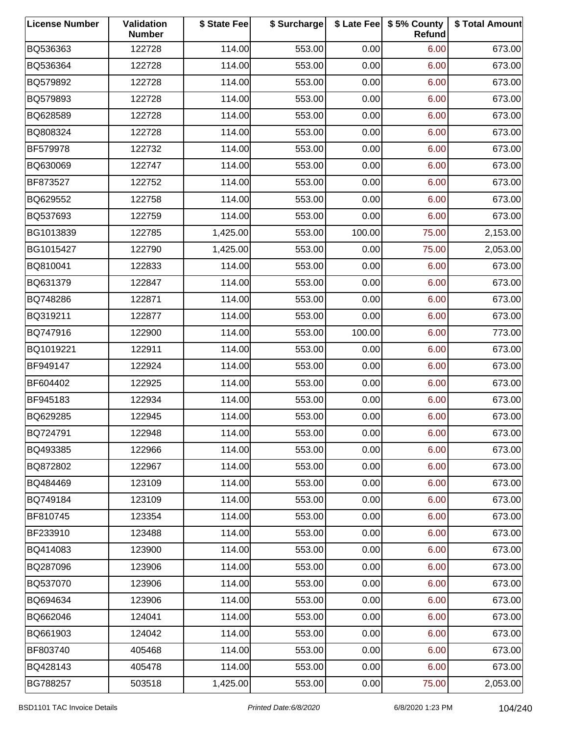| License Number | Validation Number | $ State Fee | $ Surcharge | $ Late Fee | $ 5% County Refund | $ Total Amount |
|---|---|---|---|---|---|---|
| BQ536363 | 122728 | 114.00 | 553.00 | 0.00 | 6.00 | 673.00 |
| BQ536364 | 122728 | 114.00 | 553.00 | 0.00 | 6.00 | 673.00 |
| BQ579892 | 122728 | 114.00 | 553.00 | 0.00 | 6.00 | 673.00 |
| BQ579893 | 122728 | 114.00 | 553.00 | 0.00 | 6.00 | 673.00 |
| BQ628589 | 122728 | 114.00 | 553.00 | 0.00 | 6.00 | 673.00 |
| BQ808324 | 122728 | 114.00 | 553.00 | 0.00 | 6.00 | 673.00 |
| BF579978 | 122732 | 114.00 | 553.00 | 0.00 | 6.00 | 673.00 |
| BQ630069 | 122747 | 114.00 | 553.00 | 0.00 | 6.00 | 673.00 |
| BF873527 | 122752 | 114.00 | 553.00 | 0.00 | 6.00 | 673.00 |
| BQ629552 | 122758 | 114.00 | 553.00 | 0.00 | 6.00 | 673.00 |
| BQ537693 | 122759 | 114.00 | 553.00 | 0.00 | 6.00 | 673.00 |
| BG1013839 | 122785 | 1,425.00 | 553.00 | 100.00 | 75.00 | 2,153.00 |
| BG1015427 | 122790 | 1,425.00 | 553.00 | 0.00 | 75.00 | 2,053.00 |
| BQ810041 | 122833 | 114.00 | 553.00 | 0.00 | 6.00 | 673.00 |
| BQ631379 | 122847 | 114.00 | 553.00 | 0.00 | 6.00 | 673.00 |
| BQ748286 | 122871 | 114.00 | 553.00 | 0.00 | 6.00 | 673.00 |
| BQ319211 | 122877 | 114.00 | 553.00 | 0.00 | 6.00 | 673.00 |
| BQ747916 | 122900 | 114.00 | 553.00 | 100.00 | 6.00 | 773.00 |
| BQ1019221 | 122911 | 114.00 | 553.00 | 0.00 | 6.00 | 673.00 |
| BF949147 | 122924 | 114.00 | 553.00 | 0.00 | 6.00 | 673.00 |
| BF604402 | 122925 | 114.00 | 553.00 | 0.00 | 6.00 | 673.00 |
| BF945183 | 122934 | 114.00 | 553.00 | 0.00 | 6.00 | 673.00 |
| BQ629285 | 122945 | 114.00 | 553.00 | 0.00 | 6.00 | 673.00 |
| BQ724791 | 122948 | 114.00 | 553.00 | 0.00 | 6.00 | 673.00 |
| BQ493385 | 122966 | 114.00 | 553.00 | 0.00 | 6.00 | 673.00 |
| BQ872802 | 122967 | 114.00 | 553.00 | 0.00 | 6.00 | 673.00 |
| BQ484469 | 123109 | 114.00 | 553.00 | 0.00 | 6.00 | 673.00 |
| BQ749184 | 123109 | 114.00 | 553.00 | 0.00 | 6.00 | 673.00 |
| BF810745 | 123354 | 114.00 | 553.00 | 0.00 | 6.00 | 673.00 |
| BF233910 | 123488 | 114.00 | 553.00 | 0.00 | 6.00 | 673.00 |
| BQ414083 | 123900 | 114.00 | 553.00 | 0.00 | 6.00 | 673.00 |
| BQ287096 | 123906 | 114.00 | 553.00 | 0.00 | 6.00 | 673.00 |
| BQ537070 | 123906 | 114.00 | 553.00 | 0.00 | 6.00 | 673.00 |
| BQ694634 | 123906 | 114.00 | 553.00 | 0.00 | 6.00 | 673.00 |
| BQ662046 | 124041 | 114.00 | 553.00 | 0.00 | 6.00 | 673.00 |
| BQ661903 | 124042 | 114.00 | 553.00 | 0.00 | 6.00 | 673.00 |
| BF803740 | 405468 | 114.00 | 553.00 | 0.00 | 6.00 | 673.00 |
| BQ428143 | 405478 | 114.00 | 553.00 | 0.00 | 6.00 | 673.00 |
| BG788257 | 503518 | 1,425.00 | 553.00 | 0.00 | 75.00 | 2,053.00 |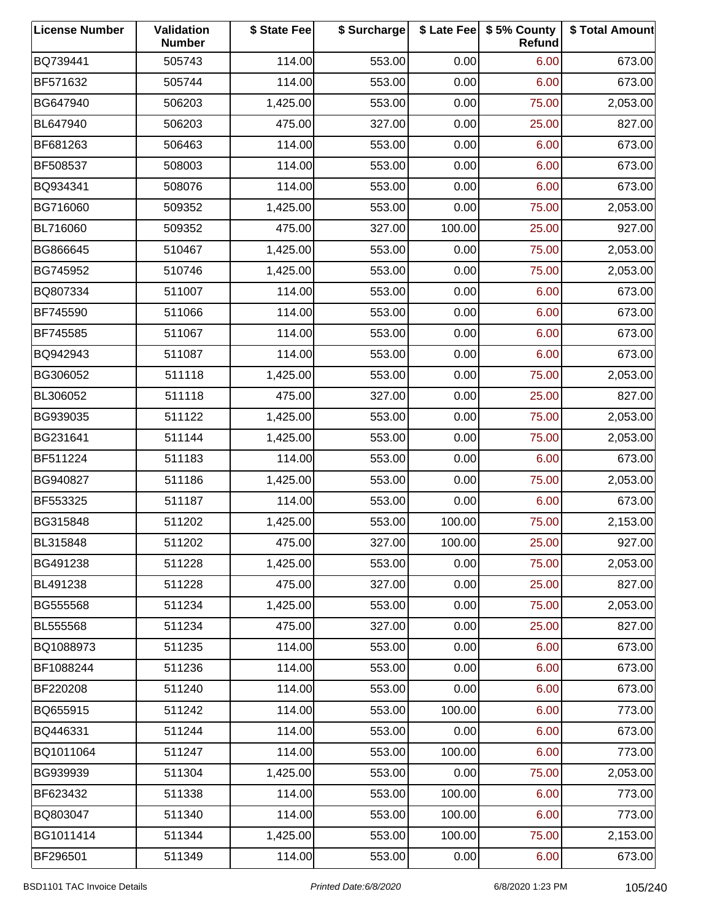| License Number | Validation Number | $ State Fee | $ Surcharge | $ Late Fee | $ 5% County Refund | $ Total Amount |
|---|---|---|---|---|---|---|
| BQ739441 | 505743 | 114.00 | 553.00 | 0.00 | 6.00 | 673.00 |
| BF571632 | 505744 | 114.00 | 553.00 | 0.00 | 6.00 | 673.00 |
| BG647940 | 506203 | 1,425.00 | 553.00 | 0.00 | 75.00 | 2,053.00 |
| BL647940 | 506203 | 475.00 | 327.00 | 0.00 | 25.00 | 827.00 |
| BF681263 | 506463 | 114.00 | 553.00 | 0.00 | 6.00 | 673.00 |
| BF508537 | 508003 | 114.00 | 553.00 | 0.00 | 6.00 | 673.00 |
| BQ934341 | 508076 | 114.00 | 553.00 | 0.00 | 6.00 | 673.00 |
| BG716060 | 509352 | 1,425.00 | 553.00 | 0.00 | 75.00 | 2,053.00 |
| BL716060 | 509352 | 475.00 | 327.00 | 100.00 | 25.00 | 927.00 |
| BG866645 | 510467 | 1,425.00 | 553.00 | 0.00 | 75.00 | 2,053.00 |
| BG745952 | 510746 | 1,425.00 | 553.00 | 0.00 | 75.00 | 2,053.00 |
| BQ807334 | 511007 | 114.00 | 553.00 | 0.00 | 6.00 | 673.00 |
| BF745590 | 511066 | 114.00 | 553.00 | 0.00 | 6.00 | 673.00 |
| BF745585 | 511067 | 114.00 | 553.00 | 0.00 | 6.00 | 673.00 |
| BQ942943 | 511087 | 114.00 | 553.00 | 0.00 | 6.00 | 673.00 |
| BG306052 | 511118 | 1,425.00 | 553.00 | 0.00 | 75.00 | 2,053.00 |
| BL306052 | 511118 | 475.00 | 327.00 | 0.00 | 25.00 | 827.00 |
| BG939035 | 511122 | 1,425.00 | 553.00 | 0.00 | 75.00 | 2,053.00 |
| BG231641 | 511144 | 1,425.00 | 553.00 | 0.00 | 75.00 | 2,053.00 |
| BF511224 | 511183 | 114.00 | 553.00 | 0.00 | 6.00 | 673.00 |
| BG940827 | 511186 | 1,425.00 | 553.00 | 0.00 | 75.00 | 2,053.00 |
| BF553325 | 511187 | 114.00 | 553.00 | 0.00 | 6.00 | 673.00 |
| BG315848 | 511202 | 1,425.00 | 553.00 | 100.00 | 75.00 | 2,153.00 |
| BL315848 | 511202 | 475.00 | 327.00 | 100.00 | 25.00 | 927.00 |
| BG491238 | 511228 | 1,425.00 | 553.00 | 0.00 | 75.00 | 2,053.00 |
| BL491238 | 511228 | 475.00 | 327.00 | 0.00 | 25.00 | 827.00 |
| BG555568 | 511234 | 1,425.00 | 553.00 | 0.00 | 75.00 | 2,053.00 |
| BL555568 | 511234 | 475.00 | 327.00 | 0.00 | 25.00 | 827.00 |
| BQ1088973 | 511235 | 114.00 | 553.00 | 0.00 | 6.00 | 673.00 |
| BF1088244 | 511236 | 114.00 | 553.00 | 0.00 | 6.00 | 673.00 |
| BF220208 | 511240 | 114.00 | 553.00 | 0.00 | 6.00 | 673.00 |
| BQ655915 | 511242 | 114.00 | 553.00 | 100.00 | 6.00 | 773.00 |
| BQ446331 | 511244 | 114.00 | 553.00 | 0.00 | 6.00 | 673.00 |
| BQ1011064 | 511247 | 114.00 | 553.00 | 100.00 | 6.00 | 773.00 |
| BG939939 | 511304 | 1,425.00 | 553.00 | 0.00 | 75.00 | 2,053.00 |
| BF623432 | 511338 | 114.00 | 553.00 | 100.00 | 6.00 | 773.00 |
| BQ803047 | 511340 | 114.00 | 553.00 | 100.00 | 6.00 | 773.00 |
| BG1011414 | 511344 | 1,425.00 | 553.00 | 100.00 | 75.00 | 2,153.00 |
| BF296501 | 511349 | 114.00 | 553.00 | 0.00 | 6.00 | 673.00 |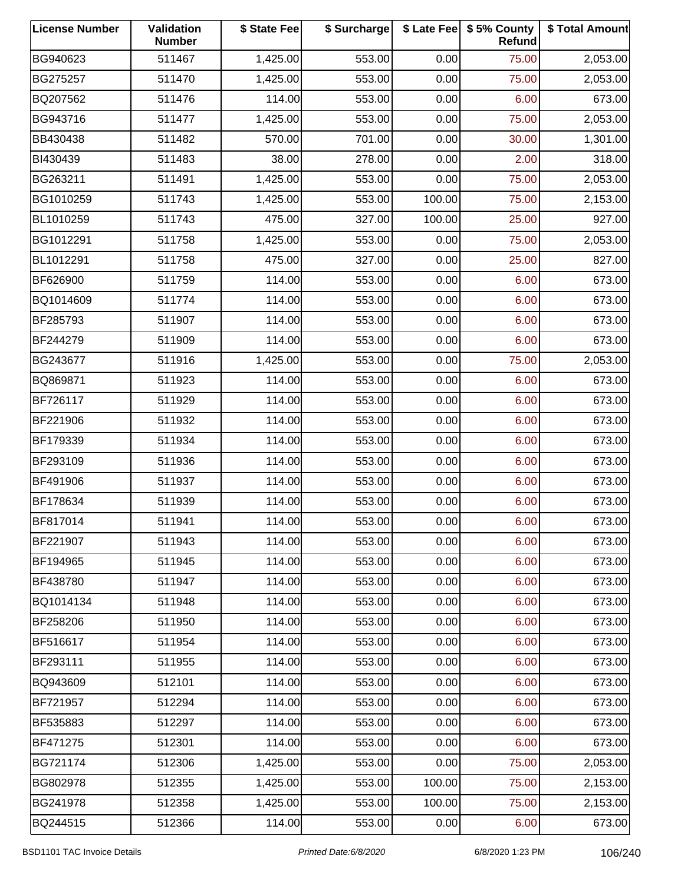| License Number | Validation Number | $ State Fee | $ Surcharge | $ Late Fee | $ 5% County Refund | $ Total Amount |
|---|---|---|---|---|---|---|
| BG940623 | 511467 | 1,425.00 | 553.00 | 0.00 | 75.00 | 2,053.00 |
| BG275257 | 511470 | 1,425.00 | 553.00 | 0.00 | 75.00 | 2,053.00 |
| BQ207562 | 511476 | 114.00 | 553.00 | 0.00 | 6.00 | 673.00 |
| BG943716 | 511477 | 1,425.00 | 553.00 | 0.00 | 75.00 | 2,053.00 |
| BB430438 | 511482 | 570.00 | 701.00 | 0.00 | 30.00 | 1,301.00 |
| BI430439 | 511483 | 38.00 | 278.00 | 0.00 | 2.00 | 318.00 |
| BG263211 | 511491 | 1,425.00 | 553.00 | 0.00 | 75.00 | 2,053.00 |
| BG1010259 | 511743 | 1,425.00 | 553.00 | 100.00 | 75.00 | 2,153.00 |
| BL1010259 | 511743 | 475.00 | 327.00 | 100.00 | 25.00 | 927.00 |
| BG1012291 | 511758 | 1,425.00 | 553.00 | 0.00 | 75.00 | 2,053.00 |
| BL1012291 | 511758 | 475.00 | 327.00 | 0.00 | 25.00 | 827.00 |
| BF626900 | 511759 | 114.00 | 553.00 | 0.00 | 6.00 | 673.00 |
| BQ1014609 | 511774 | 114.00 | 553.00 | 0.00 | 6.00 | 673.00 |
| BF285793 | 511907 | 114.00 | 553.00 | 0.00 | 6.00 | 673.00 |
| BF244279 | 511909 | 114.00 | 553.00 | 0.00 | 6.00 | 673.00 |
| BG243677 | 511916 | 1,425.00 | 553.00 | 0.00 | 75.00 | 2,053.00 |
| BQ869871 | 511923 | 114.00 | 553.00 | 0.00 | 6.00 | 673.00 |
| BF726117 | 511929 | 114.00 | 553.00 | 0.00 | 6.00 | 673.00 |
| BF221906 | 511932 | 114.00 | 553.00 | 0.00 | 6.00 | 673.00 |
| BF179339 | 511934 | 114.00 | 553.00 | 0.00 | 6.00 | 673.00 |
| BF293109 | 511936 | 114.00 | 553.00 | 0.00 | 6.00 | 673.00 |
| BF491906 | 511937 | 114.00 | 553.00 | 0.00 | 6.00 | 673.00 |
| BF178634 | 511939 | 114.00 | 553.00 | 0.00 | 6.00 | 673.00 |
| BF817014 | 511941 | 114.00 | 553.00 | 0.00 | 6.00 | 673.00 |
| BF221907 | 511943 | 114.00 | 553.00 | 0.00 | 6.00 | 673.00 |
| BF194965 | 511945 | 114.00 | 553.00 | 0.00 | 6.00 | 673.00 |
| BF438780 | 511947 | 114.00 | 553.00 | 0.00 | 6.00 | 673.00 |
| BQ1014134 | 511948 | 114.00 | 553.00 | 0.00 | 6.00 | 673.00 |
| BF258206 | 511950 | 114.00 | 553.00 | 0.00 | 6.00 | 673.00 |
| BF516617 | 511954 | 114.00 | 553.00 | 0.00 | 6.00 | 673.00 |
| BF293111 | 511955 | 114.00 | 553.00 | 0.00 | 6.00 | 673.00 |
| BQ943609 | 512101 | 114.00 | 553.00 | 0.00 | 6.00 | 673.00 |
| BF721957 | 512294 | 114.00 | 553.00 | 0.00 | 6.00 | 673.00 |
| BF535883 | 512297 | 114.00 | 553.00 | 0.00 | 6.00 | 673.00 |
| BF471275 | 512301 | 114.00 | 553.00 | 0.00 | 6.00 | 673.00 |
| BG721174 | 512306 | 1,425.00 | 553.00 | 0.00 | 75.00 | 2,053.00 |
| BG802978 | 512355 | 1,425.00 | 553.00 | 100.00 | 75.00 | 2,153.00 |
| BG241978 | 512358 | 1,425.00 | 553.00 | 100.00 | 75.00 | 2,153.00 |
| BQ244515 | 512366 | 114.00 | 553.00 | 0.00 | 6.00 | 673.00 |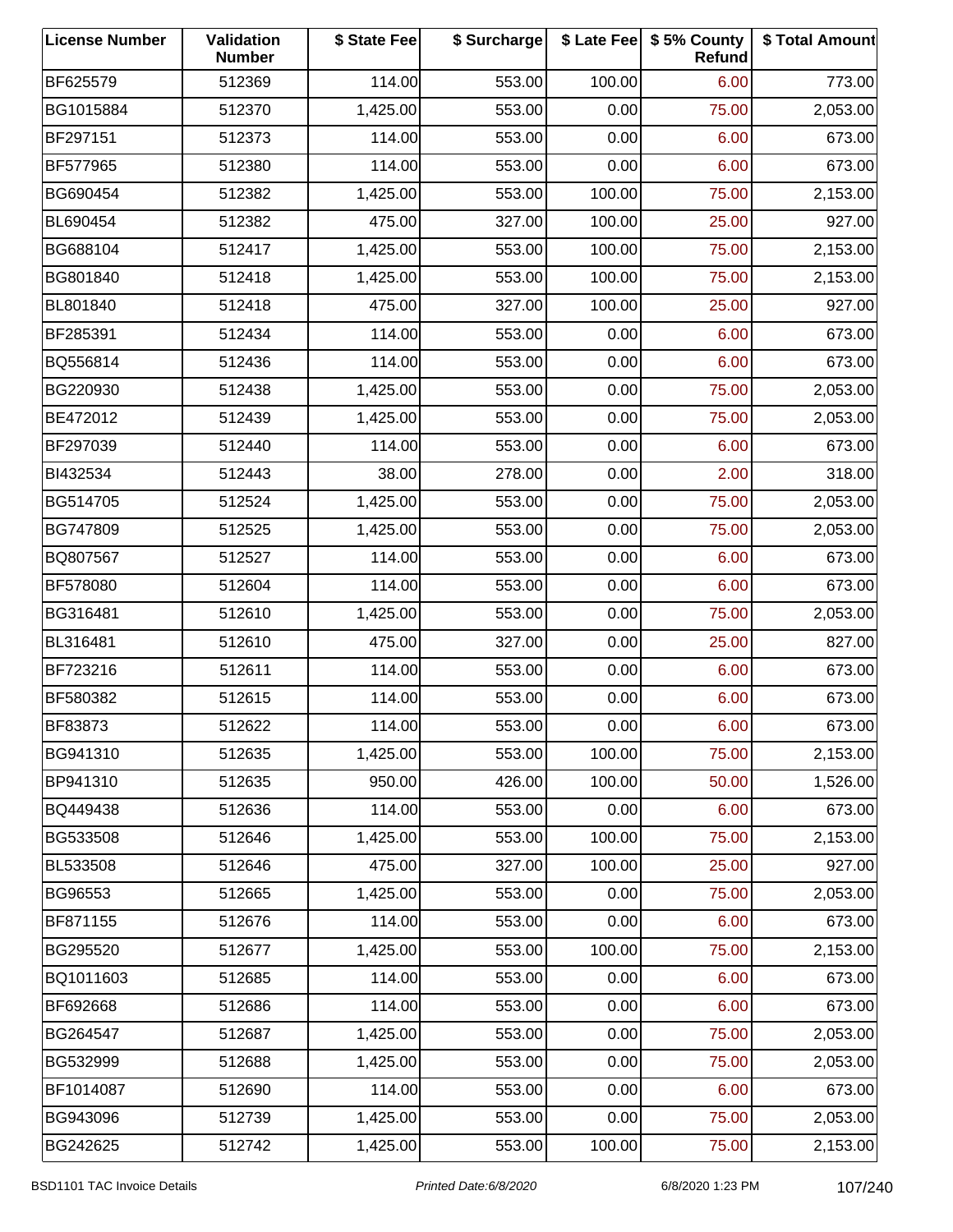| License Number | Validation Number | $ State Fee | $ Surcharge | $ Late Fee | $ 5% County Refund | $ Total Amount |
|---|---|---|---|---|---|---|
| BF625579 | 512369 | 114.00 | 553.00 | 100.00 | 6.00 | 773.00 |
| BG1015884 | 512370 | 1,425.00 | 553.00 | 0.00 | 75.00 | 2,053.00 |
| BF297151 | 512373 | 114.00 | 553.00 | 0.00 | 6.00 | 673.00 |
| BF577965 | 512380 | 114.00 | 553.00 | 0.00 | 6.00 | 673.00 |
| BG690454 | 512382 | 1,425.00 | 553.00 | 100.00 | 75.00 | 2,153.00 |
| BL690454 | 512382 | 475.00 | 327.00 | 100.00 | 25.00 | 927.00 |
| BG688104 | 512417 | 1,425.00 | 553.00 | 100.00 | 75.00 | 2,153.00 |
| BG801840 | 512418 | 1,425.00 | 553.00 | 100.00 | 75.00 | 2,153.00 |
| BL801840 | 512418 | 475.00 | 327.00 | 100.00 | 25.00 | 927.00 |
| BF285391 | 512434 | 114.00 | 553.00 | 0.00 | 6.00 | 673.00 |
| BQ556814 | 512436 | 114.00 | 553.00 | 0.00 | 6.00 | 673.00 |
| BG220930 | 512438 | 1,425.00 | 553.00 | 0.00 | 75.00 | 2,053.00 |
| BE472012 | 512439 | 1,425.00 | 553.00 | 0.00 | 75.00 | 2,053.00 |
| BF297039 | 512440 | 114.00 | 553.00 | 0.00 | 6.00 | 673.00 |
| BI432534 | 512443 | 38.00 | 278.00 | 0.00 | 2.00 | 318.00 |
| BG514705 | 512524 | 1,425.00 | 553.00 | 0.00 | 75.00 | 2,053.00 |
| BG747809 | 512525 | 1,425.00 | 553.00 | 0.00 | 75.00 | 2,053.00 |
| BQ807567 | 512527 | 114.00 | 553.00 | 0.00 | 6.00 | 673.00 |
| BF578080 | 512604 | 114.00 | 553.00 | 0.00 | 6.00 | 673.00 |
| BG316481 | 512610 | 1,425.00 | 553.00 | 0.00 | 75.00 | 2,053.00 |
| BL316481 | 512610 | 475.00 | 327.00 | 0.00 | 25.00 | 827.00 |
| BF723216 | 512611 | 114.00 | 553.00 | 0.00 | 6.00 | 673.00 |
| BF580382 | 512615 | 114.00 | 553.00 | 0.00 | 6.00 | 673.00 |
| BF83873 | 512622 | 114.00 | 553.00 | 0.00 | 6.00 | 673.00 |
| BG941310 | 512635 | 1,425.00 | 553.00 | 100.00 | 75.00 | 2,153.00 |
| BP941310 | 512635 | 950.00 | 426.00 | 100.00 | 50.00 | 1,526.00 |
| BQ449438 | 512636 | 114.00 | 553.00 | 0.00 | 6.00 | 673.00 |
| BG533508 | 512646 | 1,425.00 | 553.00 | 100.00 | 75.00 | 2,153.00 |
| BL533508 | 512646 | 475.00 | 327.00 | 100.00 | 25.00 | 927.00 |
| BG96553 | 512665 | 1,425.00 | 553.00 | 0.00 | 75.00 | 2,053.00 |
| BF871155 | 512676 | 114.00 | 553.00 | 0.00 | 6.00 | 673.00 |
| BG295520 | 512677 | 1,425.00 | 553.00 | 100.00 | 75.00 | 2,153.00 |
| BQ1011603 | 512685 | 114.00 | 553.00 | 0.00 | 6.00 | 673.00 |
| BF692668 | 512686 | 114.00 | 553.00 | 0.00 | 6.00 | 673.00 |
| BG264547 | 512687 | 1,425.00 | 553.00 | 0.00 | 75.00 | 2,053.00 |
| BG532999 | 512688 | 1,425.00 | 553.00 | 0.00 | 75.00 | 2,053.00 |
| BF1014087 | 512690 | 114.00 | 553.00 | 0.00 | 6.00 | 673.00 |
| BG943096 | 512739 | 1,425.00 | 553.00 | 0.00 | 75.00 | 2,053.00 |
| BG242625 | 512742 | 1,425.00 | 553.00 | 100.00 | 75.00 | 2,153.00 |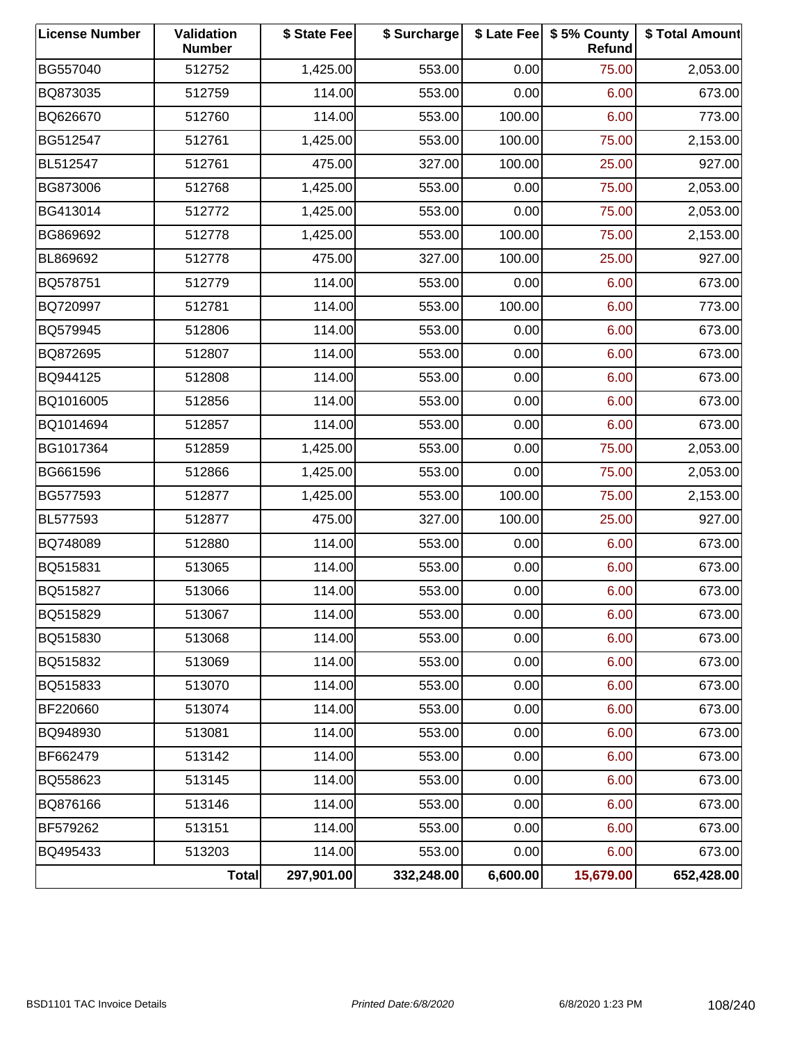| License Number | Validation Number | $ State Fee | $ Surcharge | $ Late Fee | $ 5% County Refund | $ Total Amount |
|---|---|---|---|---|---|---|
| BG557040 | 512752 | 1,425.00 | 553.00 | 0.00 | 75.00 | 2,053.00 |
| BQ873035 | 512759 | 114.00 | 553.00 | 0.00 | 6.00 | 673.00 |
| BQ626670 | 512760 | 114.00 | 553.00 | 100.00 | 6.00 | 773.00 |
| BG512547 | 512761 | 1,425.00 | 553.00 | 100.00 | 75.00 | 2,153.00 |
| BL512547 | 512761 | 475.00 | 327.00 | 100.00 | 25.00 | 927.00 |
| BG873006 | 512768 | 1,425.00 | 553.00 | 0.00 | 75.00 | 2,053.00 |
| BG413014 | 512772 | 1,425.00 | 553.00 | 0.00 | 75.00 | 2,053.00 |
| BG869692 | 512778 | 1,425.00 | 553.00 | 100.00 | 75.00 | 2,153.00 |
| BL869692 | 512778 | 475.00 | 327.00 | 100.00 | 25.00 | 927.00 |
| BQ578751 | 512779 | 114.00 | 553.00 | 0.00 | 6.00 | 673.00 |
| BQ720997 | 512781 | 114.00 | 553.00 | 100.00 | 6.00 | 773.00 |
| BQ579945 | 512806 | 114.00 | 553.00 | 0.00 | 6.00 | 673.00 |
| BQ872695 | 512807 | 114.00 | 553.00 | 0.00 | 6.00 | 673.00 |
| BQ944125 | 512808 | 114.00 | 553.00 | 0.00 | 6.00 | 673.00 |
| BQ1016005 | 512856 | 114.00 | 553.00 | 0.00 | 6.00 | 673.00 |
| BQ1014694 | 512857 | 114.00 | 553.00 | 0.00 | 6.00 | 673.00 |
| BG1017364 | 512859 | 1,425.00 | 553.00 | 0.00 | 75.00 | 2,053.00 |
| BG661596 | 512866 | 1,425.00 | 553.00 | 0.00 | 75.00 | 2,053.00 |
| BG577593 | 512877 | 1,425.00 | 553.00 | 100.00 | 75.00 | 2,153.00 |
| BL577593 | 512877 | 475.00 | 327.00 | 100.00 | 25.00 | 927.00 |
| BQ748089 | 512880 | 114.00 | 553.00 | 0.00 | 6.00 | 673.00 |
| BQ515831 | 513065 | 114.00 | 553.00 | 0.00 | 6.00 | 673.00 |
| BQ515827 | 513066 | 114.00 | 553.00 | 0.00 | 6.00 | 673.00 |
| BQ515829 | 513067 | 114.00 | 553.00 | 0.00 | 6.00 | 673.00 |
| BQ515830 | 513068 | 114.00 | 553.00 | 0.00 | 6.00 | 673.00 |
| BQ515832 | 513069 | 114.00 | 553.00 | 0.00 | 6.00 | 673.00 |
| BQ515833 | 513070 | 114.00 | 553.00 | 0.00 | 6.00 | 673.00 |
| BF220660 | 513074 | 114.00 | 553.00 | 0.00 | 6.00 | 673.00 |
| BQ948930 | 513081 | 114.00 | 553.00 | 0.00 | 6.00 | 673.00 |
| BF662479 | 513142 | 114.00 | 553.00 | 0.00 | 6.00 | 673.00 |
| BQ558623 | 513145 | 114.00 | 553.00 | 0.00 | 6.00 | 673.00 |
| BQ876166 | 513146 | 114.00 | 553.00 | 0.00 | 6.00 | 673.00 |
| BF579262 | 513151 | 114.00 | 553.00 | 0.00 | 6.00 | 673.00 |
| BQ495433 | 513203 | 114.00 | 553.00 | 0.00 | 6.00 | 673.00 |
| | **Total** | **297,901.00** | **332,248.00** | **6,600.00** | **15,679.00** | **652,428.00** |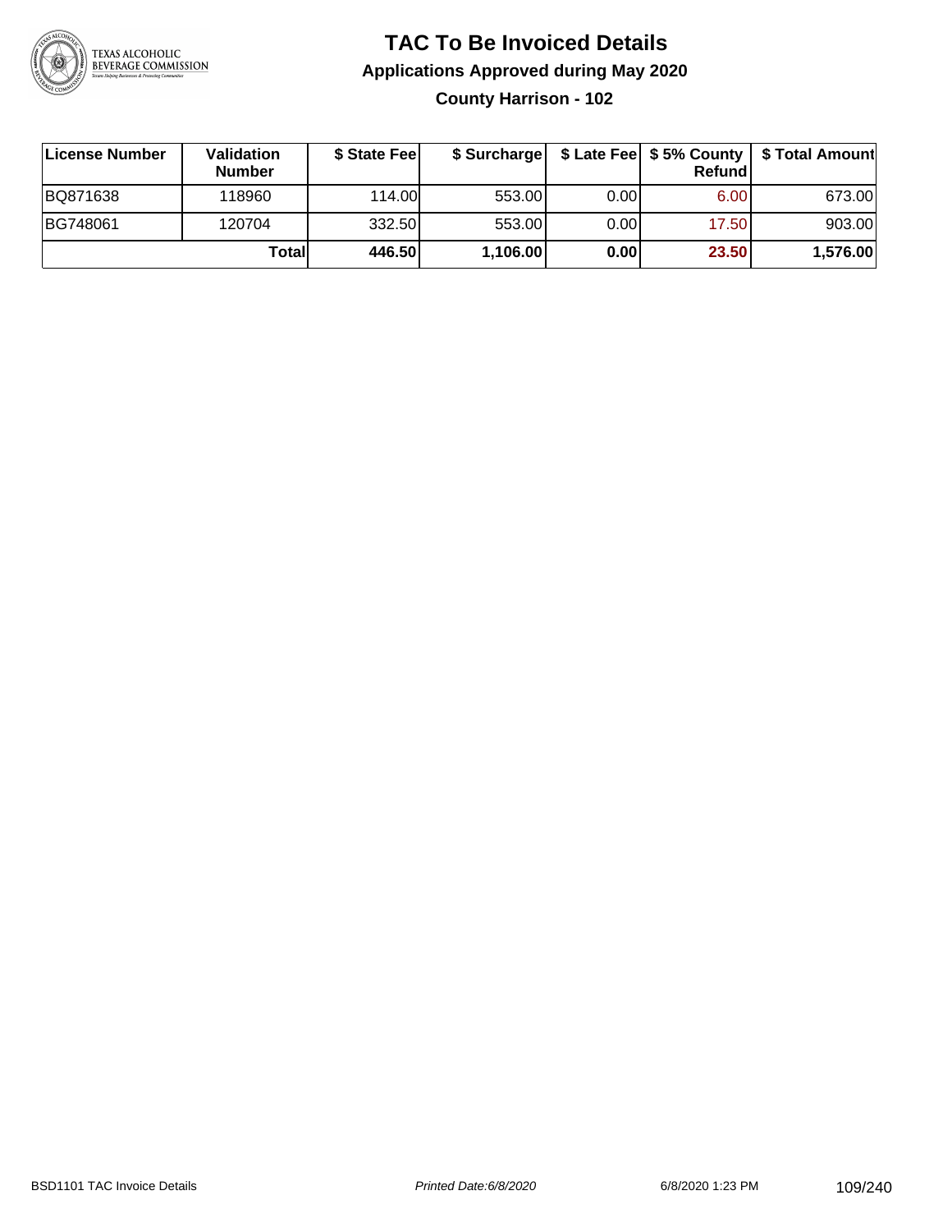# TAC To Be Invoiced Details

## Applications Approved during May 2020

### County Harrison - 102

| License Number | Validation Number | $ State Fee | $ Surcharge | $ Late Fee | $ 5% County Refund | $ Total Amount |
|---|---|---|---|---|---|---|
| BQ871638 | 118960 | 114.00 | 553.00 | 0.00 | 6.00 | 673.00 |
| BG748061 | 120704 | 332.50 | 553.00 | 0.00 | 17.50 | 903.00 |
| | **Total** | **446.50** | **1,106.00** | **0.00** | **23.50** | **1,576.00** |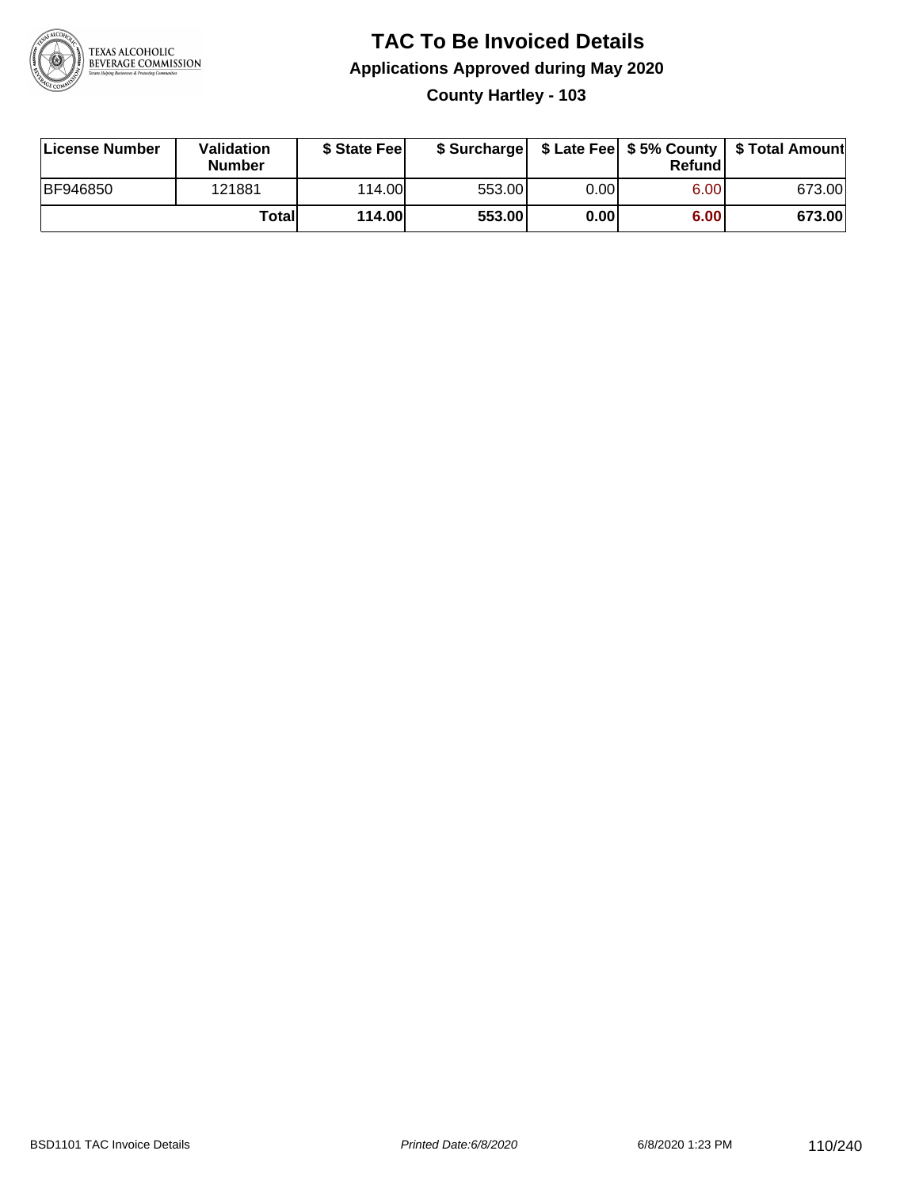# TAC To Be Invoiced Details

## Applications Approved during May 2020

### County Hartley - 103

| License Number | Validation Number | $ State Fee | $ Surcharge | $ Late Fee | $ 5% County Refund | $ Total Amount |
|---|---|---|---|---|---|---|
| BF946850 | 121881 | 114.00 | 553.00 | 0.00 | 6.00 | 673.00 |
| | **Total** | **114.00** | **553.00** | **0.00** | **6.00** | **673.00** |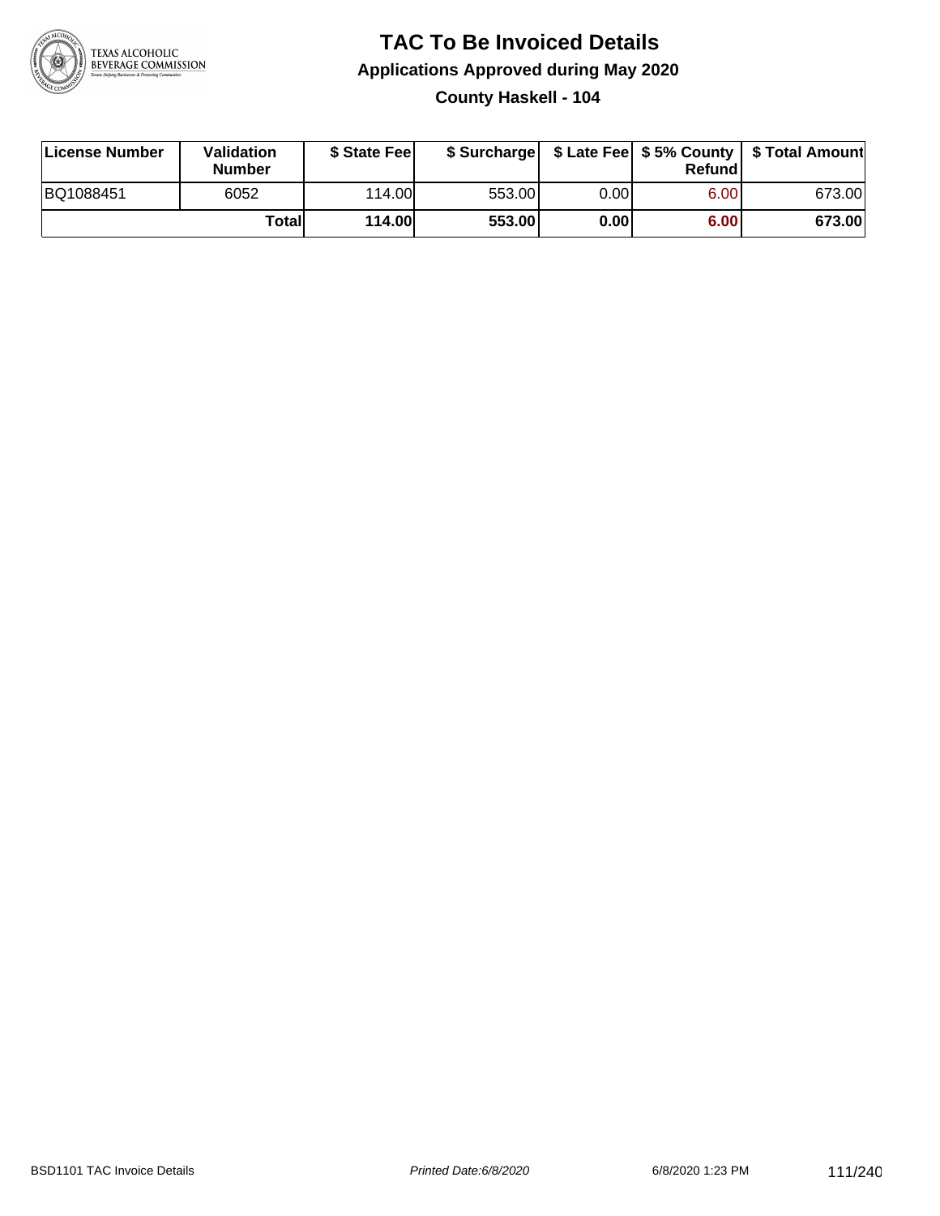# TAC To Be Invoiced Details

## Applications Approved during May 2020

### County Haskell - 104

| License Number | Validation Number | $ State Fee | $ Surcharge | $ Late Fee | $ 5% County Refund | $ Total Amount |
|---|---|---|---|---|---|---|
| BQ1088451 | 6052 | 114.00 | 553.00 | 0.00 | 6.00 | 673.00 |
| | **Total** | **114.00** | **553.00** | **0.00** | **6.00** | **673.00** |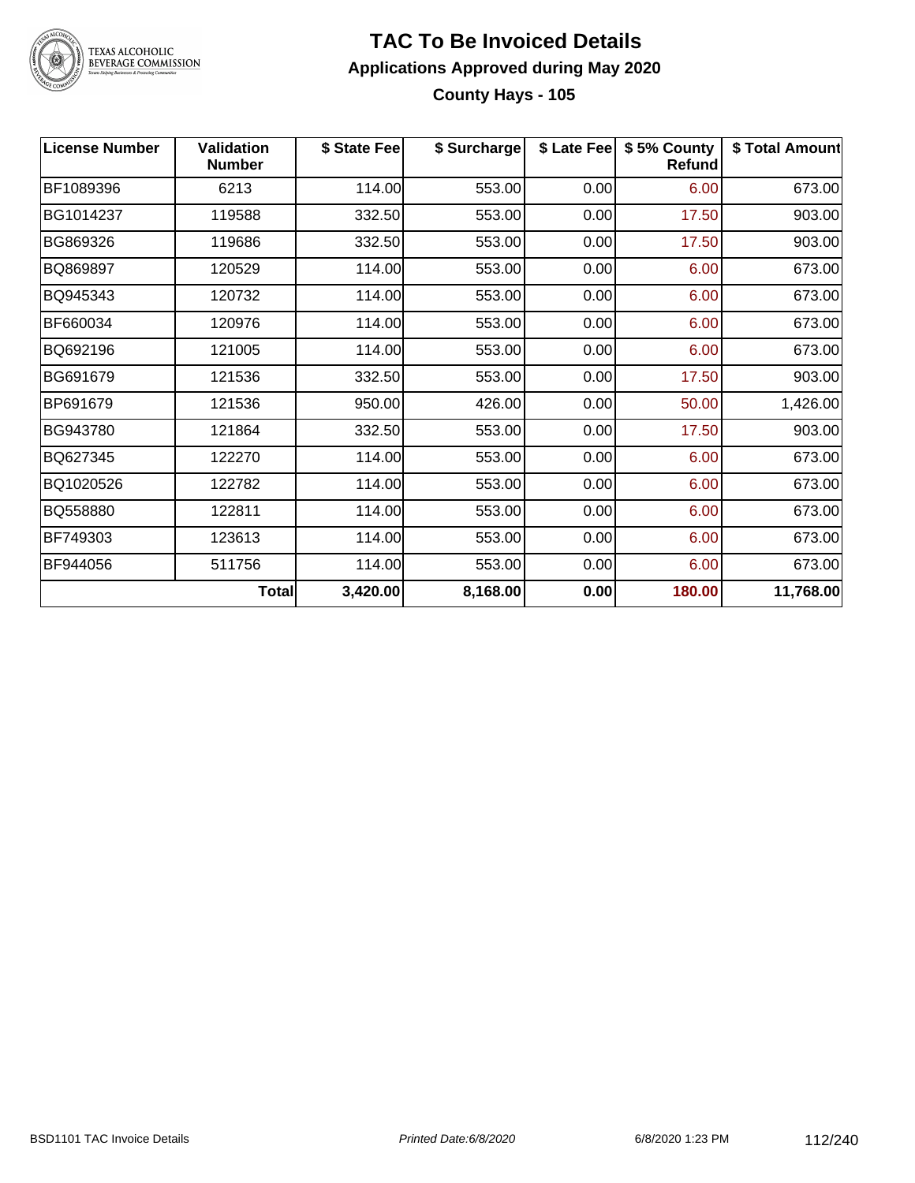# TAC To Be Invoiced Details

## Applications Approved during May 2020

### County Hays - 105

| License Number | Validation Number | $ State Fee | $ Surcharge | $ Late Fee | $ 5% County Refund | $ Total Amount |
|---|---|---|---|---|---|---|
| BF1089396 | 6213 | 114.00 | 553.00 | 0.00 | 6.00 | 673.00 |
| BG1014237 | 119588 | 332.50 | 553.00 | 0.00 | 17.50 | 903.00 |
| BG869326 | 119686 | 332.50 | 553.00 | 0.00 | 17.50 | 903.00 |
| BQ869897 | 120529 | 114.00 | 553.00 | 0.00 | 6.00 | 673.00 |
| BQ945343 | 120732 | 114.00 | 553.00 | 0.00 | 6.00 | 673.00 |
| BF660034 | 120976 | 114.00 | 553.00 | 0.00 | 6.00 | 673.00 |
| BQ692196 | 121005 | 114.00 | 553.00 | 0.00 | 6.00 | 673.00 |
| BG691679 | 121536 | 332.50 | 553.00 | 0.00 | 17.50 | 903.00 |
| BP691679 | 121536 | 950.00 | 426.00 | 0.00 | 50.00 | 1,426.00 |
| BG943780 | 121864 | 332.50 | 553.00 | 0.00 | 17.50 | 903.00 |
| BQ627345 | 122270 | 114.00 | 553.00 | 0.00 | 6.00 | 673.00 |
| BQ1020526 | 122782 | 114.00 | 553.00 | 0.00 | 6.00 | 673.00 |
| BQ558880 | 122811 | 114.00 | 553.00 | 0.00 | 6.00 | 673.00 |
| BF749303 | 123613 | 114.00 | 553.00 | 0.00 | 6.00 | 673.00 |
| BF944056 | 511756 | 114.00 | 553.00 | 0.00 | 6.00 | 673.00 |
| | **Total** | **3,420.00** | **8,168.00** | **0.00** | **180.00** | **11,768.00** |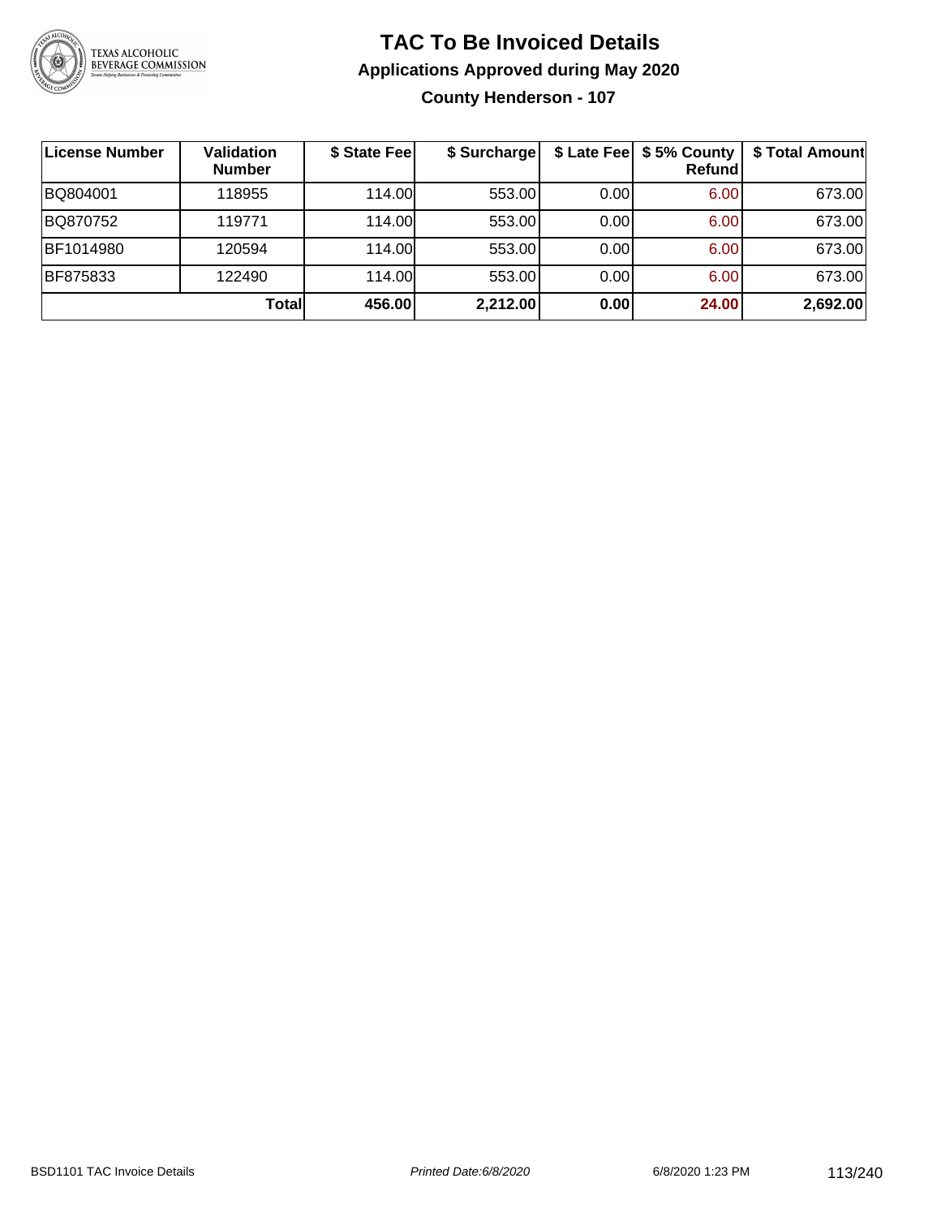# TAC To Be Invoiced Details

## Applications Approved during May 2020

### County Henderson - 107

| License Number | Validation Number | $ State Fee | $ Surcharge | $ Late Fee | $ 5% County Refund | $ Total Amount |
|---|---|---|---|---|---|---|
| BQ804001 | 118955 | 114.00 | 553.00 | 0.00 | 6.00 | 673.00 |
| BQ870752 | 119771 | 114.00 | 553.00 | 0.00 | 6.00 | 673.00 |
| BF1014980 | 120594 | 114.00 | 553.00 | 0.00 | 6.00 | 673.00 |
| BF875833 | 122490 | 114.00 | 553.00 | 0.00 | 6.00 | 673.00 |
| | **Total** | **456.00** | **2,212.00** | **0.00** | **24.00** | **2,692.00** |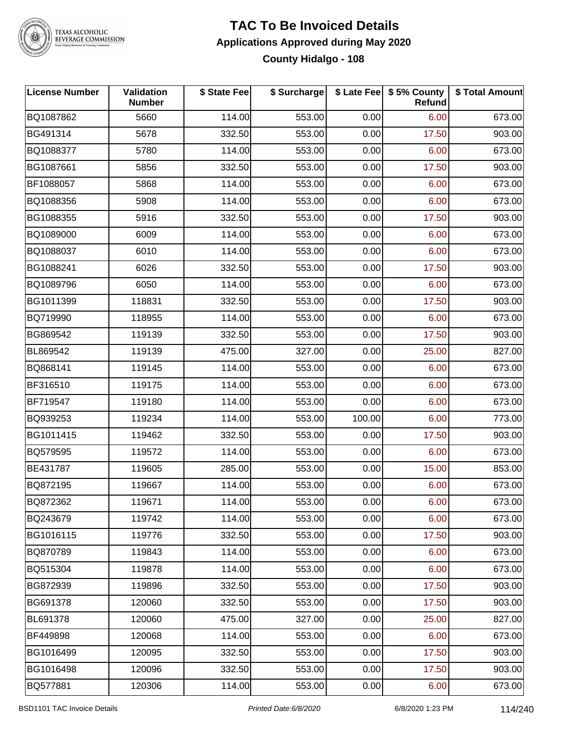# TAC To Be Invoiced Details

## Applications Approved during May 2020

### County Hidalgo - 108

| License Number | Validation Number | $ State Fee | $ Surcharge | $ Late Fee | $ 5% County Refund | $ Total Amount |
|---|---|---|---|---|---|---|
| BQ1087862 | 5660 | 114.00 | 553.00 | 0.00 | 6.00 | 673.00 |
| BG491314 | 5678 | 332.50 | 553.00 | 0.00 | 17.50 | 903.00 |
| BQ1088377 | 5780 | 114.00 | 553.00 | 0.00 | 6.00 | 673.00 |
| BG1087661 | 5856 | 332.50 | 553.00 | 0.00 | 17.50 | 903.00 |
| BF1088057 | 5868 | 114.00 | 553.00 | 0.00 | 6.00 | 673.00 |
| BQ1088356 | 5908 | 114.00 | 553.00 | 0.00 | 6.00 | 673.00 |
| BG1088355 | 5916 | 332.50 | 553.00 | 0.00 | 17.50 | 903.00 |
| BQ1089000 | 6009 | 114.00 | 553.00 | 0.00 | 6.00 | 673.00 |
| BQ1088037 | 6010 | 114.00 | 553.00 | 0.00 | 6.00 | 673.00 |
| BG1088241 | 6026 | 332.50 | 553.00 | 0.00 | 17.50 | 903.00 |
| BQ1089796 | 6050 | 114.00 | 553.00 | 0.00 | 6.00 | 673.00 |
| BG1011399 | 118831 | 332.50 | 553.00 | 0.00 | 17.50 | 903.00 |
| BQ719990 | 118955 | 114.00 | 553.00 | 0.00 | 6.00 | 673.00 |
| BG869542 | 119139 | 332.50 | 553.00 | 0.00 | 17.50 | 903.00 |
| BL869542 | 119139 | 475.00 | 327.00 | 0.00 | 25.00 | 827.00 |
| BQ868141 | 119145 | 114.00 | 553.00 | 0.00 | 6.00 | 673.00 |
| BF316510 | 119175 | 114.00 | 553.00 | 0.00 | 6.00 | 673.00 |
| BF719547 | 119180 | 114.00 | 553.00 | 0.00 | 6.00 | 673.00 |
| BQ939253 | 119234 | 114.00 | 553.00 | 100.00 | 6.00 | 773.00 |
| BG1011415 | 119462 | 332.50 | 553.00 | 0.00 | 17.50 | 903.00 |
| BQ579595 | 119572 | 114.00 | 553.00 | 0.00 | 6.00 | 673.00 |
| BE431787 | 119605 | 285.00 | 553.00 | 0.00 | 15.00 | 853.00 |
| BQ872195 | 119667 | 114.00 | 553.00 | 0.00 | 6.00 | 673.00 |
| BQ872362 | 119671 | 114.00 | 553.00 | 0.00 | 6.00 | 673.00 |
| BQ243679 | 119742 | 114.00 | 553.00 | 0.00 | 6.00 | 673.00 |
| BG1016115 | 119776 | 332.50 | 553.00 | 0.00 | 17.50 | 903.00 |
| BQ870789 | 119843 | 114.00 | 553.00 | 0.00 | 6.00 | 673.00 |
| BQ515304 | 119878 | 114.00 | 553.00 | 0.00 | 6.00 | 673.00 |
| BG872939 | 119896 | 332.50 | 553.00 | 0.00 | 17.50 | 903.00 |
| BG691378 | 120060 | 332.50 | 553.00 | 0.00 | 17.50 | 903.00 |
| BL691378 | 120060 | 475.00 | 327.00 | 0.00 | 25.00 | 827.00 |
| BF449898 | 120068 | 114.00 | 553.00 | 0.00 | 6.00 | 673.00 |
| BG1016499 | 120095 | 332.50 | 553.00 | 0.00 | 17.50 | 903.00 |
| BG1016498 | 120096 | 332.50 | 553.00 | 0.00 | 17.50 | 903.00 |
| BQ577881 | 120306 | 114.00 | 553.00 | 0.00 | 6.00 | 673.00 |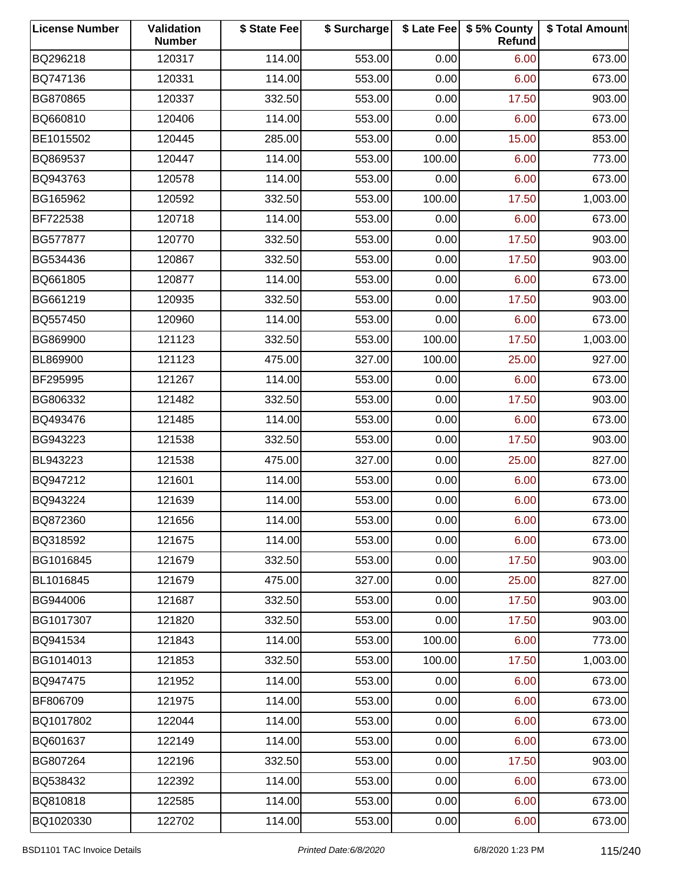| License Number | Validation Number | $ State Fee | $ Surcharge | $ Late Fee | $ 5% County Refund | $ Total Amount |
|---|---|---|---|---|---|---|
| BQ296218 | 120317 | 114.00 | 553.00 | 0.00 | 6.00 | 673.00 |
| BQ747136 | 120331 | 114.00 | 553.00 | 0.00 | 6.00 | 673.00 |
| BG870865 | 120337 | 332.50 | 553.00 | 0.00 | 17.50 | 903.00 |
| BQ660810 | 120406 | 114.00 | 553.00 | 0.00 | 6.00 | 673.00 |
| BE1015502 | 120445 | 285.00 | 553.00 | 0.00 | 15.00 | 853.00 |
| BQ869537 | 120447 | 114.00 | 553.00 | 100.00 | 6.00 | 773.00 |
| BQ943763 | 120578 | 114.00 | 553.00 | 0.00 | 6.00 | 673.00 |
| BG165962 | 120592 | 332.50 | 553.00 | 100.00 | 17.50 | 1,003.00 |
| BF722538 | 120718 | 114.00 | 553.00 | 0.00 | 6.00 | 673.00 |
| BG577877 | 120770 | 332.50 | 553.00 | 0.00 | 17.50 | 903.00 |
| BG534436 | 120867 | 332.50 | 553.00 | 0.00 | 17.50 | 903.00 |
| BQ661805 | 120877 | 114.00 | 553.00 | 0.00 | 6.00 | 673.00 |
| BG661219 | 120935 | 332.50 | 553.00 | 0.00 | 17.50 | 903.00 |
| BQ557450 | 120960 | 114.00 | 553.00 | 0.00 | 6.00 | 673.00 |
| BG869900 | 121123 | 332.50 | 553.00 | 100.00 | 17.50 | 1,003.00 |
| BL869900 | 121123 | 475.00 | 327.00 | 100.00 | 25.00 | 927.00 |
| BF295995 | 121267 | 114.00 | 553.00 | 0.00 | 6.00 | 673.00 |
| BG806332 | 121482 | 332.50 | 553.00 | 0.00 | 17.50 | 903.00 |
| BQ493476 | 121485 | 114.00 | 553.00 | 0.00 | 6.00 | 673.00 |
| BG943223 | 121538 | 332.50 | 553.00 | 0.00 | 17.50 | 903.00 |
| BL943223 | 121538 | 475.00 | 327.00 | 0.00 | 25.00 | 827.00 |
| BQ947212 | 121601 | 114.00 | 553.00 | 0.00 | 6.00 | 673.00 |
| BQ943224 | 121639 | 114.00 | 553.00 | 0.00 | 6.00 | 673.00 |
| BQ872360 | 121656 | 114.00 | 553.00 | 0.00 | 6.00 | 673.00 |
| BQ318592 | 121675 | 114.00 | 553.00 | 0.00 | 6.00 | 673.00 |
| BG1016845 | 121679 | 332.50 | 553.00 | 0.00 | 17.50 | 903.00 |
| BL1016845 | 121679 | 475.00 | 327.00 | 0.00 | 25.00 | 827.00 |
| BG944006 | 121687 | 332.50 | 553.00 | 0.00 | 17.50 | 903.00 |
| BG1017307 | 121820 | 332.50 | 553.00 | 0.00 | 17.50 | 903.00 |
| BQ941534 | 121843 | 114.00 | 553.00 | 100.00 | 6.00 | 773.00 |
| BG1014013 | 121853 | 332.50 | 553.00 | 100.00 | 17.50 | 1,003.00 |
| BQ947475 | 121952 | 114.00 | 553.00 | 0.00 | 6.00 | 673.00 |
| BF806709 | 121975 | 114.00 | 553.00 | 0.00 | 6.00 | 673.00 |
| BQ1017802 | 122044 | 114.00 | 553.00 | 0.00 | 6.00 | 673.00 |
| BQ601637 | 122149 | 114.00 | 553.00 | 0.00 | 6.00 | 673.00 |
| BG807264 | 122196 | 332.50 | 553.00 | 0.00 | 17.50 | 903.00 |
| BQ538432 | 122392 | 114.00 | 553.00 | 0.00 | 6.00 | 673.00 |
| BQ810818 | 122585 | 114.00 | 553.00 | 0.00 | 6.00 | 673.00 |
| BQ1020330 | 122702 | 114.00 | 553.00 | 0.00 | 6.00 | 673.00 |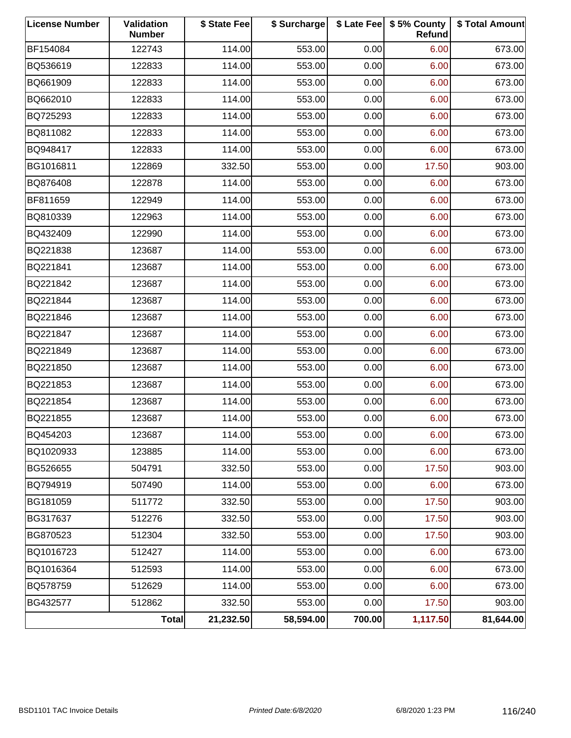| License Number | Validation Number | $ State Fee | $ Surcharge | $ Late Fee | $ 5% County Refund | $ Total Amount |
|---|---|---|---|---|---|---|
| BF154084 | 122743 | 114.00 | 553.00 | 0.00 | 6.00 | 673.00 |
| BQ536619 | 122833 | 114.00 | 553.00 | 0.00 | 6.00 | 673.00 |
| BQ661909 | 122833 | 114.00 | 553.00 | 0.00 | 6.00 | 673.00 |
| BQ662010 | 122833 | 114.00 | 553.00 | 0.00 | 6.00 | 673.00 |
| BQ725293 | 122833 | 114.00 | 553.00 | 0.00 | 6.00 | 673.00 |
| BQ811082 | 122833 | 114.00 | 553.00 | 0.00 | 6.00 | 673.00 |
| BQ948417 | 122833 | 114.00 | 553.00 | 0.00 | 6.00 | 673.00 |
| BG1016811 | 122869 | 332.50 | 553.00 | 0.00 | 17.50 | 903.00 |
| BQ876408 | 122878 | 114.00 | 553.00 | 0.00 | 6.00 | 673.00 |
| BF811659 | 122949 | 114.00 | 553.00 | 0.00 | 6.00 | 673.00 |
| BQ810339 | 122963 | 114.00 | 553.00 | 0.00 | 6.00 | 673.00 |
| BQ432409 | 122990 | 114.00 | 553.00 | 0.00 | 6.00 | 673.00 |
| BQ221838 | 123687 | 114.00 | 553.00 | 0.00 | 6.00 | 673.00 |
| BQ221841 | 123687 | 114.00 | 553.00 | 0.00 | 6.00 | 673.00 |
| BQ221842 | 123687 | 114.00 | 553.00 | 0.00 | 6.00 | 673.00 |
| BQ221844 | 123687 | 114.00 | 553.00 | 0.00 | 6.00 | 673.00 |
| BQ221846 | 123687 | 114.00 | 553.00 | 0.00 | 6.00 | 673.00 |
| BQ221847 | 123687 | 114.00 | 553.00 | 0.00 | 6.00 | 673.00 |
| BQ221849 | 123687 | 114.00 | 553.00 | 0.00 | 6.00 | 673.00 |
| BQ221850 | 123687 | 114.00 | 553.00 | 0.00 | 6.00 | 673.00 |
| BQ221853 | 123687 | 114.00 | 553.00 | 0.00 | 6.00 | 673.00 |
| BQ221854 | 123687 | 114.00 | 553.00 | 0.00 | 6.00 | 673.00 |
| BQ221855 | 123687 | 114.00 | 553.00 | 0.00 | 6.00 | 673.00 |
| BQ454203 | 123687 | 114.00 | 553.00 | 0.00 | 6.00 | 673.00 |
| BQ1020933 | 123885 | 114.00 | 553.00 | 0.00 | 6.00 | 673.00 |
| BG526655 | 504791 | 332.50 | 553.00 | 0.00 | 17.50 | 903.00 |
| BQ794919 | 507490 | 114.00 | 553.00 | 0.00 | 6.00 | 673.00 |
| BG181059 | 511772 | 332.50 | 553.00 | 0.00 | 17.50 | 903.00 |
| BG317637 | 512276 | 332.50 | 553.00 | 0.00 | 17.50 | 903.00 |
| BG870523 | 512304 | 332.50 | 553.00 | 0.00 | 17.50 | 903.00 |
| BQ1016723 | 512427 | 114.00 | 553.00 | 0.00 | 6.00 | 673.00 |
| BQ1016364 | 512593 | 114.00 | 553.00 | 0.00 | 6.00 | 673.00 |
| BQ578759 | 512629 | 114.00 | 553.00 | 0.00 | 6.00 | 673.00 |
| BG432577 | 512862 | 332.50 | 553.00 | 0.00 | 17.50 | 903.00 |
| | **Total** | **21,232.50** | **58,594.00** | **700.00** | **1,117.50** | **81,644.00** |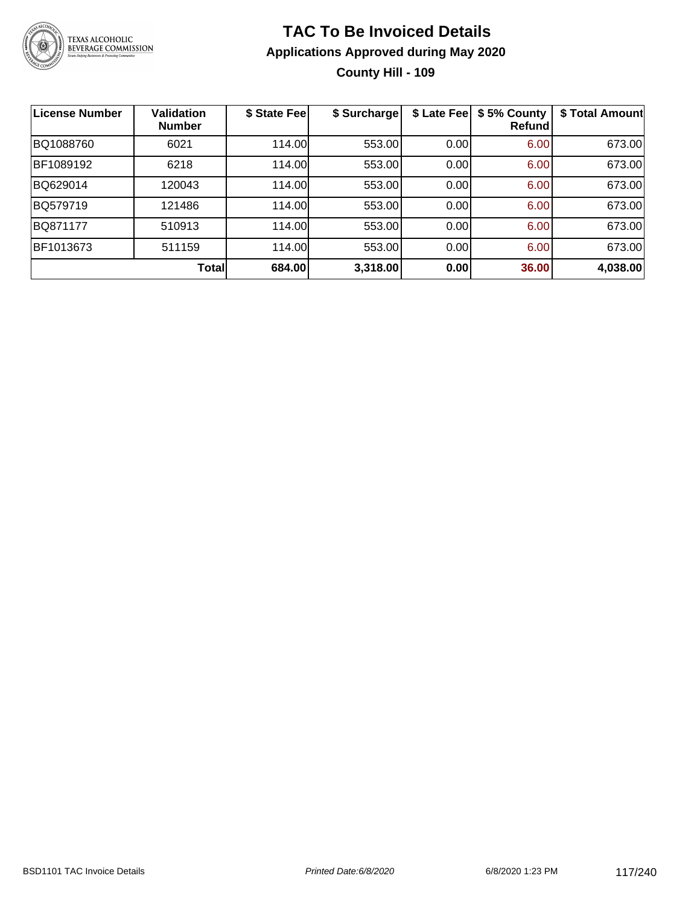# TAC To Be Invoiced Details

## Applications Approved during May 2020

### County Hill - 109

| License Number | Validation Number | $ State Fee | $ Surcharge | $ Late Fee | $ 5% County Refund | $ Total Amount |
|---|---|---|---|---|---|---|
| BQ1088760 | 6021 | 114.00 | 553.00 | 0.00 | 6.00 | 673.00 |
| BF1089192 | 6218 | 114.00 | 553.00 | 0.00 | 6.00 | 673.00 |
| BQ629014 | 120043 | 114.00 | 553.00 | 0.00 | 6.00 | 673.00 |
| BQ579719 | 121486 | 114.00 | 553.00 | 0.00 | 6.00 | 673.00 |
| BQ871177 | 510913 | 114.00 | 553.00 | 0.00 | 6.00 | 673.00 |
| BF1013673 | 511159 | 114.00 | 553.00 | 0.00 | 6.00 | 673.00 |
| | **Total** | **684.00** | **3,318.00** | **0.00** | **36.00** | **4,038.00** |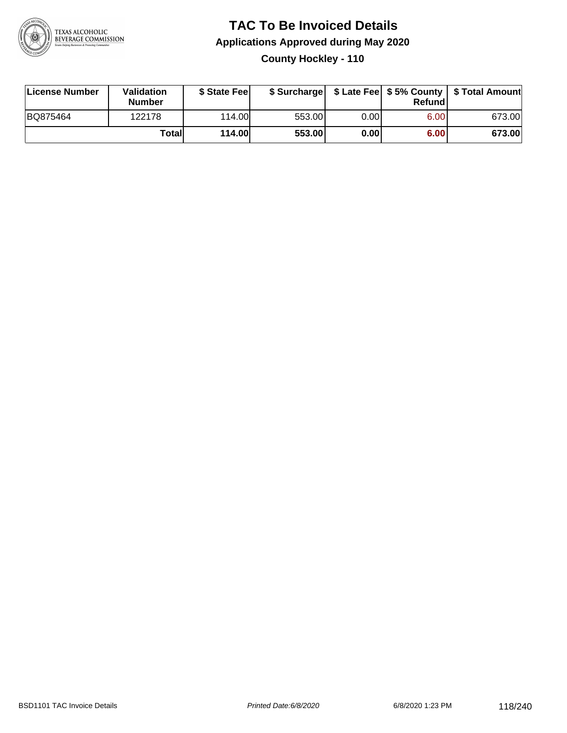# TAC To Be Invoiced Details

## Applications Approved during May 2020

### County Hockley - 110

| License Number | Validation Number | $ State Fee | $ Surcharge | $ Late Fee | $ 5% County Refund | $ Total Amount |
|---|---|---|---|---|---|---|
| BQ875464 | 122178 | 114.00 | 553.00 | 0.00 | 6.00 | 673.00 |
| | **Total** | **114.00** | **553.00** | **0.00** | **6.00** | **673.00** |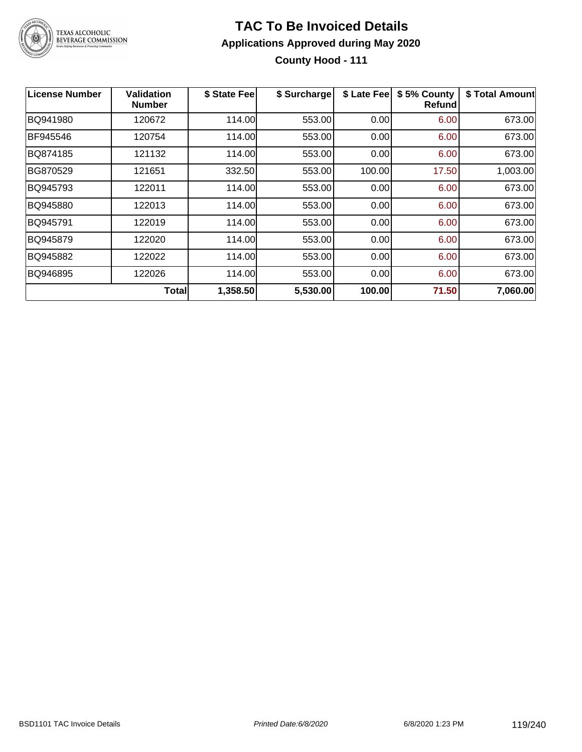# TAC To Be Invoiced Details

## Applications Approved during May 2020

### County Hood - 111

| License Number | Validation Number | $ State Fee | $ Surcharge | $ Late Fee | $ 5% County Refund | $ Total Amount |
|---|---|---|---|---|---|---|
| BQ941980 | 120672 | 114.00 | 553.00 | 0.00 | 6.00 | 673.00 |
| BF945546 | 120754 | 114.00 | 553.00 | 0.00 | 6.00 | 673.00 |
| BQ874185 | 121132 | 114.00 | 553.00 | 0.00 | 6.00 | 673.00 |
| BG870529 | 121651 | 332.50 | 553.00 | 100.00 | 17.50 | 1,003.00 |
| BQ945793 | 122011 | 114.00 | 553.00 | 0.00 | 6.00 | 673.00 |
| BQ945880 | 122013 | 114.00 | 553.00 | 0.00 | 6.00 | 673.00 |
| BQ945791 | 122019 | 114.00 | 553.00 | 0.00 | 6.00 | 673.00 |
| BQ945879 | 122020 | 114.00 | 553.00 | 0.00 | 6.00 | 673.00 |
| BQ945882 | 122022 | 114.00 | 553.00 | 0.00 | 6.00 | 673.00 |
| BQ946895 | 122026 | 114.00 | 553.00 | 0.00 | 6.00 | 673.00 |
| | **Total** | **1,358.50** | **5,530.00** | **100.00** | **71.50** | **7,060.00** |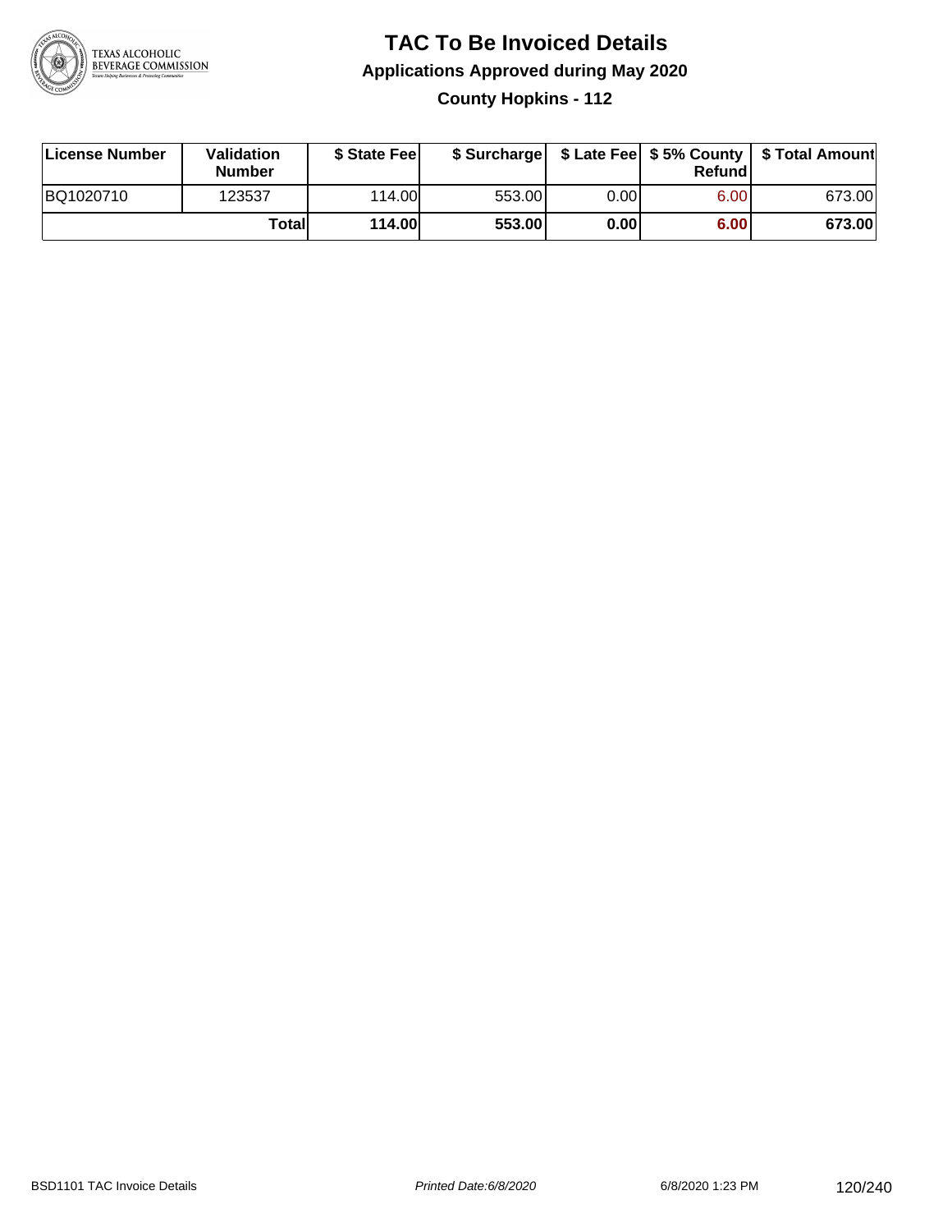# TAC To Be Invoiced Details

## Applications Approved during May 2020

### County Hopkins - 112

| License Number | Validation Number | $ State Fee | $ Surcharge | $ Late Fee | $ 5% County Refund | $ Total Amount |
|---|---|---|---|---|---|---|
| BQ1020710 | 123537 | 114.00 | 553.00 | 0.00 | 6.00 | 673.00 |
| | **Total** | **114.00** | **553.00** | **0.00** | **6.00** | **673.00** |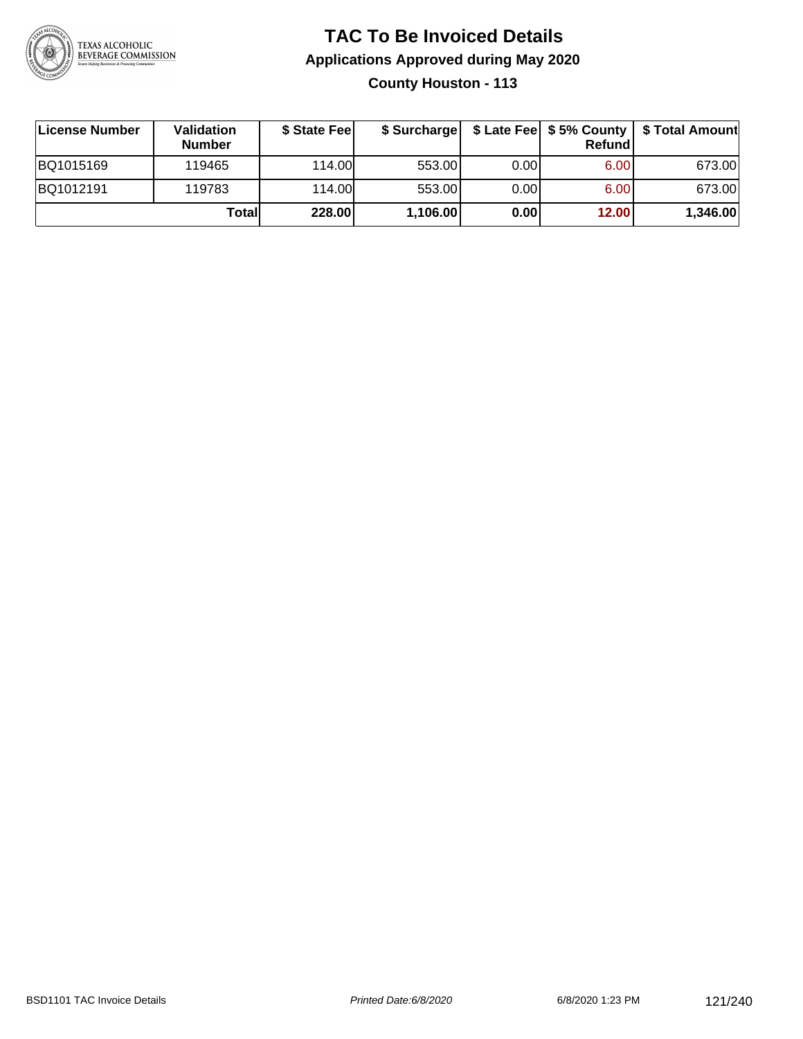# TAC To Be Invoiced Details

## Applications Approved during May 2020

### County Houston - 113

| License Number | Validation Number | $ State Fee | $ Surcharge | $ Late Fee | $ 5% County Refund | $ Total Amount |
|---|---|---|---|---|---|---|
| BQ1015169 | 119465 | 114.00 | 553.00 | 0.00 | 6.00 | 673.00 |
| BQ1012191 | 119783 | 114.00 | 553.00 | 0.00 | 6.00 | 673.00 |
| | **Total** | **228.00** | **1,106.00** | **0.00** | **12.00** | **1,346.00** |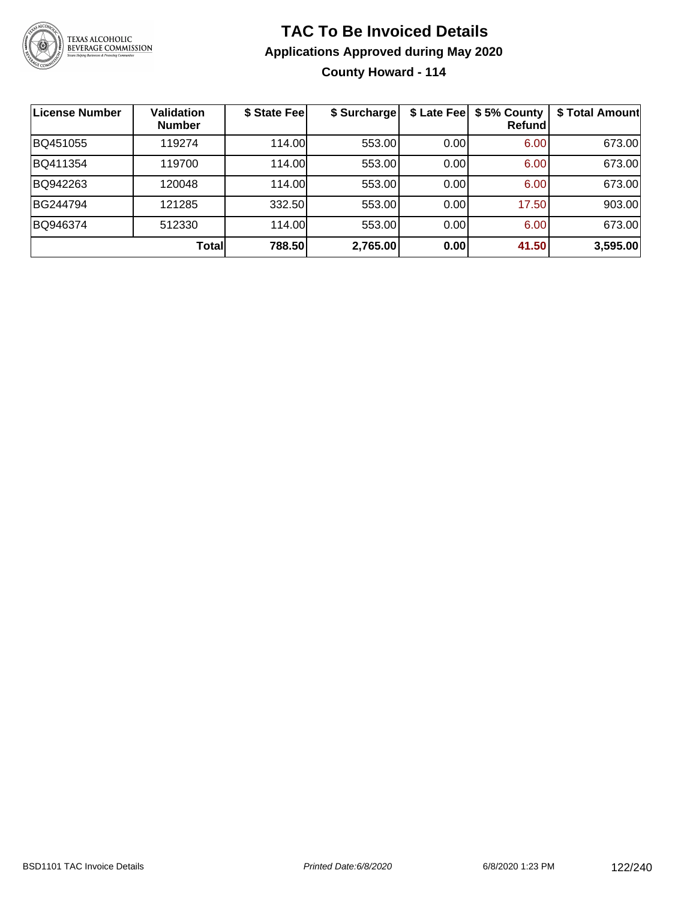# TAC To Be Invoiced Details

## Applications Approved during May 2020

### County Howard - 114

| License Number | Validation Number | $ State Fee | $ Surcharge | $ Late Fee | $ 5% County Refund | $ Total Amount |
|---|---|---|---|---|---|---|
| BQ451055 | 119274 | 114.00 | 553.00 | 0.00 | 6.00 | 673.00 |
| BQ411354 | 119700 | 114.00 | 553.00 | 0.00 | 6.00 | 673.00 |
| BQ942263 | 120048 | 114.00 | 553.00 | 0.00 | 6.00 | 673.00 |
| BG244794 | 121285 | 332.50 | 553.00 | 0.00 | 17.50 | 903.00 |
| BQ946374 | 512330 | 114.00 | 553.00 | 0.00 | 6.00 | 673.00 |
| | **Total** | **788.50** | **2,765.00** | **0.00** | **41.50** | **3,595.00** |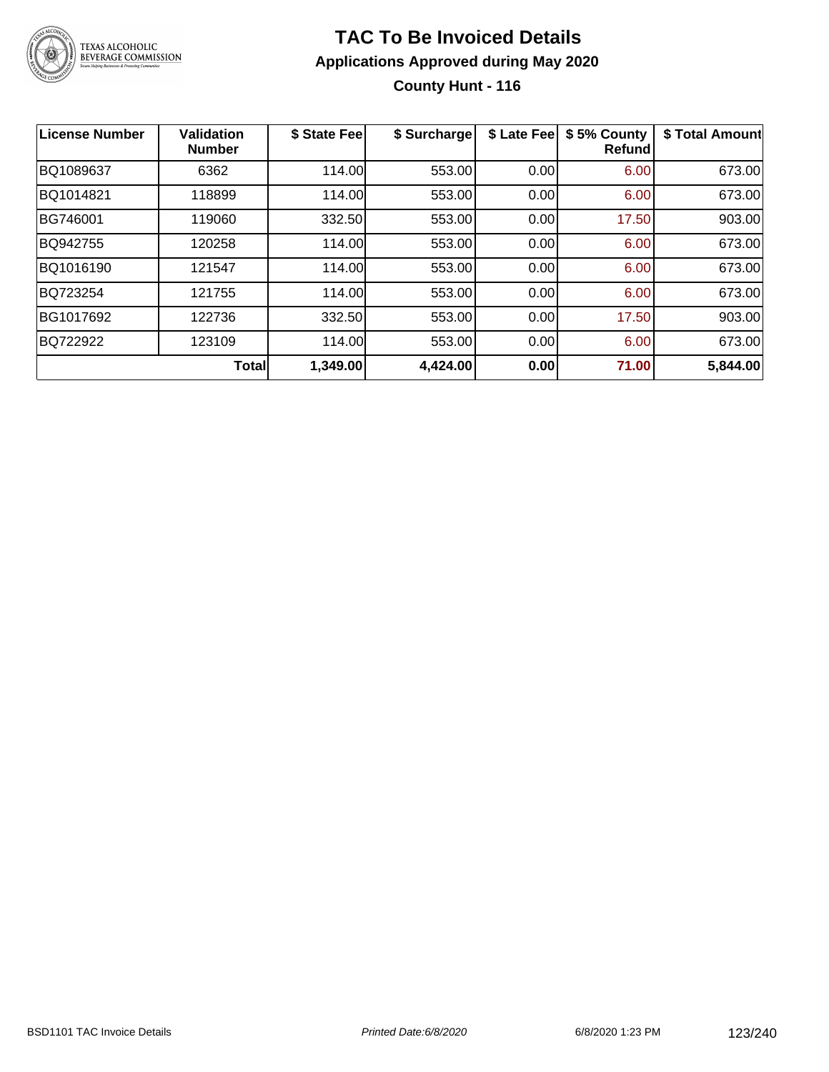# TAC To Be Invoiced Details

## Applications Approved during May 2020

### County Hunt - 116

| License Number | Validation Number | $ State Fee | $ Surcharge | $ Late Fee | $ 5% County Refund | $ Total Amount |
|---|---|---|---|---|---|---|
| BQ1089637 | 6362 | 114.00 | 553.00 | 0.00 | 6.00 | 673.00 |
| BQ1014821 | 118899 | 114.00 | 553.00 | 0.00 | 6.00 | 673.00 |
| BG746001 | 119060 | 332.50 | 553.00 | 0.00 | 17.50 | 903.00 |
| BQ942755 | 120258 | 114.00 | 553.00 | 0.00 | 6.00 | 673.00 |
| BQ1016190 | 121547 | 114.00 | 553.00 | 0.00 | 6.00 | 673.00 |
| BQ723254 | 121755 | 114.00 | 553.00 | 0.00 | 6.00 | 673.00 |
| BG1017692 | 122736 | 332.50 | 553.00 | 0.00 | 17.50 | 903.00 |
| BQ722922 | 123109 | 114.00 | 553.00 | 0.00 | 6.00 | 673.00 |
| | **Total** | **1,349.00** | **4,424.00** | **0.00** | **71.00** | **5,844.00** |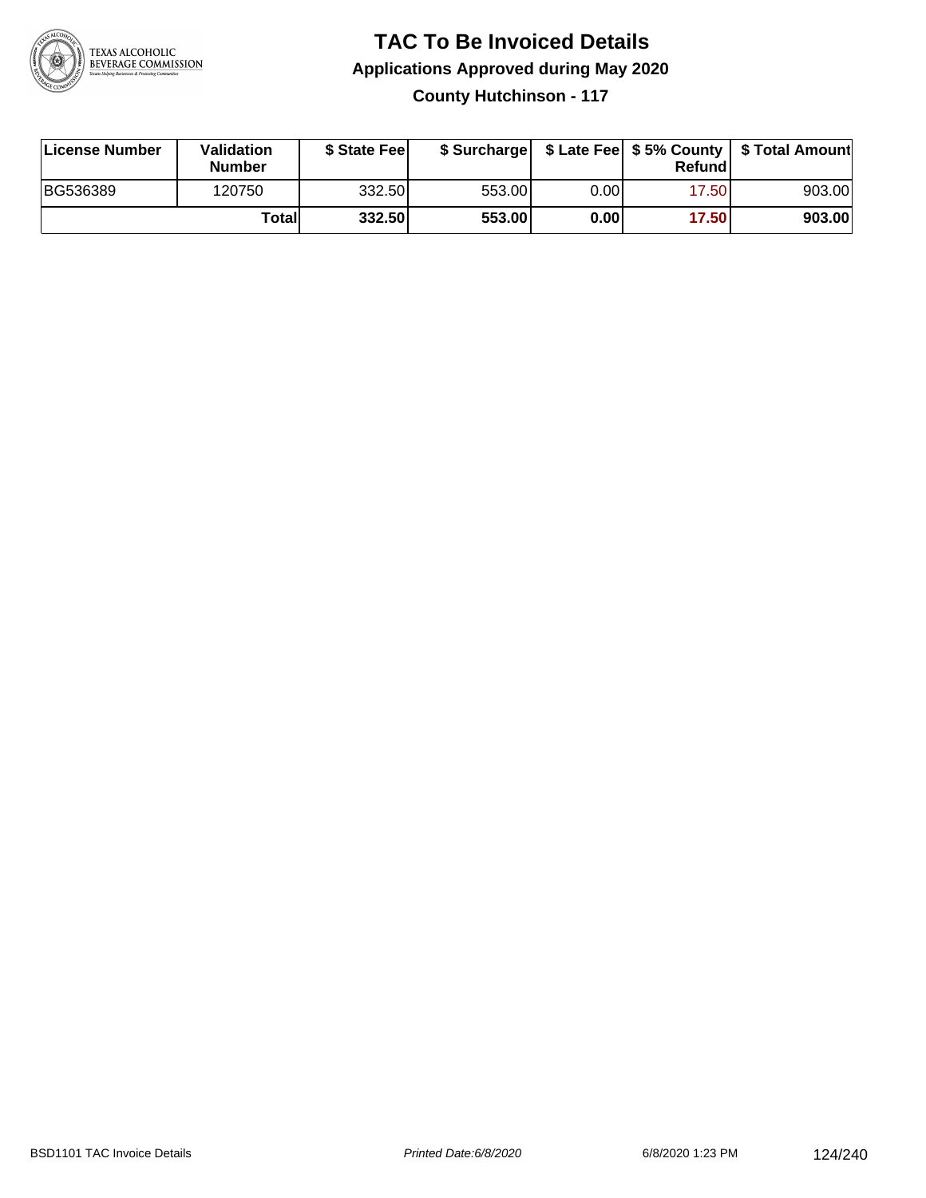# TAC To Be Invoiced Details

## Applications Approved during May 2020

### County Hutchinson - 117

| License Number | Validation Number | $ State Fee | $ Surcharge | $ Late Fee | $ 5% County Refund | $ Total Amount |
|---|---|---|---|---|---|---|
| BG536389 | 120750 | 332.50 | 553.00 | 0.00 | 17.50 | 903.00 |
| | **Total** | **332.50** | **553.00** | **0.00** | **17.50** | **903.00** |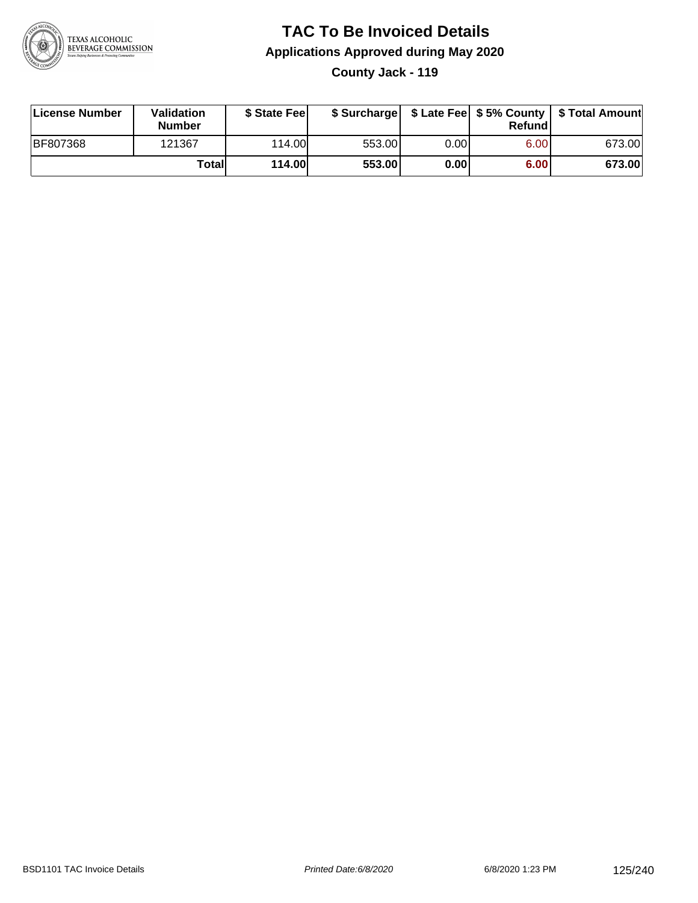# TAC To Be Invoiced Details

## Applications Approved during May 2020

### County Jack - 119

| License Number | Validation Number | $ State Fee | $ Surcharge | $ Late Fee | $ 5% County Refund | $ Total Amount |
|---|---|---|---|---|---|---|
| BF807368 | 121367 | 114.00 | 553.00 | 0.00 | 6.00 | 673.00 |
| | **Total** | **114.00** | **553.00** | **0.00** | **6.00** | **673.00** |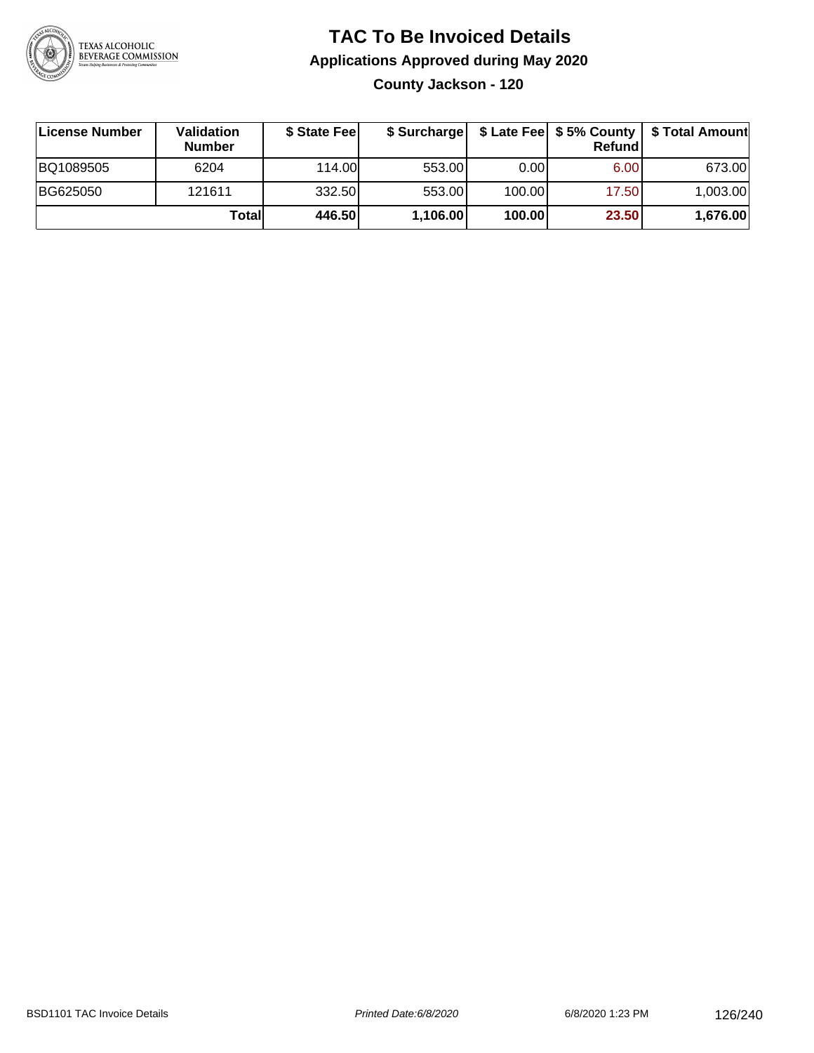# TAC To Be Invoiced Details

## Applications Approved during May 2020

### County Jackson - 120

| License Number | Validation Number | $ State Fee | $ Surcharge | $ Late Fee | $ 5% County Refund | $ Total Amount |
|---|---|---|---|---|---|---|
| BQ1089505 | 6204 | 114.00 | 553.00 | 0.00 | 6.00 | 673.00 |
| BG625050 | 121611 | 332.50 | 553.00 | 100.00 | 17.50 | 1,003.00 |
| | **Total** | **446.50** | **1,106.00** | **100.00** | **23.50** | **1,676.00** |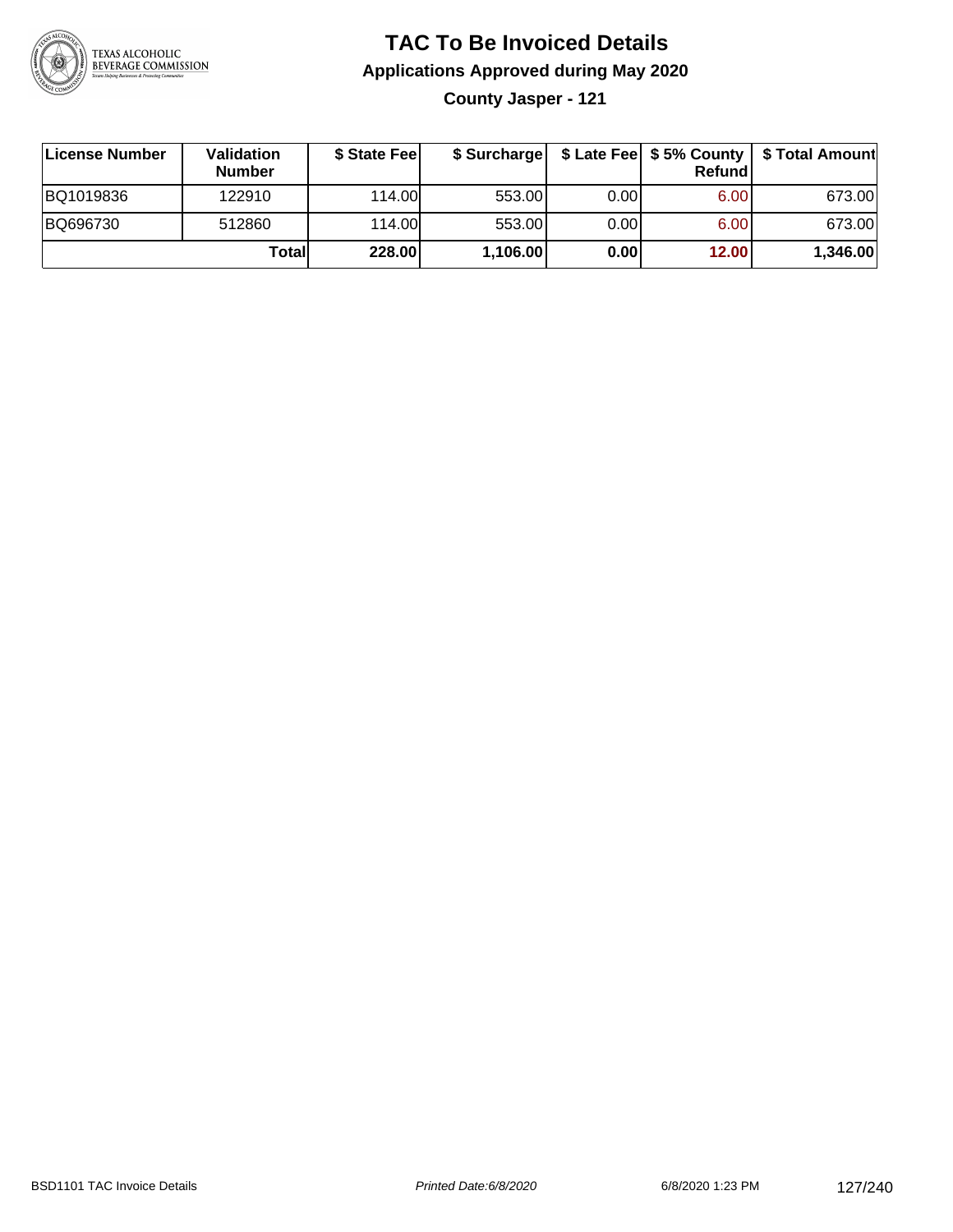# TAC To Be Invoiced Details

## Applications Approved during May 2020

### County Jasper - 121

| License Number | Validation Number | $ State Fee | $ Surcharge | $ Late Fee | $ 5% County Refund | $ Total Amount |
|---|---|---|---|---|---|---|
| BQ1019836 | 122910 | 114.00 | 553.00 | 0.00 | 6.00 | 673.00 |
| BQ696730 | 512860 | 114.00 | 553.00 | 0.00 | 6.00 | 673.00 |
| | **Total** | **228.00** | **1,106.00** | **0.00** | **12.00** | **1,346.00** |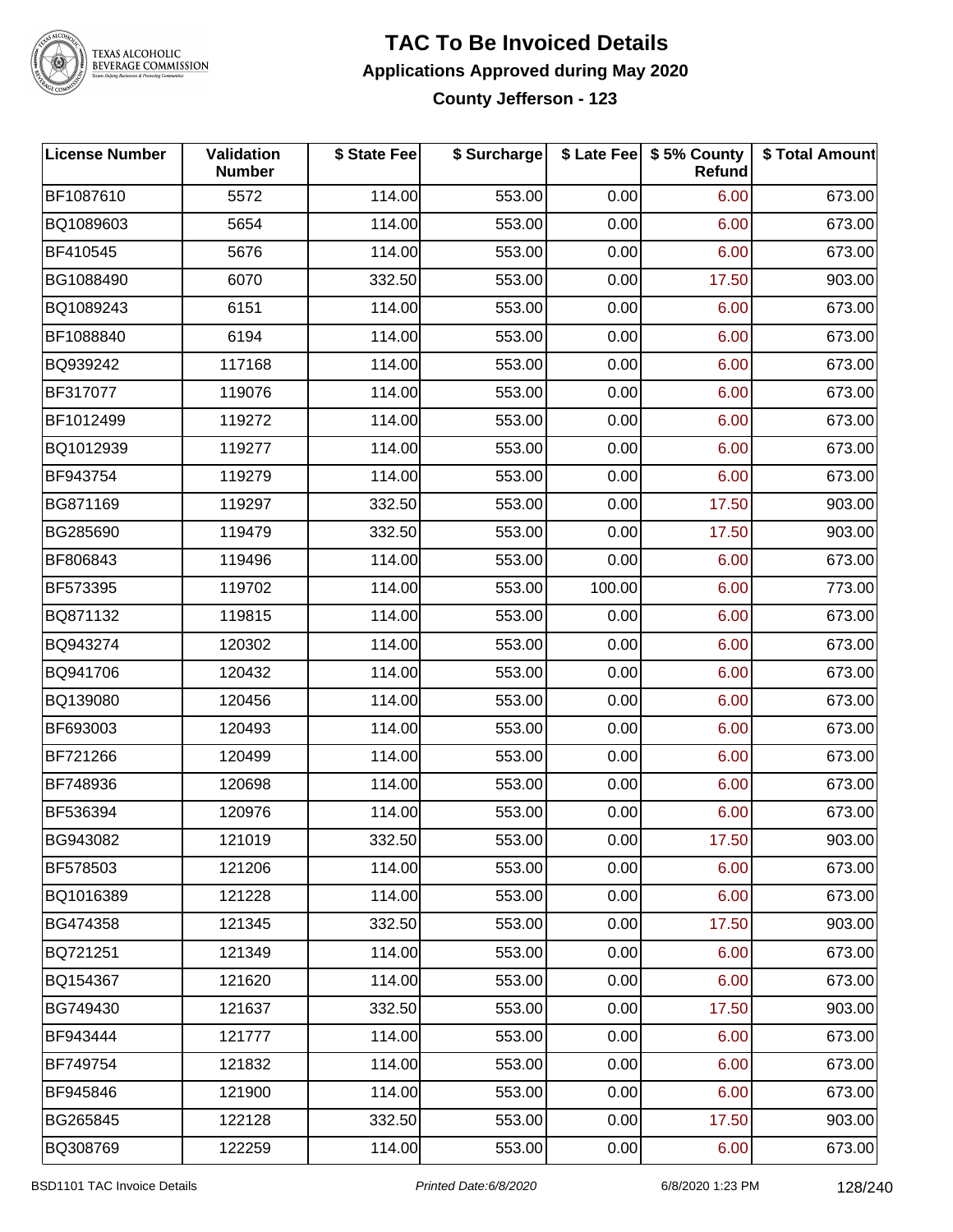# TAC To Be Invoiced Details

## Applications Approved during May 2020

### County Jefferson - 123

| License Number | Validation Number | $ State Fee | $ Surcharge | $ Late Fee | $ 5% County Refund | $ Total Amount |
|---|---|---|---|---|---|---|
| BF1087610 | 5572 | 114.00 | 553.00 | 0.00 | 6.00 | 673.00 |
| BQ1089603 | 5654 | 114.00 | 553.00 | 0.00 | 6.00 | 673.00 |
| BF410545 | 5676 | 114.00 | 553.00 | 0.00 | 6.00 | 673.00 |
| BG1088490 | 6070 | 332.50 | 553.00 | 0.00 | 17.50 | 903.00 |
| BQ1089243 | 6151 | 114.00 | 553.00 | 0.00 | 6.00 | 673.00 |
| BF1088840 | 6194 | 114.00 | 553.00 | 0.00 | 6.00 | 673.00 |
| BQ939242 | 117168 | 114.00 | 553.00 | 0.00 | 6.00 | 673.00 |
| BF317077 | 119076 | 114.00 | 553.00 | 0.00 | 6.00 | 673.00 |
| BF1012499 | 119272 | 114.00 | 553.00 | 0.00 | 6.00 | 673.00 |
| BQ1012939 | 119277 | 114.00 | 553.00 | 0.00 | 6.00 | 673.00 |
| BF943754 | 119279 | 114.00 | 553.00 | 0.00 | 6.00 | 673.00 |
| BG871169 | 119297 | 332.50 | 553.00 | 0.00 | 17.50 | 903.00 |
| BG285690 | 119479 | 332.50 | 553.00 | 0.00 | 17.50 | 903.00 |
| BF806843 | 119496 | 114.00 | 553.00 | 0.00 | 6.00 | 673.00 |
| BF573395 | 119702 | 114.00 | 553.00 | 100.00 | 6.00 | 773.00 |
| BQ871132 | 119815 | 114.00 | 553.00 | 0.00 | 6.00 | 673.00 |
| BQ943274 | 120302 | 114.00 | 553.00 | 0.00 | 6.00 | 673.00 |
| BQ941706 | 120432 | 114.00 | 553.00 | 0.00 | 6.00 | 673.00 |
| BQ139080 | 120456 | 114.00 | 553.00 | 0.00 | 6.00 | 673.00 |
| BF693003 | 120493 | 114.00 | 553.00 | 0.00 | 6.00 | 673.00 |
| BF721266 | 120499 | 114.00 | 553.00 | 0.00 | 6.00 | 673.00 |
| BF748936 | 120698 | 114.00 | 553.00 | 0.00 | 6.00 | 673.00 |
| BF536394 | 120976 | 114.00 | 553.00 | 0.00 | 6.00 | 673.00 |
| BG943082 | 121019 | 332.50 | 553.00 | 0.00 | 17.50 | 903.00 |
| BF578503 | 121206 | 114.00 | 553.00 | 0.00 | 6.00 | 673.00 |
| BQ1016389 | 121228 | 114.00 | 553.00 | 0.00 | 6.00 | 673.00 |
| BG474358 | 121345 | 332.50 | 553.00 | 0.00 | 17.50 | 903.00 |
| BQ721251 | 121349 | 114.00 | 553.00 | 0.00 | 6.00 | 673.00 |
| BQ154367 | 121620 | 114.00 | 553.00 | 0.00 | 6.00 | 673.00 |
| BG749430 | 121637 | 332.50 | 553.00 | 0.00 | 17.50 | 903.00 |
| BF943444 | 121777 | 114.00 | 553.00 | 0.00 | 6.00 | 673.00 |
| BF749754 | 121832 | 114.00 | 553.00 | 0.00 | 6.00 | 673.00 |
| BF945846 | 121900 | 114.00 | 553.00 | 0.00 | 6.00 | 673.00 |
| BG265845 | 122128 | 332.50 | 553.00 | 0.00 | 17.50 | 903.00 |
| BQ308769 | 122259 | 114.00 | 553.00 | 0.00 | 6.00 | 673.00 |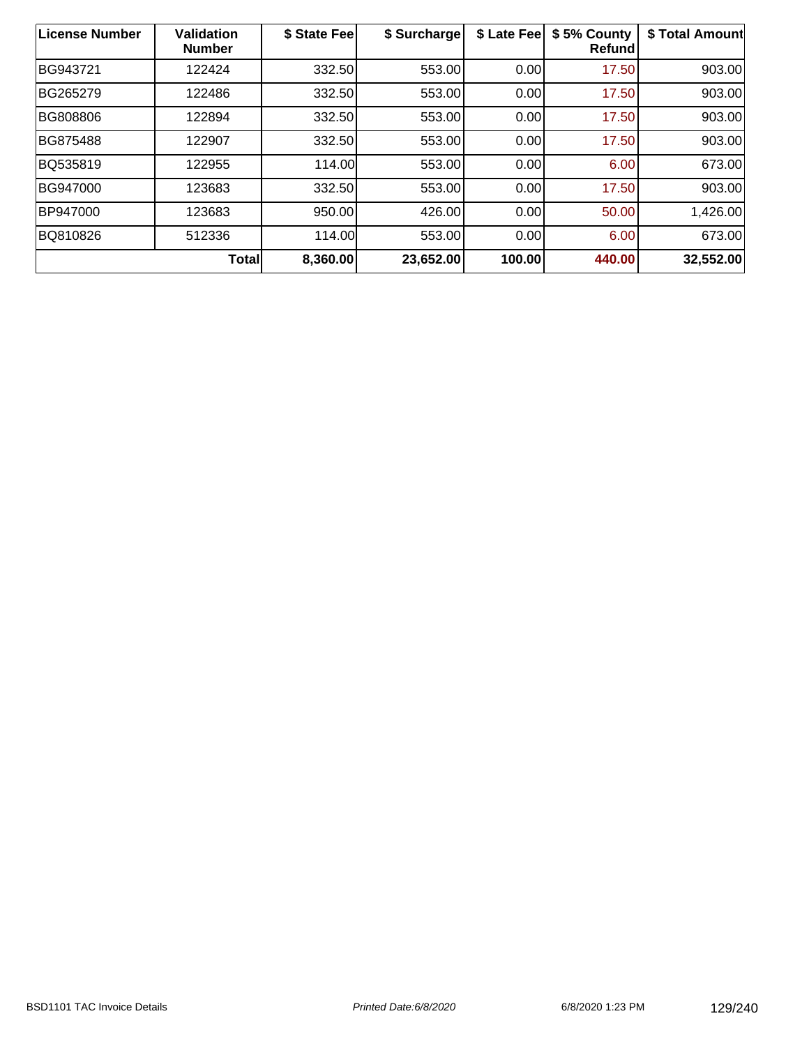| License Number | Validation Number | $ State Fee | $ Surcharge | $ Late Fee | $ 5% County Refund | $ Total Amount |
|---|---|---|---|---|---|---|
| BG943721 | 122424 | 332.50 | 553.00 | 0.00 | 17.50 | 903.00 |
| BG265279 | 122486 | 332.50 | 553.00 | 0.00 | 17.50 | 903.00 |
| BG808806 | 122894 | 332.50 | 553.00 | 0.00 | 17.50 | 903.00 |
| BG875488 | 122907 | 332.50 | 553.00 | 0.00 | 17.50 | 903.00 |
| BQ535819 | 122955 | 114.00 | 553.00 | 0.00 | 6.00 | 673.00 |
| BG947000 | 123683 | 332.50 | 553.00 | 0.00 | 17.50 | 903.00 |
| BP947000 | 123683 | 950.00 | 426.00 | 0.00 | 50.00 | 1,426.00 |
| BQ810826 | 512336 | 114.00 | 553.00 | 0.00 | 6.00 | 673.00 |
| | **Total** | **8,360.00** | **23,652.00** | **100.00** | **440.00** | **32,552.00** |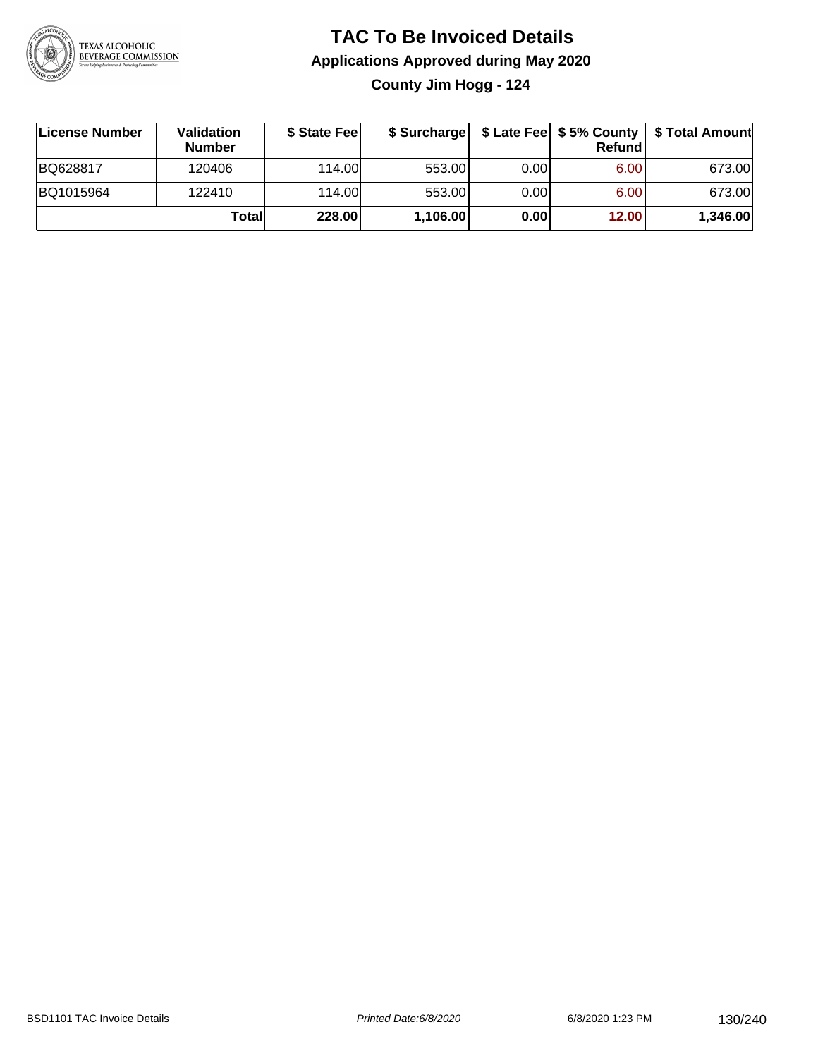# TAC To Be Invoiced Details

## Applications Approved during May 2020

### County Jim Hogg - 124

| License Number | Validation Number | $ State Fee | $ Surcharge | $ Late Fee | $ 5% County Refund | $ Total Amount |
|---|---|---|---|---|---|---|
| BQ628817 | 120406 | 114.00 | 553.00 | 0.00 | 6.00 | 673.00 |
| BQ1015964 | 122410 | 114.00 | 553.00 | 0.00 | 6.00 | 673.00 |
| | **Total** | **228.00** | **1,106.00** | **0.00** | **12.00** | **1,346.00** |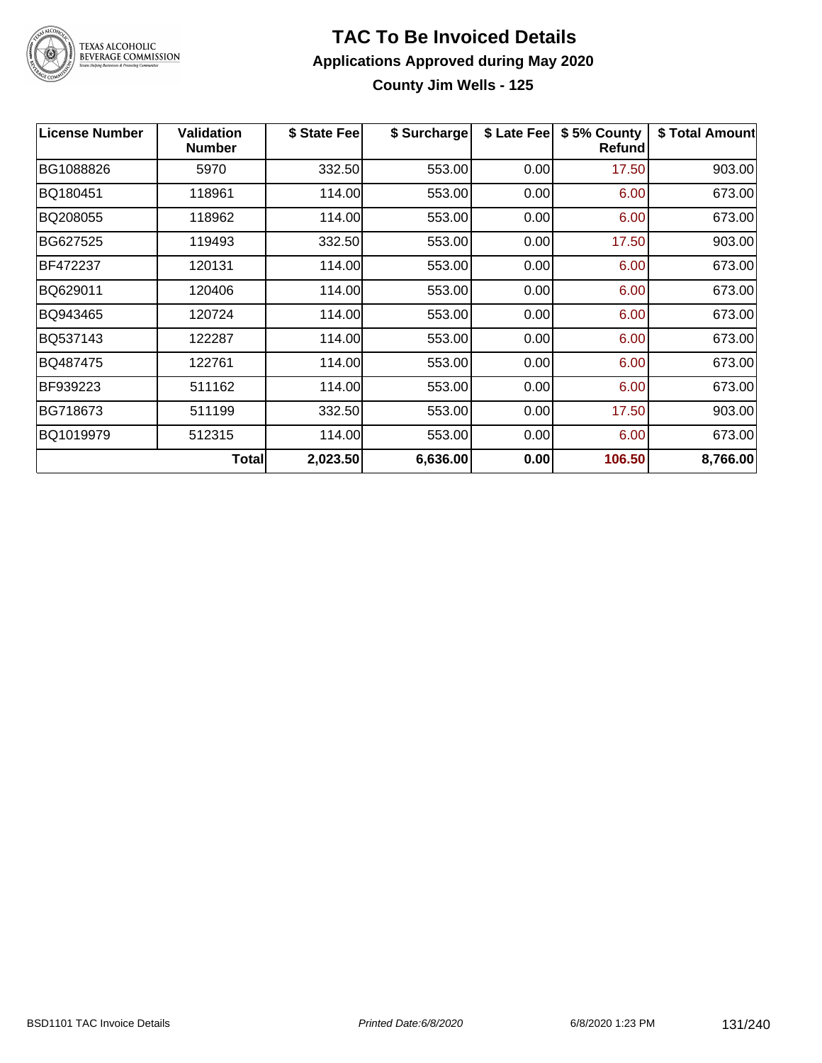# TAC To Be Invoiced Details

## Applications Approved during May 2020

### County Jim Wells - 125

| License Number | Validation Number | $ State Fee | $ Surcharge | $ Late Fee | $ 5% County Refund | $ Total Amount |
|---|---|---|---|---|---|---|
| BG1088826 | 5970 | 332.50 | 553.00 | 0.00 | 17.50 | 903.00 |
| BQ180451 | 118961 | 114.00 | 553.00 | 0.00 | 6.00 | 673.00 |
| BQ208055 | 118962 | 114.00 | 553.00 | 0.00 | 6.00 | 673.00 |
| BG627525 | 119493 | 332.50 | 553.00 | 0.00 | 17.50 | 903.00 |
| BF472237 | 120131 | 114.00 | 553.00 | 0.00 | 6.00 | 673.00 |
| BQ629011 | 120406 | 114.00 | 553.00 | 0.00 | 6.00 | 673.00 |
| BQ943465 | 120724 | 114.00 | 553.00 | 0.00 | 6.00 | 673.00 |
| BQ537143 | 122287 | 114.00 | 553.00 | 0.00 | 6.00 | 673.00 |
| BQ487475 | 122761 | 114.00 | 553.00 | 0.00 | 6.00 | 673.00 |
| BF939223 | 511162 | 114.00 | 553.00 | 0.00 | 6.00 | 673.00 |
| BG718673 | 511199 | 332.50 | 553.00 | 0.00 | 17.50 | 903.00 |
| BQ1019979 | 512315 | 114.00 | 553.00 | 0.00 | 6.00 | 673.00 |
| | **Total** | **2,023.50** | **6,636.00** | **0.00** | **106.50** | **8,766.00** |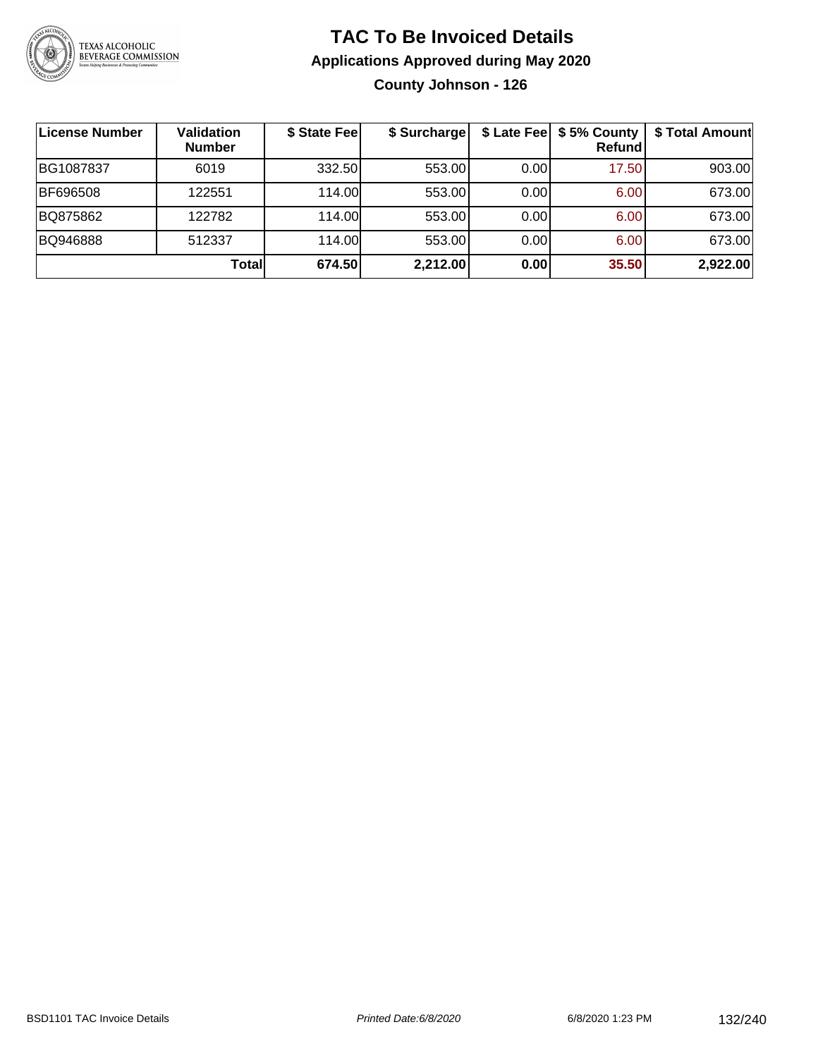# TAC To Be Invoiced Details

## Applications Approved during May 2020

### County Johnson - 126

| License Number | Validation Number | $ State Fee | $ Surcharge | $ Late Fee | $ 5% County Refund | $ Total Amount |
|---|---|---|---|---|---|---|
| BG1087837 | 6019 | 332.50 | 553.00 | 0.00 | 17.50 | 903.00 |
| BF696508 | 122551 | 114.00 | 553.00 | 0.00 | 6.00 | 673.00 |
| BQ875862 | 122782 | 114.00 | 553.00 | 0.00 | 6.00 | 673.00 |
| BQ946888 | 512337 | 114.00 | 553.00 | 0.00 | 6.00 | 673.00 |
| | **Total** | **674.50** | **2,212.00** | **0.00** | **35.50** | **2,922.00** |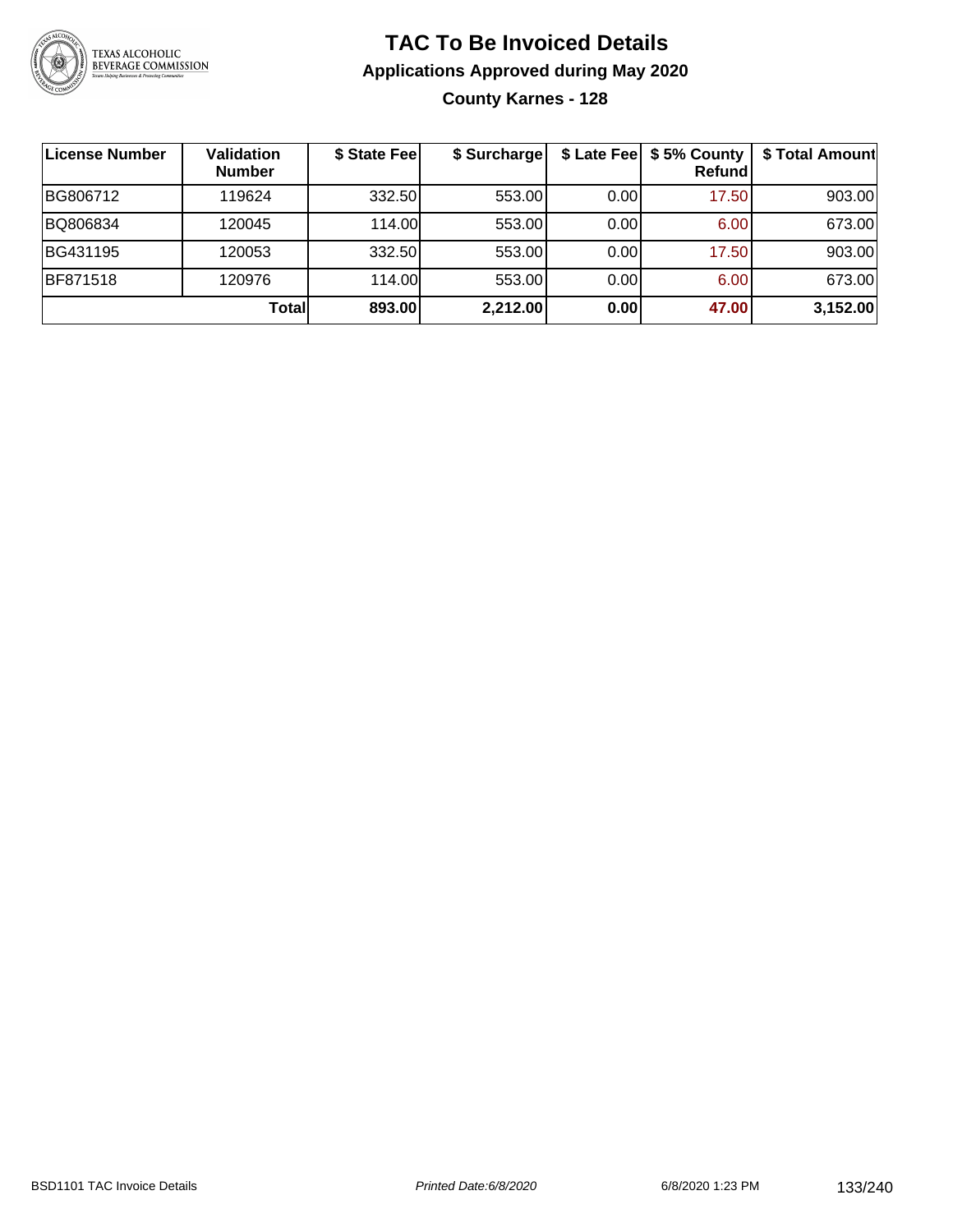# TAC To Be Invoiced Details

## Applications Approved during May 2020

### County Karnes - 128

| License Number | Validation Number | $ State Fee | $ Surcharge | $ Late Fee | $ 5% County Refund | $ Total Amount |
|---|---|---|---|---|---|---|
| BG806712 | 119624 | 332.50 | 553.00 | 0.00 | 17.50 | 903.00 |
| BQ806834 | 120045 | 114.00 | 553.00 | 0.00 | 6.00 | 673.00 |
| BG431195 | 120053 | 332.50 | 553.00 | 0.00 | 17.50 | 903.00 |
| BF871518 | 120976 | 114.00 | 553.00 | 0.00 | 6.00 | 673.00 |
| | **Total** | **893.00** | **2,212.00** | **0.00** | **47.00** | **3,152.00** |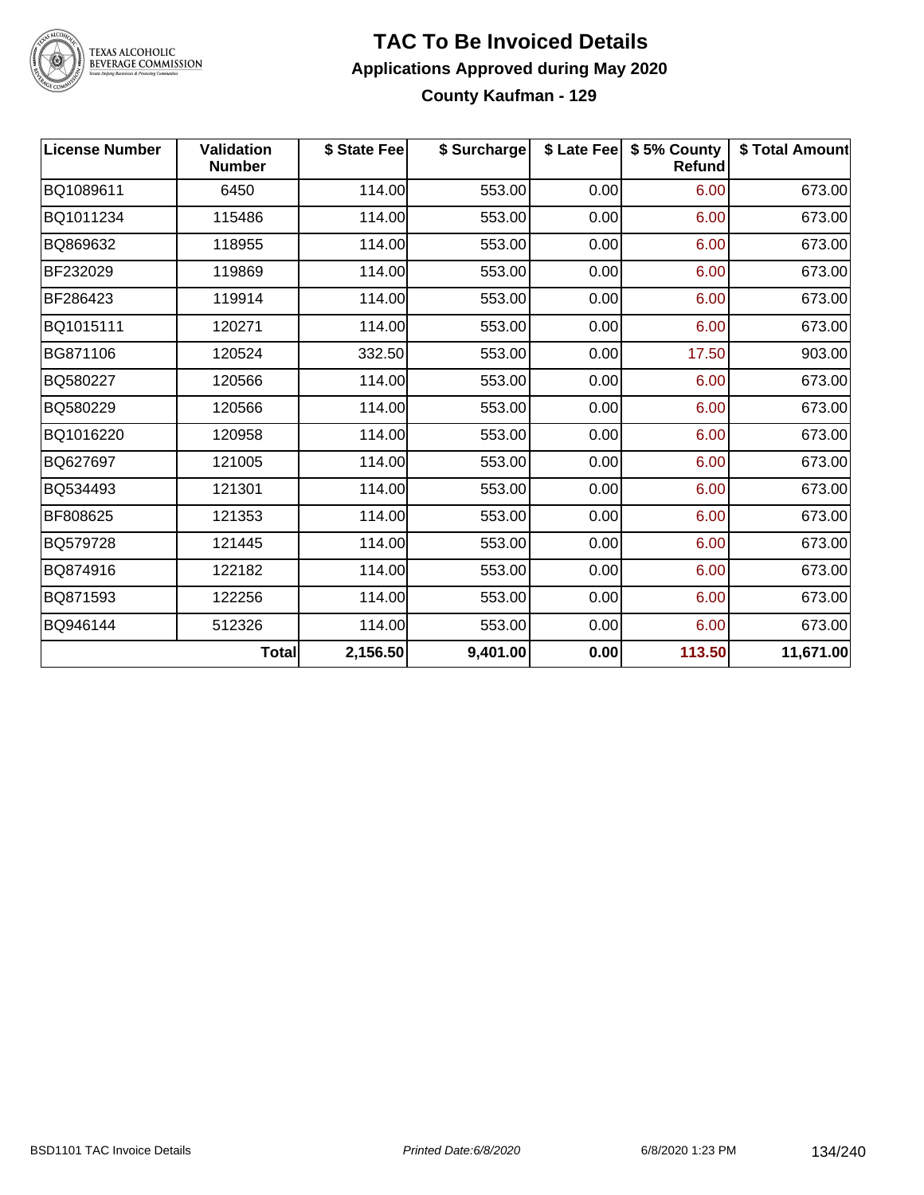# TAC To Be Invoiced Details

## Applications Approved during May 2020

### County Kaufman - 129

| License Number | Validation Number | $ State Fee | $ Surcharge | $ Late Fee | $ 5% County Refund | $ Total Amount |
|---|---|---|---|---|---|---|
| BQ1089611 | 6450 | 114.00 | 553.00 | 0.00 | 6.00 | 673.00 |
| BQ1011234 | 115486 | 114.00 | 553.00 | 0.00 | 6.00 | 673.00 |
| BQ869632 | 118955 | 114.00 | 553.00 | 0.00 | 6.00 | 673.00 |
| BF232029 | 119869 | 114.00 | 553.00 | 0.00 | 6.00 | 673.00 |
| BF286423 | 119914 | 114.00 | 553.00 | 0.00 | 6.00 | 673.00 |
| BQ1015111 | 120271 | 114.00 | 553.00 | 0.00 | 6.00 | 673.00 |
| BG871106 | 120524 | 332.50 | 553.00 | 0.00 | 17.50 | 903.00 |
| BQ580227 | 120566 | 114.00 | 553.00 | 0.00 | 6.00 | 673.00 |
| BQ580229 | 120566 | 114.00 | 553.00 | 0.00 | 6.00 | 673.00 |
| BQ1016220 | 120958 | 114.00 | 553.00 | 0.00 | 6.00 | 673.00 |
| BQ627697 | 121005 | 114.00 | 553.00 | 0.00 | 6.00 | 673.00 |
| BQ534493 | 121301 | 114.00 | 553.00 | 0.00 | 6.00 | 673.00 |
| BF808625 | 121353 | 114.00 | 553.00 | 0.00 | 6.00 | 673.00 |
| BQ579728 | 121445 | 114.00 | 553.00 | 0.00 | 6.00 | 673.00 |
| BQ874916 | 122182 | 114.00 | 553.00 | 0.00 | 6.00 | 673.00 |
| BQ871593 | 122256 | 114.00 | 553.00 | 0.00 | 6.00 | 673.00 |
| BQ946144 | 512326 | 114.00 | 553.00 | 0.00 | 6.00 | 673.00 |
| | **Total** | **2,156.50** | **9,401.00** | **0.00** | **113.50** | **11,671.00** |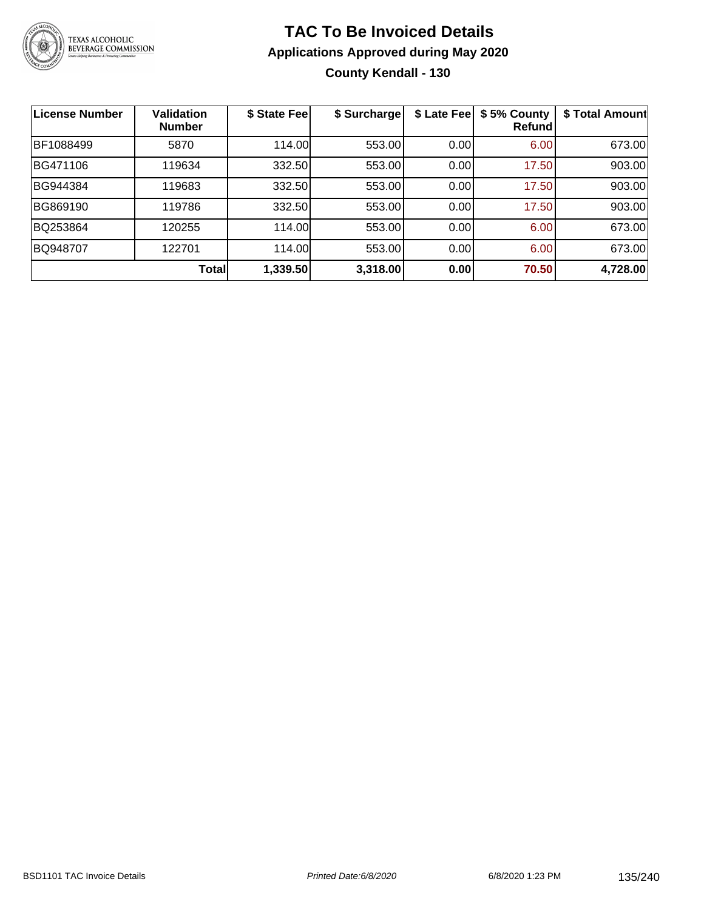# TAC To Be Invoiced Details

## Applications Approved during May 2020

### County Kendall - 130

| License Number | Validation Number | $ State Fee | $ Surcharge | $ Late Fee | $ 5% County Refund | $ Total Amount |
|---|---|---|---|---|---|---|
| BF1088499 | 5870 | 114.00 | 553.00 | 0.00 | 6.00 | 673.00 |
| BG471106 | 119634 | 332.50 | 553.00 | 0.00 | 17.50 | 903.00 |
| BG944384 | 119683 | 332.50 | 553.00 | 0.00 | 17.50 | 903.00 |
| BG869190 | 119786 | 332.50 | 553.00 | 0.00 | 17.50 | 903.00 |
| BQ253864 | 120255 | 114.00 | 553.00 | 0.00 | 6.00 | 673.00 |
| BQ948707 | 122701 | 114.00 | 553.00 | 0.00 | 6.00 | 673.00 |
| | **Total** | **1,339.50** | **3,318.00** | **0.00** | **70.50** | **4,728.00** |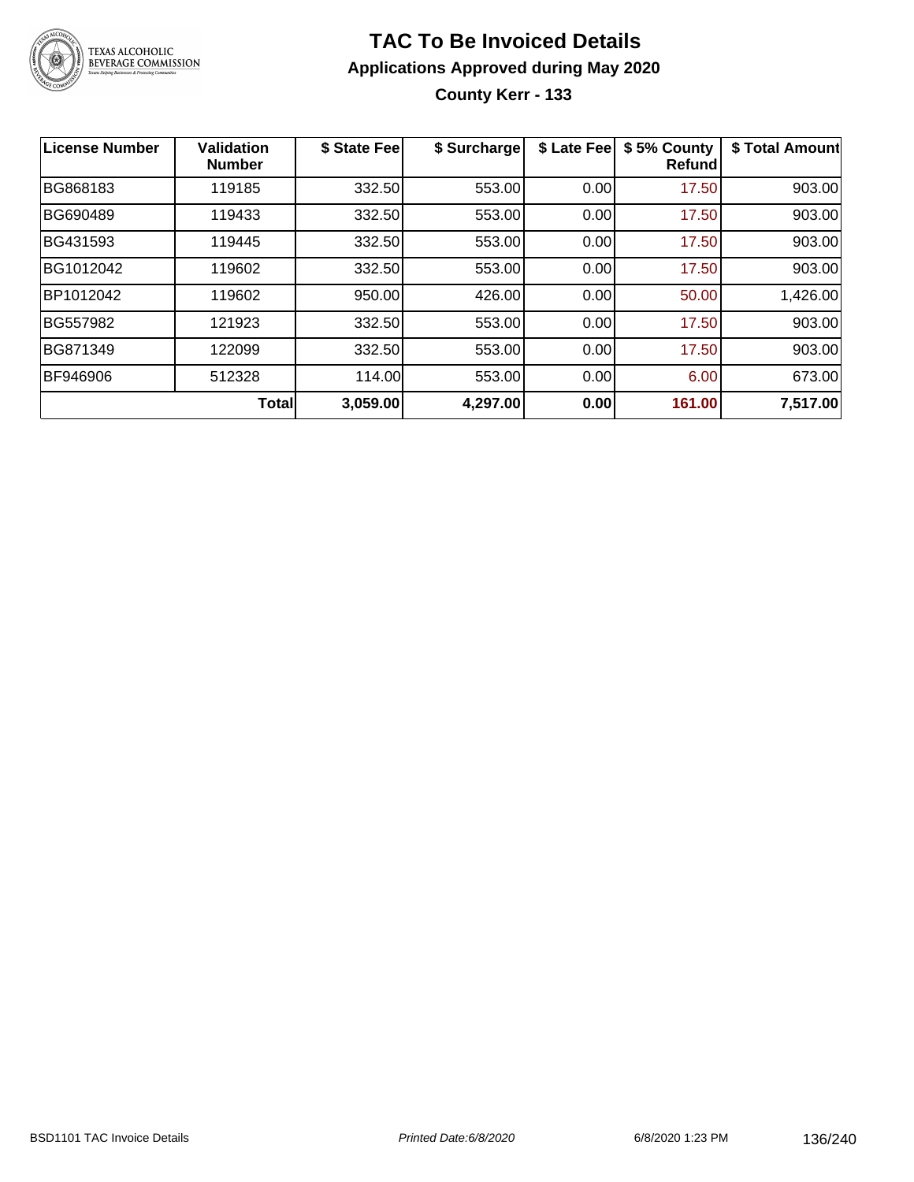# TAC To Be Invoiced Details

## Applications Approved during May 2020

### County Kerr - 133

| License Number | Validation Number | $ State Fee | $ Surcharge | $ Late Fee | $ 5% County Refund | $ Total Amount |
|---|---|---|---|---|---|---|
| BG868183 | 119185 | 332.50 | 553.00 | 0.00 | 17.50 | 903.00 |
| BG690489 | 119433 | 332.50 | 553.00 | 0.00 | 17.50 | 903.00 |
| BG431593 | 119445 | 332.50 | 553.00 | 0.00 | 17.50 | 903.00 |
| BG1012042 | 119602 | 332.50 | 553.00 | 0.00 | 17.50 | 903.00 |
| BP1012042 | 119602 | 950.00 | 426.00 | 0.00 | 50.00 | 1,426.00 |
| BG557982 | 121923 | 332.50 | 553.00 | 0.00 | 17.50 | 903.00 |
| BG871349 | 122099 | 332.50 | 553.00 | 0.00 | 17.50 | 903.00 |
| BF946906 | 512328 | 114.00 | 553.00 | 0.00 | 6.00 | 673.00 |
| | **Total** | **3,059.00** | **4,297.00** | **0.00** | **161.00** | **7,517.00** |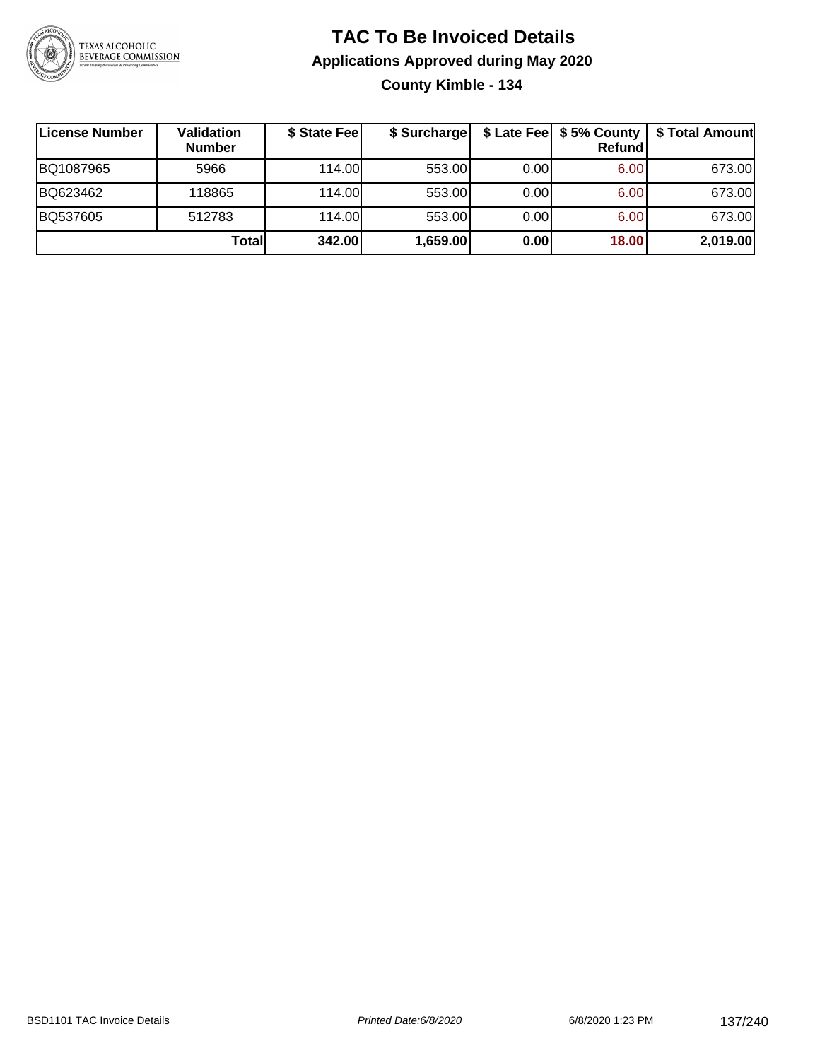# TAC To Be Invoiced Details

## Applications Approved during May 2020

### County Kimble - 134

| License Number | Validation Number | $ State Fee | $ Surcharge | $ Late Fee | $ 5% County Refund | $ Total Amount |
|---|---|---|---|---|---|---|
| BQ1087965 | 5966 | 114.00 | 553.00 | 0.00 | 6.00 | 673.00 |
| BQ623462 | 118865 | 114.00 | 553.00 | 0.00 | 6.00 | 673.00 |
| BQ537605 | 512783 | 114.00 | 553.00 | 0.00 | 6.00 | 673.00 |
| | **Total** | **342.00** | **1,659.00** | **0.00** | **18.00** | **2,019.00** |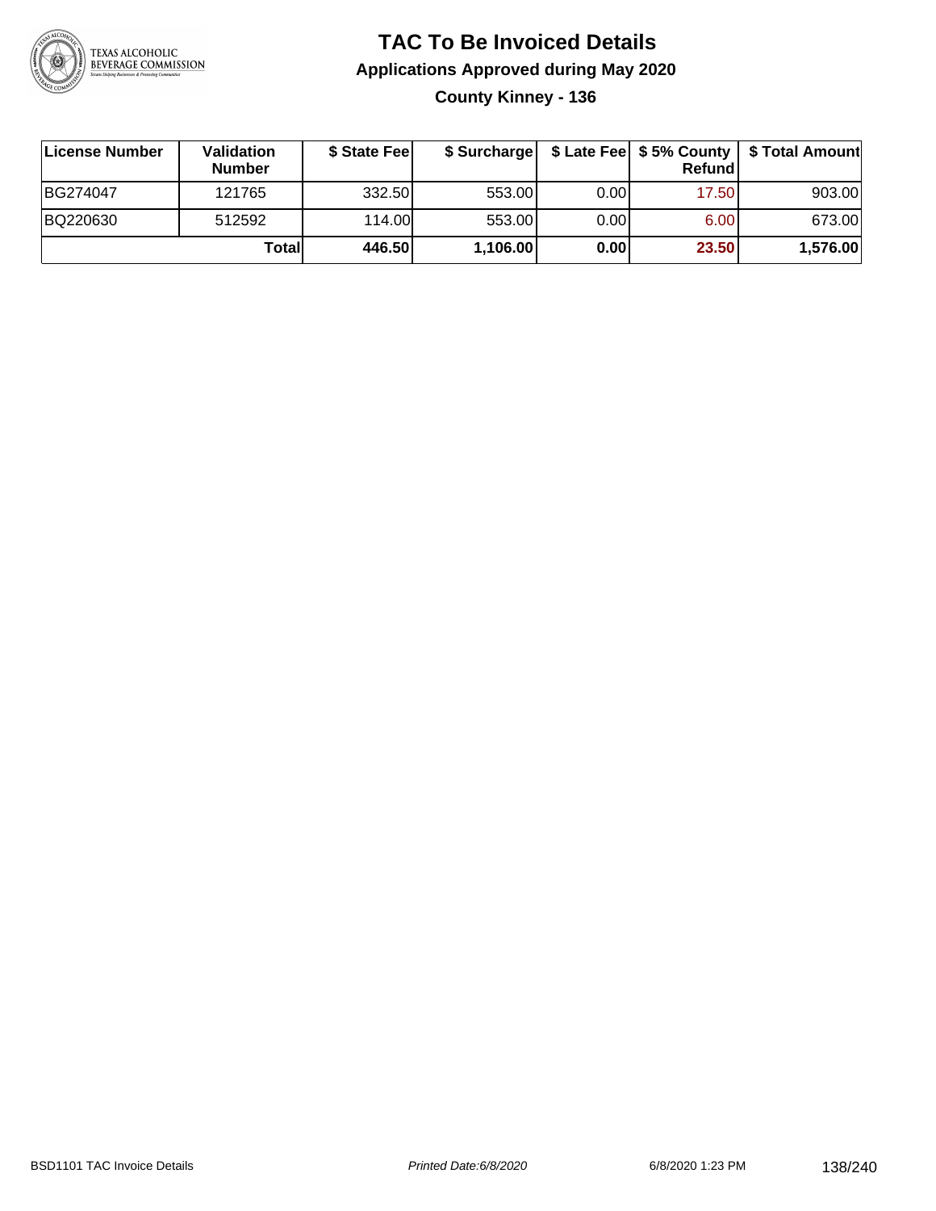# TAC To Be Invoiced Details

## Applications Approved during May 2020

### County Kinney - 136

| License Number | Validation Number | $ State Fee | $ Surcharge | $ Late Fee | $ 5% County Refund | $ Total Amount |
|---|---|---|---|---|---|---|
| BG274047 | 121765 | 332.50 | 553.00 | 0.00 | 17.50 | 903.00 |
| BQ220630 | 512592 | 114.00 | 553.00 | 0.00 | 6.00 | 673.00 |
| | **Total** | **446.50** | **1,106.00** | **0.00** | **23.50** | **1,576.00** |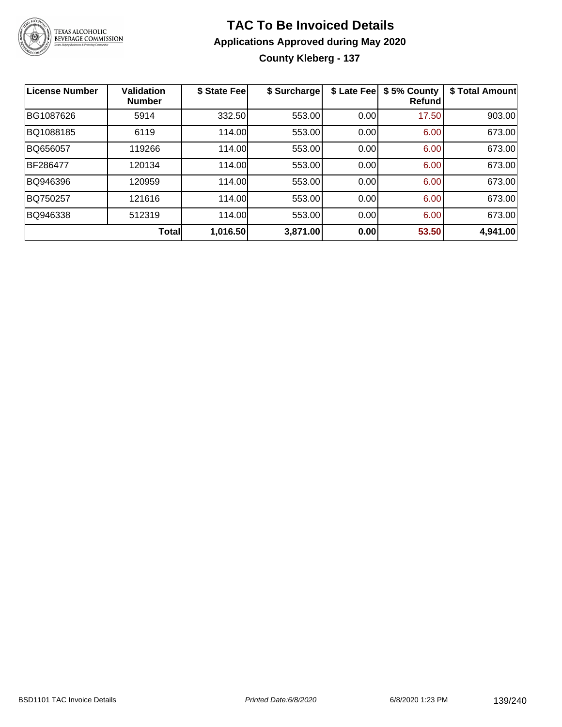# TAC To Be Invoiced Details

## Applications Approved during May 2020

### County Kleberg - 137

| License Number | Validation Number | $ State Fee | $ Surcharge | $ Late Fee | $ 5% County Refund | $ Total Amount |
|---|---|---|---|---|---|---|
| BG1087626 | 5914 | 332.50 | 553.00 | 0.00 | 17.50 | 903.00 |
| BQ1088185 | 6119 | 114.00 | 553.00 | 0.00 | 6.00 | 673.00 |
| BQ656057 | 119266 | 114.00 | 553.00 | 0.00 | 6.00 | 673.00 |
| BF286477 | 120134 | 114.00 | 553.00 | 0.00 | 6.00 | 673.00 |
| BQ946396 | 120959 | 114.00 | 553.00 | 0.00 | 6.00 | 673.00 |
| BQ750257 | 121616 | 114.00 | 553.00 | 0.00 | 6.00 | 673.00 |
| BQ946338 | 512319 | 114.00 | 553.00 | 0.00 | 6.00 | 673.00 |
| | **Total** | **1,016.50** | **3,871.00** | **0.00** | **53.50** | **4,941.00** |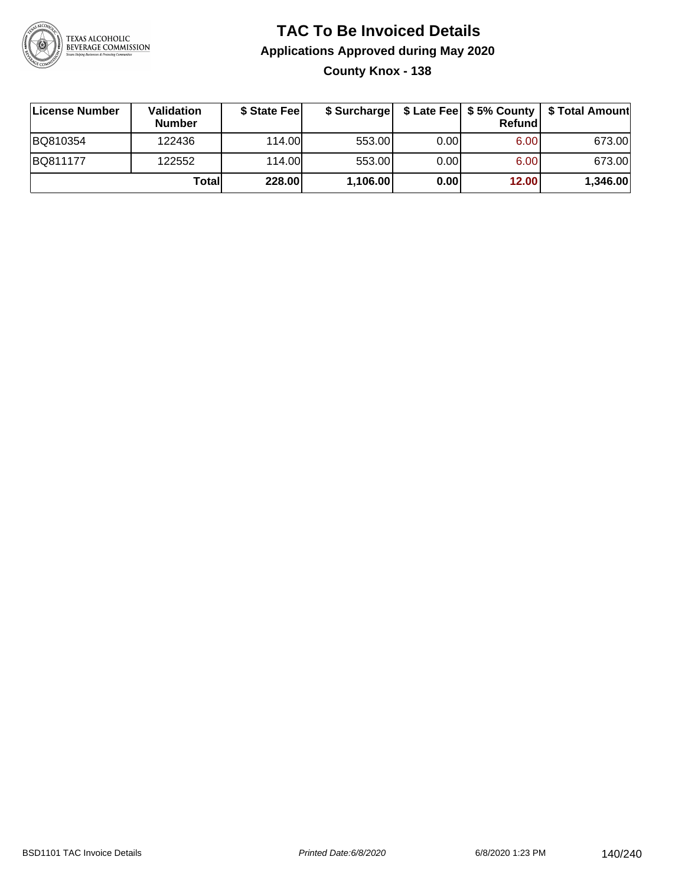# TAC To Be Invoiced Details

## Applications Approved during May 2020

### County Knox - 138

| License Number | Validation Number | $ State Fee | $ Surcharge | $ Late Fee | $ 5% County Refund | $ Total Amount |
|---|---|---|---|---|---|---|
| BQ810354 | 122436 | 114.00 | 553.00 | 0.00 | 6.00 | 673.00 |
| BQ811177 | 122552 | 114.00 | 553.00 | 0.00 | 6.00 | 673.00 |
| | **Total** | **228.00** | **1,106.00** | **0.00** | **12.00** | **1,346.00** |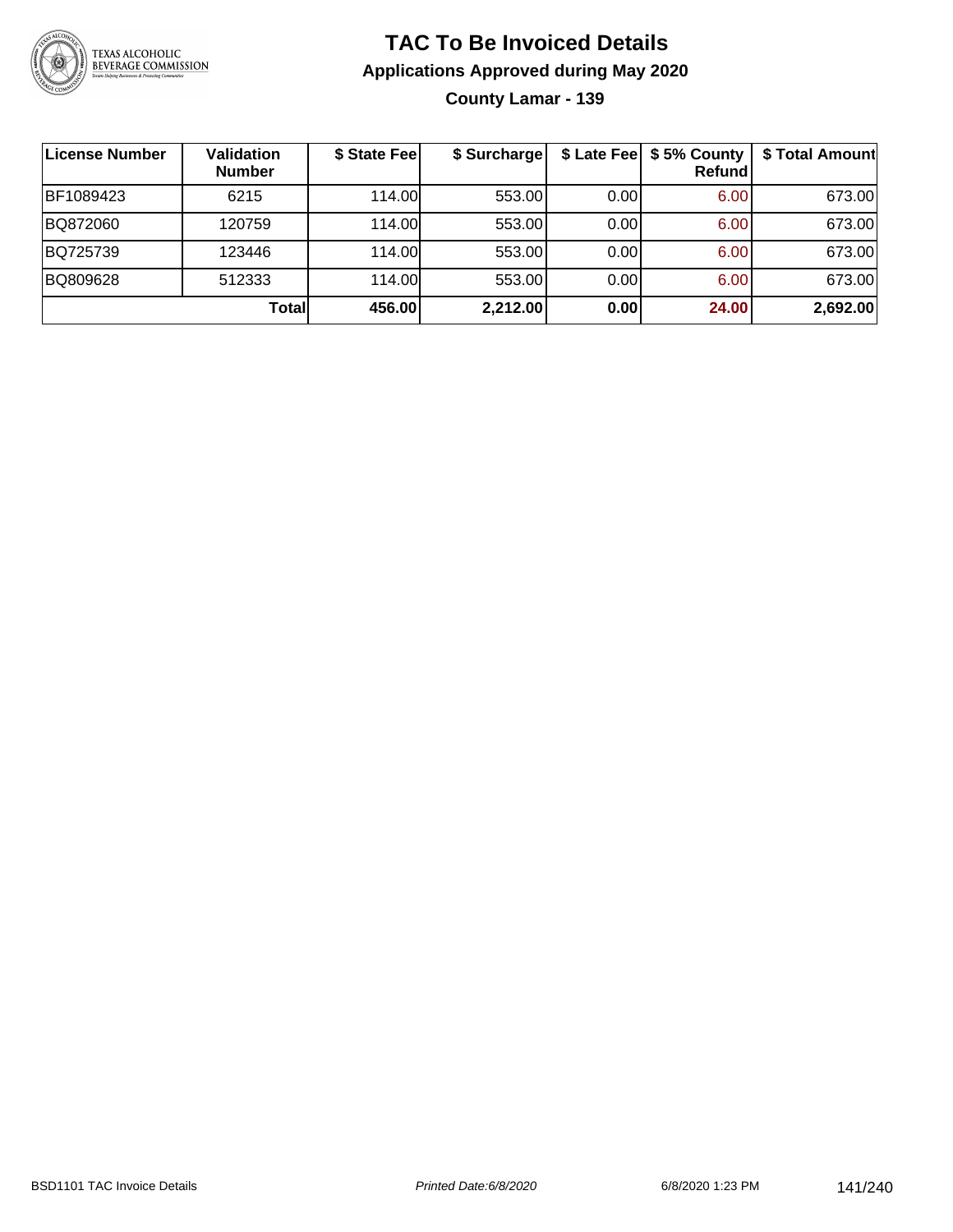# TAC To Be Invoiced Details

## Applications Approved during May 2020

### County Lamar - 139

| License Number | Validation Number | $ State Fee | $ Surcharge | $ Late Fee | $ 5% County Refund | $ Total Amount |
|---|---|---|---|---|---|---|
| BF1089423 | 6215 | 114.00 | 553.00 | 0.00 | 6.00 | 673.00 |
| BQ872060 | 120759 | 114.00 | 553.00 | 0.00 | 6.00 | 673.00 |
| BQ725739 | 123446 | 114.00 | 553.00 | 0.00 | 6.00 | 673.00 |
| BQ809628 | 512333 | 114.00 | 553.00 | 0.00 | 6.00 | 673.00 |
| | **Total** | **456.00** | **2,212.00** | **0.00** | **24.00** | **2,692.00** |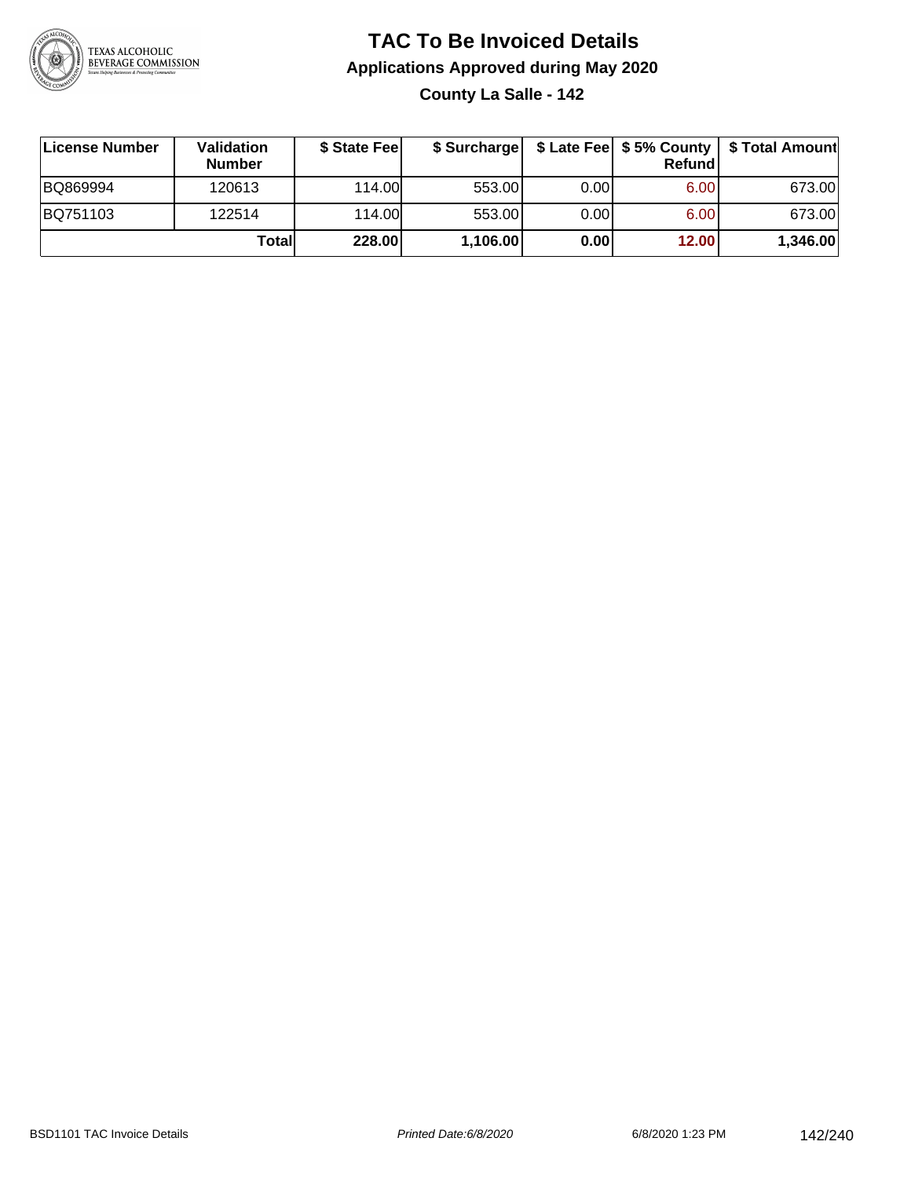# TAC To Be Invoiced Details

## Applications Approved during May 2020

### County La Salle - 142

| License Number | Validation Number | $ State Fee | $ Surcharge | $ Late Fee | $ 5% County Refund | $ Total Amount |
|---|---|---|---|---|---|---|
| BQ869994 | 120613 | 114.00 | 553.00 | 0.00 | 6.00 | 673.00 |
| BQ751103 | 122514 | 114.00 | 553.00 | 0.00 | 6.00 | 673.00 |
| | **Total** | **228.00** | **1,106.00** | **0.00** | **12.00** | **1,346.00** |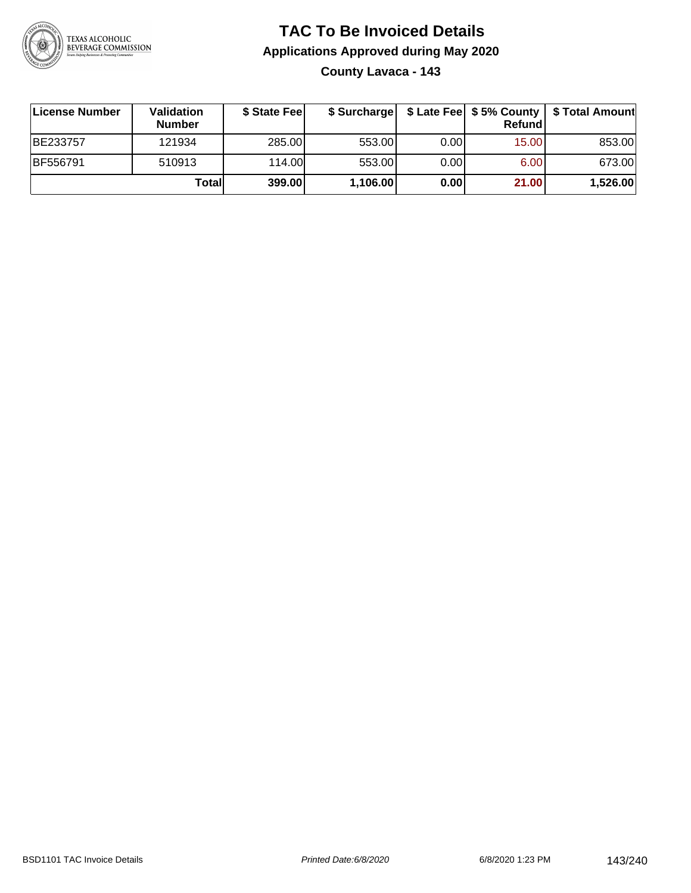# TAC To Be Invoiced Details

## Applications Approved during May 2020

### County Lavaca - 143

| License Number | Validation Number | $ State Fee | $ Surcharge | $ Late Fee | $ 5% County Refund | $ Total Amount |
|---|---|---|---|---|---|---|
| BE233757 | 121934 | 285.00 | 553.00 | 0.00 | 15.00 | 853.00 |
| BF556791 | 510913 | 114.00 | 553.00 | 0.00 | 6.00 | 673.00 |
| | **Total** | **399.00** | **1,106.00** | **0.00** | **21.00** | **1,526.00** |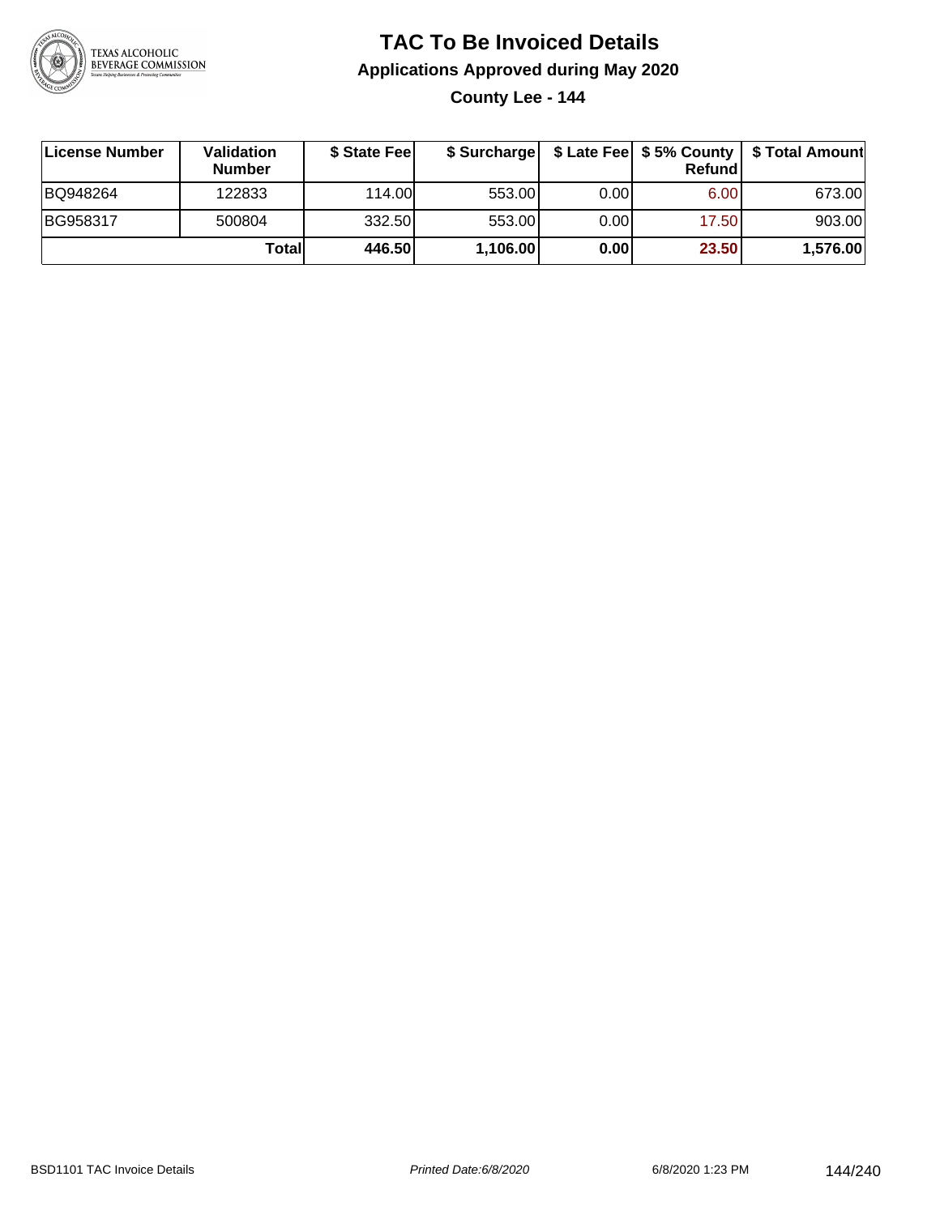# TAC To Be Invoiced Details

## Applications Approved during May 2020

### County Lee - 144

| License Number | Validation Number | $ State Fee | $ Surcharge | $ Late Fee | $ 5% County Refund | $ Total Amount |
|---|---|---|---|---|---|---|
| BQ948264 | 122833 | 114.00 | 553.00 | 0.00 | 6.00 | 673.00 |
| BG958317 | 500804 | 332.50 | 553.00 | 0.00 | 17.50 | 903.00 |
| | **Total** | **446.50** | **1,106.00** | **0.00** | **23.50** | **1,576.00** |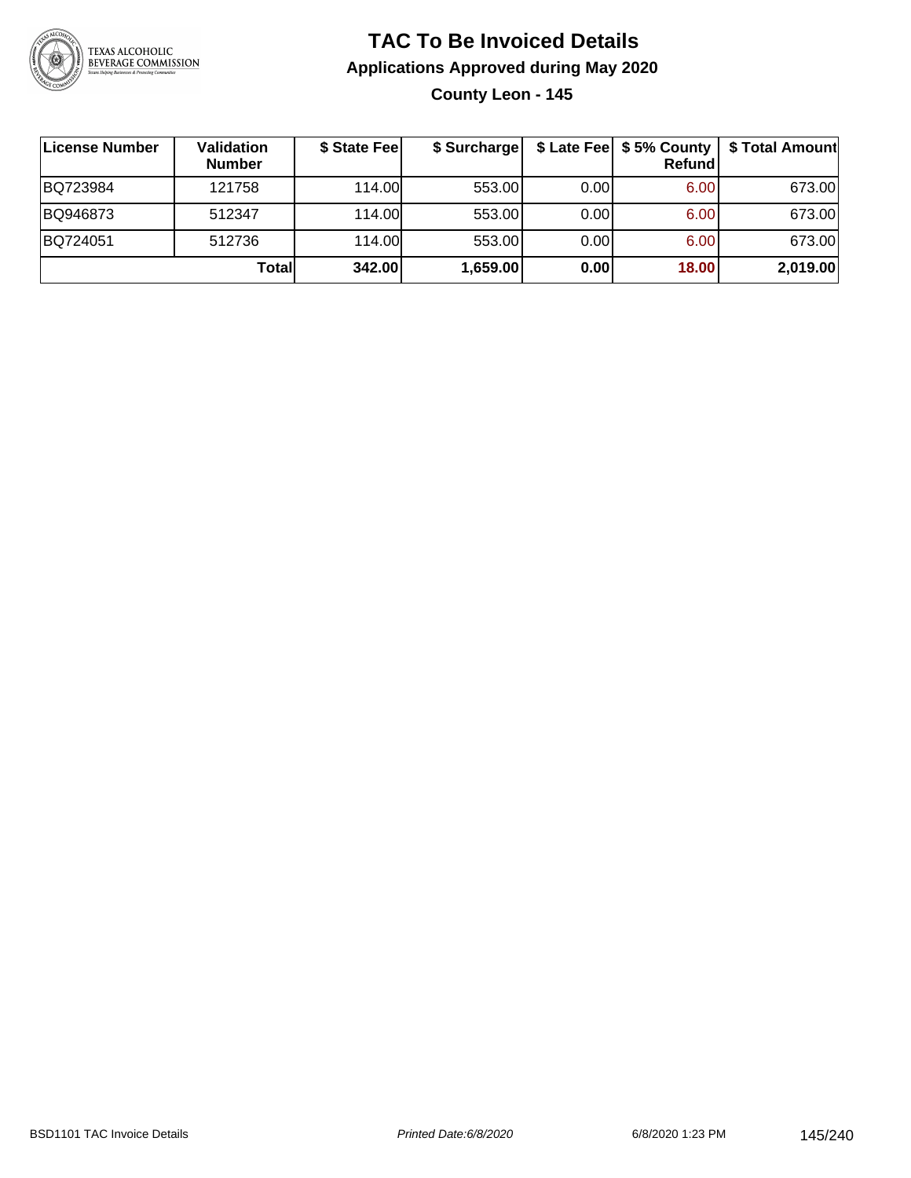# TAC To Be Invoiced Details

## Applications Approved during May 2020

### County Leon - 145

| License Number | Validation Number | $ State Fee | $ Surcharge | $ Late Fee | $ 5% County Refund | $ Total Amount |
|---|---|---|---|---|---|---|
| BQ723984 | 121758 | 114.00 | 553.00 | 0.00 | 6.00 | 673.00 |
| BQ946873 | 512347 | 114.00 | 553.00 | 0.00 | 6.00 | 673.00 |
| BQ724051 | 512736 | 114.00 | 553.00 | 0.00 | 6.00 | 673.00 |
| | **Total** | **342.00** | **1,659.00** | **0.00** | **18.00** | **2,019.00** |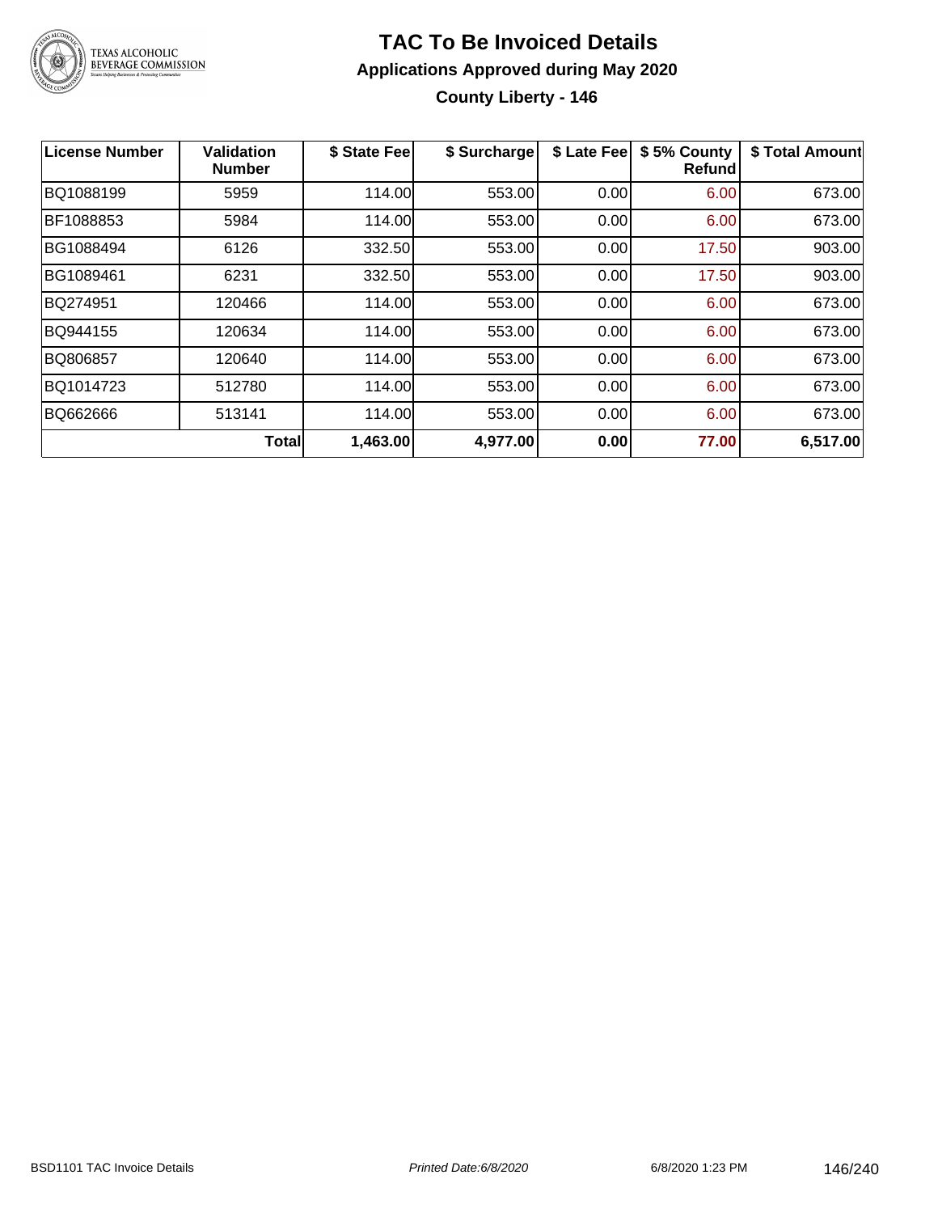# TAC To Be Invoiced Details

## Applications Approved during May 2020

### County Liberty - 146

| License Number | Validation Number | $ State Fee | $ Surcharge | $ Late Fee | $ 5% County Refund | $ Total Amount |
|---|---|---|---|---|---|---|
| BQ1088199 | 5959 | 114.00 | 553.00 | 0.00 | 6.00 | 673.00 |
| BF1088853 | 5984 | 114.00 | 553.00 | 0.00 | 6.00 | 673.00 |
| BG1088494 | 6126 | 332.50 | 553.00 | 0.00 | 17.50 | 903.00 |
| BG1089461 | 6231 | 332.50 | 553.00 | 0.00 | 17.50 | 903.00 |
| BQ274951 | 120466 | 114.00 | 553.00 | 0.00 | 6.00 | 673.00 |
| BQ944155 | 120634 | 114.00 | 553.00 | 0.00 | 6.00 | 673.00 |
| BQ806857 | 120640 | 114.00 | 553.00 | 0.00 | 6.00 | 673.00 |
| BQ1014723 | 512780 | 114.00 | 553.00 | 0.00 | 6.00 | 673.00 |
| BQ662666 | 513141 | 114.00 | 553.00 | 0.00 | 6.00 | 673.00 |
| | **Total** | **1,463.00** | **4,977.00** | **0.00** | **77.00** | **6,517.00** |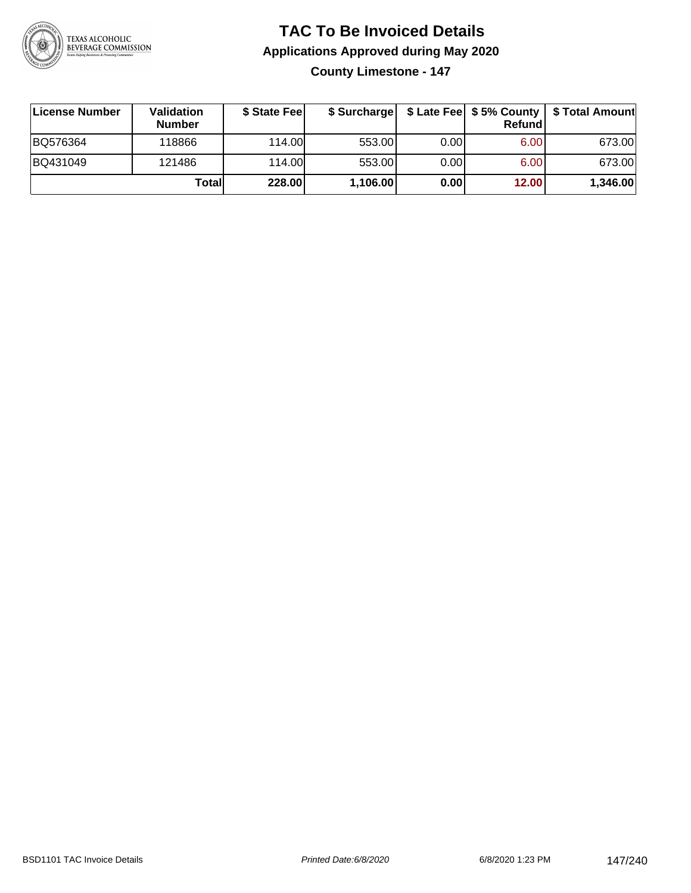# TAC To Be Invoiced Details

## Applications Approved during May 2020

### County Limestone - 147

| License Number | Validation Number | $ State Fee | $ Surcharge | $ Late Fee | $ 5% County Refund | $ Total Amount |
|---|---|---|---|---|---|---|
| BQ576364 | 118866 | 114.00 | 553.00 | 0.00 | 6.00 | 673.00 |
| BQ431049 | 121486 | 114.00 | 553.00 | 0.00 | 6.00 | 673.00 |
| | **Total** | **228.00** | **1,106.00** | **0.00** | **12.00** | **1,346.00** |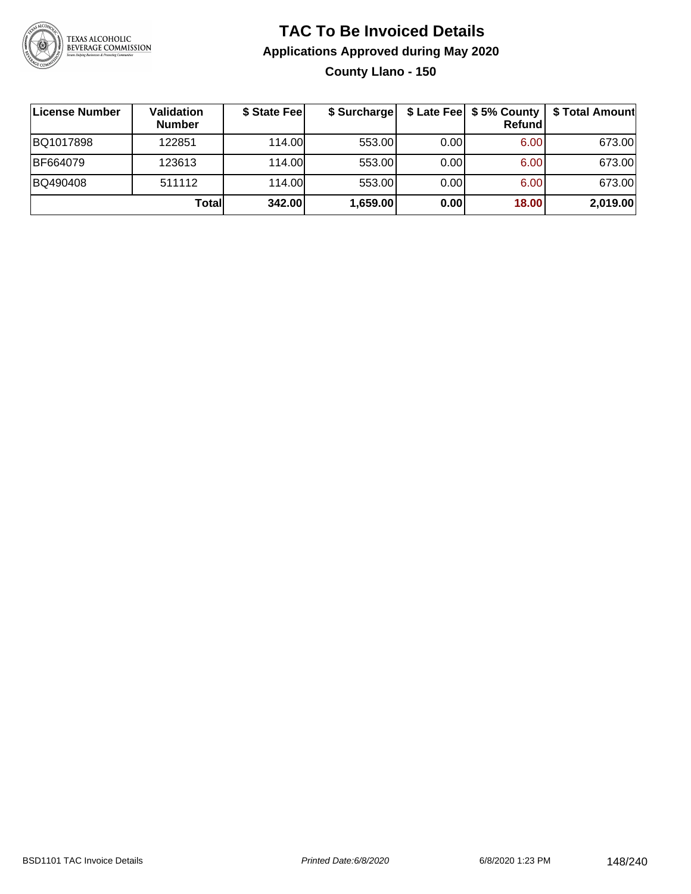# TAC To Be Invoiced Details

## Applications Approved during May 2020

### County Llano - 150

| License Number | Validation Number | $ State Fee | $ Surcharge | $ Late Fee | $ 5% County Refund | $ Total Amount |
|---|---|---|---|---|---|---|
| BQ1017898 | 122851 | 114.00 | 553.00 | 0.00 | 6.00 | 673.00 |
| BF664079 | 123613 | 114.00 | 553.00 | 0.00 | 6.00 | 673.00 |
| BQ490408 | 511112 | 114.00 | 553.00 | 0.00 | 6.00 | 673.00 |
| | **Total** | **342.00** | **1,659.00** | **0.00** | **18.00** | **2,019.00** |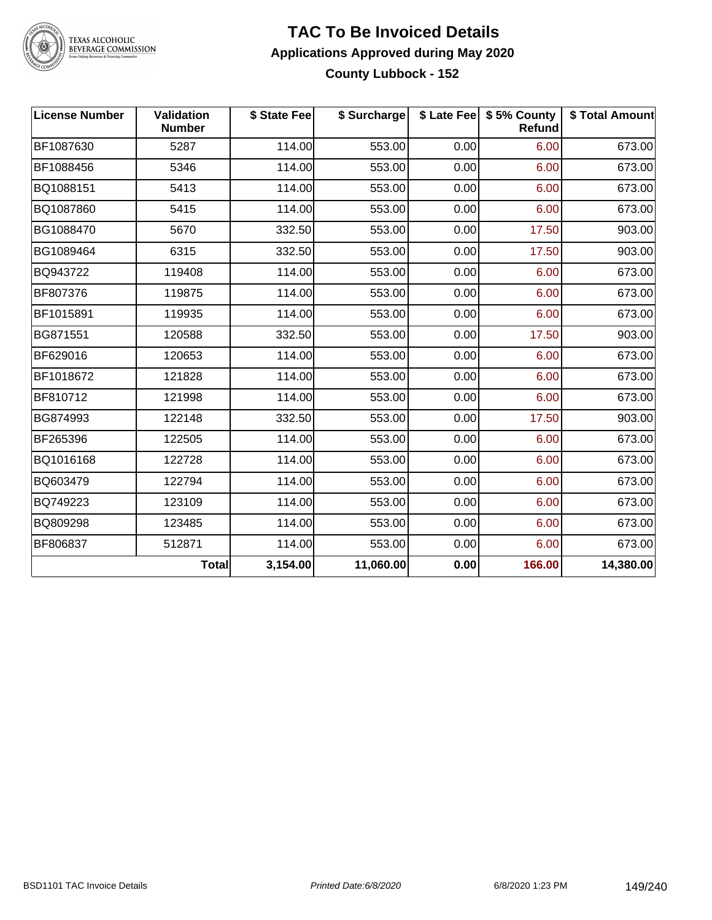# TAC To Be Invoiced Details

## Applications Approved during May 2020

### County Lubbock - 152

| License Number | Validation Number | $ State Fee | $ Surcharge | $ Late Fee | $ 5% County Refund | $ Total Amount |
|---|---|---|---|---|---|---|
| BF1087630 | 5287 | 114.00 | 553.00 | 0.00 | 6.00 | 673.00 |
| BF1088456 | 5346 | 114.00 | 553.00 | 0.00 | 6.00 | 673.00 |
| BQ1088151 | 5413 | 114.00 | 553.00 | 0.00 | 6.00 | 673.00 |
| BQ1087860 | 5415 | 114.00 | 553.00 | 0.00 | 6.00 | 673.00 |
| BG1088470 | 5670 | 332.50 | 553.00 | 0.00 | 17.50 | 903.00 |
| BG1089464 | 6315 | 332.50 | 553.00 | 0.00 | 17.50 | 903.00 |
| BQ943722 | 119408 | 114.00 | 553.00 | 0.00 | 6.00 | 673.00 |
| BF807376 | 119875 | 114.00 | 553.00 | 0.00 | 6.00 | 673.00 |
| BF1015891 | 119935 | 114.00 | 553.00 | 0.00 | 6.00 | 673.00 |
| BG871551 | 120588 | 332.50 | 553.00 | 0.00 | 17.50 | 903.00 |
| BF629016 | 120653 | 114.00 | 553.00 | 0.00 | 6.00 | 673.00 |
| BF1018672 | 121828 | 114.00 | 553.00 | 0.00 | 6.00 | 673.00 |
| BF810712 | 121998 | 114.00 | 553.00 | 0.00 | 6.00 | 673.00 |
| BG874993 | 122148 | 332.50 | 553.00 | 0.00 | 17.50 | 903.00 |
| BF265396 | 122505 | 114.00 | 553.00 | 0.00 | 6.00 | 673.00 |
| BQ1016168 | 122728 | 114.00 | 553.00 | 0.00 | 6.00 | 673.00 |
| BQ603479 | 122794 | 114.00 | 553.00 | 0.00 | 6.00 | 673.00 |
| BQ749223 | 123109 | 114.00 | 553.00 | 0.00 | 6.00 | 673.00 |
| BQ809298 | 123485 | 114.00 | 553.00 | 0.00 | 6.00 | 673.00 |
| BF806837 | 512871 | 114.00 | 553.00 | 0.00 | 6.00 | 673.00 |
| | **Total** | **3,154.00** | **11,060.00** | **0.00** | **166.00** | **14,380.00** |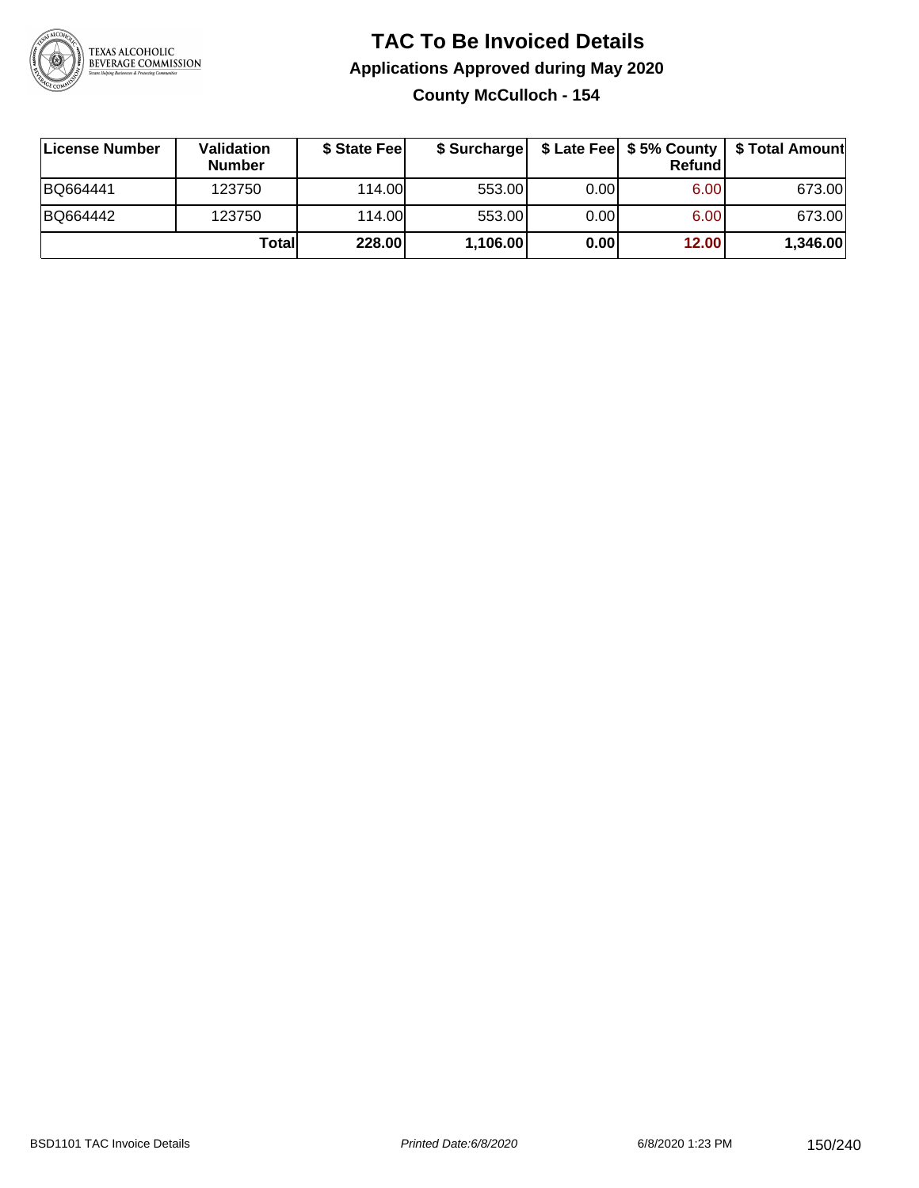# TAC To Be Invoiced Details

## Applications Approved during May 2020

### County McCulloch - 154

| License Number | Validation Number | $ State Fee | $ Surcharge | $ Late Fee | $ 5% County Refund | $ Total Amount |
|---|---|---|---|---|---|---|
| BQ664441 | 123750 | 114.00 | 553.00 | 0.00 | 6.00 | 673.00 |
| BQ664442 | 123750 | 114.00 | 553.00 | 0.00 | 6.00 | 673.00 |
| | **Total** | **228.00** | **1,106.00** | **0.00** | **12.00** | **1,346.00** |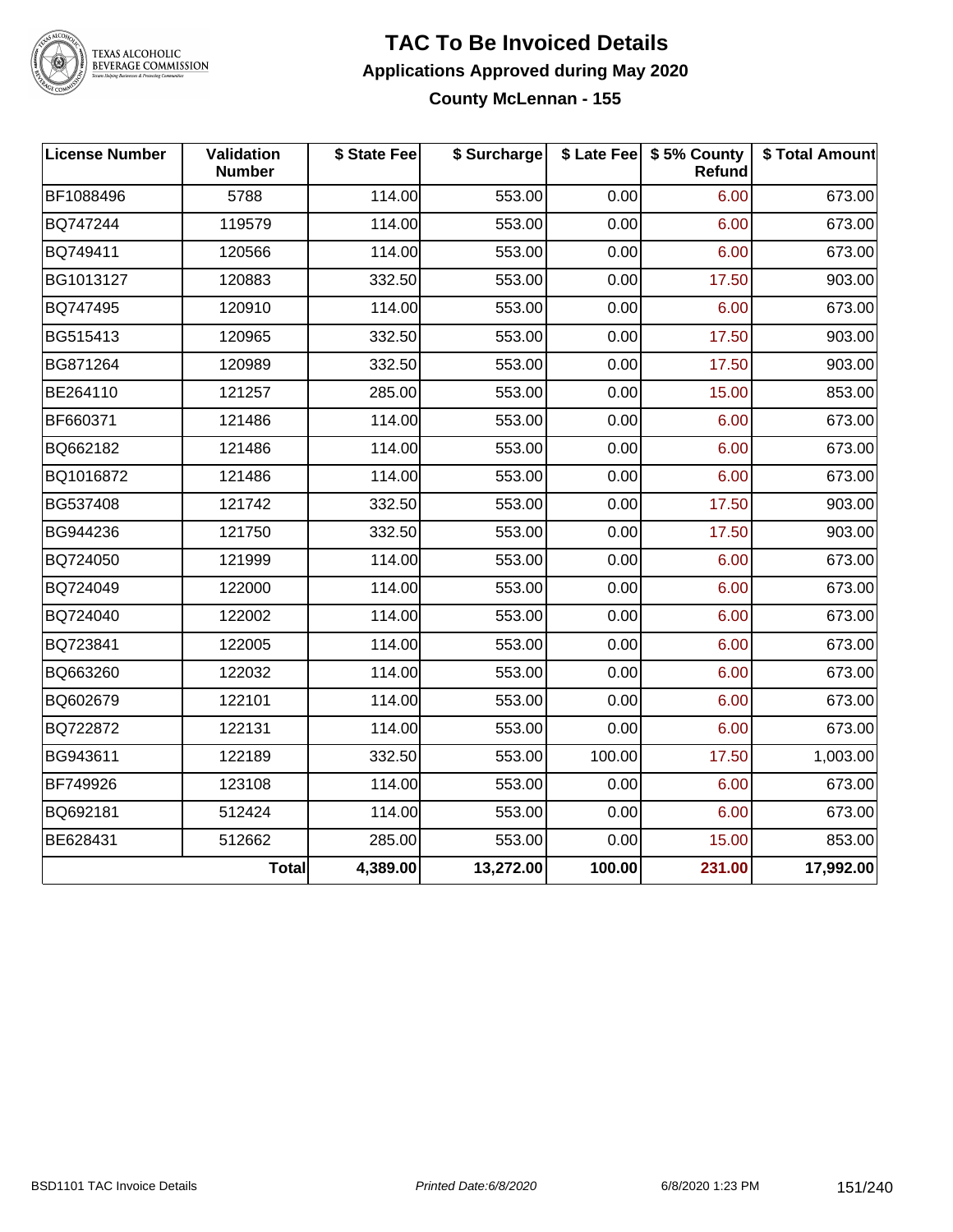# TAC To Be Invoiced Details

## Applications Approved during May 2020

### County McLennan - 155

| License Number | Validation Number | $ State Fee | $ Surcharge | $ Late Fee | $ 5% County Refund | $ Total Amount |
|---|---|---|---|---|---|---|
| BF1088496 | 5788 | 114.00 | 553.00 | 0.00 | 6.00 | 673.00 |
| BQ747244 | 119579 | 114.00 | 553.00 | 0.00 | 6.00 | 673.00 |
| BQ749411 | 120566 | 114.00 | 553.00 | 0.00 | 6.00 | 673.00 |
| BG1013127 | 120883 | 332.50 | 553.00 | 0.00 | 17.50 | 903.00 |
| BQ747495 | 120910 | 114.00 | 553.00 | 0.00 | 6.00 | 673.00 |
| BG515413 | 120965 | 332.50 | 553.00 | 0.00 | 17.50 | 903.00 |
| BG871264 | 120989 | 332.50 | 553.00 | 0.00 | 17.50 | 903.00 |
| BE264110 | 121257 | 285.00 | 553.00 | 0.00 | 15.00 | 853.00 |
| BF660371 | 121486 | 114.00 | 553.00 | 0.00 | 6.00 | 673.00 |
| BQ662182 | 121486 | 114.00 | 553.00 | 0.00 | 6.00 | 673.00 |
| BQ1016872 | 121486 | 114.00 | 553.00 | 0.00 | 6.00 | 673.00 |
| BG537408 | 121742 | 332.50 | 553.00 | 0.00 | 17.50 | 903.00 |
| BG944236 | 121750 | 332.50 | 553.00 | 0.00 | 17.50 | 903.00 |
| BQ724050 | 121999 | 114.00 | 553.00 | 0.00 | 6.00 | 673.00 |
| BQ724049 | 122000 | 114.00 | 553.00 | 0.00 | 6.00 | 673.00 |
| BQ724040 | 122002 | 114.00 | 553.00 | 0.00 | 6.00 | 673.00 |
| BQ723841 | 122005 | 114.00 | 553.00 | 0.00 | 6.00 | 673.00 |
| BQ663260 | 122032 | 114.00 | 553.00 | 0.00 | 6.00 | 673.00 |
| BQ602679 | 122101 | 114.00 | 553.00 | 0.00 | 6.00 | 673.00 |
| BQ722872 | 122131 | 114.00 | 553.00 | 0.00 | 6.00 | 673.00 |
| BG943611 | 122189 | 332.50 | 553.00 | 100.00 | 17.50 | 1,003.00 |
| BF749926 | 123108 | 114.00 | 553.00 | 0.00 | 6.00 | 673.00 |
| BQ692181 | 512424 | 114.00 | 553.00 | 0.00 | 6.00 | 673.00 |
| BE628431 | 512662 | 285.00 | 553.00 | 0.00 | 15.00 | 853.00 |
| | **Total** | **4,389.00** | **13,272.00** | **100.00** | **231.00** | **17,992.00** |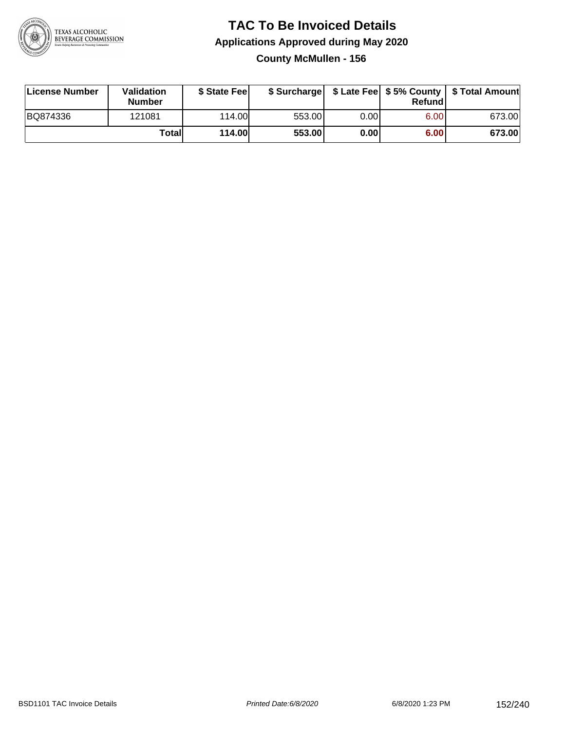# TAC To Be Invoiced Details

## Applications Approved during May 2020

### County McMullen - 156

| License Number | Validation Number | $ State Fee | $ Surcharge | $ Late Fee | $ 5% County Refund | $ Total Amount |
|---|---|---|---|---|---|---|
| BQ874336 | 121081 | 114.00 | 553.00 | 0.00 | 6.00 | 673.00 |
| | **Total** | **114.00** | **553.00** | **0.00** | **6.00** | **673.00** |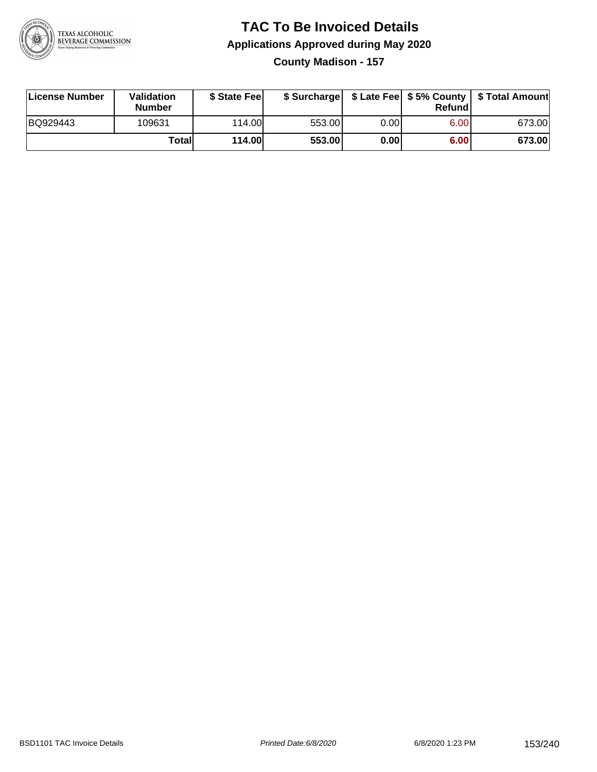# TAC To Be Invoiced Details

## Applications Approved during May 2020

### County Madison - 157

| License Number | Validation Number | $ State Fee | $ Surcharge | $ Late Fee | $ 5% County Refund | $ Total Amount |
|---|---|---|---|---|---|---|
| BQ929443 | 109631 | 114.00 | 553.00 | 0.00 | 6.00 | 673.00 |
| | **Total** | **114.00** | **553.00** | **0.00** | **6.00** | **673.00** |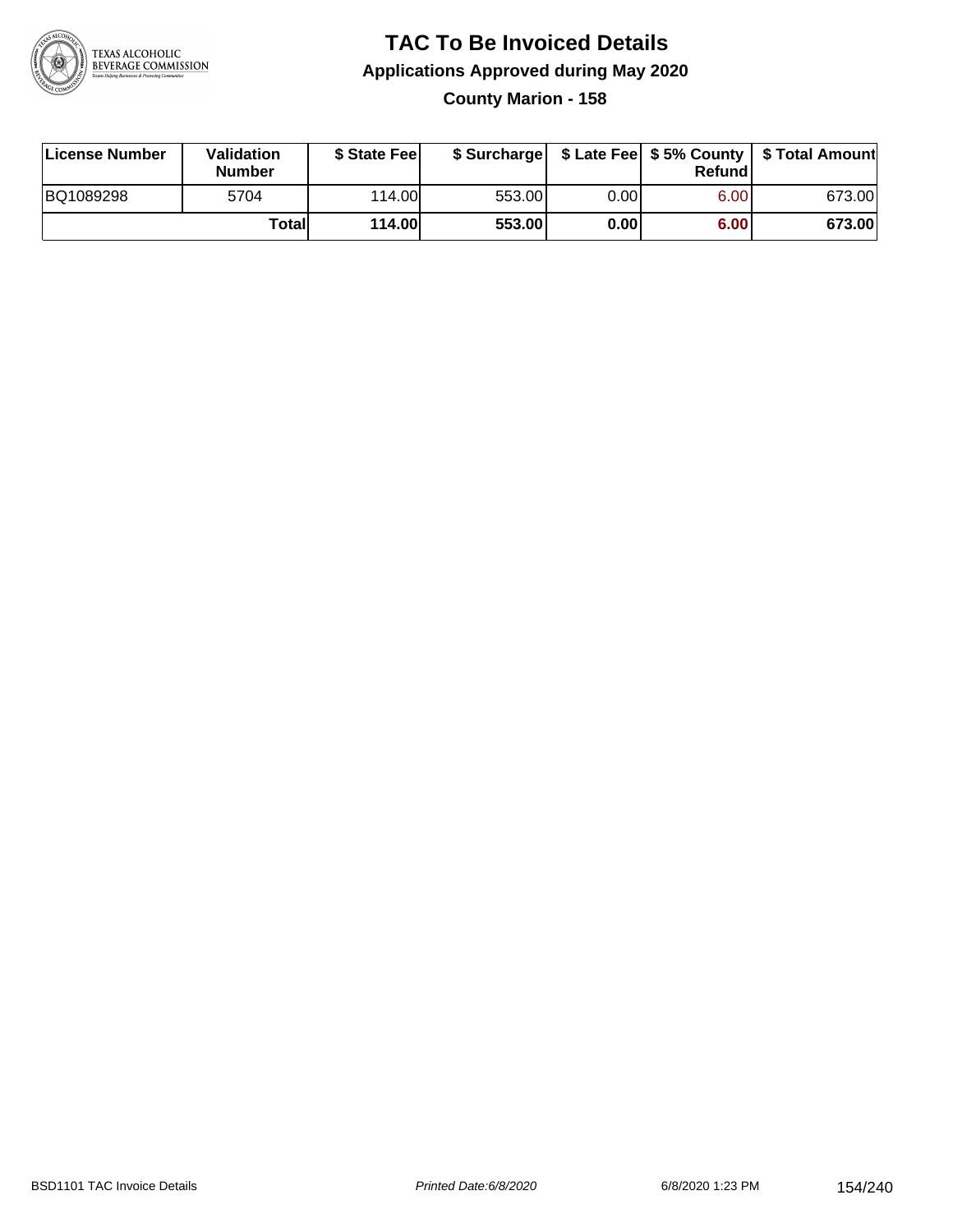# TAC To Be Invoiced Details

## Applications Approved during May 2020

### County Marion - 158

| License Number | Validation Number | $ State Fee | $ Surcharge | $ Late Fee | $ 5% County Refund | $ Total Amount |
|---|---|---|---|---|---|---|
| BQ1089298 | 5704 | 114.00 | 553.00 | 0.00 | 6.00 | 673.00 |
| | **Total** | **114.00** | **553.00** | **0.00** | **6.00** | **673.00** |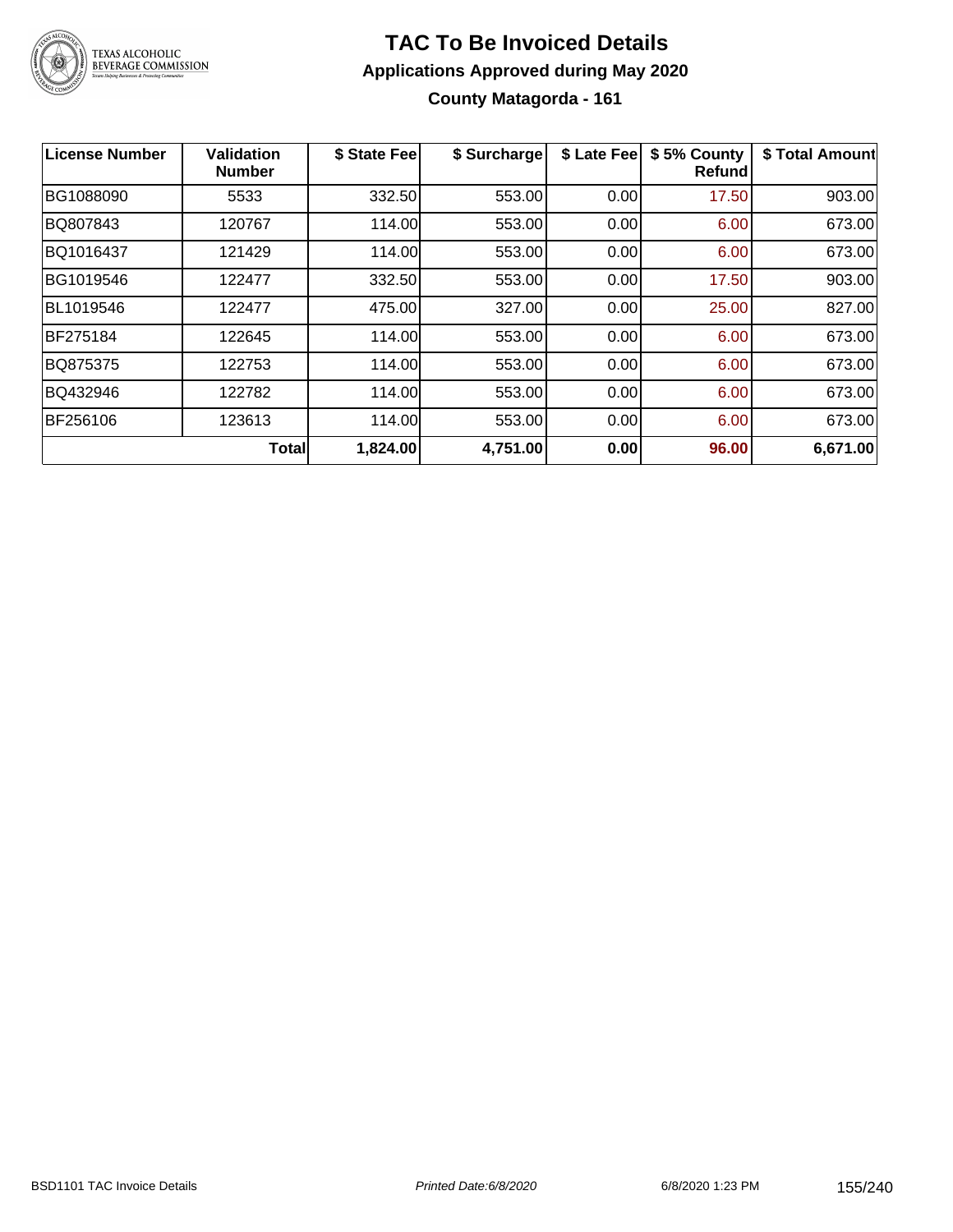# TAC To Be Invoiced Details

## Applications Approved during May 2020

### County Matagorda - 161

| License Number | Validation Number | $ State Fee | $ Surcharge | $ Late Fee | $ 5% County Refund | $ Total Amount |
|---|---|---|---|---|---|---|
| BG1088090 | 5533 | 332.50 | 553.00 | 0.00 | 17.50 | 903.00 |
| BQ807843 | 120767 | 114.00 | 553.00 | 0.00 | 6.00 | 673.00 |
| BQ1016437 | 121429 | 114.00 | 553.00 | 0.00 | 6.00 | 673.00 |
| BG1019546 | 122477 | 332.50 | 553.00 | 0.00 | 17.50 | 903.00 |
| BL1019546 | 122477 | 475.00 | 327.00 | 0.00 | 25.00 | 827.00 |
| BF275184 | 122645 | 114.00 | 553.00 | 0.00 | 6.00 | 673.00 |
| BQ875375 | 122753 | 114.00 | 553.00 | 0.00 | 6.00 | 673.00 |
| BQ432946 | 122782 | 114.00 | 553.00 | 0.00 | 6.00 | 673.00 |
| BF256106 | 123613 | 114.00 | 553.00 | 0.00 | 6.00 | 673.00 |
| | **Total** | **1,824.00** | **4,751.00** | **0.00** | **96.00** | **6,671.00** |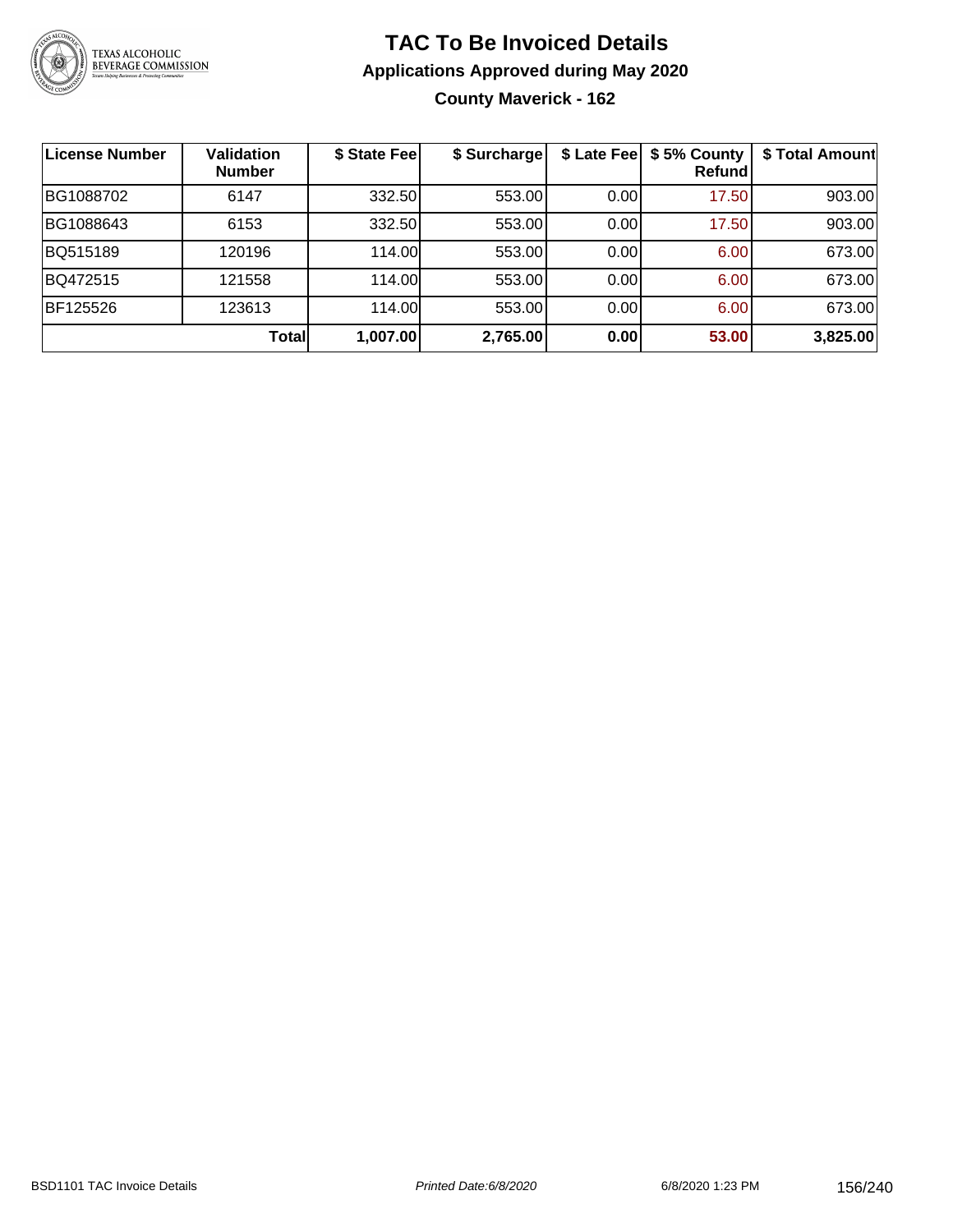# TAC To Be Invoiced Details

## Applications Approved during May 2020

### County Maverick - 162

| License Number | Validation Number | $ State Fee | $ Surcharge | $ Late Fee | $ 5% County Refund | $ Total Amount |
|---|---|---|---|---|---|---|
| BG1088702 | 6147 | 332.50 | 553.00 | 0.00 | 17.50 | 903.00 |
| BG1088643 | 6153 | 332.50 | 553.00 | 0.00 | 17.50 | 903.00 |
| BQ515189 | 120196 | 114.00 | 553.00 | 0.00 | 6.00 | 673.00 |
| BQ472515 | 121558 | 114.00 | 553.00 | 0.00 | 6.00 | 673.00 |
| BF125526 | 123613 | 114.00 | 553.00 | 0.00 | 6.00 | 673.00 |
| | **Total** | **1,007.00** | **2,765.00** | **0.00** | **53.00** | **3,825.00** |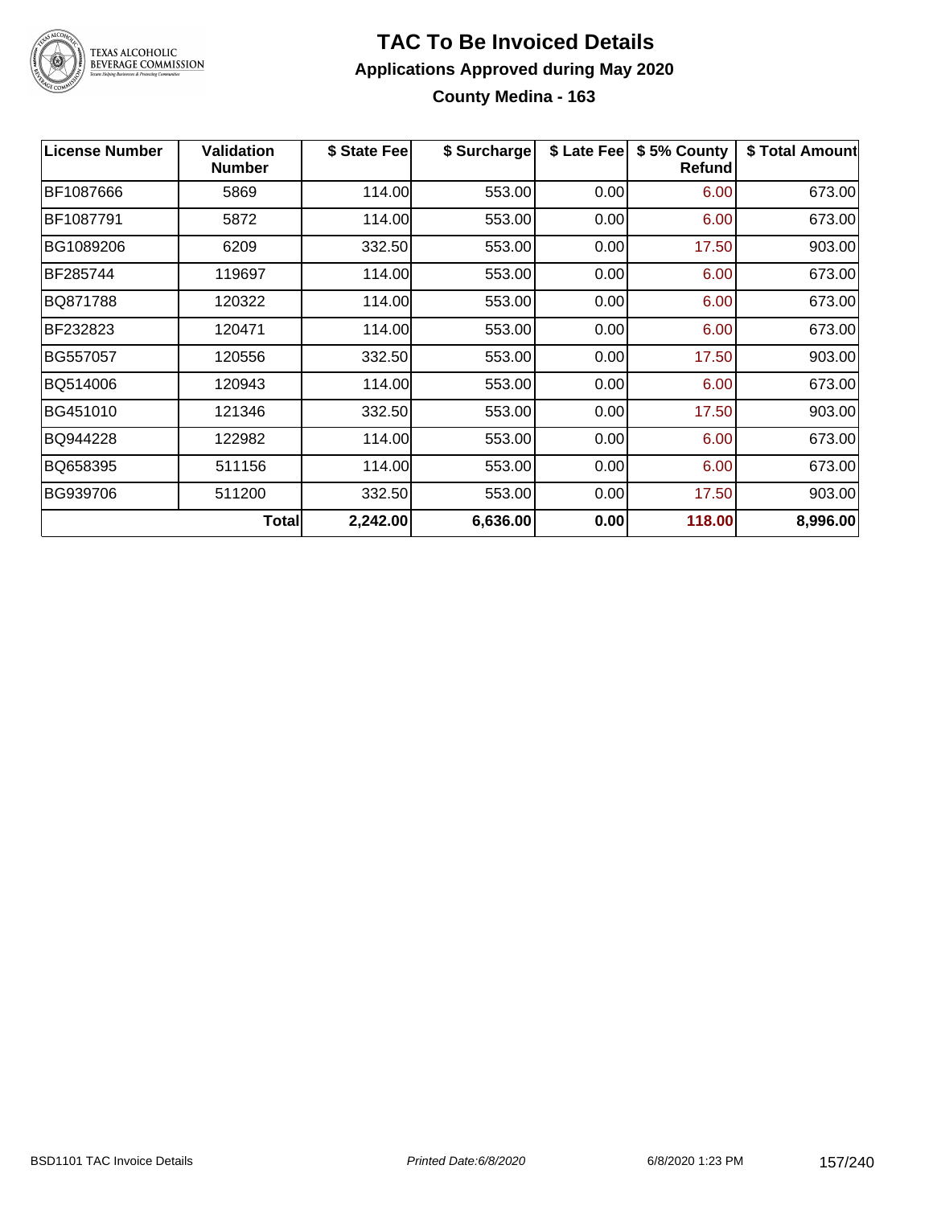# TAC To Be Invoiced Details

## Applications Approved during May 2020

### County Medina - 163

| License Number | Validation Number | $ State Fee | $ Surcharge | $ Late Fee | $ 5% County Refund | $ Total Amount |
|---|---|---|---|---|---|---|
| BF1087666 | 5869 | 114.00 | 553.00 | 0.00 | 6.00 | 673.00 |
| BF1087791 | 5872 | 114.00 | 553.00 | 0.00 | 6.00 | 673.00 |
| BG1089206 | 6209 | 332.50 | 553.00 | 0.00 | 17.50 | 903.00 |
| BF285744 | 119697 | 114.00 | 553.00 | 0.00 | 6.00 | 673.00 |
| BQ871788 | 120322 | 114.00 | 553.00 | 0.00 | 6.00 | 673.00 |
| BF232823 | 120471 | 114.00 | 553.00 | 0.00 | 6.00 | 673.00 |
| BG557057 | 120556 | 332.50 | 553.00 | 0.00 | 17.50 | 903.00 |
| BQ514006 | 120943 | 114.00 | 553.00 | 0.00 | 6.00 | 673.00 |
| BG451010 | 121346 | 332.50 | 553.00 | 0.00 | 17.50 | 903.00 |
| BQ944228 | 122982 | 114.00 | 553.00 | 0.00 | 6.00 | 673.00 |
| BQ658395 | 511156 | 114.00 | 553.00 | 0.00 | 6.00 | 673.00 |
| BG939706 | 511200 | 332.50 | 553.00 | 0.00 | 17.50 | 903.00 |
| | **Total** | **2,242.00** | **6,636.00** | **0.00** | **118.00** | **8,996.00** |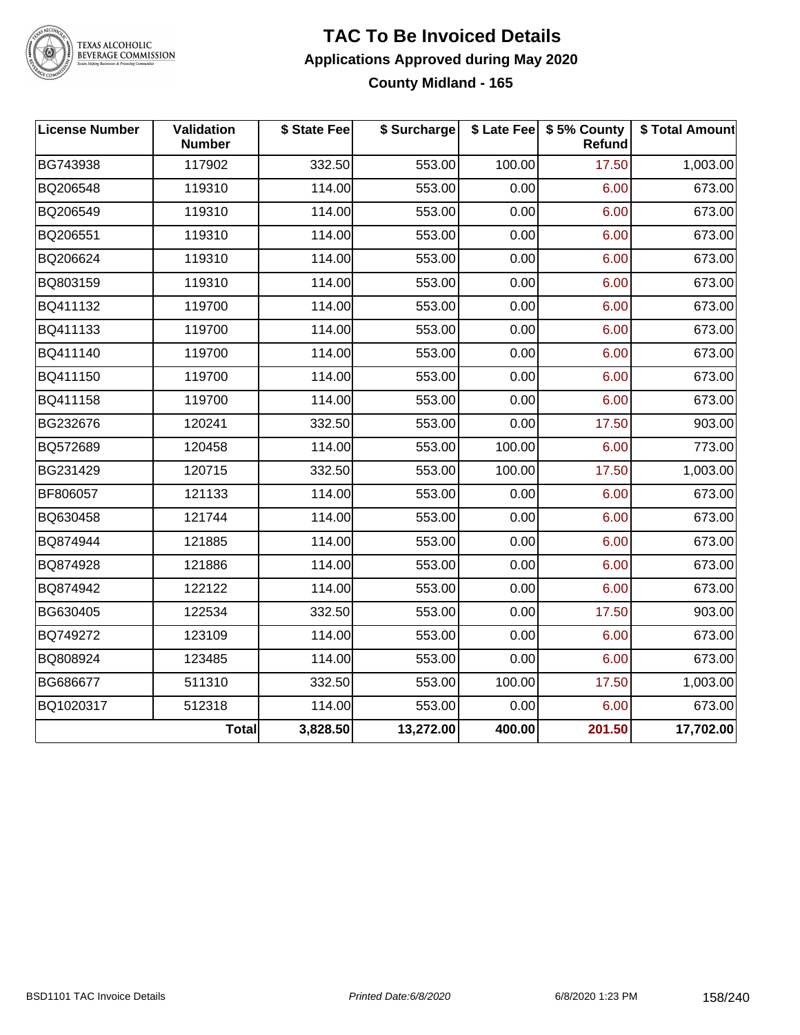# TAC To Be Invoiced Details

## Applications Approved during May 2020

### County Midland - 165

| License Number | Validation Number | $ State Fee | $ Surcharge | $ Late Fee | $ 5% County Refund | $ Total Amount |
|---|---|---|---|---|---|---|
| BG743938 | 117902 | 332.50 | 553.00 | 100.00 | 17.50 | 1,003.00 |
| BQ206548 | 119310 | 114.00 | 553.00 | 0.00 | 6.00 | 673.00 |
| BQ206549 | 119310 | 114.00 | 553.00 | 0.00 | 6.00 | 673.00 |
| BQ206551 | 119310 | 114.00 | 553.00 | 0.00 | 6.00 | 673.00 |
| BQ206624 | 119310 | 114.00 | 553.00 | 0.00 | 6.00 | 673.00 |
| BQ803159 | 119310 | 114.00 | 553.00 | 0.00 | 6.00 | 673.00 |
| BQ411132 | 119700 | 114.00 | 553.00 | 0.00 | 6.00 | 673.00 |
| BQ411133 | 119700 | 114.00 | 553.00 | 0.00 | 6.00 | 673.00 |
| BQ411140 | 119700 | 114.00 | 553.00 | 0.00 | 6.00 | 673.00 |
| BQ411150 | 119700 | 114.00 | 553.00 | 0.00 | 6.00 | 673.00 |
| BQ411158 | 119700 | 114.00 | 553.00 | 0.00 | 6.00 | 673.00 |
| BG232676 | 120241 | 332.50 | 553.00 | 0.00 | 17.50 | 903.00 |
| BQ572689 | 120458 | 114.00 | 553.00 | 100.00 | 6.00 | 773.00 |
| BG231429 | 120715 | 332.50 | 553.00 | 100.00 | 17.50 | 1,003.00 |
| BF806057 | 121133 | 114.00 | 553.00 | 0.00 | 6.00 | 673.00 |
| BQ630458 | 121744 | 114.00 | 553.00 | 0.00 | 6.00 | 673.00 |
| BQ874944 | 121885 | 114.00 | 553.00 | 0.00 | 6.00 | 673.00 |
| BQ874928 | 121886 | 114.00 | 553.00 | 0.00 | 6.00 | 673.00 |
| BQ874942 | 122122 | 114.00 | 553.00 | 0.00 | 6.00 | 673.00 |
| BG630405 | 122534 | 332.50 | 553.00 | 0.00 | 17.50 | 903.00 |
| BQ749272 | 123109 | 114.00 | 553.00 | 0.00 | 6.00 | 673.00 |
| BQ808924 | 123485 | 114.00 | 553.00 | 0.00 | 6.00 | 673.00 |
| BG686677 | 511310 | 332.50 | 553.00 | 100.00 | 17.50 | 1,003.00 |
| BQ1020317 | 512318 | 114.00 | 553.00 | 0.00 | 6.00 | 673.00 |
| | **Total** | **3,828.50** | **13,272.00** | **400.00** | **201.50** | **17,702.00** |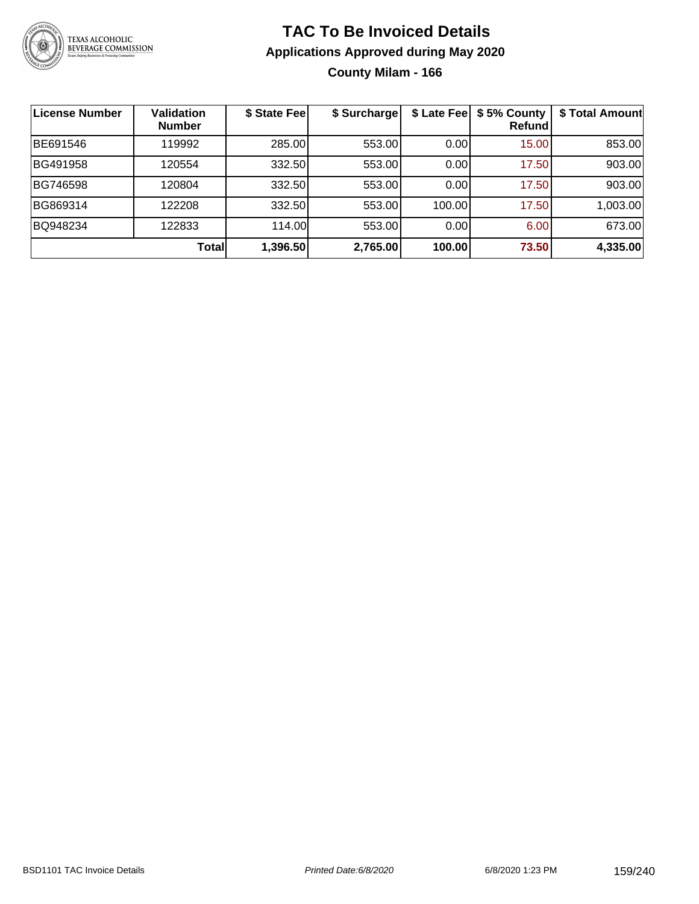# TAC To Be Invoiced Details

## Applications Approved during May 2020

### County Milam - 166

| License Number | Validation Number | $ State Fee | $ Surcharge | $ Late Fee | $ 5% County Refund | $ Total Amount |
|---|---|---|---|---|---|---|
| BE691546 | 119992 | 285.00 | 553.00 | 0.00 | 15.00 | 853.00 |
| BG491958 | 120554 | 332.50 | 553.00 | 0.00 | 17.50 | 903.00 |
| BG746598 | 120804 | 332.50 | 553.00 | 0.00 | 17.50 | 903.00 |
| BG869314 | 122208 | 332.50 | 553.00 | 100.00 | 17.50 | 1,003.00 |
| BQ948234 | 122833 | 114.00 | 553.00 | 0.00 | 6.00 | 673.00 |
| | **Total** | **1,396.50** | **2,765.00** | **100.00** | **73.50** | **4,335.00** |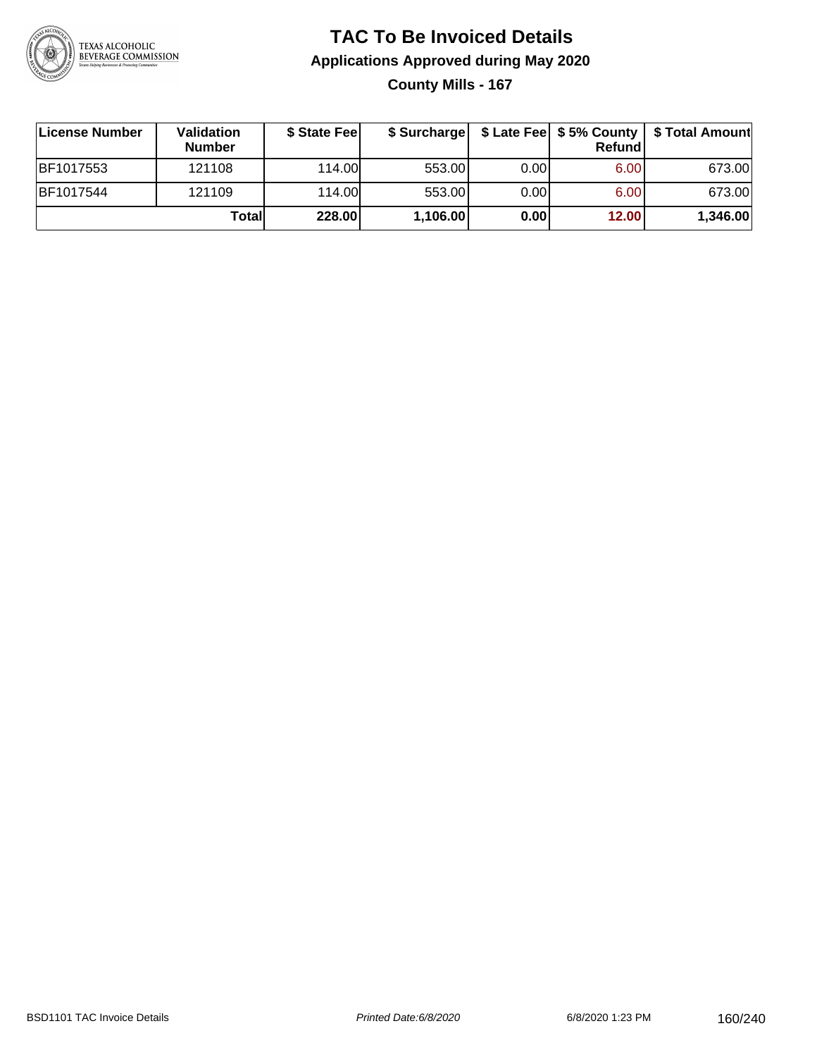# TAC To Be Invoiced Details

## Applications Approved during May 2020

### County Mills - 167

| License Number | Validation Number | $ State Fee | $ Surcharge | $ Late Fee | $ 5% County Refund | $ Total Amount |
|---|---|---|---|---|---|---|
| BF1017553 | 121108 | 114.00 | 553.00 | 0.00 | 6.00 | 673.00 |
| BF1017544 | 121109 | 114.00 | 553.00 | 0.00 | 6.00 | 673.00 |
| | **Total** | **228.00** | **1,106.00** | **0.00** | **12.00** | **1,346.00** |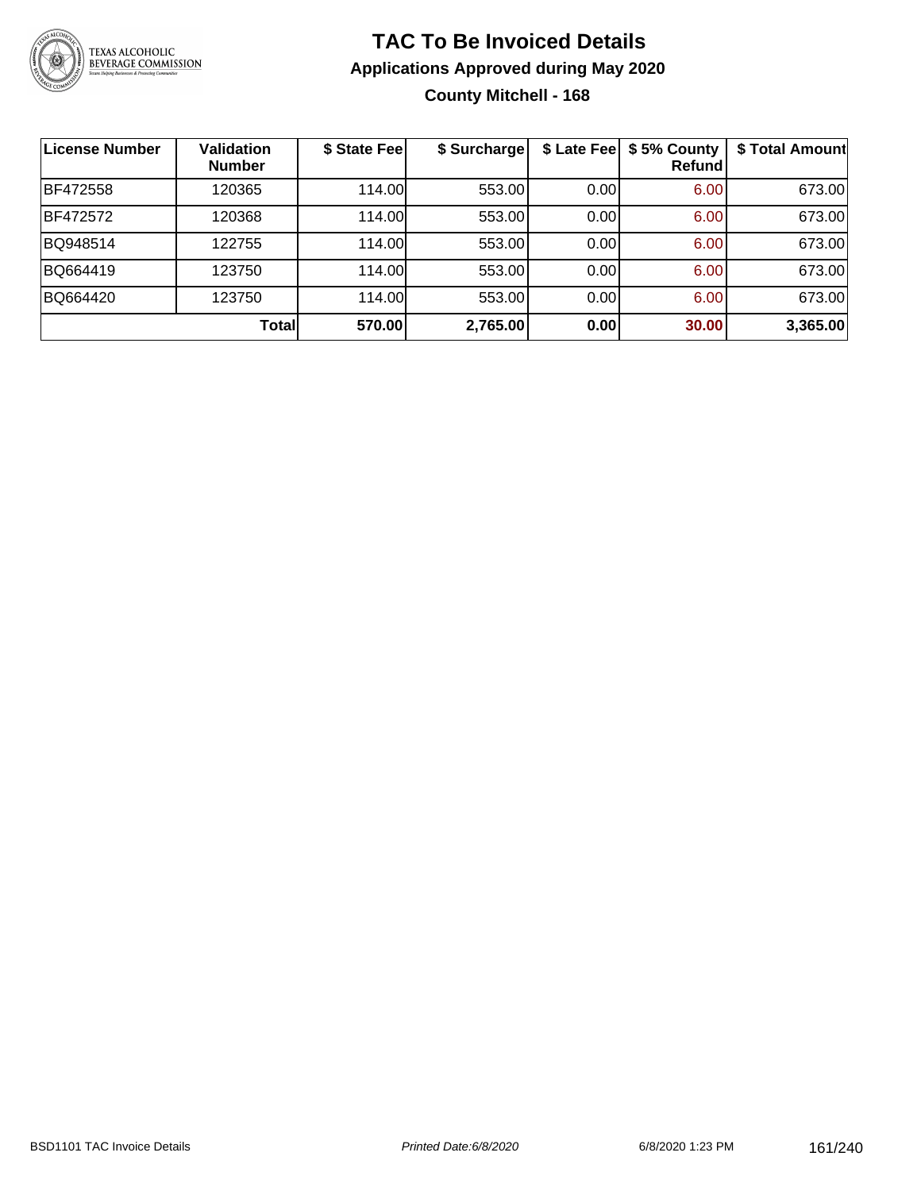# TAC To Be Invoiced Details

## Applications Approved during May 2020

### County Mitchell - 168

| License Number | Validation Number | $ State Fee | $ Surcharge | $ Late Fee | $ 5% County Refund | $ Total Amount |
|---|---|---|---|---|---|---|
| BF472558 | 120365 | 114.00 | 553.00 | 0.00 | 6.00 | 673.00 |
| BF472572 | 120368 | 114.00 | 553.00 | 0.00 | 6.00 | 673.00 |
| BQ948514 | 122755 | 114.00 | 553.00 | 0.00 | 6.00 | 673.00 |
| BQ664419 | 123750 | 114.00 | 553.00 | 0.00 | 6.00 | 673.00 |
| BQ664420 | 123750 | 114.00 | 553.00 | 0.00 | 6.00 | 673.00 |
| | **Total** | **570.00** | **2,765.00** | **0.00** | **30.00** | **3,365.00** |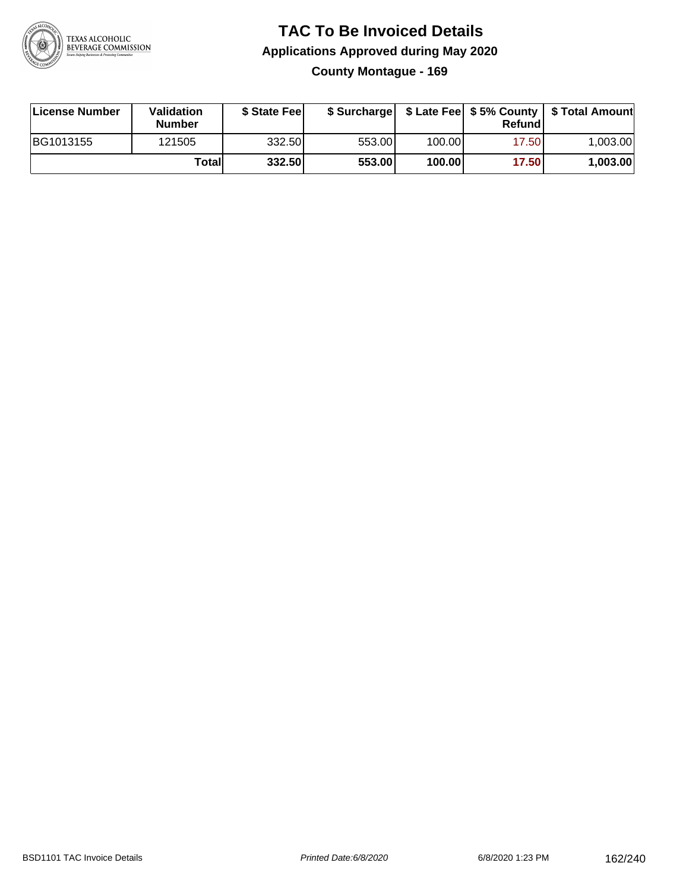# TAC To Be Invoiced Details

## Applications Approved during May 2020

### County Montague - 169

| License Number | Validation Number | $ State Fee | $ Surcharge | $ Late Fee | $ 5% County Refund | $ Total Amount |
|---|---|---|---|---|---|---|
| BG1013155 | 121505 | 332.50 | 553.00 | 100.00 | 17.50 | 1,003.00 |
| | **Total** | **332.50** | **553.00** | **100.00** | **17.50** | **1,003.00** |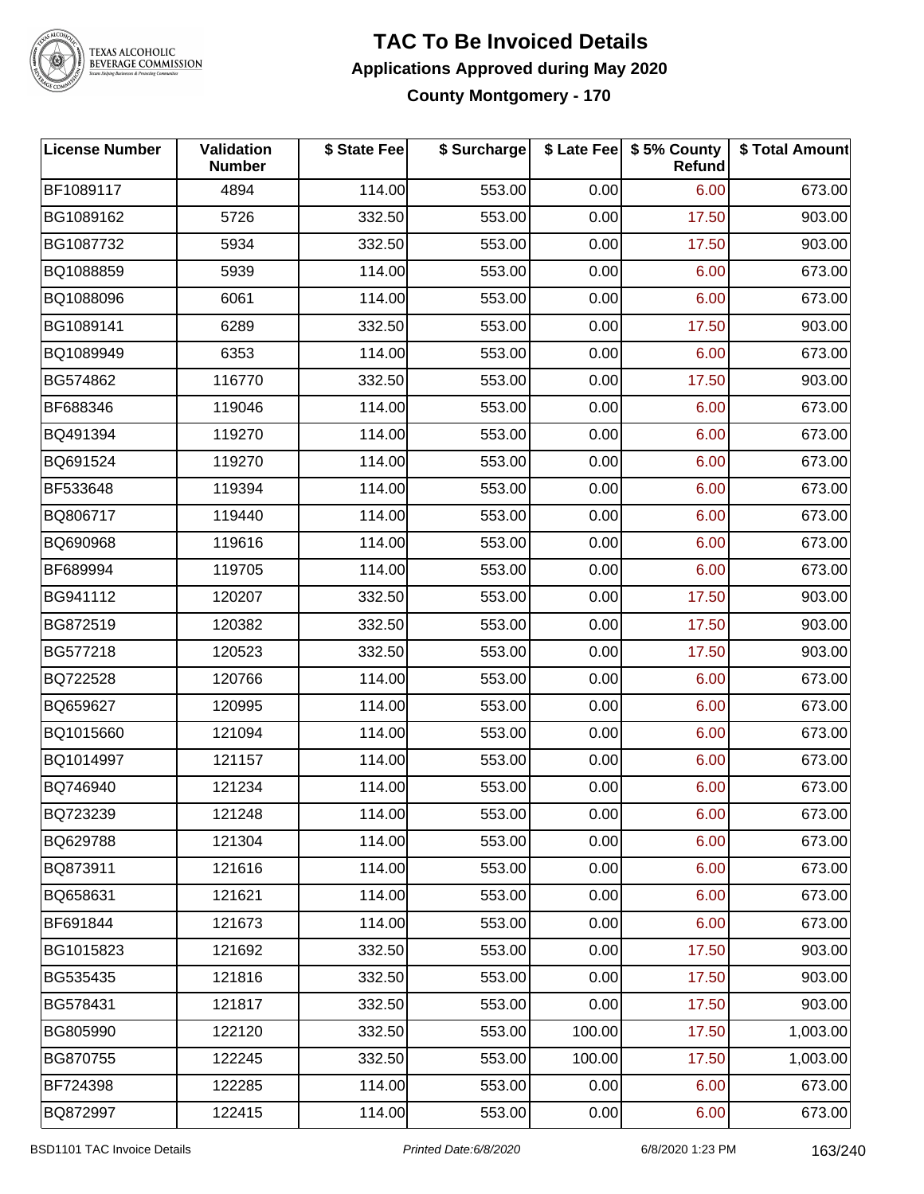# TAC To Be Invoiced Details

## Applications Approved during May 2020

### County Montgomery - 170

| License Number | Validation Number | $ State Fee | $ Surcharge | $ Late Fee | $ 5% County Refund | $ Total Amount |
|---|---|---|---|---|---|---|
| BF1089117 | 4894 | 114.00 | 553.00 | 0.00 | 6.00 | 673.00 |
| BG1089162 | 5726 | 332.50 | 553.00 | 0.00 | 17.50 | 903.00 |
| BG1087732 | 5934 | 332.50 | 553.00 | 0.00 | 17.50 | 903.00 |
| BQ1088859 | 5939 | 114.00 | 553.00 | 0.00 | 6.00 | 673.00 |
| BQ1088096 | 6061 | 114.00 | 553.00 | 0.00 | 6.00 | 673.00 |
| BG1089141 | 6289 | 332.50 | 553.00 | 0.00 | 17.50 | 903.00 |
| BQ1089949 | 6353 | 114.00 | 553.00 | 0.00 | 6.00 | 673.00 |
| BG574862 | 116770 | 332.50 | 553.00 | 0.00 | 17.50 | 903.00 |
| BF688346 | 119046 | 114.00 | 553.00 | 0.00 | 6.00 | 673.00 |
| BQ491394 | 119270 | 114.00 | 553.00 | 0.00 | 6.00 | 673.00 |
| BQ691524 | 119270 | 114.00 | 553.00 | 0.00 | 6.00 | 673.00 |
| BF533648 | 119394 | 114.00 | 553.00 | 0.00 | 6.00 | 673.00 |
| BQ806717 | 119440 | 114.00 | 553.00 | 0.00 | 6.00 | 673.00 |
| BQ690968 | 119616 | 114.00 | 553.00 | 0.00 | 6.00 | 673.00 |
| BF689994 | 119705 | 114.00 | 553.00 | 0.00 | 6.00 | 673.00 |
| BG941112 | 120207 | 332.50 | 553.00 | 0.00 | 17.50 | 903.00 |
| BG872519 | 120382 | 332.50 | 553.00 | 0.00 | 17.50 | 903.00 |
| BG577218 | 120523 | 332.50 | 553.00 | 0.00 | 17.50 | 903.00 |
| BQ722528 | 120766 | 114.00 | 553.00 | 0.00 | 6.00 | 673.00 |
| BQ659627 | 120995 | 114.00 | 553.00 | 0.00 | 6.00 | 673.00 |
| BQ1015660 | 121094 | 114.00 | 553.00 | 0.00 | 6.00 | 673.00 |
| BQ1014997 | 121157 | 114.00 | 553.00 | 0.00 | 6.00 | 673.00 |
| BQ746940 | 121234 | 114.00 | 553.00 | 0.00 | 6.00 | 673.00 |
| BQ723239 | 121248 | 114.00 | 553.00 | 0.00 | 6.00 | 673.00 |
| BQ629788 | 121304 | 114.00 | 553.00 | 0.00 | 6.00 | 673.00 |
| BQ873911 | 121616 | 114.00 | 553.00 | 0.00 | 6.00 | 673.00 |
| BQ658631 | 121621 | 114.00 | 553.00 | 0.00 | 6.00 | 673.00 |
| BF691844 | 121673 | 114.00 | 553.00 | 0.00 | 6.00 | 673.00 |
| BG1015823 | 121692 | 332.50 | 553.00 | 0.00 | 17.50 | 903.00 |
| BG535435 | 121816 | 332.50 | 553.00 | 0.00 | 17.50 | 903.00 |
| BG578431 | 121817 | 332.50 | 553.00 | 0.00 | 17.50 | 903.00 |
| BG805990 | 122120 | 332.50 | 553.00 | 100.00 | 17.50 | 1,003.00 |
| BG870755 | 122245 | 332.50 | 553.00 | 100.00 | 17.50 | 1,003.00 |
| BF724398 | 122285 | 114.00 | 553.00 | 0.00 | 6.00 | 673.00 |
| BQ872997 | 122415 | 114.00 | 553.00 | 0.00 | 6.00 | 673.00 |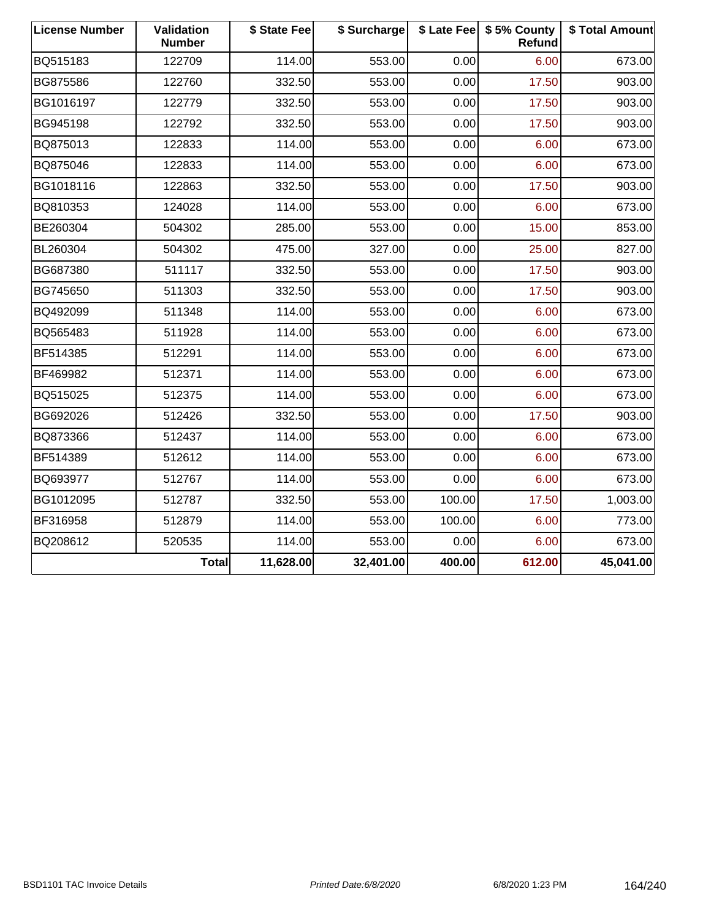| License Number | Validation Number | $ State Fee | $ Surcharge | $ Late Fee | $ 5% County Refund | $ Total Amount |
|---|---|---|---|---|---|---|
| BQ515183 | 122709 | 114.00 | 553.00 | 0.00 | 6.00 | 673.00 |
| BG875586 | 122760 | 332.50 | 553.00 | 0.00 | 17.50 | 903.00 |
| BG1016197 | 122779 | 332.50 | 553.00 | 0.00 | 17.50 | 903.00 |
| BG945198 | 122792 | 332.50 | 553.00 | 0.00 | 17.50 | 903.00 |
| BQ875013 | 122833 | 114.00 | 553.00 | 0.00 | 6.00 | 673.00 |
| BQ875046 | 122833 | 114.00 | 553.00 | 0.00 | 6.00 | 673.00 |
| BG1018116 | 122863 | 332.50 | 553.00 | 0.00 | 17.50 | 903.00 |
| BQ810353 | 124028 | 114.00 | 553.00 | 0.00 | 6.00 | 673.00 |
| BE260304 | 504302 | 285.00 | 553.00 | 0.00 | 15.00 | 853.00 |
| BL260304 | 504302 | 475.00 | 327.00 | 0.00 | 25.00 | 827.00 |
| BG687380 | 511117 | 332.50 | 553.00 | 0.00 | 17.50 | 903.00 |
| BG745650 | 511303 | 332.50 | 553.00 | 0.00 | 17.50 | 903.00 |
| BQ492099 | 511348 | 114.00 | 553.00 | 0.00 | 6.00 | 673.00 |
| BQ565483 | 511928 | 114.00 | 553.00 | 0.00 | 6.00 | 673.00 |
| BF514385 | 512291 | 114.00 | 553.00 | 0.00 | 6.00 | 673.00 |
| BF469982 | 512371 | 114.00 | 553.00 | 0.00 | 6.00 | 673.00 |
| BQ515025 | 512375 | 114.00 | 553.00 | 0.00 | 6.00 | 673.00 |
| BG692026 | 512426 | 332.50 | 553.00 | 0.00 | 17.50 | 903.00 |
| BQ873366 | 512437 | 114.00 | 553.00 | 0.00 | 6.00 | 673.00 |
| BF514389 | 512612 | 114.00 | 553.00 | 0.00 | 6.00 | 673.00 |
| BQ693977 | 512767 | 114.00 | 553.00 | 0.00 | 6.00 | 673.00 |
| BG1012095 | 512787 | 332.50 | 553.00 | 100.00 | 17.50 | 1,003.00 |
| BF316958 | 512879 | 114.00 | 553.00 | 100.00 | 6.00 | 773.00 |
| BQ208612 | 520535 | 114.00 | 553.00 | 0.00 | 6.00 | 673.00 |
| | **Total** | **11,628.00** | **32,401.00** | **400.00** | **612.00** | **45,041.00** |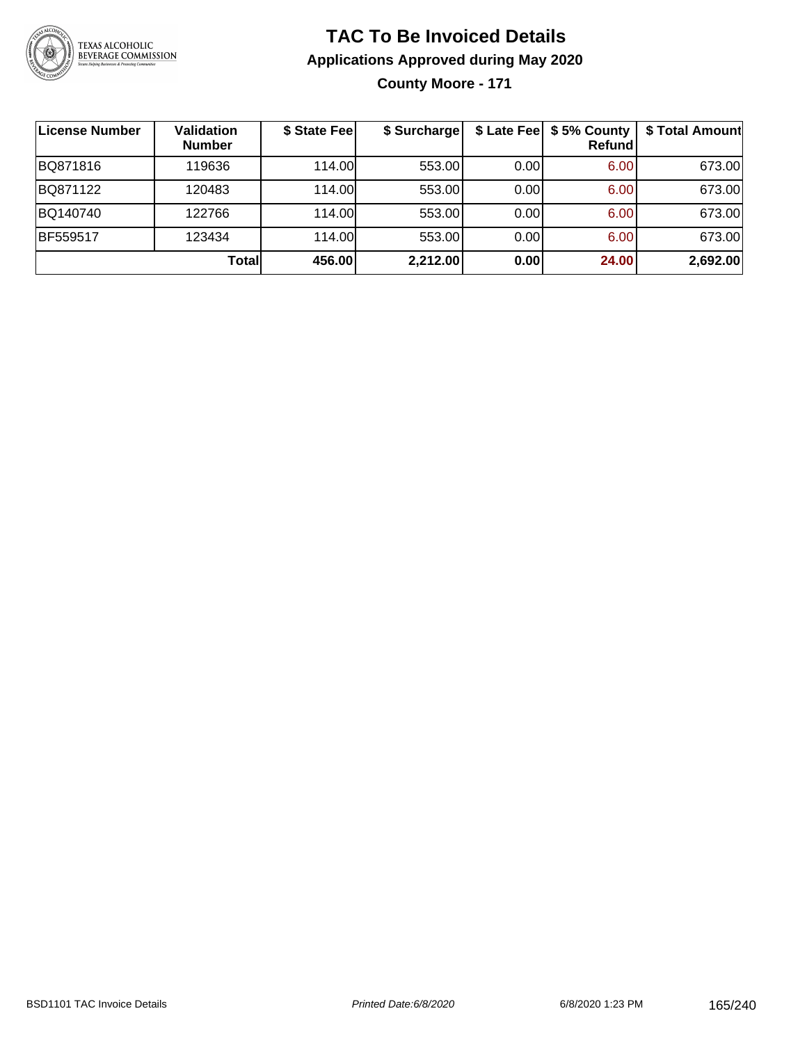# TAC To Be Invoiced Details

## Applications Approved during May 2020

### County Moore - 171

| License Number | Validation Number | $ State Fee | $ Surcharge | $ Late Fee | $ 5% County Refund | $ Total Amount |
|---|---|---|---|---|---|---|
| BQ871816 | 119636 | 114.00 | 553.00 | 0.00 | 6.00 | 673.00 |
| BQ871122 | 120483 | 114.00 | 553.00 | 0.00 | 6.00 | 673.00 |
| BQ140740 | 122766 | 114.00 | 553.00 | 0.00 | 6.00 | 673.00 |
| BF559517 | 123434 | 114.00 | 553.00 | 0.00 | 6.00 | 673.00 |
| | **Total** | **456.00** | **2,212.00** | **0.00** | **24.00** | **2,692.00** |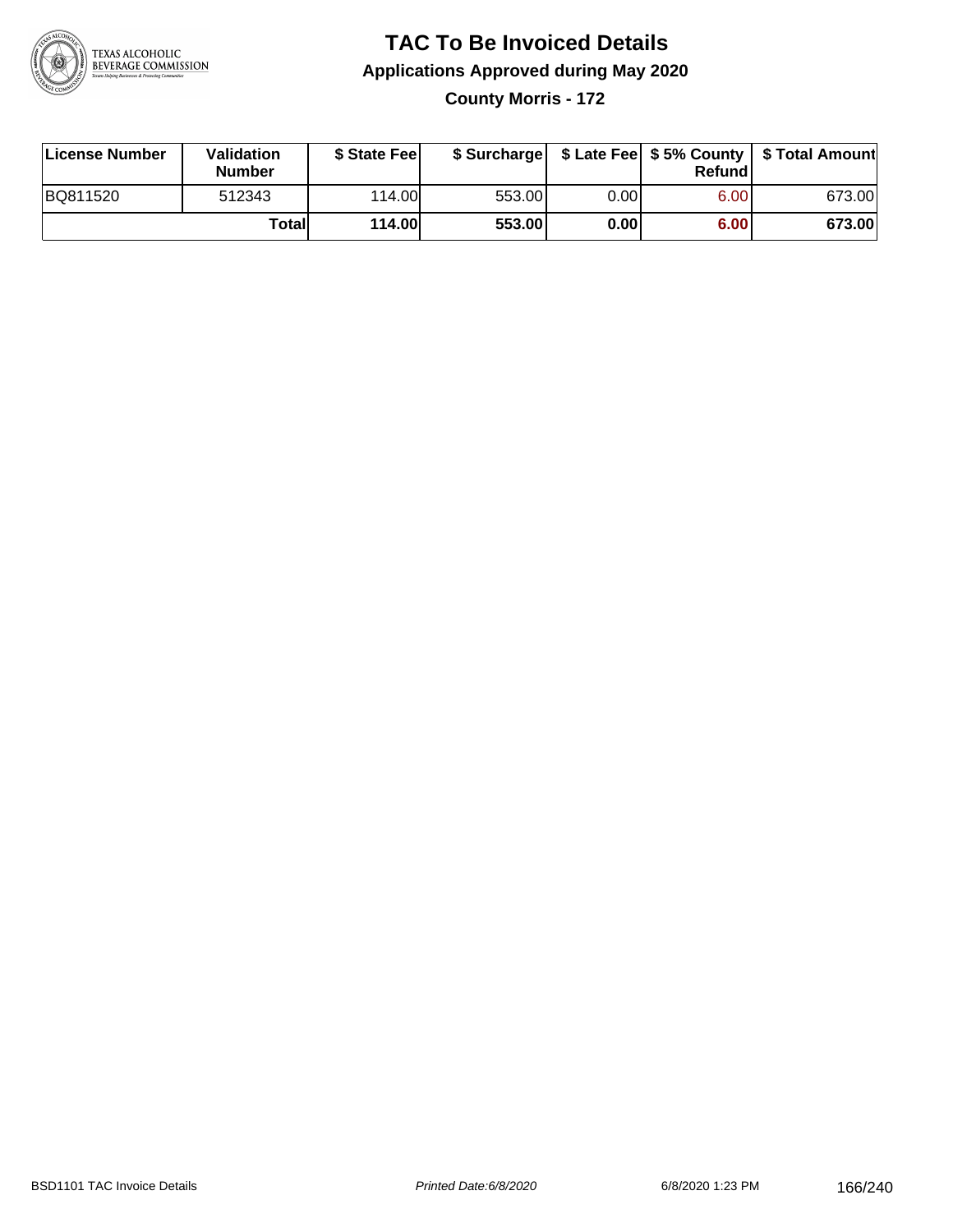# TAC To Be Invoiced Details

## Applications Approved during May 2020

### County Morris - 172

| License Number | Validation Number | $ State Fee | $ Surcharge | $ Late Fee | $ 5% County Refund | $ Total Amount |
|---|---|---|---|---|---|---|
| BQ811520 | 512343 | 114.00 | 553.00 | 0.00 | 6.00 | 673.00 |
| | **Total** | **114.00** | **553.00** | **0.00** | **6.00** | **673.00** |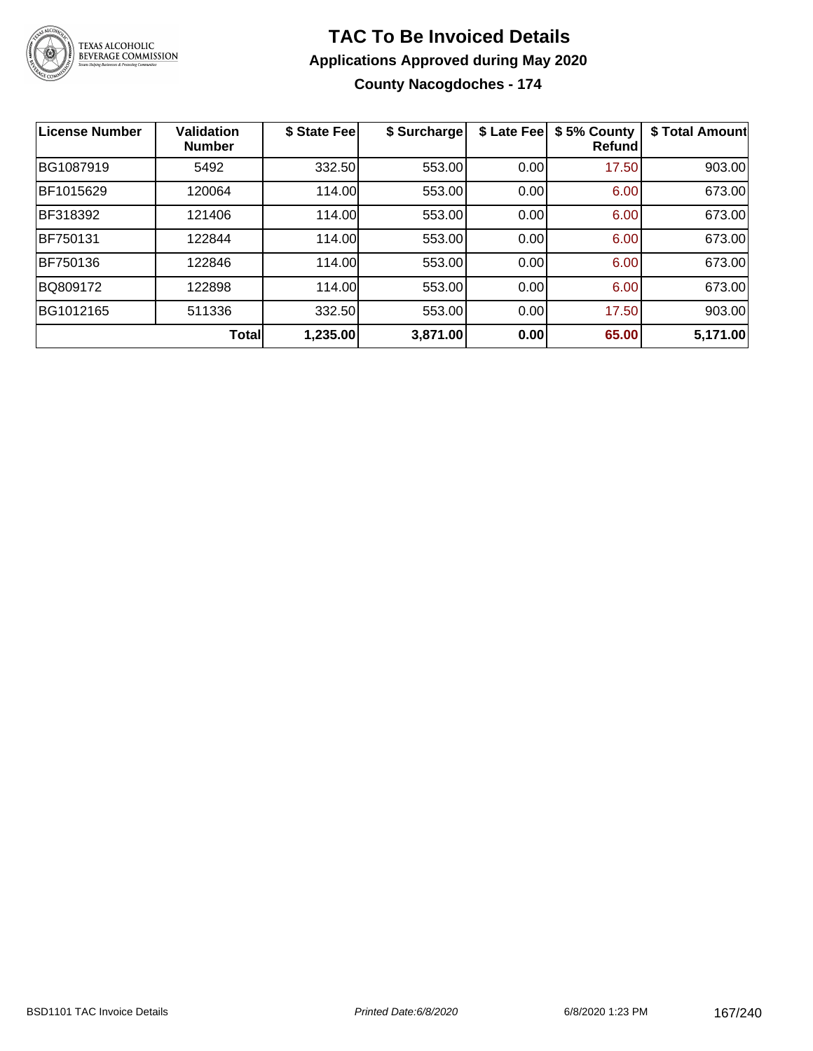# TAC To Be Invoiced Details

## Applications Approved during May 2020

### County Nacogdoches - 174

| License Number | Validation Number | $ State Fee | $ Surcharge | $ Late Fee | $ 5% County Refund | $ Total Amount |
|---|---|---|---|---|---|---|
| BG1087919 | 5492 | 332.50 | 553.00 | 0.00 | 17.50 | 903.00 |
| BF1015629 | 120064 | 114.00 | 553.00 | 0.00 | 6.00 | 673.00 |
| BF318392 | 121406 | 114.00 | 553.00 | 0.00 | 6.00 | 673.00 |
| BF750131 | 122844 | 114.00 | 553.00 | 0.00 | 6.00 | 673.00 |
| BF750136 | 122846 | 114.00 | 553.00 | 0.00 | 6.00 | 673.00 |
| BQ809172 | 122898 | 114.00 | 553.00 | 0.00 | 6.00 | 673.00 |
| BG1012165 | 511336 | 332.50 | 553.00 | 0.00 | 17.50 | 903.00 |
| | **Total** | **1,235.00** | **3,871.00** | **0.00** | **65.00** | **5,171.00** |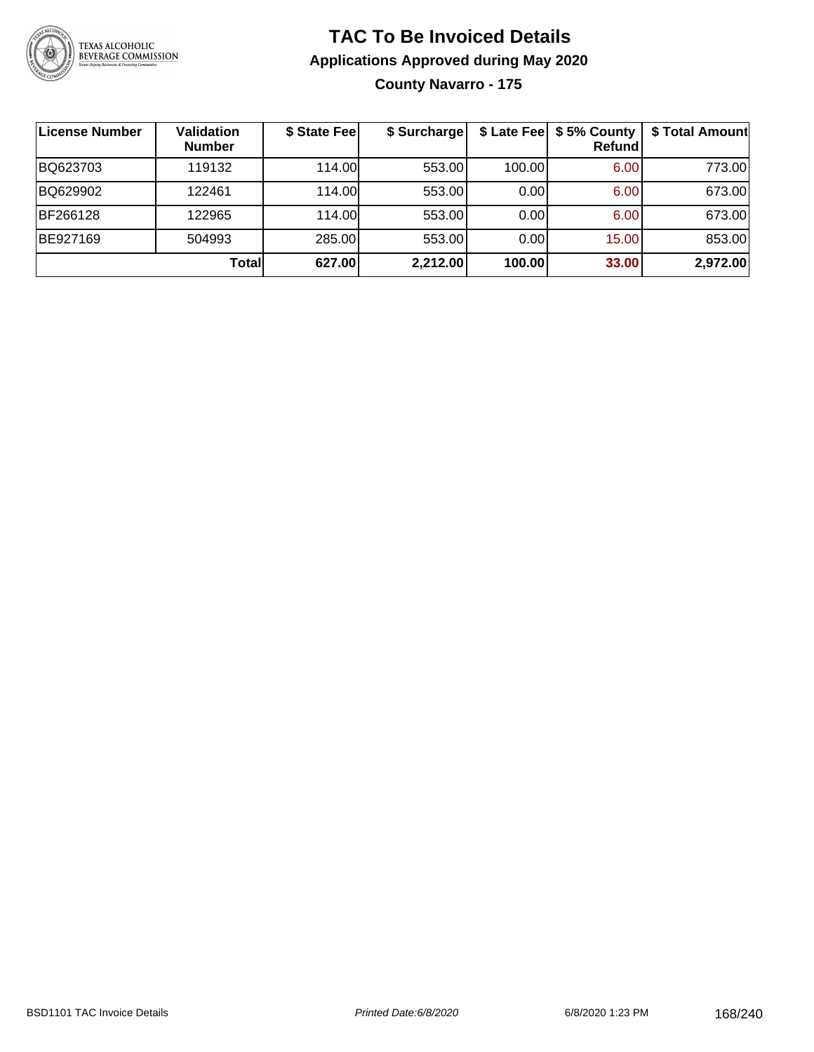# TAC To Be Invoiced Details

## Applications Approved during May 2020

### County Navarro - 175

| License Number | Validation Number | $ State Fee | $ Surcharge | $ Late Fee | $ 5% County Refund | $ Total Amount |
|---|---|---|---|---|---|---|
| BQ623703 | 119132 | 114.00 | 553.00 | 100.00 | 6.00 | 773.00 |
| BQ629902 | 122461 | 114.00 | 553.00 | 0.00 | 6.00 | 673.00 |
| BF266128 | 122965 | 114.00 | 553.00 | 0.00 | 6.00 | 673.00 |
| BE927169 | 504993 | 285.00 | 553.00 | 0.00 | 15.00 | 853.00 |
| | **Total** | **627.00** | **2,212.00** | **100.00** | **33.00** | **2,972.00** |

BSD1101 TAC Invoice Details | *Printed Date:6/8/2020* | 6/8/2020 1:23 PM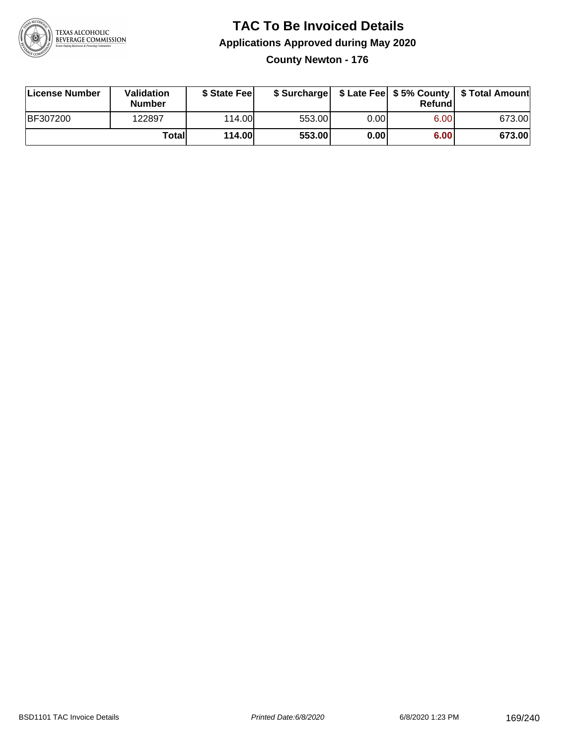# TAC To Be Invoiced Details

## Applications Approved during May 2020

### County Newton - 176

| License Number | Validation Number | $ State Fee | $ Surcharge | $ Late Fee | $ 5% County Refund | $ Total Amount |
|---|---|---|---|---|---|---|
| BF307200 | 122897 | 114.00 | 553.00 | 0.00 | 6.00 | 673.00 |
| | **Total** | **114.00** | **553.00** | **0.00** | **6.00** | **673.00** |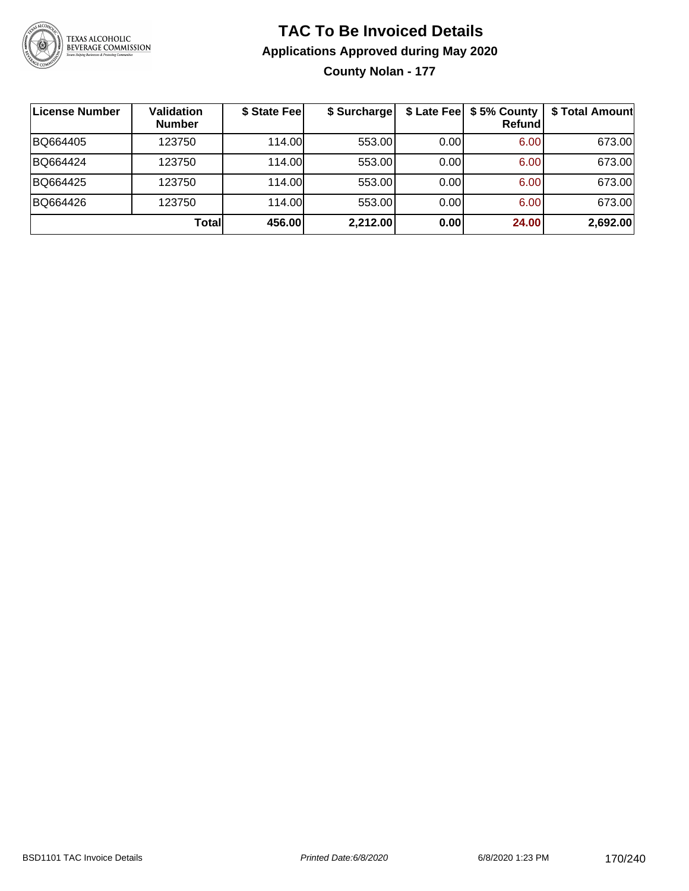# TAC To Be Invoiced Details

## Applications Approved during May 2020

### County Nolan - 177

| License Number | Validation Number | $ State Fee | $ Surcharge | $ Late Fee | $ 5% County Refund | $ Total Amount |
|---|---|---|---|---|---|---|
| BQ664405 | 123750 | 114.00 | 553.00 | 0.00 | 6.00 | 673.00 |
| BQ664424 | 123750 | 114.00 | 553.00 | 0.00 | 6.00 | 673.00 |
| BQ664425 | 123750 | 114.00 | 553.00 | 0.00 | 6.00 | 673.00 |
| BQ664426 | 123750 | 114.00 | 553.00 | 0.00 | 6.00 | 673.00 |
| | **Total** | **456.00** | **2,212.00** | **0.00** | **24.00** | **2,692.00** |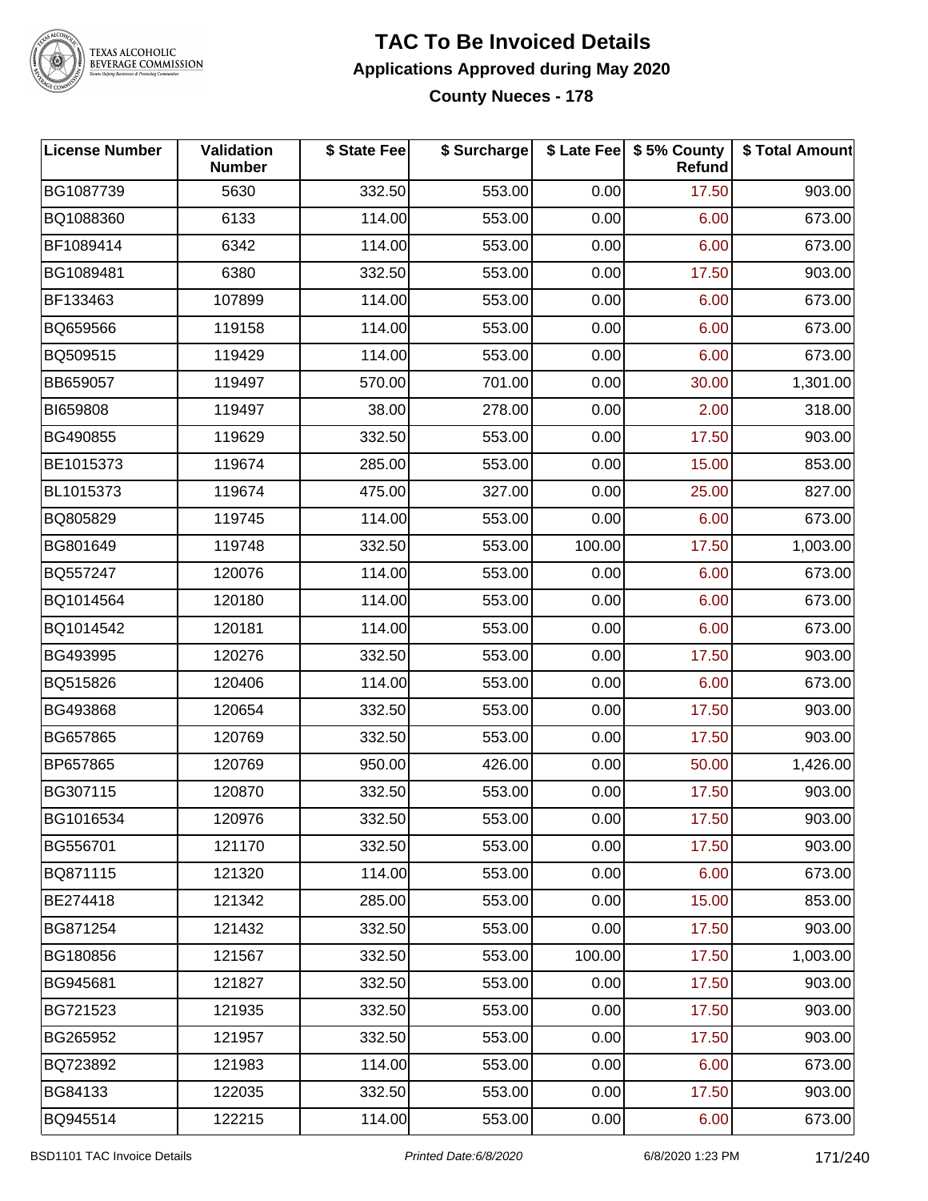# TAC To Be Invoiced Details

## Applications Approved during May 2020

### County Nueces - 178

| License Number | Validation Number | $ State Fee | $ Surcharge | $ Late Fee | $ 5% County Refund | $ Total Amount |
|---|---|---|---|---|---|---|
| BG1087739 | 5630 | 332.50 | 553.00 | 0.00 | 17.50 | 903.00 |
| BQ1088360 | 6133 | 114.00 | 553.00 | 0.00 | 6.00 | 673.00 |
| BF1089414 | 6342 | 114.00 | 553.00 | 0.00 | 6.00 | 673.00 |
| BG1089481 | 6380 | 332.50 | 553.00 | 0.00 | 17.50 | 903.00 |
| BF133463 | 107899 | 114.00 | 553.00 | 0.00 | 6.00 | 673.00 |
| BQ659566 | 119158 | 114.00 | 553.00 | 0.00 | 6.00 | 673.00 |
| BQ509515 | 119429 | 114.00 | 553.00 | 0.00 | 6.00 | 673.00 |
| BB659057 | 119497 | 570.00 | 701.00 | 0.00 | 30.00 | 1,301.00 |
| BI659808 | 119497 | 38.00 | 278.00 | 0.00 | 2.00 | 318.00 |
| BG490855 | 119629 | 332.50 | 553.00 | 0.00 | 17.50 | 903.00 |
| BE1015373 | 119674 | 285.00 | 553.00 | 0.00 | 15.00 | 853.00 |
| BL1015373 | 119674 | 475.00 | 327.00 | 0.00 | 25.00 | 827.00 |
| BQ805829 | 119745 | 114.00 | 553.00 | 0.00 | 6.00 | 673.00 |
| BG801649 | 119748 | 332.50 | 553.00 | 100.00 | 17.50 | 1,003.00 |
| BQ557247 | 120076 | 114.00 | 553.00 | 0.00 | 6.00 | 673.00 |
| BQ1014564 | 120180 | 114.00 | 553.00 | 0.00 | 6.00 | 673.00 |
| BQ1014542 | 120181 | 114.00 | 553.00 | 0.00 | 6.00 | 673.00 |
| BG493995 | 120276 | 332.50 | 553.00 | 0.00 | 17.50 | 903.00 |
| BQ515826 | 120406 | 114.00 | 553.00 | 0.00 | 6.00 | 673.00 |
| BG493868 | 120654 | 332.50 | 553.00 | 0.00 | 17.50 | 903.00 |
| BG657865 | 120769 | 332.50 | 553.00 | 0.00 | 17.50 | 903.00 |
| BP657865 | 120769 | 950.00 | 426.00 | 0.00 | 50.00 | 1,426.00 |
| BG307115 | 120870 | 332.50 | 553.00 | 0.00 | 17.50 | 903.00 |
| BG1016534 | 120976 | 332.50 | 553.00 | 0.00 | 17.50 | 903.00 |
| BG556701 | 121170 | 332.50 | 553.00 | 0.00 | 17.50 | 903.00 |
| BQ871115 | 121320 | 114.00 | 553.00 | 0.00 | 6.00 | 673.00 |
| BE274418 | 121342 | 285.00 | 553.00 | 0.00 | 15.00 | 853.00 |
| BG871254 | 121432 | 332.50 | 553.00 | 0.00 | 17.50 | 903.00 |
| BG180856 | 121567 | 332.50 | 553.00 | 100.00 | 17.50 | 1,003.00 |
| BG945681 | 121827 | 332.50 | 553.00 | 0.00 | 17.50 | 903.00 |
| BG721523 | 121935 | 332.50 | 553.00 | 0.00 | 17.50 | 903.00 |
| BG265952 | 121957 | 332.50 | 553.00 | 0.00 | 17.50 | 903.00 |
| BQ723892 | 121983 | 114.00 | 553.00 | 0.00 | 6.00 | 673.00 |
| BG84133 | 122035 | 332.50 | 553.00 | 0.00 | 17.50 | 903.00 |
| BQ945514 | 122215 | 114.00 | 553.00 | 0.00 | 6.00 | 673.00 |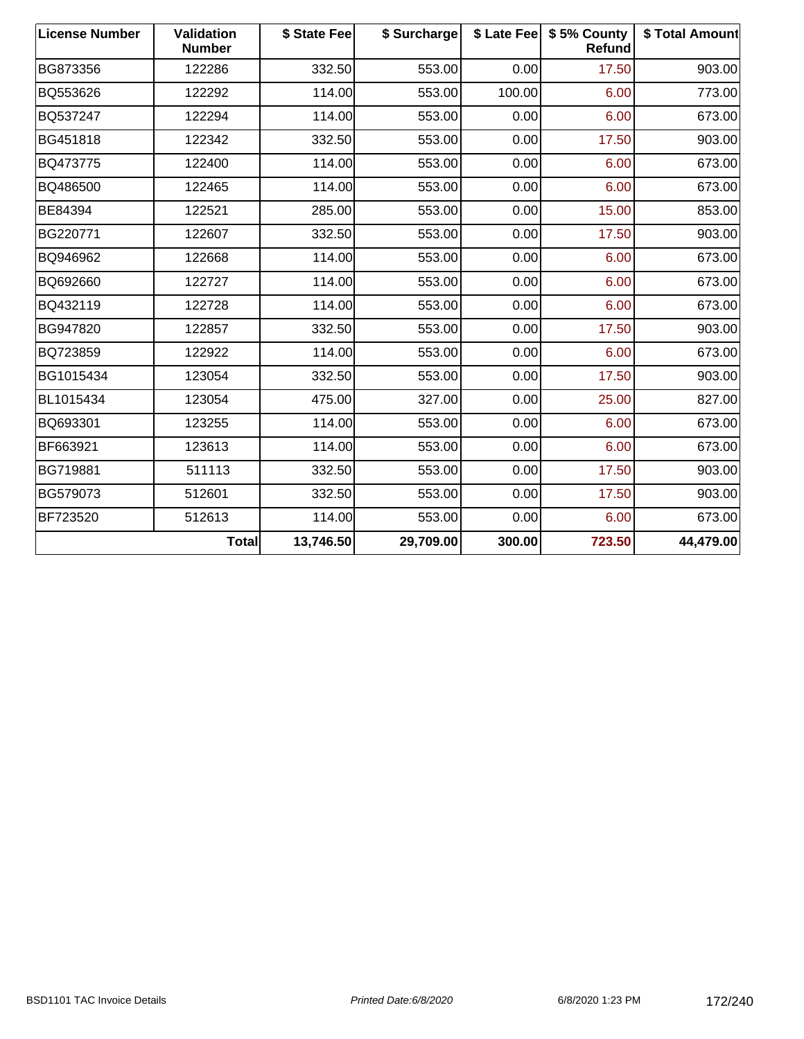| License Number | Validation Number | $ State Fee | $ Surcharge | $ Late Fee | $ 5% County Refund | $ Total Amount |
|---|---|---|---|---|---|---|
| BG873356 | 122286 | 332.50 | 553.00 | 0.00 | 17.50 | 903.00 |
| BQ553626 | 122292 | 114.00 | 553.00 | 100.00 | 6.00 | 773.00 |
| BQ537247 | 122294 | 114.00 | 553.00 | 0.00 | 6.00 | 673.00 |
| BG451818 | 122342 | 332.50 | 553.00 | 0.00 | 17.50 | 903.00 |
| BQ473775 | 122400 | 114.00 | 553.00 | 0.00 | 6.00 | 673.00 |
| BQ486500 | 122465 | 114.00 | 553.00 | 0.00 | 6.00 | 673.00 |
| BE84394 | 122521 | 285.00 | 553.00 | 0.00 | 15.00 | 853.00 |
| BG220771 | 122607 | 332.50 | 553.00 | 0.00 | 17.50 | 903.00 |
| BQ946962 | 122668 | 114.00 | 553.00 | 0.00 | 6.00 | 673.00 |
| BQ692660 | 122727 | 114.00 | 553.00 | 0.00 | 6.00 | 673.00 |
| BQ432119 | 122728 | 114.00 | 553.00 | 0.00 | 6.00 | 673.00 |
| BG947820 | 122857 | 332.50 | 553.00 | 0.00 | 17.50 | 903.00 |
| BQ723859 | 122922 | 114.00 | 553.00 | 0.00 | 6.00 | 673.00 |
| BG1015434 | 123054 | 332.50 | 553.00 | 0.00 | 17.50 | 903.00 |
| BL1015434 | 123054 | 475.00 | 327.00 | 0.00 | 25.00 | 827.00 |
| BQ693301 | 123255 | 114.00 | 553.00 | 0.00 | 6.00 | 673.00 |
| BF663921 | 123613 | 114.00 | 553.00 | 0.00 | 6.00 | 673.00 |
| BG719881 | 511113 | 332.50 | 553.00 | 0.00 | 17.50 | 903.00 |
| BG579073 | 512601 | 332.50 | 553.00 | 0.00 | 17.50 | 903.00 |
| BF723520 | 512613 | 114.00 | 553.00 | 0.00 | 6.00 | 673.00 |
| | **Total** | **13,746.50** | **29,709.00** | **300.00** | **723.50** | **44,479.00** |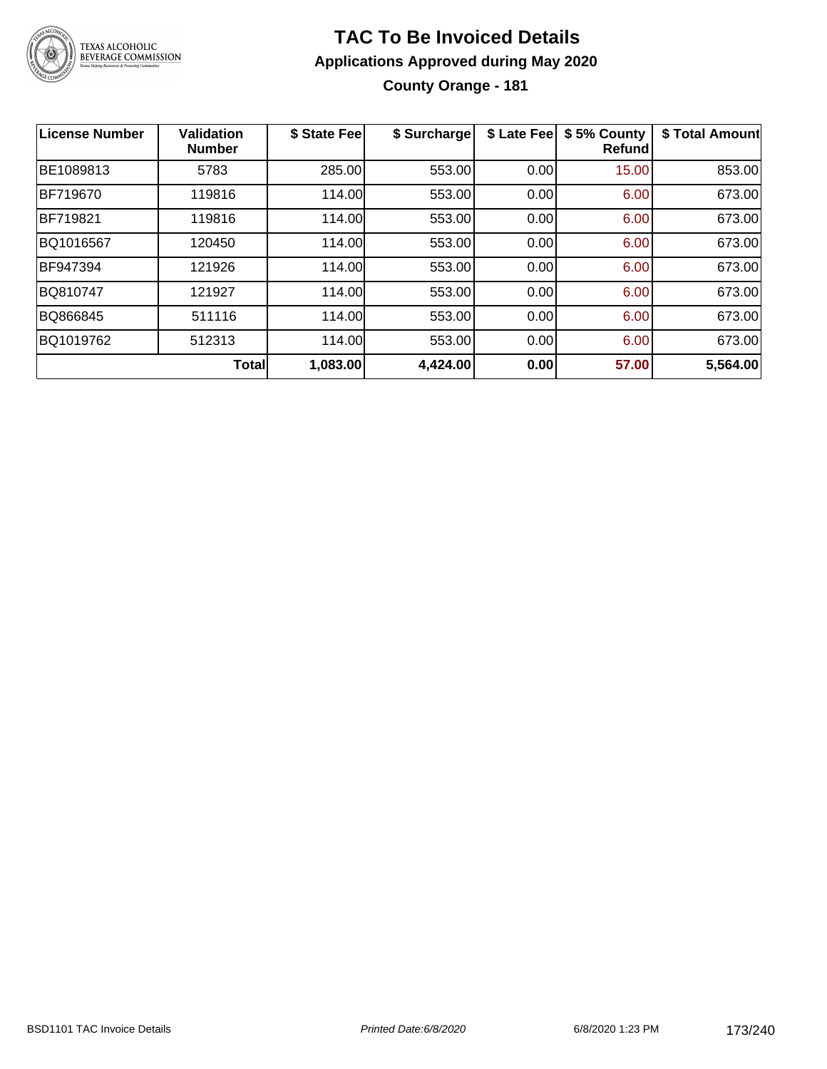# TAC To Be Invoiced Details

## Applications Approved during May 2020

### County Orange - 181

| License Number | Validation Number | $ State Fee | $ Surcharge | $ Late Fee | $ 5% County Refund | $ Total Amount |
|---|---|---|---|---|---|---|
| BE1089813 | 5783 | 285.00 | 553.00 | 0.00 | 15.00 | 853.00 |
| BF719670 | 119816 | 114.00 | 553.00 | 0.00 | 6.00 | 673.00 |
| BF719821 | 119816 | 114.00 | 553.00 | 0.00 | 6.00 | 673.00 |
| BQ1016567 | 120450 | 114.00 | 553.00 | 0.00 | 6.00 | 673.00 |
| BF947394 | 121926 | 114.00 | 553.00 | 0.00 | 6.00 | 673.00 |
| BQ810747 | 121927 | 114.00 | 553.00 | 0.00 | 6.00 | 673.00 |
| BQ866845 | 511116 | 114.00 | 553.00 | 0.00 | 6.00 | 673.00 |
| BQ1019762 | 512313 | 114.00 | 553.00 | 0.00 | 6.00 | 673.00 |
| | **Total** | **1,083.00** | **4,424.00** | **0.00** | **57.00** | **5,564.00** |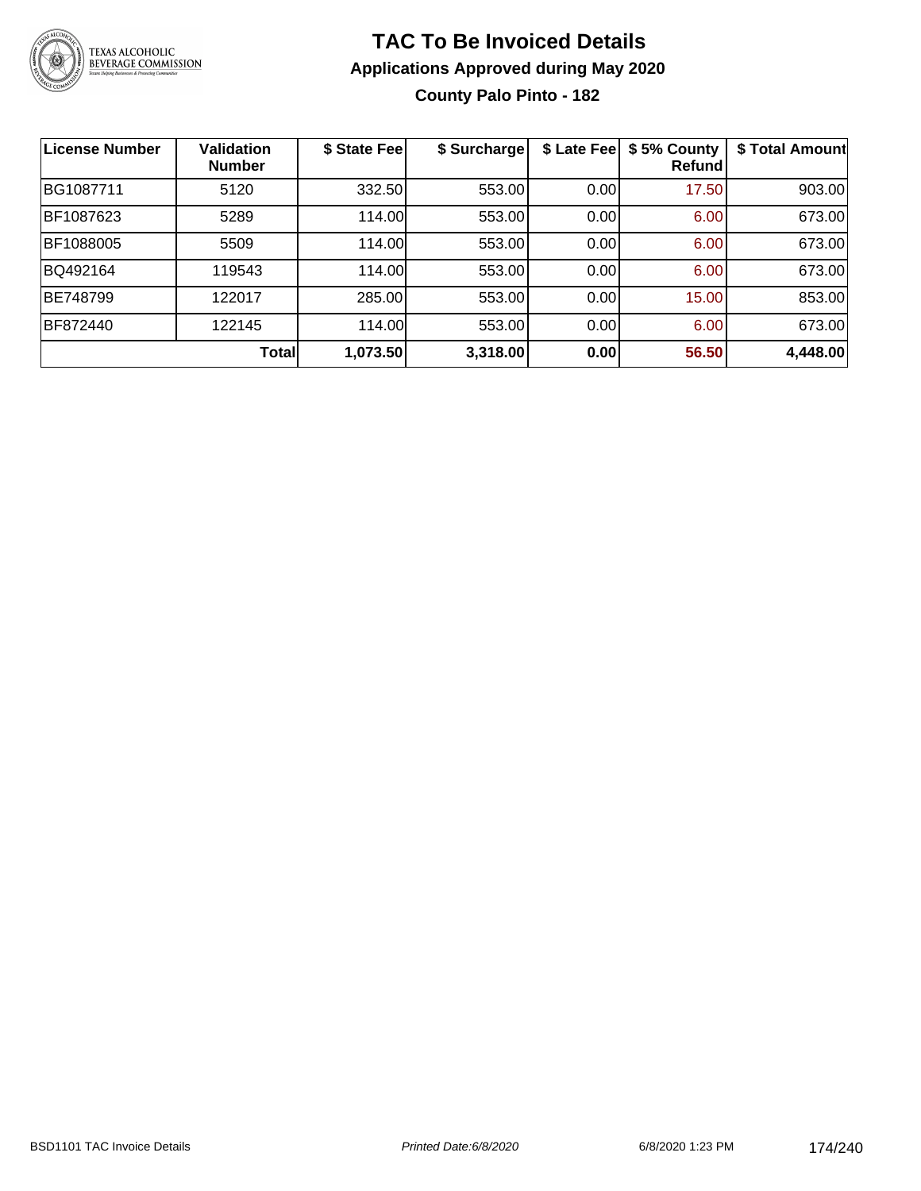# TAC To Be Invoiced Details

## Applications Approved during May 2020

### County Palo Pinto - 182

| License Number | Validation Number | $ State Fee | $ Surcharge | $ Late Fee | $ 5% County Refund | $ Total Amount |
|---|---|---|---|---|---|---|
| BG1087711 | 5120 | 332.50 | 553.00 | 0.00 | 17.50 | 903.00 |
| BF1087623 | 5289 | 114.00 | 553.00 | 0.00 | 6.00 | 673.00 |
| BF1088005 | 5509 | 114.00 | 553.00 | 0.00 | 6.00 | 673.00 |
| BQ492164 | 119543 | 114.00 | 553.00 | 0.00 | 6.00 | 673.00 |
| BE748799 | 122017 | 285.00 | 553.00 | 0.00 | 15.00 | 853.00 |
| BF872440 | 122145 | 114.00 | 553.00 | 0.00 | 6.00 | 673.00 |
| | **Total** | **1,073.50** | **3,318.00** | **0.00** | **56.50** | **4,448.00** |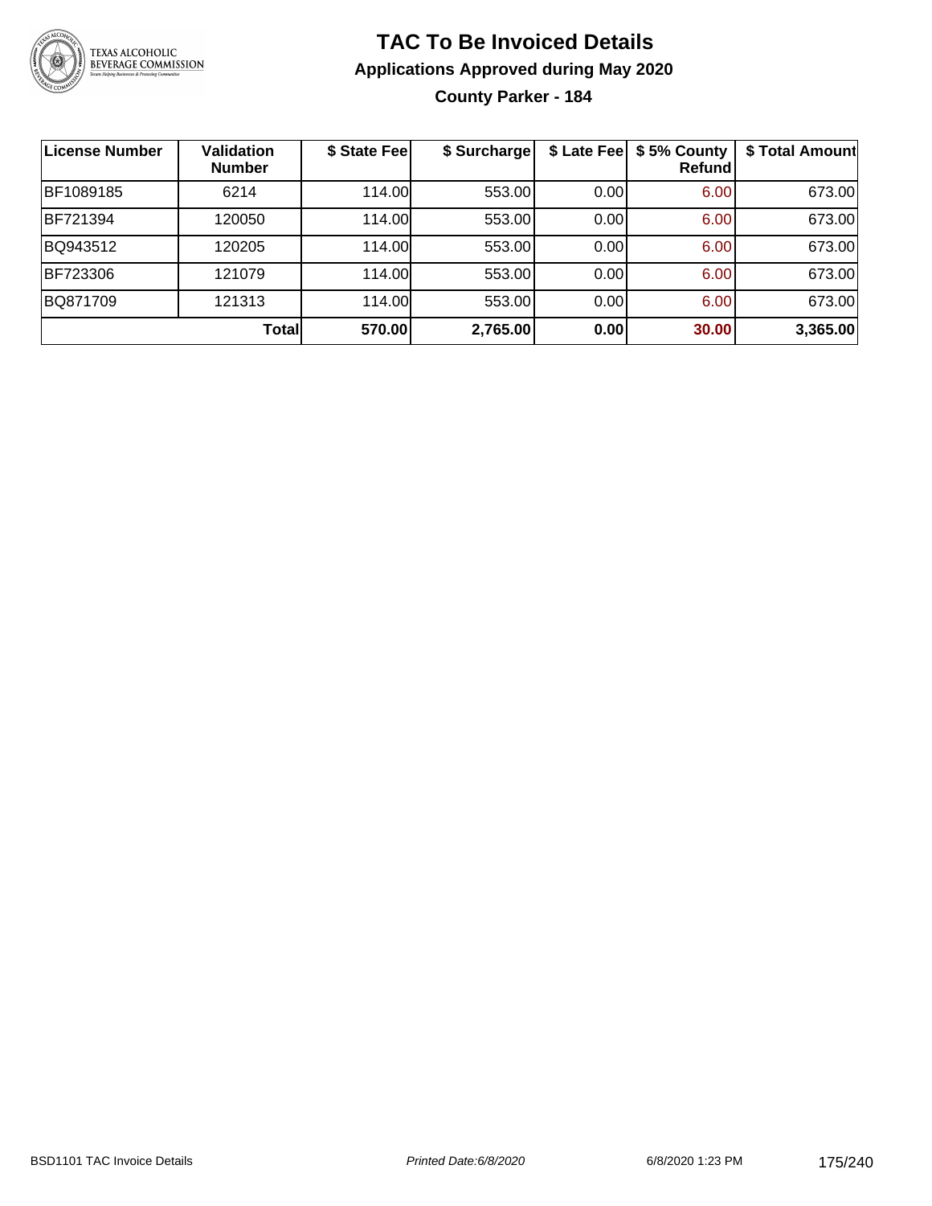# TAC To Be Invoiced Details

## Applications Approved during May 2020

### County Parker - 184

| License Number | Validation Number | $ State Fee | $ Surcharge | $ Late Fee | $ 5% County Refund | $ Total Amount |
|---|---|---|---|---|---|---|
| BF1089185 | 6214 | 114.00 | 553.00 | 0.00 | 6.00 | 673.00 |
| BF721394 | 120050 | 114.00 | 553.00 | 0.00 | 6.00 | 673.00 |
| BQ943512 | 120205 | 114.00 | 553.00 | 0.00 | 6.00 | 673.00 |
| BF723306 | 121079 | 114.00 | 553.00 | 0.00 | 6.00 | 673.00 |
| BQ871709 | 121313 | 114.00 | 553.00 | 0.00 | 6.00 | 673.00 |
| | **Total** | **570.00** | **2,765.00** | **0.00** | **30.00** | **3,365.00** |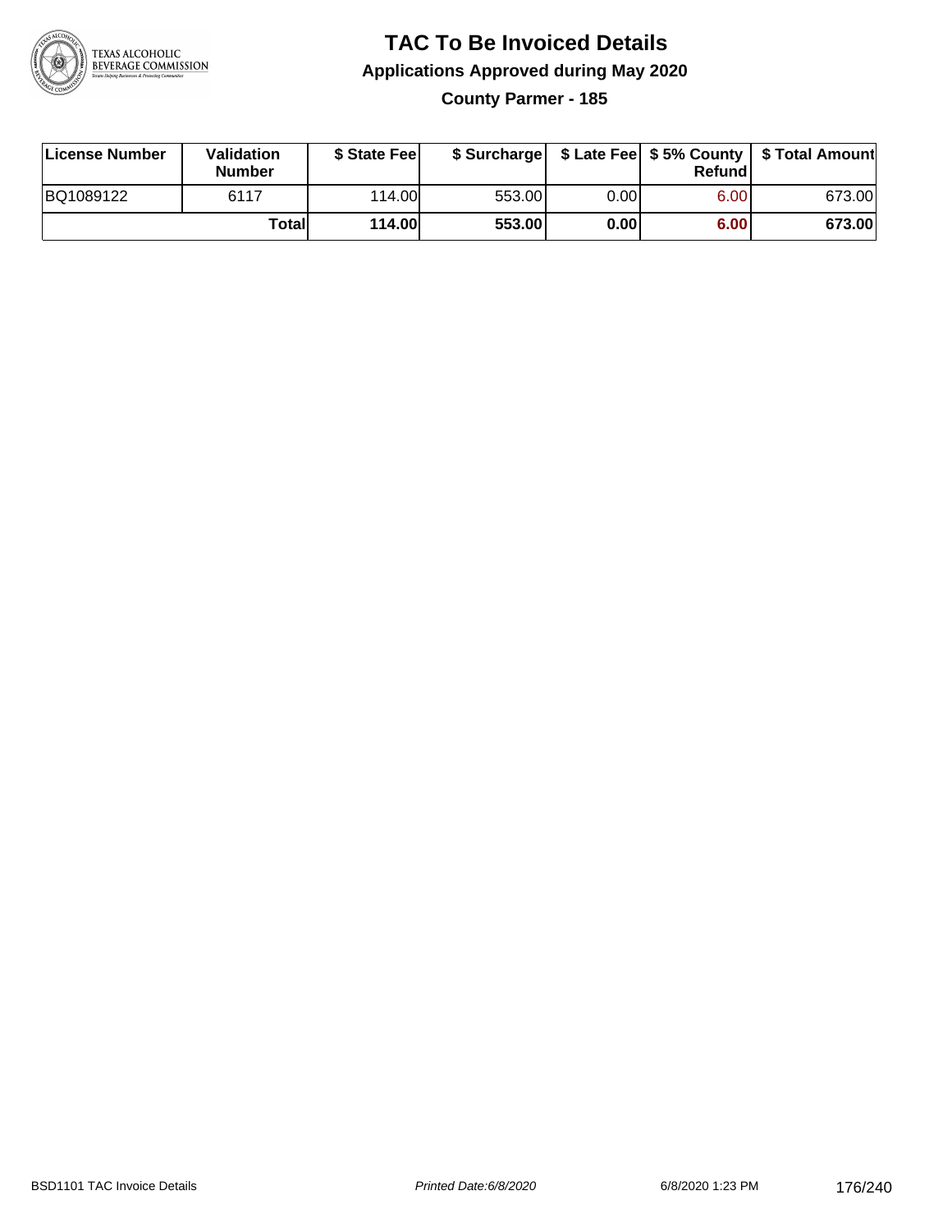# TAC To Be Invoiced Details

## Applications Approved during May 2020

### County Parmer - 185

| License Number | Validation Number | $ State Fee | $ Surcharge | $ Late Fee | $ 5% County Refund | $ Total Amount |
|---|---|---|---|---|---|---|
| BQ1089122 | 6117 | 114.00 | 553.00 | 0.00 | 6.00 | 673.00 |
| | **Total** | **114.00** | **553.00** | **0.00** | **6.00** | **673.00** |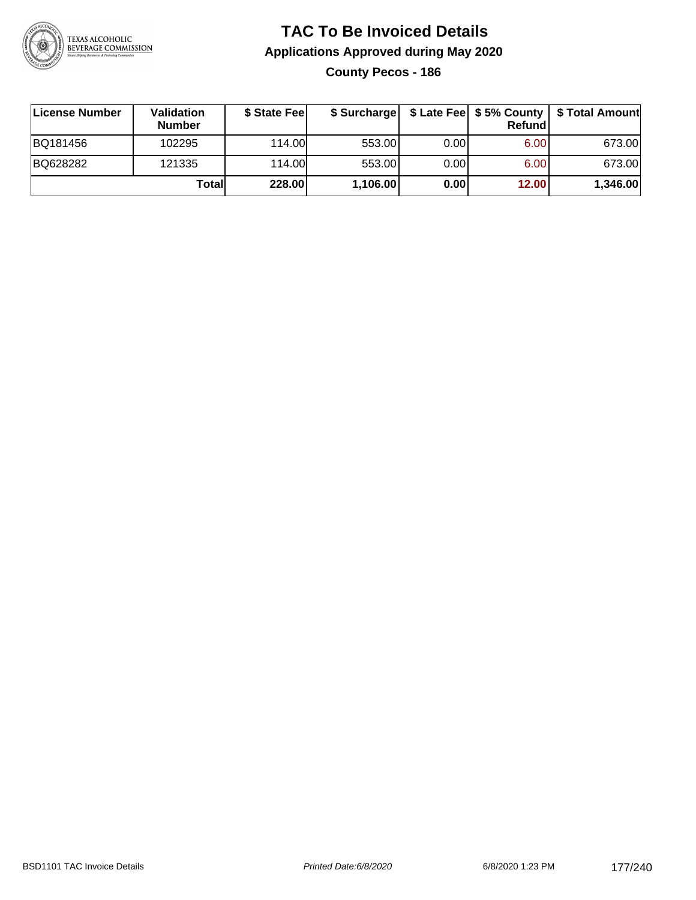# TAC To Be Invoiced Details

## Applications Approved during May 2020

### County Pecos - 186

| License Number | Validation Number | $ State Fee | $ Surcharge | $ Late Fee | $ 5% County Refund | $ Total Amount |
|---|---|---|---|---|---|---|
| BQ181456 | 102295 | 114.00 | 553.00 | 0.00 | 6.00 | 673.00 |
| BQ628282 | 121335 | 114.00 | 553.00 | 0.00 | 6.00 | 673.00 |
| | **Total** | **228.00** | **1,106.00** | **0.00** | **12.00** | **1,346.00** |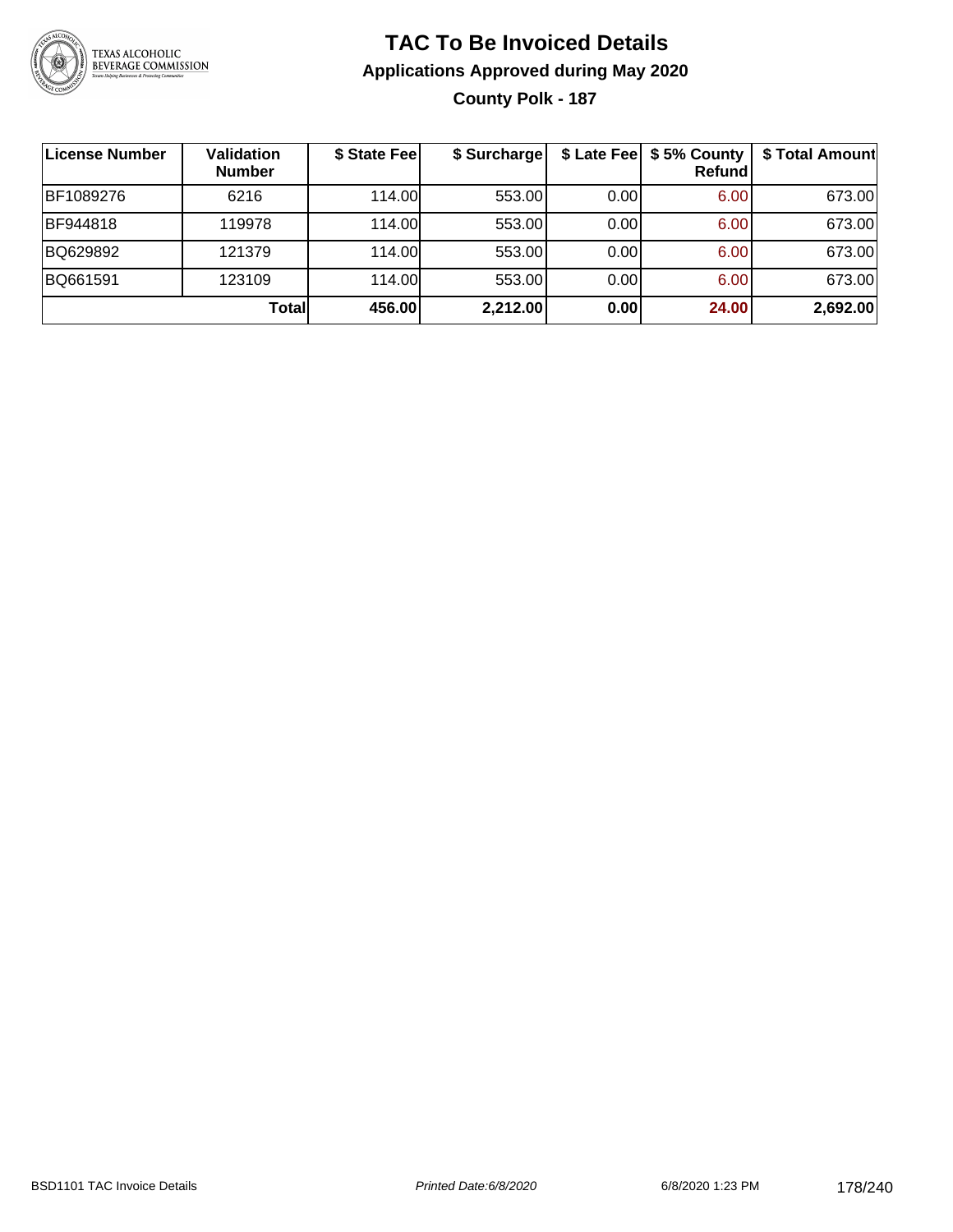# TAC To Be Invoiced Details

## Applications Approved during May 2020

### County Polk - 187

| License Number | Validation Number | $ State Fee | $ Surcharge | $ Late Fee | $ 5% County Refund | $ Total Amount |
|---|---|---|---|---|---|---|
| BF1089276 | 6216 | 114.00 | 553.00 | 0.00 | 6.00 | 673.00 |
| BF944818 | 119978 | 114.00 | 553.00 | 0.00 | 6.00 | 673.00 |
| BQ629892 | 121379 | 114.00 | 553.00 | 0.00 | 6.00 | 673.00 |
| BQ661591 | 123109 | 114.00 | 553.00 | 0.00 | 6.00 | 673.00 |
| | **Total** | **456.00** | **2,212.00** | **0.00** | **24.00** | **2,692.00** |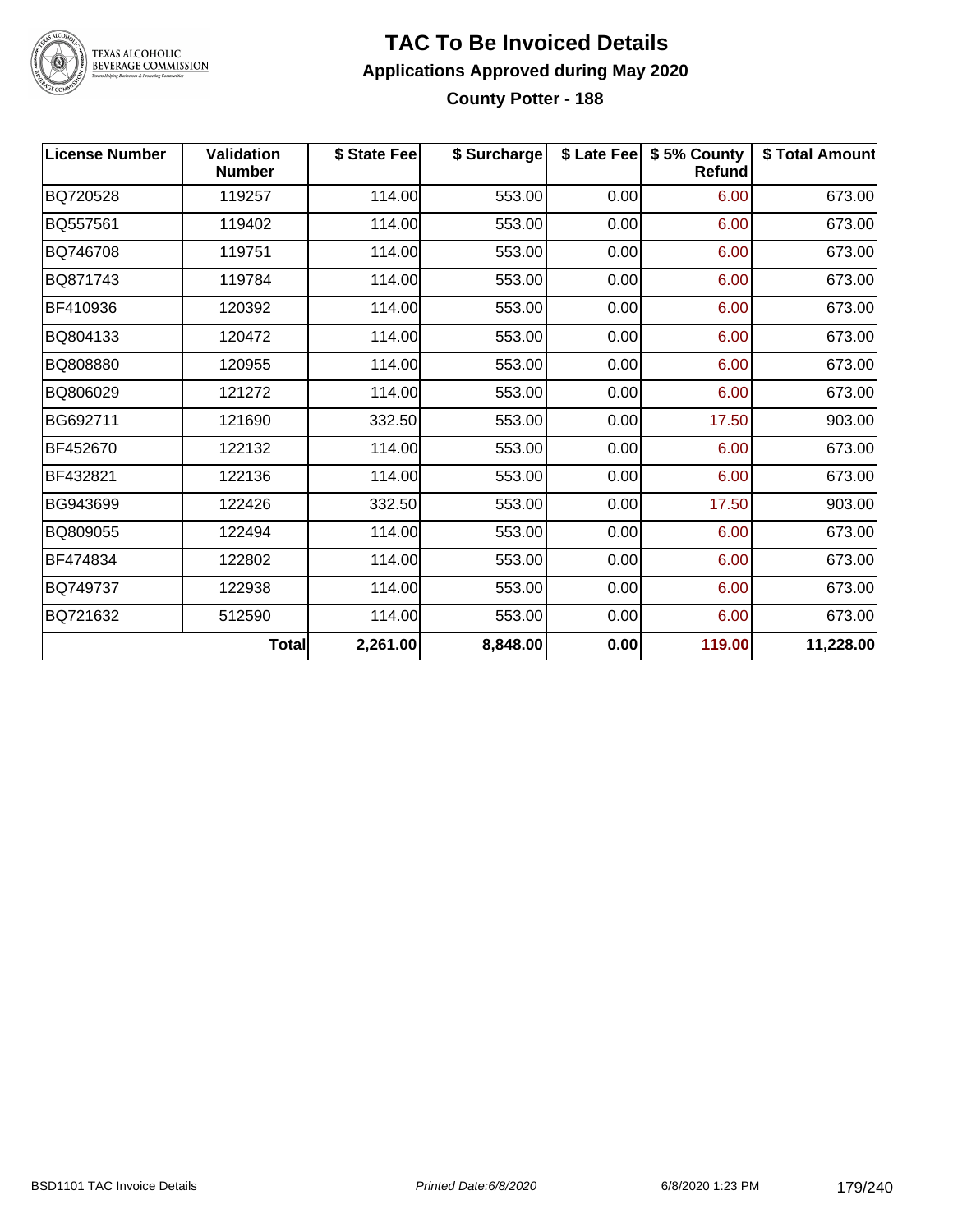# TAC To Be Invoiced Details

## Applications Approved during May 2020

### County Potter - 188

| License Number | Validation Number | $ State Fee | $ Surcharge | $ Late Fee | $ 5% County Refund | $ Total Amount |
|---|---|---|---|---|---|---|
| BQ720528 | 119257 | 114.00 | 553.00 | 0.00 | 6.00 | 673.00 |
| BQ557561 | 119402 | 114.00 | 553.00 | 0.00 | 6.00 | 673.00 |
| BQ746708 | 119751 | 114.00 | 553.00 | 0.00 | 6.00 | 673.00 |
| BQ871743 | 119784 | 114.00 | 553.00 | 0.00 | 6.00 | 673.00 |
| BF410936 | 120392 | 114.00 | 553.00 | 0.00 | 6.00 | 673.00 |
| BQ804133 | 120472 | 114.00 | 553.00 | 0.00 | 6.00 | 673.00 |
| BQ808880 | 120955 | 114.00 | 553.00 | 0.00 | 6.00 | 673.00 |
| BQ806029 | 121272 | 114.00 | 553.00 | 0.00 | 6.00 | 673.00 |
| BG692711 | 121690 | 332.50 | 553.00 | 0.00 | 17.50 | 903.00 |
| BF452670 | 122132 | 114.00 | 553.00 | 0.00 | 6.00 | 673.00 |
| BF432821 | 122136 | 114.00 | 553.00 | 0.00 | 6.00 | 673.00 |
| BG943699 | 122426 | 332.50 | 553.00 | 0.00 | 17.50 | 903.00 |
| BQ809055 | 122494 | 114.00 | 553.00 | 0.00 | 6.00 | 673.00 |
| BF474834 | 122802 | 114.00 | 553.00 | 0.00 | 6.00 | 673.00 |
| BQ749737 | 122938 | 114.00 | 553.00 | 0.00 | 6.00 | 673.00 |
| BQ721632 | 512590 | 114.00 | 553.00 | 0.00 | 6.00 | 673.00 |
| | **Total** | **2,261.00** | **8,848.00** | **0.00** | **119.00** | **11,228.00** |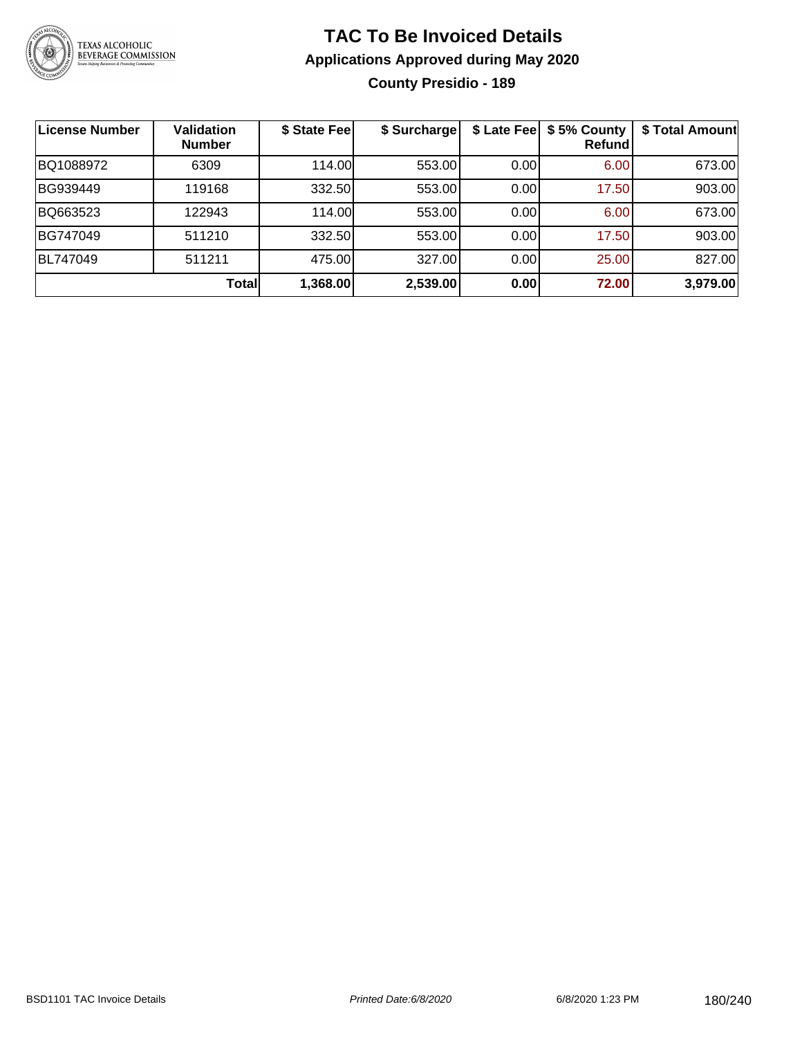# TAC To Be Invoiced Details

## Applications Approved during May 2020

### County Presidio - 189

| License Number | Validation Number | $ State Fee | $ Surcharge | $ Late Fee | $ 5% County Refund | $ Total Amount |
|---|---|---|---|---|---|---|
| BQ1088972 | 6309 | 114.00 | 553.00 | 0.00 | 6.00 | 673.00 |
| BG939449 | 119168 | 332.50 | 553.00 | 0.00 | 17.50 | 903.00 |
| BQ663523 | 122943 | 114.00 | 553.00 | 0.00 | 6.00 | 673.00 |
| BG747049 | 511210 | 332.50 | 553.00 | 0.00 | 17.50 | 903.00 |
| BL747049 | 511211 | 475.00 | 327.00 | 0.00 | 25.00 | 827.00 |
| | **Total** | **1,368.00** | **2,539.00** | **0.00** | **72.00** | **3,979.00** |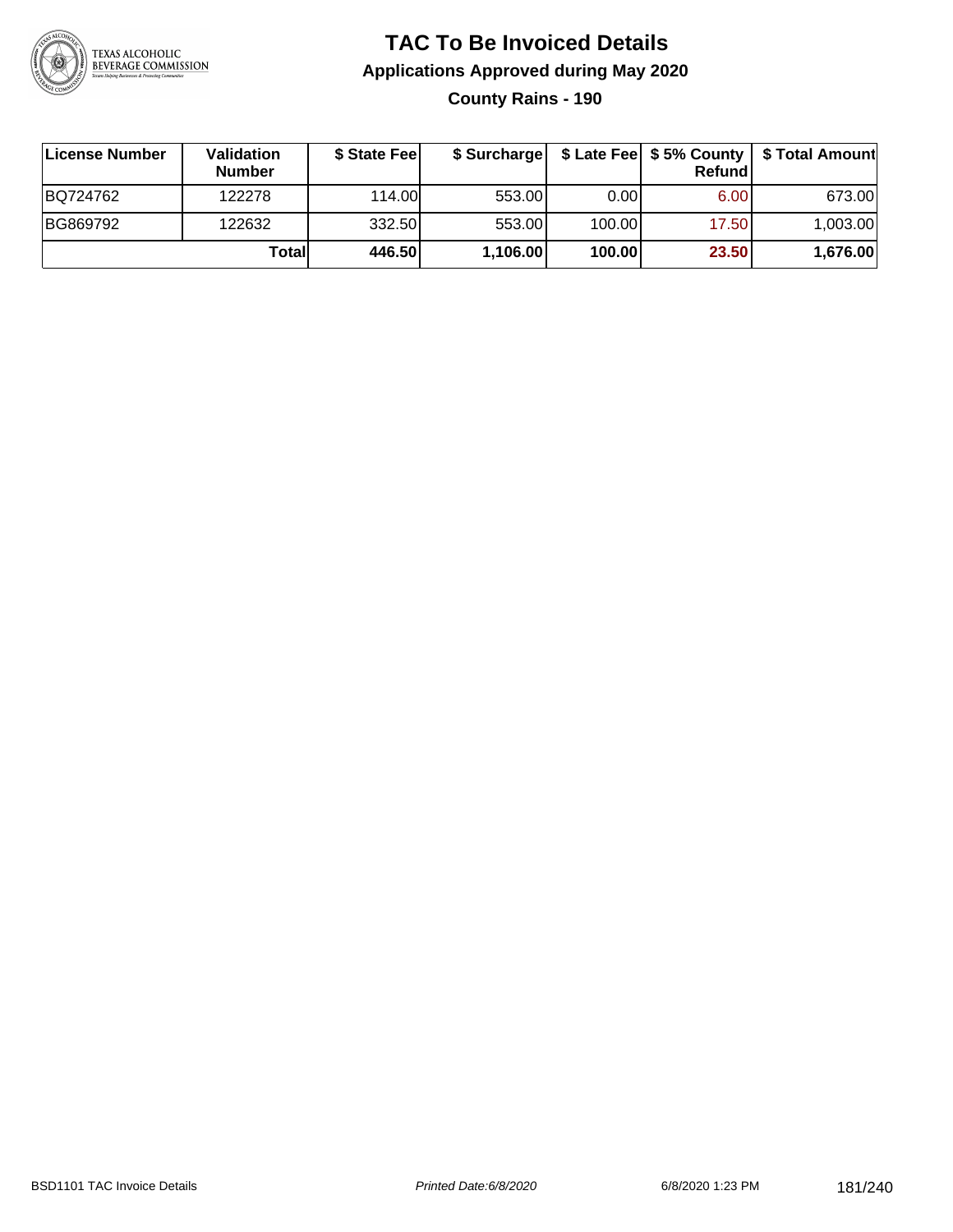# TAC To Be Invoiced Details

## Applications Approved during May 2020

### County Rains - 190

| License Number | Validation Number | \$ State Fee | \$ Surcharge | \$ Late Fee | \$ 5% County Refund | \$ Total Amount |
|---|---|---|---|---|---|---|
| BQ724762 | 122278 | 114.00 | 553.00 | 0.00 | 6.00 | 673.00 |
| BG869792 | 122632 | 332.50 | 553.00 | 100.00 | 17.50 | 1,003.00 |
| | **Total** | **446.50** | **1,106.00** | **100.00** | **23.50** | **1,676.00** |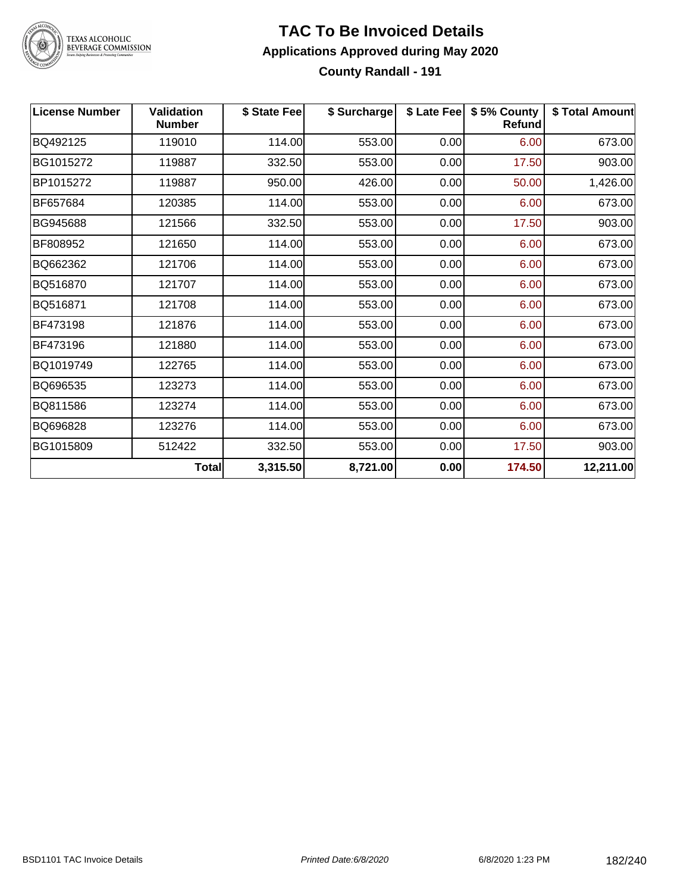# TAC To Be Invoiced Details

## Applications Approved during May 2020

### County Randall - 191

| License Number | Validation Number | $ State Fee | $ Surcharge | $ Late Fee | $ 5% County Refund | $ Total Amount |
|---|---|---|---|---|---|---|
| BQ492125 | 119010 | 114.00 | 553.00 | 0.00 | 6.00 | 673.00 |
| BG1015272 | 119887 | 332.50 | 553.00 | 0.00 | 17.50 | 903.00 |
| BP1015272 | 119887 | 950.00 | 426.00 | 0.00 | 50.00 | 1,426.00 |
| BF657684 | 120385 | 114.00 | 553.00 | 0.00 | 6.00 | 673.00 |
| BG945688 | 121566 | 332.50 | 553.00 | 0.00 | 17.50 | 903.00 |
| BF808952 | 121650 | 114.00 | 553.00 | 0.00 | 6.00 | 673.00 |
| BQ662362 | 121706 | 114.00 | 553.00 | 0.00 | 6.00 | 673.00 |
| BQ516870 | 121707 | 114.00 | 553.00 | 0.00 | 6.00 | 673.00 |
| BQ516871 | 121708 | 114.00 | 553.00 | 0.00 | 6.00 | 673.00 |
| BF473198 | 121876 | 114.00 | 553.00 | 0.00 | 6.00 | 673.00 |
| BF473196 | 121880 | 114.00 | 553.00 | 0.00 | 6.00 | 673.00 |
| BQ1019749 | 122765 | 114.00 | 553.00 | 0.00 | 6.00 | 673.00 |
| BQ696535 | 123273 | 114.00 | 553.00 | 0.00 | 6.00 | 673.00 |
| BQ811586 | 123274 | 114.00 | 553.00 | 0.00 | 6.00 | 673.00 |
| BQ696828 | 123276 | 114.00 | 553.00 | 0.00 | 6.00 | 673.00 |
| BG1015809 | 512422 | 332.50 | 553.00 | 0.00 | 17.50 | 903.00 |
| | **Total** | **3,315.50** | **8,721.00** | **0.00** | **174.50** | **12,211.00** |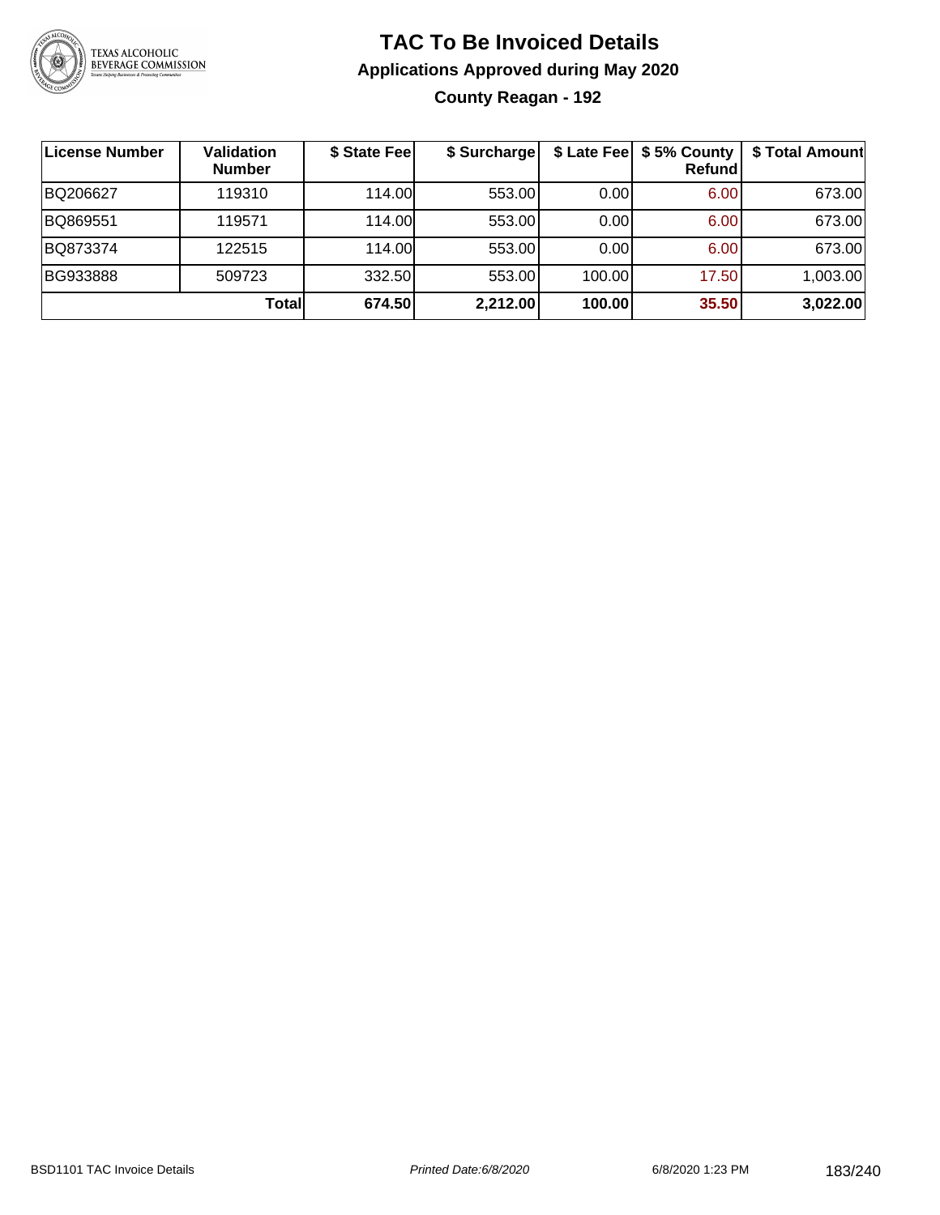# TAC To Be Invoiced Details

## Applications Approved during May 2020

### County Reagan - 192

| License Number | Validation Number | $ State Fee | $ Surcharge | $ Late Fee | $ 5% County Refund | $ Total Amount |
|---|---|---|---|---|---|---|
| BQ206627 | 119310 | 114.00 | 553.00 | 0.00 | 6.00 | 673.00 |
| BQ869551 | 119571 | 114.00 | 553.00 | 0.00 | 6.00 | 673.00 |
| BQ873374 | 122515 | 114.00 | 553.00 | 0.00 | 6.00 | 673.00 |
| BG933888 | 509723 | 332.50 | 553.00 | 100.00 | 17.50 | 1,003.00 |
| | **Total** | **674.50** | **2,212.00** | **100.00** | **35.50** | **3,022.00** |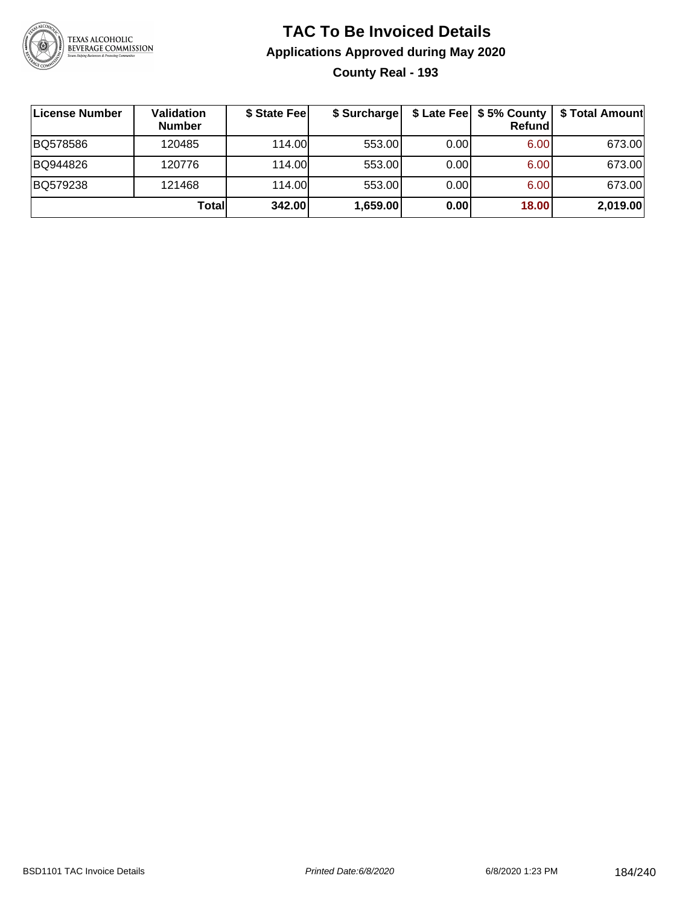# TAC To Be Invoiced Details

## Applications Approved during May 2020

### County Real - 193

| License Number | Validation Number | $ State Fee | $ Surcharge | $ Late Fee | $ 5% County Refund | $ Total Amount |
|---|---|---|---|---|---|---|
| BQ578586 | 120485 | 114.00 | 553.00 | 0.00 | 6.00 | 673.00 |
| BQ944826 | 120776 | 114.00 | 553.00 | 0.00 | 6.00 | 673.00 |
| BQ579238 | 121468 | 114.00 | 553.00 | 0.00 | 6.00 | 673.00 |
| | **Total** | **342.00** | **1,659.00** | **0.00** | **18.00** | **2,019.00** |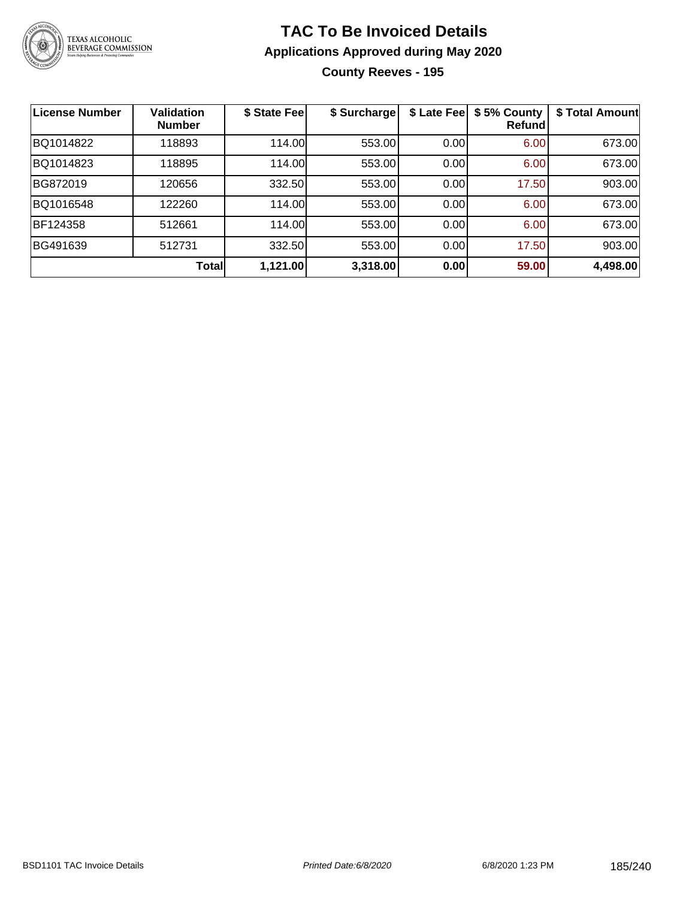# TAC To Be Invoiced Details

## Applications Approved during May 2020

### County Reeves - 195

| License Number | Validation Number | $ State Fee | $ Surcharge | $ Late Fee | $ 5% County Refund | $ Total Amount |
|---|---|---|---|---|---|---|
| BQ1014822 | 118893 | 114.00 | 553.00 | 0.00 | 6.00 | 673.00 |
| BQ1014823 | 118895 | 114.00 | 553.00 | 0.00 | 6.00 | 673.00 |
| BG872019 | 120656 | 332.50 | 553.00 | 0.00 | 17.50 | 903.00 |
| BQ1016548 | 122260 | 114.00 | 553.00 | 0.00 | 6.00 | 673.00 |
| BF124358 | 512661 | 114.00 | 553.00 | 0.00 | 6.00 | 673.00 |
| BG491639 | 512731 | 332.50 | 553.00 | 0.00 | 17.50 | 903.00 |
| | **Total** | **1,121.00** | **3,318.00** | **0.00** | **59.00** | **4,498.00** |

BSD1101 TAC Invoice Details | *Printed Date:6/8/2020* | 6/8/2020 1:23 PM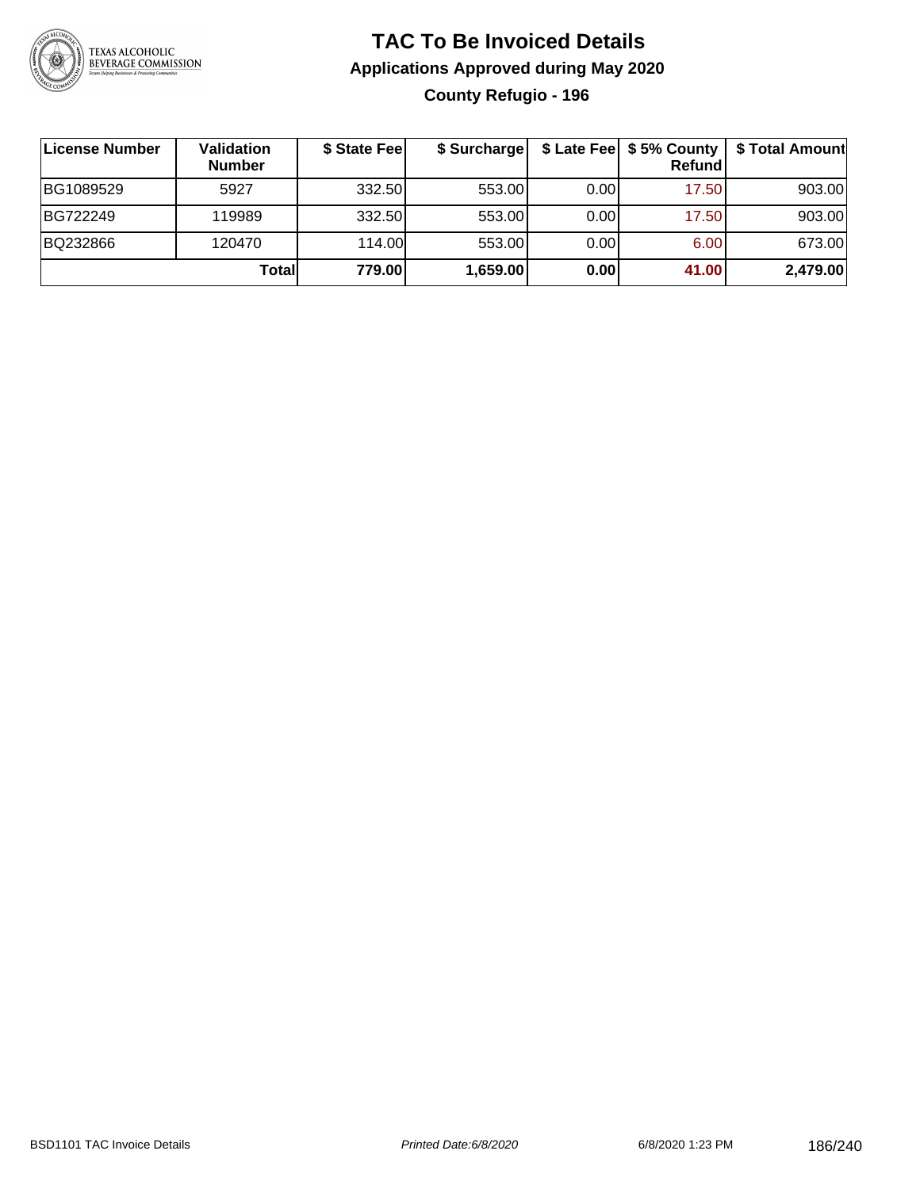# TAC To Be Invoiced Details

## Applications Approved during May 2020

### County Refugio - 196

| License Number | Validation Number | $ State Fee | $ Surcharge | $ Late Fee | $ 5% County Refund | $ Total Amount |
|---|---|---|---|---|---|---|
| BG1089529 | 5927 | 332.50 | 553.00 | 0.00 | 17.50 | 903.00 |
| BG722249 | 119989 | 332.50 | 553.00 | 0.00 | 17.50 | 903.00 |
| BQ232866 | 120470 | 114.00 | 553.00 | 0.00 | 6.00 | 673.00 |
| | **Total** | **779.00** | **1,659.00** | **0.00** | **41.00** | **2,479.00** |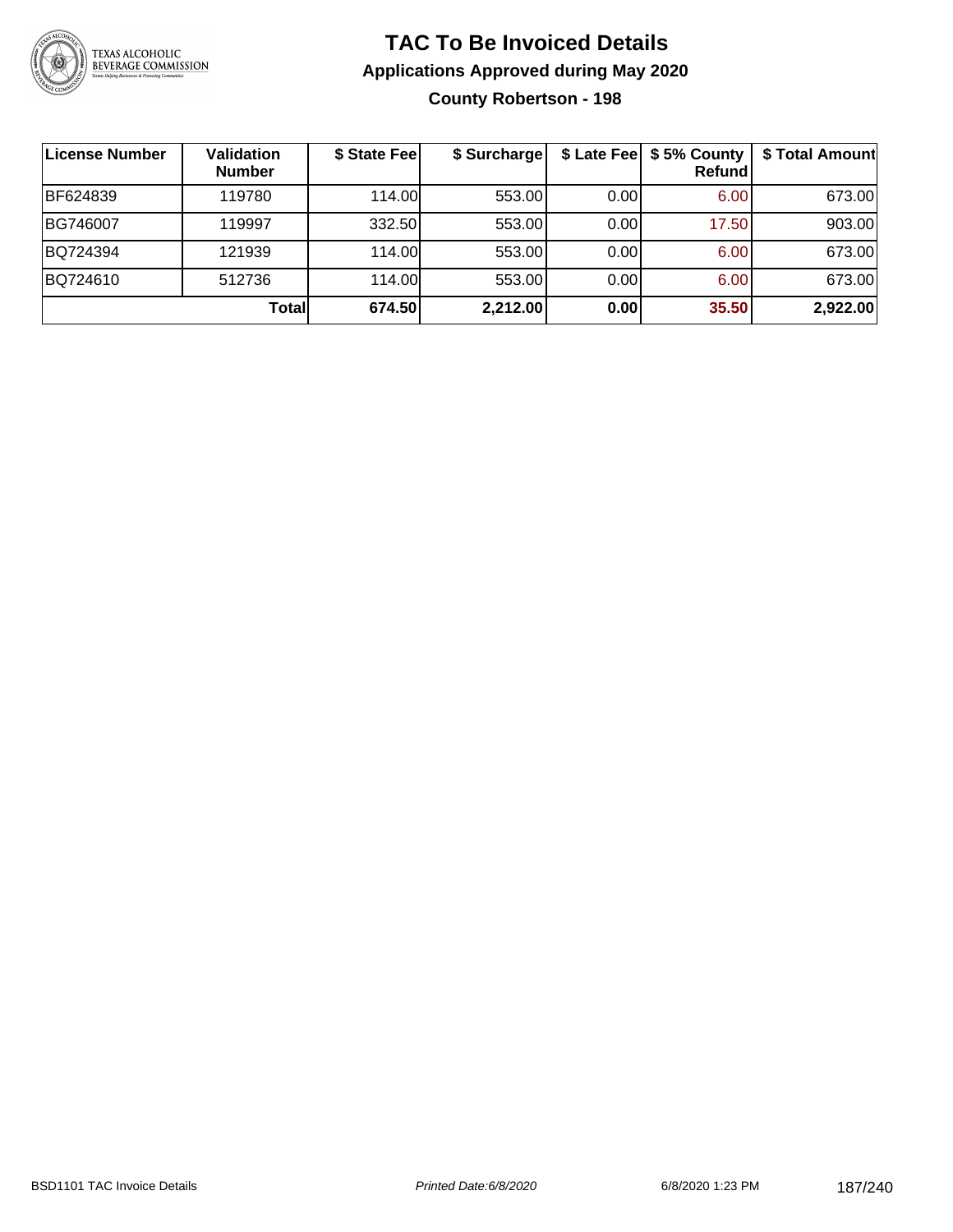# TAC To Be Invoiced Details

## Applications Approved during May 2020

### County Robertson - 198

| License Number | Validation Number | $ State Fee | $ Surcharge | $ Late Fee | $ 5% County Refund | $ Total Amount |
|---|---|---|---|---|---|---|
| BF624839 | 119780 | 114.00 | 553.00 | 0.00 | 6.00 | 673.00 |
| BG746007 | 119997 | 332.50 | 553.00 | 0.00 | 17.50 | 903.00 |
| BQ724394 | 121939 | 114.00 | 553.00 | 0.00 | 6.00 | 673.00 |
| BQ724610 | 512736 | 114.00 | 553.00 | 0.00 | 6.00 | 673.00 |
| | **Total** | **674.50** | **2,212.00** | **0.00** | **35.50** | **2,922.00** |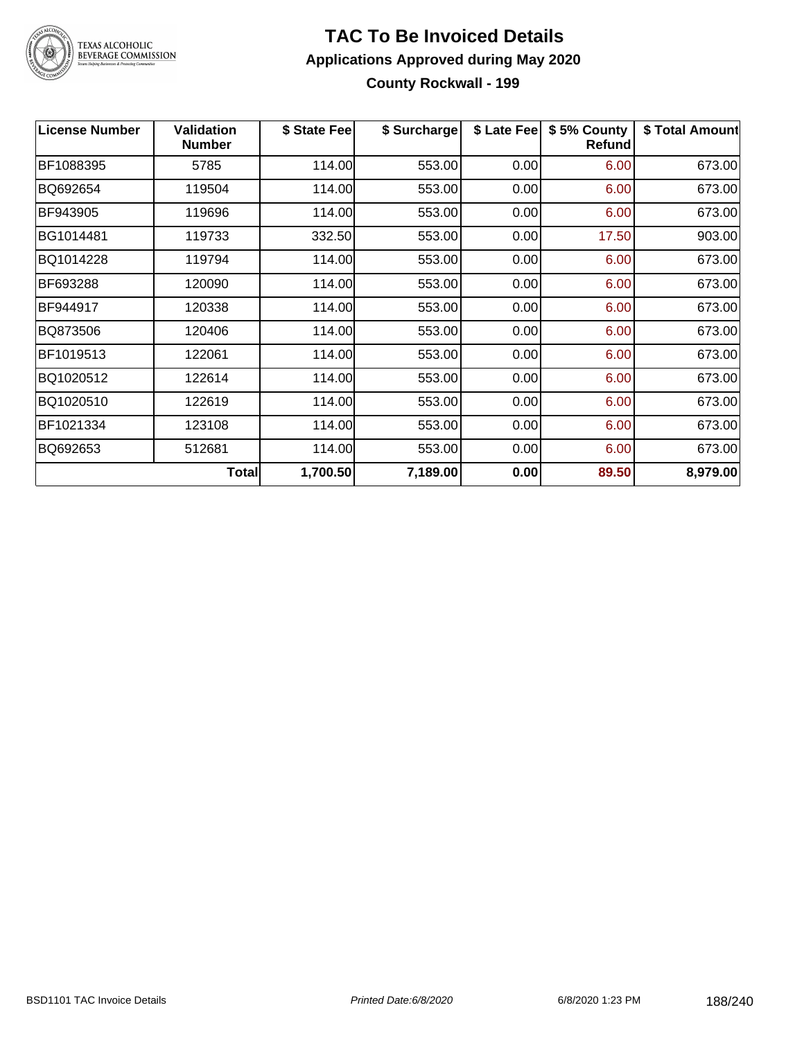# TAC To Be Invoiced Details

## Applications Approved during May 2020

### County Rockwall - 199

| License Number | Validation Number | $ State Fee | $ Surcharge | $ Late Fee | $ 5% County Refund | $ Total Amount |
|---|---|---|---|---|---|---|
| BF1088395 | 5785 | 114.00 | 553.00 | 0.00 | 6.00 | 673.00 |
| BQ692654 | 119504 | 114.00 | 553.00 | 0.00 | 6.00 | 673.00 |
| BF943905 | 119696 | 114.00 | 553.00 | 0.00 | 6.00 | 673.00 |
| BG1014481 | 119733 | 332.50 | 553.00 | 0.00 | 17.50 | 903.00 |
| BQ1014228 | 119794 | 114.00 | 553.00 | 0.00 | 6.00 | 673.00 |
| BF693288 | 120090 | 114.00 | 553.00 | 0.00 | 6.00 | 673.00 |
| BF944917 | 120338 | 114.00 | 553.00 | 0.00 | 6.00 | 673.00 |
| BQ873506 | 120406 | 114.00 | 553.00 | 0.00 | 6.00 | 673.00 |
| BF1019513 | 122061 | 114.00 | 553.00 | 0.00 | 6.00 | 673.00 |
| BQ1020512 | 122614 | 114.00 | 553.00 | 0.00 | 6.00 | 673.00 |
| BQ1020510 | 122619 | 114.00 | 553.00 | 0.00 | 6.00 | 673.00 |
| BF1021334 | 123108 | 114.00 | 553.00 | 0.00 | 6.00 | 673.00 |
| BQ692653 | 512681 | 114.00 | 553.00 | 0.00 | 6.00 | 673.00 |
| | **Total** | **1,700.50** | **7,189.00** | **0.00** | **89.50** | **8,979.00** |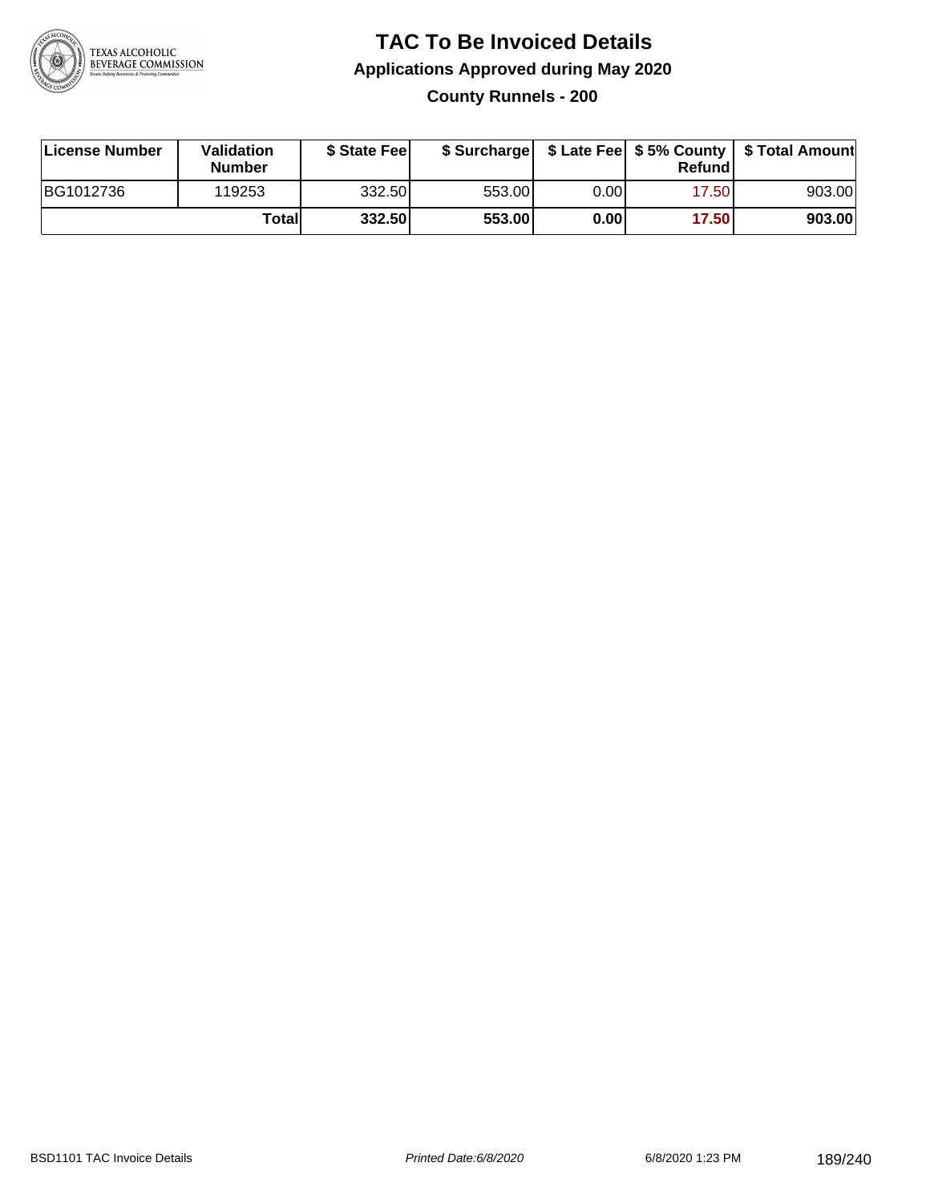# TAC To Be Invoiced Details

## Applications Approved during May 2020

### County Runnels - 200

| License Number | Validation Number | $ State Fee | $ Surcharge | $ Late Fee | $ 5% County Refund | $ Total Amount |
|---|---|---|---|---|---|---|
| BG1012736 | 119253 | 332.50 | 553.00 | 0.00 | 17.50 | 903.00 |
| | **Total** | **332.50** | **553.00** | **0.00** | **17.50** | **903.00** |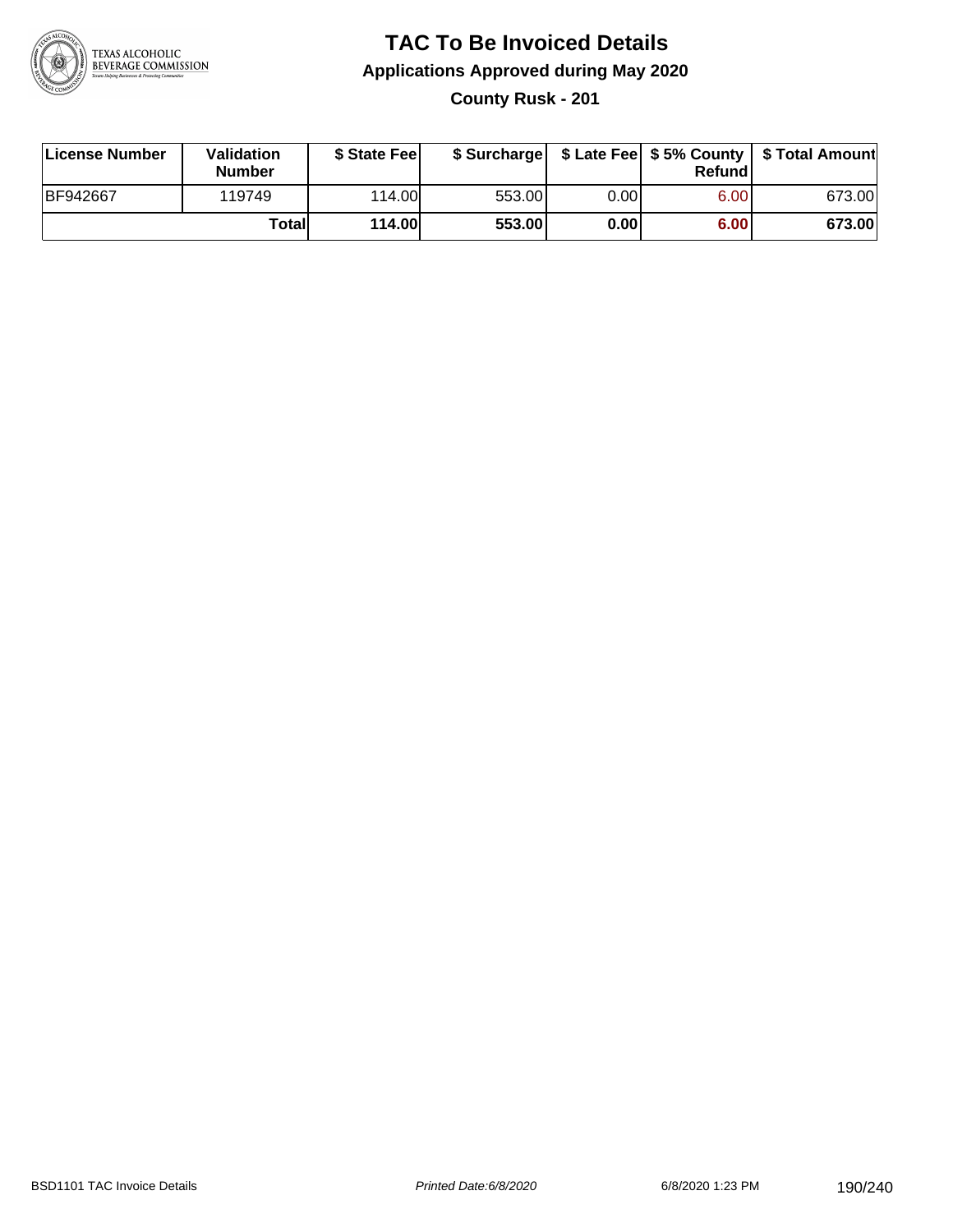# TAC To Be Invoiced Details

## Applications Approved during May 2020

### County Rusk - 201

| License Number | Validation Number | $ State Fee | $ Surcharge | $ Late Fee | $ 5% County Refund | $ Total Amount |
|---|---|---|---|---|---|---|
| BF942667 | 119749 | 114.00 | 553.00 | 0.00 | 6.00 | 673.00 |
| | **Total** | **114.00** | **553.00** | **0.00** | **6.00** | **673.00** |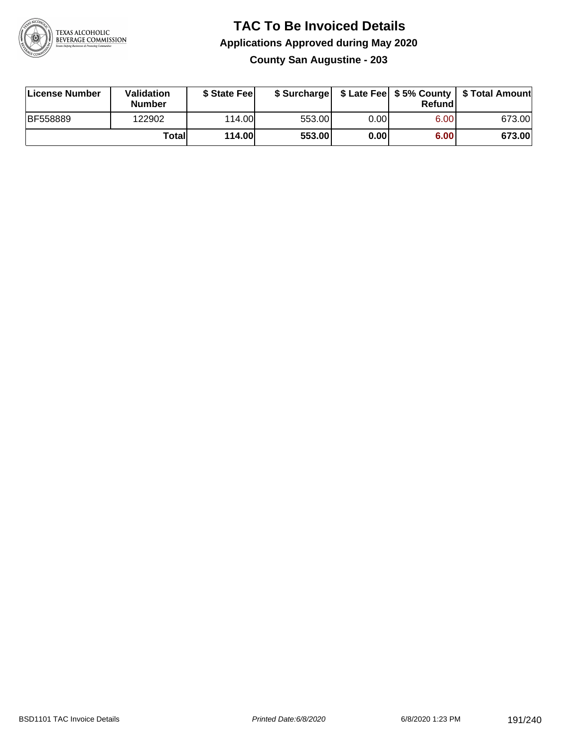# TAC To Be Invoiced Details

## Applications Approved during May 2020

### County San Augustine - 203

| License Number | Validation Number | $ State Fee | $ Surcharge | $ Late Fee | $ 5% County Refund | $ Total Amount |
|---|---|---|---|---|---|---|
| BF558889 | 122902 | 114.00 | 553.00 | 0.00 | 6.00 | 673.00 |
| | **Total** | **114.00** | **553.00** | **0.00** | **6.00** | **673.00** |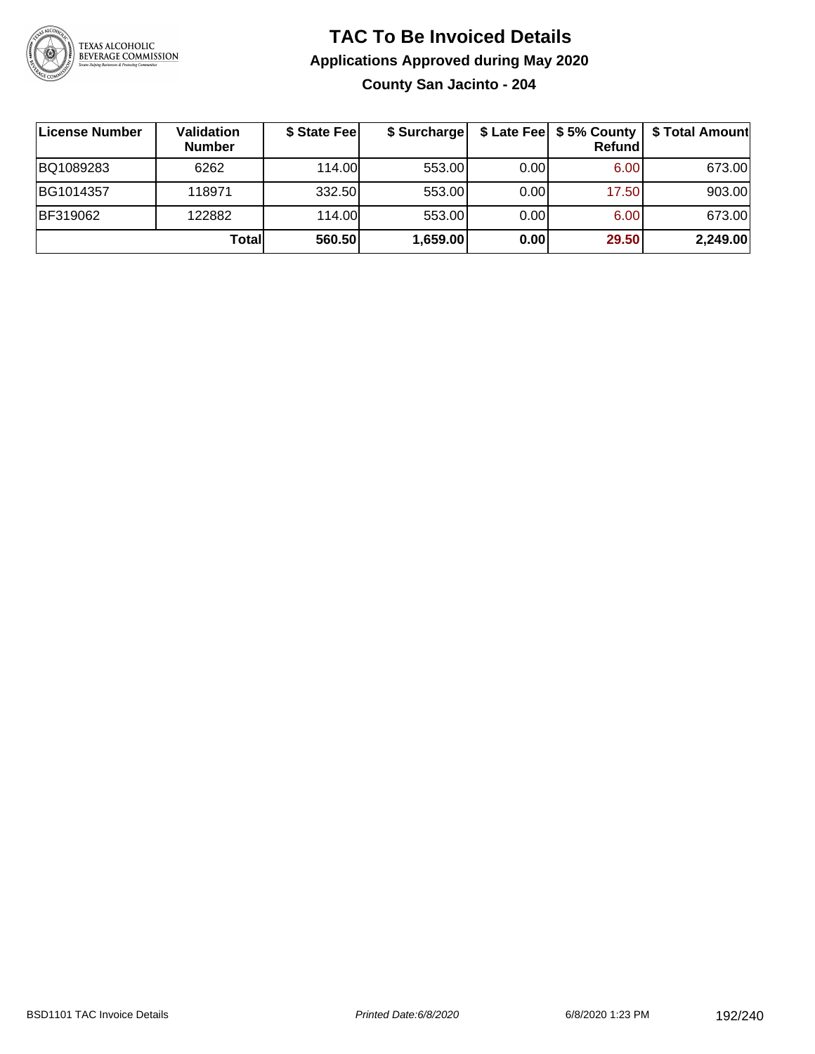# TAC To Be Invoiced Details

## Applications Approved during May 2020

### County San Jacinto - 204

| License Number | Validation Number | $ State Fee | $ Surcharge | $ Late Fee | $ 5% County Refund | $ Total Amount |
|---|---|---|---|---|---|---|
| BQ1089283 | 6262 | 114.00 | 553.00 | 0.00 | 6.00 | 673.00 |
| BG1014357 | 118971 | 332.50 | 553.00 | 0.00 | 17.50 | 903.00 |
| BF319062 | 122882 | 114.00 | 553.00 | 0.00 | 6.00 | 673.00 |
| | **Total** | **560.50** | **1,659.00** | **0.00** | **29.50** | **2,249.00** |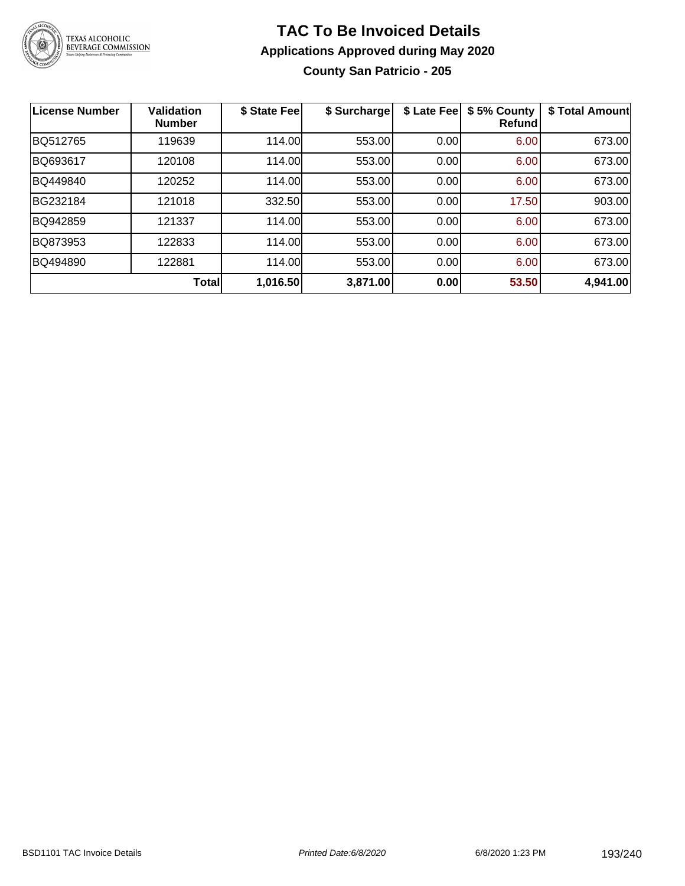# TAC To Be Invoiced Details

## Applications Approved during May 2020

### County San Patricio - 205

| License Number | Validation Number | $ State Fee | $ Surcharge | $ Late Fee | $ 5% County Refund | $ Total Amount |
|---|---|---|---|---|---|---|
| BQ512765 | 119639 | 114.00 | 553.00 | 0.00 | 6.00 | 673.00 |
| BQ693617 | 120108 | 114.00 | 553.00 | 0.00 | 6.00 | 673.00 |
| BQ449840 | 120252 | 114.00 | 553.00 | 0.00 | 6.00 | 673.00 |
| BG232184 | 121018 | 332.50 | 553.00 | 0.00 | 17.50 | 903.00 |
| BQ942859 | 121337 | 114.00 | 553.00 | 0.00 | 6.00 | 673.00 |
| BQ873953 | 122833 | 114.00 | 553.00 | 0.00 | 6.00 | 673.00 |
| BQ494890 | 122881 | 114.00 | 553.00 | 0.00 | 6.00 | 673.00 |
| | **Total** | **1,016.50** | **3,871.00** | **0.00** | **53.50** | **4,941.00** |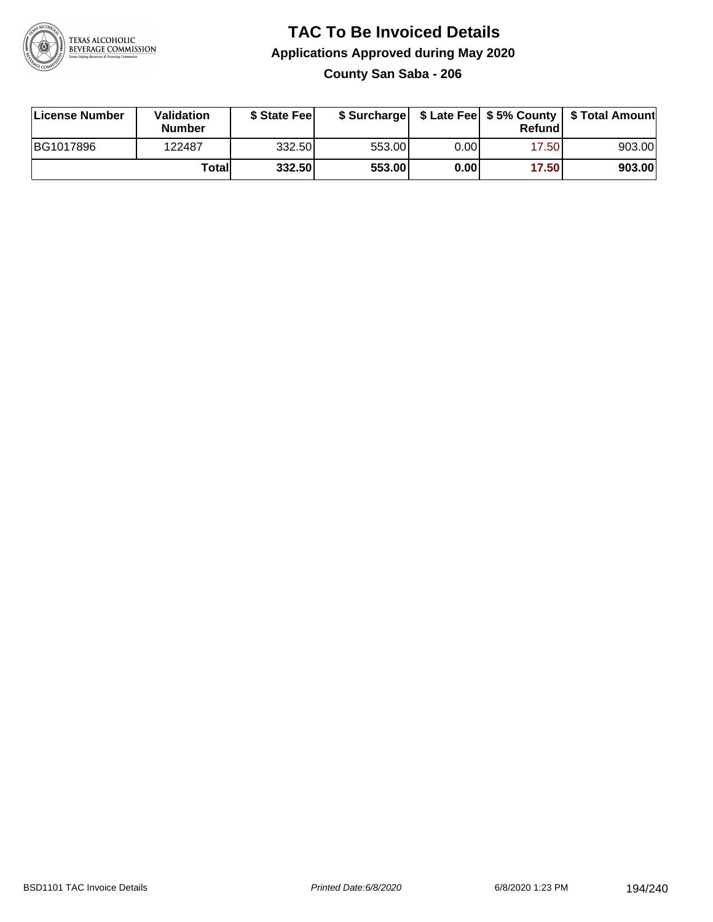# TAC To Be Invoiced Details

## Applications Approved during May 2020

### County San Saba - 206

| License Number | Validation Number | $ State Fee | $ Surcharge | $ Late Fee | $ 5% County Refund | $ Total Amount |
|---|---|---|---|---|---|---|
| BG1017896 | 122487 | 332.50 | 553.00 | 0.00 | 17.50 | 903.00 |
| | **Total** | **332.50** | **553.00** | **0.00** | **17.50** | **903.00** |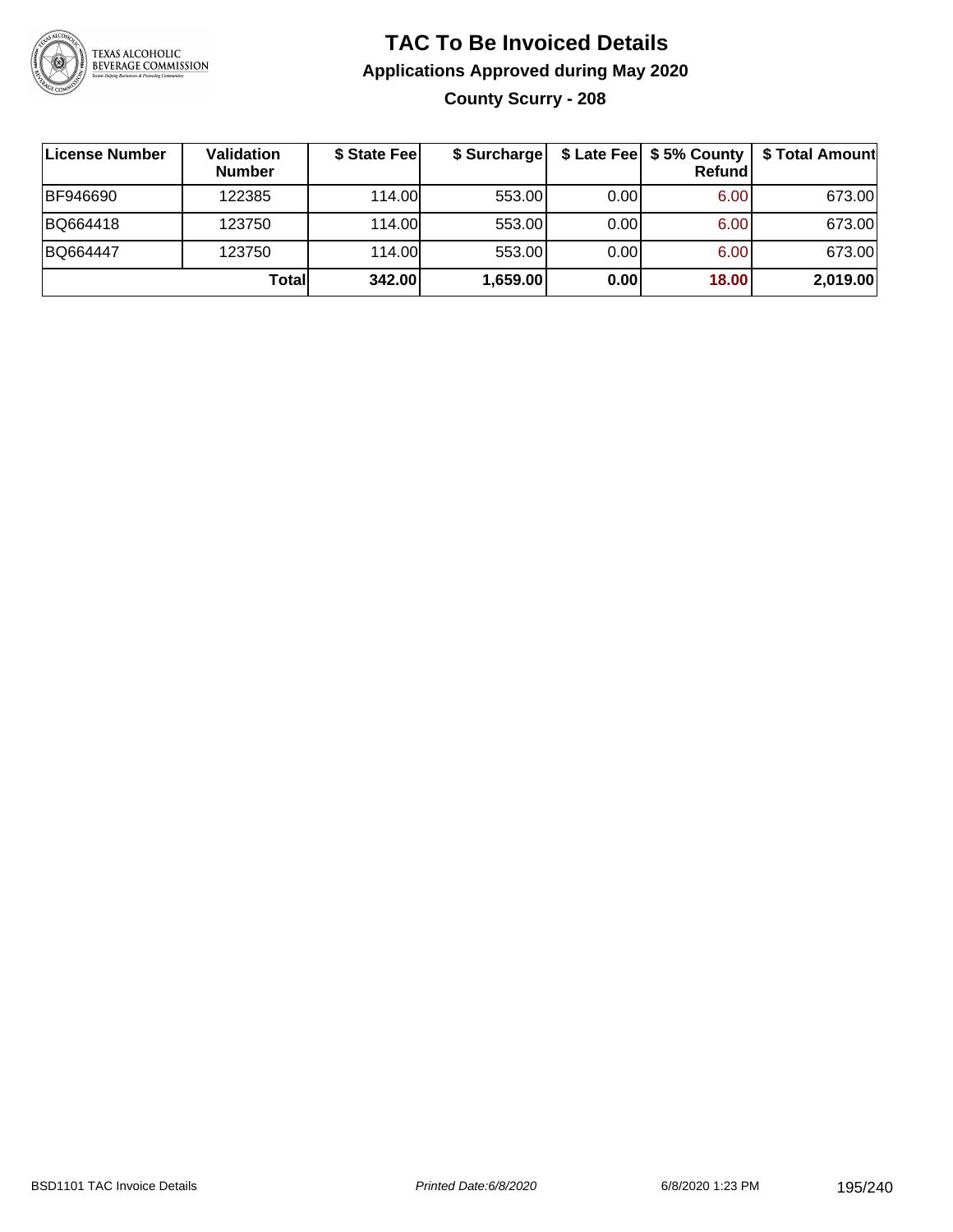# TAC To Be Invoiced Details

## Applications Approved during May 2020

### County Scurry - 208

| License Number | Validation Number | \$ State Fee | \$ Surcharge | \$ Late Fee | \$ 5% County Refund | \$ Total Amount |
|---|---|---|---|---|---|---|
| BF946690 | 122385 | 114.00 | 553.00 | 0.00 | 6.00 | 673.00 |
| BQ664418 | 123750 | 114.00 | 553.00 | 0.00 | 6.00 | 673.00 |
| BQ664447 | 123750 | 114.00 | 553.00 | 0.00 | 6.00 | 673.00 |
| | **Total** | **342.00** | **1,659.00** | **0.00** | **18.00** | **2,019.00** |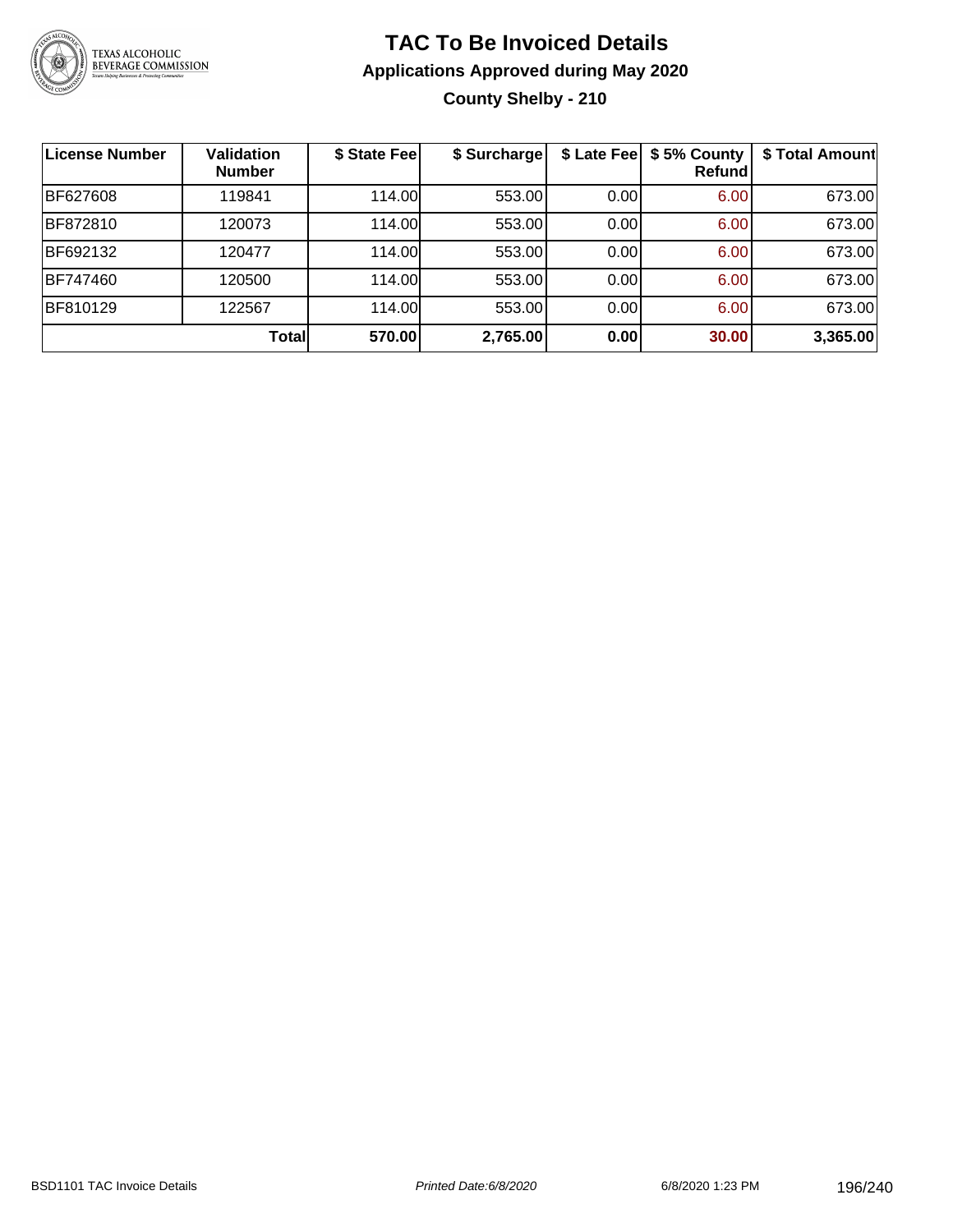# TAC To Be Invoiced Details

## Applications Approved during May 2020

### County Shelby - 210

| License Number | Validation Number | $ State Fee | $ Surcharge | $ Late Fee | $ 5% County Refund | $ Total Amount |
|---|---|---|---|---|---|---|
| BF627608 | 119841 | 114.00 | 553.00 | 0.00 | 6.00 | 673.00 |
| BF872810 | 120073 | 114.00 | 553.00 | 0.00 | 6.00 | 673.00 |
| BF692132 | 120477 | 114.00 | 553.00 | 0.00 | 6.00 | 673.00 |
| BF747460 | 120500 | 114.00 | 553.00 | 0.00 | 6.00 | 673.00 |
| BF810129 | 122567 | 114.00 | 553.00 | 0.00 | 6.00 | 673.00 |
| | **Total** | **570.00** | **2,765.00** | **0.00** | **30.00** | **3,365.00** |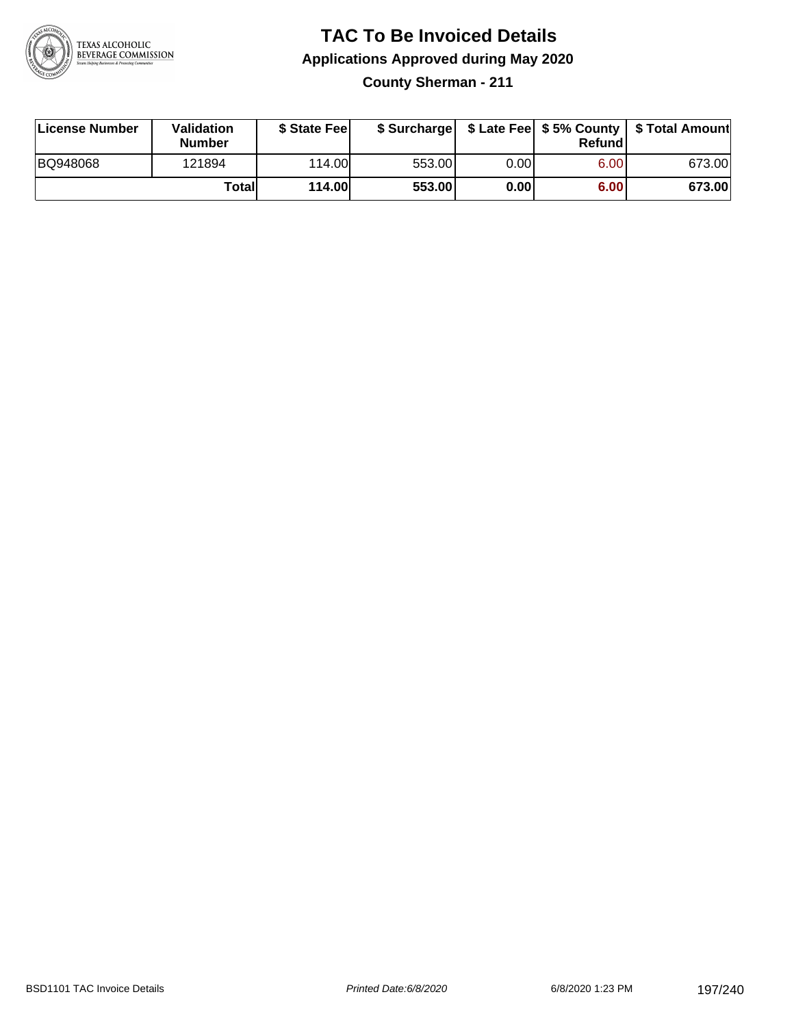# TAC To Be Invoiced Details

## Applications Approved during May 2020

### County Sherman - 211

| License Number | Validation Number | $ State Fee | $ Surcharge | $ Late Fee | $ 5% County Refund | $ Total Amount |
|---|---|---|---|---|---|---|
| BQ948068 | 121894 | 114.00 | 553.00 | 0.00 | 6.00 | 673.00 |
| | **Total** | **114.00** | **553.00** | **0.00** | **6.00** | **673.00** |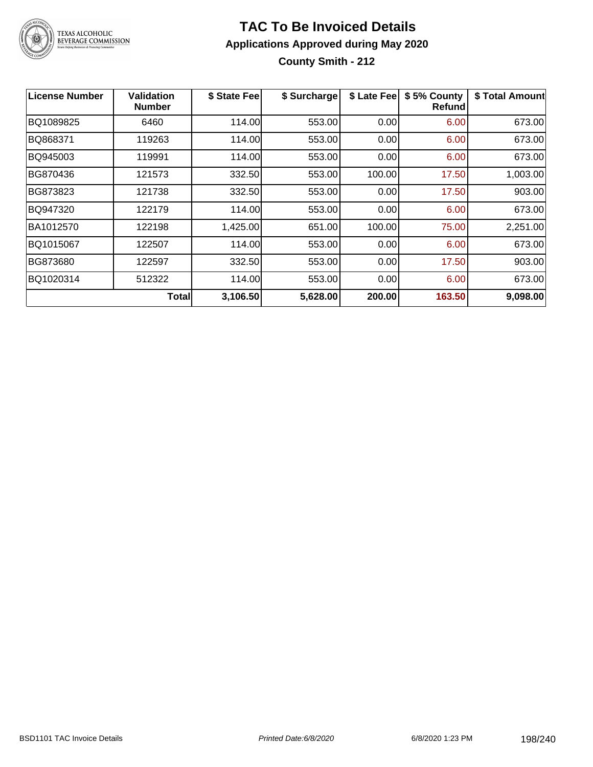# TAC To Be Invoiced Details

## Applications Approved during May 2020

### County Smith - 212

| License Number | Validation Number | $ State Fee | $ Surcharge | $ Late Fee | $ 5% County Refund | $ Total Amount |
|---|---|---|---|---|---|---|
| BQ1089825 | 6460 | 114.00 | 553.00 | 0.00 | 6.00 | 673.00 |
| BQ868371 | 119263 | 114.00 | 553.00 | 0.00 | 6.00 | 673.00 |
| BQ945003 | 119991 | 114.00 | 553.00 | 0.00 | 6.00 | 673.00 |
| BG870436 | 121573 | 332.50 | 553.00 | 100.00 | 17.50 | 1,003.00 |
| BG873823 | 121738 | 332.50 | 553.00 | 0.00 | 17.50 | 903.00 |
| BQ947320 | 122179 | 114.00 | 553.00 | 0.00 | 6.00 | 673.00 |
| BA1012570 | 122198 | 1,425.00 | 651.00 | 100.00 | 75.00 | 2,251.00 |
| BQ1015067 | 122507 | 114.00 | 553.00 | 0.00 | 6.00 | 673.00 |
| BG873680 | 122597 | 332.50 | 553.00 | 0.00 | 17.50 | 903.00 |
| BQ1020314 | 512322 | 114.00 | 553.00 | 0.00 | 6.00 | 673.00 |
| | **Total** | **3,106.50** | **5,628.00** | **200.00** | **163.50** | **9,098.00** |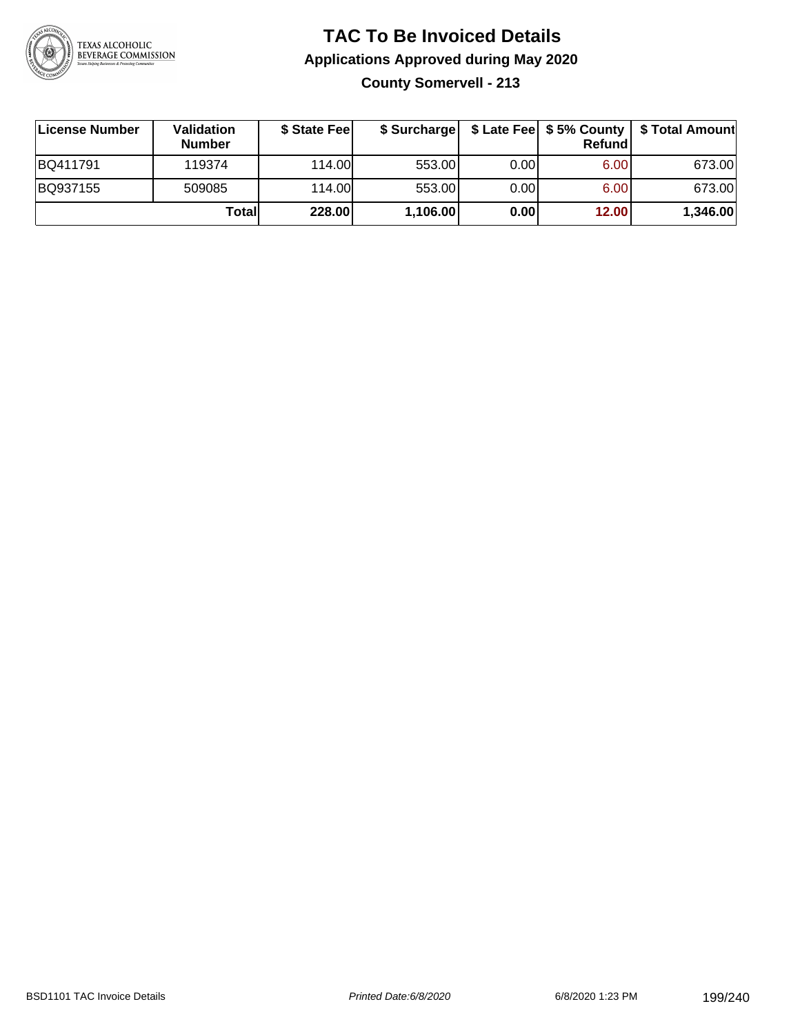# TAC To Be Invoiced Details

## Applications Approved during May 2020

### County Somervell - 213

| License Number | Validation Number | $ State Fee | $ Surcharge | $ Late Fee | $ 5% County Refund | $ Total Amount |
|---|---|---|---|---|---|---|
| BQ411791 | 119374 | 114.00 | 553.00 | 0.00 | 6.00 | 673.00 |
| BQ937155 | 509085 | 114.00 | 553.00 | 0.00 | 6.00 | 673.00 |
| | **Total** | **228.00** | **1,106.00** | **0.00** | **12.00** | **1,346.00** |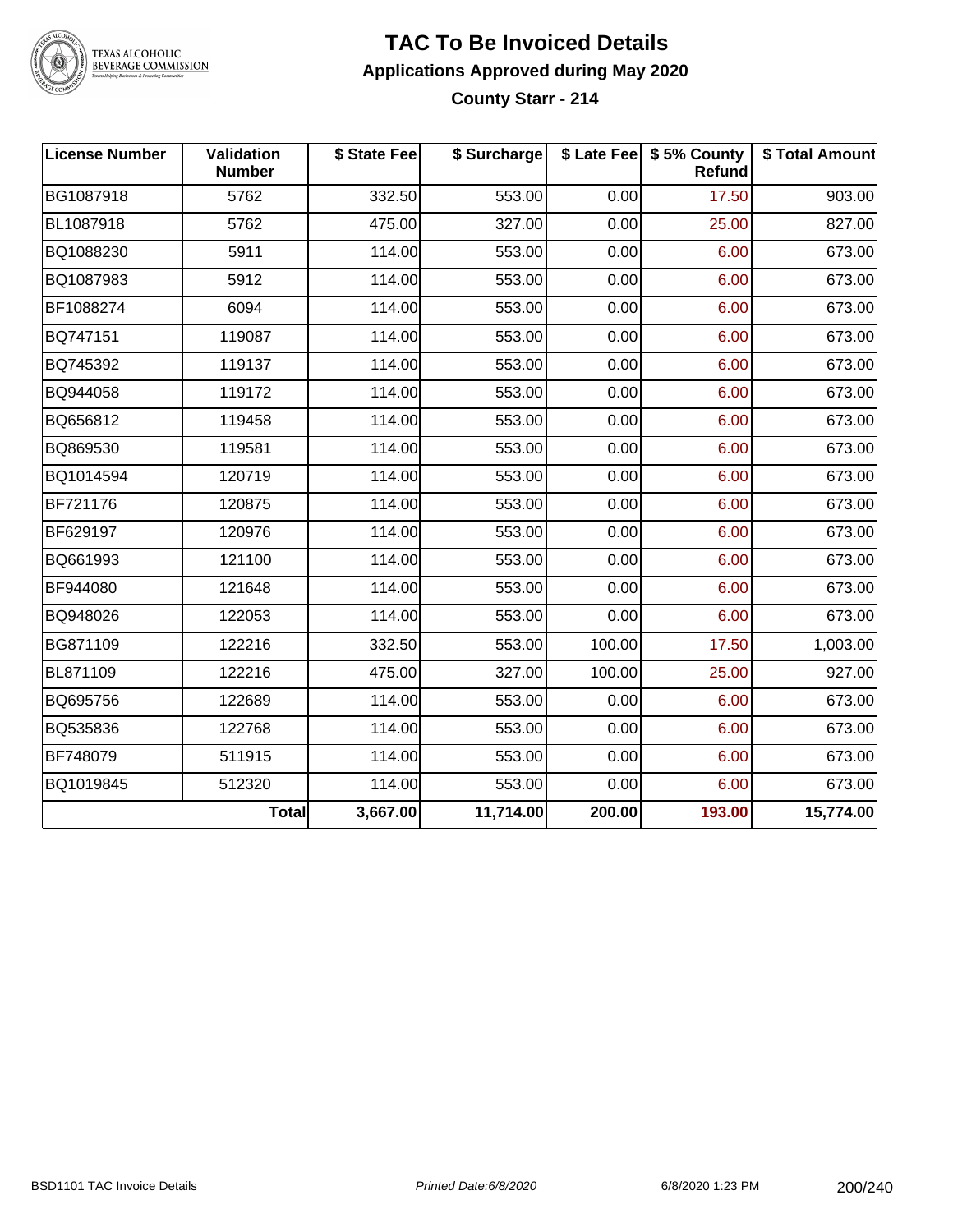# TAC To Be Invoiced Details

## Applications Approved during May 2020

### County Starr - 214

| License Number | Validation Number | $ State Fee | $ Surcharge | $ Late Fee | $ 5% County Refund | $ Total Amount |
|---|---|---|---|---|---|---|
| BG1087918 | 5762 | 332.50 | 553.00 | 0.00 | 17.50 | 903.00 |
| BL1087918 | 5762 | 475.00 | 327.00 | 0.00 | 25.00 | 827.00 |
| BQ1088230 | 5911 | 114.00 | 553.00 | 0.00 | 6.00 | 673.00 |
| BQ1087983 | 5912 | 114.00 | 553.00 | 0.00 | 6.00 | 673.00 |
| BF1088274 | 6094 | 114.00 | 553.00 | 0.00 | 6.00 | 673.00 |
| BQ747151 | 119087 | 114.00 | 553.00 | 0.00 | 6.00 | 673.00 |
| BQ745392 | 119137 | 114.00 | 553.00 | 0.00 | 6.00 | 673.00 |
| BQ944058 | 119172 | 114.00 | 553.00 | 0.00 | 6.00 | 673.00 |
| BQ656812 | 119458 | 114.00 | 553.00 | 0.00 | 6.00 | 673.00 |
| BQ869530 | 119581 | 114.00 | 553.00 | 0.00 | 6.00 | 673.00 |
| BQ1014594 | 120719 | 114.00 | 553.00 | 0.00 | 6.00 | 673.00 |
| BF721176 | 120875 | 114.00 | 553.00 | 0.00 | 6.00 | 673.00 |
| BF629197 | 120976 | 114.00 | 553.00 | 0.00 | 6.00 | 673.00 |
| BQ661993 | 121100 | 114.00 | 553.00 | 0.00 | 6.00 | 673.00 |
| BF944080 | 121648 | 114.00 | 553.00 | 0.00 | 6.00 | 673.00 |
| BQ948026 | 122053 | 114.00 | 553.00 | 0.00 | 6.00 | 673.00 |
| BG871109 | 122216 | 332.50 | 553.00 | 100.00 | 17.50 | 1,003.00 |
| BL871109 | 122216 | 475.00 | 327.00 | 100.00 | 25.00 | 927.00 |
| BQ695756 | 122689 | 114.00 | 553.00 | 0.00 | 6.00 | 673.00 |
| BQ535836 | 122768 | 114.00 | 553.00 | 0.00 | 6.00 | 673.00 |
| BF748079 | 511915 | 114.00 | 553.00 | 0.00 | 6.00 | 673.00 |
| BQ1019845 | 512320 | 114.00 | 553.00 | 0.00 | 6.00 | 673.00 |
| | **Total** | **3,667.00** | **11,714.00** | **200.00** | **193.00** | **15,774.00** |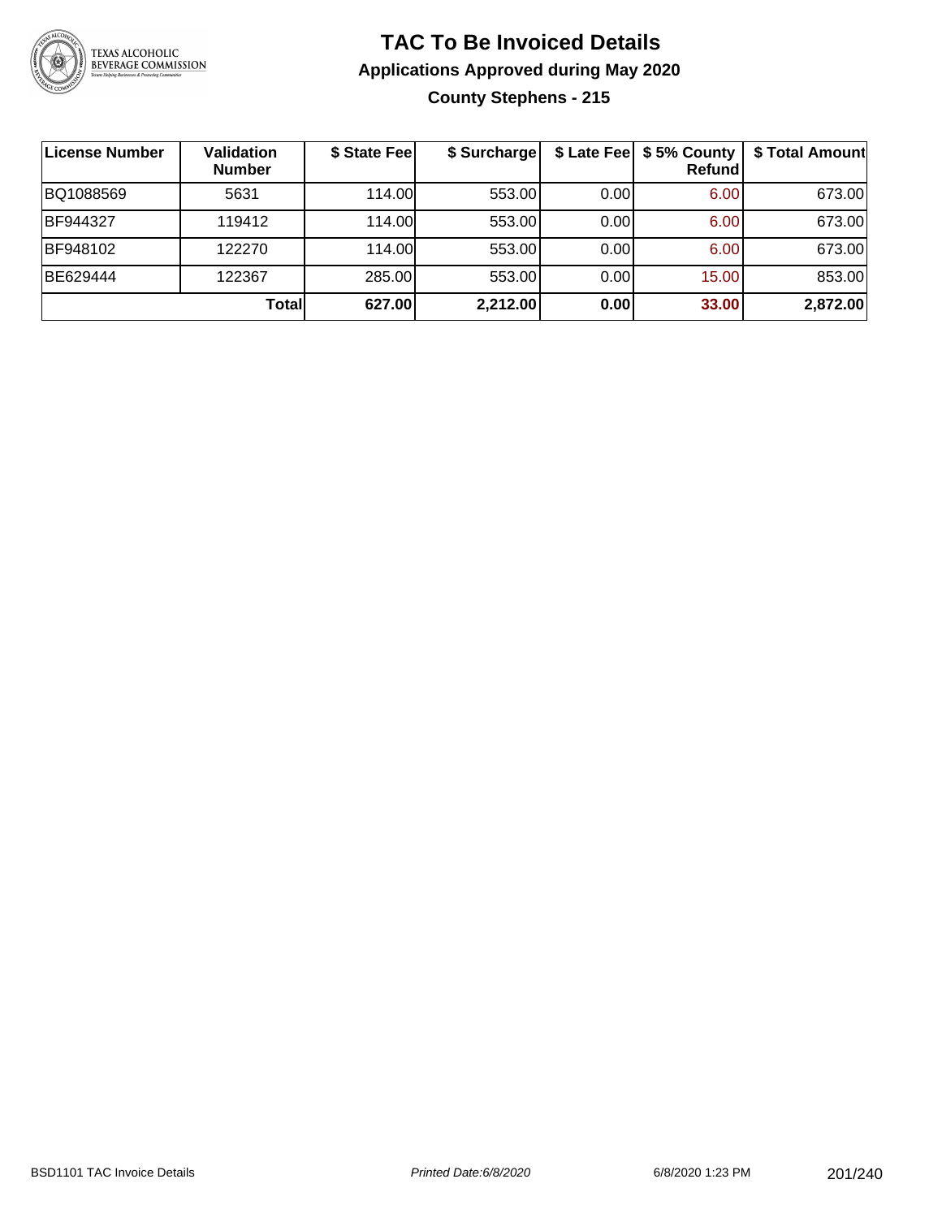# TAC To Be Invoiced Details

## Applications Approved during May 2020

### County Stephens - 215

| License Number | Validation Number | $ State Fee | $ Surcharge | $ Late Fee | $ 5% County Refund | $ Total Amount |
|---|---|---|---|---|---|---|
| BQ1088569 | 5631 | 114.00 | 553.00 | 0.00 | 6.00 | 673.00 |
| BF944327 | 119412 | 114.00 | 553.00 | 0.00 | 6.00 | 673.00 |
| BF948102 | 122270 | 114.00 | 553.00 | 0.00 | 6.00 | 673.00 |
| BE629444 | 122367 | 285.00 | 553.00 | 0.00 | 15.00 | 853.00 |
| | **Total** | **627.00** | **2,212.00** | **0.00** | **33.00** | **2,872.00** |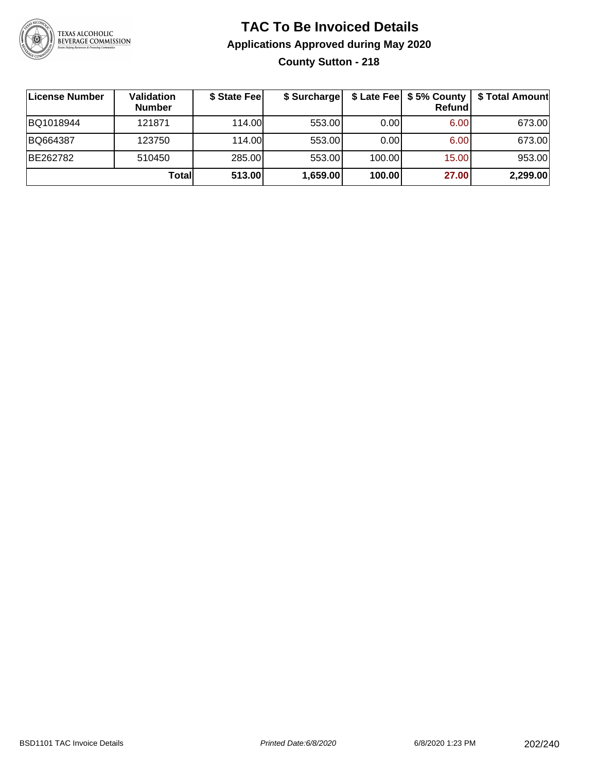# TAC To Be Invoiced Details

## Applications Approved during May 2020

### County Sutton - 218

| License Number | Validation Number | $ State Fee | $ Surcharge | $ Late Fee | $ 5% County Refund | $ Total Amount |
|---|---|---|---|---|---|---|
| BQ1018944 | 121871 | 114.00 | 553.00 | 0.00 | 6.00 | 673.00 |
| BQ664387 | 123750 | 114.00 | 553.00 | 0.00 | 6.00 | 673.00 |
| BE262782 | 510450 | 285.00 | 553.00 | 100.00 | 15.00 | 953.00 |
| | **Total** | **513.00** | **1,659.00** | **100.00** | **27.00** | **2,299.00** |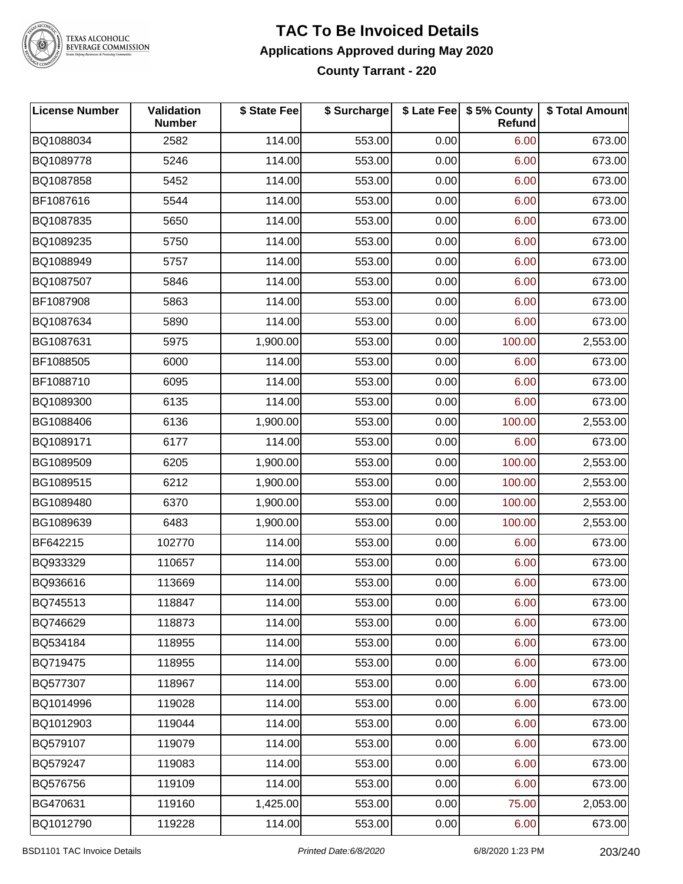# TAC To Be Invoiced Details

## Applications Approved during May 2020

### County Tarrant - 220

| License Number | Validation Number | $ State Fee | $ Surcharge | $ Late Fee | $ 5% County Refund | $ Total Amount |
|---|---|---|---|---|---|---|
| BQ1088034 | 2582 | 114.00 | 553.00 | 0.00 | 6.00 | 673.00 |
| BQ1089778 | 5246 | 114.00 | 553.00 | 0.00 | 6.00 | 673.00 |
| BQ1087858 | 5452 | 114.00 | 553.00 | 0.00 | 6.00 | 673.00 |
| BF1087616 | 5544 | 114.00 | 553.00 | 0.00 | 6.00 | 673.00 |
| BQ1087835 | 5650 | 114.00 | 553.00 | 0.00 | 6.00 | 673.00 |
| BQ1089235 | 5750 | 114.00 | 553.00 | 0.00 | 6.00 | 673.00 |
| BQ1088949 | 5757 | 114.00 | 553.00 | 0.00 | 6.00 | 673.00 |
| BQ1087507 | 5846 | 114.00 | 553.00 | 0.00 | 6.00 | 673.00 |
| BF1087908 | 5863 | 114.00 | 553.00 | 0.00 | 6.00 | 673.00 |
| BQ1087634 | 5890 | 114.00 | 553.00 | 0.00 | 6.00 | 673.00 |
| BG1087631 | 5975 | 1,900.00 | 553.00 | 0.00 | 100.00 | 2,553.00 |
| BF1088505 | 6000 | 114.00 | 553.00 | 0.00 | 6.00 | 673.00 |
| BF1088710 | 6095 | 114.00 | 553.00 | 0.00 | 6.00 | 673.00 |
| BQ1089300 | 6135 | 114.00 | 553.00 | 0.00 | 6.00 | 673.00 |
| BG1088406 | 6136 | 1,900.00 | 553.00 | 0.00 | 100.00 | 2,553.00 |
| BQ1089171 | 6177 | 114.00 | 553.00 | 0.00 | 6.00 | 673.00 |
| BG1089509 | 6205 | 1,900.00 | 553.00 | 0.00 | 100.00 | 2,553.00 |
| BG1089515 | 6212 | 1,900.00 | 553.00 | 0.00 | 100.00 | 2,553.00 |
| BG1089480 | 6370 | 1,900.00 | 553.00 | 0.00 | 100.00 | 2,553.00 |
| BG1089639 | 6483 | 1,900.00 | 553.00 | 0.00 | 100.00 | 2,553.00 |
| BF642215 | 102770 | 114.00 | 553.00 | 0.00 | 6.00 | 673.00 |
| BQ933329 | 110657 | 114.00 | 553.00 | 0.00 | 6.00 | 673.00 |
| BQ936616 | 113669 | 114.00 | 553.00 | 0.00 | 6.00 | 673.00 |
| BQ745513 | 118847 | 114.00 | 553.00 | 0.00 | 6.00 | 673.00 |
| BQ746629 | 118873 | 114.00 | 553.00 | 0.00 | 6.00 | 673.00 |
| BQ534184 | 118955 | 114.00 | 553.00 | 0.00 | 6.00 | 673.00 |
| BQ719475 | 118955 | 114.00 | 553.00 | 0.00 | 6.00 | 673.00 |
| BQ577307 | 118967 | 114.00 | 553.00 | 0.00 | 6.00 | 673.00 |
| BQ1014996 | 119028 | 114.00 | 553.00 | 0.00 | 6.00 | 673.00 |
| BQ1012903 | 119044 | 114.00 | 553.00 | 0.00 | 6.00 | 673.00 |
| BQ579107 | 119079 | 114.00 | 553.00 | 0.00 | 6.00 | 673.00 |
| BQ579247 | 119083 | 114.00 | 553.00 | 0.00 | 6.00 | 673.00 |
| BQ576756 | 119109 | 114.00 | 553.00 | 0.00 | 6.00 | 673.00 |
| BG470631 | 119160 | 1,425.00 | 553.00 | 0.00 | 75.00 | 2,053.00 |
| BQ1012790 | 119228 | 114.00 | 553.00 | 0.00 | 6.00 | 673.00 |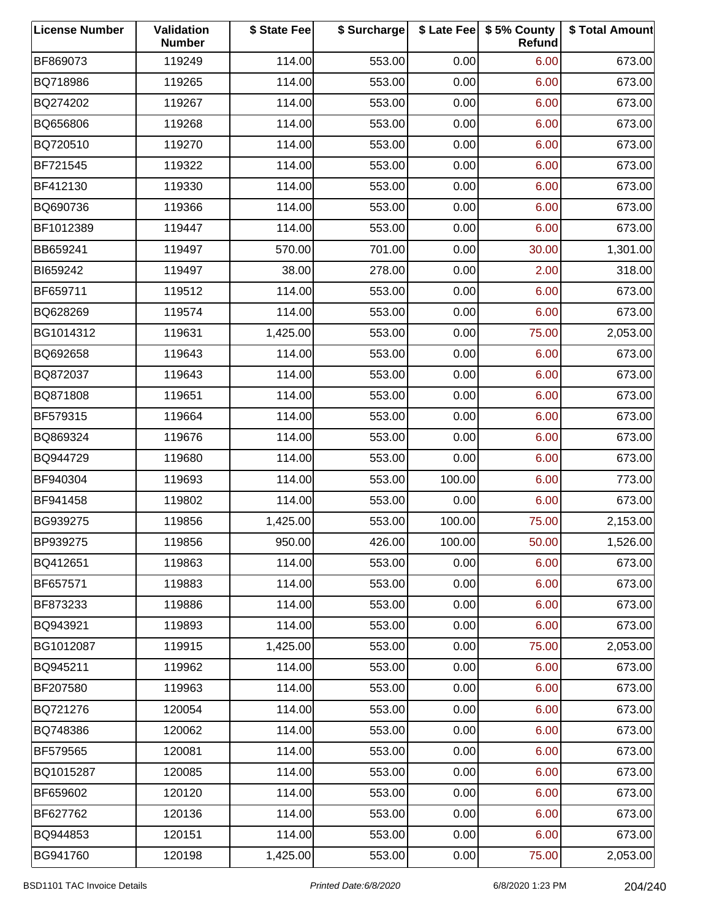| License Number | Validation Number | $ State Fee | $ Surcharge | $ Late Fee | $ 5% County Refund | $ Total Amount |
| --- | --- | --- | --- | --- | --- | --- |
| BF869073 | 119249 | 114.00 | 553.00 | 0.00 | 6.00 | 673.00 |
| BQ718986 | 119265 | 114.00 | 553.00 | 0.00 | 6.00 | 673.00 |
| BQ274202 | 119267 | 114.00 | 553.00 | 0.00 | 6.00 | 673.00 |
| BQ656806 | 119268 | 114.00 | 553.00 | 0.00 | 6.00 | 673.00 |
| BQ720510 | 119270 | 114.00 | 553.00 | 0.00 | 6.00 | 673.00 |
| BF721545 | 119322 | 114.00 | 553.00 | 0.00 | 6.00 | 673.00 |
| BF412130 | 119330 | 114.00 | 553.00 | 0.00 | 6.00 | 673.00 |
| BQ690736 | 119366 | 114.00 | 553.00 | 0.00 | 6.00 | 673.00 |
| BF1012389 | 119447 | 114.00 | 553.00 | 0.00 | 6.00 | 673.00 |
| BB659241 | 119497 | 570.00 | 701.00 | 0.00 | 30.00 | 1,301.00 |
| BI659242 | 119497 | 38.00 | 278.00 | 0.00 | 2.00 | 318.00 |
| BF659711 | 119512 | 114.00 | 553.00 | 0.00 | 6.00 | 673.00 |
| BQ628269 | 119574 | 114.00 | 553.00 | 0.00 | 6.00 | 673.00 |
| BG1014312 | 119631 | 1,425.00 | 553.00 | 0.00 | 75.00 | 2,053.00 |
| BQ692658 | 119643 | 114.00 | 553.00 | 0.00 | 6.00 | 673.00 |
| BQ872037 | 119643 | 114.00 | 553.00 | 0.00 | 6.00 | 673.00 |
| BQ871808 | 119651 | 114.00 | 553.00 | 0.00 | 6.00 | 673.00 |
| BF579315 | 119664 | 114.00 | 553.00 | 0.00 | 6.00 | 673.00 |
| BQ869324 | 119676 | 114.00 | 553.00 | 0.00 | 6.00 | 673.00 |
| BQ944729 | 119680 | 114.00 | 553.00 | 0.00 | 6.00 | 673.00 |
| BF940304 | 119693 | 114.00 | 553.00 | 100.00 | 6.00 | 773.00 |
| BF941458 | 119802 | 114.00 | 553.00 | 0.00 | 6.00 | 673.00 |
| BG939275 | 119856 | 1,425.00 | 553.00 | 100.00 | 75.00 | 2,153.00 |
| BP939275 | 119856 | 950.00 | 426.00 | 100.00 | 50.00 | 1,526.00 |
| BQ412651 | 119863 | 114.00 | 553.00 | 0.00 | 6.00 | 673.00 |
| BF657571 | 119883 | 114.00 | 553.00 | 0.00 | 6.00 | 673.00 |
| BF873233 | 119886 | 114.00 | 553.00 | 0.00 | 6.00 | 673.00 |
| BQ943921 | 119893 | 114.00 | 553.00 | 0.00 | 6.00 | 673.00 |
| BG1012087 | 119915 | 1,425.00 | 553.00 | 0.00 | 75.00 | 2,053.00 |
| BQ945211 | 119962 | 114.00 | 553.00 | 0.00 | 6.00 | 673.00 |
| BF207580 | 119963 | 114.00 | 553.00 | 0.00 | 6.00 | 673.00 |
| BQ721276 | 120054 | 114.00 | 553.00 | 0.00 | 6.00 | 673.00 |
| BQ748386 | 120062 | 114.00 | 553.00 | 0.00 | 6.00 | 673.00 |
| BF579565 | 120081 | 114.00 | 553.00 | 0.00 | 6.00 | 673.00 |
| BQ1015287 | 120085 | 114.00 | 553.00 | 0.00 | 6.00 | 673.00 |
| BF659602 | 120120 | 114.00 | 553.00 | 0.00 | 6.00 | 673.00 |
| BF627762 | 120136 | 114.00 | 553.00 | 0.00 | 6.00 | 673.00 |
| BQ944853 | 120151 | 114.00 | 553.00 | 0.00 | 6.00 | 673.00 |
| BG941760 | 120198 | 1,425.00 | 553.00 | 0.00 | 75.00 | 2,053.00 |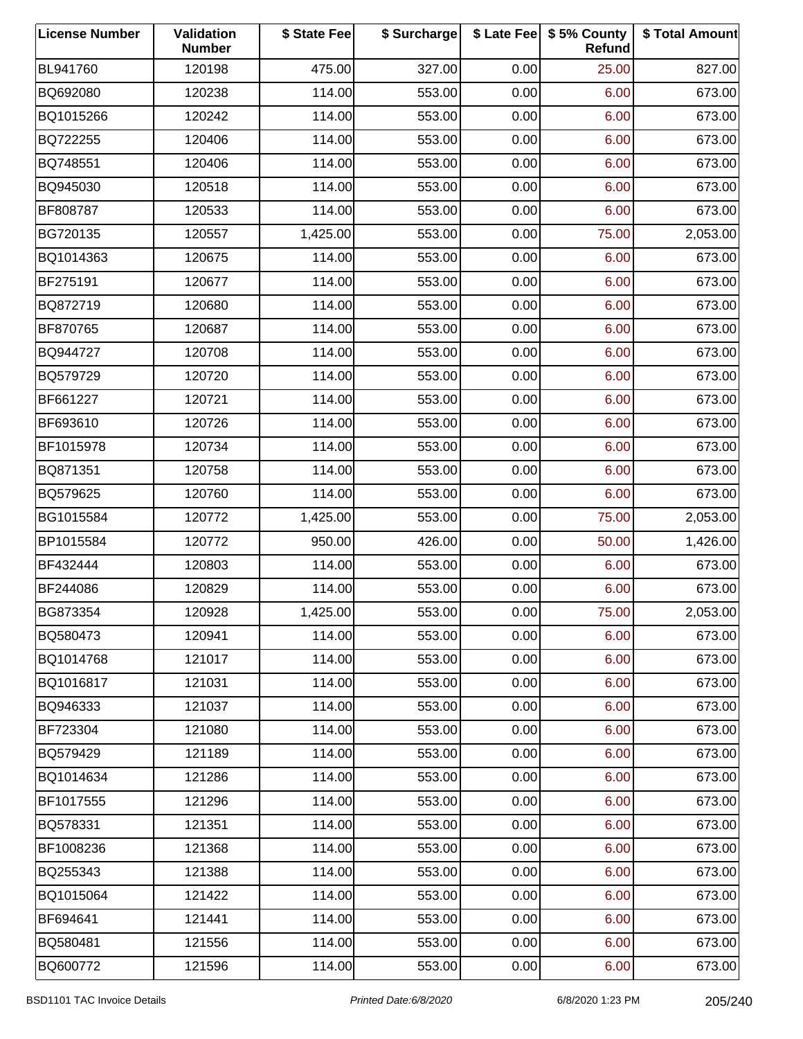| License Number | Validation Number | $ State Fee | $ Surcharge | $ Late Fee | $ 5% County Refund | $ Total Amount |
|---|---|---|---|---|---|---|
| BL941760 | 120198 | 475.00 | 327.00 | 0.00 | 25.00 | 827.00 |
| BQ692080 | 120238 | 114.00 | 553.00 | 0.00 | 6.00 | 673.00 |
| BQ1015266 | 120242 | 114.00 | 553.00 | 0.00 | 6.00 | 673.00 |
| BQ722255 | 120406 | 114.00 | 553.00 | 0.00 | 6.00 | 673.00 |
| BQ748551 | 120406 | 114.00 | 553.00 | 0.00 | 6.00 | 673.00 |
| BQ945030 | 120518 | 114.00 | 553.00 | 0.00 | 6.00 | 673.00 |
| BF808787 | 120533 | 114.00 | 553.00 | 0.00 | 6.00 | 673.00 |
| BG720135 | 120557 | 1,425.00 | 553.00 | 0.00 | 75.00 | 2,053.00 |
| BQ1014363 | 120675 | 114.00 | 553.00 | 0.00 | 6.00 | 673.00 |
| BF275191 | 120677 | 114.00 | 553.00 | 0.00 | 6.00 | 673.00 |
| BQ872719 | 120680 | 114.00 | 553.00 | 0.00 | 6.00 | 673.00 |
| BF870765 | 120687 | 114.00 | 553.00 | 0.00 | 6.00 | 673.00 |
| BQ944727 | 120708 | 114.00 | 553.00 | 0.00 | 6.00 | 673.00 |
| BQ579729 | 120720 | 114.00 | 553.00 | 0.00 | 6.00 | 673.00 |
| BF661227 | 120721 | 114.00 | 553.00 | 0.00 | 6.00 | 673.00 |
| BF693610 | 120726 | 114.00 | 553.00 | 0.00 | 6.00 | 673.00 |
| BF1015978 | 120734 | 114.00 | 553.00 | 0.00 | 6.00 | 673.00 |
| BQ871351 | 120758 | 114.00 | 553.00 | 0.00 | 6.00 | 673.00 |
| BQ579625 | 120760 | 114.00 | 553.00 | 0.00 | 6.00 | 673.00 |
| BG1015584 | 120772 | 1,425.00 | 553.00 | 0.00 | 75.00 | 2,053.00 |
| BP1015584 | 120772 | 950.00 | 426.00 | 0.00 | 50.00 | 1,426.00 |
| BF432444 | 120803 | 114.00 | 553.00 | 0.00 | 6.00 | 673.00 |
| BF244086 | 120829 | 114.00 | 553.00 | 0.00 | 6.00 | 673.00 |
| BG873354 | 120928 | 1,425.00 | 553.00 | 0.00 | 75.00 | 2,053.00 |
| BQ580473 | 120941 | 114.00 | 553.00 | 0.00 | 6.00 | 673.00 |
| BQ1014768 | 121017 | 114.00 | 553.00 | 0.00 | 6.00 | 673.00 |
| BQ1016817 | 121031 | 114.00 | 553.00 | 0.00 | 6.00 | 673.00 |
| BQ946333 | 121037 | 114.00 | 553.00 | 0.00 | 6.00 | 673.00 |
| BF723304 | 121080 | 114.00 | 553.00 | 0.00 | 6.00 | 673.00 |
| BQ579429 | 121189 | 114.00 | 553.00 | 0.00 | 6.00 | 673.00 |
| BQ1014634 | 121286 | 114.00 | 553.00 | 0.00 | 6.00 | 673.00 |
| BF1017555 | 121296 | 114.00 | 553.00 | 0.00 | 6.00 | 673.00 |
| BQ578331 | 121351 | 114.00 | 553.00 | 0.00 | 6.00 | 673.00 |
| BF1008236 | 121368 | 114.00 | 553.00 | 0.00 | 6.00 | 673.00 |
| BQ255343 | 121388 | 114.00 | 553.00 | 0.00 | 6.00 | 673.00 |
| BQ1015064 | 121422 | 114.00 | 553.00 | 0.00 | 6.00 | 673.00 |
| BF694641 | 121441 | 114.00 | 553.00 | 0.00 | 6.00 | 673.00 |
| BQ580481 | 121556 | 114.00 | 553.00 | 0.00 | 6.00 | 673.00 |
| BQ600772 | 121596 | 114.00 | 553.00 | 0.00 | 6.00 | 673.00 |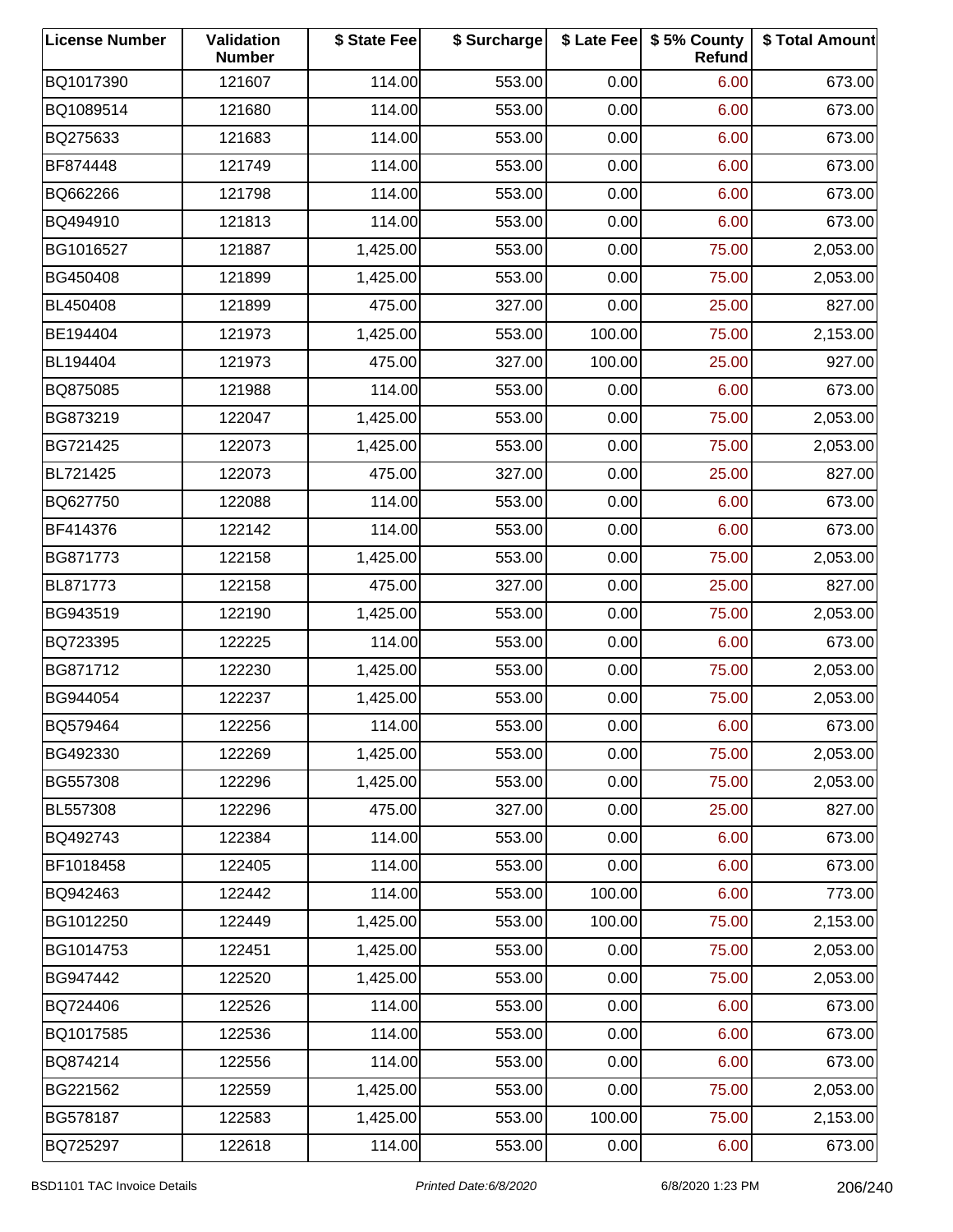| License Number | Validation Number | $ State Fee | $ Surcharge | $ Late Fee | $ 5% County Refund | $ Total Amount |
|---|---|---|---|---|---|---|
| BQ1017390 | 121607 | 114.00 | 553.00 | 0.00 | 6.00 | 673.00 |
| BQ1089514 | 121680 | 114.00 | 553.00 | 0.00 | 6.00 | 673.00 |
| BQ275633 | 121683 | 114.00 | 553.00 | 0.00 | 6.00 | 673.00 |
| BF874448 | 121749 | 114.00 | 553.00 | 0.00 | 6.00 | 673.00 |
| BQ662266 | 121798 | 114.00 | 553.00 | 0.00 | 6.00 | 673.00 |
| BQ494910 | 121813 | 114.00 | 553.00 | 0.00 | 6.00 | 673.00 |
| BG1016527 | 121887 | 1,425.00 | 553.00 | 0.00 | 75.00 | 2,053.00 |
| BG450408 | 121899 | 1,425.00 | 553.00 | 0.00 | 75.00 | 2,053.00 |
| BL450408 | 121899 | 475.00 | 327.00 | 0.00 | 25.00 | 827.00 |
| BE194404 | 121973 | 1,425.00 | 553.00 | 100.00 | 75.00 | 2,153.00 |
| BL194404 | 121973 | 475.00 | 327.00 | 100.00 | 25.00 | 927.00 |
| BQ875085 | 121988 | 114.00 | 553.00 | 0.00 | 6.00 | 673.00 |
| BG873219 | 122047 | 1,425.00 | 553.00 | 0.00 | 75.00 | 2,053.00 |
| BG721425 | 122073 | 1,425.00 | 553.00 | 0.00 | 75.00 | 2,053.00 |
| BL721425 | 122073 | 475.00 | 327.00 | 0.00 | 25.00 | 827.00 |
| BQ627750 | 122088 | 114.00 | 553.00 | 0.00 | 6.00 | 673.00 |
| BF414376 | 122142 | 114.00 | 553.00 | 0.00 | 6.00 | 673.00 |
| BG871773 | 122158 | 1,425.00 | 553.00 | 0.00 | 75.00 | 2,053.00 |
| BL871773 | 122158 | 475.00 | 327.00 | 0.00 | 25.00 | 827.00 |
| BG943519 | 122190 | 1,425.00 | 553.00 | 0.00 | 75.00 | 2,053.00 |
| BQ723395 | 122225 | 114.00 | 553.00 | 0.00 | 6.00 | 673.00 |
| BG871712 | 122230 | 1,425.00 | 553.00 | 0.00 | 75.00 | 2,053.00 |
| BG944054 | 122237 | 1,425.00 | 553.00 | 0.00 | 75.00 | 2,053.00 |
| BQ579464 | 122256 | 114.00 | 553.00 | 0.00 | 6.00 | 673.00 |
| BG492330 | 122269 | 1,425.00 | 553.00 | 0.00 | 75.00 | 2,053.00 |
| BG557308 | 122296 | 1,425.00 | 553.00 | 0.00 | 75.00 | 2,053.00 |
| BL557308 | 122296 | 475.00 | 327.00 | 0.00 | 25.00 | 827.00 |
| BQ492743 | 122384 | 114.00 | 553.00 | 0.00 | 6.00 | 673.00 |
| BF1018458 | 122405 | 114.00 | 553.00 | 0.00 | 6.00 | 673.00 |
| BQ942463 | 122442 | 114.00 | 553.00 | 100.00 | 6.00 | 773.00 |
| BG1012250 | 122449 | 1,425.00 | 553.00 | 100.00 | 75.00 | 2,153.00 |
| BG1014753 | 122451 | 1,425.00 | 553.00 | 0.00 | 75.00 | 2,053.00 |
| BG947442 | 122520 | 1,425.00 | 553.00 | 0.00 | 75.00 | 2,053.00 |
| BQ724406 | 122526 | 114.00 | 553.00 | 0.00 | 6.00 | 673.00 |
| BQ1017585 | 122536 | 114.00 | 553.00 | 0.00 | 6.00 | 673.00 |
| BQ874214 | 122556 | 114.00 | 553.00 | 0.00 | 6.00 | 673.00 |
| BG221562 | 122559 | 1,425.00 | 553.00 | 0.00 | 75.00 | 2,053.00 |
| BG578187 | 122583 | 1,425.00 | 553.00 | 100.00 | 75.00 | 2,153.00 |
| BQ725297 | 122618 | 114.00 | 553.00 | 0.00 | 6.00 | 673.00 |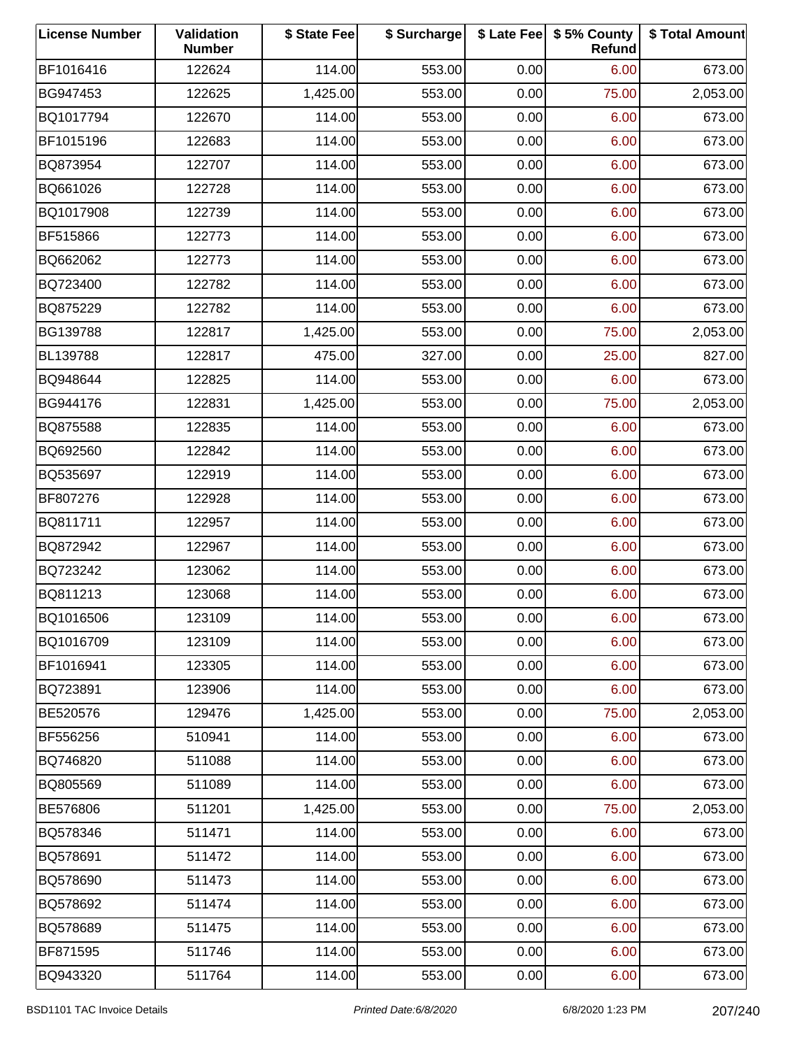| License Number | Validation Number | $ State Fee | $ Surcharge | $ Late Fee | $ 5% County Refund | $ Total Amount |
|---|---|---|---|---|---|---|
| BF1016416 | 122624 | 114.00 | 553.00 | 0.00 | 6.00 | 673.00 |
| BG947453 | 122625 | 1,425.00 | 553.00 | 0.00 | 75.00 | 2,053.00 |
| BQ1017794 | 122670 | 114.00 | 553.00 | 0.00 | 6.00 | 673.00 |
| BF1015196 | 122683 | 114.00 | 553.00 | 0.00 | 6.00 | 673.00 |
| BQ873954 | 122707 | 114.00 | 553.00 | 0.00 | 6.00 | 673.00 |
| BQ661026 | 122728 | 114.00 | 553.00 | 0.00 | 6.00 | 673.00 |
| BQ1017908 | 122739 | 114.00 | 553.00 | 0.00 | 6.00 | 673.00 |
| BF515866 | 122773 | 114.00 | 553.00 | 0.00 | 6.00 | 673.00 |
| BQ662062 | 122773 | 114.00 | 553.00 | 0.00 | 6.00 | 673.00 |
| BQ723400 | 122782 | 114.00 | 553.00 | 0.00 | 6.00 | 673.00 |
| BQ875229 | 122782 | 114.00 | 553.00 | 0.00 | 6.00 | 673.00 |
| BG139788 | 122817 | 1,425.00 | 553.00 | 0.00 | 75.00 | 2,053.00 |
| BL139788 | 122817 | 475.00 | 327.00 | 0.00 | 25.00 | 827.00 |
| BQ948644 | 122825 | 114.00 | 553.00 | 0.00 | 6.00 | 673.00 |
| BG944176 | 122831 | 1,425.00 | 553.00 | 0.00 | 75.00 | 2,053.00 |
| BQ875588 | 122835 | 114.00 | 553.00 | 0.00 | 6.00 | 673.00 |
| BQ692560 | 122842 | 114.00 | 553.00 | 0.00 | 6.00 | 673.00 |
| BQ535697 | 122919 | 114.00 | 553.00 | 0.00 | 6.00 | 673.00 |
| BF807276 | 122928 | 114.00 | 553.00 | 0.00 | 6.00 | 673.00 |
| BQ811711 | 122957 | 114.00 | 553.00 | 0.00 | 6.00 | 673.00 |
| BQ872942 | 122967 | 114.00 | 553.00 | 0.00 | 6.00 | 673.00 |
| BQ723242 | 123062 | 114.00 | 553.00 | 0.00 | 6.00 | 673.00 |
| BQ811213 | 123068 | 114.00 | 553.00 | 0.00 | 6.00 | 673.00 |
| BQ1016506 | 123109 | 114.00 | 553.00 | 0.00 | 6.00 | 673.00 |
| BQ1016709 | 123109 | 114.00 | 553.00 | 0.00 | 6.00 | 673.00 |
| BF1016941 | 123305 | 114.00 | 553.00 | 0.00 | 6.00 | 673.00 |
| BQ723891 | 123906 | 114.00 | 553.00 | 0.00 | 6.00 | 673.00 |
| BE520576 | 129476 | 1,425.00 | 553.00 | 0.00 | 75.00 | 2,053.00 |
| BF556256 | 510941 | 114.00 | 553.00 | 0.00 | 6.00 | 673.00 |
| BQ746820 | 511088 | 114.00 | 553.00 | 0.00 | 6.00 | 673.00 |
| BQ805569 | 511089 | 114.00 | 553.00 | 0.00 | 6.00 | 673.00 |
| BE576806 | 511201 | 1,425.00 | 553.00 | 0.00 | 75.00 | 2,053.00 |
| BQ578346 | 511471 | 114.00 | 553.00 | 0.00 | 6.00 | 673.00 |
| BQ578691 | 511472 | 114.00 | 553.00 | 0.00 | 6.00 | 673.00 |
| BQ578690 | 511473 | 114.00 | 553.00 | 0.00 | 6.00 | 673.00 |
| BQ578692 | 511474 | 114.00 | 553.00 | 0.00 | 6.00 | 673.00 |
| BQ578689 | 511475 | 114.00 | 553.00 | 0.00 | 6.00 | 673.00 |
| BF871595 | 511746 | 114.00 | 553.00 | 0.00 | 6.00 | 673.00 |
| BQ943320 | 511764 | 114.00 | 553.00 | 0.00 | 6.00 | 673.00 |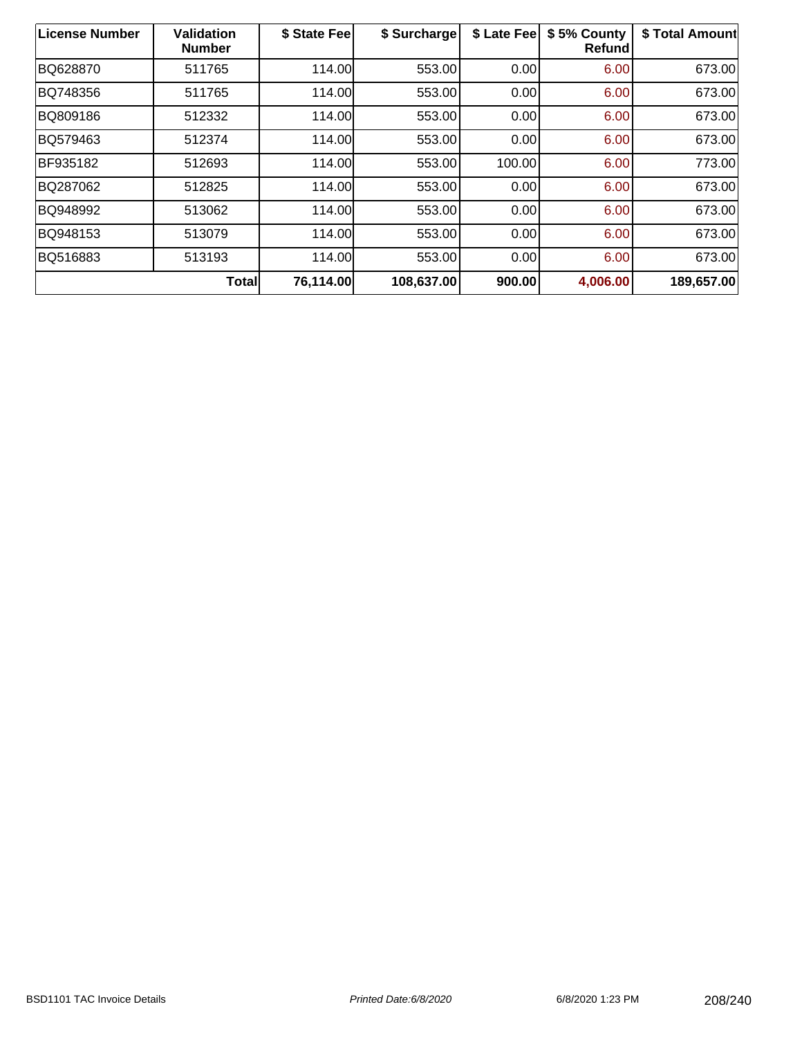| License Number | Validation Number | $ State Fee | $ Surcharge | $ Late Fee | $ 5% County Refund | $ Total Amount |
|---|---|---|---|---|---|---|
| BQ628870 | 511765 | 114.00 | 553.00 | 0.00 | 6.00 | 673.00 |
| BQ748356 | 511765 | 114.00 | 553.00 | 0.00 | 6.00 | 673.00 |
| BQ809186 | 512332 | 114.00 | 553.00 | 0.00 | 6.00 | 673.00 |
| BQ579463 | 512374 | 114.00 | 553.00 | 0.00 | 6.00 | 673.00 |
| BF935182 | 512693 | 114.00 | 553.00 | 100.00 | 6.00 | 773.00 |
| BQ287062 | 512825 | 114.00 | 553.00 | 0.00 | 6.00 | 673.00 |
| BQ948992 | 513062 | 114.00 | 553.00 | 0.00 | 6.00 | 673.00 |
| BQ948153 | 513079 | 114.00 | 553.00 | 0.00 | 6.00 | 673.00 |
| BQ516883 | 513193 | 114.00 | 553.00 | 0.00 | 6.00 | 673.00 |
| | **Total** | **76,114.00** | **108,637.00** | **900.00** | **4,006.00** | **189,657.00** |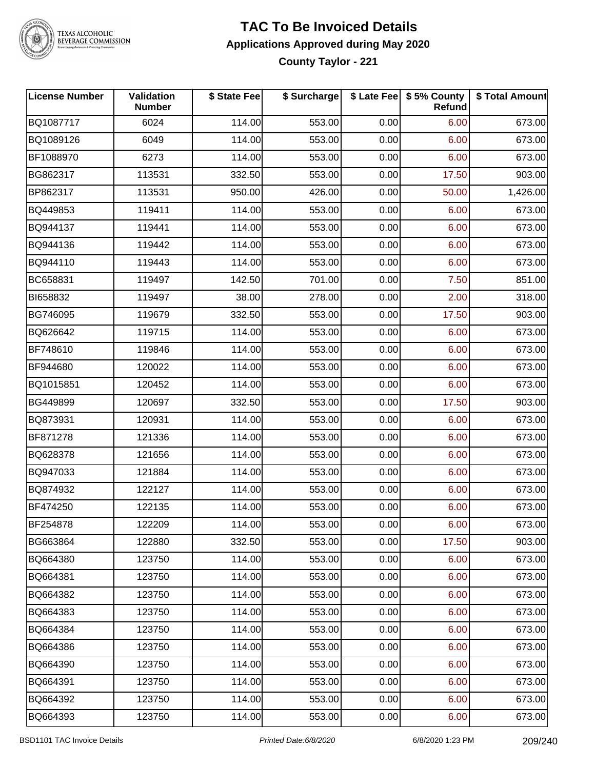# TAC To Be Invoiced Details

## Applications Approved during May 2020

### County Taylor - 221

| License Number | Validation Number | $ State Fee | $ Surcharge | $ Late Fee | $ 5% County Refund | $ Total Amount |
|---|---|---|---|---|---|---|
| BQ1087717 | 6024 | 114.00 | 553.00 | 0.00 | 6.00 | 673.00 |
| BQ1089126 | 6049 | 114.00 | 553.00 | 0.00 | 6.00 | 673.00 |
| BF1088970 | 6273 | 114.00 | 553.00 | 0.00 | 6.00 | 673.00 |
| BG862317 | 113531 | 332.50 | 553.00 | 0.00 | 17.50 | 903.00 |
| BP862317 | 113531 | 950.00 | 426.00 | 0.00 | 50.00 | 1,426.00 |
| BQ449853 | 119411 | 114.00 | 553.00 | 0.00 | 6.00 | 673.00 |
| BQ944137 | 119441 | 114.00 | 553.00 | 0.00 | 6.00 | 673.00 |
| BQ944136 | 119442 | 114.00 | 553.00 | 0.00 | 6.00 | 673.00 |
| BQ944110 | 119443 | 114.00 | 553.00 | 0.00 | 6.00 | 673.00 |
| BC658831 | 119497 | 142.50 | 701.00 | 0.00 | 7.50 | 851.00 |
| BI658832 | 119497 | 38.00 | 278.00 | 0.00 | 2.00 | 318.00 |
| BG746095 | 119679 | 332.50 | 553.00 | 0.00 | 17.50 | 903.00 |
| BQ626642 | 119715 | 114.00 | 553.00 | 0.00 | 6.00 | 673.00 |
| BF748610 | 119846 | 114.00 | 553.00 | 0.00 | 6.00 | 673.00 |
| BF944680 | 120022 | 114.00 | 553.00 | 0.00 | 6.00 | 673.00 |
| BQ1015851 | 120452 | 114.00 | 553.00 | 0.00 | 6.00 | 673.00 |
| BG449899 | 120697 | 332.50 | 553.00 | 0.00 | 17.50 | 903.00 |
| BQ873931 | 120931 | 114.00 | 553.00 | 0.00 | 6.00 | 673.00 |
| BF871278 | 121336 | 114.00 | 553.00 | 0.00 | 6.00 | 673.00 |
| BQ628378 | 121656 | 114.00 | 553.00 | 0.00 | 6.00 | 673.00 |
| BQ947033 | 121884 | 114.00 | 553.00 | 0.00 | 6.00 | 673.00 |
| BQ874932 | 122127 | 114.00 | 553.00 | 0.00 | 6.00 | 673.00 |
| BF474250 | 122135 | 114.00 | 553.00 | 0.00 | 6.00 | 673.00 |
| BF254878 | 122209 | 114.00 | 553.00 | 0.00 | 6.00 | 673.00 |
| BG663864 | 122880 | 332.50 | 553.00 | 0.00 | 17.50 | 903.00 |
| BQ664380 | 123750 | 114.00 | 553.00 | 0.00 | 6.00 | 673.00 |
| BQ664381 | 123750 | 114.00 | 553.00 | 0.00 | 6.00 | 673.00 |
| BQ664382 | 123750 | 114.00 | 553.00 | 0.00 | 6.00 | 673.00 |
| BQ664383 | 123750 | 114.00 | 553.00 | 0.00 | 6.00 | 673.00 |
| BQ664384 | 123750 | 114.00 | 553.00 | 0.00 | 6.00 | 673.00 |
| BQ664386 | 123750 | 114.00 | 553.00 | 0.00 | 6.00 | 673.00 |
| BQ664390 | 123750 | 114.00 | 553.00 | 0.00 | 6.00 | 673.00 |
| BQ664391 | 123750 | 114.00 | 553.00 | 0.00 | 6.00 | 673.00 |
| BQ664392 | 123750 | 114.00 | 553.00 | 0.00 | 6.00 | 673.00 |
| BQ664393 | 123750 | 114.00 | 553.00 | 0.00 | 6.00 | 673.00 |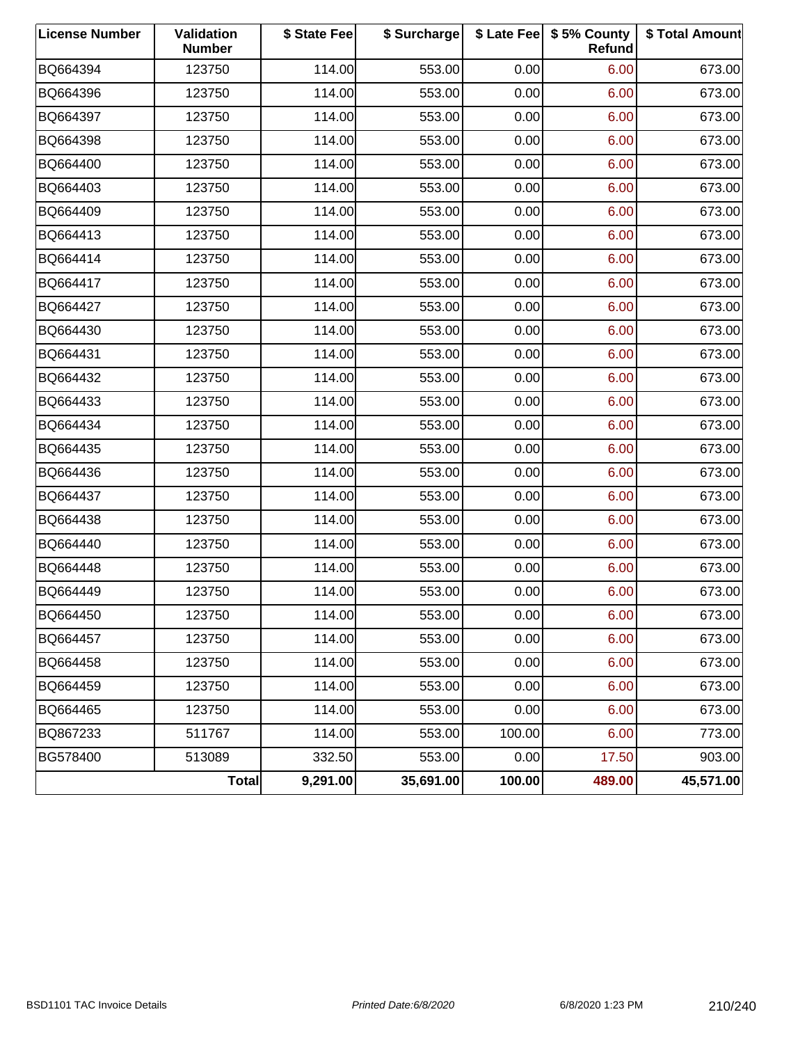| License Number | Validation Number | $ State Fee | $ Surcharge | $ Late Fee | $ 5% County Refund | $ Total Amount |
|---|---|---|---|---|---|---|
| BQ664394 | 123750 | 114.00 | 553.00 | 0.00 | 6.00 | 673.00 |
| BQ664396 | 123750 | 114.00 | 553.00 | 0.00 | 6.00 | 673.00 |
| BQ664397 | 123750 | 114.00 | 553.00 | 0.00 | 6.00 | 673.00 |
| BQ664398 | 123750 | 114.00 | 553.00 | 0.00 | 6.00 | 673.00 |
| BQ664400 | 123750 | 114.00 | 553.00 | 0.00 | 6.00 | 673.00 |
| BQ664403 | 123750 | 114.00 | 553.00 | 0.00 | 6.00 | 673.00 |
| BQ664409 | 123750 | 114.00 | 553.00 | 0.00 | 6.00 | 673.00 |
| BQ664413 | 123750 | 114.00 | 553.00 | 0.00 | 6.00 | 673.00 |
| BQ664414 | 123750 | 114.00 | 553.00 | 0.00 | 6.00 | 673.00 |
| BQ664417 | 123750 | 114.00 | 553.00 | 0.00 | 6.00 | 673.00 |
| BQ664427 | 123750 | 114.00 | 553.00 | 0.00 | 6.00 | 673.00 |
| BQ664430 | 123750 | 114.00 | 553.00 | 0.00 | 6.00 | 673.00 |
| BQ664431 | 123750 | 114.00 | 553.00 | 0.00 | 6.00 | 673.00 |
| BQ664432 | 123750 | 114.00 | 553.00 | 0.00 | 6.00 | 673.00 |
| BQ664433 | 123750 | 114.00 | 553.00 | 0.00 | 6.00 | 673.00 |
| BQ664434 | 123750 | 114.00 | 553.00 | 0.00 | 6.00 | 673.00 |
| BQ664435 | 123750 | 114.00 | 553.00 | 0.00 | 6.00 | 673.00 |
| BQ664436 | 123750 | 114.00 | 553.00 | 0.00 | 6.00 | 673.00 |
| BQ664437 | 123750 | 114.00 | 553.00 | 0.00 | 6.00 | 673.00 |
| BQ664438 | 123750 | 114.00 | 553.00 | 0.00 | 6.00 | 673.00 |
| BQ664440 | 123750 | 114.00 | 553.00 | 0.00 | 6.00 | 673.00 |
| BQ664448 | 123750 | 114.00 | 553.00 | 0.00 | 6.00 | 673.00 |
| BQ664449 | 123750 | 114.00 | 553.00 | 0.00 | 6.00 | 673.00 |
| BQ664450 | 123750 | 114.00 | 553.00 | 0.00 | 6.00 | 673.00 |
| BQ664457 | 123750 | 114.00 | 553.00 | 0.00 | 6.00 | 673.00 |
| BQ664458 | 123750 | 114.00 | 553.00 | 0.00 | 6.00 | 673.00 |
| BQ664459 | 123750 | 114.00 | 553.00 | 0.00 | 6.00 | 673.00 |
| BQ664465 | 123750 | 114.00 | 553.00 | 0.00 | 6.00 | 673.00 |
| BQ867233 | 511767 | 114.00 | 553.00 | 100.00 | 6.00 | 773.00 |
| BG578400 | 513089 | 332.50 | 553.00 | 0.00 | 17.50 | 903.00 |
| | **Total** | **9,291.00** | **35,691.00** | **100.00** | **489.00** | **45,571.00** |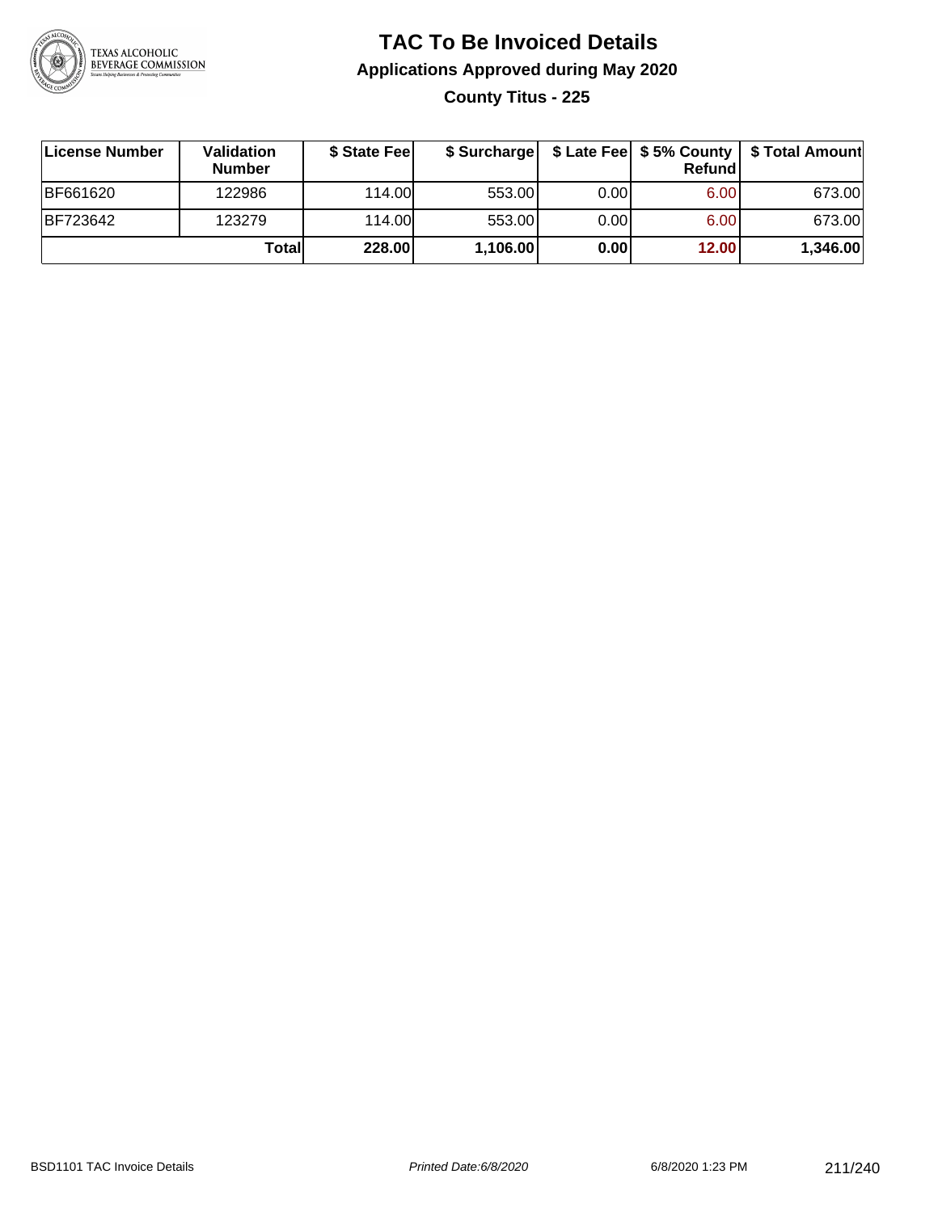# TAC To Be Invoiced Details

## Applications Approved during May 2020

### County Titus - 225

| License Number | Validation Number | $ State Fee | $ Surcharge | $ Late Fee | $ 5% County Refund | $ Total Amount |
|---|---|---|---|---|---|---|
| BF661620 | 122986 | 114.00 | 553.00 | 0.00 | 6.00 | 673.00 |
| BF723642 | 123279 | 114.00 | 553.00 | 0.00 | 6.00 | 673.00 |
| | **Total** | **228.00** | **1,106.00** | **0.00** | **12.00** | **1,346.00** |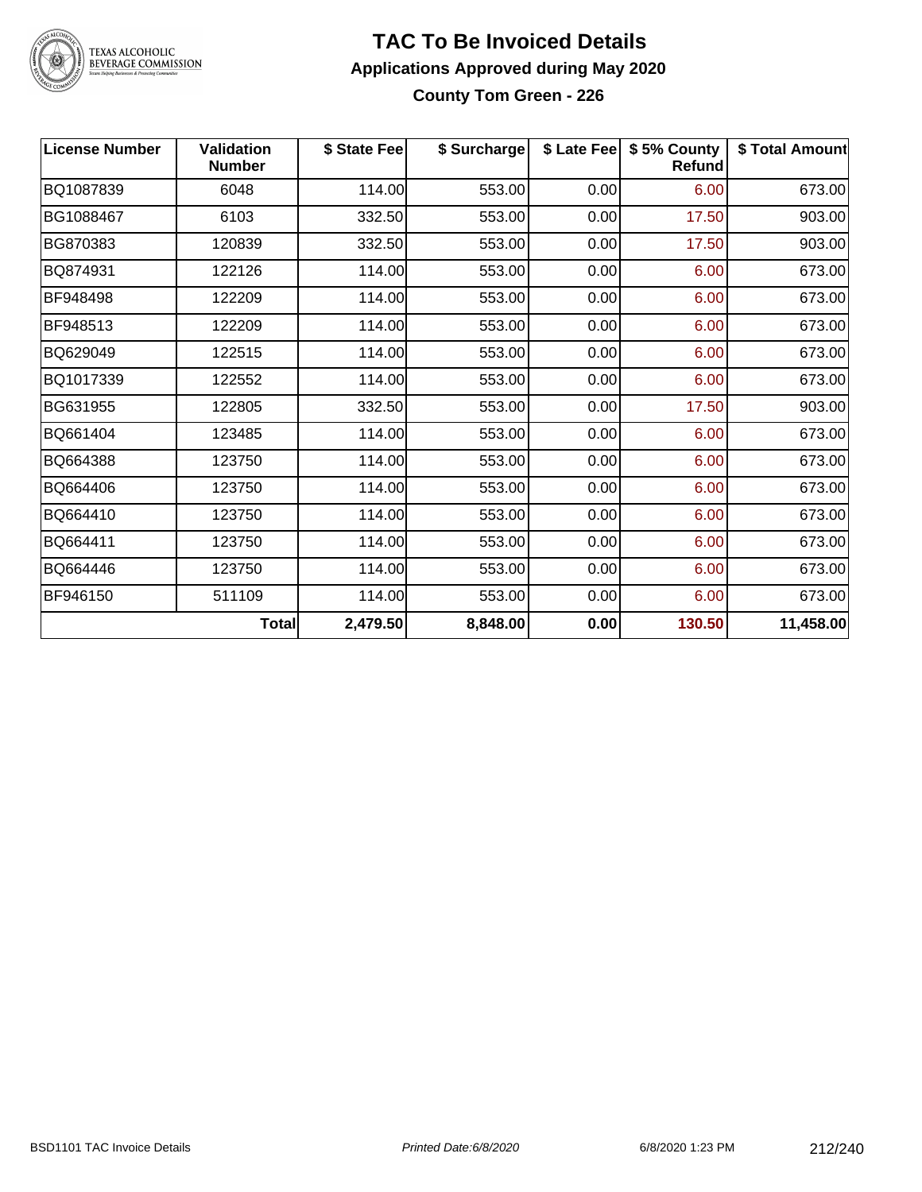# TAC To Be Invoiced Details

## Applications Approved during May 2020

### County Tom Green - 226

| License Number | Validation Number | $ State Fee | $ Surcharge | $ Late Fee | $ 5% County Refund | $ Total Amount |
|---|---|---|---|---|---|---|
| BQ1087839 | 6048 | 114.00 | 553.00 | 0.00 | 6.00 | 673.00 |
| BG1088467 | 6103 | 332.50 | 553.00 | 0.00 | 17.50 | 903.00 |
| BG870383 | 120839 | 332.50 | 553.00 | 0.00 | 17.50 | 903.00 |
| BQ874931 | 122126 | 114.00 | 553.00 | 0.00 | 6.00 | 673.00 |
| BF948498 | 122209 | 114.00 | 553.00 | 0.00 | 6.00 | 673.00 |
| BF948513 | 122209 | 114.00 | 553.00 | 0.00 | 6.00 | 673.00 |
| BQ629049 | 122515 | 114.00 | 553.00 | 0.00 | 6.00 | 673.00 |
| BQ1017339 | 122552 | 114.00 | 553.00 | 0.00 | 6.00 | 673.00 |
| BG631955 | 122805 | 332.50 | 553.00 | 0.00 | 17.50 | 903.00 |
| BQ661404 | 123485 | 114.00 | 553.00 | 0.00 | 6.00 | 673.00 |
| BQ664388 | 123750 | 114.00 | 553.00 | 0.00 | 6.00 | 673.00 |
| BQ664406 | 123750 | 114.00 | 553.00 | 0.00 | 6.00 | 673.00 |
| BQ664410 | 123750 | 114.00 | 553.00 | 0.00 | 6.00 | 673.00 |
| BQ664411 | 123750 | 114.00 | 553.00 | 0.00 | 6.00 | 673.00 |
| BQ664446 | 123750 | 114.00 | 553.00 | 0.00 | 6.00 | 673.00 |
| BF946150 | 511109 | 114.00 | 553.00 | 0.00 | 6.00 | 673.00 |
| | **Total** | **2,479.50** | **8,848.00** | **0.00** | **130.50** | **11,458.00** |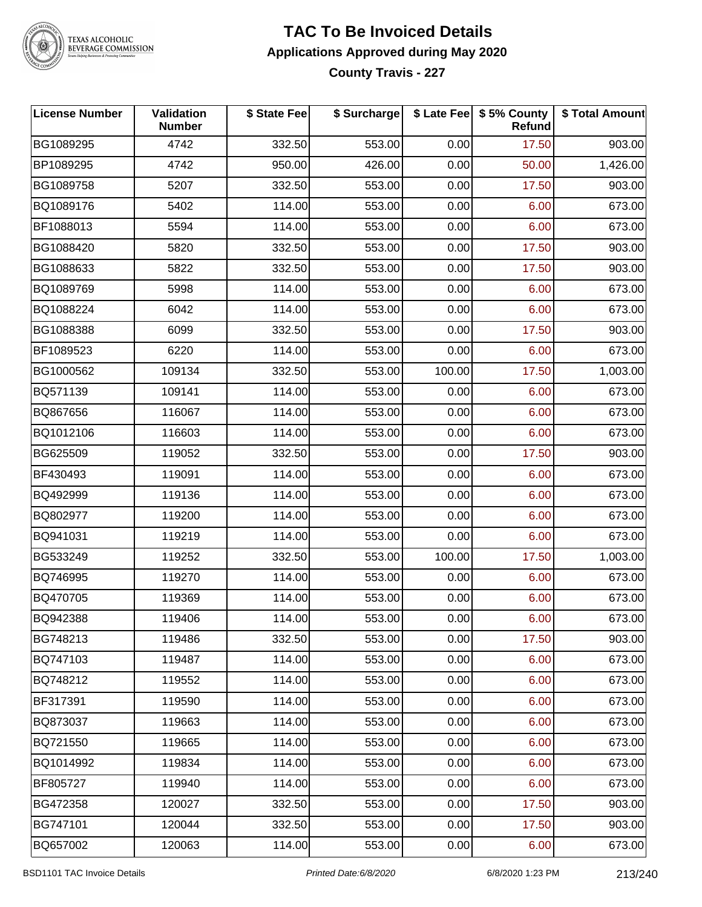# TAC To Be Invoiced Details

## Applications Approved during May 2020

### County Travis - 227

| License Number | Validation Number | $ State Fee | $ Surcharge | $ Late Fee | $ 5% County Refund | $ Total Amount |
|---|---|---|---|---|---|---|
| BG1089295 | 4742 | 332.50 | 553.00 | 0.00 | 17.50 | 903.00 |
| BP1089295 | 4742 | 950.00 | 426.00 | 0.00 | 50.00 | 1,426.00 |
| BG1089758 | 5207 | 332.50 | 553.00 | 0.00 | 17.50 | 903.00 |
| BQ1089176 | 5402 | 114.00 | 553.00 | 0.00 | 6.00 | 673.00 |
| BF1088013 | 5594 | 114.00 | 553.00 | 0.00 | 6.00 | 673.00 |
| BG1088420 | 5820 | 332.50 | 553.00 | 0.00 | 17.50 | 903.00 |
| BG1088633 | 5822 | 332.50 | 553.00 | 0.00 | 17.50 | 903.00 |
| BQ1089769 | 5998 | 114.00 | 553.00 | 0.00 | 6.00 | 673.00 |
| BQ1088224 | 6042 | 114.00 | 553.00 | 0.00 | 6.00 | 673.00 |
| BG1088388 | 6099 | 332.50 | 553.00 | 0.00 | 17.50 | 903.00 |
| BF1089523 | 6220 | 114.00 | 553.00 | 0.00 | 6.00 | 673.00 |
| BG1000562 | 109134 | 332.50 | 553.00 | 100.00 | 17.50 | 1,003.00 |
| BQ571139 | 109141 | 114.00 | 553.00 | 0.00 | 6.00 | 673.00 |
| BQ867656 | 116067 | 114.00 | 553.00 | 0.00 | 6.00 | 673.00 |
| BQ1012106 | 116603 | 114.00 | 553.00 | 0.00 | 6.00 | 673.00 |
| BG625509 | 119052 | 332.50 | 553.00 | 0.00 | 17.50 | 903.00 |
| BF430493 | 119091 | 114.00 | 553.00 | 0.00 | 6.00 | 673.00 |
| BQ492999 | 119136 | 114.00 | 553.00 | 0.00 | 6.00 | 673.00 |
| BQ802977 | 119200 | 114.00 | 553.00 | 0.00 | 6.00 | 673.00 |
| BQ941031 | 119219 | 114.00 | 553.00 | 0.00 | 6.00 | 673.00 |
| BG533249 | 119252 | 332.50 | 553.00 | 100.00 | 17.50 | 1,003.00 |
| BQ746995 | 119270 | 114.00 | 553.00 | 0.00 | 6.00 | 673.00 |
| BQ470705 | 119369 | 114.00 | 553.00 | 0.00 | 6.00 | 673.00 |
| BQ942388 | 119406 | 114.00 | 553.00 | 0.00 | 6.00 | 673.00 |
| BG748213 | 119486 | 332.50 | 553.00 | 0.00 | 17.50 | 903.00 |
| BQ747103 | 119487 | 114.00 | 553.00 | 0.00 | 6.00 | 673.00 |
| BQ748212 | 119552 | 114.00 | 553.00 | 0.00 | 6.00 | 673.00 |
| BF317391 | 119590 | 114.00 | 553.00 | 0.00 | 6.00 | 673.00 |
| BQ873037 | 119663 | 114.00 | 553.00 | 0.00 | 6.00 | 673.00 |
| BQ721550 | 119665 | 114.00 | 553.00 | 0.00 | 6.00 | 673.00 |
| BQ1014992 | 119834 | 114.00 | 553.00 | 0.00 | 6.00 | 673.00 |
| BF805727 | 119940 | 114.00 | 553.00 | 0.00 | 6.00 | 673.00 |
| BG472358 | 120027 | 332.50 | 553.00 | 0.00 | 17.50 | 903.00 |
| BG747101 | 120044 | 332.50 | 553.00 | 0.00 | 17.50 | 903.00 |
| BQ657002 | 120063 | 114.00 | 553.00 | 0.00 | 6.00 | 673.00 |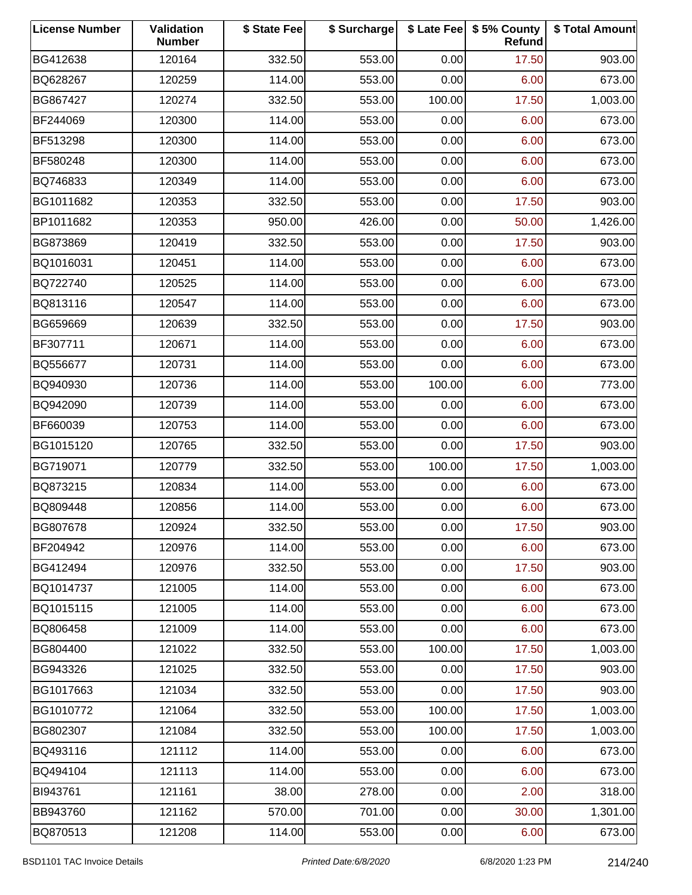| License Number | Validation Number | $ State Fee | $ Surcharge | $ Late Fee | $ 5% County Refund | $ Total Amount |
|---|---|---|---|---|---|---|
| BG412638 | 120164 | 332.50 | 553.00 | 0.00 | 17.50 | 903.00 |
| BQ628267 | 120259 | 114.00 | 553.00 | 0.00 | 6.00 | 673.00 |
| BG867427 | 120274 | 332.50 | 553.00 | 100.00 | 17.50 | 1,003.00 |
| BF244069 | 120300 | 114.00 | 553.00 | 0.00 | 6.00 | 673.00 |
| BF513298 | 120300 | 114.00 | 553.00 | 0.00 | 6.00 | 673.00 |
| BF580248 | 120300 | 114.00 | 553.00 | 0.00 | 6.00 | 673.00 |
| BQ746833 | 120349 | 114.00 | 553.00 | 0.00 | 6.00 | 673.00 |
| BG1011682 | 120353 | 332.50 | 553.00 | 0.00 | 17.50 | 903.00 |
| BP1011682 | 120353 | 950.00 | 426.00 | 0.00 | 50.00 | 1,426.00 |
| BG873869 | 120419 | 332.50 | 553.00 | 0.00 | 17.50 | 903.00 |
| BQ1016031 | 120451 | 114.00 | 553.00 | 0.00 | 6.00 | 673.00 |
| BQ722740 | 120525 | 114.00 | 553.00 | 0.00 | 6.00 | 673.00 |
| BQ813116 | 120547 | 114.00 | 553.00 | 0.00 | 6.00 | 673.00 |
| BG659669 | 120639 | 332.50 | 553.00 | 0.00 | 17.50 | 903.00 |
| BF307711 | 120671 | 114.00 | 553.00 | 0.00 | 6.00 | 673.00 |
| BQ556677 | 120731 | 114.00 | 553.00 | 0.00 | 6.00 | 673.00 |
| BQ940930 | 120736 | 114.00 | 553.00 | 100.00 | 6.00 | 773.00 |
| BQ942090 | 120739 | 114.00 | 553.00 | 0.00 | 6.00 | 673.00 |
| BF660039 | 120753 | 114.00 | 553.00 | 0.00 | 6.00 | 673.00 |
| BG1015120 | 120765 | 332.50 | 553.00 | 0.00 | 17.50 | 903.00 |
| BG719071 | 120779 | 332.50 | 553.00 | 100.00 | 17.50 | 1,003.00 |
| BQ873215 | 120834 | 114.00 | 553.00 | 0.00 | 6.00 | 673.00 |
| BQ809448 | 120856 | 114.00 | 553.00 | 0.00 | 6.00 | 673.00 |
| BG807678 | 120924 | 332.50 | 553.00 | 0.00 | 17.50 | 903.00 |
| BF204942 | 120976 | 114.00 | 553.00 | 0.00 | 6.00 | 673.00 |
| BG412494 | 120976 | 332.50 | 553.00 | 0.00 | 17.50 | 903.00 |
| BQ1014737 | 121005 | 114.00 | 553.00 | 0.00 | 6.00 | 673.00 |
| BQ1015115 | 121005 | 114.00 | 553.00 | 0.00 | 6.00 | 673.00 |
| BQ806458 | 121009 | 114.00 | 553.00 | 0.00 | 6.00 | 673.00 |
| BG804400 | 121022 | 332.50 | 553.00 | 100.00 | 17.50 | 1,003.00 |
| BG943326 | 121025 | 332.50 | 553.00 | 0.00 | 17.50 | 903.00 |
| BG1017663 | 121034 | 332.50 | 553.00 | 0.00 | 17.50 | 903.00 |
| BG1010772 | 121064 | 332.50 | 553.00 | 100.00 | 17.50 | 1,003.00 |
| BG802307 | 121084 | 332.50 | 553.00 | 100.00 | 17.50 | 1,003.00 |
| BQ493116 | 121112 | 114.00 | 553.00 | 0.00 | 6.00 | 673.00 |
| BQ494104 | 121113 | 114.00 | 553.00 | 0.00 | 6.00 | 673.00 |
| BI943761 | 121161 | 38.00 | 278.00 | 0.00 | 2.00 | 318.00 |
| BB943760 | 121162 | 570.00 | 701.00 | 0.00 | 30.00 | 1,301.00 |
| BQ870513 | 121208 | 114.00 | 553.00 | 0.00 | 6.00 | 673.00 |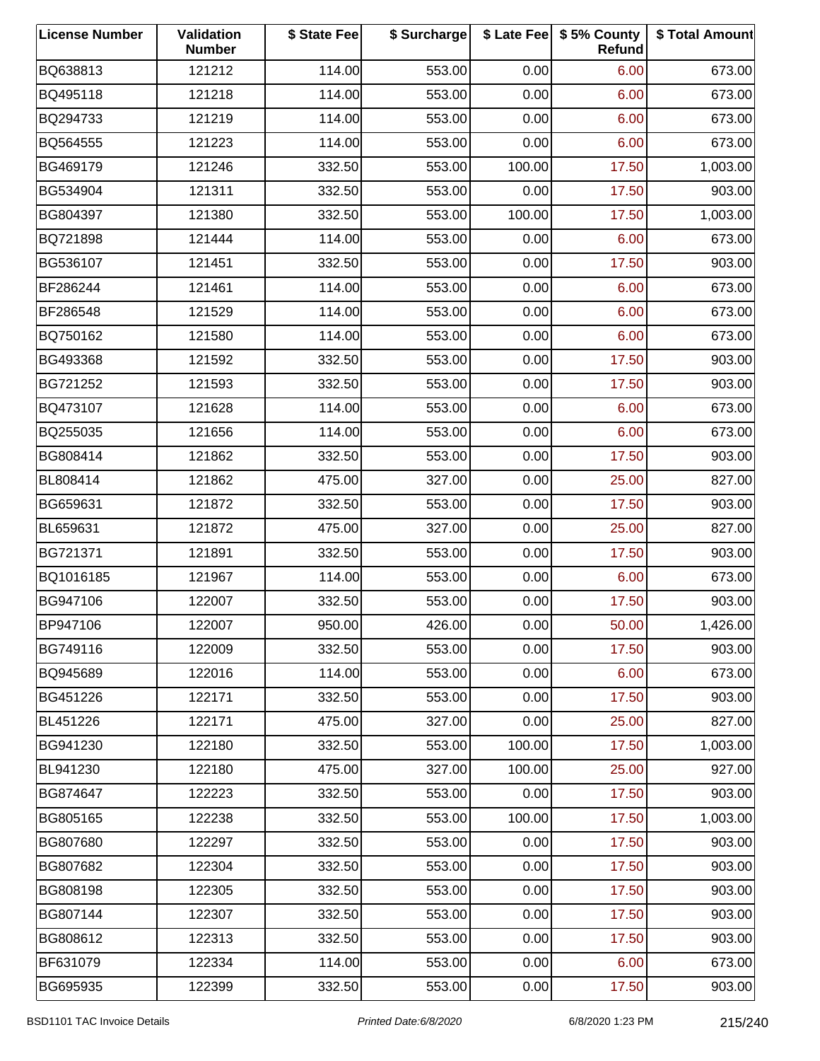| License Number | Validation Number | $ State Fee | $ Surcharge | $ Late Fee | $ 5% County Refund | $ Total Amount |
|---|---|---|---|---|---|---|
| BQ638813 | 121212 | 114.00 | 553.00 | 0.00 | 6.00 | 673.00 |
| BQ495118 | 121218 | 114.00 | 553.00 | 0.00 | 6.00 | 673.00 |
| BQ294733 | 121219 | 114.00 | 553.00 | 0.00 | 6.00 | 673.00 |
| BQ564555 | 121223 | 114.00 | 553.00 | 0.00 | 6.00 | 673.00 |
| BG469179 | 121246 | 332.50 | 553.00 | 100.00 | 17.50 | 1,003.00 |
| BG534904 | 121311 | 332.50 | 553.00 | 0.00 | 17.50 | 903.00 |
| BG804397 | 121380 | 332.50 | 553.00 | 100.00 | 17.50 | 1,003.00 |
| BQ721898 | 121444 | 114.00 | 553.00 | 0.00 | 6.00 | 673.00 |
| BG536107 | 121451 | 332.50 | 553.00 | 0.00 | 17.50 | 903.00 |
| BF286244 | 121461 | 114.00 | 553.00 | 0.00 | 6.00 | 673.00 |
| BF286548 | 121529 | 114.00 | 553.00 | 0.00 | 6.00 | 673.00 |
| BQ750162 | 121580 | 114.00 | 553.00 | 0.00 | 6.00 | 673.00 |
| BG493368 | 121592 | 332.50 | 553.00 | 0.00 | 17.50 | 903.00 |
| BG721252 | 121593 | 332.50 | 553.00 | 0.00 | 17.50 | 903.00 |
| BQ473107 | 121628 | 114.00 | 553.00 | 0.00 | 6.00 | 673.00 |
| BQ255035 | 121656 | 114.00 | 553.00 | 0.00 | 6.00 | 673.00 |
| BG808414 | 121862 | 332.50 | 553.00 | 0.00 | 17.50 | 903.00 |
| BL808414 | 121862 | 475.00 | 327.00 | 0.00 | 25.00 | 827.00 |
| BG659631 | 121872 | 332.50 | 553.00 | 0.00 | 17.50 | 903.00 |
| BL659631 | 121872 | 475.00 | 327.00 | 0.00 | 25.00 | 827.00 |
| BG721371 | 121891 | 332.50 | 553.00 | 0.00 | 17.50 | 903.00 |
| BQ1016185 | 121967 | 114.00 | 553.00 | 0.00 | 6.00 | 673.00 |
| BG947106 | 122007 | 332.50 | 553.00 | 0.00 | 17.50 | 903.00 |
| BP947106 | 122007 | 950.00 | 426.00 | 0.00 | 50.00 | 1,426.00 |
| BG749116 | 122009 | 332.50 | 553.00 | 0.00 | 17.50 | 903.00 |
| BQ945689 | 122016 | 114.00 | 553.00 | 0.00 | 6.00 | 673.00 |
| BG451226 | 122171 | 332.50 | 553.00 | 0.00 | 17.50 | 903.00 |
| BL451226 | 122171 | 475.00 | 327.00 | 0.00 | 25.00 | 827.00 |
| BG941230 | 122180 | 332.50 | 553.00 | 100.00 | 17.50 | 1,003.00 |
| BL941230 | 122180 | 475.00 | 327.00 | 100.00 | 25.00 | 927.00 |
| BG874647 | 122223 | 332.50 | 553.00 | 0.00 | 17.50 | 903.00 |
| BG805165 | 122238 | 332.50 | 553.00 | 100.00 | 17.50 | 1,003.00 |
| BG807680 | 122297 | 332.50 | 553.00 | 0.00 | 17.50 | 903.00 |
| BG807682 | 122304 | 332.50 | 553.00 | 0.00 | 17.50 | 903.00 |
| BG808198 | 122305 | 332.50 | 553.00 | 0.00 | 17.50 | 903.00 |
| BG807144 | 122307 | 332.50 | 553.00 | 0.00 | 17.50 | 903.00 |
| BG808612 | 122313 | 332.50 | 553.00 | 0.00 | 17.50 | 903.00 |
| BF631079 | 122334 | 114.00 | 553.00 | 0.00 | 6.00 | 673.00 |
| BG695935 | 122399 | 332.50 | 553.00 | 0.00 | 17.50 | 903.00 |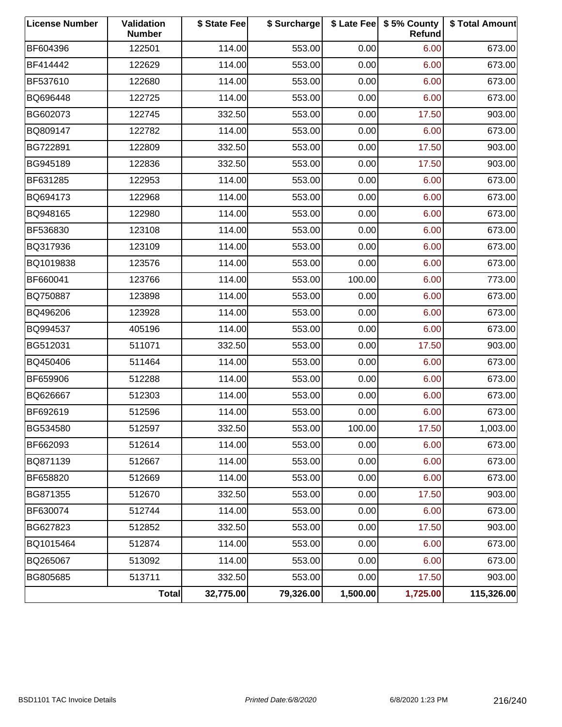| License Number | Validation Number | $ State Fee | $ Surcharge | $ Late Fee | $ 5% County Refund | $ Total Amount |
|---|---|---|---|---|---|---|
| BF604396 | 122501 | 114.00 | 553.00 | 0.00 | 6.00 | 673.00 |
| BF414442 | 122629 | 114.00 | 553.00 | 0.00 | 6.00 | 673.00 |
| BF537610 | 122680 | 114.00 | 553.00 | 0.00 | 6.00 | 673.00 |
| BQ696448 | 122725 | 114.00 | 553.00 | 0.00 | 6.00 | 673.00 |
| BG602073 | 122745 | 332.50 | 553.00 | 0.00 | 17.50 | 903.00 |
| BQ809147 | 122782 | 114.00 | 553.00 | 0.00 | 6.00 | 673.00 |
| BG722891 | 122809 | 332.50 | 553.00 | 0.00 | 17.50 | 903.00 |
| BG945189 | 122836 | 332.50 | 553.00 | 0.00 | 17.50 | 903.00 |
| BF631285 | 122953 | 114.00 | 553.00 | 0.00 | 6.00 | 673.00 |
| BQ694173 | 122968 | 114.00 | 553.00 | 0.00 | 6.00 | 673.00 |
| BQ948165 | 122980 | 114.00 | 553.00 | 0.00 | 6.00 | 673.00 |
| BF536830 | 123108 | 114.00 | 553.00 | 0.00 | 6.00 | 673.00 |
| BQ317936 | 123109 | 114.00 | 553.00 | 0.00 | 6.00 | 673.00 |
| BQ1019838 | 123576 | 114.00 | 553.00 | 0.00 | 6.00 | 673.00 |
| BF660041 | 123766 | 114.00 | 553.00 | 100.00 | 6.00 | 773.00 |
| BQ750887 | 123898 | 114.00 | 553.00 | 0.00 | 6.00 | 673.00 |
| BQ496206 | 123928 | 114.00 | 553.00 | 0.00 | 6.00 | 673.00 |
| BQ994537 | 405196 | 114.00 | 553.00 | 0.00 | 6.00 | 673.00 |
| BG512031 | 511071 | 332.50 | 553.00 | 0.00 | 17.50 | 903.00 |
| BQ450406 | 511464 | 114.00 | 553.00 | 0.00 | 6.00 | 673.00 |
| BF659906 | 512288 | 114.00 | 553.00 | 0.00 | 6.00 | 673.00 |
| BQ626667 | 512303 | 114.00 | 553.00 | 0.00 | 6.00 | 673.00 |
| BF692619 | 512596 | 114.00 | 553.00 | 0.00 | 6.00 | 673.00 |
| BG534580 | 512597 | 332.50 | 553.00 | 100.00 | 17.50 | 1,003.00 |
| BF662093 | 512614 | 114.00 | 553.00 | 0.00 | 6.00 | 673.00 |
| BQ871139 | 512667 | 114.00 | 553.00 | 0.00 | 6.00 | 673.00 |
| BF658820 | 512669 | 114.00 | 553.00 | 0.00 | 6.00 | 673.00 |
| BG871355 | 512670 | 332.50 | 553.00 | 0.00 | 17.50 | 903.00 |
| BF630074 | 512744 | 114.00 | 553.00 | 0.00 | 6.00 | 673.00 |
| BG627823 | 512852 | 332.50 | 553.00 | 0.00 | 17.50 | 903.00 |
| BQ1015464 | 512874 | 114.00 | 553.00 | 0.00 | 6.00 | 673.00 |
| BQ265067 | 513092 | 114.00 | 553.00 | 0.00 | 6.00 | 673.00 |
| BG805685 | 513711 | 332.50 | 553.00 | 0.00 | 17.50 | 903.00 |
| | **Total** | **32,775.00** | **79,326.00** | **1,500.00** | **1,725.00** | **115,326.00** |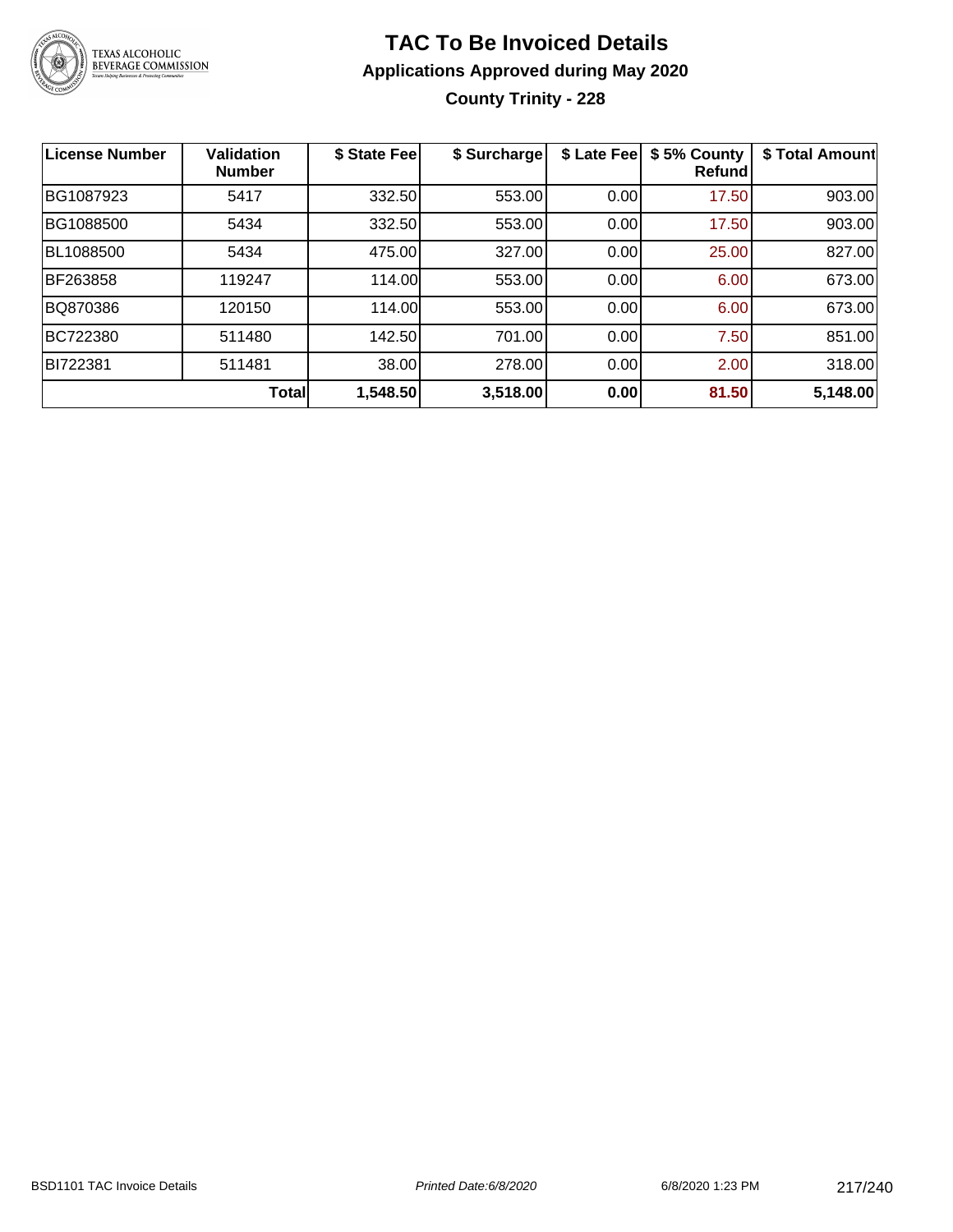# TAC To Be Invoiced Details

## Applications Approved during May 2020

### County Trinity - 228

| License Number | Validation Number | $ State Fee | $ Surcharge | $ Late Fee | $ 5% County Refund | $ Total Amount |
|---|---|---|---|---|---|---|
| BG1087923 | 5417 | 332.50 | 553.00 | 0.00 | 17.50 | 903.00 |
| BG1088500 | 5434 | 332.50 | 553.00 | 0.00 | 17.50 | 903.00 |
| BL1088500 | 5434 | 475.00 | 327.00 | 0.00 | 25.00 | 827.00 |
| BF263858 | 119247 | 114.00 | 553.00 | 0.00 | 6.00 | 673.00 |
| BQ870386 | 120150 | 114.00 | 553.00 | 0.00 | 6.00 | 673.00 |
| BC722380 | 511480 | 142.50 | 701.00 | 0.00 | 7.50 | 851.00 |
| BI722381 | 511481 | 38.00 | 278.00 | 0.00 | 2.00 | 318.00 |
| | **Total** | **1,548.50** | **3,518.00** | **0.00** | **81.50** | **5,148.00** |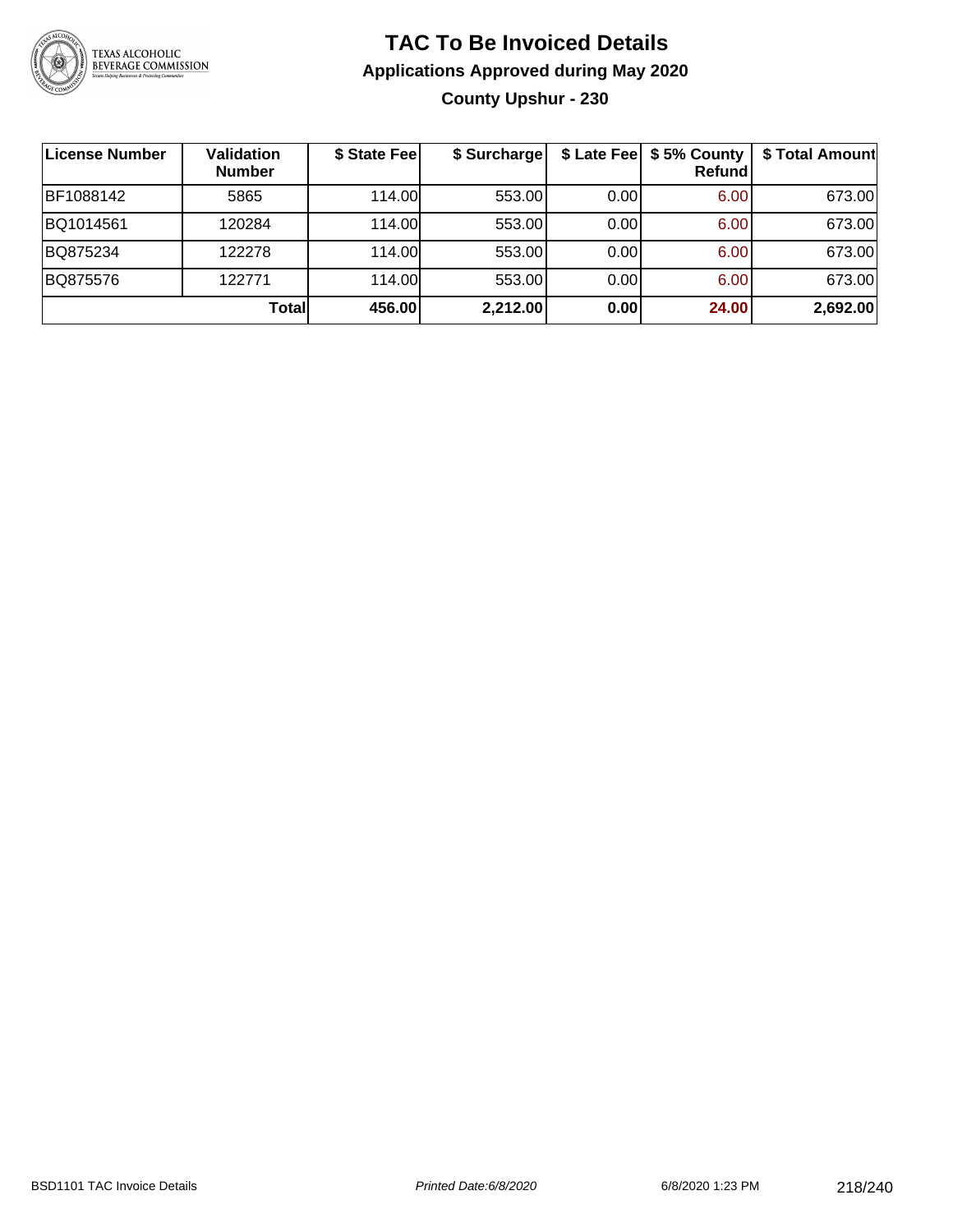# TAC To Be Invoiced Details

## Applications Approved during May 2020

### County Upshur - 230

| License Number | Validation Number | $ State Fee | $ Surcharge | $ Late Fee | $ 5% County Refund | $ Total Amount |
|---|---|---|---|---|---|---|
| BF1088142 | 5865 | 114.00 | 553.00 | 0.00 | 6.00 | 673.00 |
| BQ1014561 | 120284 | 114.00 | 553.00 | 0.00 | 6.00 | 673.00 |
| BQ875234 | 122278 | 114.00 | 553.00 | 0.00 | 6.00 | 673.00 |
| BQ875576 | 122771 | 114.00 | 553.00 | 0.00 | 6.00 | 673.00 |
| | **Total** | **456.00** | **2,212.00** | **0.00** | **24.00** | **2,692.00** |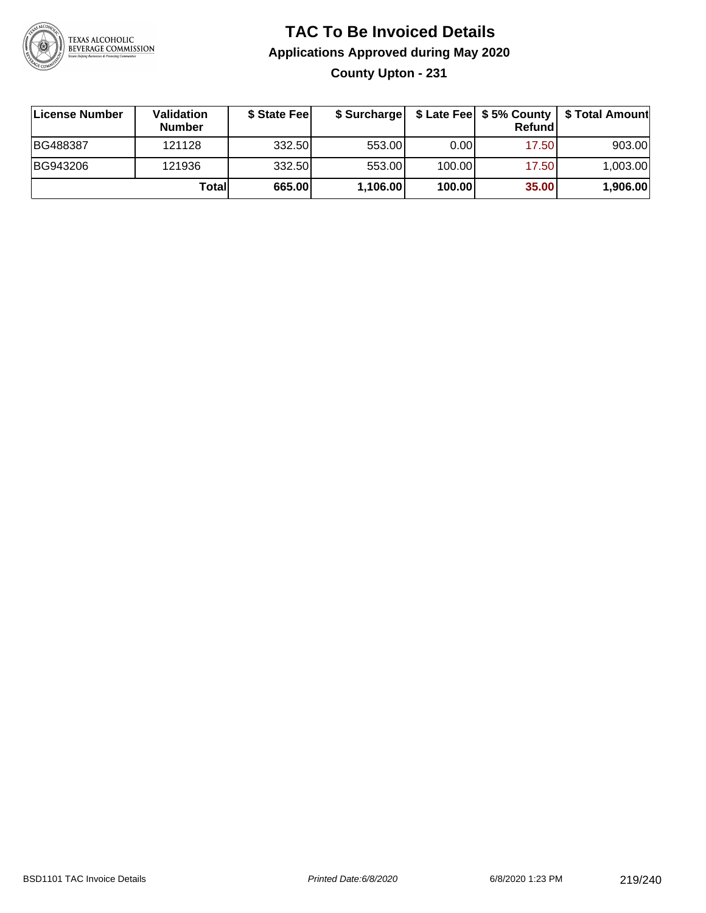# TAC To Be Invoiced Details

## Applications Approved during May 2020

### County Upton - 231

| License Number | Validation Number | $ State Fee | $ Surcharge | $ Late Fee | $ 5% County Refund | $ Total Amount |
|---|---|---|---|---|---|---|
| BG488387 | 121128 | 332.50 | 553.00 | 0.00 | 17.50 | 903.00 |
| BG943206 | 121936 | 332.50 | 553.00 | 100.00 | 17.50 | 1,003.00 |
| | **Total** | **665.00** | **1,106.00** | **100.00** | **35.00** | **1,906.00** |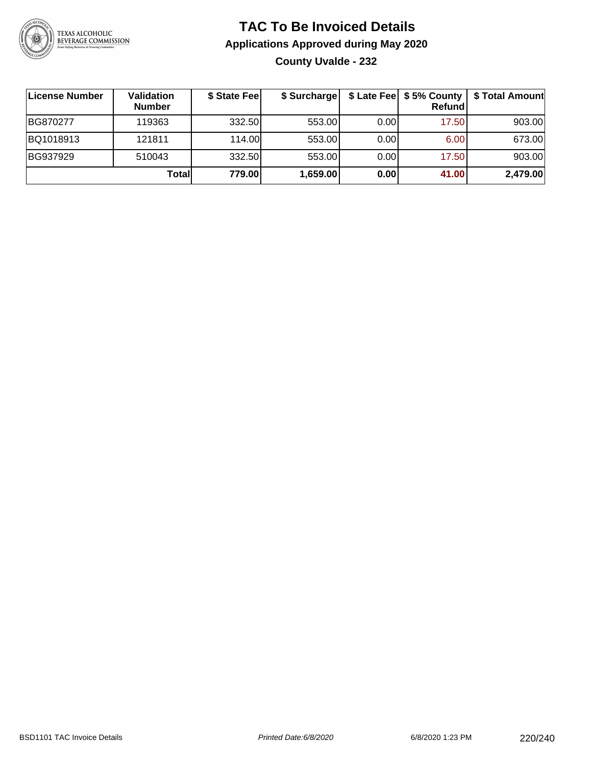# TAC To Be Invoiced Details

## Applications Approved during May 2020

### County Uvalde - 232

| License Number | Validation Number | $ State Fee | $ Surcharge | $ Late Fee | $ 5% County Refund | $ Total Amount |
|---|---|---|---|---|---|---|
| BG870277 | 119363 | 332.50 | 553.00 | 0.00 | 17.50 | 903.00 |
| BQ1018913 | 121811 | 114.00 | 553.00 | 0.00 | 6.00 | 673.00 |
| BG937929 | 510043 | 332.50 | 553.00 | 0.00 | 17.50 | 903.00 |
| | **Total** | **779.00** | **1,659.00** | **0.00** | **41.00** | **2,479.00** |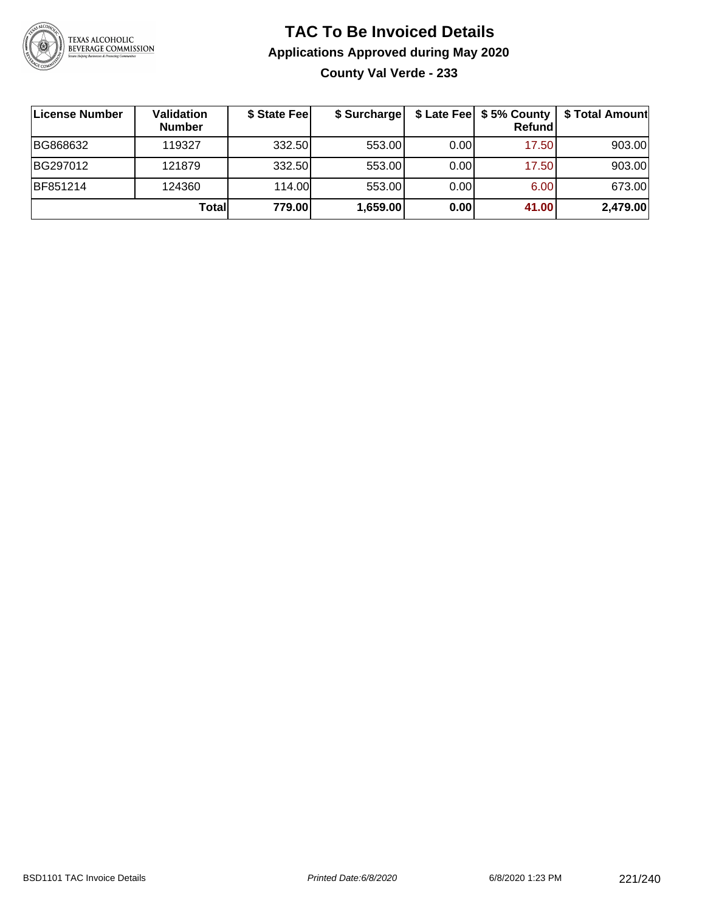# TAC To Be Invoiced Details

## Applications Approved during May 2020

### County Val Verde - 233

| License Number | Validation Number | $ State Fee | $ Surcharge | $ Late Fee | $ 5% County Refund | $ Total Amount |
|---|---|---|---|---|---|---|
| BG868632 | 119327 | 332.50 | 553.00 | 0.00 | 17.50 | 903.00 |
| BG297012 | 121879 | 332.50 | 553.00 | 0.00 | 17.50 | 903.00 |
| BF851214 | 124360 | 114.00 | 553.00 | 0.00 | 6.00 | 673.00 |
| | **Total** | **779.00** | **1,659.00** | **0.00** | **41.00** | **2,479.00** |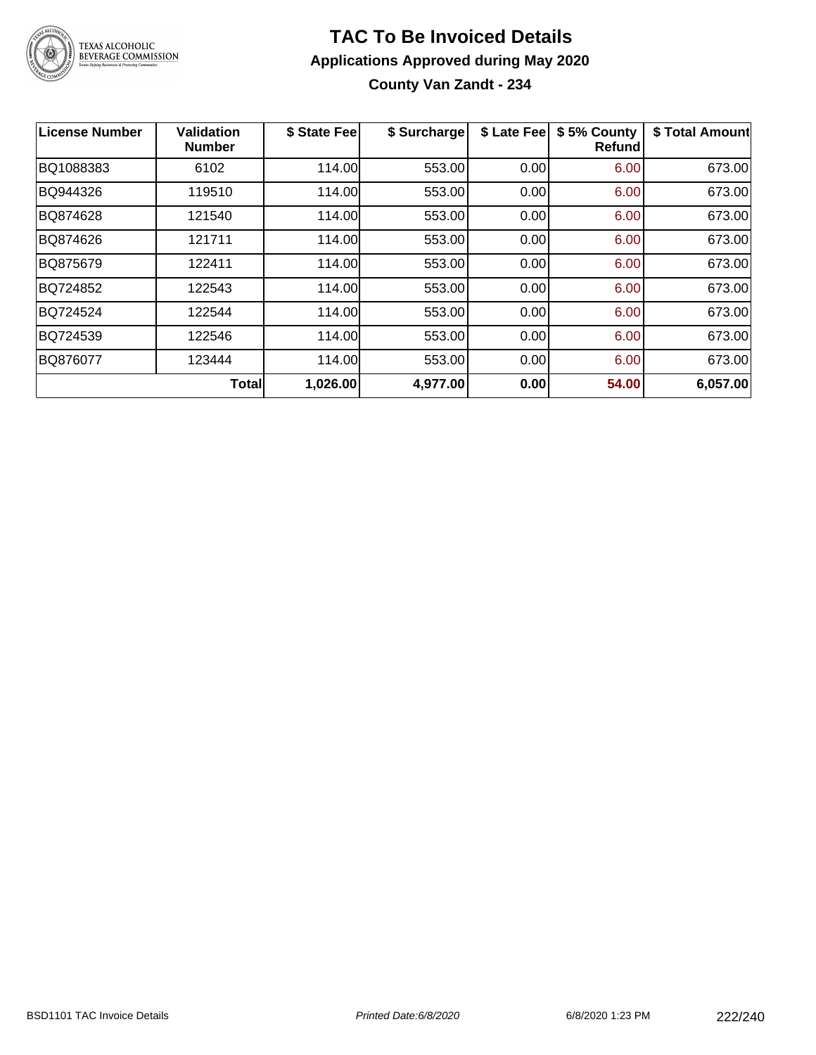# TAC To Be Invoiced Details

## Applications Approved during May 2020

### County Van Zandt - 234

| License Number | Validation Number | $ State Fee | $ Surcharge | $ Late Fee | $ 5% County Refund | $ Total Amount |
|---|---|---|---|---|---|---|
| BQ1088383 | 6102 | 114.00 | 553.00 | 0.00 | 6.00 | 673.00 |
| BQ944326 | 119510 | 114.00 | 553.00 | 0.00 | 6.00 | 673.00 |
| BQ874628 | 121540 | 114.00 | 553.00 | 0.00 | 6.00 | 673.00 |
| BQ874626 | 121711 | 114.00 | 553.00 | 0.00 | 6.00 | 673.00 |
| BQ875679 | 122411 | 114.00 | 553.00 | 0.00 | 6.00 | 673.00 |
| BQ724852 | 122543 | 114.00 | 553.00 | 0.00 | 6.00 | 673.00 |
| BQ724524 | 122544 | 114.00 | 553.00 | 0.00 | 6.00 | 673.00 |
| BQ724539 | 122546 | 114.00 | 553.00 | 0.00 | 6.00 | 673.00 |
| BQ876077 | 123444 | 114.00 | 553.00 | 0.00 | 6.00 | 673.00 |
| | **Total** | **1,026.00** | **4,977.00** | **0.00** | **54.00** | **6,057.00** |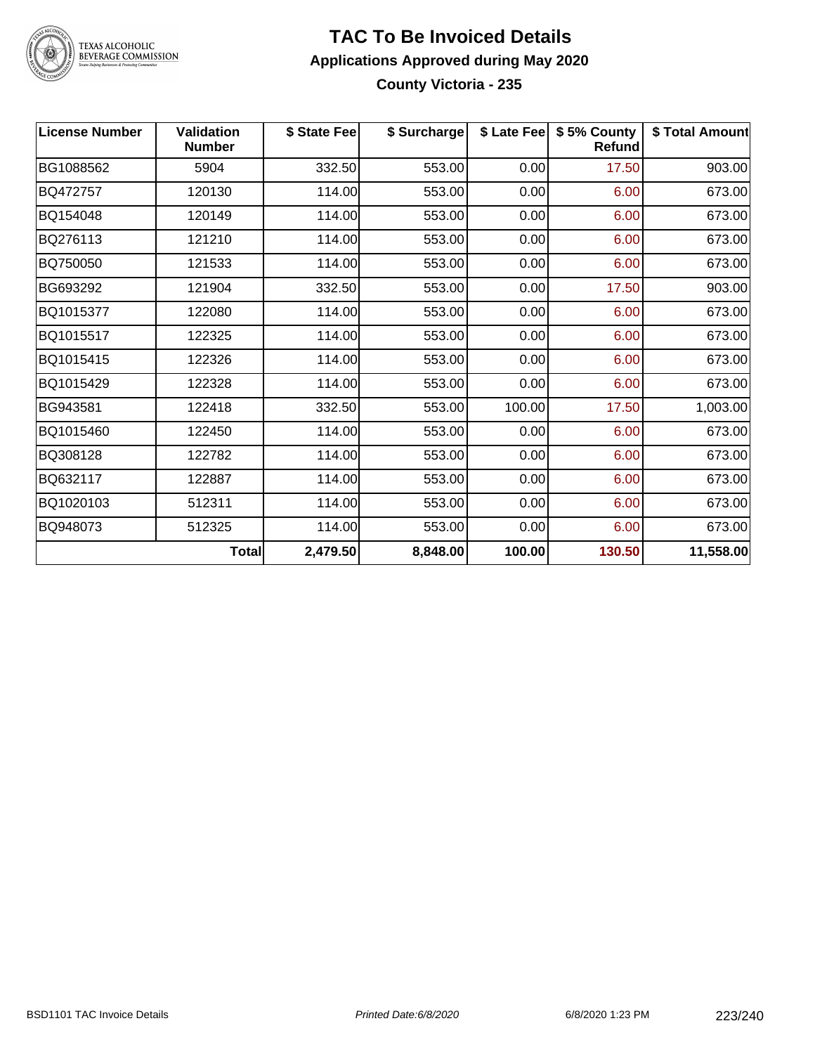# TAC To Be Invoiced Details

## Applications Approved during May 2020

### County Victoria - 235

| License Number | Validation Number | $ State Fee | $ Surcharge | $ Late Fee | $ 5% County Refund | $ Total Amount |
|---|---|---|---|---|---|---|
| BG1088562 | 5904 | 332.50 | 553.00 | 0.00 | 17.50 | 903.00 |
| BQ472757 | 120130 | 114.00 | 553.00 | 0.00 | 6.00 | 673.00 |
| BQ154048 | 120149 | 114.00 | 553.00 | 0.00 | 6.00 | 673.00 |
| BQ276113 | 121210 | 114.00 | 553.00 | 0.00 | 6.00 | 673.00 |
| BQ750050 | 121533 | 114.00 | 553.00 | 0.00 | 6.00 | 673.00 |
| BG693292 | 121904 | 332.50 | 553.00 | 0.00 | 17.50 | 903.00 |
| BQ1015377 | 122080 | 114.00 | 553.00 | 0.00 | 6.00 | 673.00 |
| BQ1015517 | 122325 | 114.00 | 553.00 | 0.00 | 6.00 | 673.00 |
| BQ1015415 | 122326 | 114.00 | 553.00 | 0.00 | 6.00 | 673.00 |
| BQ1015429 | 122328 | 114.00 | 553.00 | 0.00 | 6.00 | 673.00 |
| BG943581 | 122418 | 332.50 | 553.00 | 100.00 | 17.50 | 1,003.00 |
| BQ1015460 | 122450 | 114.00 | 553.00 | 0.00 | 6.00 | 673.00 |
| BQ308128 | 122782 | 114.00 | 553.00 | 0.00 | 6.00 | 673.00 |
| BQ632117 | 122887 | 114.00 | 553.00 | 0.00 | 6.00 | 673.00 |
| BQ1020103 | 512311 | 114.00 | 553.00 | 0.00 | 6.00 | 673.00 |
| BQ948073 | 512325 | 114.00 | 553.00 | 0.00 | 6.00 | 673.00 |
| | **Total** | **2,479.50** | **8,848.00** | **100.00** | **130.50** | **11,558.00** |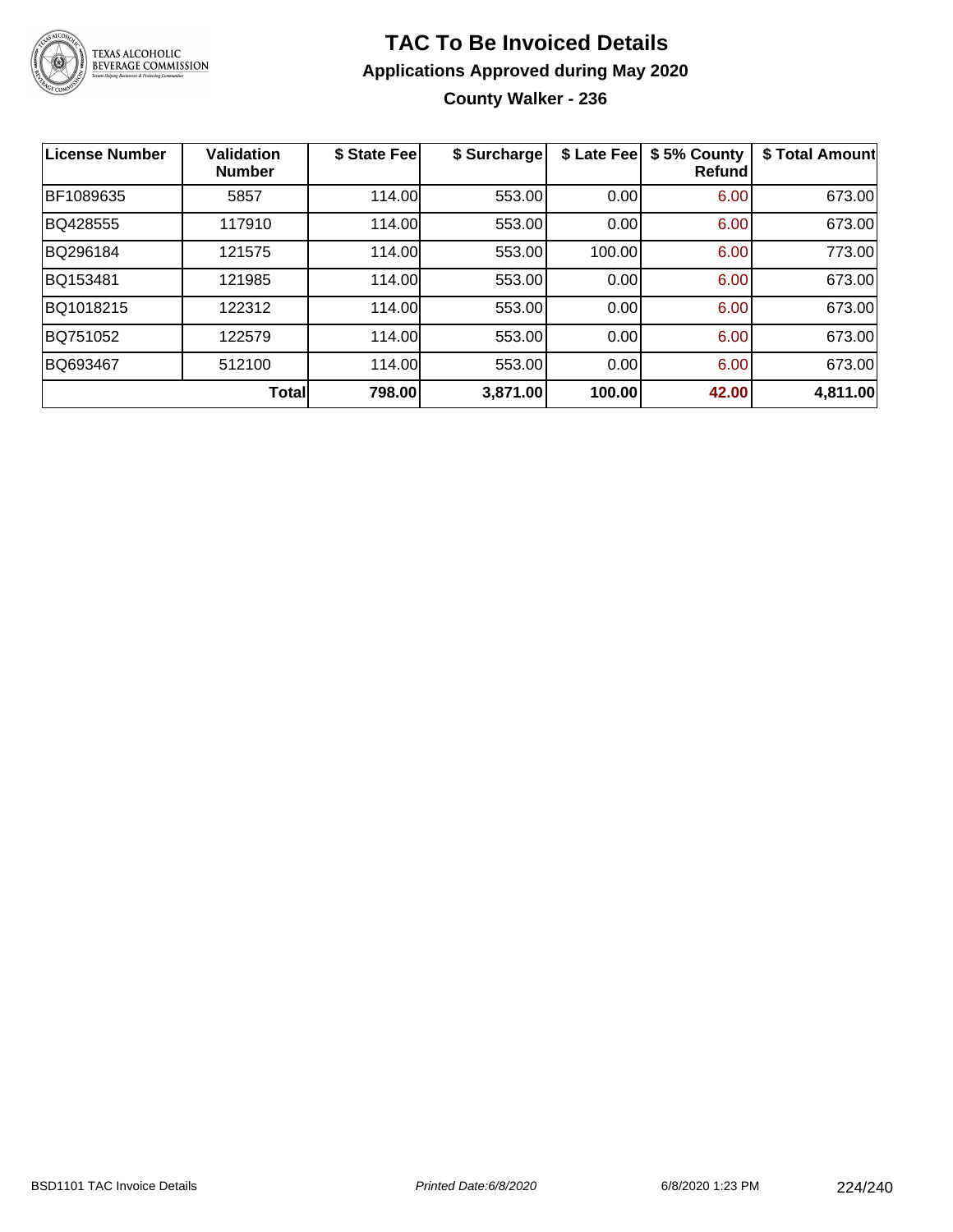# TAC To Be Invoiced Details

## Applications Approved during May 2020

### County Walker - 236

| License Number | Validation Number | $ State Fee | $ Surcharge | $ Late Fee | $ 5% County Refund | $ Total Amount |
|---|---|---|---|---|---|---|
| BF1089635 | 5857 | 114.00 | 553.00 | 0.00 | 6.00 | 673.00 |
| BQ428555 | 117910 | 114.00 | 553.00 | 0.00 | 6.00 | 673.00 |
| BQ296184 | 121575 | 114.00 | 553.00 | 100.00 | 6.00 | 773.00 |
| BQ153481 | 121985 | 114.00 | 553.00 | 0.00 | 6.00 | 673.00 |
| BQ1018215 | 122312 | 114.00 | 553.00 | 0.00 | 6.00 | 673.00 |
| BQ751052 | 122579 | 114.00 | 553.00 | 0.00 | 6.00 | 673.00 |
| BQ693467 | 512100 | 114.00 | 553.00 | 0.00 | 6.00 | 673.00 |
| | **Total** | **798.00** | **3,871.00** | **100.00** | **42.00** | **4,811.00** |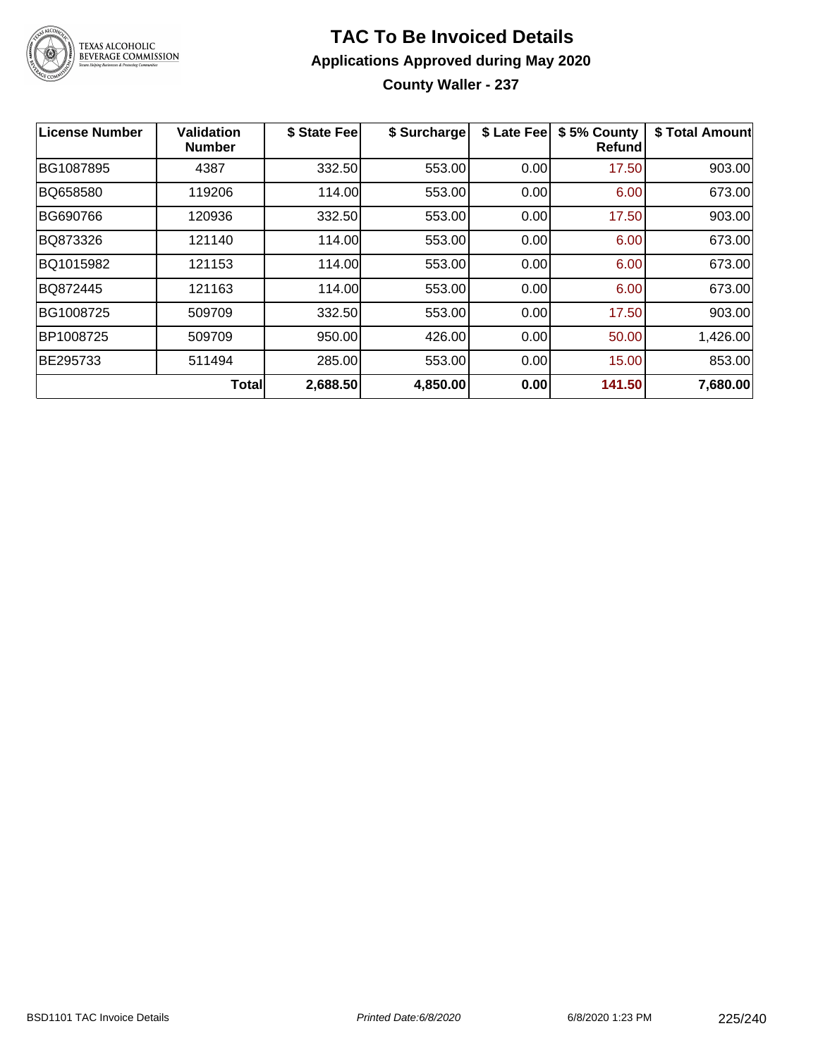# TAC To Be Invoiced Details

## Applications Approved during May 2020

### County Waller - 237

| License Number | Validation Number | $ State Fee | $ Surcharge | $ Late Fee | $ 5% County Refund | $ Total Amount |
|---|---|---|---|---|---|---|
| BG1087895 | 4387 | 332.50 | 553.00 | 0.00 | 17.50 | 903.00 |
| BQ658580 | 119206 | 114.00 | 553.00 | 0.00 | 6.00 | 673.00 |
| BG690766 | 120936 | 332.50 | 553.00 | 0.00 | 17.50 | 903.00 |
| BQ873326 | 121140 | 114.00 | 553.00 | 0.00 | 6.00 | 673.00 |
| BQ1015982 | 121153 | 114.00 | 553.00 | 0.00 | 6.00 | 673.00 |
| BQ872445 | 121163 | 114.00 | 553.00 | 0.00 | 6.00 | 673.00 |
| BG1008725 | 509709 | 332.50 | 553.00 | 0.00 | 17.50 | 903.00 |
| BP1008725 | 509709 | 950.00 | 426.00 | 0.00 | 50.00 | 1,426.00 |
| BE295733 | 511494 | 285.00 | 553.00 | 0.00 | 15.00 | 853.00 |
| | **Total** | **2,688.50** | **4,850.00** | **0.00** | **141.50** | **7,680.00** |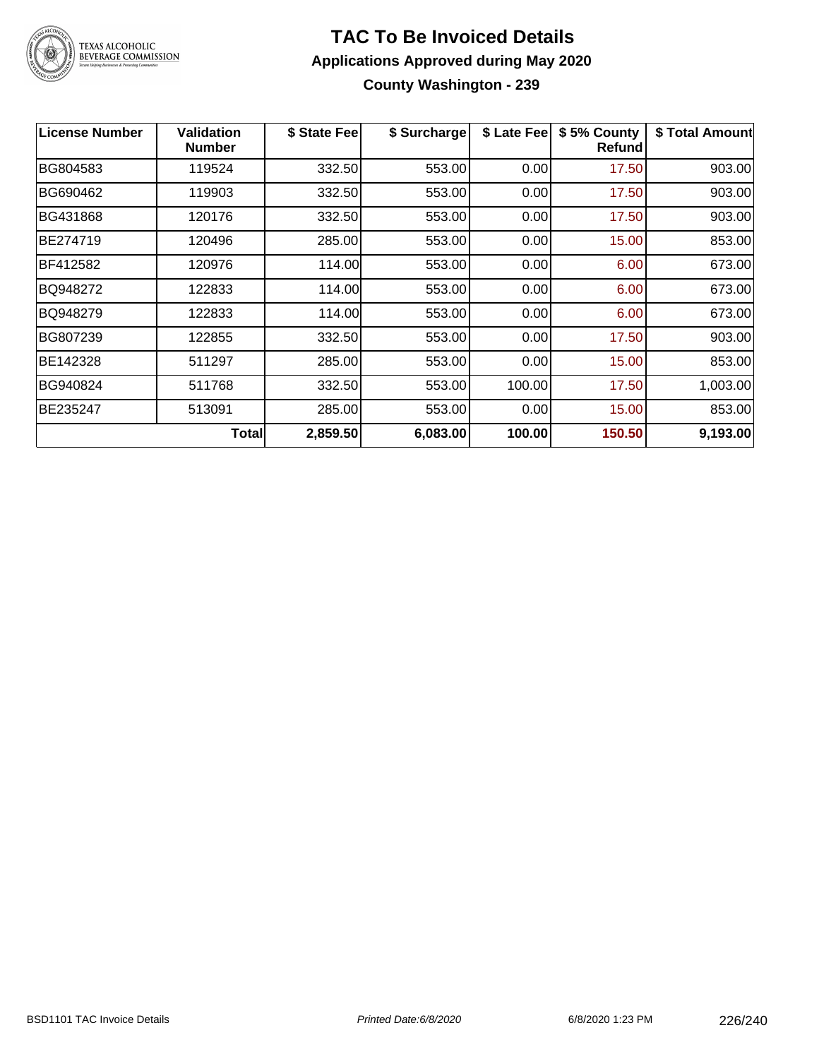# TAC To Be Invoiced Details

## Applications Approved during May 2020

### County Washington - 239

| License Number | Validation Number | $ State Fee | $ Surcharge | $ Late Fee | $ 5% County Refund | $ Total Amount |
|---|---|---|---|---|---|---|
| BG804583 | 119524 | 332.50 | 553.00 | 0.00 | 17.50 | 903.00 |
| BG690462 | 119903 | 332.50 | 553.00 | 0.00 | 17.50 | 903.00 |
| BG431868 | 120176 | 332.50 | 553.00 | 0.00 | 17.50 | 903.00 |
| BE274719 | 120496 | 285.00 | 553.00 | 0.00 | 15.00 | 853.00 |
| BF412582 | 120976 | 114.00 | 553.00 | 0.00 | 6.00 | 673.00 |
| BQ948272 | 122833 | 114.00 | 553.00 | 0.00 | 6.00 | 673.00 |
| BQ948279 | 122833 | 114.00 | 553.00 | 0.00 | 6.00 | 673.00 |
| BG807239 | 122855 | 332.50 | 553.00 | 0.00 | 17.50 | 903.00 |
| BE142328 | 511297 | 285.00 | 553.00 | 0.00 | 15.00 | 853.00 |
| BG940824 | 511768 | 332.50 | 553.00 | 100.00 | 17.50 | 1,003.00 |
| BE235247 | 513091 | 285.00 | 553.00 | 0.00 | 15.00 | 853.00 |
| | **Total** | **2,859.50** | **6,083.00** | **100.00** | **150.50** | **9,193.00** |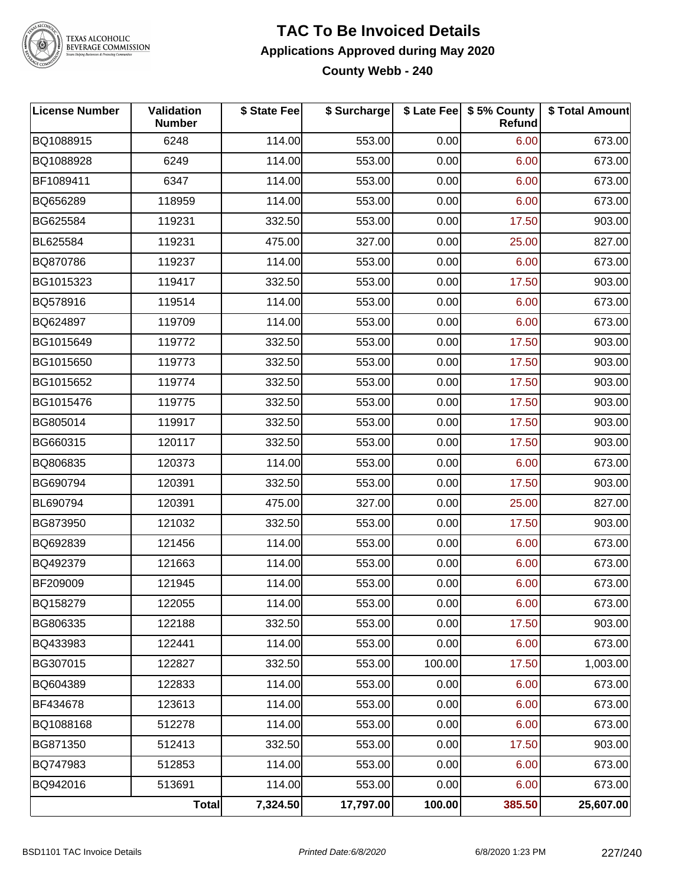# TAC To Be Invoiced Details

## Applications Approved during May 2020

### County Webb - 240

| License Number | Validation Number | $ State Fee | $ Surcharge | $ Late Fee | $ 5% County Refund | $ Total Amount |
|---|---|---|---|---|---|---|
| BQ1088915 | 6248 | 114.00 | 553.00 | 0.00 | 6.00 | 673.00 |
| BQ1088928 | 6249 | 114.00 | 553.00 | 0.00 | 6.00 | 673.00 |
| BF1089411 | 6347 | 114.00 | 553.00 | 0.00 | 6.00 | 673.00 |
| BQ656289 | 118959 | 114.00 | 553.00 | 0.00 | 6.00 | 673.00 |
| BG625584 | 119231 | 332.50 | 553.00 | 0.00 | 17.50 | 903.00 |
| BL625584 | 119231 | 475.00 | 327.00 | 0.00 | 25.00 | 827.00 |
| BQ870786 | 119237 | 114.00 | 553.00 | 0.00 | 6.00 | 673.00 |
| BG1015323 | 119417 | 332.50 | 553.00 | 0.00 | 17.50 | 903.00 |
| BQ578916 | 119514 | 114.00 | 553.00 | 0.00 | 6.00 | 673.00 |
| BQ624897 | 119709 | 114.00 | 553.00 | 0.00 | 6.00 | 673.00 |
| BG1015649 | 119772 | 332.50 | 553.00 | 0.00 | 17.50 | 903.00 |
| BG1015650 | 119773 | 332.50 | 553.00 | 0.00 | 17.50 | 903.00 |
| BG1015652 | 119774 | 332.50 | 553.00 | 0.00 | 17.50 | 903.00 |
| BG1015476 | 119775 | 332.50 | 553.00 | 0.00 | 17.50 | 903.00 |
| BG805014 | 119917 | 332.50 | 553.00 | 0.00 | 17.50 | 903.00 |
| BG660315 | 120117 | 332.50 | 553.00 | 0.00 | 17.50 | 903.00 |
| BQ806835 | 120373 | 114.00 | 553.00 | 0.00 | 6.00 | 673.00 |
| BG690794 | 120391 | 332.50 | 553.00 | 0.00 | 17.50 | 903.00 |
| BL690794 | 120391 | 475.00 | 327.00 | 0.00 | 25.00 | 827.00 |
| BG873950 | 121032 | 332.50 | 553.00 | 0.00 | 17.50 | 903.00 |
| BQ692839 | 121456 | 114.00 | 553.00 | 0.00 | 6.00 | 673.00 |
| BQ492379 | 121663 | 114.00 | 553.00 | 0.00 | 6.00 | 673.00 |
| BF209009 | 121945 | 114.00 | 553.00 | 0.00 | 6.00 | 673.00 |
| BQ158279 | 122055 | 114.00 | 553.00 | 0.00 | 6.00 | 673.00 |
| BG806335 | 122188 | 332.50 | 553.00 | 0.00 | 17.50 | 903.00 |
| BQ433983 | 122441 | 114.00 | 553.00 | 0.00 | 6.00 | 673.00 |
| BG307015 | 122827 | 332.50 | 553.00 | 100.00 | 17.50 | 1,003.00 |
| BQ604389 | 122833 | 114.00 | 553.00 | 0.00 | 6.00 | 673.00 |
| BF434678 | 123613 | 114.00 | 553.00 | 0.00 | 6.00 | 673.00 |
| BQ1088168 | 512278 | 114.00 | 553.00 | 0.00 | 6.00 | 673.00 |
| BG871350 | 512413 | 332.50 | 553.00 | 0.00 | 17.50 | 903.00 |
| BQ747983 | 512853 | 114.00 | 553.00 | 0.00 | 6.00 | 673.00 |
| BQ942016 | 513691 | 114.00 | 553.00 | 0.00 | 6.00 | 673.00 |
| | **Total** | **7,324.50** | **17,797.00** | **100.00** | **385.50** | **25,607.00** |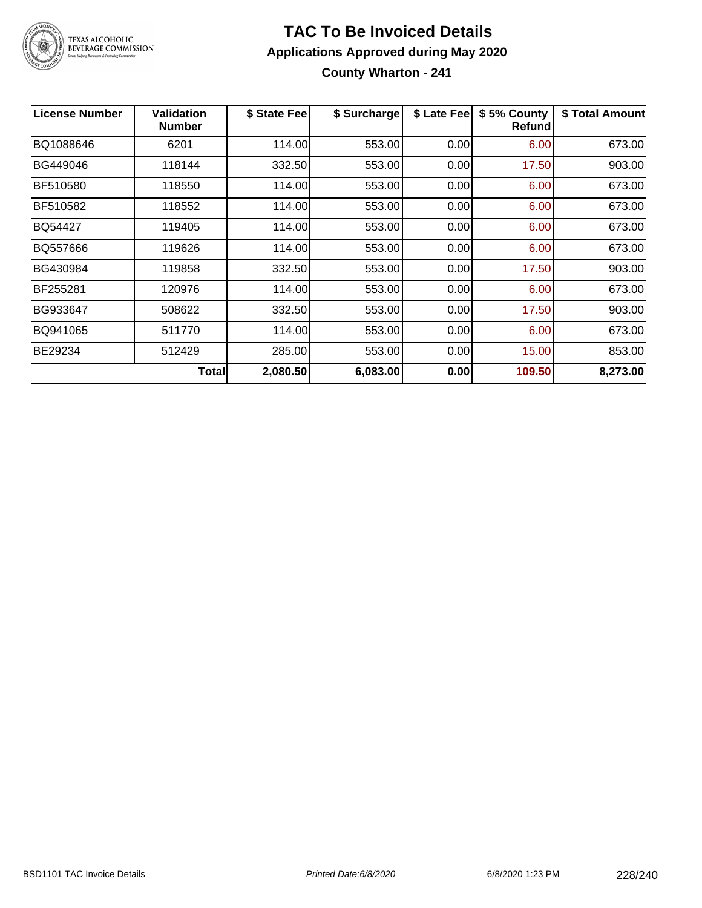# TAC To Be Invoiced Details

## Applications Approved during May 2020

### County Wharton - 241

| License Number | Validation Number | $ State Fee | $ Surcharge | $ Late Fee | $ 5% County Refund | $ Total Amount |
|---|---|---|---|---|---|---|
| BQ1088646 | 6201 | 114.00 | 553.00 | 0.00 | 6.00 | 673.00 |
| BG449046 | 118144 | 332.50 | 553.00 | 0.00 | 17.50 | 903.00 |
| BF510580 | 118550 | 114.00 | 553.00 | 0.00 | 6.00 | 673.00 |
| BF510582 | 118552 | 114.00 | 553.00 | 0.00 | 6.00 | 673.00 |
| BQ54427 | 119405 | 114.00 | 553.00 | 0.00 | 6.00 | 673.00 |
| BQ557666 | 119626 | 114.00 | 553.00 | 0.00 | 6.00 | 673.00 |
| BG430984 | 119858 | 332.50 | 553.00 | 0.00 | 17.50 | 903.00 |
| BF255281 | 120976 | 114.00 | 553.00 | 0.00 | 6.00 | 673.00 |
| BG933647 | 508622 | 332.50 | 553.00 | 0.00 | 17.50 | 903.00 |
| BQ941065 | 511770 | 114.00 | 553.00 | 0.00 | 6.00 | 673.00 |
| BE29234 | 512429 | 285.00 | 553.00 | 0.00 | 15.00 | 853.00 |
| | **Total** | **2,080.50** | **6,083.00** | **0.00** | **109.50** | **8,273.00** |

BSD1101 TAC Invoice Details — *Printed Date:6/8/2020* — 6/8/2020 1:23 PM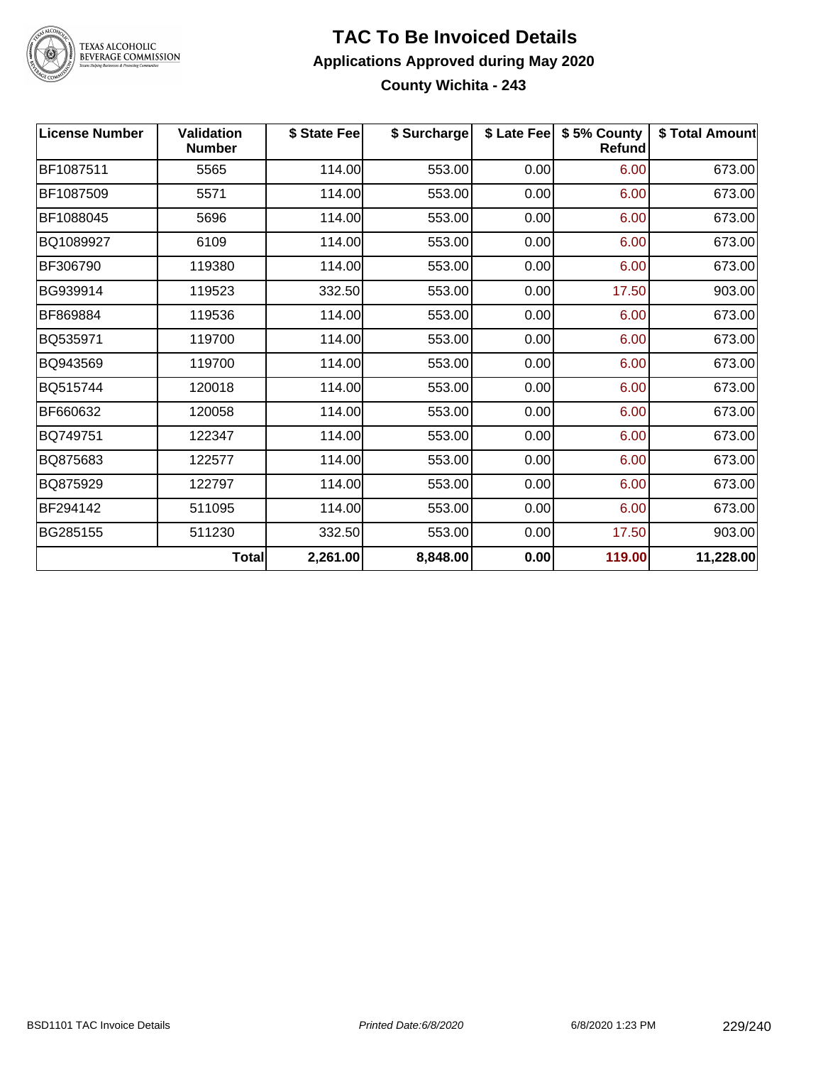# TAC To Be Invoiced Details

## Applications Approved during May 2020

### County Wichita - 243

| License Number | Validation Number | $ State Fee | $ Surcharge | $ Late Fee | $ 5% County Refund | $ Total Amount |
|---|---|---|---|---|---|---|
| BF1087511 | 5565 | 114.00 | 553.00 | 0.00 | 6.00 | 673.00 |
| BF1087509 | 5571 | 114.00 | 553.00 | 0.00 | 6.00 | 673.00 |
| BF1088045 | 5696 | 114.00 | 553.00 | 0.00 | 6.00 | 673.00 |
| BQ1089927 | 6109 | 114.00 | 553.00 | 0.00 | 6.00 | 673.00 |
| BF306790 | 119380 | 114.00 | 553.00 | 0.00 | 6.00 | 673.00 |
| BG939914 | 119523 | 332.50 | 553.00 | 0.00 | 17.50 | 903.00 |
| BF869884 | 119536 | 114.00 | 553.00 | 0.00 | 6.00 | 673.00 |
| BQ535971 | 119700 | 114.00 | 553.00 | 0.00 | 6.00 | 673.00 |
| BQ943569 | 119700 | 114.00 | 553.00 | 0.00 | 6.00 | 673.00 |
| BQ515744 | 120018 | 114.00 | 553.00 | 0.00 | 6.00 | 673.00 |
| BF660632 | 120058 | 114.00 | 553.00 | 0.00 | 6.00 | 673.00 |
| BQ749751 | 122347 | 114.00 | 553.00 | 0.00 | 6.00 | 673.00 |
| BQ875683 | 122577 | 114.00 | 553.00 | 0.00 | 6.00 | 673.00 |
| BQ875929 | 122797 | 114.00 | 553.00 | 0.00 | 6.00 | 673.00 |
| BF294142 | 511095 | 114.00 | 553.00 | 0.00 | 6.00 | 673.00 |
| BG285155 | 511230 | 332.50 | 553.00 | 0.00 | 17.50 | 903.00 |
| | **Total** | **2,261.00** | **8,848.00** | **0.00** | **119.00** | **11,228.00** |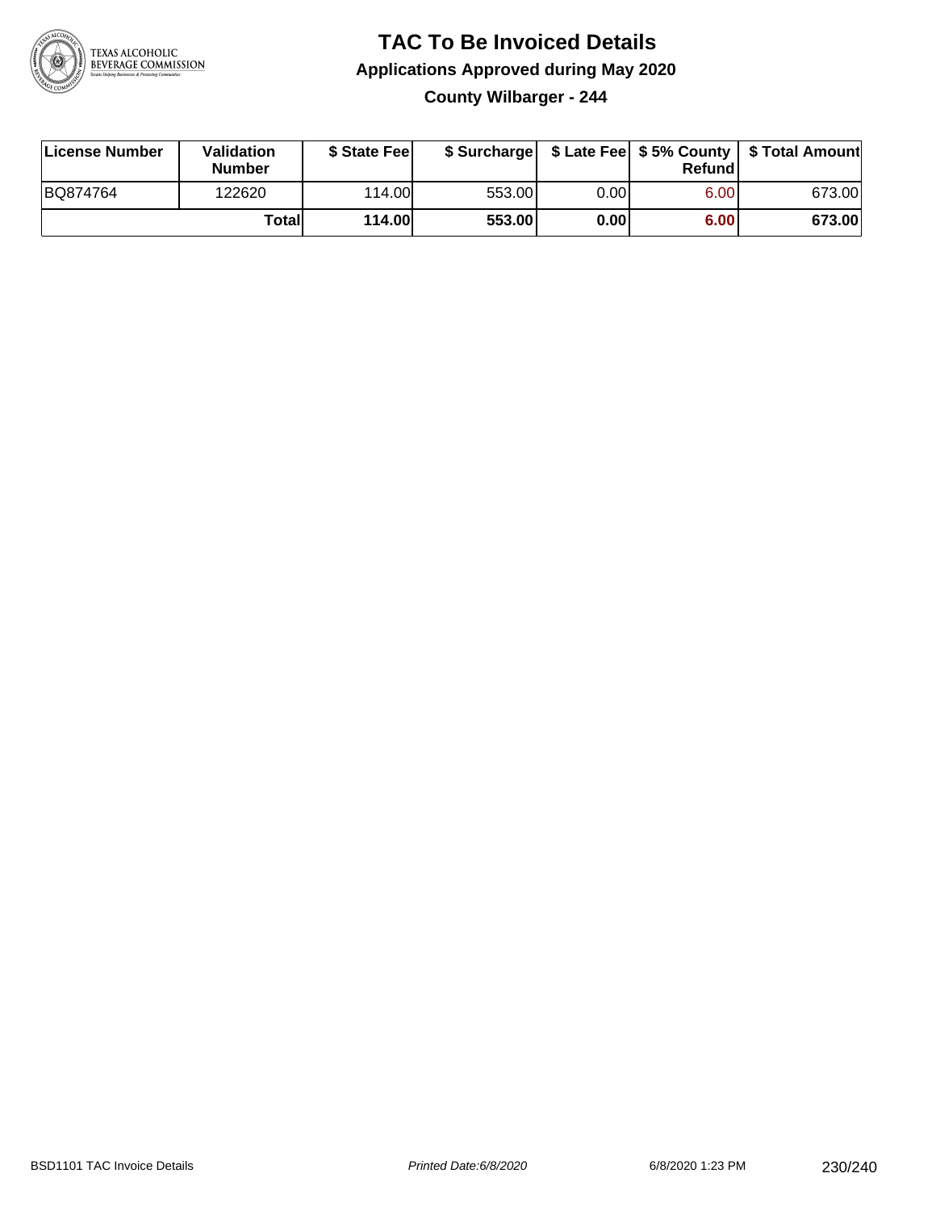# TAC To Be Invoiced Details

## Applications Approved during May 2020

### County Wilbarger - 244

| License Number | Validation Number | $ State Fee | $ Surcharge | $ Late Fee | $ 5% County Refund | $ Total Amount |
|---|---|---|---|---|---|---|
| BQ874764 | 122620 | 114.00 | 553.00 | 0.00 | 6.00 | 673.00 |
| | **Total** | **114.00** | **553.00** | **0.00** | **6.00** | **673.00** |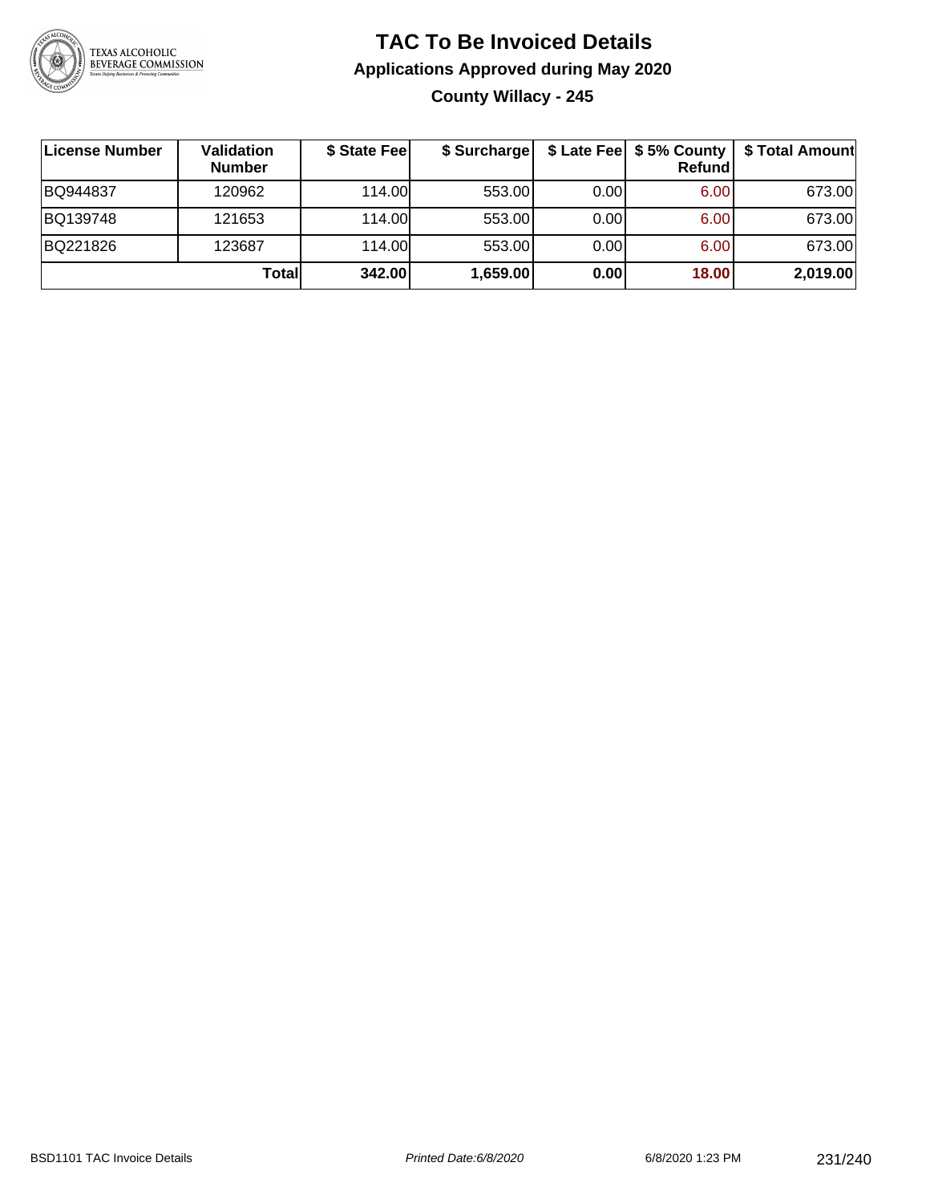# TAC To Be Invoiced Details

## Applications Approved during May 2020

### County Willacy - 245

| License Number | Validation Number | $ State Fee | $ Surcharge | $ Late Fee | $ 5% County Refund | $ Total Amount |
|---|---|---|---|---|---|---|
| BQ944837 | 120962 | 114.00 | 553.00 | 0.00 | 6.00 | 673.00 |
| BQ139748 | 121653 | 114.00 | 553.00 | 0.00 | 6.00 | 673.00 |
| BQ221826 | 123687 | 114.00 | 553.00 | 0.00 | 6.00 | 673.00 |
| | **Total** | **342.00** | **1,659.00** | **0.00** | **18.00** | **2,019.00** |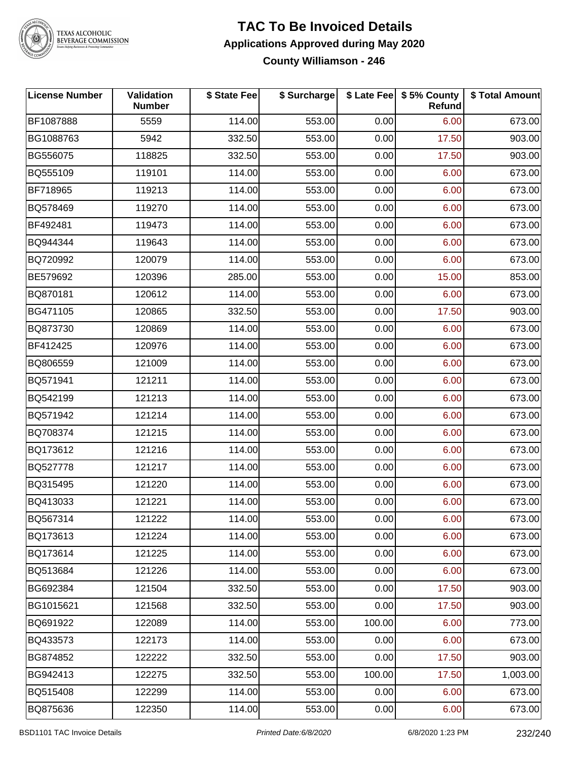# TAC To Be Invoiced Details

## Applications Approved during May 2020

### County Williamson - 246

| License Number | Validation Number | $ State Fee | $ Surcharge | $ Late Fee | $ 5% County Refund | $ Total Amount |
|---|---|---|---|---|---|---|
| BF1087888 | 5559 | 114.00 | 553.00 | 0.00 | 6.00 | 673.00 |
| BG1088763 | 5942 | 332.50 | 553.00 | 0.00 | 17.50 | 903.00 |
| BG556075 | 118825 | 332.50 | 553.00 | 0.00 | 17.50 | 903.00 |
| BQ555109 | 119101 | 114.00 | 553.00 | 0.00 | 6.00 | 673.00 |
| BF718965 | 119213 | 114.00 | 553.00 | 0.00 | 6.00 | 673.00 |
| BQ578469 | 119270 | 114.00 | 553.00 | 0.00 | 6.00 | 673.00 |
| BF492481 | 119473 | 114.00 | 553.00 | 0.00 | 6.00 | 673.00 |
| BQ944344 | 119643 | 114.00 | 553.00 | 0.00 | 6.00 | 673.00 |
| BQ720992 | 120079 | 114.00 | 553.00 | 0.00 | 6.00 | 673.00 |
| BE579692 | 120396 | 285.00 | 553.00 | 0.00 | 15.00 | 853.00 |
| BQ870181 | 120612 | 114.00 | 553.00 | 0.00 | 6.00 | 673.00 |
| BG471105 | 120865 | 332.50 | 553.00 | 0.00 | 17.50 | 903.00 |
| BQ873730 | 120869 | 114.00 | 553.00 | 0.00 | 6.00 | 673.00 |
| BF412425 | 120976 | 114.00 | 553.00 | 0.00 | 6.00 | 673.00 |
| BQ806559 | 121009 | 114.00 | 553.00 | 0.00 | 6.00 | 673.00 |
| BQ571941 | 121211 | 114.00 | 553.00 | 0.00 | 6.00 | 673.00 |
| BQ542199 | 121213 | 114.00 | 553.00 | 0.00 | 6.00 | 673.00 |
| BQ571942 | 121214 | 114.00 | 553.00 | 0.00 | 6.00 | 673.00 |
| BQ708374 | 121215 | 114.00 | 553.00 | 0.00 | 6.00 | 673.00 |
| BQ173612 | 121216 | 114.00 | 553.00 | 0.00 | 6.00 | 673.00 |
| BQ527778 | 121217 | 114.00 | 553.00 | 0.00 | 6.00 | 673.00 |
| BQ315495 | 121220 | 114.00 | 553.00 | 0.00 | 6.00 | 673.00 |
| BQ413033 | 121221 | 114.00 | 553.00 | 0.00 | 6.00 | 673.00 |
| BQ567314 | 121222 | 114.00 | 553.00 | 0.00 | 6.00 | 673.00 |
| BQ173613 | 121224 | 114.00 | 553.00 | 0.00 | 6.00 | 673.00 |
| BQ173614 | 121225 | 114.00 | 553.00 | 0.00 | 6.00 | 673.00 |
| BQ513684 | 121226 | 114.00 | 553.00 | 0.00 | 6.00 | 673.00 |
| BG692384 | 121504 | 332.50 | 553.00 | 0.00 | 17.50 | 903.00 |
| BG1015621 | 121568 | 332.50 | 553.00 | 0.00 | 17.50 | 903.00 |
| BQ691922 | 122089 | 114.00 | 553.00 | 100.00 | 6.00 | 773.00 |
| BQ433573 | 122173 | 114.00 | 553.00 | 0.00 | 6.00 | 673.00 |
| BG874852 | 122222 | 332.50 | 553.00 | 0.00 | 17.50 | 903.00 |
| BG942413 | 122275 | 332.50 | 553.00 | 100.00 | 17.50 | 1,003.00 |
| BQ515408 | 122299 | 114.00 | 553.00 | 0.00 | 6.00 | 673.00 |
| BQ875636 | 122350 | 114.00 | 553.00 | 0.00 | 6.00 | 673.00 |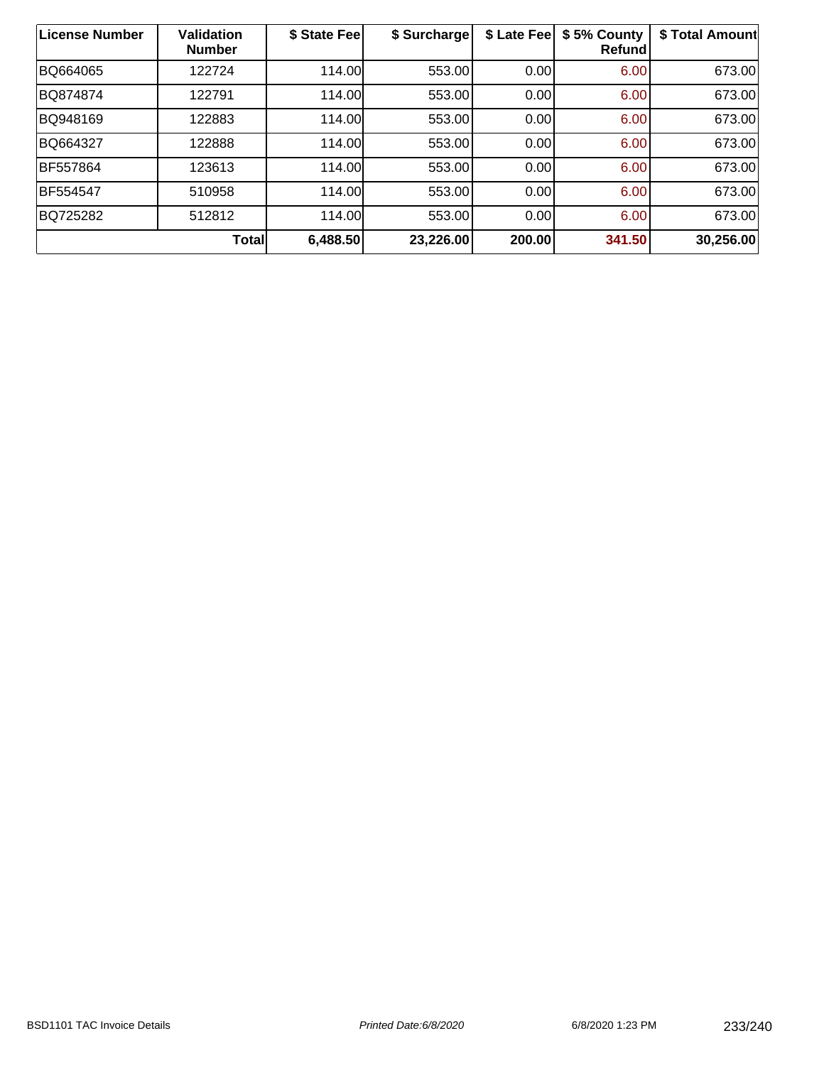| License Number | Validation Number | $ State Fee | $ Surcharge | $ Late Fee | $ 5% County Refund | $ Total Amount |
|---|---|---|---|---|---|---|
| BQ664065 | 122724 | 114.00 | 553.00 | 0.00 | 6.00 | 673.00 |
| BQ874874 | 122791 | 114.00 | 553.00 | 0.00 | 6.00 | 673.00 |
| BQ948169 | 122883 | 114.00 | 553.00 | 0.00 | 6.00 | 673.00 |
| BQ664327 | 122888 | 114.00 | 553.00 | 0.00 | 6.00 | 673.00 |
| BF557864 | 123613 | 114.00 | 553.00 | 0.00 | 6.00 | 673.00 |
| BF554547 | 510958 | 114.00 | 553.00 | 0.00 | 6.00 | 673.00 |
| BQ725282 | 512812 | 114.00 | 553.00 | 0.00 | 6.00 | 673.00 |
| | **Total** | **6,488.50** | **23,226.00** | **200.00** | **341.50** | **30,256.00** |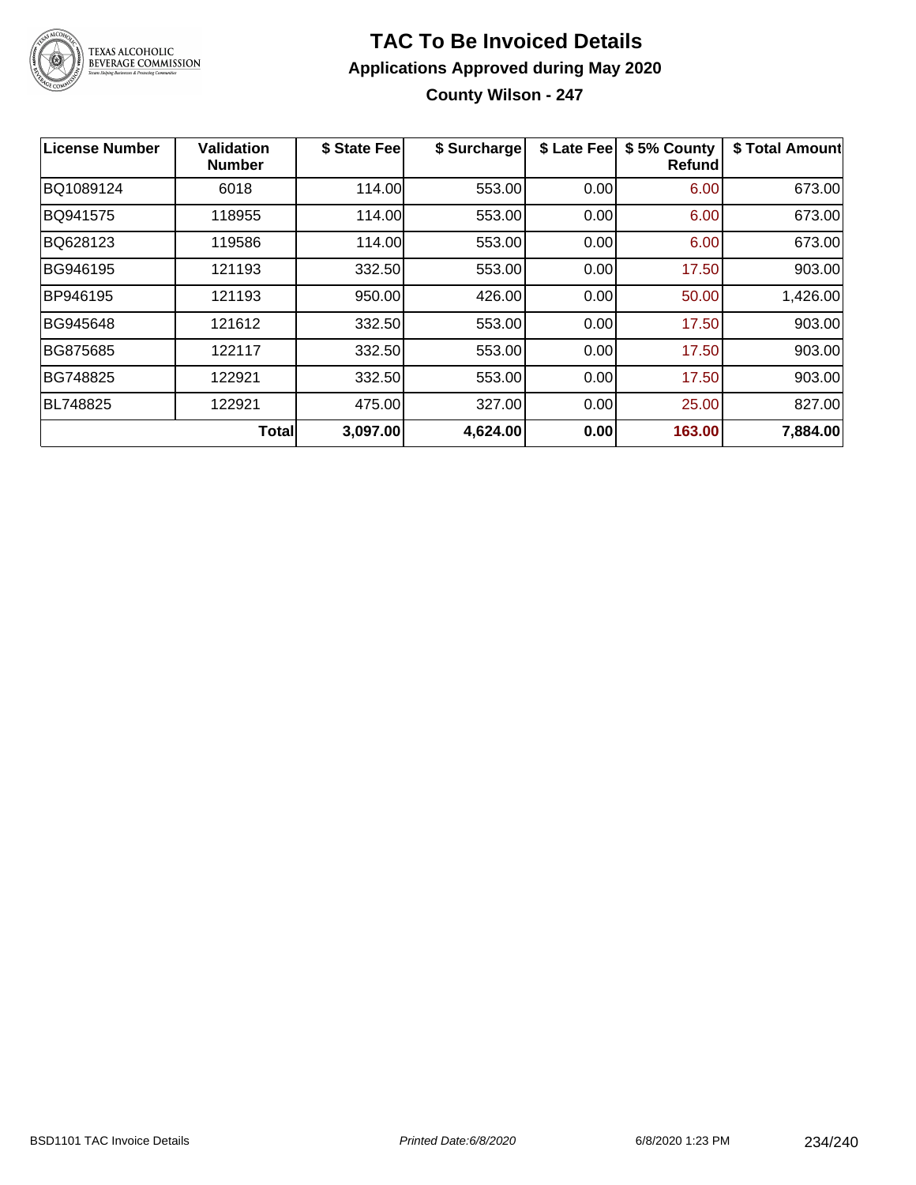# TAC To Be Invoiced Details

## Applications Approved during May 2020

### County Wilson - 247

| License Number | Validation Number | $ State Fee | $ Surcharge | $ Late Fee | $ 5% County Refund | $ Total Amount |
|---|---|---|---|---|---|---|
| BQ1089124 | 6018 | 114.00 | 553.00 | 0.00 | 6.00 | 673.00 |
| BQ941575 | 118955 | 114.00 | 553.00 | 0.00 | 6.00 | 673.00 |
| BQ628123 | 119586 | 114.00 | 553.00 | 0.00 | 6.00 | 673.00 |
| BG946195 | 121193 | 332.50 | 553.00 | 0.00 | 17.50 | 903.00 |
| BP946195 | 121193 | 950.00 | 426.00 | 0.00 | 50.00 | 1,426.00 |
| BG945648 | 121612 | 332.50 | 553.00 | 0.00 | 17.50 | 903.00 |
| BG875685 | 122117 | 332.50 | 553.00 | 0.00 | 17.50 | 903.00 |
| BG748825 | 122921 | 332.50 | 553.00 | 0.00 | 17.50 | 903.00 |
| BL748825 | 122921 | 475.00 | 327.00 | 0.00 | 25.00 | 827.00 |
| | **Total** | **3,097.00** | **4,624.00** | **0.00** | **163.00** | **7,884.00** |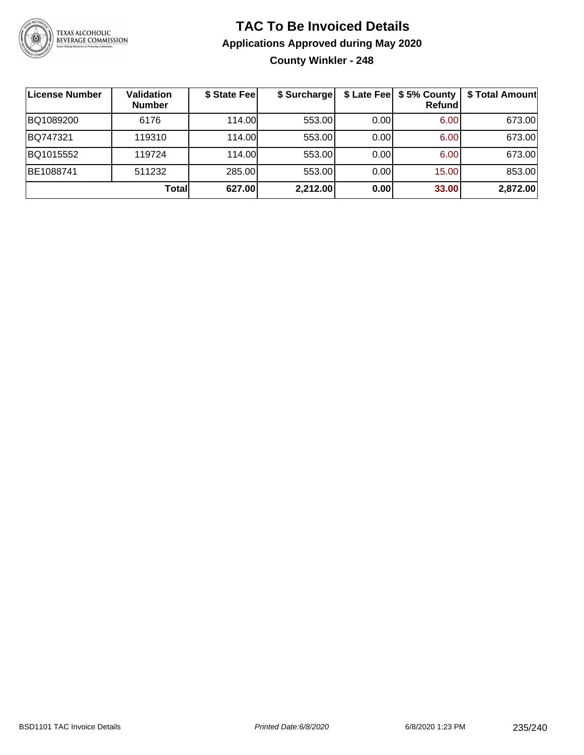# TAC To Be Invoiced Details

## Applications Approved during May 2020

### County Winkler - 248

| License Number | Validation Number | $ State Fee | $ Surcharge | $ Late Fee | $ 5% County Refund | $ Total Amount |
|---|---|---|---|---|---|---|
| BQ1089200 | 6176 | 114.00 | 553.00 | 0.00 | 6.00 | 673.00 |
| BQ747321 | 119310 | 114.00 | 553.00 | 0.00 | 6.00 | 673.00 |
| BQ1015552 | 119724 | 114.00 | 553.00 | 0.00 | 6.00 | 673.00 |
| BE1088741 | 511232 | 285.00 | 553.00 | 0.00 | 15.00 | 853.00 |
| | **Total** | **627.00** | **2,212.00** | **0.00** | **33.00** | **2,872.00** |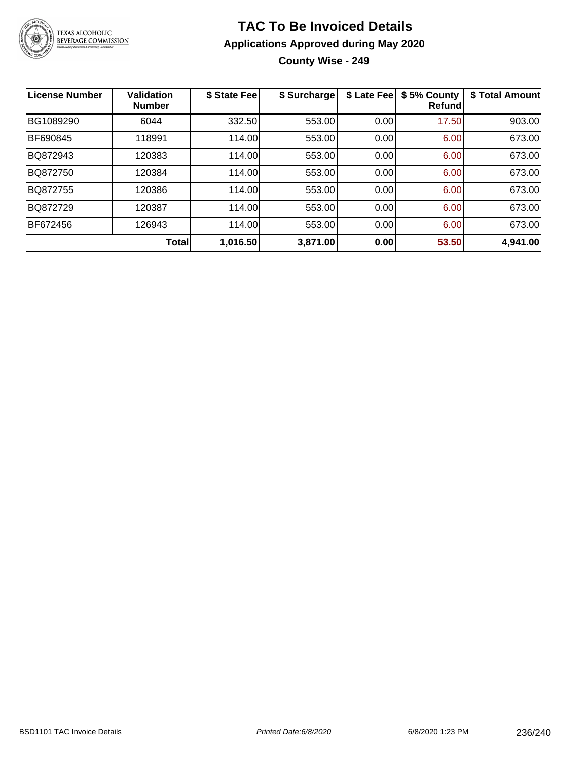# TAC To Be Invoiced Details

## Applications Approved during May 2020

### County Wise - 249

| License Number | Validation Number | \$ State Fee | \$ Surcharge | \$ Late Fee | \$ 5% County Refund | \$ Total Amount |
|---|---|---|---|---|---|---|
| BG1089290 | 6044 | 332.50 | 553.00 | 0.00 | 17.50 | 903.00 |
| BF690845 | 118991 | 114.00 | 553.00 | 0.00 | 6.00 | 673.00 |
| BQ872943 | 120383 | 114.00 | 553.00 | 0.00 | 6.00 | 673.00 |
| BQ872750 | 120384 | 114.00 | 553.00 | 0.00 | 6.00 | 673.00 |
| BQ872755 | 120386 | 114.00 | 553.00 | 0.00 | 6.00 | 673.00 |
| BQ872729 | 120387 | 114.00 | 553.00 | 0.00 | 6.00 | 673.00 |
| BF672456 | 126943 | 114.00 | 553.00 | 0.00 | 6.00 | 673.00 |
| | **Total** | **1,016.50** | **3,871.00** | **0.00** | **53.50** | **4,941.00** |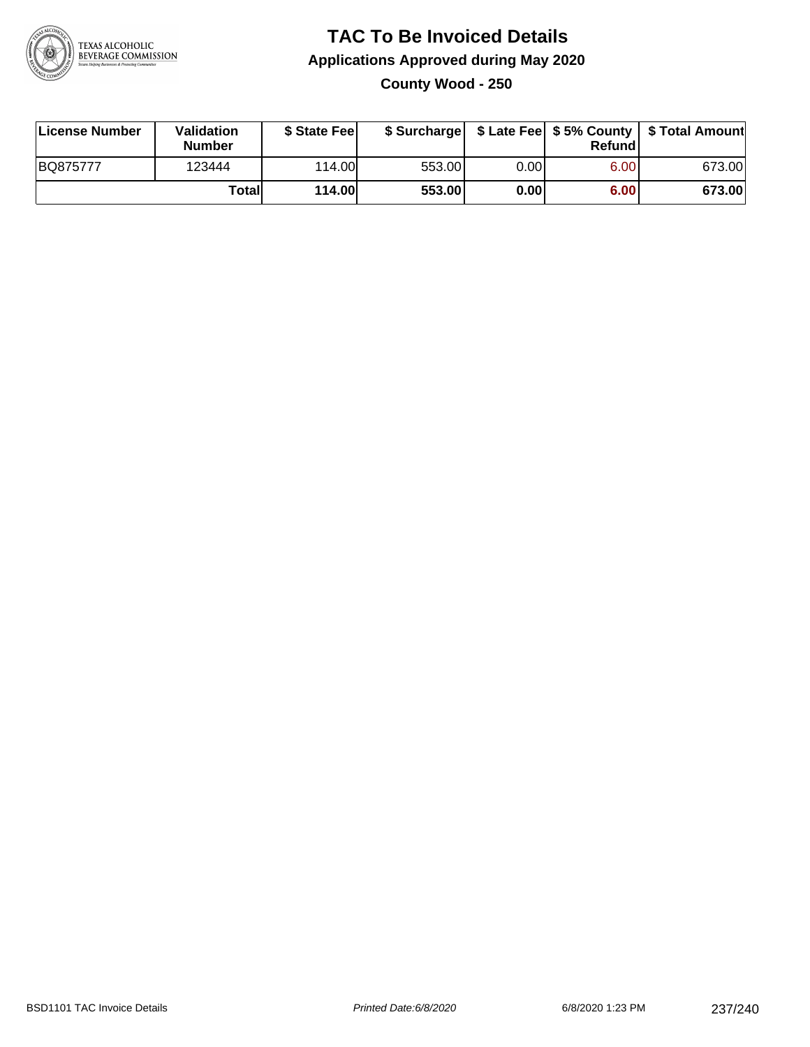# TAC To Be Invoiced Details

## Applications Approved during May 2020

### County Wood - 250

| License Number | Validation Number | $ State Fee | $ Surcharge | $ Late Fee | $ 5% County Refund | $ Total Amount |
|---|---|---|---|---|---|---|
| BQ875777 | 123444 | 114.00 | 553.00 | 0.00 | 6.00 | 673.00 |
| | **Total** | **114.00** | **553.00** | **0.00** | **6.00** | **673.00** |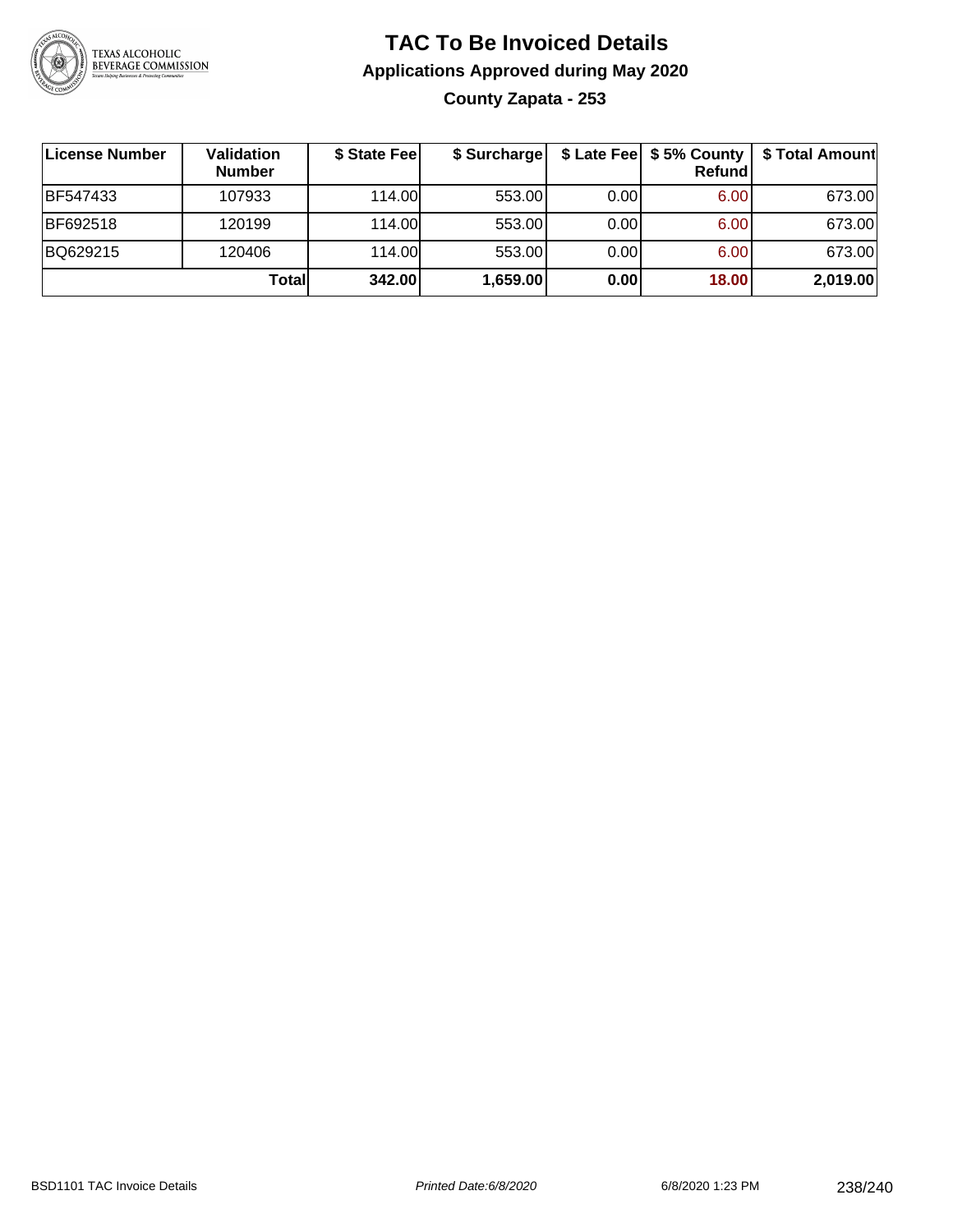# TAC To Be Invoiced Details

## Applications Approved during May 2020

### County Zapata - 253

| License Number | Validation Number | $ State Fee | $ Surcharge | $ Late Fee | $ 5% County Refund | $ Total Amount |
|---|---|---|---|---|---|---|
| BF547433 | 107933 | 114.00 | 553.00 | 0.00 | 6.00 | 673.00 |
| BF692518 | 120199 | 114.00 | 553.00 | 0.00 | 6.00 | 673.00 |
| BQ629215 | 120406 | 114.00 | 553.00 | 0.00 | 6.00 | 673.00 |
| | **Total** | **342.00** | **1,659.00** | **0.00** | **18.00** | **2,019.00** |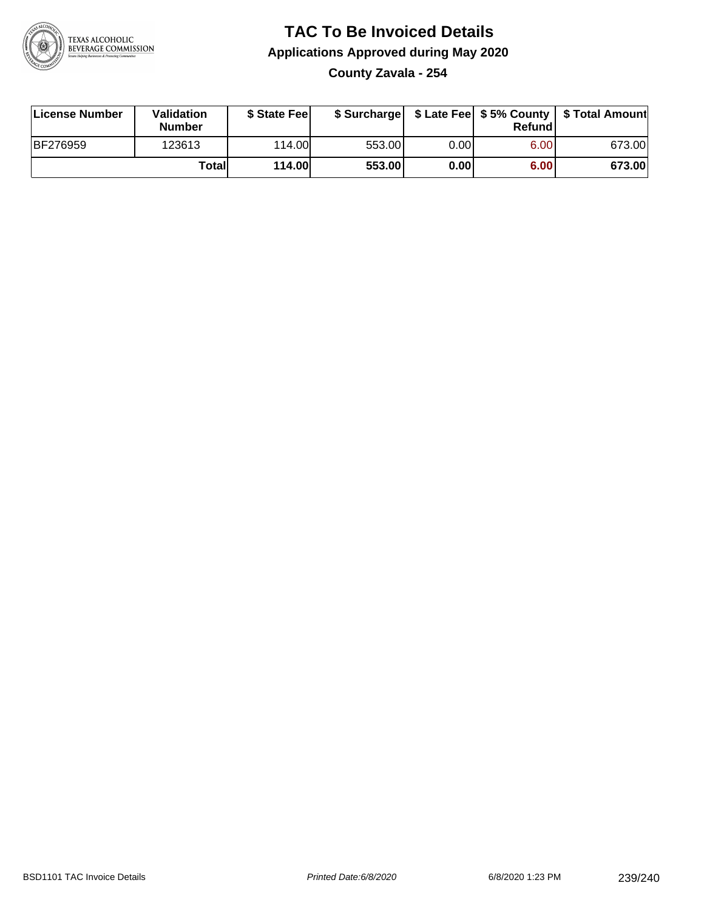# TAC To Be Invoiced Details

## Applications Approved during May 2020

### County Zavala - 254

| License Number | Validation Number | $ State Fee | $ Surcharge | $ Late Fee | $ 5% County Refund | $ Total Amount |
|---|---|---|---|---|---|---|
| BF276959 | 123613 | 114.00 | 553.00 | 0.00 | 6.00 | 673.00 |
| | **Total** | **114.00** | **553.00** | **0.00** | **6.00** | **673.00** |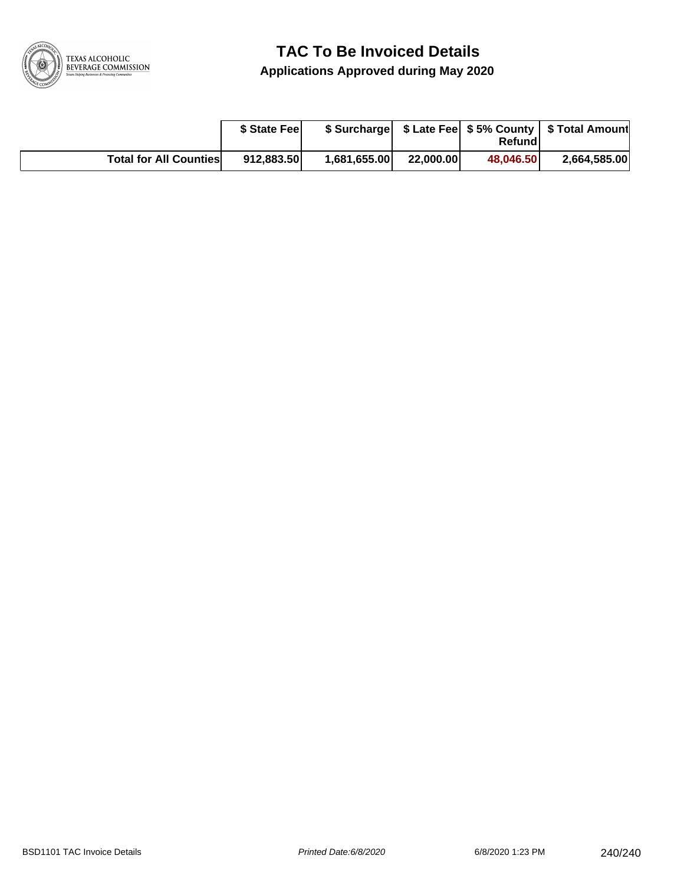# TAC To Be Invoiced Details

## Applications Approved during May 2020

| | \$ State Fee | \$ Surcharge | \$ Late Fee | \$ 5% County Refund | \$ Total Amount |
|---|---|---|---|---|---|
| **Total for All Counties** | 912,883.50 | 1,681,655.00 | 22,000.00 | 48,046.50 | 2,664,585.00 |